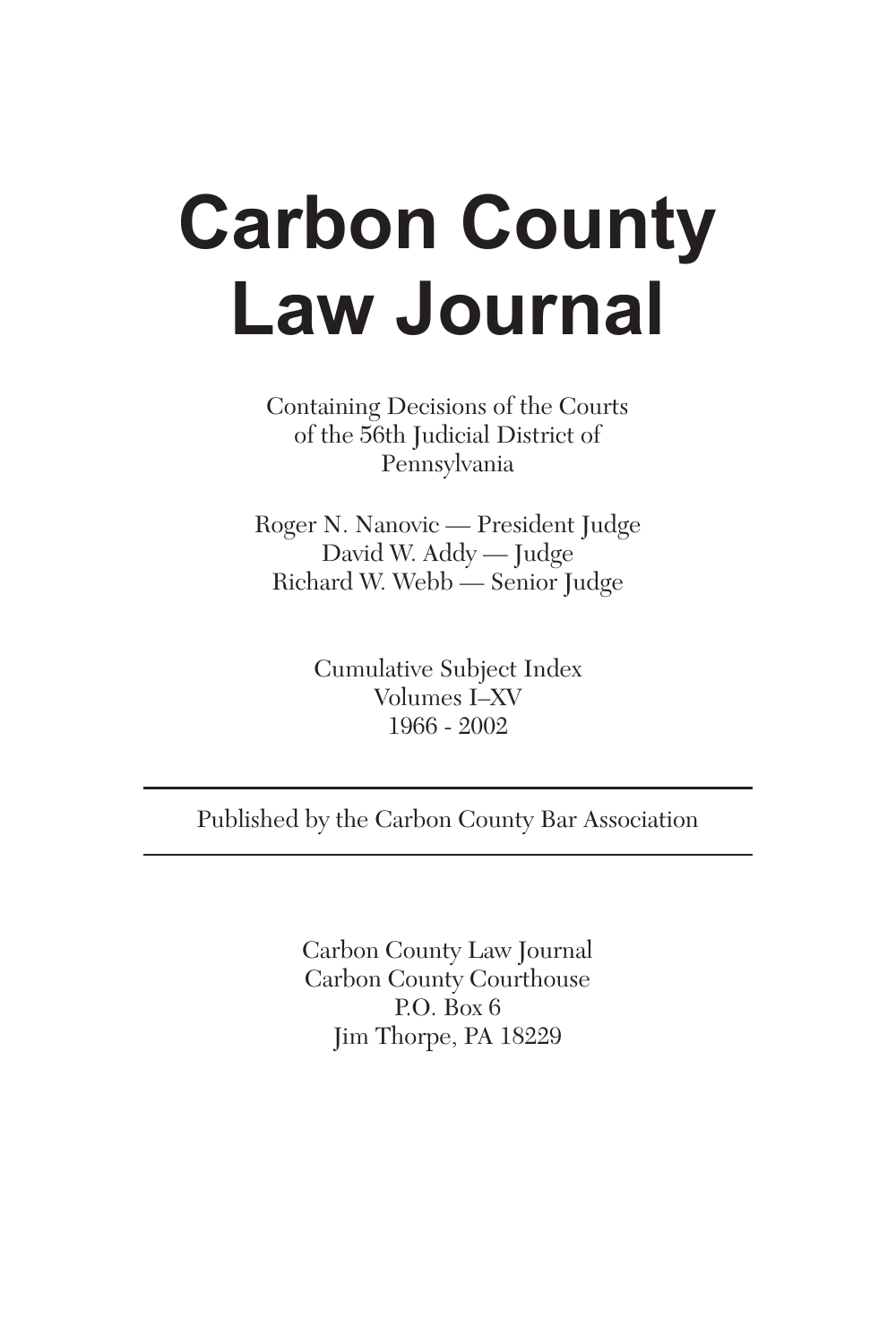# Carbon County Law Journal

Containing Decisions of the Courts
of the 56th Judicial District of
Pennsylvania

Roger N. Nanovic — President Judge
David W. Addy — Judge
Richard W. Webb — Senior Judge

Cumulative Subject Index
Volumes I–XV
1966 - 2002

---

Published by the Carbon County Bar Association

---

Carbon County Law Journal
Carbon County Courthouse
P.O. Box 6
Jim Thorpe, PA 18229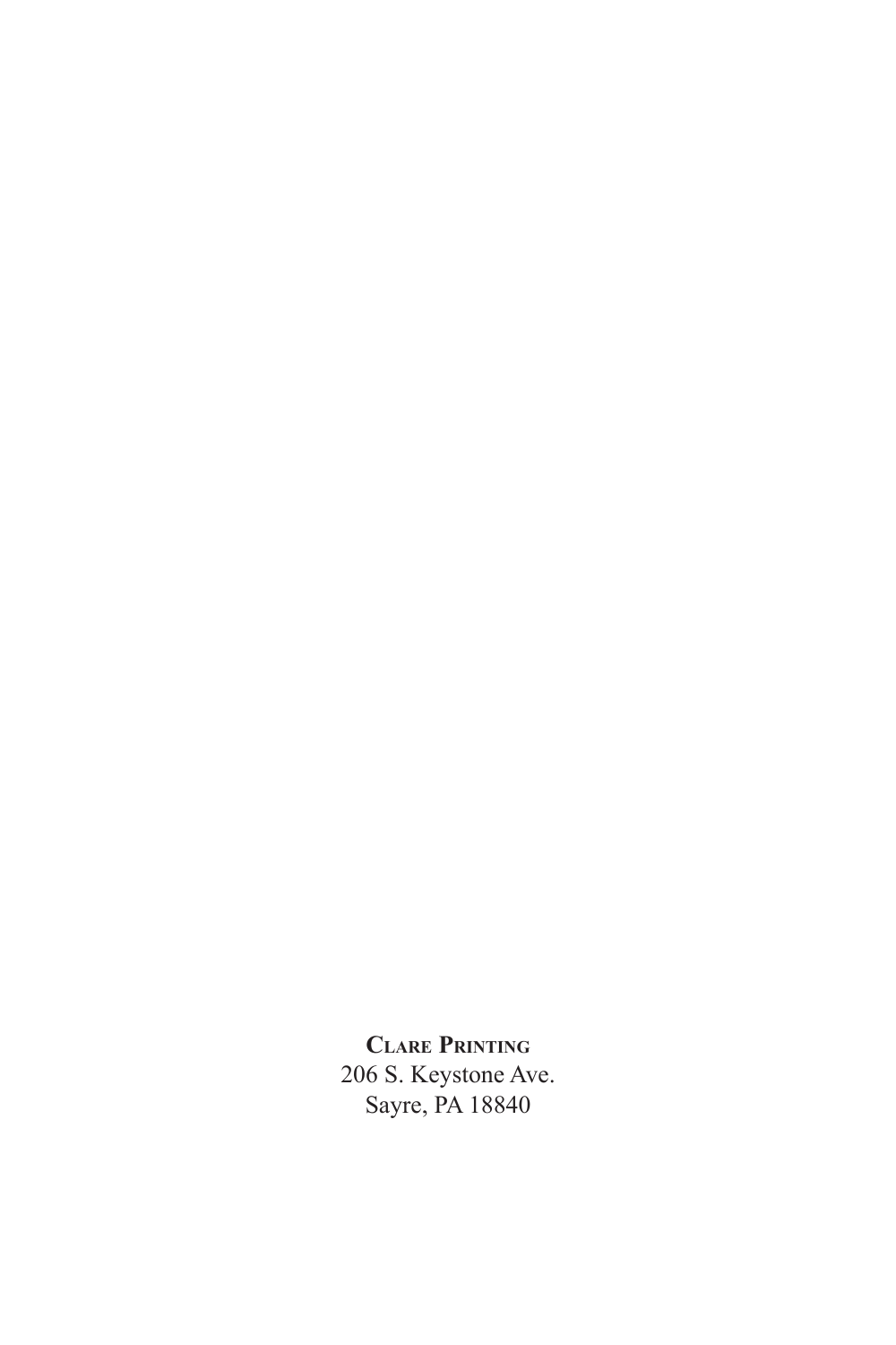**Clare Printing**
206 S. Keystone Ave.
Sayre, PA 18840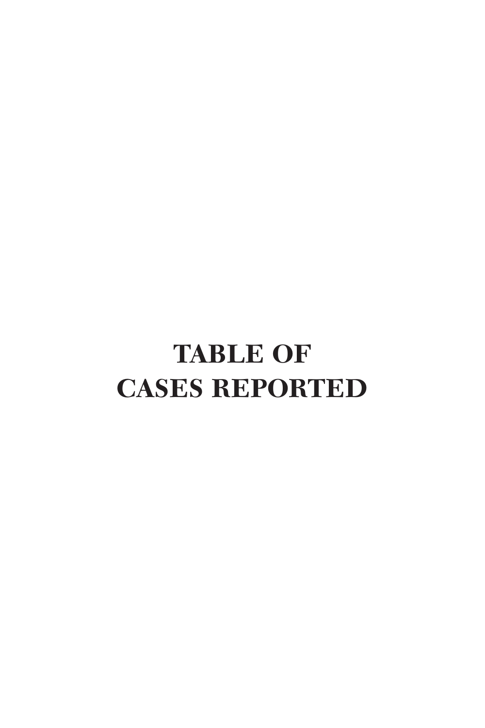# TABLE OF CASES REPORTED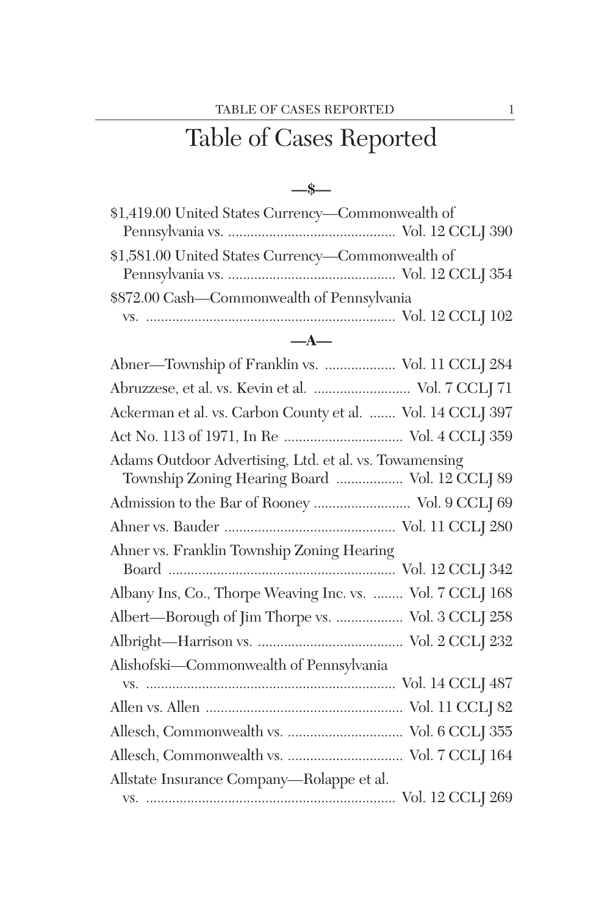# Table of Cases Reported

## —$—

$1,419.00 United States Currency—Commonwealth of Pennsylvania vs. .......... Vol. 12 CCLJ 390

$1,581.00 United States Currency—Commonwealth of Pennsylvania vs. .......... Vol. 12 CCLJ 354

$872.00 Cash—Commonwealth of Pennsylvania vs. .......... Vol. 12 CCLJ 102

## —A—

Abner—Township of Franklin vs. .......... Vol. 11 CCLJ 284

Abruzzese, et al. vs. Kevin et al. .......... Vol. 7 CCLJ 71

Ackerman et al. vs. Carbon County et al. .......... Vol. 14 CCLJ 397

Act No. 113 of 1971, In Re .......... Vol. 4 CCLJ 359

Adams Outdoor Advertising, Ltd. et al. vs. Towamensing Township Zoning Hearing Board .......... Vol. 12 CCLJ 89

Admission to the Bar of Rooney .......... Vol. 9 CCLJ 69

Ahner vs. Bauder .......... Vol. 11 CCLJ 280

Ahner vs. Franklin Township Zoning Hearing Board .......... Vol. 12 CCLJ 342

Albany Ins, Co., Thorpe Weaving Inc. vs. .......... Vol. 7 CCLJ 168

Albert—Borough of Jim Thorpe vs. .......... Vol. 3 CCLJ 258

Albright—Harrison vs. .......... Vol. 2 CCLJ 232

Alishofski—Commonwealth of Pennsylvania vs. .......... Vol. 14 CCLJ 487

Allen vs. Allen .......... Vol. 11 CCLJ 82

Allesch, Commonwealth vs. .......... Vol. 6 CCLJ 355

Allesch, Commonwealth vs. .......... Vol. 7 CCLJ 164

Allstate Insurance Company—Rolappe et al. vs. .......... Vol. 12 CCLJ 269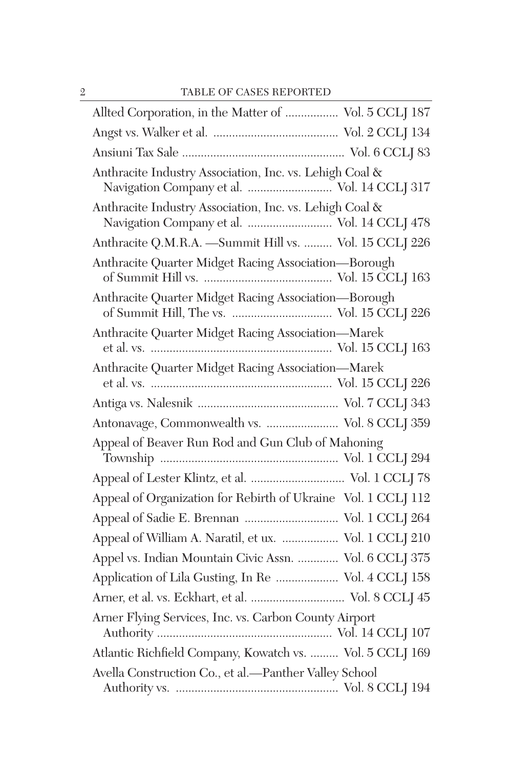Allted Corporation, in the Matter of ................. Vol. 5 CCLJ 187

Angst vs. Walker et al. ........................................ Vol. 2 CCLJ 134

Ansiuni Tax Sale .................................................... Vol. 6 CCLJ 83

Anthracite Industry Association, Inc. vs. Lehigh Coal & Navigation Company et al. ........................... Vol. 14 CCLJ 317

Anthracite Industry Association, Inc. vs. Lehigh Coal & Navigation Company et al. ........................... Vol. 14 CCLJ 478

Anthracite Q.M.R.A. —Summit Hill vs. ......... Vol. 15 CCLJ 226

Anthracite Quarter Midget Racing Association—Borough of Summit Hill vs. ........................................ Vol. 15 CCLJ 163

Anthracite Quarter Midget Racing Association—Borough of Summit Hill, The vs. ................................ Vol. 15 CCLJ 226

Anthracite Quarter Midget Racing Association—Marek et al. vs. .......................................................... Vol. 15 CCLJ 163

Anthracite Quarter Midget Racing Association—Marek et al. vs. .......................................................... Vol. 15 CCLJ 226

Antiga vs. Nalesnik ............................................. Vol. 7 CCLJ 343

Antonavage, Commonwealth vs. ....................... Vol. 8 CCLJ 359

Appeal of Beaver Run Rod and Gun Club of Mahoning Township ......................................................... Vol. 1 CCLJ 294

Appeal of Lester Klintz, et al. .............................. Vol. 1 CCLJ 78

Appeal of Organization for Rebirth of Ukraine Vol. 1 CCLJ 112

Appeal of Sadie E. Brennan .............................. Vol. 1 CCLJ 264

Appeal of William A. Naratil, et ux. .................. Vol. 1 CCLJ 210

Appel vs. Indian Mountain Civic Assn. ............. Vol. 6 CCLJ 375

Application of Lila Gusting, In Re .................... Vol. 4 CCLJ 158

Arner, et al. vs. Eckhart, et al. .............................. Vol. 8 CCLJ 45

Arner Flying Services, Inc. vs. Carbon County Airport Authority ......................................................... Vol. 14 CCLJ 107

Atlantic Richfield Company, Kowatch vs. ......... Vol. 5 CCLJ 169

Avella Construction Co., et al.—Panther Valley School Authority vs. .................................................... Vol. 8 CCLJ 194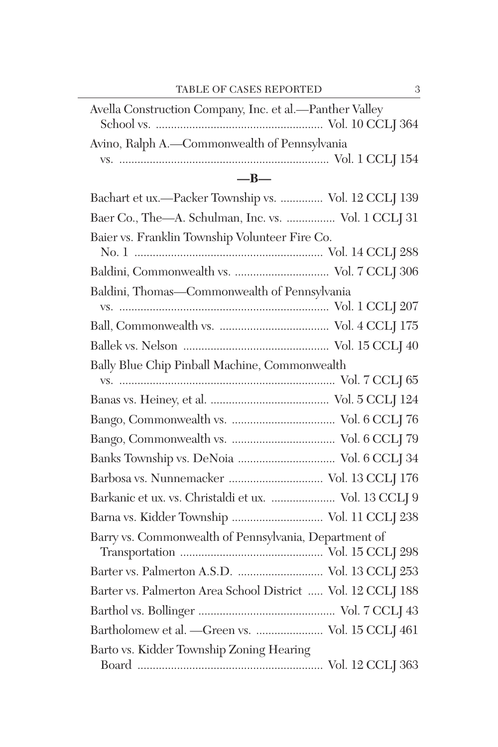Avella Construction Company, Inc. et al.—Panther Valley School vs. ........................................................ Vol. 10 CCLJ 364

Avino, Ralph A.—Commonwealth of Pennsylvania vs. ..................................................................... Vol. 1 CCLJ 154

## —B—

Bachart et ux.—Packer Township vs. .............. Vol. 12 CCLJ 139

Baer Co., The—A. Schulman, Inc. vs. ................ Vol. 1 CCLJ 31

Baier vs. Franklin Township Volunteer Fire Co. No. 1 .............................................................. Vol. 14 CCLJ 288

Baldini, Commonwealth vs. ............................... Vol. 7 CCLJ 306

Baldini, Thomas—Commonwealth of Pennsylvania vs. ..................................................................... Vol. 1 CCLJ 207

Ball, Commonwealth vs. .................................... Vol. 4 CCLJ 175

Ballek vs. Nelson ................................................ Vol. 15 CCLJ 40

Bally Blue Chip Pinball Machine, Commonwealth vs. ....................................................................... Vol. 7 CCLJ 65

Banas vs. Heiney, et al. ....................................... Vol. 5 CCLJ 124

Bango, Commonwealth vs. .................................. Vol. 6 CCLJ 76

Bango, Commonwealth vs. .................................. Vol. 6 CCLJ 79

Banks Township vs. DeNoia ................................ Vol. 6 CCLJ 34

Barbosa vs. Nunnemacker ............................... Vol. 13 CCLJ 176

Barkanic et ux. vs. Christaldi et ux. ..................... Vol. 13 CCLJ 9

Barna vs. Kidder Township .............................. Vol. 11 CCLJ 238

Barry vs. Commonwealth of Pennsylvania, Department of Transportation ............................................... Vol. 15 CCLJ 298

Barter vs. Palmerton A.S.D. ............................ Vol. 13 CCLJ 253

Barter vs. Palmerton Area School District ..... Vol. 12 CCLJ 188

Barthol vs. Bollinger ............................................. Vol. 7 CCLJ 43

Bartholomew et al. —Green vs. ...................... Vol. 15 CCLJ 461

Barto vs. Kidder Township Zoning Hearing Board ............................................................. Vol. 12 CCLJ 363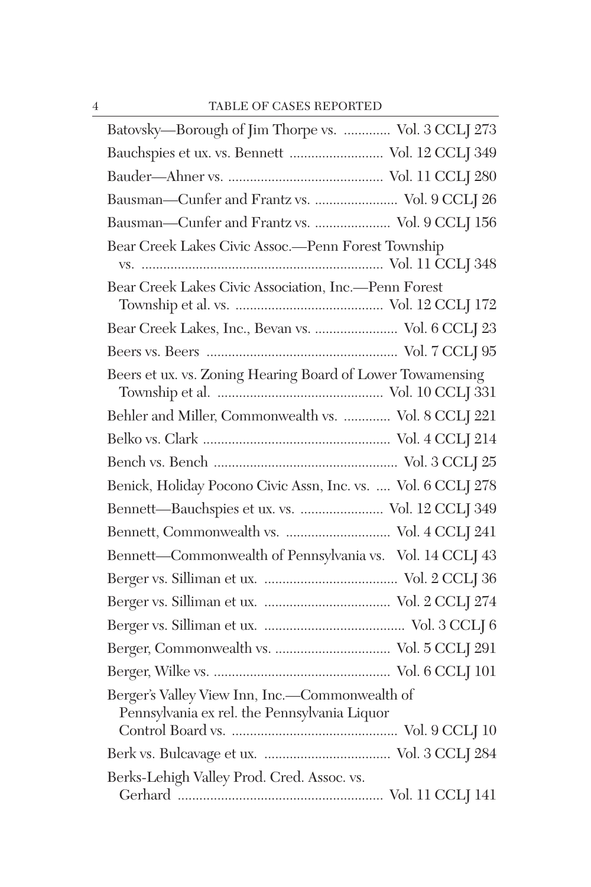Batovsky—Borough of Jim Thorpe vs. ............. Vol. 3 CCLJ 273

Bauchspies et ux. vs. Bennett .......................... Vol. 12 CCLJ 349

Bauder—Ahner vs. ........................................... Vol. 11 CCLJ 280

Bausman—Cunfer and Frantz vs. ....................... Vol. 9 CCLJ 26

Bausman—Cunfer and Frantz vs. ..................... Vol. 9 CCLJ 156

Bear Creek Lakes Civic Assoc.—Penn Forest Township vs. ................................................................... Vol. 11 CCLJ 348

Bear Creek Lakes Civic Association, Inc.—Penn Forest Township et al. vs. ......................................... Vol. 12 CCLJ 172

Bear Creek Lakes, Inc., Bevan vs. ....................... Vol. 6 CCLJ 23

Beers vs. Beers .................................................... Vol. 7 CCLJ 95

Beers et ux. vs. Zoning Hearing Board of Lower Towamensing Township et al. ............................................. Vol. 10 CCLJ 331

Behler and Miller, Commonwealth vs. ............. Vol. 8 CCLJ 221

Belko vs. Clark ................................................... Vol. 4 CCLJ 214

Bench vs. Bench ................................................... Vol. 3 CCLJ 25

Benick, Holiday Pocono Civic Assn, Inc. vs. .... Vol. 6 CCLJ 278

Bennett—Bauchspies et ux. vs. ....................... Vol. 12 CCLJ 349

Bennett, Commonwealth vs. ............................. Vol. 4 CCLJ 241

Bennett—Commonwealth of Pennsylvania vs. Vol. 14 CCLJ 43

Berger vs. Silliman et ux. ..................................... Vol. 2 CCLJ 36

Berger vs. Silliman et ux. ................................... Vol. 2 CCLJ 274

Berger vs. Silliman et ux. ....................................... Vol. 3 CCLJ 6

Berger, Commonwealth vs. ................................ Vol. 5 CCLJ 291

Berger, Wilke vs. ................................................. Vol. 6 CCLJ 101

Berger's Valley View Inn, Inc.—Commonwealth of Pennsylvania ex rel. the Pennsylvania Liquor Control Board vs. .............................................. Vol. 9 CCLJ 10

Berk vs. Bulcavage et ux. ................................... Vol. 3 CCLJ 284

Berks-Lehigh Valley Prod. Cred. Assoc. vs. Gerhard ......................................................... Vol. 11 CCLJ 141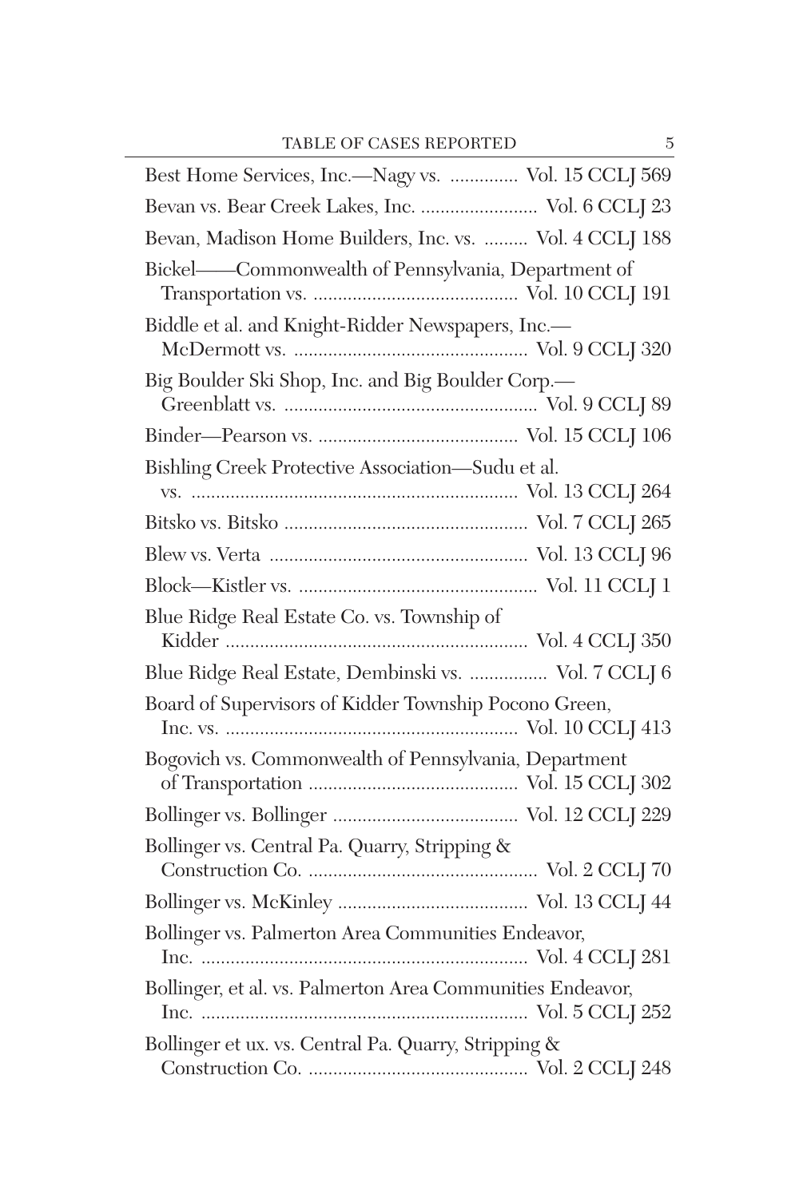Best Home Services, Inc.—Nagy vs. .............. Vol. 15 CCLJ 569

Bevan vs. Bear Creek Lakes, Inc. ........................ Vol. 6 CCLJ 23

Bevan, Madison Home Builders, Inc. vs. ......... Vol. 4 CCLJ 188

Bickel——Commonwealth of Pennsylvania, Department of Transportation vs. ......................................... Vol. 10 CCLJ 191

Biddle et al. and Knight-Ridder Newspapers, Inc.—McDermott vs. ................................................ Vol. 9 CCLJ 320

Big Boulder Ski Shop, Inc. and Big Boulder Corp.—Greenblatt vs. .................................................... Vol. 9 CCLJ 89

Binder—Pearson vs. ......................................... Vol. 15 CCLJ 106

Bishling Creek Protective Association—Sudu et al. vs. ................................................................... Vol. 13 CCLJ 264

Bitsko vs. Bitsko .................................................. Vol. 7 CCLJ 265

Blew vs. Verta ..................................................... Vol. 13 CCLJ 96

Block—Kistler vs. ................................................. Vol. 11 CCLJ 1

Blue Ridge Real Estate Co. vs. Township of Kidder .............................................................. Vol. 4 CCLJ 350

Blue Ridge Real Estate, Dembinski vs. ................ Vol. 7 CCLJ 6

Board of Supervisors of Kidder Township Pocono Green, Inc. vs. ............................................................ Vol. 10 CCLJ 413

Bogovich vs. Commonwealth of Pennsylvania, Department of Transportation ........................................... Vol. 15 CCLJ 302

Bollinger vs. Bollinger ...................................... Vol. 12 CCLJ 229

Bollinger vs. Central Pa. Quarry, Stripping & Construction Co. ............................................... Vol. 2 CCLJ 70

Bollinger vs. McKinley ....................................... Vol. 13 CCLJ 44

Bollinger vs. Palmerton Area Communities Endeavor, Inc. ................................................................... Vol. 4 CCLJ 281

Bollinger, et al. vs. Palmerton Area Communities Endeavor, Inc. ................................................................... Vol. 5 CCLJ 252

Bollinger et ux. vs. Central Pa. Quarry, Stripping & Construction Co. ............................................ Vol. 2 CCLJ 248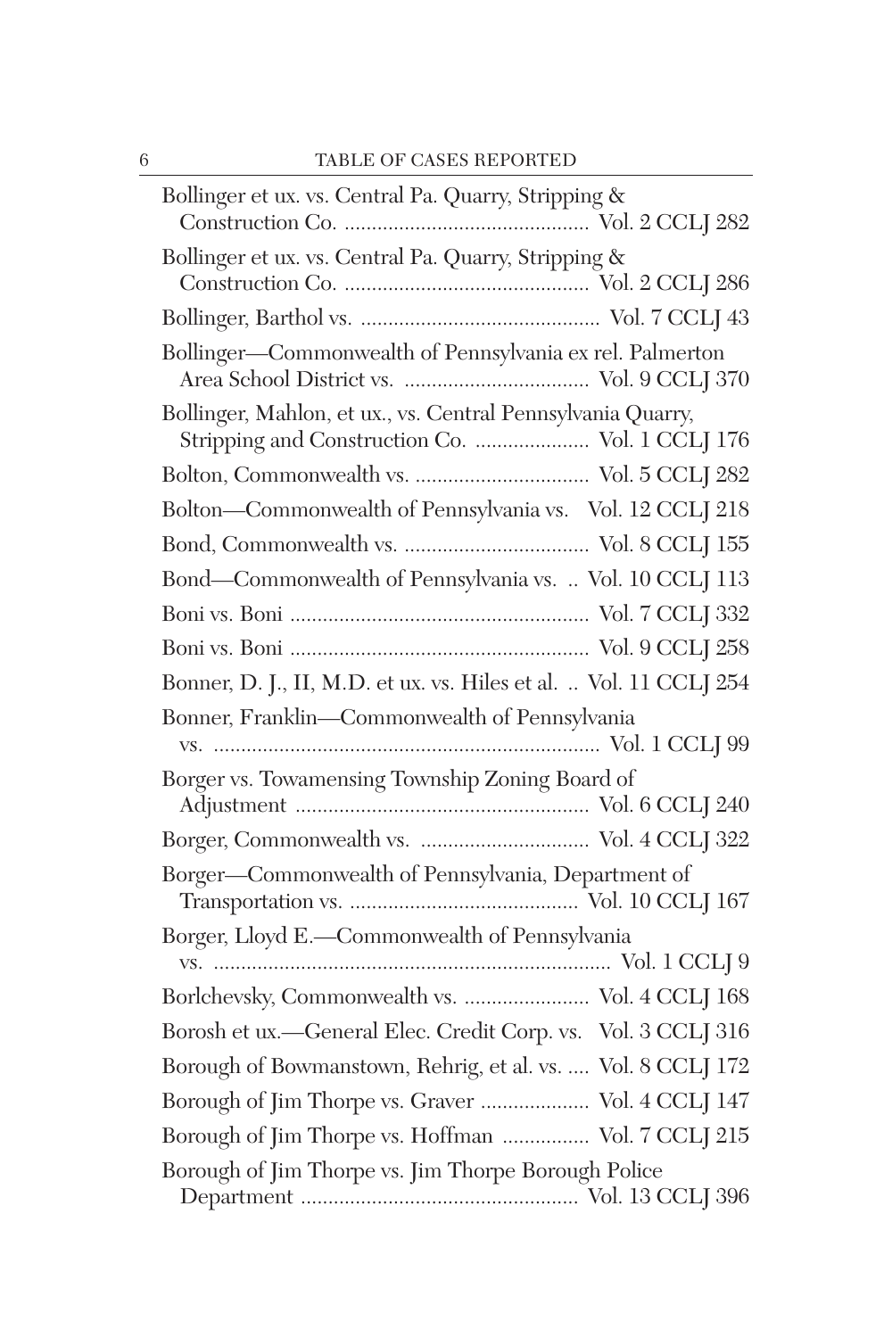Bollinger et ux. vs. Central Pa. Quarry, Stripping & Construction Co. .............................................. Vol. 2 CCLJ 282

Bollinger et ux. vs. Central Pa. Quarry, Stripping & Construction Co. .............................................. Vol. 2 CCLJ 286

Bollinger, Barthol vs. ............................................ Vol. 7 CCLJ 43

Bollinger—Commonwealth of Pennsylvania ex rel. Palmerton Area School District vs. .................................. Vol. 9 CCLJ 370

Bollinger, Mahlon, et ux., vs. Central Pennsylvania Quarry, Stripping and Construction Co. ..................... Vol. 1 CCLJ 176

Bolton, Commonwealth vs. ................................ Vol. 5 CCLJ 282

Bolton—Commonwealth of Pennsylvania vs. Vol. 12 CCLJ 218

Bond, Commonwealth vs. .................................. Vol. 8 CCLJ 155

Bond—Commonwealth of Pennsylvania vs. .. Vol. 10 CCLJ 113

Boni vs. Boni ....................................................... Vol. 7 CCLJ 332

Boni vs. Boni ....................................................... Vol. 9 CCLJ 258

Bonner, D. J., II, M.D. et ux. vs. Hiles et al. .. Vol. 11 CCLJ 254

Bonner, Franklin—Commonwealth of Pennsylvania vs. ........................................................................ Vol. 1 CCLJ 99

Borger vs. Towamensing Township Zoning Board of Adjustment ...................................................... Vol. 6 CCLJ 240

Borger, Commonwealth vs. ............................... Vol. 4 CCLJ 322

Borger—Commonwealth of Pennsylvania, Department of Transportation vs. .......................................... Vol. 10 CCLJ 167

Borger, Lloyd E.—Commonwealth of Pennsylvania vs. ......................................................................... Vol. 1 CCLJ 9

Borlchevsky, Commonwealth vs. ....................... Vol. 4 CCLJ 168

Borosh et ux.—General Elec. Credit Corp. vs. Vol. 3 CCLJ 316

Borough of Bowmanstown, Rehrig, et al. vs. .... Vol. 8 CCLJ 172

Borough of Jim Thorpe vs. Graver .................... Vol. 4 CCLJ 147

Borough of Jim Thorpe vs. Hoffman ................ Vol. 7 CCLJ 215

Borough of Jim Thorpe vs. Jim Thorpe Borough Police Department ................................................... Vol. 13 CCLJ 396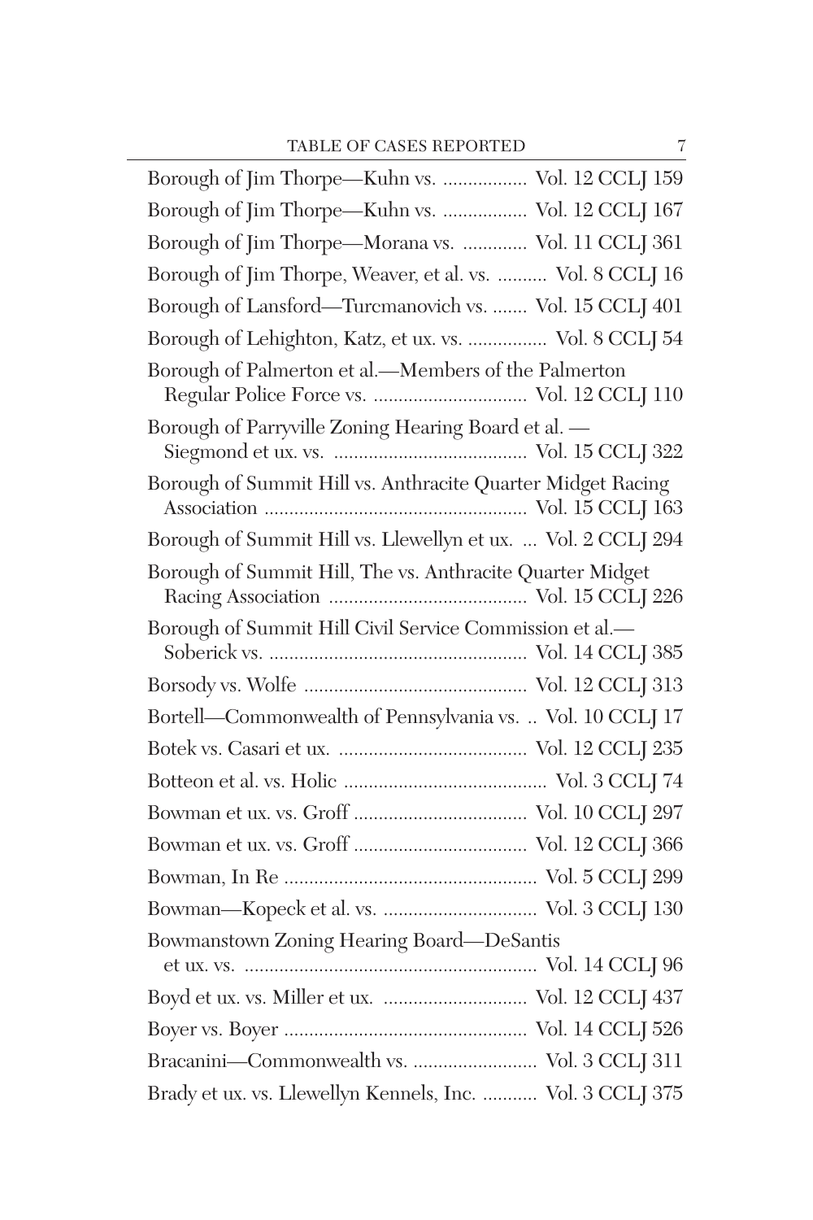Borough of Jim Thorpe—Kuhn vs. ................. Vol. 12 CCLJ 159

Borough of Jim Thorpe—Kuhn vs. ................. Vol. 12 CCLJ 167

Borough of Jim Thorpe—Morana vs. ............. Vol. 11 CCLJ 361

Borough of Jim Thorpe, Weaver, et al. vs. .......... Vol. 8 CCLJ 16

Borough of Lansford—Turcmanovich vs. ....... Vol. 15 CCLJ 401

Borough of Lehighton, Katz, et ux. vs. ................ Vol. 8 CCLJ 54

Borough of Palmerton et al.—Members of the Palmerton Regular Police Force vs. ............................... Vol. 12 CCLJ 110

Borough of Parryville Zoning Hearing Board et al. —Siegmond et ux. vs. ....................................... Vol. 15 CCLJ 322

Borough of Summit Hill vs. Anthracite Quarter Midget Racing Association ..................................................... Vol. 15 CCLJ 163

Borough of Summit Hill vs. Llewellyn et ux. ... Vol. 2 CCLJ 294

Borough of Summit Hill, The vs. Anthracite Quarter Midget Racing Association ........................................ Vol. 15 CCLJ 226

Borough of Summit Hill Civil Service Commission et al.—Soberick vs. .................................................... Vol. 14 CCLJ 385

Borsody vs. Wolfe ............................................. Vol. 12 CCLJ 313

Bortell—Commonwealth of Pennsylvania vs. .. Vol. 10 CCLJ 17

Botek vs. Casari et ux. ...................................... Vol. 12 CCLJ 235

Botteon et al. vs. Holic ......................................... Vol. 3 CCLJ 74

Bowman et ux. vs. Groff ................................... Vol. 10 CCLJ 297

Bowman et ux. vs. Groff ................................... Vol. 12 CCLJ 366

Bowman, In Re ................................................... Vol. 5 CCLJ 299

Bowman—Kopeck et al. vs. ............................... Vol. 3 CCLJ 130

Bowmanstown Zoning Hearing Board—DeSantis et ux. vs. ........................................................... Vol. 14 CCLJ 96

Boyd et ux. vs. Miller et ux. ............................. Vol. 12 CCLJ 437

Boyer vs. Boyer ................................................. Vol. 14 CCLJ 526

Bracanini—Commonwealth vs. ......................... Vol. 3 CCLJ 311

Brady et ux. vs. Llewellyn Kennels, Inc. ........... Vol. 3 CCLJ 375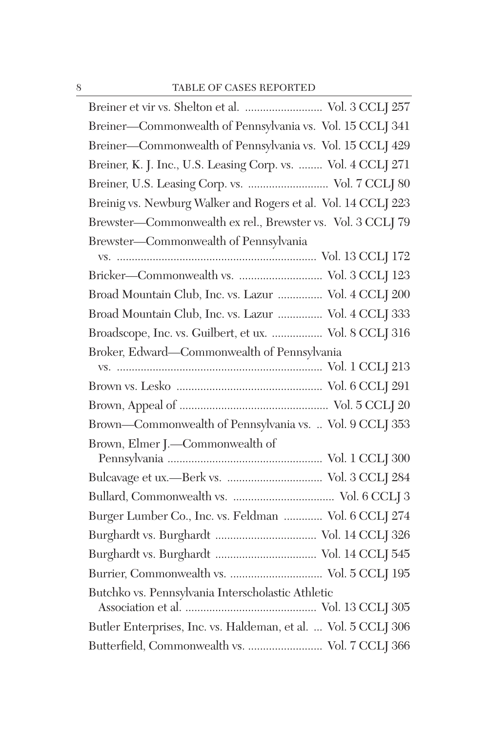Breiner et vir vs. Shelton et al. .......................... Vol. 3 CCLJ 257

Breiner—Commonwealth of Pennsylvania vs. Vol. 15 CCLJ 341

Breiner—Commonwealth of Pennsylvania vs. Vol. 15 CCLJ 429

Breiner, K. J. Inc., U.S. Leasing Corp. vs. ........ Vol. 4 CCLJ 271

Breiner, U.S. Leasing Corp. vs. ........................... Vol. 7 CCLJ 80

Breinig vs. Newburg Walker and Rogers et al. Vol. 14 CCLJ 223

Brewster—Commonwealth ex rel., Brewster vs. Vol. 3 CCLJ 79

Brewster—Commonwealth of Pennsylvania vs. .................................................................. Vol. 13 CCLJ 172

Bricker—Commonwealth vs. ............................ Vol. 3 CCLJ 123

Broad Mountain Club, Inc. vs. Lazur ............... Vol. 4 CCLJ 200

Broad Mountain Club, Inc. vs. Lazur ............... Vol. 4 CCLJ 333

Broadscope, Inc. vs. Guilbert, et ux. ................. Vol. 8 CCLJ 316

Broker, Edward—Commonwealth of Pennsylvania vs. .................................................................... Vol. 1 CCLJ 213

Brown vs. Lesko ................................................ Vol. 6 CCLJ 291

Brown, Appeal of ................................................. Vol. 5 CCLJ 20

Brown—Commonwealth of Pennsylvania vs. .. Vol. 9 CCLJ 353

Brown, Elmer J.—Commonwealth of Pennsylvania .................................................... Vol. 1 CCLJ 300

Bulcavage et ux.—Berk vs. ................................ Vol. 3 CCLJ 284

Bullard, Commonwealth vs. .................................. Vol. 6 CCLJ 3

Burger Lumber Co., Inc. vs. Feldman ............. Vol. 6 CCLJ 274

Burghardt vs. Burghardt .................................. Vol. 14 CCLJ 326

Burghardt vs. Burghardt .................................. Vol. 14 CCLJ 545

Burrier, Commonwealth vs. ............................... Vol. 5 CCLJ 195

Butchko vs. Pennsylvania Interscholastic Athletic Association et al. ............................................ Vol. 13 CCLJ 305

Butler Enterprises, Inc. vs. Haldeman, et al. ... Vol. 5 CCLJ 306

Butterfield, Commonwealth vs. ......................... Vol. 7 CCLJ 366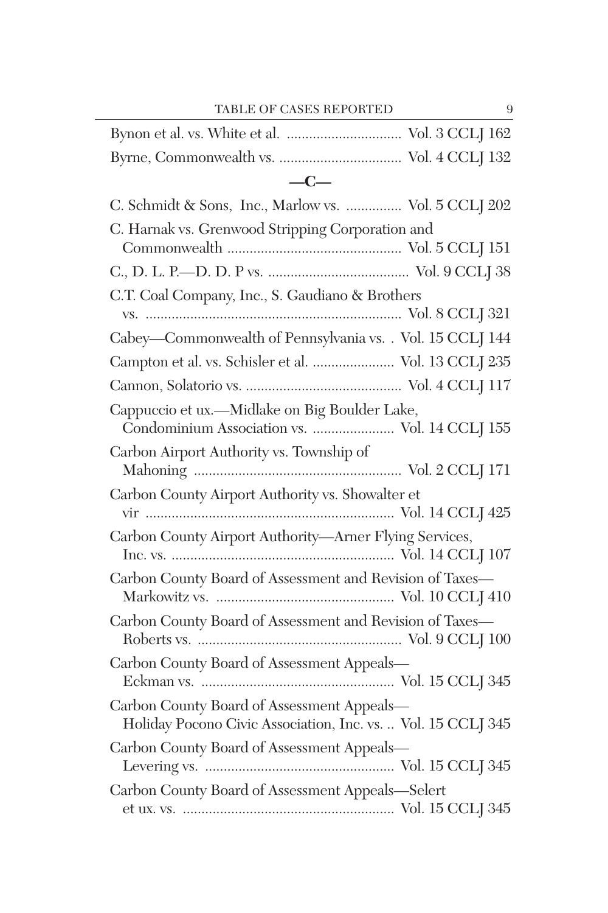Bynon et al. vs. White et al. ............................... Vol. 3 CCLJ 162

Byrne, Commonwealth vs. ................................. Vol. 4 CCLJ 132

## —C—

C. Schmidt & Sons, Inc., Marlow vs. ............... Vol. 5 CCLJ 202

C. Harnak vs. Grenwood Stripping Corporation and Commonwealth .............................................. Vol. 5 CCLJ 151

C., D. L. P.—D. D. P vs. ...................................... Vol. 9 CCLJ 38

C.T. Coal Company, Inc., S. Gaudiano & Brothers vs. .................................................................... Vol. 8 CCLJ 321

Cabey—Commonwealth of Pennsylvania vs. . Vol. 15 CCLJ 144

Campton et al. vs. Schisler et al. ...................... Vol. 13 CCLJ 235

Cannon, Solatorio vs. .......................................... Vol. 4 CCLJ 117

Cappuccio et ux.—Midlake on Big Boulder Lake, Condominium Association vs. ...................... Vol. 14 CCLJ 155

Carbon Airport Authority vs. Township of Mahoning ........................................................ Vol. 2 CCLJ 171

Carbon County Airport Authority vs. Showalter et vir ................................................................... Vol. 14 CCLJ 425

Carbon County Airport Authority—Arner Flying Services, Inc. vs. ........................................................... Vol. 14 CCLJ 107

Carbon County Board of Assessment and Revision of Taxes—Markowitz vs. ................................................ Vol. 10 CCLJ 410

Carbon County Board of Assessment and Revision of Taxes—Roberts vs. ....................................................... Vol. 9 CCLJ 100

Carbon County Board of Assessment Appeals—Eckman vs. ................................................... Vol. 15 CCLJ 345

Carbon County Board of Assessment Appeals—Holiday Pocono Civic Association, Inc. vs. .. Vol. 15 CCLJ 345

Carbon County Board of Assessment Appeals—Levering vs. .................................................. Vol. 15 CCLJ 345

Carbon County Board of Assessment Appeals—Selert et ux. vs. ........................................................ Vol. 15 CCLJ 345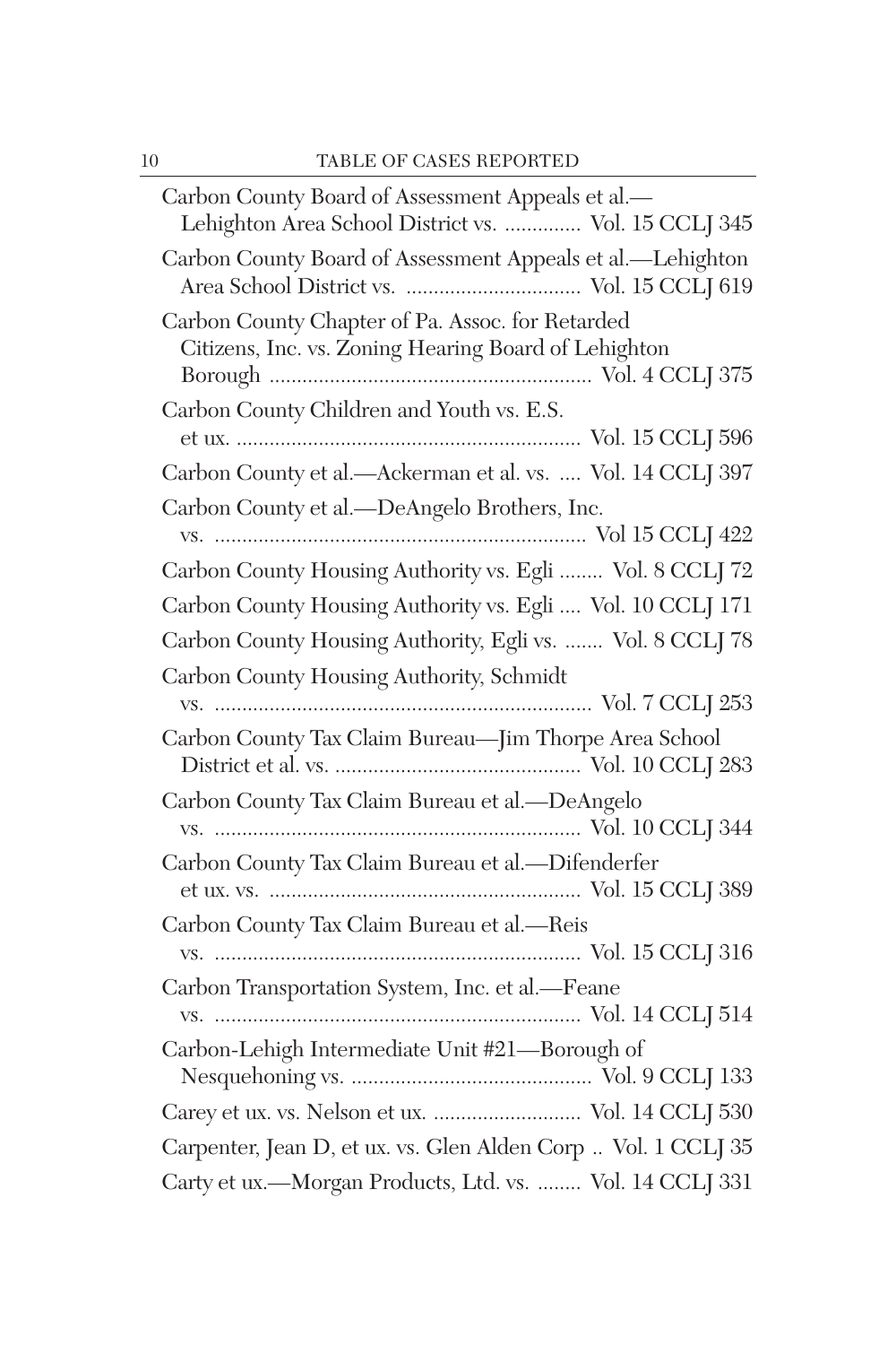Carbon County Board of Assessment Appeals et al.—Lehighton Area School District vs. .............. Vol. 15 CCLJ 345

Carbon County Board of Assessment Appeals et al.—Lehighton Area School District vs. ................................ Vol. 15 CCLJ 619

Carbon County Chapter of Pa. Assoc. for Retarded Citizens, Inc. vs. Zoning Hearing Board of Lehighton Borough .......................................................... Vol. 4 CCLJ 375

Carbon County Children and Youth vs. E.S. et ux. .............................................................. Vol. 15 CCLJ 596

Carbon County et al.—Ackerman et al. vs. .... Vol. 14 CCLJ 397

Carbon County et al.—DeAngelo Brothers, Inc. vs. .................................................................... Vol 15 CCLJ 422

Carbon County Housing Authority vs. Egli ........ Vol. 8 CCLJ 72

Carbon County Housing Authority vs. Egli .... Vol. 10 CCLJ 171

Carbon County Housing Authority, Egli vs. ....... Vol. 8 CCLJ 78

Carbon County Housing Authority, Schmidt vs. .................................................................... Vol. 7 CCLJ 253

Carbon County Tax Claim Bureau—Jim Thorpe Area School District et al. vs. ............................................ Vol. 10 CCLJ 283

Carbon County Tax Claim Bureau et al.—DeAngelo vs. .................................................................. Vol. 10 CCLJ 344

Carbon County Tax Claim Bureau et al.—Difenderfer et ux. vs. ........................................................ Vol. 15 CCLJ 389

Carbon County Tax Claim Bureau et al.—Reis vs. .................................................................. Vol. 15 CCLJ 316

Carbon Transportation System, Inc. et al.—Feane vs. .................................................................. Vol. 14 CCLJ 514

Carbon-Lehigh Intermediate Unit #21—Borough of Nesquehoning vs. ............................................ Vol. 9 CCLJ 133

Carey et ux. vs. Nelson et ux. ........................... Vol. 14 CCLJ 530

Carpenter, Jean D, et ux. vs. Glen Alden Corp .. Vol. 1 CCLJ 35

Carty et ux.—Morgan Products, Ltd. vs. ........ Vol. 14 CCLJ 331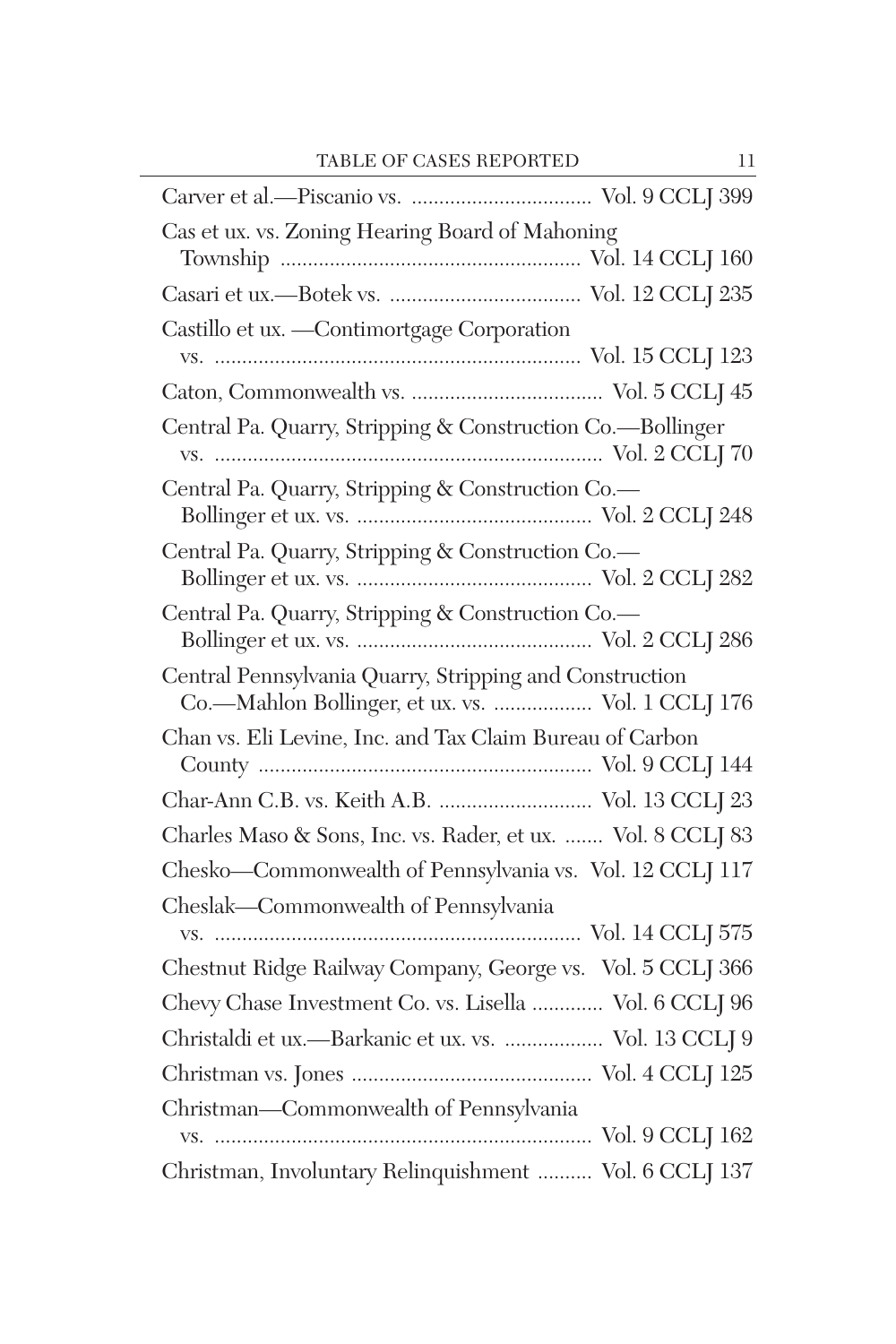| Case | Citation |
|---|---|
| Carver et al.—Piscanio vs. | Vol. 9 CCLJ 399 |
| Cas et ux. vs. Zoning Hearing Board of Mahoning Township | Vol. 14 CCLJ 160 |
| Casari et ux.—Botek vs. | Vol. 12 CCLJ 235 |
| Castillo et ux. —Contimortgage Corporation vs. | Vol. 15 CCLJ 123 |
| Caton, Commonwealth vs. | Vol. 5 CCLJ 45 |
| Central Pa. Quarry, Stripping & Construction Co.—Bollinger vs. | Vol. 2 CCLJ 70 |
| Central Pa. Quarry, Stripping & Construction Co.—Bollinger et ux. vs. | Vol. 2 CCLJ 248 |
| Central Pa. Quarry, Stripping & Construction Co.—Bollinger et ux. vs. | Vol. 2 CCLJ 282 |
| Central Pa. Quarry, Stripping & Construction Co.—Bollinger et ux. vs. | Vol. 2 CCLJ 286 |
| Central Pennsylvania Quarry, Stripping and Construction Co.—Mahlon Bollinger, et ux. vs. | Vol. 1 CCLJ 176 |
| Chan vs. Eli Levine, Inc. and Tax Claim Bureau of Carbon County | Vol. 9 CCLJ 144 |
| Char-Ann C.B. vs. Keith A.B. | Vol. 13 CCLJ 23 |
| Charles Maso & Sons, Inc. vs. Rader, et ux. | Vol. 8 CCLJ 83 |
| Chesko—Commonwealth of Pennsylvania vs. | Vol. 12 CCLJ 117 |
| Cheslak—Commonwealth of Pennsylvania vs. | Vol. 14 CCLJ 575 |
| Chestnut Ridge Railway Company, George vs. | Vol. 5 CCLJ 366 |
| Chevy Chase Investment Co. vs. Lisella | Vol. 6 CCLJ 96 |
| Christaldi et ux.—Barkanic et ux. vs. | Vol. 13 CCLJ 9 |
| Christman vs. Jones | Vol. 4 CCLJ 125 |
| Christman—Commonwealth of Pennsylvania vs. | Vol. 9 CCLJ 162 |
| Christman, Involuntary Relinquishment | Vol. 6 CCLJ 137 |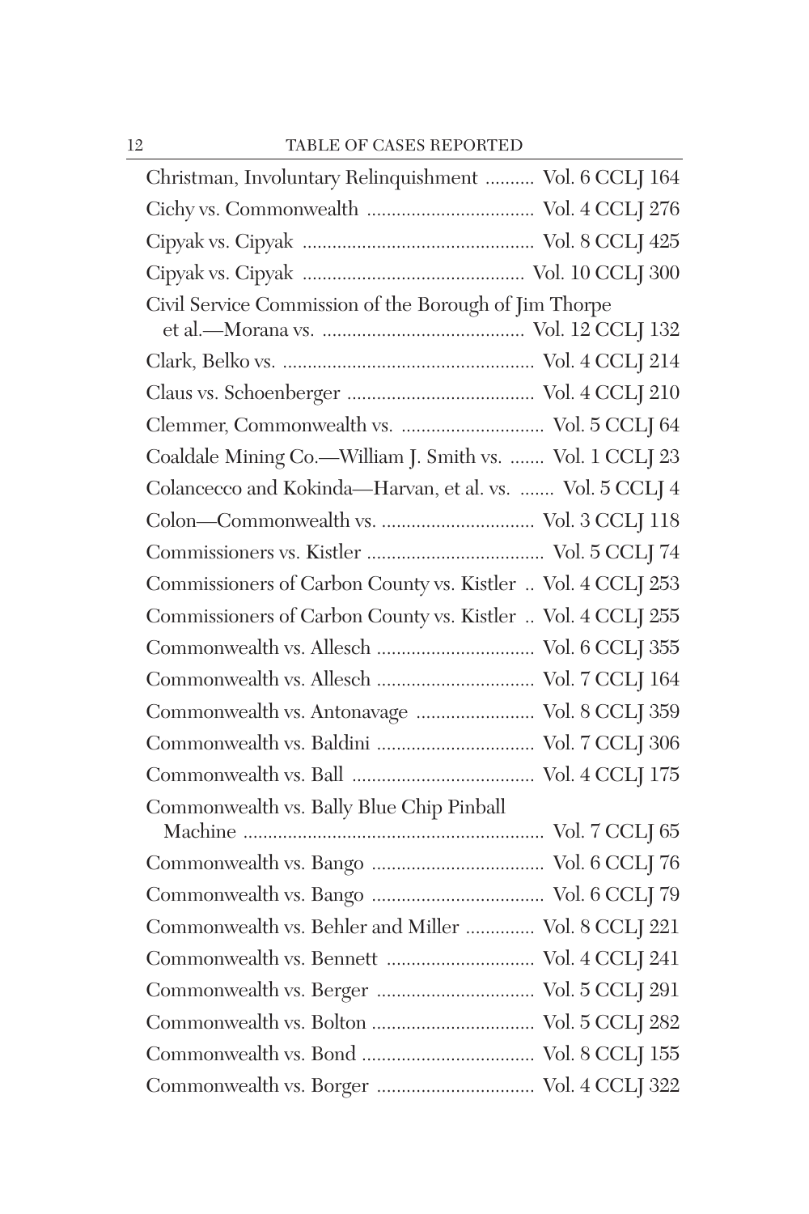Christman, Involuntary Relinquishment .......... Vol. 6 CCLJ 164

Cichy vs. Commonwealth .................................. Vol. 4 CCLJ 276

Cipyak vs. Cipyak .............................................. Vol. 8 CCLJ 425

Cipyak vs. Cipyak ............................................ Vol. 10 CCLJ 300

Civil Service Commission of the Borough of Jim Thorpe et al.—Morana vs. ......................................... Vol. 12 CCLJ 132

Clark, Belko vs. .................................................. Vol. 4 CCLJ 214

Claus vs. Schoenberger ...................................... Vol. 4 CCLJ 210

Clemmer, Commonwealth vs. ............................. Vol. 5 CCLJ 64

Coaldale Mining Co.—William J. Smith vs. ....... Vol. 1 CCLJ 23

Colancecco and Kokinda—Harvan, et al. vs. ....... Vol. 5 CCLJ 4

Colon—Commonwealth vs. ............................... Vol. 3 CCLJ 118

Commissioners vs. Kistler .................................... Vol. 5 CCLJ 74

Commissioners of Carbon County vs. Kistler .. Vol. 4 CCLJ 253

Commissioners of Carbon County vs. Kistler .. Vol. 4 CCLJ 255

Commonwealth vs. Allesch ................................ Vol. 6 CCLJ 355

Commonwealth vs. Allesch ................................ Vol. 7 CCLJ 164

Commonwealth vs. Antonavage ........................ Vol. 8 CCLJ 359

Commonwealth vs. Baldini ................................ Vol. 7 CCLJ 306

Commonwealth vs. Ball ..................................... Vol. 4 CCLJ 175

Commonwealth vs. Bally Blue Chip Pinball Machine ............................................................. Vol. 7 CCLJ 65

Commonwealth vs. Bango ................................... Vol. 6 CCLJ 76

Commonwealth vs. Bango ................................... Vol. 6 CCLJ 79

Commonwealth vs. Behler and Miller .............. Vol. 8 CCLJ 221

Commonwealth vs. Bennett .............................. Vol. 4 CCLJ 241

Commonwealth vs. Berger ................................ Vol. 5 CCLJ 291

Commonwealth vs. Bolton ................................. Vol. 5 CCLJ 282

Commonwealth vs. Bond ................................... Vol. 8 CCLJ 155

Commonwealth vs. Borger ................................ Vol. 4 CCLJ 322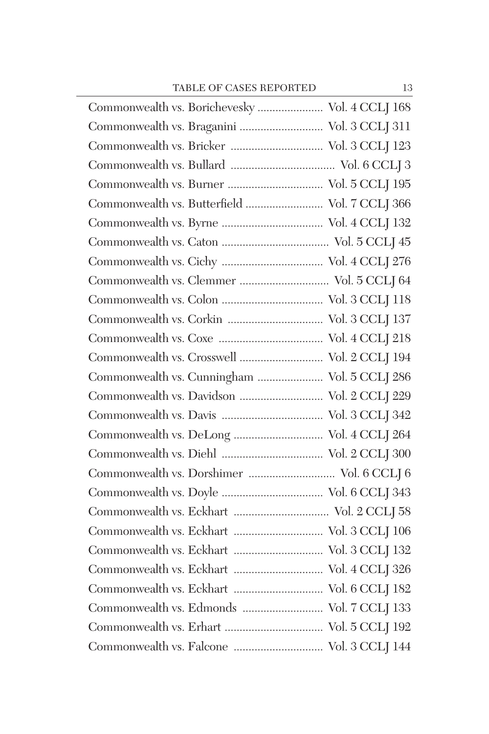Commonwealth vs. Borichevesky ...................... Vol. 4 CCLJ 168

Commonwealth vs. Braganini ............................ Vol. 3 CCLJ 311

Commonwealth vs. Bricker ............................... Vol. 3 CCLJ 123

Commonwealth vs. Bullard ................................... Vol. 6 CCLJ 3

Commonwealth vs. Burner ................................ Vol. 5 CCLJ 195

Commonwealth vs. Butterfield .......................... Vol. 7 CCLJ 366

Commonwealth vs. Byrne .................................. Vol. 4 CCLJ 132

Commonwealth vs. Caton .................................... Vol. 5 CCLJ 45

Commonwealth vs. Cichy .................................. Vol. 4 CCLJ 276

Commonwealth vs. Clemmer .............................. Vol. 5 CCLJ 64

Commonwealth vs. Colon .................................. Vol. 3 CCLJ 118

Commonwealth vs. Corkin ................................ Vol. 3 CCLJ 137

Commonwealth vs. Coxe ................................... Vol. 4 CCLJ 218

Commonwealth vs. Crosswell ............................ Vol. 2 CCLJ 194

Commonwealth vs. Cunningham ...................... Vol. 5 CCLJ 286

Commonwealth vs. Davidson ............................ Vol. 2 CCLJ 229

Commonwealth vs. Davis .................................. Vol. 3 CCLJ 342

Commonwealth vs. DeLong .............................. Vol. 4 CCLJ 264

Commonwealth vs. Diehl .................................. Vol. 2 CCLJ 300

Commonwealth vs. Dorshimer ............................. Vol. 6 CCLJ 6

Commonwealth vs. Doyle .................................. Vol. 6 CCLJ 343

Commonwealth vs. Eckhart ................................ Vol. 2 CCLJ 58

Commonwealth vs. Eckhart .............................. Vol. 3 CCLJ 106

Commonwealth vs. Eckhart .............................. Vol. 3 CCLJ 132

Commonwealth vs. Eckhart .............................. Vol. 4 CCLJ 326

Commonwealth vs. Eckhart .............................. Vol. 6 CCLJ 182

Commonwealth vs. Edmonds ........................... Vol. 7 CCLJ 133

Commonwealth vs. Erhart ................................. Vol. 5 CCLJ 192

Commonwealth vs. Falcone .............................. Vol. 3 CCLJ 144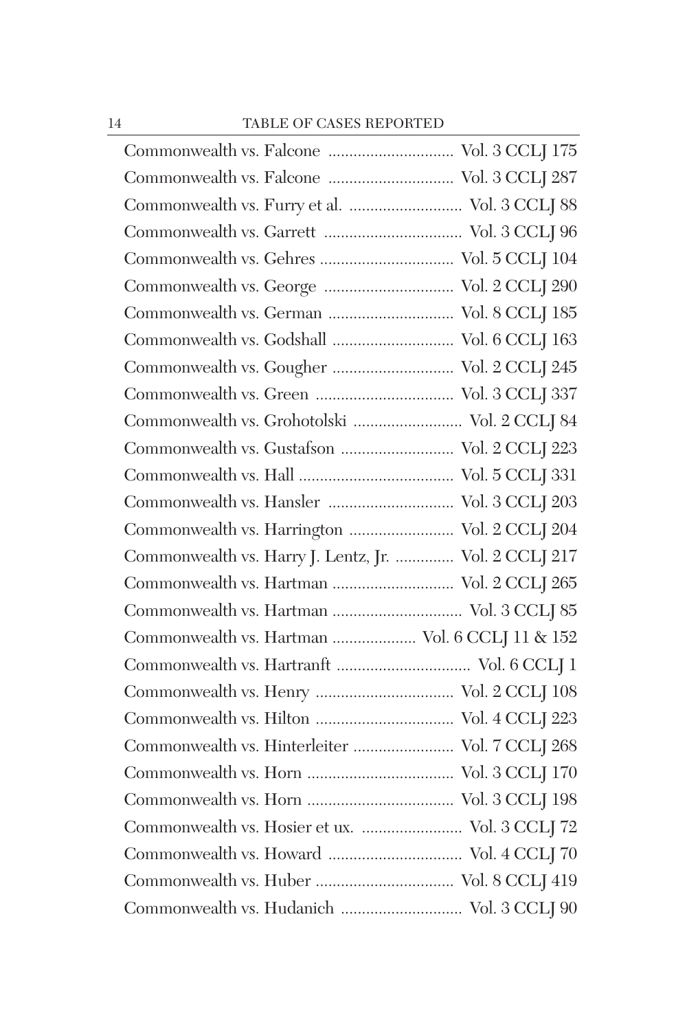Commonwealth vs. Falcone .............................. Vol. 3 CCLJ 175
Commonwealth vs. Falcone .............................. Vol. 3 CCLJ 287
Commonwealth vs. Furry et al. ........................... Vol. 3 CCLJ 88
Commonwealth vs. Garrett ................................. Vol. 3 CCLJ 96
Commonwealth vs. Gehres ................................ Vol. 5 CCLJ 104
Commonwealth vs. George ............................... Vol. 2 CCLJ 290
Commonwealth vs. German .............................. Vol. 8 CCLJ 185
Commonwealth vs. Godshall ............................. Vol. 6 CCLJ 163
Commonwealth vs. Gougher ............................. Vol. 2 CCLJ 245
Commonwealth vs. Green ................................. Vol. 3 CCLJ 337
Commonwealth vs. Grohotolski .......................... Vol. 2 CCLJ 84
Commonwealth vs. Gustafson ........................... Vol. 2 CCLJ 223
Commonwealth vs. Hall ..................................... Vol. 5 CCLJ 331
Commonwealth vs. Hansler .............................. Vol. 3 CCLJ 203
Commonwealth vs. Harrington ......................... Vol. 2 CCLJ 204
Commonwealth vs. Harry J. Lentz, Jr. .............. Vol. 2 CCLJ 217
Commonwealth vs. Hartman ............................. Vol. 2 CCLJ 265
Commonwealth vs. Hartman ............................... Vol. 3 CCLJ 85
Commonwealth vs. Hartman .................... Vol. 6 CCLJ 11 & 152
Commonwealth vs. Hartranft ................................ Vol. 6 CCLJ 1
Commonwealth vs. Henry ................................. Vol. 2 CCLJ 108
Commonwealth vs. Hilton ................................. Vol. 4 CCLJ 223
Commonwealth vs. Hinterleiter ........................ Vol. 7 CCLJ 268
Commonwealth vs. Horn ................................... Vol. 3 CCLJ 170
Commonwealth vs. Horn ................................... Vol. 3 CCLJ 198
Commonwealth vs. Hosier et ux. ........................ Vol. 3 CCLJ 72
Commonwealth vs. Howard ................................ Vol. 4 CCLJ 70
Commonwealth vs. Huber ................................. Vol. 8 CCLJ 419
Commonwealth vs. Hudanich ............................. Vol. 3 CCLJ 90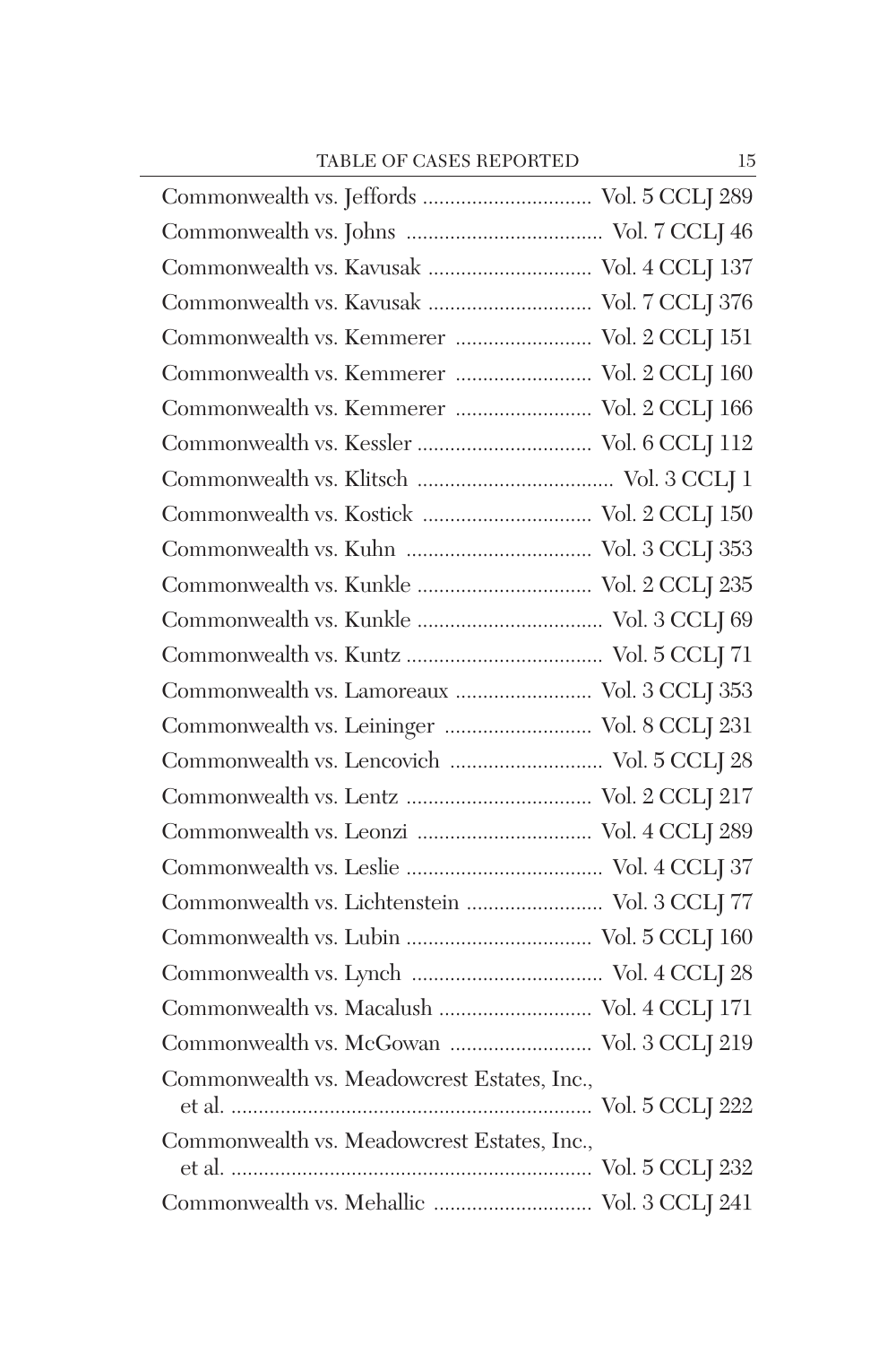| | |
|---|---|
| Commonwealth vs. Jeffords | Vol. 5 CCLJ 289 |
| Commonwealth vs. Johns | Vol. 7 CCLJ 46 |
| Commonwealth vs. Kavusak | Vol. 4 CCLJ 137 |
| Commonwealth vs. Kavusak | Vol. 7 CCLJ 376 |
| Commonwealth vs. Kemmerer | Vol. 2 CCLJ 151 |
| Commonwealth vs. Kemmerer | Vol. 2 CCLJ 160 |
| Commonwealth vs. Kemmerer | Vol. 2 CCLJ 166 |
| Commonwealth vs. Kessler | Vol. 6 CCLJ 112 |
| Commonwealth vs. Klitsch | Vol. 3 CCLJ 1 |
| Commonwealth vs. Kostick | Vol. 2 CCLJ 150 |
| Commonwealth vs. Kuhn | Vol. 3 CCLJ 353 |
| Commonwealth vs. Kunkle | Vol. 2 CCLJ 235 |
| Commonwealth vs. Kunkle | Vol. 3 CCLJ 69 |
| Commonwealth vs. Kuntz | Vol. 5 CCLJ 71 |
| Commonwealth vs. Lamoreaux | Vol. 3 CCLJ 353 |
| Commonwealth vs. Leininger | Vol. 8 CCLJ 231 |
| Commonwealth vs. Lencovich | Vol. 5 CCLJ 28 |
| Commonwealth vs. Lentz | Vol. 2 CCLJ 217 |
| Commonwealth vs. Leonzi | Vol. 4 CCLJ 289 |
| Commonwealth vs. Leslie | Vol. 4 CCLJ 37 |
| Commonwealth vs. Lichtenstein | Vol. 3 CCLJ 77 |
| Commonwealth vs. Lubin | Vol. 5 CCLJ 160 |
| Commonwealth vs. Lynch | Vol. 4 CCLJ 28 |
| Commonwealth vs. Macalush | Vol. 4 CCLJ 171 |
| Commonwealth vs. McGowan | Vol. 3 CCLJ 219 |
| Commonwealth vs. Meadowcrest Estates, Inc., et al. | Vol. 5 CCLJ 222 |
| Commonwealth vs. Meadowcrest Estates, Inc., et al. | Vol. 5 CCLJ 232 |
| Commonwealth vs. Mehallic | Vol. 3 CCLJ 241 |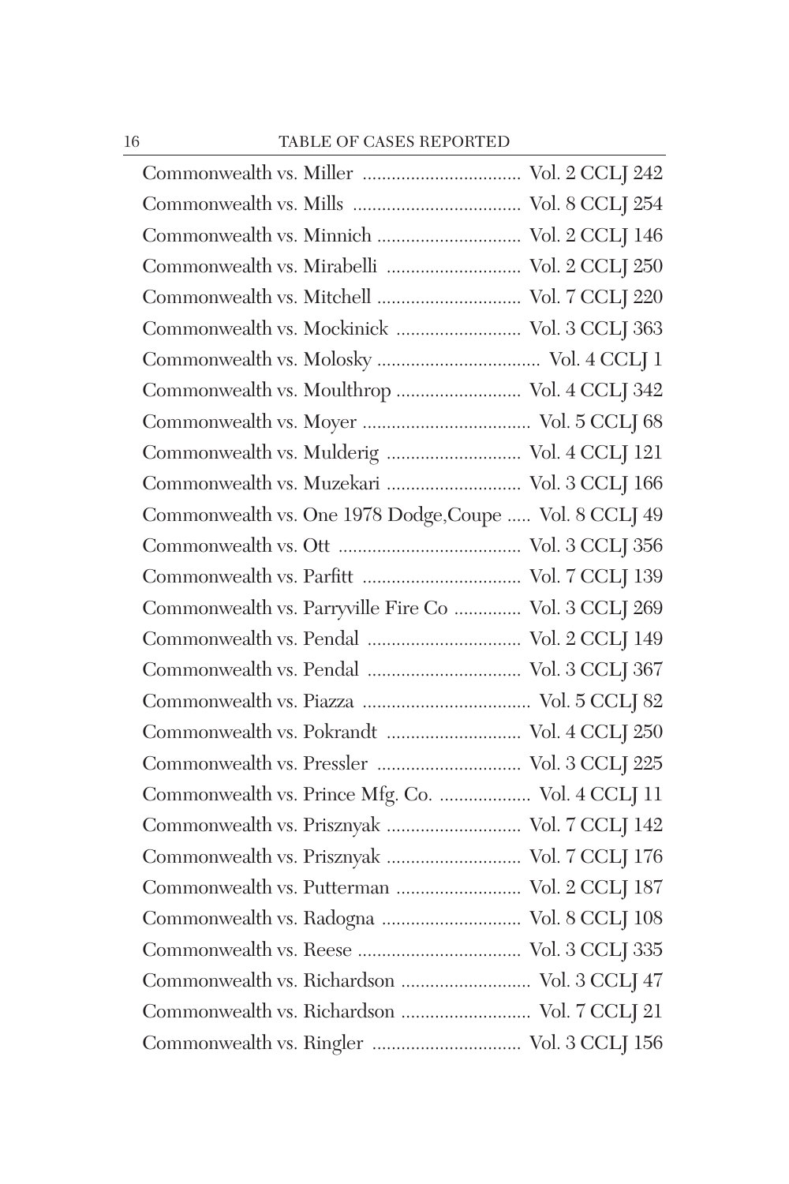Commonwealth vs. Miller ................................ Vol. 2 CCLJ 242
Commonwealth vs. Mills .................................. Vol. 8 CCLJ 254
Commonwealth vs. Minnich ............................. Vol. 2 CCLJ 146
Commonwealth vs. Mirabelli ........................... Vol. 2 CCLJ 250
Commonwealth vs. Mitchell ............................. Vol. 7 CCLJ 220
Commonwealth vs. Mockinick .......................... Vol. 3 CCLJ 363
Commonwealth vs. Molosky ................................. Vol. 4 CCLJ 1
Commonwealth vs. Moulthrop .......................... Vol. 4 CCLJ 342
Commonwealth vs. Moyer .................................. Vol. 5 CCLJ 68
Commonwealth vs. Mulderig ........................... Vol. 4 CCLJ 121
Commonwealth vs. Muzekari ........................... Vol. 3 CCLJ 166
Commonwealth vs. One 1978 Dodge,Coupe ..... Vol. 8 CCLJ 49
Commonwealth vs. Ott ..................................... Vol. 3 CCLJ 356
Commonwealth vs. Parfitt ................................ Vol. 7 CCLJ 139
Commonwealth vs. Parryville Fire Co ............. Vol. 3 CCLJ 269
Commonwealth vs. Pendal ............................... Vol. 2 CCLJ 149
Commonwealth vs. Pendal ............................... Vol. 3 CCLJ 367
Commonwealth vs. Piazza .................................. Vol. 5 CCLJ 82
Commonwealth vs. Pokrandt ........................... Vol. 4 CCLJ 250
Commonwealth vs. Pressler ............................. Vol. 3 CCLJ 225
Commonwealth vs. Prince Mfg. Co. .................. Vol. 4 CCLJ 11
Commonwealth vs. Prisznyak ........................... Vol. 7 CCLJ 142
Commonwealth vs. Prisznyak ........................... Vol. 7 CCLJ 176
Commonwealth vs. Putterman .......................... Vol. 2 CCLJ 187
Commonwealth vs. Radogna ............................. Vol. 8 CCLJ 108
Commonwealth vs. Reese ................................. Vol. 3 CCLJ 335
Commonwealth vs. Richardson .......................... Vol. 3 CCLJ 47
Commonwealth vs. Richardson .......................... Vol. 7 CCLJ 21
Commonwealth vs. Ringler .............................. Vol. 3 CCLJ 156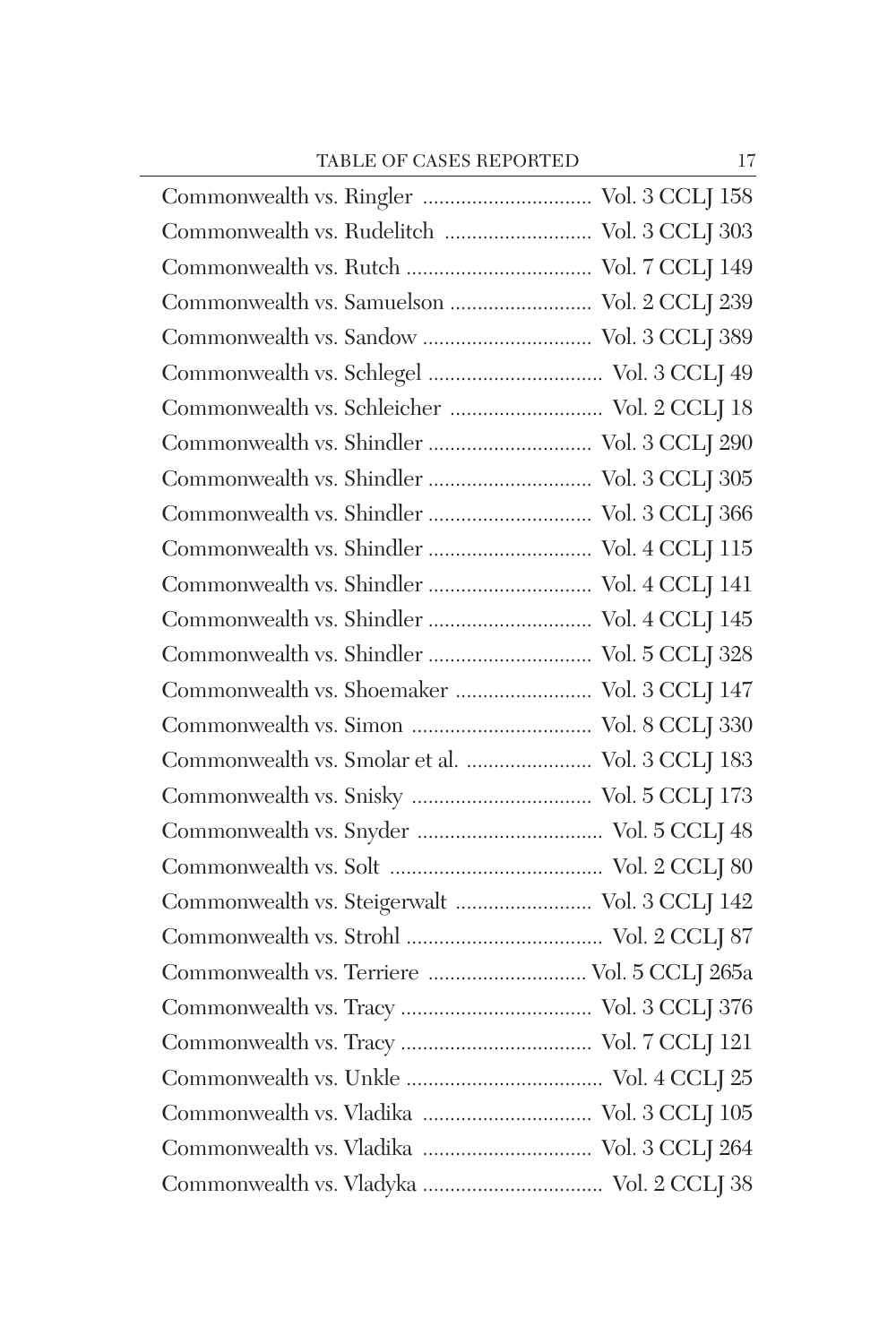| | |
|---|---|
| Commonwealth vs. Ringler | Vol. 3 CCLJ 158 |
| Commonwealth vs. Rudelitch | Vol. 3 CCLJ 303 |
| Commonwealth vs. Rutch | Vol. 7 CCLJ 149 |
| Commonwealth vs. Samuelson | Vol. 2 CCLJ 239 |
| Commonwealth vs. Sandow | Vol. 3 CCLJ 389 |
| Commonwealth vs. Schlegel | Vol. 3 CCLJ 49 |
| Commonwealth vs. Schleicher | Vol. 2 CCLJ 18 |
| Commonwealth vs. Shindler | Vol. 3 CCLJ 290 |
| Commonwealth vs. Shindler | Vol. 3 CCLJ 305 |
| Commonwealth vs. Shindler | Vol. 3 CCLJ 366 |
| Commonwealth vs. Shindler | Vol. 4 CCLJ 115 |
| Commonwealth vs. Shindler | Vol. 4 CCLJ 141 |
| Commonwealth vs. Shindler | Vol. 4 CCLJ 145 |
| Commonwealth vs. Shindler | Vol. 5 CCLJ 328 |
| Commonwealth vs. Shoemaker | Vol. 3 CCLJ 147 |
| Commonwealth vs. Simon | Vol. 8 CCLJ 330 |
| Commonwealth vs. Smolar et al. | Vol. 3 CCLJ 183 |
| Commonwealth vs. Snisky | Vol. 5 CCLJ 173 |
| Commonwealth vs. Snyder | Vol. 5 CCLJ 48 |
| Commonwealth vs. Solt | Vol. 2 CCLJ 80 |
| Commonwealth vs. Steigerwalt | Vol. 3 CCLJ 142 |
| Commonwealth vs. Strohl | Vol. 2 CCLJ 87 |
| Commonwealth vs. Terriere | Vol. 5 CCLJ 265a |
| Commonwealth vs. Tracy | Vol. 3 CCLJ 376 |
| Commonwealth vs. Tracy | Vol. 7 CCLJ 121 |
| Commonwealth vs. Unkle | Vol. 4 CCLJ 25 |
| Commonwealth vs. Vladika | Vol. 3 CCLJ 105 |
| Commonwealth vs. Vladika | Vol. 3 CCLJ 264 |
| Commonwealth vs. Vladyka | Vol. 2 CCLJ 38 |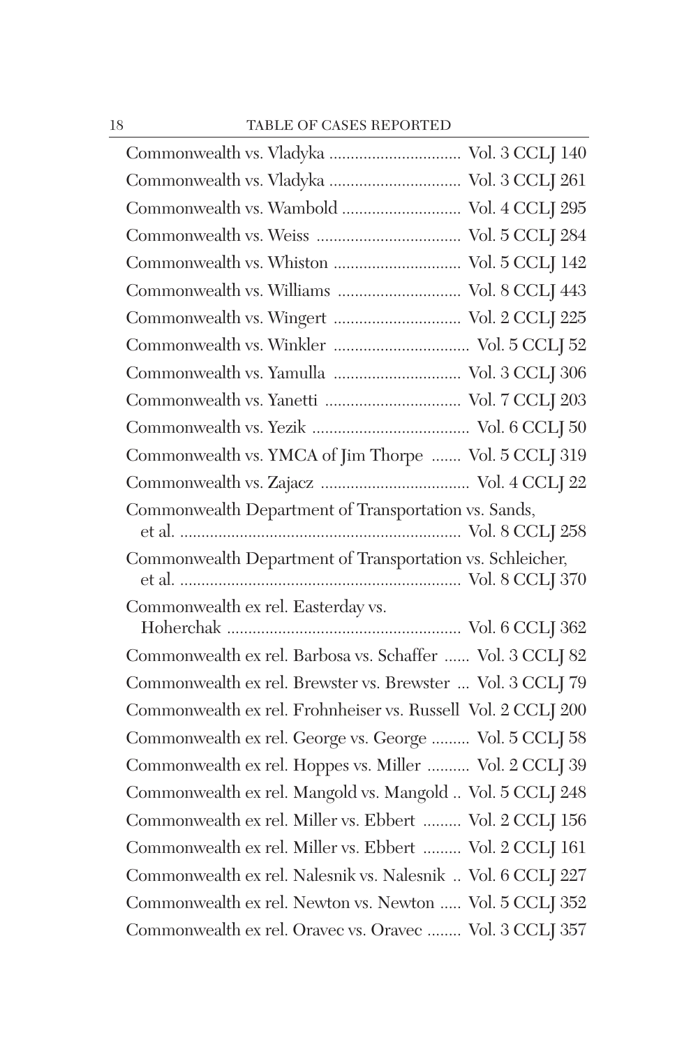Commonwealth vs. Vladyka .............................. Vol. 3 CCLJ 140

Commonwealth vs. Vladyka .............................. Vol. 3 CCLJ 261

Commonwealth vs. Wambold ........................... Vol. 4 CCLJ 295

Commonwealth vs. Weiss ................................. Vol. 5 CCLJ 284

Commonwealth vs. Whiston ............................. Vol. 5 CCLJ 142

Commonwealth vs. Williams ............................ Vol. 8 CCLJ 443

Commonwealth vs. Wingert ............................. Vol. 2 CCLJ 225

Commonwealth vs. Winkler ............................... Vol. 5 CCLJ 52

Commonwealth vs. Yamulla ............................. Vol. 3 CCLJ 306

Commonwealth vs. Yanetti ............................... Vol. 7 CCLJ 203

Commonwealth vs. Yezik .................................... Vol. 6 CCLJ 50

Commonwealth vs. YMCA of Jim Thorpe ....... Vol. 5 CCLJ 319

Commonwealth vs. Zajacz .................................. Vol. 4 CCLJ 22

Commonwealth Department of Transportation vs. Sands, et al. ................................................................. Vol. 8 CCLJ 258

Commonwealth Department of Transportation vs. Schleicher, et al. ................................................................. Vol. 8 CCLJ 370

Commonwealth ex rel. Easterday vs. Hoherchak ...................................................... Vol. 6 CCLJ 362

Commonwealth ex rel. Barbosa vs. Schaffer ...... Vol. 3 CCLJ 82

Commonwealth ex rel. Brewster vs. Brewster ... Vol. 3 CCLJ 79

Commonwealth ex rel. Frohnheiser vs. Russell Vol. 2 CCLJ 200

Commonwealth ex rel. George vs. George ......... Vol. 5 CCLJ 58

Commonwealth ex rel. Hoppes vs. Miller .......... Vol. 2 CCLJ 39

Commonwealth ex rel. Mangold vs. Mangold .. Vol. 5 CCLJ 248

Commonwealth ex rel. Miller vs. Ebbert ......... Vol. 2 CCLJ 156

Commonwealth ex rel. Miller vs. Ebbert ......... Vol. 2 CCLJ 161

Commonwealth ex rel. Nalesnik vs. Nalesnik .. Vol. 6 CCLJ 227

Commonwealth ex rel. Newton vs. Newton ..... Vol. 5 CCLJ 352

Commonwealth ex rel. Oravec vs. Oravec ........ Vol. 3 CCLJ 357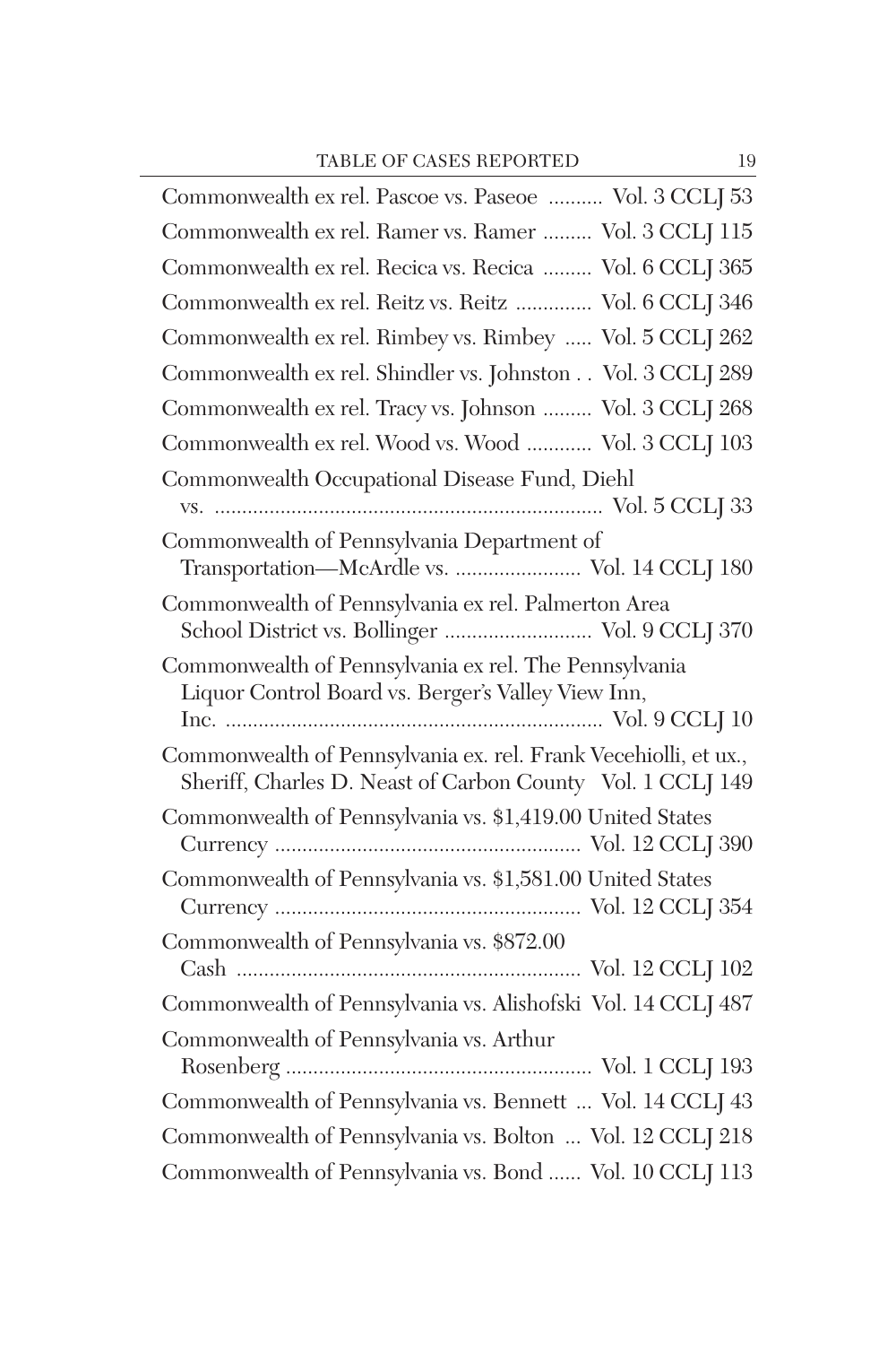Commonwealth ex rel. Pascoe vs. Paseoe .......... Vol. 3 CCLJ 53

Commonwealth ex rel. Ramer vs. Ramer ......... Vol. 3 CCLJ 115

Commonwealth ex rel. Recica vs. Recica ......... Vol. 6 CCLJ 365

Commonwealth ex rel. Reitz vs. Reitz .............. Vol. 6 CCLJ 346

Commonwealth ex rel. Rimbey vs. Rimbey ..... Vol. 5 CCLJ 262

Commonwealth ex rel. Shindler vs. Johnston . . Vol. 3 CCLJ 289

Commonwealth ex rel. Tracy vs. Johnson ......... Vol. 3 CCLJ 268

Commonwealth ex rel. Wood vs. Wood ............ Vol. 3 CCLJ 103

Commonwealth Occupational Disease Fund, Diehl vs. ....................................................................... Vol. 5 CCLJ 33

Commonwealth of Pennsylvania Department of Transportation—McArdle vs. ....................... Vol. 14 CCLJ 180

Commonwealth of Pennsylvania ex rel. Palmerton Area School District vs. Bollinger ........................... Vol. 9 CCLJ 370

Commonwealth of Pennsylvania ex rel. The Pennsylvania Liquor Control Board vs. Berger's Valley View Inn, Inc. .................................................................... Vol. 9 CCLJ 10

Commonwealth of Pennsylvania ex. rel. Frank Vecehiolli, et ux., Sheriff, Charles D. Neast of Carbon County Vol. 1 CCLJ 149

Commonwealth of Pennsylvania vs. $1,419.00 United States Currency ....................................................... Vol. 12 CCLJ 390

Commonwealth of Pennsylvania vs. $1,581.00 United States Currency ....................................................... Vol. 12 CCLJ 354

Commonwealth of Pennsylvania vs. $872.00 Cash .............................................................. Vol. 12 CCLJ 102

Commonwealth of Pennsylvania vs. Alishofski Vol. 14 CCLJ 487

Commonwealth of Pennsylvania vs. Arthur Rosenberg ....................................................... Vol. 1 CCLJ 193

Commonwealth of Pennsylvania vs. Bennett ... Vol. 14 CCLJ 43

Commonwealth of Pennsylvania vs. Bolton ... Vol. 12 CCLJ 218

Commonwealth of Pennsylvania vs. Bond ...... Vol. 10 CCLJ 113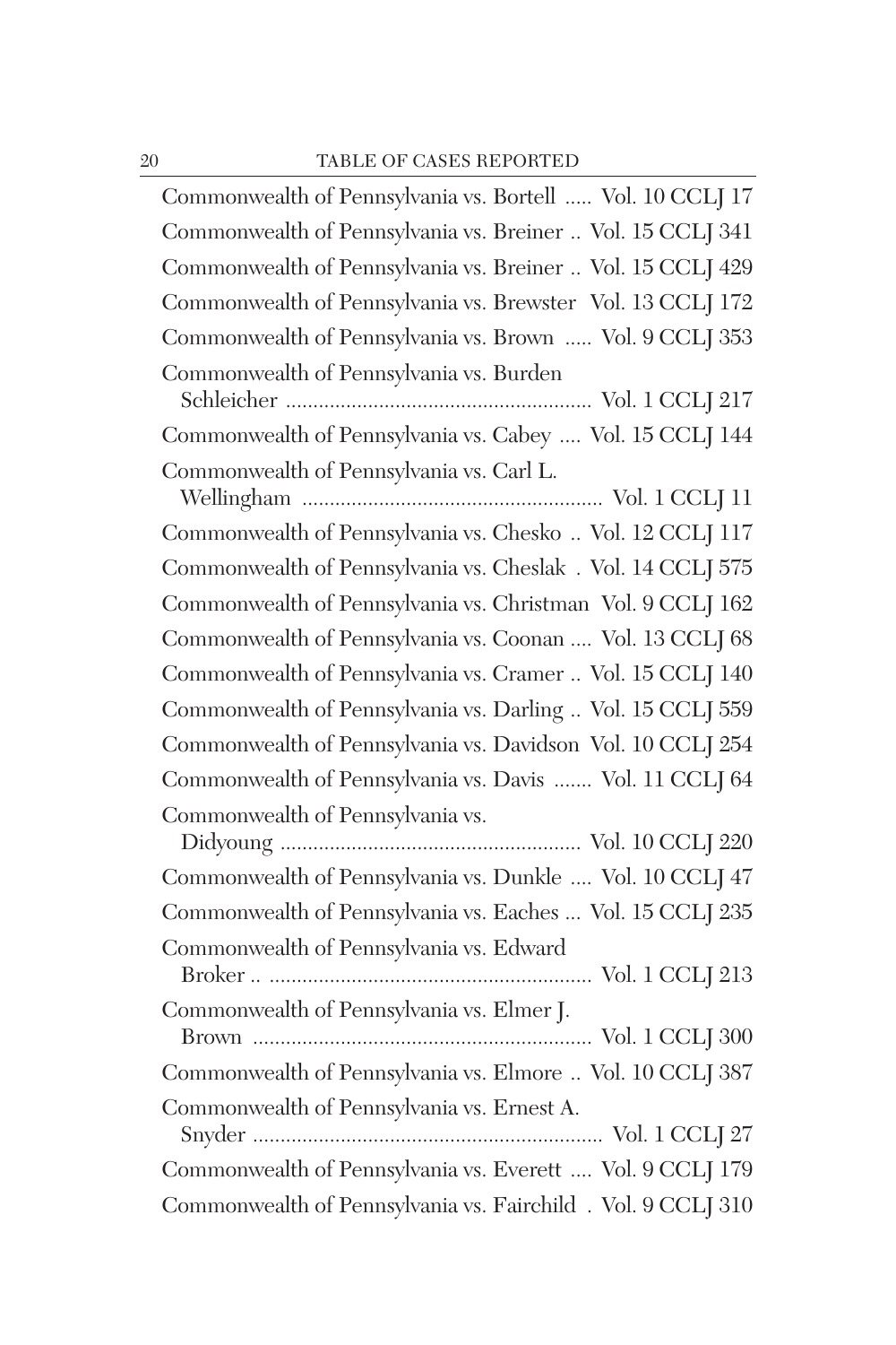Commonwealth of Pennsylvania vs. Bortell ..... Vol. 10 CCLJ 17

Commonwealth of Pennsylvania vs. Breiner .. Vol. 15 CCLJ 341

Commonwealth of Pennsylvania vs. Breiner .. Vol. 15 CCLJ 429

Commonwealth of Pennsylvania vs. Brewster Vol. 13 CCLJ 172

Commonwealth of Pennsylvania vs. Brown ..... Vol. 9 CCLJ 353

Commonwealth of Pennsylvania vs. Burden Schleicher ........................................................ Vol. 1 CCLJ 217

Commonwealth of Pennsylvania vs. Cabey .... Vol. 15 CCLJ 144

Commonwealth of Pennsylvania vs. Carl L. Wellingham ....................................................... Vol. 1 CCLJ 11

Commonwealth of Pennsylvania vs. Chesko .. Vol. 12 CCLJ 117

Commonwealth of Pennsylvania vs. Cheslak . Vol. 14 CCLJ 575

Commonwealth of Pennsylvania vs. Christman Vol. 9 CCLJ 162

Commonwealth of Pennsylvania vs. Coonan .... Vol. 13 CCLJ 68

Commonwealth of Pennsylvania vs. Cramer .. Vol. 15 CCLJ 140

Commonwealth of Pennsylvania vs. Darling .. Vol. 15 CCLJ 559

Commonwealth of Pennsylvania vs. Davidson Vol. 10 CCLJ 254

Commonwealth of Pennsylvania vs. Davis ....... Vol. 11 CCLJ 64

Commonwealth of Pennsylvania vs. Didyoung ....................................................... Vol. 10 CCLJ 220

Commonwealth of Pennsylvania vs. Dunkle .... Vol. 10 CCLJ 47

Commonwealth of Pennsylvania vs. Eaches ... Vol. 15 CCLJ 235

Commonwealth of Pennsylvania vs. Edward Broker .. ........................................................... Vol. 1 CCLJ 213

Commonwealth of Pennsylvania vs. Elmer J. Brown .............................................................. Vol. 1 CCLJ 300

Commonwealth of Pennsylvania vs. Elmore .. Vol. 10 CCLJ 387

Commonwealth of Pennsylvania vs. Ernest A. Snyder ................................................................ Vol. 1 CCLJ 27

Commonwealth of Pennsylvania vs. Everett .... Vol. 9 CCLJ 179

Commonwealth of Pennsylvania vs. Fairchild . Vol. 9 CCLJ 310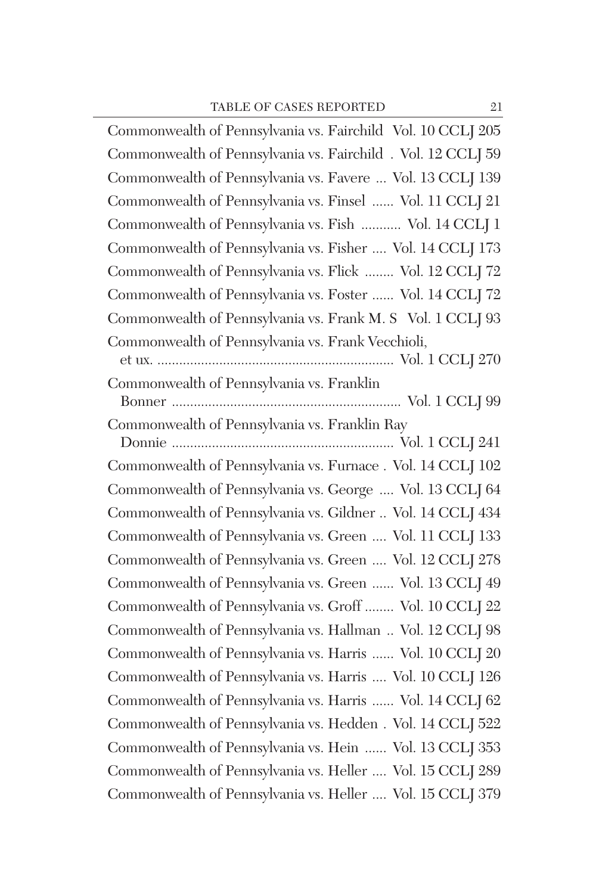Commonwealth of Pennsylvania vs. Fairchild Vol. 10 CCLJ 205
Commonwealth of Pennsylvania vs. Fairchild . Vol. 12 CCLJ 59
Commonwealth of Pennsylvania vs. Favere ... Vol. 13 CCLJ 139
Commonwealth of Pennsylvania vs. Finsel ...... Vol. 11 CCLJ 21
Commonwealth of Pennsylvania vs. Fish ........... Vol. 14 CCLJ 1
Commonwealth of Pennsylvania vs. Fisher .... Vol. 14 CCLJ 173
Commonwealth of Pennsylvania vs. Flick ........ Vol. 12 CCLJ 72
Commonwealth of Pennsylvania vs. Foster ...... Vol. 14 CCLJ 72
Commonwealth of Pennsylvania vs. Frank M. S Vol. 1 CCLJ 93
Commonwealth of Pennsylvania vs. Frank Vecchioli, et ux. ................................................................ Vol. 1 CCLJ 270
Commonwealth of Pennsylvania vs. Franklin Bonner ............................................................. Vol. 1 CCLJ 99
Commonwealth of Pennsylvania vs. Franklin Ray Donnie ........................................................... Vol. 1 CCLJ 241
Commonwealth of Pennsylvania vs. Furnace . Vol. 14 CCLJ 102
Commonwealth of Pennsylvania vs. George .... Vol. 13 CCLJ 64
Commonwealth of Pennsylvania vs. Gildner .. Vol. 14 CCLJ 434
Commonwealth of Pennsylvania vs. Green .... Vol. 11 CCLJ 133
Commonwealth of Pennsylvania vs. Green .... Vol. 12 CCLJ 278
Commonwealth of Pennsylvania vs. Green ...... Vol. 13 CCLJ 49
Commonwealth of Pennsylvania vs. Groff ........ Vol. 10 CCLJ 22
Commonwealth of Pennsylvania vs. Hallman .. Vol. 12 CCLJ 98
Commonwealth of Pennsylvania vs. Harris ...... Vol. 10 CCLJ 20
Commonwealth of Pennsylvania vs. Harris .... Vol. 10 CCLJ 126
Commonwealth of Pennsylvania vs. Harris ...... Vol. 14 CCLJ 62
Commonwealth of Pennsylvania vs. Hedden . Vol. 14 CCLJ 522
Commonwealth of Pennsylvania vs. Hein ...... Vol. 13 CCLJ 353
Commonwealth of Pennsylvania vs. Heller .... Vol. 15 CCLJ 289
Commonwealth of Pennsylvania vs. Heller .... Vol. 15 CCLJ 379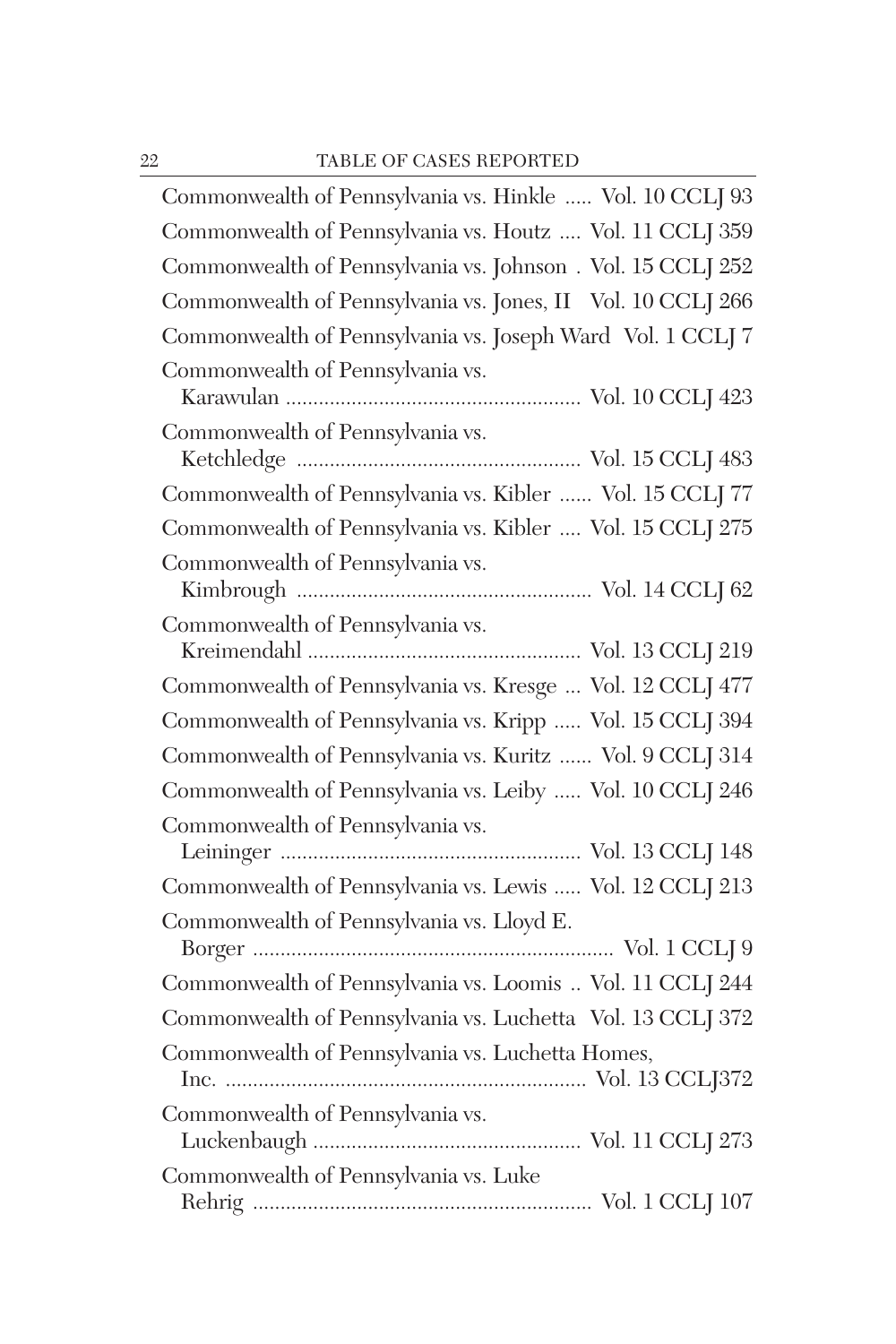Commonwealth of Pennsylvania vs. Hinkle ..... Vol. 10 CCLJ 93

Commonwealth of Pennsylvania vs. Houtz .... Vol. 11 CCLJ 359

Commonwealth of Pennsylvania vs. Johnson . Vol. 15 CCLJ 252

Commonwealth of Pennsylvania vs. Jones, II Vol. 10 CCLJ 266

Commonwealth of Pennsylvania vs. Joseph Ward Vol. 1 CCLJ 7

Commonwealth of Pennsylvania vs. Karawulan ...................................................... Vol. 10 CCLJ 423

Commonwealth of Pennsylvania vs. Ketchledge .................................................... Vol. 15 CCLJ 483

Commonwealth of Pennsylvania vs. Kibler ...... Vol. 15 CCLJ 77

Commonwealth of Pennsylvania vs. Kibler .... Vol. 15 CCLJ 275

Commonwealth of Pennsylvania vs. Kimbrough ...................................................... Vol. 14 CCLJ 62

Commonwealth of Pennsylvania vs. Kreimendahl .................................................. Vol. 13 CCLJ 219

Commonwealth of Pennsylvania vs. Kresge ... Vol. 12 CCLJ 477

Commonwealth of Pennsylvania vs. Kripp ..... Vol. 15 CCLJ 394

Commonwealth of Pennsylvania vs. Kuritz ...... Vol. 9 CCLJ 314

Commonwealth of Pennsylvania vs. Leiby ..... Vol. 10 CCLJ 246

Commonwealth of Pennsylvania vs. Leininger ....................................................... Vol. 13 CCLJ 148

Commonwealth of Pennsylvania vs. Lewis ..... Vol. 12 CCLJ 213

Commonwealth of Pennsylvania vs. Lloyd E. Borger .................................................................. Vol. 1 CCLJ 9

Commonwealth of Pennsylvania vs. Loomis .. Vol. 11 CCLJ 244

Commonwealth of Pennsylvania vs. Luchetta Vol. 13 CCLJ 372

Commonwealth of Pennsylvania vs. Luchetta Homes, Inc. .................................................................. Vol. 13 CCLJ372

Commonwealth of Pennsylvania vs. Luckenbaugh ................................................. Vol. 11 CCLJ 273

Commonwealth of Pennsylvania vs. Luke Rehrig .............................................................. Vol. 1 CCLJ 107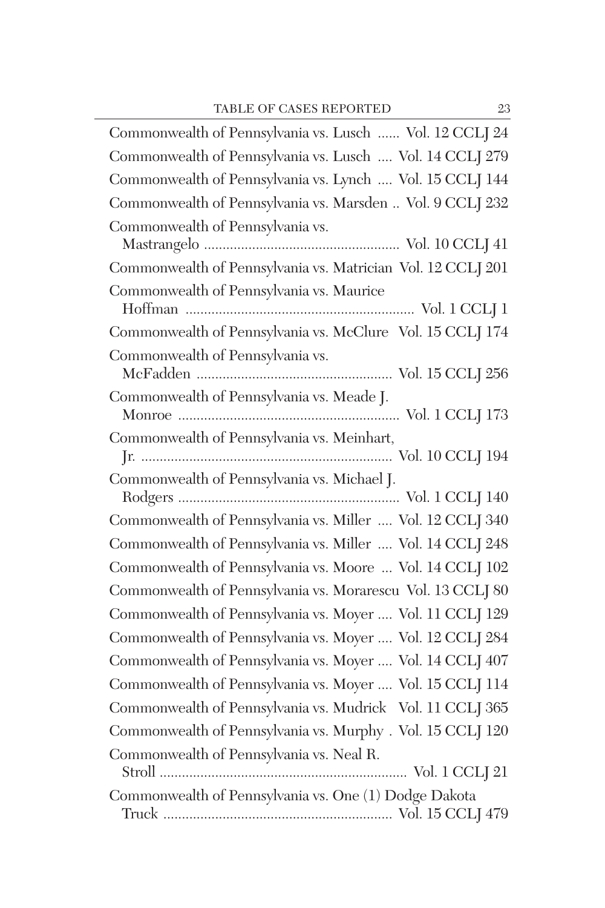Commonwealth of Pennsylvania vs. Lusch ...... Vol. 12 CCLJ 24

Commonwealth of Pennsylvania vs. Lusch .... Vol. 14 CCLJ 279

Commonwealth of Pennsylvania vs. Lynch .... Vol. 15 CCLJ 144

Commonwealth of Pennsylvania vs. Marsden .. Vol. 9 CCLJ 232

Commonwealth of Pennsylvania vs. Mastrangelo .................................................... Vol. 10 CCLJ 41

Commonwealth of Pennsylvania vs. Matrician Vol. 12 CCLJ 201

Commonwealth of Pennsylvania vs. Maurice Hoffman ............................................................ Vol. 1 CCLJ 1

Commonwealth of Pennsylvania vs. McClure Vol. 15 CCLJ 174

Commonwealth of Pennsylvania vs. McFadden .................................................... Vol. 15 CCLJ 256

Commonwealth of Pennsylvania vs. Meade J. Monroe ........................................................... Vol. 1 CCLJ 173

Commonwealth of Pennsylvania vs. Meinhart, Jr. .................................................................. Vol. 10 CCLJ 194

Commonwealth of Pennsylvania vs. Michael J. Rodgers ........................................................... Vol. 1 CCLJ 140

Commonwealth of Pennsylvania vs. Miller .... Vol. 12 CCLJ 340

Commonwealth of Pennsylvania vs. Miller .... Vol. 14 CCLJ 248

Commonwealth of Pennsylvania vs. Moore ... Vol. 14 CCLJ 102

Commonwealth of Pennsylvania vs. Morarescu Vol. 13 CCLJ 80

Commonwealth of Pennsylvania vs. Moyer .... Vol. 11 CCLJ 129

Commonwealth of Pennsylvania vs. Moyer .... Vol. 12 CCLJ 284

Commonwealth of Pennsylvania vs. Moyer .... Vol. 14 CCLJ 407

Commonwealth of Pennsylvania vs. Moyer .... Vol. 15 CCLJ 114

Commonwealth of Pennsylvania vs. Mudrick Vol. 11 CCLJ 365

Commonwealth of Pennsylvania vs. Murphy . Vol. 15 CCLJ 120

Commonwealth of Pennsylvania vs. Neal R. Stroll .................................................................. Vol. 1 CCLJ 21

Commonwealth of Pennsylvania vs. One (1) Dodge Dakota Truck ............................................................. Vol. 15 CCLJ 479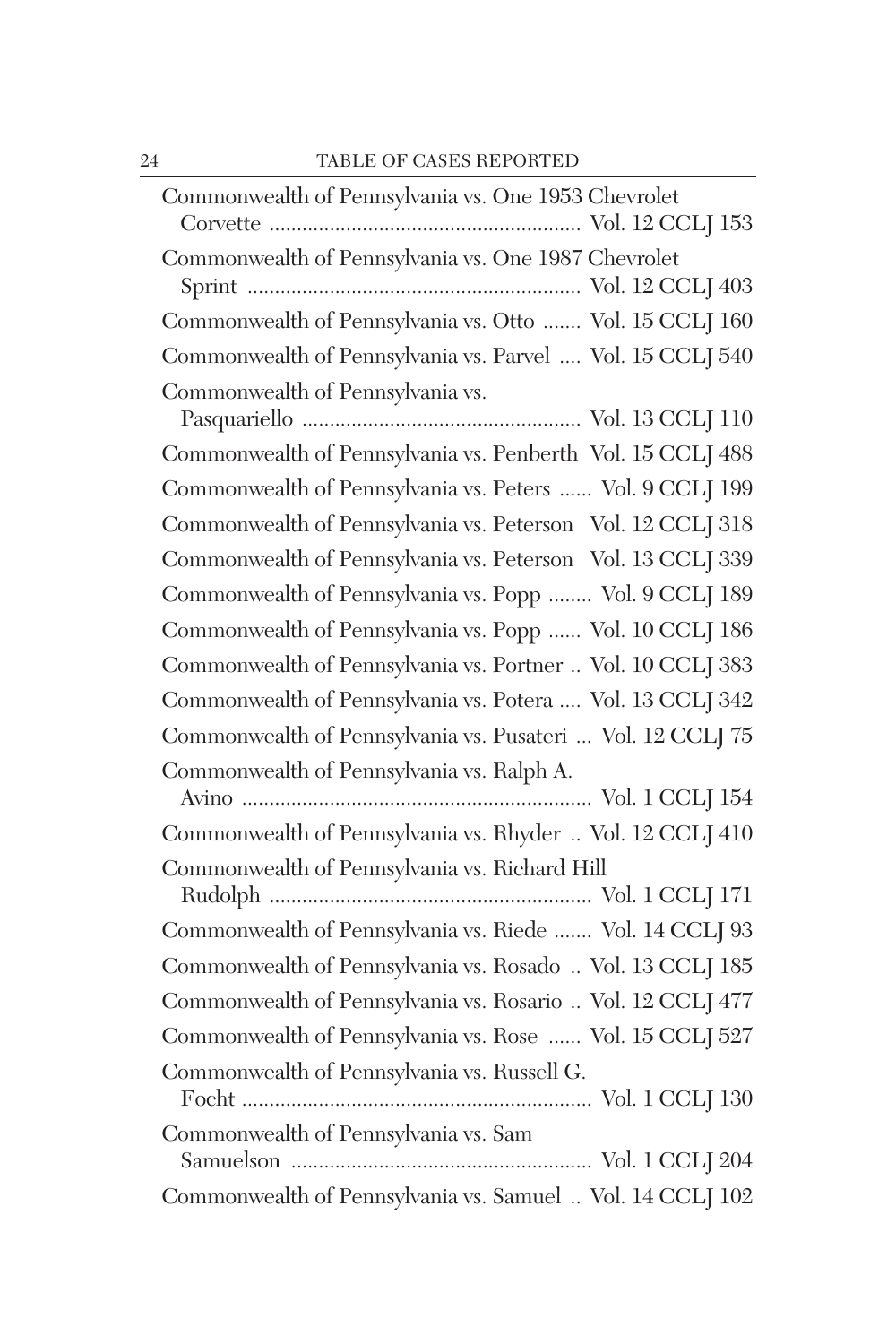Commonwealth of Pennsylvania vs. One 1953 Chevrolet Corvette ........................................................ Vol. 12 CCLJ 153

Commonwealth of Pennsylvania vs. One 1987 Chevrolet Sprint ............................................................ Vol. 12 CCLJ 403

Commonwealth of Pennsylvania vs. Otto ....... Vol. 15 CCLJ 160

Commonwealth of Pennsylvania vs. Parvel .... Vol. 15 CCLJ 540

Commonwealth of Pennsylvania vs. Pasquariello .................................................. Vol. 13 CCLJ 110

Commonwealth of Pennsylvania vs. Penberth Vol. 15 CCLJ 488

Commonwealth of Pennsylvania vs. Peters ...... Vol. 9 CCLJ 199

Commonwealth of Pennsylvania vs. Peterson Vol. 12 CCLJ 318

Commonwealth of Pennsylvania vs. Peterson Vol. 13 CCLJ 339

Commonwealth of Pennsylvania vs. Popp ........ Vol. 9 CCLJ 189

Commonwealth of Pennsylvania vs. Popp ...... Vol. 10 CCLJ 186

Commonwealth of Pennsylvania vs. Portner .. Vol. 10 CCLJ 383

Commonwealth of Pennsylvania vs. Potera .... Vol. 13 CCLJ 342

Commonwealth of Pennsylvania vs. Pusateri ... Vol. 12 CCLJ 75

Commonwealth of Pennsylvania vs. Ralph A. Avino ................................................................ Vol. 1 CCLJ 154

Commonwealth of Pennsylvania vs. Rhyder .. Vol. 12 CCLJ 410

Commonwealth of Pennsylvania vs. Richard Hill Rudolph .......................................................... Vol. 1 CCLJ 171

Commonwealth of Pennsylvania vs. Riede ....... Vol. 14 CCLJ 93

Commonwealth of Pennsylvania vs. Rosado .. Vol. 13 CCLJ 185

Commonwealth of Pennsylvania vs. Rosario .. Vol. 12 CCLJ 477

Commonwealth of Pennsylvania vs. Rose ...... Vol. 15 CCLJ 527

Commonwealth of Pennsylvania vs. Russell G. Focht ................................................................ Vol. 1 CCLJ 130

Commonwealth of Pennsylvania vs. Sam Samuelson ....................................................... Vol. 1 CCLJ 204

Commonwealth of Pennsylvania vs. Samuel .. Vol. 14 CCLJ 102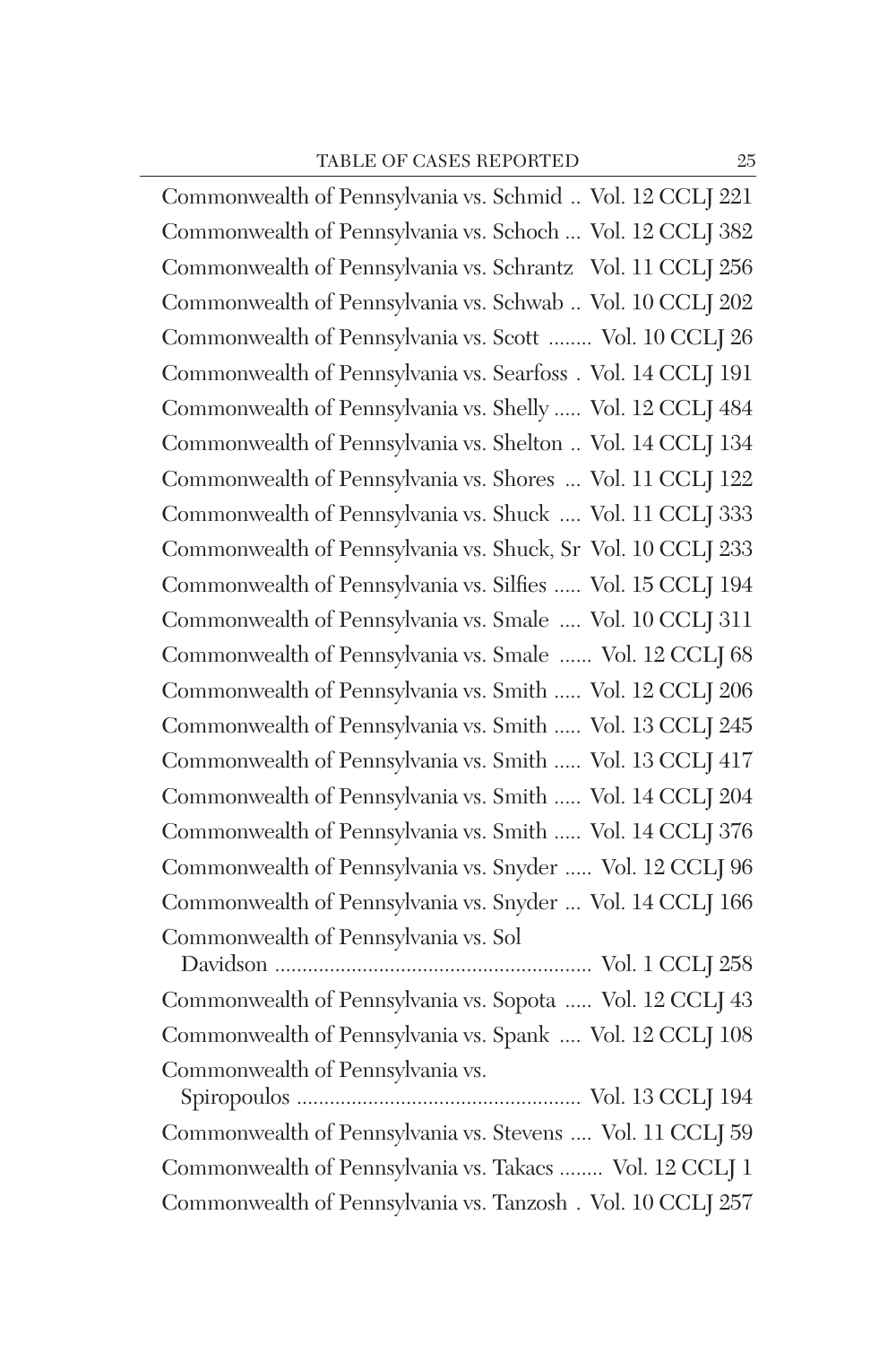Commonwealth of Pennsylvania vs. Schmid .. Vol. 12 CCLJ 221

Commonwealth of Pennsylvania vs. Schoch ... Vol. 12 CCLJ 382

Commonwealth of Pennsylvania vs. Schrantz Vol. 11 CCLJ 256

Commonwealth of Pennsylvania vs. Schwab .. Vol. 10 CCLJ 202

Commonwealth of Pennsylvania vs. Scott ........ Vol. 10 CCLJ 26

Commonwealth of Pennsylvania vs. Searfoss . Vol. 14 CCLJ 191

Commonwealth of Pennsylvania vs. Shelly ..... Vol. 12 CCLJ 484

Commonwealth of Pennsylvania vs. Shelton .. Vol. 14 CCLJ 134

Commonwealth of Pennsylvania vs. Shores ... Vol. 11 CCLJ 122

Commonwealth of Pennsylvania vs. Shuck .... Vol. 11 CCLJ 333

Commonwealth of Pennsylvania vs. Shuck, Sr Vol. 10 CCLJ 233

Commonwealth of Pennsylvania vs. Silfies ..... Vol. 15 CCLJ 194

Commonwealth of Pennsylvania vs. Smale .... Vol. 10 CCLJ 311

Commonwealth of Pennsylvania vs. Smale ...... Vol. 12 CCLJ 68

Commonwealth of Pennsylvania vs. Smith ..... Vol. 12 CCLJ 206

Commonwealth of Pennsylvania vs. Smith ..... Vol. 13 CCLJ 245

Commonwealth of Pennsylvania vs. Smith ..... Vol. 13 CCLJ 417

Commonwealth of Pennsylvania vs. Smith ..... Vol. 14 CCLJ 204

Commonwealth of Pennsylvania vs. Smith ..... Vol. 14 CCLJ 376

Commonwealth of Pennsylvania vs. Snyder ..... Vol. 12 CCLJ 96

Commonwealth of Pennsylvania vs. Snyder ... Vol. 14 CCLJ 166

Commonwealth of Pennsylvania vs. Sol Davidson .......................................................... Vol. 1 CCLJ 258

Commonwealth of Pennsylvania vs. Sopota ..... Vol. 12 CCLJ 43

Commonwealth of Pennsylvania vs. Spank .... Vol. 12 CCLJ 108

Commonwealth of Pennsylvania vs. Spiropoulos ................................................... Vol. 13 CCLJ 194

Commonwealth of Pennsylvania vs. Stevens .... Vol. 11 CCLJ 59

Commonwealth of Pennsylvania vs. Takacs ........ Vol. 12 CCLJ 1

Commonwealth of Pennsylvania vs. Tanzosh . Vol. 10 CCLJ 257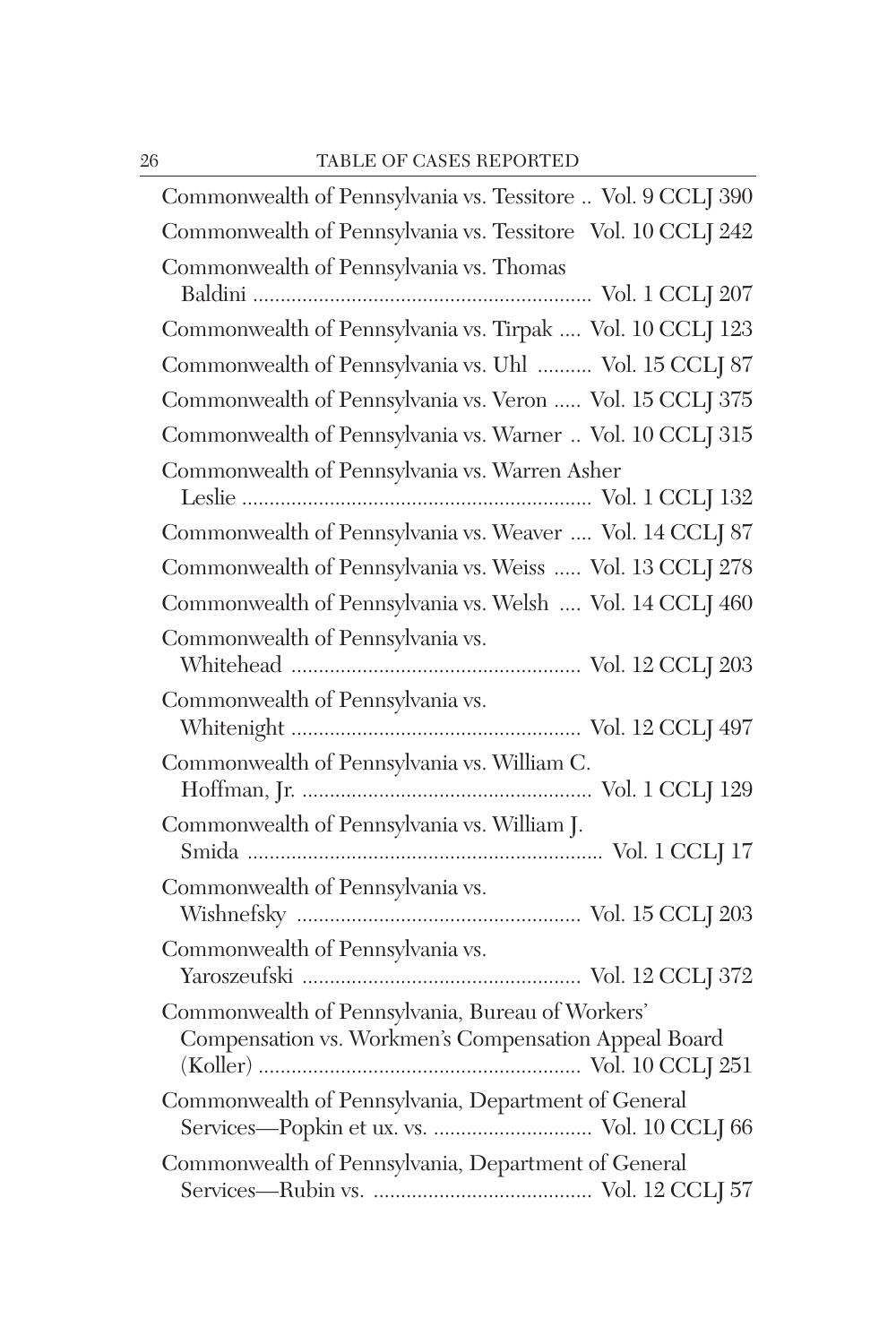| Case | Citation |
|---|---|
| Commonwealth of Pennsylvania vs. Tessitore | Vol. 9 CCLJ 390 |
| Commonwealth of Pennsylvania vs. Tessitore | Vol. 10 CCLJ 242 |
| Commonwealth of Pennsylvania vs. Thomas Baldini | Vol. 1 CCLJ 207 |
| Commonwealth of Pennsylvania vs. Tirpak | Vol. 10 CCLJ 123 |
| Commonwealth of Pennsylvania vs. Uhl | Vol. 15 CCLJ 87 |
| Commonwealth of Pennsylvania vs. Veron | Vol. 15 CCLJ 375 |
| Commonwealth of Pennsylvania vs. Warner | Vol. 10 CCLJ 315 |
| Commonwealth of Pennsylvania vs. Warren Asher Leslie | Vol. 1 CCLJ 132 |
| Commonwealth of Pennsylvania vs. Weaver | Vol. 14 CCLJ 87 |
| Commonwealth of Pennsylvania vs. Weiss | Vol. 13 CCLJ 278 |
| Commonwealth of Pennsylvania vs. Welsh | Vol. 14 CCLJ 460 |
| Commonwealth of Pennsylvania vs. Whitehead | Vol. 12 CCLJ 203 |
| Commonwealth of Pennsylvania vs. Whitenight | Vol. 12 CCLJ 497 |
| Commonwealth of Pennsylvania vs. William C. Hoffman, Jr. | Vol. 1 CCLJ 129 |
| Commonwealth of Pennsylvania vs. William J. Smida | Vol. 1 CCLJ 17 |
| Commonwealth of Pennsylvania vs. Wishnefsky | Vol. 15 CCLJ 203 |
| Commonwealth of Pennsylvania vs. Yaroszeufski | Vol. 12 CCLJ 372 |
| Commonwealth of Pennsylvania, Bureau of Workers' Compensation vs. Workmen's Compensation Appeal Board (Koller) | Vol. 10 CCLJ 251 |
| Commonwealth of Pennsylvania, Department of General Services—Popkin et ux. vs. | Vol. 10 CCLJ 66 |
| Commonwealth of Pennsylvania, Department of General Services—Rubin vs. | Vol. 12 CCLJ 57 |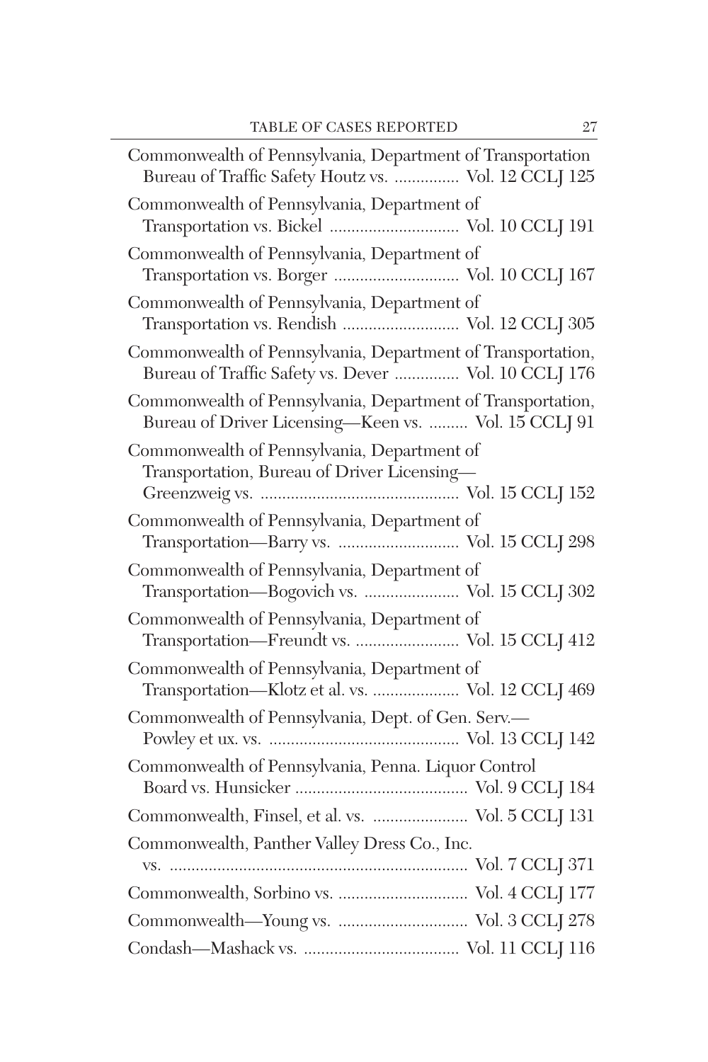Commonwealth of Pennsylvania, Department of Transportation Bureau of Traffic Safety Houtz vs. ............... Vol. 12 CCLJ 125

Commonwealth of Pennsylvania, Department of Transportation vs. Bickel .............................. Vol. 10 CCLJ 191

Commonwealth of Pennsylvania, Department of Transportation vs. Borger ............................. Vol. 10 CCLJ 167

Commonwealth of Pennsylvania, Department of Transportation vs. Rendish ........................... Vol. 12 CCLJ 305

Commonwealth of Pennsylvania, Department of Transportation, Bureau of Traffic Safety vs. Dever ............... Vol. 10 CCLJ 176

Commonwealth of Pennsylvania, Department of Transportation, Bureau of Driver Licensing—Keen vs. ......... Vol. 15 CCLJ 91

Commonwealth of Pennsylvania, Department of Transportation, Bureau of Driver Licensing—Greenzweig vs. .............................................. Vol. 15 CCLJ 152

Commonwealth of Pennsylvania, Department of Transportation—Barry vs. ............................ Vol. 15 CCLJ 298

Commonwealth of Pennsylvania, Department of Transportation—Bogovich vs. ...................... Vol. 15 CCLJ 302

Commonwealth of Pennsylvania, Department of Transportation—Freundt vs. ........................ Vol. 15 CCLJ 412

Commonwealth of Pennsylvania, Department of Transportation—Klotz et al. vs. .................... Vol. 12 CCLJ 469

Commonwealth of Pennsylvania, Dept. of Gen. Serv.—Powley et ux. vs. ............................................ Vol. 13 CCLJ 142

Commonwealth of Pennsylvania, Penna. Liquor Control Board vs. Hunsicker ........................................ Vol. 9 CCLJ 184

Commonwealth, Finsel, et al. vs. ...................... Vol. 5 CCLJ 131

Commonwealth, Panther Valley Dress Co., Inc. vs. ..................................................................... Vol. 7 CCLJ 371

Commonwealth, Sorbino vs. .............................. Vol. 4 CCLJ 177

Commonwealth—Young vs. .............................. Vol. 3 CCLJ 278

Condash—Mashack vs. .................................... Vol. 11 CCLJ 116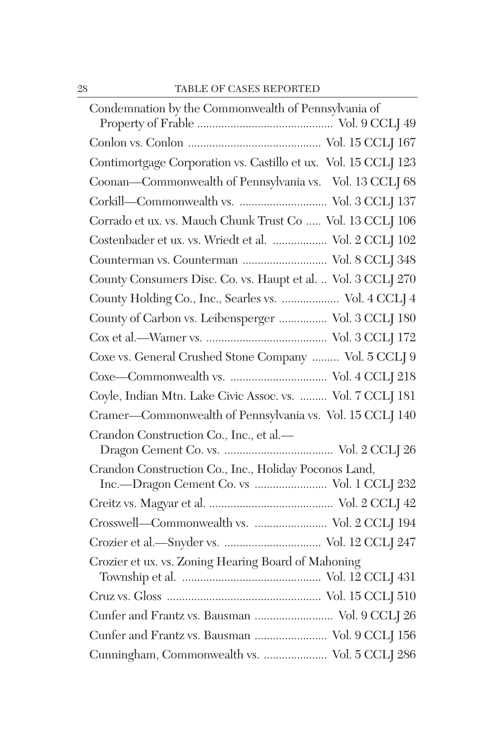Condemnation by the Commonwealth of Pennsylvania of Property of Frable ............................................. Vol. 9 CCLJ 49

Conlon vs. Conlon ........................................... Vol. 15 CCLJ 167

Contimortgage Corporation vs. Castillo et ux. Vol. 15 CCLJ 123

Coonan—Commonwealth of Pennsylvania vs. Vol. 13 CCLJ 68

Corkill—Commonwealth vs. ............................ Vol. 3 CCLJ 137

Corrado et ux. vs. Mauch Chunk Trust Co ..... Vol. 13 CCLJ 106

Costenbader et ux. vs. Wriedt et al. .................. Vol. 2 CCLJ 102

Counterman vs. Counterman ............................ Vol. 8 CCLJ 348

County Consumers Disc. Co. vs. Haupt et al. .. Vol. 3 CCLJ 270

County Holding Co., Inc., Searles vs. ................... Vol. 4 CCLJ 4

County of Carbon vs. Leibensperger ................ Vol. 3 CCLJ 180

Cox et al.—Wamer vs. ........................................ Vol. 3 CCLJ 172

Coxe vs. General Crushed Stone Company ......... Vol. 5 CCLJ 9

Coxe—Commonwealth vs. ................................ Vol. 4 CCLJ 218

Coyle, Indian Mtn. Lake Civic Assoc. vs. ......... Vol. 7 CCLJ 181

Cramer—Commonwealth of Pennsylvania vs. Vol. 15 CCLJ 140

Crandon Construction Co., Inc., et al.—Dragon Cement Co. vs. .................................... Vol. 2 CCLJ 26

Crandon Construction Co., Inc., Holiday Poconos Land, Inc.—Dragon Cement Co. vs ........................ Vol. 1 CCLJ 232

Creitz vs. Magyar et al. ......................................... Vol. 2 CCLJ 42

Crosswell—Commonwealth vs. ........................ Vol. 2 CCLJ 194

Crozier et al.—Snyder vs. ................................ Vol. 12 CCLJ 247

Crozier et ux. vs. Zoning Hearing Board of Mahoning Township et al. ............................................. Vol. 12 CCLJ 431

Cruz vs. Gloss .................................................. Vol. 15 CCLJ 510

Cunfer and Frantz vs. Bausman .......................... Vol. 9 CCLJ 26

Cunfer and Frantz vs. Bausman ........................ Vol. 9 CCLJ 156

Cunningham, Commonwealth vs. ..................... Vol. 5 CCLJ 286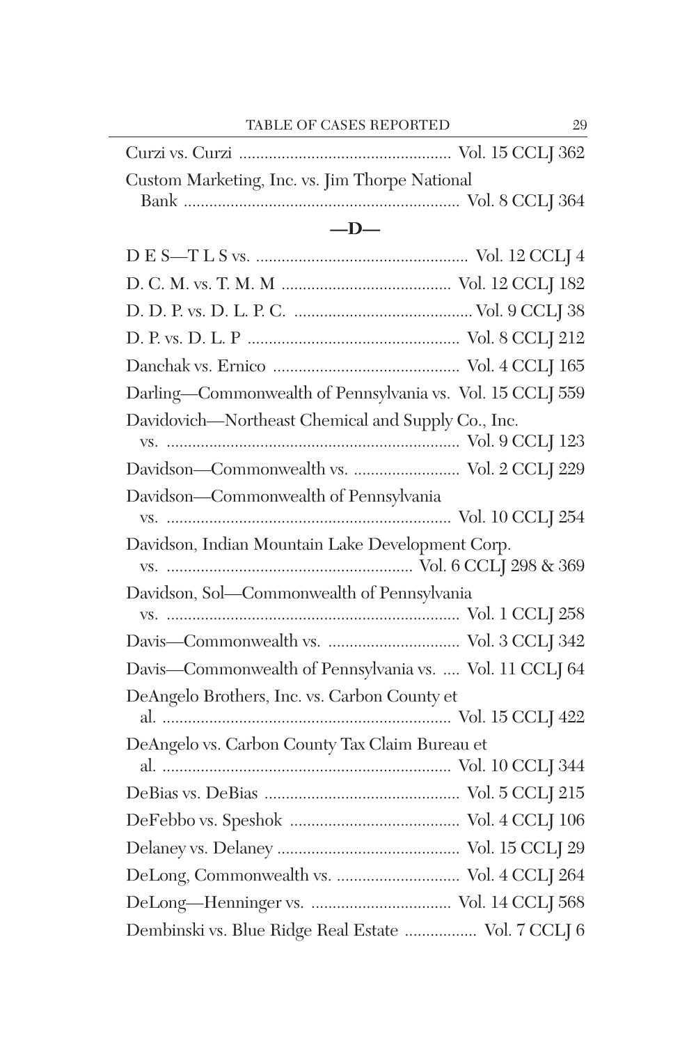Curzi vs. Curzi ................................................. Vol. 15 CCLJ 362

Custom Marketing, Inc. vs. Jim Thorpe National Bank ................................................................ Vol. 8 CCLJ 364

## —D—

D E S—T L S vs. ................................................. Vol. 12 CCLJ 4

D. C. M. vs. T. M. M ....................................... Vol. 12 CCLJ 182

D. D. P. vs. D. L. P. C. ......................................... Vol. 9 CCLJ 38

D. P. vs. D. L. P ................................................. Vol. 8 CCLJ 212

Danchak vs. Ernico ........................................... Vol. 4 CCLJ 165

Darling—Commonwealth of Pennsylvania vs. Vol. 15 CCLJ 559

Davidovich—Northeast Chemical and Supply Co., Inc. vs. .................................................................... Vol. 9 CCLJ 123

Davidson—Commonwealth vs. ......................... Vol. 2 CCLJ 229

Davidson—Commonwealth of Pennsylvania vs. .................................................................. Vol. 10 CCLJ 254

Davidson, Indian Mountain Lake Development Corp. vs. ......................................................... Vol. 6 CCLJ 298 & 369

Davidson, Sol—Commonwealth of Pennsylvania vs. .................................................................... Vol. 1 CCLJ 258

Davis—Commonwealth vs. ............................... Vol. 3 CCLJ 342

Davis—Commonwealth of Pennsylvania vs. .... Vol. 11 CCLJ 64

DeAngelo Brothers, Inc. vs. Carbon County et al. ................................................................... Vol. 15 CCLJ 422

DeAngelo vs. Carbon County Tax Claim Bureau et al. ................................................................... Vol. 10 CCLJ 344

DeBias vs. DeBias ............................................. Vol. 5 CCLJ 215

DeFebbo vs. Speshok ........................................ Vol. 4 CCLJ 106

Delaney vs. Delaney ........................................... Vol. 15 CCLJ 29

DeLong, Commonwealth vs. ............................. Vol. 4 CCLJ 264

DeLong—Henninger vs. ................................. Vol. 14 CCLJ 568

Dembinski vs. Blue Ridge Real Estate ................. Vol. 7 CCLJ 6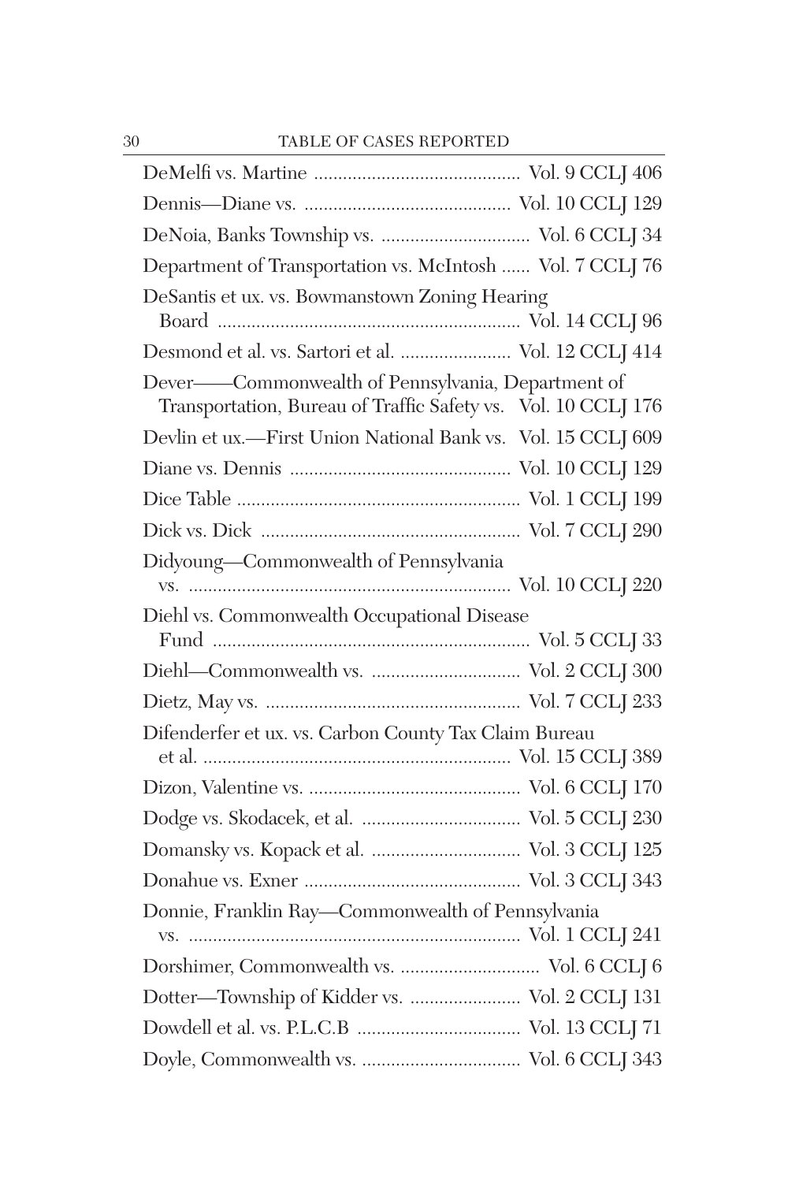DeMelfi vs. Martine .......................................... Vol. 9 CCLJ 406

Dennis—Diane vs. .......................................... Vol. 10 CCLJ 129

DeNoia, Banks Township vs. ............................... Vol. 6 CCLJ 34

Department of Transportation vs. McIntosh ...... Vol. 7 CCLJ 76

DeSantis et ux. vs. Bowmanstown Zoning Hearing Board .............................................................. Vol. 14 CCLJ 96

Desmond et al. vs. Sartori et al. ....................... Vol. 12 CCLJ 414

Dever——Commonwealth of Pennsylvania, Department of Transportation, Bureau of Traffic Safety vs. Vol. 10 CCLJ 176

Devlin et ux.—First Union National Bank vs. Vol. 15 CCLJ 609

Diane vs. Dennis ............................................. Vol. 10 CCLJ 129

Dice Table .......................................................... Vol. 1 CCLJ 199

Dick vs. Dick ..................................................... Vol. 7 CCLJ 290

Didyoung—Commonwealth of Pennsylvania vs. .................................................................. Vol. 10 CCLJ 220

Diehl vs. Commonwealth Occupational Disease Fund ................................................................. Vol. 5 CCLJ 33

Diehl—Commonwealth vs. ............................... Vol. 2 CCLJ 300

Dietz, May vs. .................................................... Vol. 7 CCLJ 233

Difenderfer et ux. vs. Carbon County Tax Claim Bureau et al. ............................................................... Vol. 15 CCLJ 389

Dizon, Valentine vs. ........................................... Vol. 6 CCLJ 170

Dodge vs. Skodacek, et al. ................................ Vol. 5 CCLJ 230

Domansky vs. Kopack et al. ............................... Vol. 3 CCLJ 125

Donahue vs. Exner ............................................ Vol. 3 CCLJ 343

Donnie, Franklin Ray—Commonwealth of Pennsylvania vs. .................................................................... Vol. 1 CCLJ 241

Dorshimer, Commonwealth vs. ............................ Vol. 6 CCLJ 6

Dotter—Township of Kidder vs. ....................... Vol. 2 CCLJ 131

Dowdell et al. vs. P.L.C.B ................................. Vol. 13 CCLJ 71

Doyle, Commonwealth vs. ................................. Vol. 6 CCLJ 343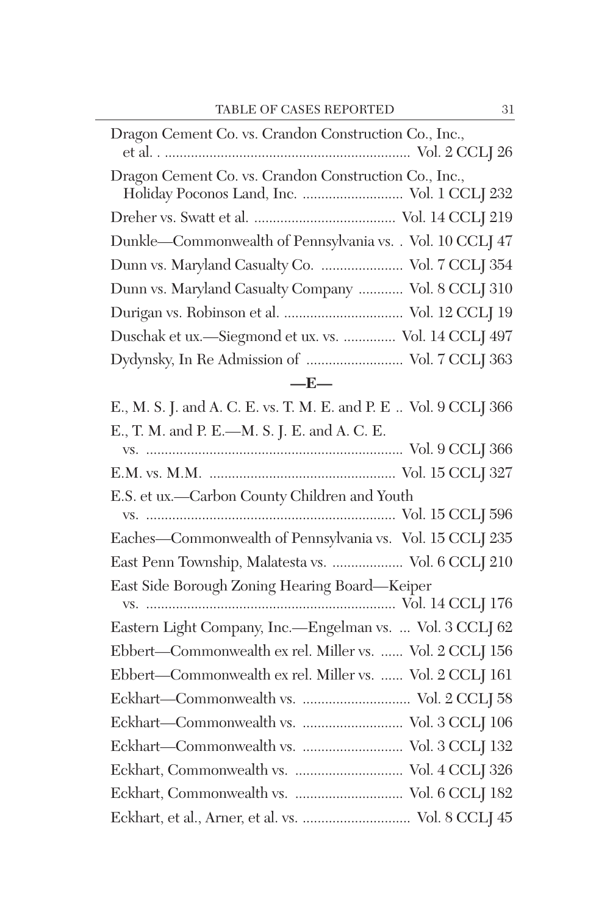Dragon Cement Co. vs. Crandon Construction Co., Inc., et al. . .................................................................. Vol. 2 CCLJ 26

Dragon Cement Co. vs. Crandon Construction Co., Inc., Holiday Poconos Land, Inc. ........................... Vol. 1 CCLJ 232

Dreher vs. Swatt et al. ...................................... Vol. 14 CCLJ 219

Dunkle—Commonwealth of Pennsylvania vs. . Vol. 10 CCLJ 47

Dunn vs. Maryland Casualty Co. ...................... Vol. 7 CCLJ 354

Dunn vs. Maryland Casualty Company ............ Vol. 8 CCLJ 310

Durigan vs. Robinson et al. ................................ Vol. 12 CCLJ 19

Duschak et ux.—Siegmond et ux. vs. .............. Vol. 14 CCLJ 497

Dydynsky, In Re Admission of .......................... Vol. 7 CCLJ 363

## —E—

E., M. S. J. and A. C. E. vs. T. M. E. and P. E .. Vol. 9 CCLJ 366

E., T. M. and P. E.—M. S. J. E. and A. C. E. vs. ..................................................................... Vol. 9 CCLJ 366

E.M. vs. M.M. .................................................. Vol. 15 CCLJ 327

E.S. et ux.—Carbon County Children and Youth vs. ................................................................... Vol. 15 CCLJ 596

Eaches—Commonwealth of Pennsylvania vs. Vol. 15 CCLJ 235

East Penn Township, Malatesta vs. ................... Vol. 6 CCLJ 210

East Side Borough Zoning Hearing Board—Keiper vs. ................................................................... Vol. 14 CCLJ 176

Eastern Light Company, Inc.—Engelman vs. ... Vol. 3 CCLJ 62

Ebbert—Commonwealth ex rel. Miller vs. ...... Vol. 2 CCLJ 156

Ebbert—Commonwealth ex rel. Miller vs. ...... Vol. 2 CCLJ 161

Eckhart—Commonwealth vs. ............................ Vol. 2 CCLJ 58

Eckhart—Commonwealth vs. ........................... Vol. 3 CCLJ 106

Eckhart—Commonwealth vs. ........................... Vol. 3 CCLJ 132

Eckhart, Commonwealth vs. ............................. Vol. 4 CCLJ 326

Eckhart, Commonwealth vs. ............................. Vol. 6 CCLJ 182

Eckhart, et al., Arner, et al. vs. ............................. Vol. 8 CCLJ 45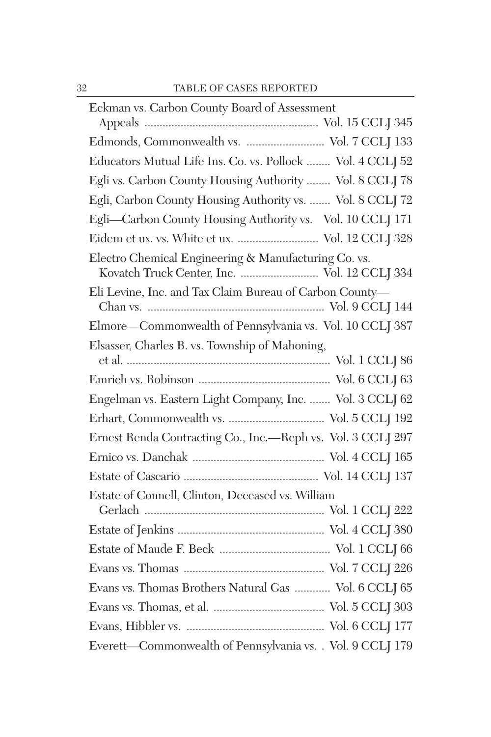Eckman vs. Carbon County Board of Assessment Appeals .......................................................... Vol. 15 CCLJ 345

Edmonds, Commonwealth vs. .......................... Vol. 7 CCLJ 133

Educators Mutual Life Ins. Co. vs. Pollock ........ Vol. 4 CCLJ 52

Egli vs. Carbon County Housing Authority ........ Vol. 8 CCLJ 78

Egli, Carbon County Housing Authority vs. ....... Vol. 8 CCLJ 72

Egli—Carbon County Housing Authority vs. Vol. 10 CCLJ 171

Eidem et ux. vs. White et ux. ........................... Vol. 12 CCLJ 328

Electro Chemical Engineering & Manufacturing Co. vs. Kovatch Truck Center, Inc. .......................... Vol. 12 CCLJ 334

Eli Levine, Inc. and Tax Claim Bureau of Carbon County—Chan vs. ........................................................... Vol. 9 CCLJ 144

Elmore—Commonwealth of Pennsylvania vs. Vol. 10 CCLJ 387

Elsasser, Charles B. vs. Township of Mahoning, et al. .................................................................... Vol. 1 CCLJ 86

Emrich vs. Robinson ........................................... Vol. 6 CCLJ 63

Engelman vs. Eastern Light Company, Inc. ....... Vol. 3 CCLJ 62

Erhart, Commonwealth vs. ................................ Vol. 5 CCLJ 192

Ernest Renda Contracting Co., Inc.—Reph vs. Vol. 3 CCLJ 297

Ernico vs. Danchak ............................................ Vol. 4 CCLJ 165

Estate of Cascario ............................................. Vol. 14 CCLJ 137

Estate of Connell, Clinton, Deceased vs. William Gerlach ............................................................ Vol. 1 CCLJ 222

Estate of Jenkins ................................................. Vol. 4 CCLJ 380

Estate of Maude F. Beck ..................................... Vol. 1 CCLJ 66

Evans vs. Thomas ............................................... Vol. 7 CCLJ 226

Evans vs. Thomas Brothers Natural Gas ............ Vol. 6 CCLJ 65

Evans vs. Thomas, et al. ..................................... Vol. 5 CCLJ 303

Evans, Hibbler vs. .............................................. Vol. 6 CCLJ 177

Everett—Commonwealth of Pennsylvania vs. . Vol. 9 CCLJ 179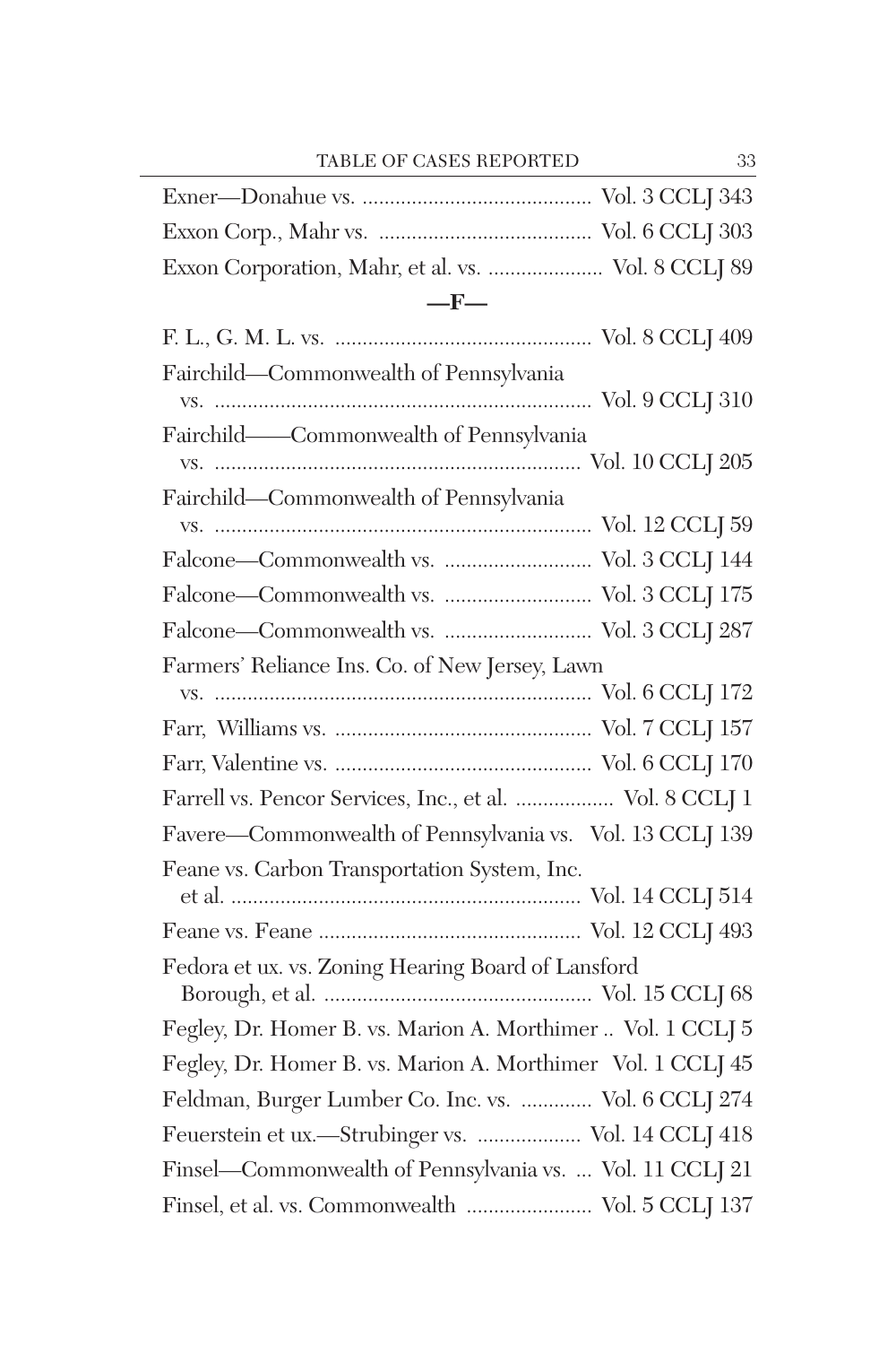Exner—Donahue vs. .......................................... Vol. 3 CCLJ 343

Exxon Corp., Mahr vs. ....................................... Vol. 6 CCLJ 303

Exxon Corporation, Mahr, et al. vs. ..................... Vol. 8 CCLJ 89

## —F—

F. L., G. M. L. vs. ............................................... Vol. 8 CCLJ 409

Fairchild—Commonwealth of Pennsylvania vs. ..................................................................... Vol. 9 CCLJ 310

Fairchild——Commonwealth of Pennsylvania vs. ................................................................... Vol. 10 CCLJ 205

Fairchild—Commonwealth of Pennsylvania vs. ..................................................................... Vol. 12 CCLJ 59

Falcone—Commonwealth vs. ........................... Vol. 3 CCLJ 144

Falcone—Commonwealth vs. ........................... Vol. 3 CCLJ 175

Falcone—Commonwealth vs. ........................... Vol. 3 CCLJ 287

Farmers' Reliance Ins. Co. of New Jersey, Lawn vs. ..................................................................... Vol. 6 CCLJ 172

Farr, Williams vs. ............................................... Vol. 7 CCLJ 157

Farr, Valentine vs. ............................................... Vol. 6 CCLJ 170

Farrell vs. Pencor Services, Inc., et al. .................. Vol. 8 CCLJ 1

Favere—Commonwealth of Pennsylvania vs. Vol. 13 CCLJ 139

Feane vs. Carbon Transportation System, Inc. et al. ................................................................ Vol. 14 CCLJ 514

Feane vs. Feane ................................................ Vol. 12 CCLJ 493

Fedora et ux. vs. Zoning Hearing Board of Lansford Borough, et al. ................................................. Vol. 15 CCLJ 68

Fegley, Dr. Homer B. vs. Marion A. Morthimer .. Vol. 1 CCLJ 5

Fegley, Dr. Homer B. vs. Marion A. Morthimer Vol. 1 CCLJ 45

Feldman, Burger Lumber Co. Inc. vs. ............. Vol. 6 CCLJ 274

Feuerstein et ux.—Strubinger vs. ................... Vol. 14 CCLJ 418

Finsel—Commonwealth of Pennsylvania vs. ... Vol. 11 CCLJ 21

Finsel, et al. vs. Commonwealth ....................... Vol. 5 CCLJ 137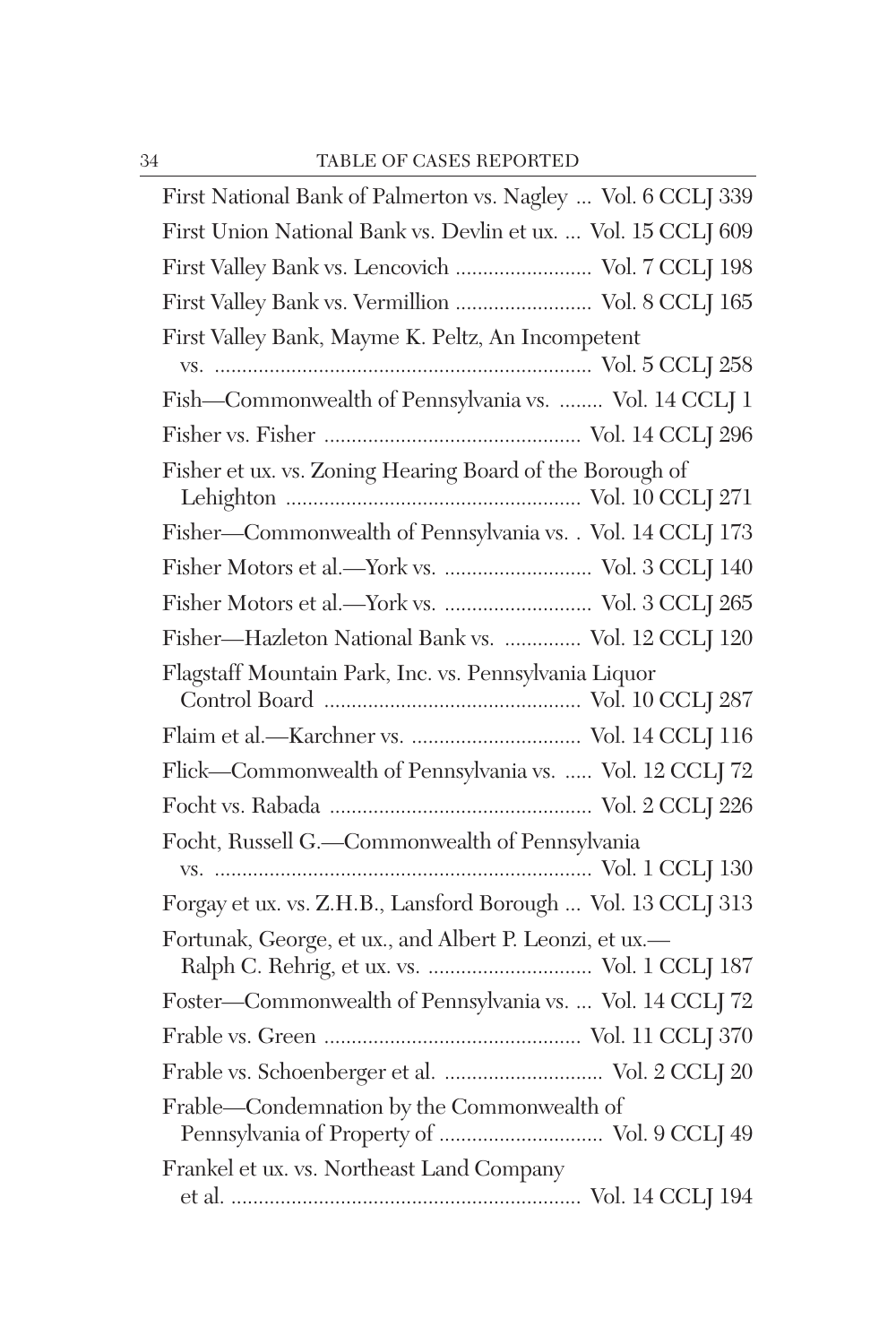First National Bank of Palmerton vs. Nagley ... Vol. 6 CCLJ 339

First Union National Bank vs. Devlin et ux. ... Vol. 15 CCLJ 609

First Valley Bank vs. Lencovich ......................... Vol. 7 CCLJ 198

First Valley Bank vs. Vermillion ......................... Vol. 8 CCLJ 165

First Valley Bank, Mayme K. Peltz, An Incompetent vs. ...................................................................... Vol. 5 CCLJ 258

Fish—Commonwealth of Pennsylvania vs. ........ Vol. 14 CCLJ 1

Fisher vs. Fisher .............................................. Vol. 14 CCLJ 296

Fisher et ux. vs. Zoning Hearing Board of the Borough of Lehighton ...................................................... Vol. 10 CCLJ 271

Fisher—Commonwealth of Pennsylvania vs. . Vol. 14 CCLJ 173

Fisher Motors et al.—York vs. ........................... Vol. 3 CCLJ 140

Fisher Motors et al.—York vs. ........................... Vol. 3 CCLJ 265

Fisher—Hazleton National Bank vs. .............. Vol. 12 CCLJ 120

Flagstaff Mountain Park, Inc. vs. Pennsylvania Liquor Control Board ............................................... Vol. 10 CCLJ 287

Flaim et al.—Karchner vs. ............................... Vol. 14 CCLJ 116

Flick—Commonwealth of Pennsylvania vs. ..... Vol. 12 CCLJ 72

Focht vs. Rabada ................................................ Vol. 2 CCLJ 226

Focht, Russell G.—Commonwealth of Pennsylvania vs. ...................................................................... Vol. 1 CCLJ 130

Forgay et ux. vs. Z.H.B., Lansford Borough ... Vol. 13 CCLJ 313

Fortunak, George, et ux., and Albert P. Leonzi, et ux.—Ralph C. Rehrig, et ux. vs. .............................. Vol. 1 CCLJ 187

Foster—Commonwealth of Pennsylvania vs. ... Vol. 14 CCLJ 72

Frable vs. Green ............................................... Vol. 11 CCLJ 370

Frable vs. Schoenberger et al. ............................ Vol. 2 CCLJ 20

Frable—Condemnation by the Commonwealth of Pennsylvania of Property of .............................. Vol. 9 CCLJ 49

Frankel et ux. vs. Northeast Land Company et al. ................................................................ Vol. 14 CCLJ 194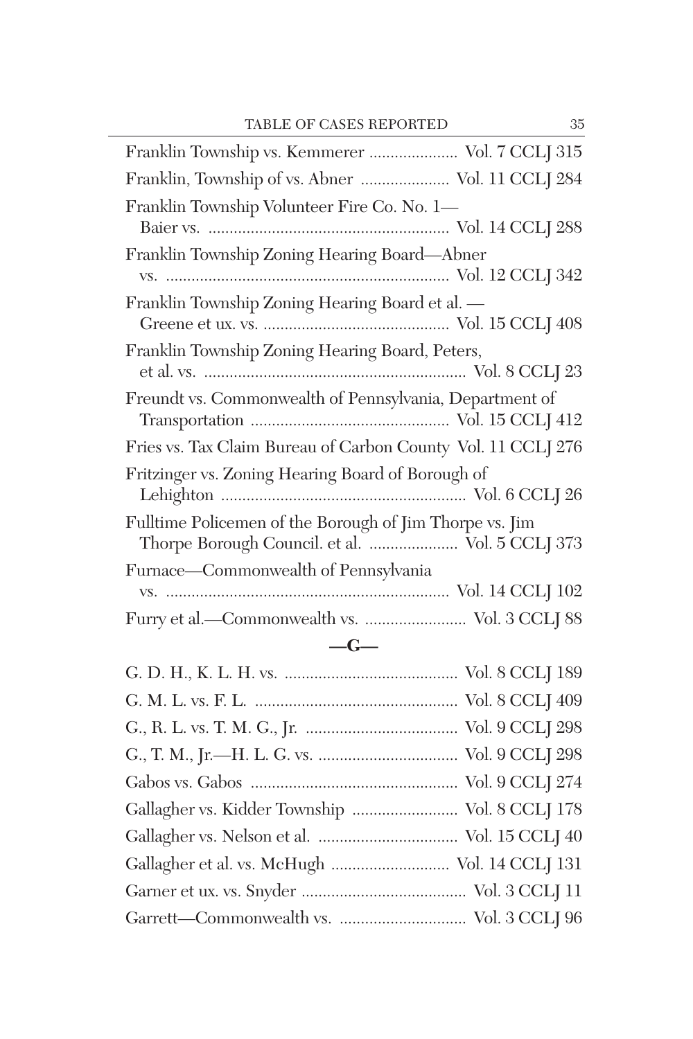Franklin Township vs. Kemmerer ..................... Vol. 7 CCLJ 315

Franklin, Township of vs. Abner ..................... Vol. 11 CCLJ 284

Franklin Township Volunteer Fire Co. No. 1—
Baier vs. ........................................................ Vol. 14 CCLJ 288

Franklin Township Zoning Hearing Board—Abner
vs. .................................................................. Vol. 12 CCLJ 342

Franklin Township Zoning Hearing Board et al. —
Greene et ux. vs. ........................................... Vol. 15 CCLJ 408

Franklin Township Zoning Hearing Board, Peters,
et al. vs. ............................................................. Vol. 8 CCLJ 23

Freundt vs. Commonwealth of Pennsylvania, Department of
Transportation .............................................. Vol. 15 CCLJ 412

Fries vs. Tax Claim Bureau of Carbon County Vol. 11 CCLJ 276

Fritzinger vs. Zoning Hearing Board of Borough of
Lehighton ......................................................... Vol. 6 CCLJ 26

Fulltime Policemen of the Borough of Jim Thorpe vs. Jim
Thorpe Borough Council. et al. ..................... Vol. 5 CCLJ 373

Furnace—Commonwealth of Pennsylvania
vs. .................................................................. Vol. 14 CCLJ 102

Furry et al.—Commonwealth vs. ........................ Vol. 3 CCLJ 88

## —G—

G. D. H., K. L. H. vs. ........................................ Vol. 8 CCLJ 189

G. M. L. vs. F. L. ............................................... Vol. 8 CCLJ 409

G., R. L. vs. T. M. G., Jr. ................................... Vol. 9 CCLJ 298

G., T. M., Jr.—H. L. G. vs. ................................ Vol. 9 CCLJ 298

Gabos vs. Gabos ................................................ Vol. 9 CCLJ 274

Gallagher vs. Kidder Township ......................... Vol. 8 CCLJ 178

Gallagher vs. Nelson et al. ................................. Vol. 15 CCLJ 40

Gallagher et al. vs. McHugh ............................ Vol. 14 CCLJ 131

Garner et ux. vs. Snyder ....................................... Vol. 3 CCLJ 11

Garrett—Commonwealth vs. .............................. Vol. 3 CCLJ 96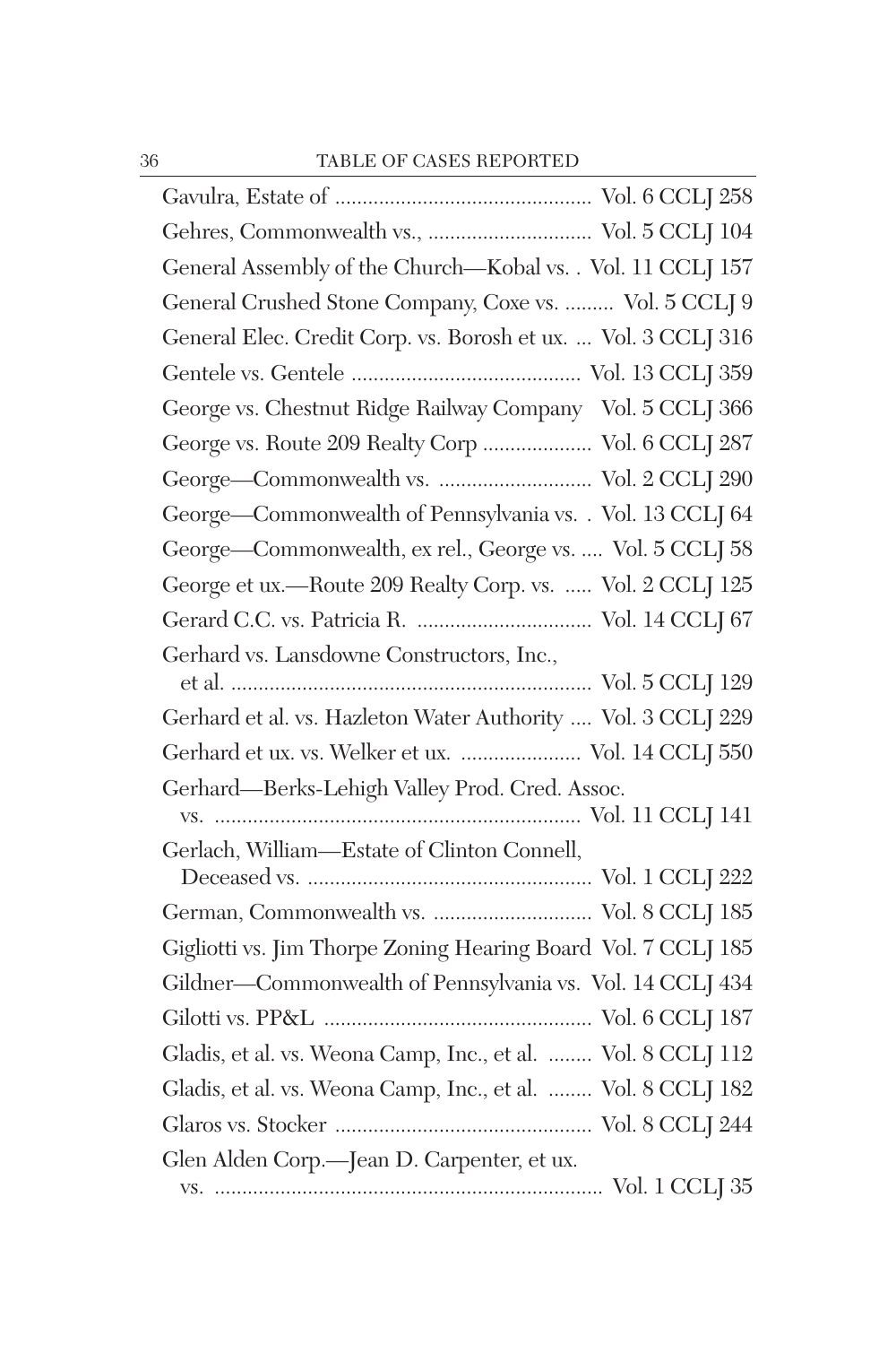Gavulra, Estate of ............................................... Vol. 6 CCLJ 258

Gehres, Commonwealth vs., ............................. Vol. 5 CCLJ 104

General Assembly of the Church—Kobal vs. . Vol. 11 CCLJ 157

General Crushed Stone Company, Coxe vs. ......... Vol. 5 CCLJ 9

General Elec. Credit Corp. vs. Borosh et ux. ... Vol. 3 CCLJ 316

Gentele vs. Gentele .......................................... Vol. 13 CCLJ 359

George vs. Chestnut Ridge Railway Company Vol. 5 CCLJ 366

George vs. Route 209 Realty Corp .................... Vol. 6 CCLJ 287

George—Commonwealth vs. ........................... Vol. 2 CCLJ 290

George—Commonwealth of Pennsylvania vs. . Vol. 13 CCLJ 64

George—Commonwealth, ex rel., George vs. .... Vol. 5 CCLJ 58

George et ux.—Route 209 Realty Corp. vs. ..... Vol. 2 CCLJ 125

Gerard C.C. vs. Patricia R. ................................ Vol. 14 CCLJ 67

Gerhard vs. Lansdowne Constructors, Inc., et al. ................................................................. Vol. 5 CCLJ 129

Gerhard et al. vs. Hazleton Water Authority .... Vol. 3 CCLJ 229

Gerhard et ux. vs. Welker et ux. ...................... Vol. 14 CCLJ 550

Gerhard—Berks-Lehigh Valley Prod. Cred. Assoc. vs. .................................................................. Vol. 11 CCLJ 141

Gerlach, William—Estate of Clinton Connell, Deceased vs. .................................................... Vol. 1 CCLJ 222

German, Commonwealth vs. ............................ Vol. 8 CCLJ 185

Gigliotti vs. Jim Thorpe Zoning Hearing Board Vol. 7 CCLJ 185

Gildner—Commonwealth of Pennsylvania vs. Vol. 14 CCLJ 434

Gilotti vs. PP&L ................................................ Vol. 6 CCLJ 187

Gladis, et al. vs. Weona Camp, Inc., et al. ........ Vol. 8 CCLJ 112

Gladis, et al. vs. Weona Camp, Inc., et al. ........ Vol. 8 CCLJ 182

Glaros vs. Stocker ............................................... Vol. 8 CCLJ 244

Glen Alden Corp.—Jean D. Carpenter, et ux. vs. ....................................................................... Vol. 1 CCLJ 35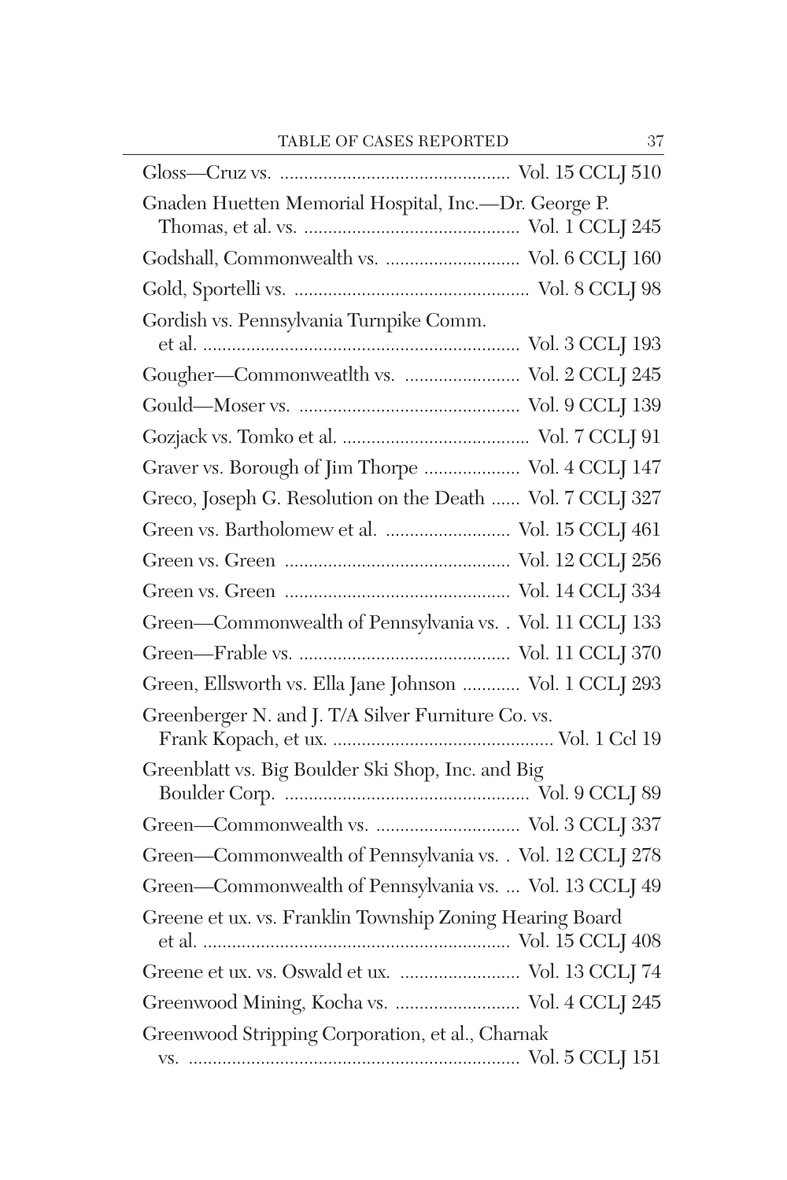| | |
|---|---|
| Gloss—Cruz vs. | Vol. 15 CCLJ 510 |
| Gnaden Huetten Memorial Hospital, Inc.—Dr. George P. Thomas, et al. vs. | Vol. 1 CCLJ 245 |
| Godshall, Commonwealth vs. | Vol. 6 CCLJ 160 |
| Gold, Sportelli vs. | Vol. 8 CCLJ 98 |
| Gordish vs. Pennsylvania Turnpike Comm. et al. | Vol. 3 CCLJ 193 |
| Gougher—Commonweatlth vs. | Vol. 2 CCLJ 245 |
| Gould—Moser vs. | Vol. 9 CCLJ 139 |
| Gozjack vs. Tomko et al. | Vol. 7 CCLJ 91 |
| Graver vs. Borough of Jim Thorpe | Vol. 4 CCLJ 147 |
| Greco, Joseph G. Resolution on the Death | Vol. 7 CCLJ 327 |
| Green vs. Bartholomew et al. | Vol. 15 CCLJ 461 |
| Green vs. Green | Vol. 12 CCLJ 256 |
| Green vs. Green | Vol. 14 CCLJ 334 |
| Green—Commonwealth of Pennsylvania vs. | Vol. 11 CCLJ 133 |
| Green—Frable vs. | Vol. 11 CCLJ 370 |
| Green, Ellsworth vs. Ella Jane Johnson | Vol. 1 CCLJ 293 |
| Greenberger N. and J. T/A Silver Furniture Co. vs. Frank Kopach, et ux. | Vol. 1 Ccl 19 |
| Greenblatt vs. Big Boulder Ski Shop, Inc. and Big Boulder Corp. | Vol. 9 CCLJ 89 |
| Green—Commonwealth vs. | Vol. 3 CCLJ 337 |
| Green—Commonwealth of Pennsylvania vs. | Vol. 12 CCLJ 278 |
| Green—Commonwealth of Pennsylvania vs. ... | Vol. 13 CCLJ 49 |
| Greene et ux. vs. Franklin Township Zoning Hearing Board et al. | Vol. 15 CCLJ 408 |
| Greene et ux. vs. Oswald et ux. | Vol. 13 CCLJ 74 |
| Greenwood Mining, Kocha vs. | Vol. 4 CCLJ 245 |
| Greenwood Stripping Corporation, et al., Charnak vs. | Vol. 5 CCLJ 151 |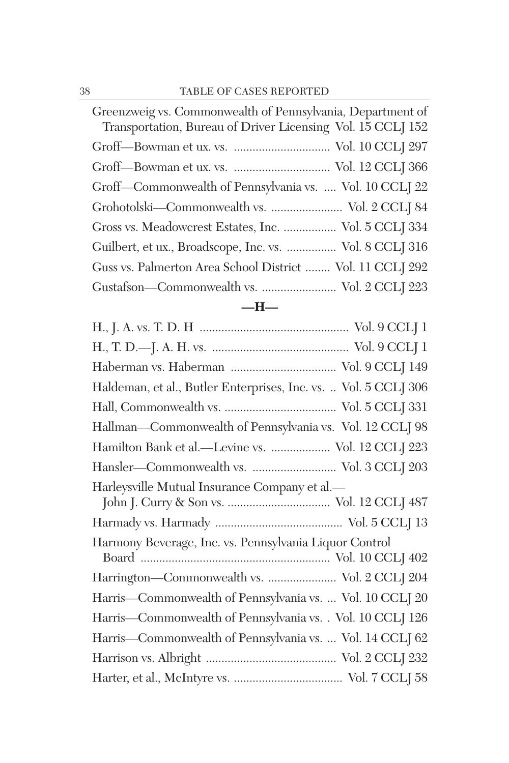Greenzweig vs. Commonwealth of Pennsylvania, Department of Transportation, Bureau of Driver Licensing Vol. 15 CCLJ 152

Groff—Bowman et ux. vs. ............................... Vol. 10 CCLJ 297

Groff—Bowman et ux. vs. ............................... Vol. 12 CCLJ 366

Groff—Commonwealth of Pennsylvania vs. .... Vol. 10 CCLJ 22

Grohotolski—Commonwealth vs. ....................... Vol. 2 CCLJ 84

Gross vs. Meadowcrest Estates, Inc. ................. Vol. 5 CCLJ 334

Guilbert, et ux., Broadscope, Inc. vs. ................ Vol. 8 CCLJ 316

Guss vs. Palmerton Area School District ........ Vol. 11 CCLJ 292

Gustafson—Commonwealth vs. ........................ Vol. 2 CCLJ 223

## —H—

H., J. A. vs. T. D. H ................................................ Vol. 9 CCLJ 1

H., T. D.—J. A. H. vs. ............................................ Vol. 9 CCLJ 1

Haberman vs. Haberman .................................. Vol. 9 CCLJ 149

Haldeman, et al., Butler Enterprises, Inc. vs. .. Vol. 5 CCLJ 306

Hall, Commonwealth vs. .................................... Vol. 5 CCLJ 331

Hallman—Commonwealth of Pennsylvania vs. Vol. 12 CCLJ 98

Hamilton Bank et al.—Levine vs. ................... Vol. 12 CCLJ 223

Hansler—Commonwealth vs. ........................... Vol. 3 CCLJ 203

Harleysville Mutual Insurance Company et al.—
John J. Curry & Son vs. ................................. Vol. 12 CCLJ 487

Harmady vs. Harmady ......................................... Vol. 5 CCLJ 13

Harmony Beverage, Inc. vs. Pennsylvania Liquor Control Board ............................................................ Vol. 10 CCLJ 402

Harrington—Commonwealth vs. ...................... Vol. 2 CCLJ 204

Harris—Commonwealth of Pennsylvania vs. ... Vol. 10 CCLJ 20

Harris—Commonwealth of Pennsylvania vs. . Vol. 10 CCLJ 126

Harris—Commonwealth of Pennsylvania vs. ... Vol. 14 CCLJ 62

Harrison vs. Albright .......................................... Vol. 2 CCLJ 232

Harter, et al., McIntyre vs. ................................... Vol. 7 CCLJ 58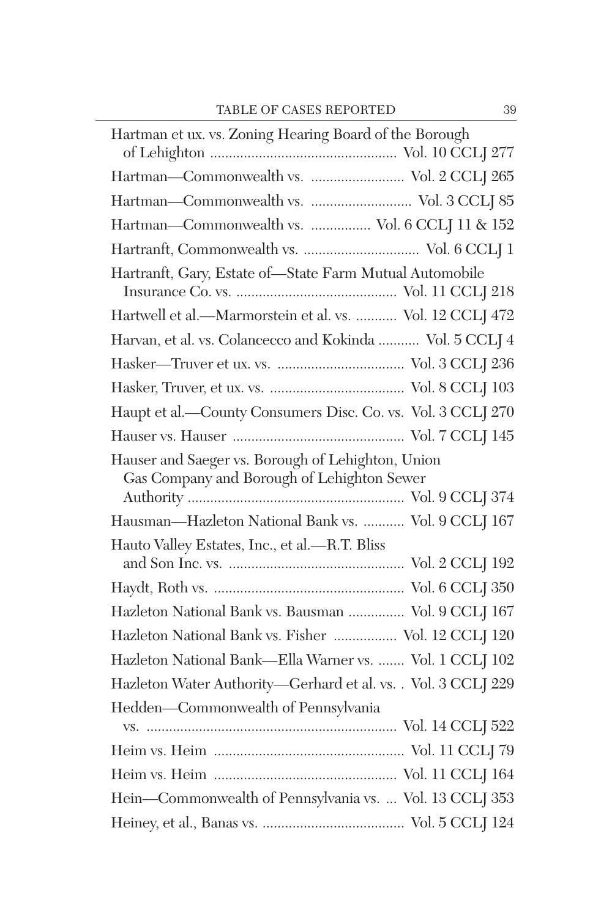Hartman et ux. vs. Zoning Hearing Board of the Borough of Lehighton .................................................. Vol. 10 CCLJ 277

Hartman—Commonwealth vs. ......................... Vol. 2 CCLJ 265

Hartman—Commonwealth vs. .......................... Vol. 3 CCLJ 85

Hartman—Commonwealth vs. ................ Vol. 6 CCLJ 11 & 152

Hartranft, Commonwealth vs. .............................. Vol. 6 CCLJ 1

Hartranft, Gary, Estate of—State Farm Mutual Automobile Insurance Co. vs. .......................................... Vol. 11 CCLJ 218

Hartwell et al.—Marmorstein et al. vs. ........... Vol. 12 CCLJ 472

Harvan, et al. vs. Colancecco and Kokinda ........... Vol. 5 CCLJ 4

Hasker—Truver et ux. vs. ................................ Vol. 3 CCLJ 236

Hasker, Truver, et ux. vs. ................................... Vol. 8 CCLJ 103

Haupt et al.—County Consumers Disc. Co. vs. Vol. 3 CCLJ 270

Hauser vs. Hauser ............................................. Vol. 7 CCLJ 145

Hauser and Saeger vs. Borough of Lehighton, Union Gas Company and Borough of Lehighton Sewer Authority .......................................................... Vol. 9 CCLJ 374

Hausman—Hazleton National Bank vs. ........... Vol. 9 CCLJ 167

Hauto Valley Estates, Inc., et al.—R.T. Bliss and Son Inc. vs. .............................................. Vol. 2 CCLJ 192

Haydt, Roth vs. .................................................. Vol. 6 CCLJ 350

Hazleton National Bank vs. Bausman ............... Vol. 9 CCLJ 167

Hazleton National Bank vs. Fisher ................. Vol. 12 CCLJ 120

Hazleton National Bank—Ella Warner vs. ....... Vol. 1 CCLJ 102

Hazleton Water Authority—Gerhard et al. vs. . Vol. 3 CCLJ 229

Hedden—Commonwealth of Pennsylvania vs. ................................................................... Vol. 14 CCLJ 522

Heim vs. Heim .................................................. Vol. 11 CCLJ 79

Heim vs. Heim ................................................ Vol. 11 CCLJ 164

Hein—Commonwealth of Pennsylvania vs. ... Vol. 13 CCLJ 353

Heiney, et al., Banas vs. ..................................... Vol. 5 CCLJ 124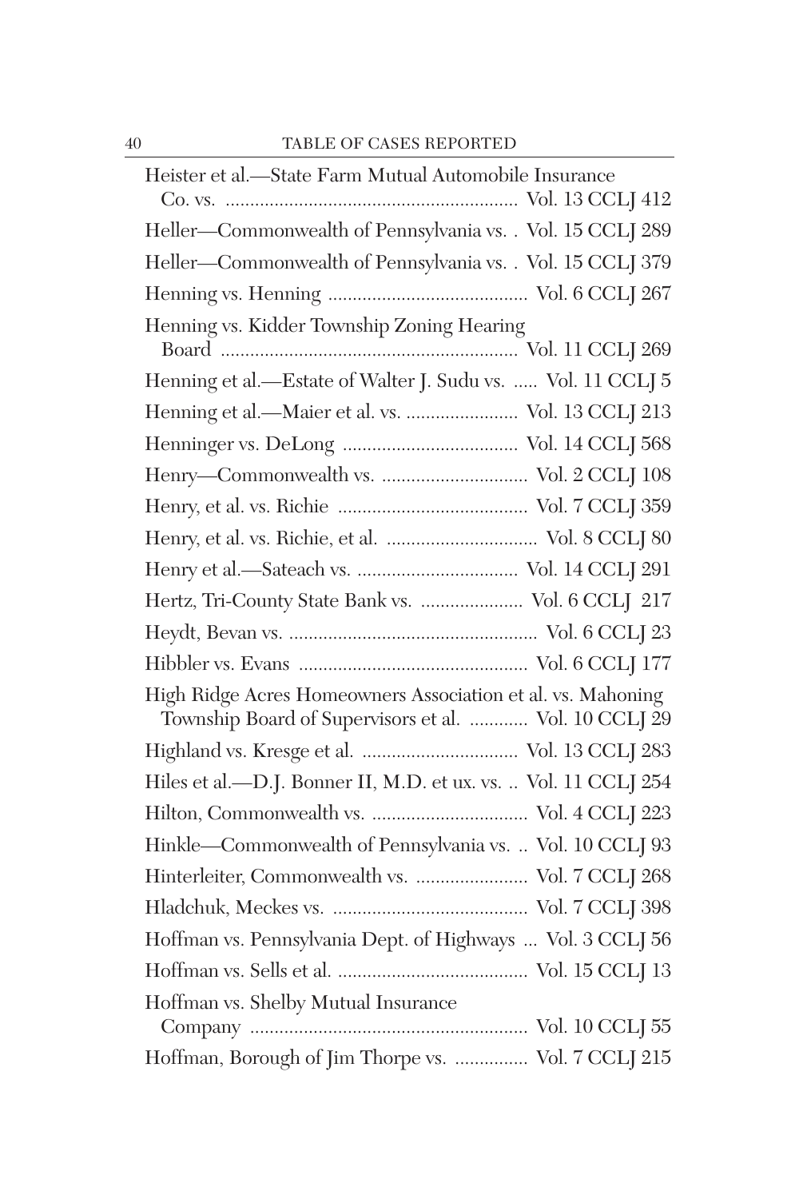Heister et al.—State Farm Mutual Automobile Insurance Co. vs. ............................................................ Vol. 13 CCLJ 412

Heller—Commonwealth of Pennsylvania vs. . Vol. 15 CCLJ 289

Heller—Commonwealth of Pennsylvania vs. . Vol. 15 CCLJ 379

Henning vs. Henning ......................................... Vol. 6 CCLJ 267

Henning vs. Kidder Township Zoning Hearing Board ............................................................ Vol. 11 CCLJ 269

Henning et al.—Estate of Walter J. Sudu vs. ..... Vol. 11 CCLJ 5

Henning et al.—Maier et al. vs. ....................... Vol. 13 CCLJ 213

Henninger vs. DeLong .................................... Vol. 14 CCLJ 568

Henry—Commonwealth vs. .............................. Vol. 2 CCLJ 108

Henry, et al. vs. Richie ....................................... Vol. 7 CCLJ 359

Henry, et al. vs. Richie, et al. ............................... Vol. 8 CCLJ 80

Henry et al.—Sateach vs. ................................. Vol. 14 CCLJ 291

Hertz, Tri-County State Bank vs. ..................... Vol. 6 CCLJ 217

Heydt, Bevan vs. ................................................... Vol. 6 CCLJ 23

Hibbler vs. Evans ............................................... Vol. 6 CCLJ 177

High Ridge Acres Homeowners Association et al. vs. Mahoning Township Board of Supervisors et al. ............ Vol. 10 CCLJ 29

Highland vs. Kresge et al. ................................ Vol. 13 CCLJ 283

Hiles et al.—D.J. Bonner II, M.D. et ux. vs. .. Vol. 11 CCLJ 254

Hilton, Commonwealth vs. ................................ Vol. 4 CCLJ 223

Hinkle—Commonwealth of Pennsylvania vs. .. Vol. 10 CCLJ 93

Hinterleiter, Commonwealth vs. ....................... Vol. 7 CCLJ 268

Hladchuk, Meckes vs. ........................................ Vol. 7 CCLJ 398

Hoffman vs. Pennsylvania Dept. of Highways ... Vol. 3 CCLJ 56

Hoffman vs. Sells et al. ....................................... Vol. 15 CCLJ 13

Hoffman vs. Shelby Mutual Insurance Company ......................................................... Vol. 10 CCLJ 55

Hoffman, Borough of Jim Thorpe vs. ............... Vol. 7 CCLJ 215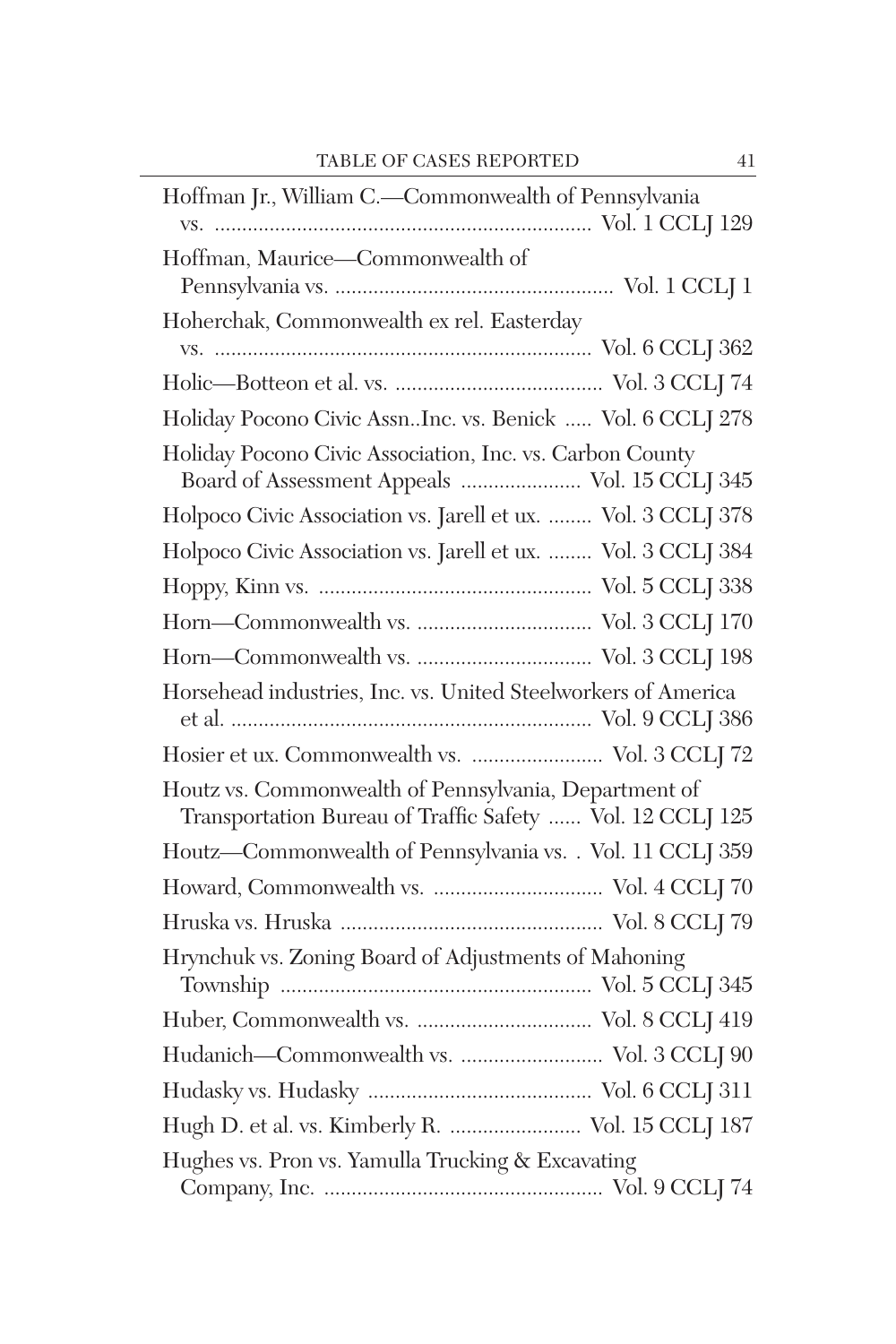Hoffman Jr., William C.—Commonwealth of Pennsylvania vs. .................................................................... Vol. 1 CCLJ 129

Hoffman, Maurice—Commonwealth of Pennsylvania vs. .................................................. Vol. 1 CCLJ 1

Hoherchak, Commonwealth ex rel. Easterday vs. .................................................................... Vol. 6 CCLJ 362

Holic—Botteon et al. vs. ..................................... Vol. 3 CCLJ 74

Holiday Pocono Civic Assn..Inc. vs. Benick ..... Vol. 6 CCLJ 278

Holiday Pocono Civic Association, Inc. vs. Carbon County Board of Assessment Appeals ..................... Vol. 15 CCLJ 345

Holpoco Civic Association vs. Jarell et ux. ........ Vol. 3 CCLJ 378

Holpoco Civic Association vs. Jarell et ux. ........ Vol. 3 CCLJ 384

Hoppy, Kinn vs. ................................................. Vol. 5 CCLJ 338

Horn—Commonwealth vs. ............................... Vol. 3 CCLJ 170

Horn—Commonwealth vs. ............................... Vol. 3 CCLJ 198

Horsehead industries, Inc. vs. United Steelworkers of America et al. ................................................................ Vol. 9 CCLJ 386

Hosier et ux. Commonwealth vs. ....................... Vol. 3 CCLJ 72

Houtz vs. Commonwealth of Pennsylvania, Department of Transportation Bureau of Traffic Safety ...... Vol. 12 CCLJ 125

Houtz—Commonwealth of Pennsylvania vs. . Vol. 11 CCLJ 359

Howard, Commonwealth vs. .............................. Vol. 4 CCLJ 70

Hruska vs. Hruska ............................................... Vol. 8 CCLJ 79

Hrynchuk vs. Zoning Board of Adjustments of Mahoning Township ....................................................... Vol. 5 CCLJ 345

Huber, Commonwealth vs. ............................... Vol. 8 CCLJ 419

Hudanich—Commonwealth vs. ......................... Vol. 3 CCLJ 90

Hudasky vs. Hudasky ........................................ Vol. 6 CCLJ 311

Hugh D. et al. vs. Kimberly R. ....................... Vol. 15 CCLJ 187

Hughes vs. Pron vs. Yamulla Trucking & Excavating Company, Inc. .................................................. Vol. 9 CCLJ 74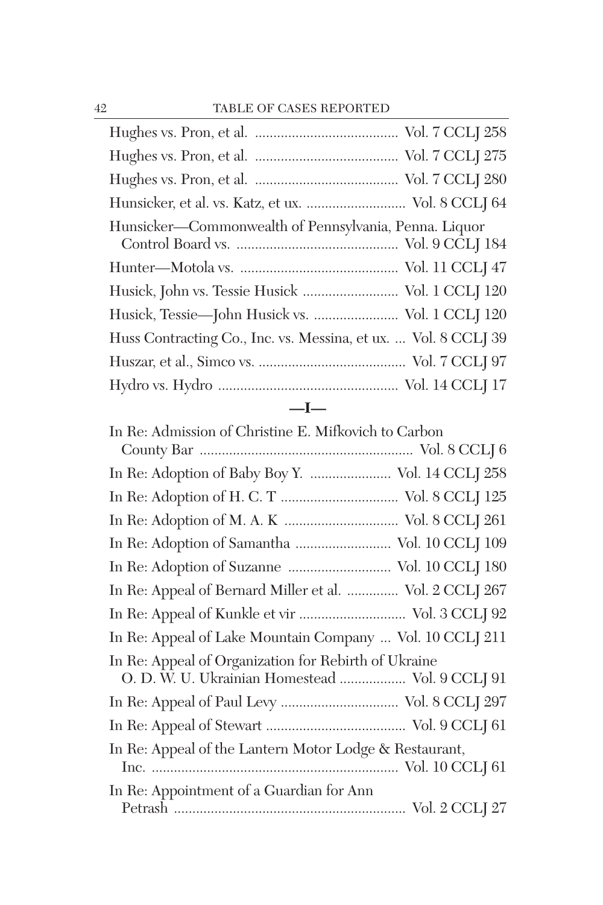Hughes vs. Pron, et al. ....................................... Vol. 7 CCLJ 258

Hughes vs. Pron, et al. ....................................... Vol. 7 CCLJ 275

Hughes vs. Pron, et al. ....................................... Vol. 7 CCLJ 280

Hunsicker, et al. vs. Katz, et ux. ........................... Vol. 8 CCLJ 64

Hunsicker—Commonwealth of Pennsylvania, Penna. Liquor Control Board vs. ........................................... Vol. 9 CCLJ 184

Hunter—Motola vs. .......................................... Vol. 11 CCLJ 47

Husick, John vs. Tessie Husick .......................... Vol. 1 CCLJ 120

Husick, Tessie—John Husick vs. ....................... Vol. 1 CCLJ 120

Huss Contracting Co., Inc. vs. Messina, et ux. ... Vol. 8 CCLJ 39

Huszar, et al., Simco vs. ........................................ Vol. 7 CCLJ 97

Hydro vs. Hydro ................................................ Vol. 14 CCLJ 17

## —I—

In Re: Admission of Christine E. Mifkovich to Carbon County Bar ......................................................... Vol. 8 CCLJ 6

In Re: Adoption of Baby Boy Y. ...................... Vol. 14 CCLJ 258

In Re: Adoption of H. C. T ................................ Vol. 8 CCLJ 125

In Re: Adoption of M. A. K ............................... Vol. 8 CCLJ 261

In Re: Adoption of Samantha .......................... Vol. 10 CCLJ 109

In Re: Adoption of Suzanne ............................ Vol. 10 CCLJ 180

In Re: Appeal of Bernard Miller et al. .............. Vol. 2 CCLJ 267

In Re: Appeal of Kunkle et vir ............................ Vol. 3 CCLJ 92

In Re: Appeal of Lake Mountain Company ... Vol. 10 CCLJ 211

In Re: Appeal of Organization for Rebirth of Ukraine O. D. W. U. Ukrainian Homestead .................. Vol. 9 CCLJ 91

In Re: Appeal of Paul Levy ................................ Vol. 8 CCLJ 297

In Re: Appeal of Stewart ...................................... Vol. 9 CCLJ 61

In Re: Appeal of the Lantern Motor Lodge & Restaurant, Inc. ................................................................... Vol. 10 CCLJ 61

In Re: Appointment of a Guardian for Ann Petrash ............................................................... Vol. 2 CCLJ 27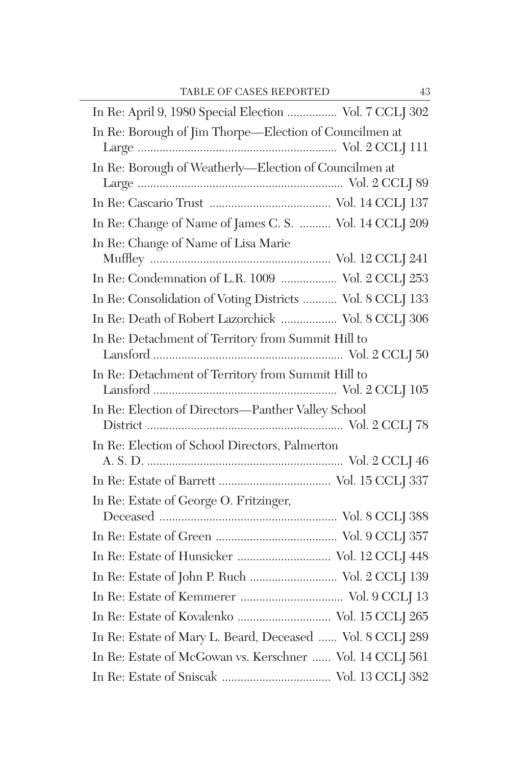In Re: April 9, 1980 Special Election ................ Vol. 7 CCLJ 302

In Re: Borough of Jim Thorpe—Election of Councilmen at Large ................................................................ Vol. 2 CCLJ 111

In Re: Borough of Weatherly—Election of Councilmen at Large .................................................................. Vol. 2 CCLJ 89

In Re: Cascario Trust ...................................... Vol. 14 CCLJ 137

In Re: Change of Name of James C. S. .......... Vol. 14 CCLJ 209

In Re: Change of Name of Lisa Marie Muffley .......................................................... Vol. 12 CCLJ 241

In Re: Condemnation of L.R. 1009 .................. Vol. 2 CCLJ 253

In Re: Consolidation of Voting Districts ........... Vol. 8 CCLJ 133

In Re: Death of Robert Lazorchick .................. Vol. 8 CCLJ 306

In Re: Detachment of Territory from Summit Hill to Lansford ............................................................ Vol. 2 CCLJ 50

In Re: Detachment of Territory from Summit Hill to Lansford .......................................................... Vol. 2 CCLJ 105

In Re: Election of Directors—Panther Valley School District .............................................................. Vol. 2 CCLJ 78

In Re: Election of School Directors, Palmerton A. S. D. .............................................................. Vol. 2 CCLJ 46

In Re: Estate of Barrett .................................... Vol. 15 CCLJ 337

In Re: Estate of George O. Fritzinger, Deceased ......................................................... Vol. 8 CCLJ 388

In Re: Estate of Green ....................................... Vol. 9 CCLJ 357

In Re: Estate of Hunsicker .............................. Vol. 12 CCLJ 448

In Re: Estate of John P. Ruch ............................ Vol. 2 CCLJ 139

In Re: Estate of Kemmerer ................................. Vol. 9 CCLJ 13

In Re: Estate of Kovalenko .............................. Vol. 15 CCLJ 265

In Re: Estate of Mary L. Beard, Deceased ...... Vol. 8 CCLJ 289

In Re: Estate of McGowan vs. Kerschner ...... Vol. 14 CCLJ 561

In Re: Estate of Sniscak ................................... Vol. 13 CCLJ 382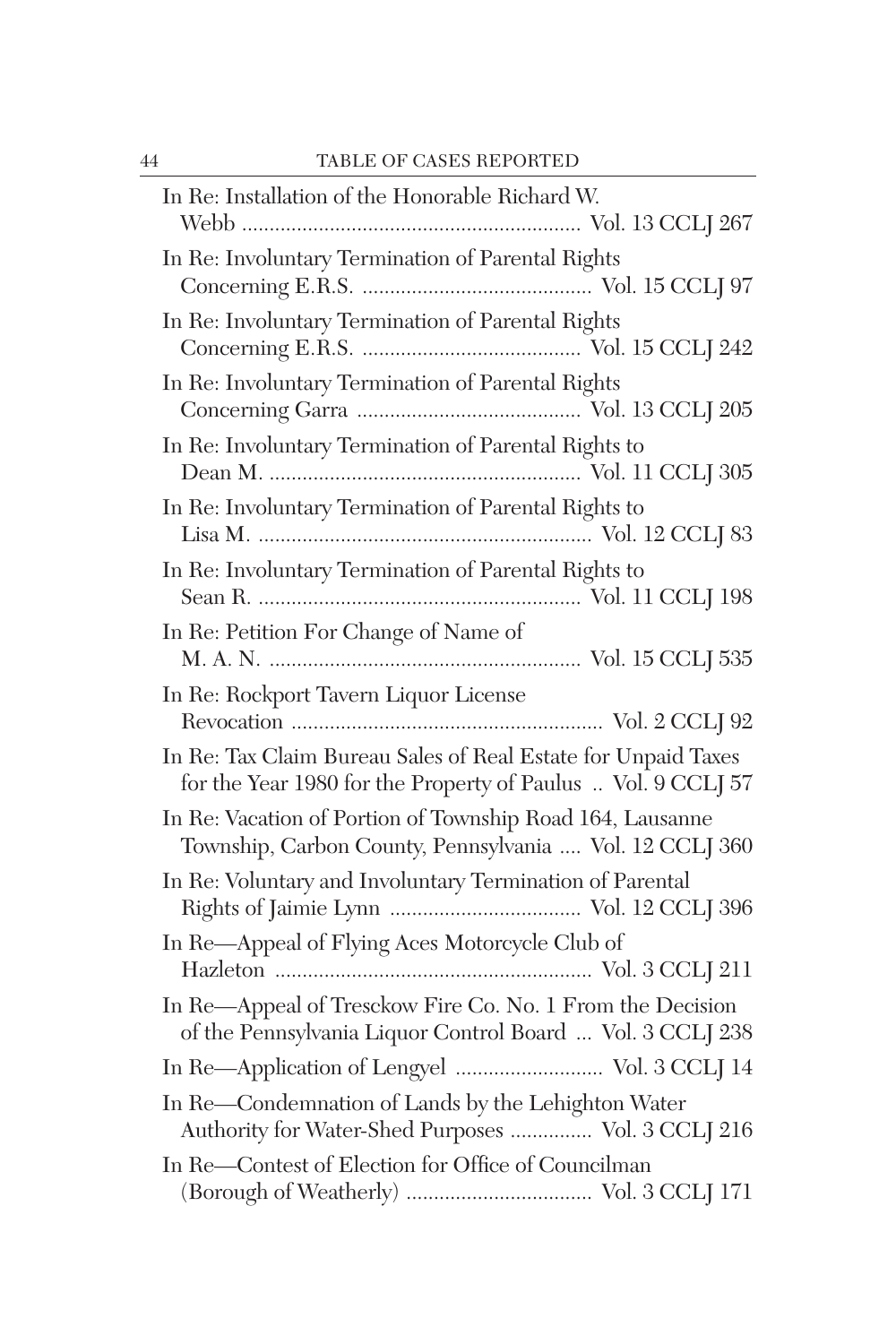In Re: Installation of the Honorable Richard W. Webb ............................................................ Vol. 13 CCLJ 267

In Re: Involuntary Termination of Parental Rights Concerning E.R.S. ......................................... Vol. 15 CCLJ 97

In Re: Involuntary Termination of Parental Rights Concerning E.R.S. ....................................... Vol. 15 CCLJ 242

In Re: Involuntary Termination of Parental Rights Concerning Garra ........................................ Vol. 13 CCLJ 205

In Re: Involuntary Termination of Parental Rights to Dean M. ........................................................ Vol. 11 CCLJ 305

In Re: Involuntary Termination of Parental Rights to Lisa M. ............................................................ Vol. 12 CCLJ 83

In Re: Involuntary Termination of Parental Rights to Sean R. .......................................................... Vol. 11 CCLJ 198

In Re: Petition For Change of Name of M. A. N. ........................................................ Vol. 15 CCLJ 535

In Re: Rockport Tavern Liquor License Revocation ........................................................ Vol. 2 CCLJ 92

In Re: Tax Claim Bureau Sales of Real Estate for Unpaid Taxes for the Year 1980 for the Property of Paulus .. Vol. 9 CCLJ 57

In Re: Vacation of Portion of Township Road 164, Lausanne Township, Carbon County, Pennsylvania .... Vol. 12 CCLJ 360

In Re: Voluntary and Involuntary Termination of Parental Rights of Jaimie Lynn .................................. Vol. 12 CCLJ 396

In Re—Appeal of Flying Aces Motorcycle Club of Hazleton ......................................................... Vol. 3 CCLJ 211

In Re—Appeal of Tresckow Fire Co. No. 1 From the Decision of the Pennsylvania Liquor Control Board ... Vol. 3 CCLJ 238

In Re—Application of Lengyel ........................... Vol. 3 CCLJ 14

In Re—Condemnation of Lands by the Lehighton Water Authority for Water-Shed Purposes ............... Vol. 3 CCLJ 216

In Re—Contest of Election for Office of Councilman (Borough of Weatherly) .................................. Vol. 3 CCLJ 171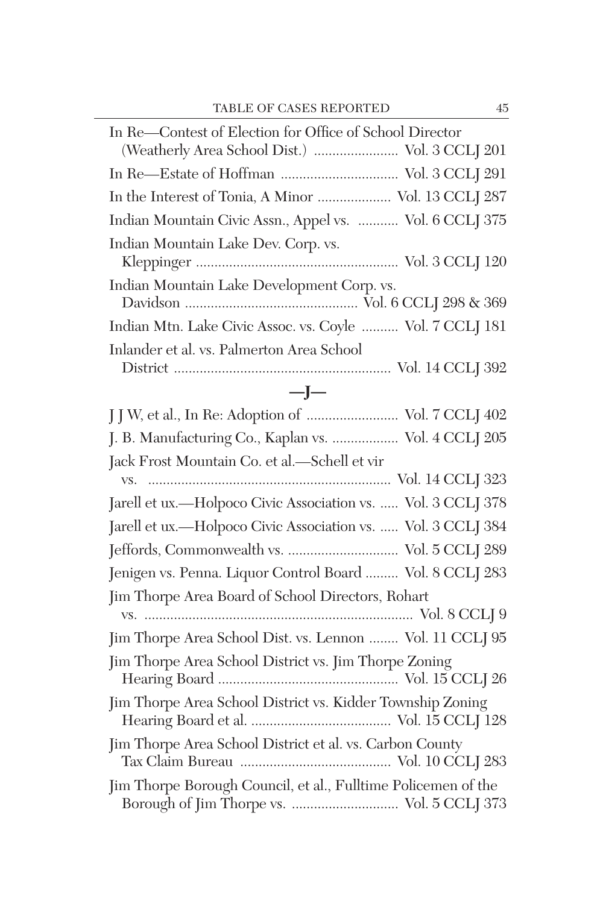In Re—Contest of Election for Office of School Director (Weatherly Area School Dist.) ....................... Vol. 3 CCLJ 201

In Re—Estate of Hoffman ................................ Vol. 3 CCLJ 291

In the Interest of Tonia, A Minor .................... Vol. 13 CCLJ 287

Indian Mountain Civic Assn., Appel vs. ........... Vol. 6 CCLJ 375

Indian Mountain Lake Dev. Corp. vs. Kleppinger ...................................................... Vol. 3 CCLJ 120

Indian Mountain Lake Development Corp. vs. Davidson .............................................. Vol. 6 CCLJ 298 & 369

Indian Mtn. Lake Civic Assoc. vs. Coyle .......... Vol. 7 CCLJ 181

Inlander et al. vs. Palmerton Area School District .......................................................... Vol. 14 CCLJ 392

## —J—

J J W, et al., In Re: Adoption of ......................... Vol. 7 CCLJ 402

J. B. Manufacturing Co., Kaplan vs. .................. Vol. 4 CCLJ 205

Jack Frost Mountain Co. et al.—Schell et vir vs. .................................................................. Vol. 14 CCLJ 323

Jarell et ux.—Holpoco Civic Association vs. ..... Vol. 3 CCLJ 378

Jarell et ux.—Holpoco Civic Association vs. ..... Vol. 3 CCLJ 384

Jeffords, Commonwealth vs. .............................. Vol. 5 CCLJ 289

Jenigen vs. Penna. Liquor Control Board ......... Vol. 8 CCLJ 283

Jim Thorpe Area Board of School Directors, Rohart vs. ......................................................................... Vol. 8 CCLJ 9

Jim Thorpe Area School Dist. vs. Lennon ........ Vol. 11 CCLJ 95

Jim Thorpe Area School District vs. Jim Thorpe Zoning Hearing Board ................................................ Vol. 15 CCLJ 26

Jim Thorpe Area School District vs. Kidder Township Zoning Hearing Board et al. ...................................... Vol. 15 CCLJ 128

Jim Thorpe Area School District et al. vs. Carbon County Tax Claim Bureau ......................................... Vol. 10 CCLJ 283

Jim Thorpe Borough Council, et al., Fulltime Policemen of the Borough of Jim Thorpe vs. ............................. Vol. 5 CCLJ 373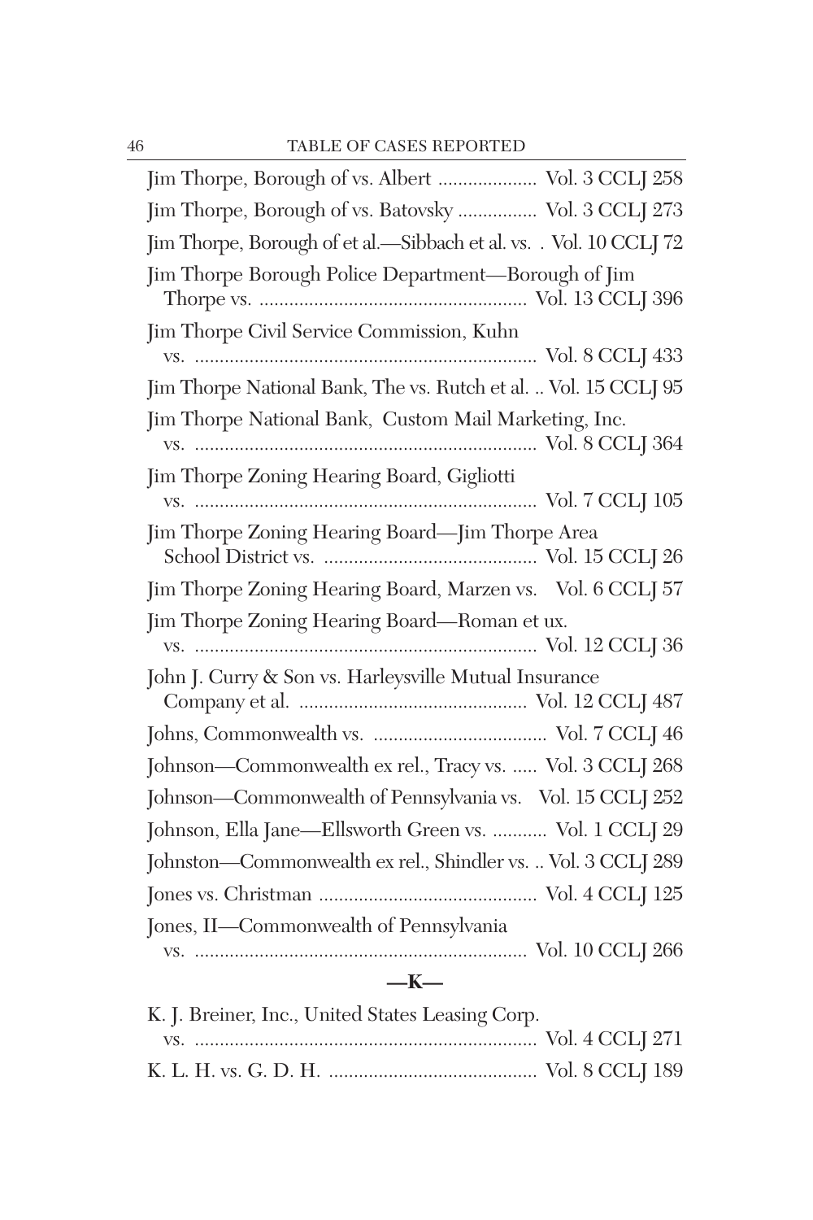Jim Thorpe, Borough of vs. Albert .................... Vol. 3 CCLJ 258

Jim Thorpe, Borough of vs. Batovsky ................ Vol. 3 CCLJ 273

Jim Thorpe, Borough of et al.—Sibbach et al. vs. . Vol. 10 CCLJ 72

Jim Thorpe Borough Police Department—Borough of Jim Thorpe vs. ...................................................... Vol. 13 CCLJ 396

Jim Thorpe Civil Service Commission, Kuhn vs. ..................................................................... Vol. 8 CCLJ 433

Jim Thorpe National Bank, The vs. Rutch et al. .. Vol. 15 CCLJ 95

Jim Thorpe National Bank, Custom Mail Marketing, Inc. vs. ..................................................................... Vol. 8 CCLJ 364

Jim Thorpe Zoning Hearing Board, Gigliotti vs. ..................................................................... Vol. 7 CCLJ 105

Jim Thorpe Zoning Hearing Board—Jim Thorpe Area School District vs. ........................................... Vol. 15 CCLJ 26

Jim Thorpe Zoning Hearing Board, Marzen vs. Vol. 6 CCLJ 57

Jim Thorpe Zoning Hearing Board—Roman et ux. vs. ..................................................................... Vol. 12 CCLJ 36

John J. Curry & Son vs. Harleysville Mutual Insurance Company et al. .............................................. Vol. 12 CCLJ 487

Johns, Commonwealth vs. .................................. Vol. 7 CCLJ 46

Johnson—Commonwealth ex rel., Tracy vs. ..... Vol. 3 CCLJ 268

Johnson—Commonwealth of Pennsylvania vs. Vol. 15 CCLJ 252

Johnson, Ella Jane—Ellsworth Green vs. ........... Vol. 1 CCLJ 29

Johnston—Commonwealth ex rel., Shindler vs. .. Vol. 3 CCLJ 289

Jones vs. Christman ............................................ Vol. 4 CCLJ 125

Jones, II—Commonwealth of Pennsylvania vs. ................................................................... Vol. 10 CCLJ 266

## —K—

K. J. Breiner, Inc., United States Leasing Corp. vs. ..................................................................... Vol. 4 CCLJ 271

K. L. H. vs. G. D. H. .......................................... Vol. 8 CCLJ 189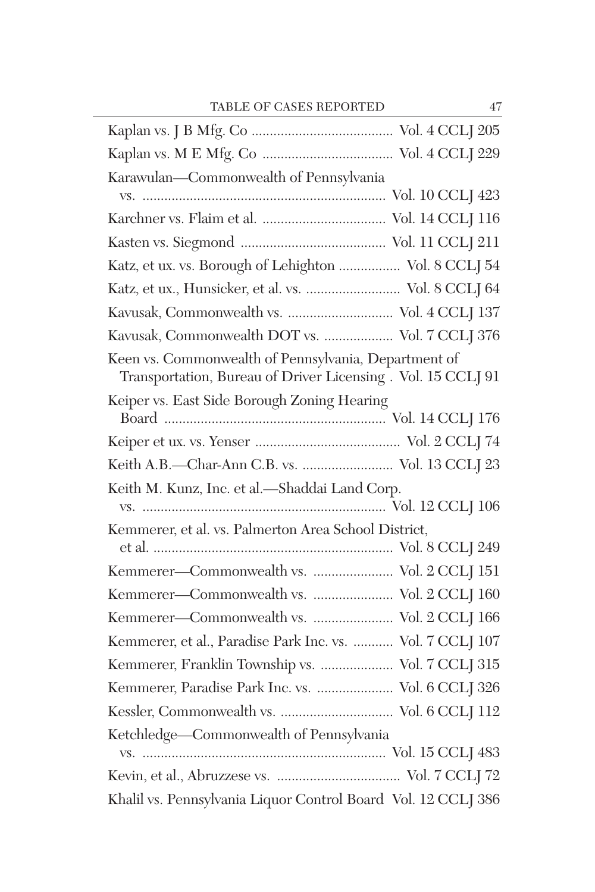| Case | Citation |
|---|---|
| Kaplan vs. J B Mfg. Co | Vol. 4 CCLJ 205 |
| Kaplan vs. M E Mfg. Co | Vol. 4 CCLJ 229 |
| Karawulan—Commonwealth of Pennsylvania vs. | Vol. 10 CCLJ 423 |
| Karchner vs. Flaim et al. | Vol. 14 CCLJ 116 |
| Kasten vs. Siegmond | Vol. 11 CCLJ 211 |
| Katz, et ux. vs. Borough of Lehighton | Vol. 8 CCLJ 54 |
| Katz, et ux., Hunsicker, et al. vs. | Vol. 8 CCLJ 64 |
| Kavusak, Commonwealth vs. | Vol. 4 CCLJ 137 |
| Kavusak, Commonwealth DOT vs. | Vol. 7 CCLJ 376 |
| Keen vs. Commonwealth of Pennsylvania, Department of Transportation, Bureau of Driver Licensing | Vol. 15 CCLJ 91 |
| Keiper vs. East Side Borough Zoning Hearing Board | Vol. 14 CCLJ 176 |
| Keiper et ux. vs. Yenser | Vol. 2 CCLJ 74 |
| Keith A.B.—Char-Ann C.B. vs. | Vol. 13 CCLJ 23 |
| Keith M. Kunz, Inc. et al.—Shaddai Land Corp. vs. | Vol. 12 CCLJ 106 |
| Kemmerer, et al. vs. Palmerton Area School District, et al. | Vol. 8 CCLJ 249 |
| Kemmerer—Commonwealth vs. | Vol. 2 CCLJ 151 |
| Kemmerer—Commonwealth vs. | Vol. 2 CCLJ 160 |
| Kemmerer—Commonwealth vs. | Vol. 2 CCLJ 166 |
| Kemmerer, et al., Paradise Park Inc. vs. | Vol. 7 CCLJ 107 |
| Kemmerer, Franklin Township vs. | Vol. 7 CCLJ 315 |
| Kemmerer, Paradise Park Inc. vs. | Vol. 6 CCLJ 326 |
| Kessler, Commonwealth vs. | Vol. 6 CCLJ 112 |
| Ketchledge—Commonwealth of Pennsylvania vs. | Vol. 15 CCLJ 483 |
| Kevin, et al., Abruzzese vs. | Vol. 7 CCLJ 72 |
| Khalil vs. Pennsylvania Liquor Control Board | Vol. 12 CCLJ 386 |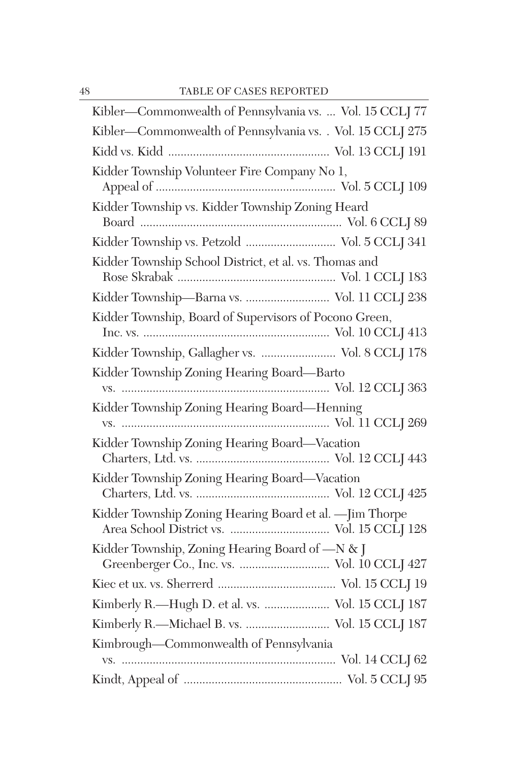Kibler—Commonwealth of Pennsylvania vs. ... Vol. 15 CCLJ 77

Kibler—Commonwealth of Pennsylvania vs. . Vol. 15 CCLJ 275

Kidd vs. Kidd ..................................................... Vol. 13 CCLJ 191

Kidder Township Volunteer Fire Company No 1, Appeal of ......................................................... Vol. 5 CCLJ 109

Kidder Township vs. Kidder Township Zoning Heard Board ............................................................... Vol. 6 CCLJ 89

Kidder Township vs. Petzold ............................ Vol. 5 CCLJ 341

Kidder Township School District, et al. vs. Thomas and Rose Skrabak .................................................. Vol. 1 CCLJ 183

Kidder Township—Barna vs. .......................... Vol. 11 CCLJ 238

Kidder Township, Board of Supervisors of Pocono Green, Inc. vs. ........................................................... Vol. 10 CCLJ 413

Kidder Township, Gallagher vs. ........................ Vol. 8 CCLJ 178

Kidder Township Zoning Hearing Board—Barto vs. ................................................................. Vol. 12 CCLJ 363

Kidder Township Zoning Hearing Board—Henning vs. ................................................................. Vol. 11 CCLJ 269

Kidder Township Zoning Hearing Board—Vacation Charters, Ltd. vs. .......................................... Vol. 12 CCLJ 443

Kidder Township Zoning Hearing Board—Vacation Charters, Ltd. vs. .......................................... Vol. 12 CCLJ 425

Kidder Township Zoning Hearing Board et al. —Jim Thorpe Area School District vs. ............................... Vol. 15 CCLJ 128

Kidder Township, Zoning Hearing Board of —N & J Greenberger Co., Inc. vs. ............................ Vol. 10 CCLJ 427

Kiec et ux. vs. Sherrerd ..................................... Vol. 15 CCLJ 19

Kimberly R.—Hugh D. et al. vs. .................... Vol. 15 CCLJ 187

Kimberly R.—Michael B. vs. .......................... Vol. 15 CCLJ 187

Kimbrough—Commonwealth of Pennsylvania vs. .................................................................... Vol. 14 CCLJ 62

Kindt, Appeal of .................................................. Vol. 5 CCLJ 95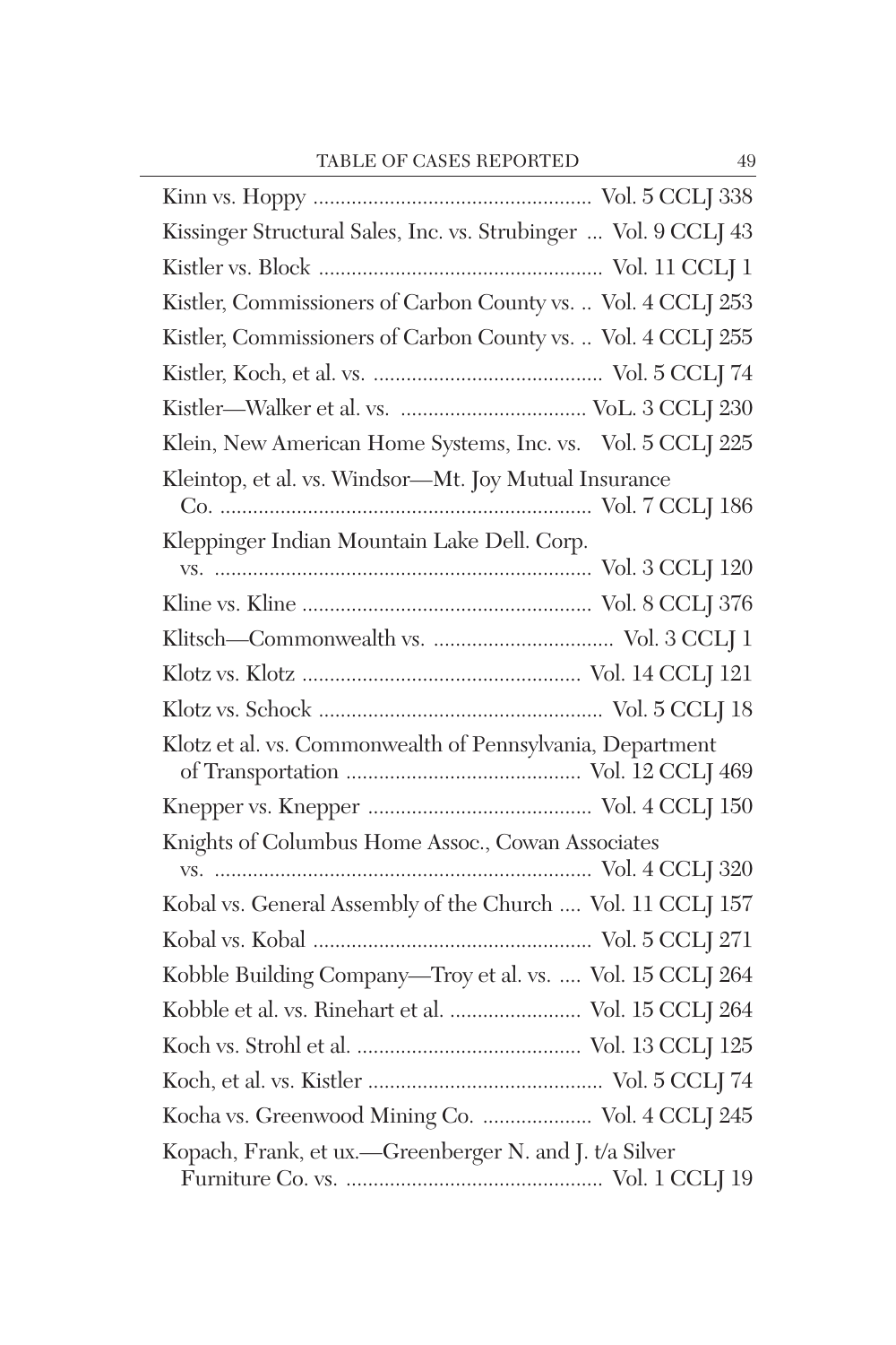Kinn vs. Hoppy .................................................. Vol. 5 CCLJ 338

Kissinger Structural Sales, Inc. vs. Strubinger ... Vol. 9 CCLJ 43

Kistler vs. Block .................................................. Vol. 11 CCLJ 1

Kistler, Commissioners of Carbon County vs. .. Vol. 4 CCLJ 253

Kistler, Commissioners of Carbon County vs. .. Vol. 4 CCLJ 255

Kistler, Koch, et al. vs. ......................................... Vol. 5 CCLJ 74

Kistler—Walker et al. vs. ................................. VoL. 3 CCLJ 230

Klein, New American Home Systems, Inc. vs. Vol. 5 CCLJ 225

Kleintop, et al. vs. Windsor—Mt. Joy Mutual Insurance Co. .................................................................. Vol. 7 CCLJ 186

Kleppinger Indian Mountain Lake Dell. Corp. vs. ................................................................... Vol. 3 CCLJ 120

Kline vs. Kline ................................................... Vol. 8 CCLJ 376

Klitsch—Commonwealth vs. ................................ Vol. 3 CCLJ 1

Klotz vs. Klotz ................................................. Vol. 14 CCLJ 121

Klotz vs. Schock .................................................. Vol. 5 CCLJ 18

Klotz et al. vs. Commonwealth of Pennsylvania, Department of Transportation ......................................... Vol. 12 CCLJ 469

Knepper vs. Knepper ........................................ Vol. 4 CCLJ 150

Knights of Columbus Home Assoc., Cowan Associates vs. ................................................................... Vol. 4 CCLJ 320

Kobal vs. General Assembly of the Church .... Vol. 11 CCLJ 157

Kobal vs. Kobal ................................................. Vol. 5 CCLJ 271

Kobble Building Company—Troy et al. vs. .... Vol. 15 CCLJ 264

Kobble et al. vs. Rinehart et al. ....................... Vol. 15 CCLJ 264

Koch vs. Strohl et al. ........................................ Vol. 13 CCLJ 125

Koch, et al. vs. Kistler .......................................... Vol. 5 CCLJ 74

Kocha vs. Greenwood Mining Co. .................... Vol. 4 CCLJ 245

Kopach, Frank, et ux.—Greenberger N. and J. t/a Silver Furniture Co. vs. ............................................... Vol. 1 CCLJ 19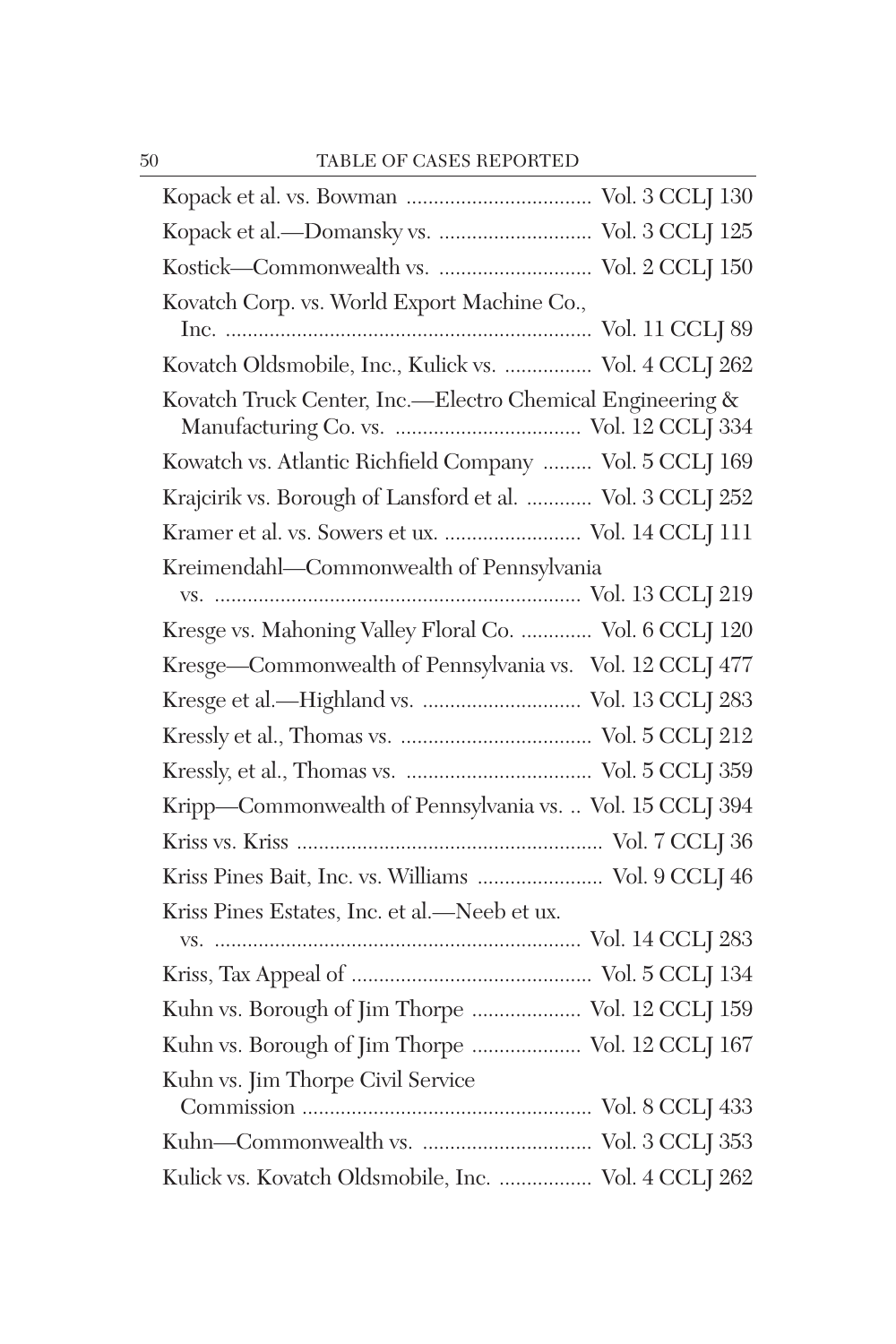| Case | Citation |
| --- | --- |
| Kopack et al. vs. Bowman | Vol. 3 CCLJ 130 |
| Kopack et al.—Domansky vs. | Vol. 3 CCLJ 125 |
| Kostick—Commonwealth vs. | Vol. 2 CCLJ 150 |
| Kovatch Corp. vs. World Export Machine Co., Inc. | Vol. 11 CCLJ 89 |
| Kovatch Oldsmobile, Inc., Kulick vs. | Vol. 4 CCLJ 262 |
| Kovatch Truck Center, Inc.—Electro Chemical Engineering & Manufacturing Co. vs. | Vol. 12 CCLJ 334 |
| Kowatch vs. Atlantic Richfield Company | Vol. 5 CCLJ 169 |
| Krajcirik vs. Borough of Lansford et al. | Vol. 3 CCLJ 252 |
| Kramer et al. vs. Sowers et ux. | Vol. 14 CCLJ 111 |
| Kreimendahl—Commonwealth of Pennsylvania vs. | Vol. 13 CCLJ 219 |
| Kresge vs. Mahoning Valley Floral Co. | Vol. 6 CCLJ 120 |
| Kresge—Commonwealth of Pennsylvania vs. | Vol. 12 CCLJ 477 |
| Kresge et al.—Highland vs. | Vol. 13 CCLJ 283 |
| Kressly et al., Thomas vs. | Vol. 5 CCLJ 212 |
| Kressly, et al., Thomas vs. | Vol. 5 CCLJ 359 |
| Kripp—Commonwealth of Pennsylvania vs. | Vol. 15 CCLJ 394 |
| Kriss vs. Kriss | Vol. 7 CCLJ 36 |
| Kriss Pines Bait, Inc. vs. Williams | Vol. 9 CCLJ 46 |
| Kriss Pines Estates, Inc. et al.—Neeb et ux. vs. | Vol. 14 CCLJ 283 |
| Kriss, Tax Appeal of | Vol. 5 CCLJ 134 |
| Kuhn vs. Borough of Jim Thorpe | Vol. 12 CCLJ 159 |
| Kuhn vs. Borough of Jim Thorpe | Vol. 12 CCLJ 167 |
| Kuhn vs. Jim Thorpe Civil Service Commission | Vol. 8 CCLJ 433 |
| Kuhn—Commonwealth vs. | Vol. 3 CCLJ 353 |
| Kulick vs. Kovatch Oldsmobile, Inc. | Vol. 4 CCLJ 262 |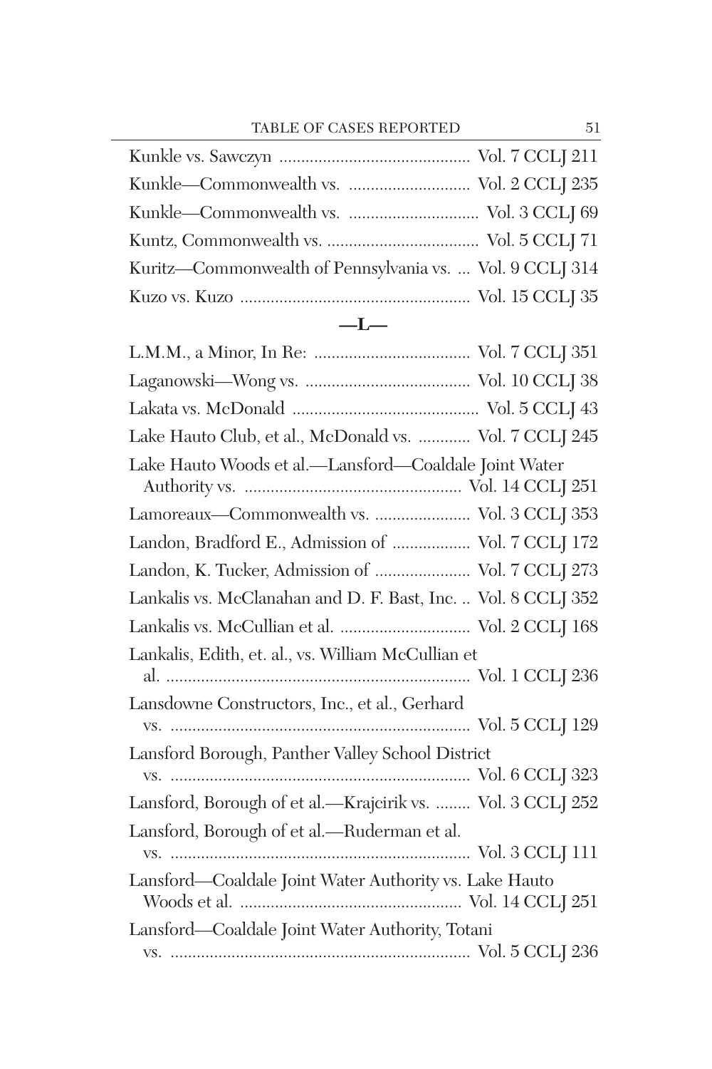Kunkle vs. Sawczyn ............................................ Vol. 7 CCLJ 211

Kunkle—Commonwealth vs. ............................ Vol. 2 CCLJ 235

Kunkle—Commonwealth vs. .............................. Vol. 3 CCLJ 69

Kuntz, Commonwealth vs. ................................... Vol. 5 CCLJ 71

Kuritz—Commonwealth of Pennsylvania vs. ... Vol. 9 CCLJ 314

Kuzo vs. Kuzo ..................................................... Vol. 15 CCLJ 35

## —L—

L.M.M., a Minor, In Re: .................................... Vol. 7 CCLJ 351

Laganowski—Wong vs. ...................................... Vol. 10 CCLJ 38

Lakata vs. McDonald ........................................... Vol. 5 CCLJ 43

Lake Hauto Club, et al., McDonald vs. ............ Vol. 7 CCLJ 245

Lake Hauto Woods et al.—Lansford—Coaldale Joint Water Authority vs. .................................................. Vol. 14 CCLJ 251

Lamoreaux—Commonwealth vs. ...................... Vol. 3 CCLJ 353

Landon, Bradford E., Admission of .................. Vol. 7 CCLJ 172

Landon, K. Tucker, Admission of ...................... Vol. 7 CCLJ 273

Lankalis vs. McClanahan and D. F. Bast, Inc. .. Vol. 8 CCLJ 352

Lankalis vs. McCullian et al. .............................. Vol. 2 CCLJ 168

Lankalis, Edith, et. al., vs. William McCullian et al. ...................................................................... Vol. 1 CCLJ 236

Lansdowne Constructors, Inc., et al., Gerhard vs. ..................................................................... Vol. 5 CCLJ 129

Lansford Borough, Panther Valley School District vs. ..................................................................... Vol. 6 CCLJ 323

Lansford, Borough of et al.—Krajcirik vs. ........ Vol. 3 CCLJ 252

Lansford, Borough of et al.—Ruderman et al. vs. ..................................................................... Vol. 3 CCLJ 111

Lansford—Coaldale Joint Water Authority vs. Lake Hauto Woods et al. .................................................. Vol. 14 CCLJ 251

Lansford—Coaldale Joint Water Authority, Totani vs. ..................................................................... Vol. 5 CCLJ 236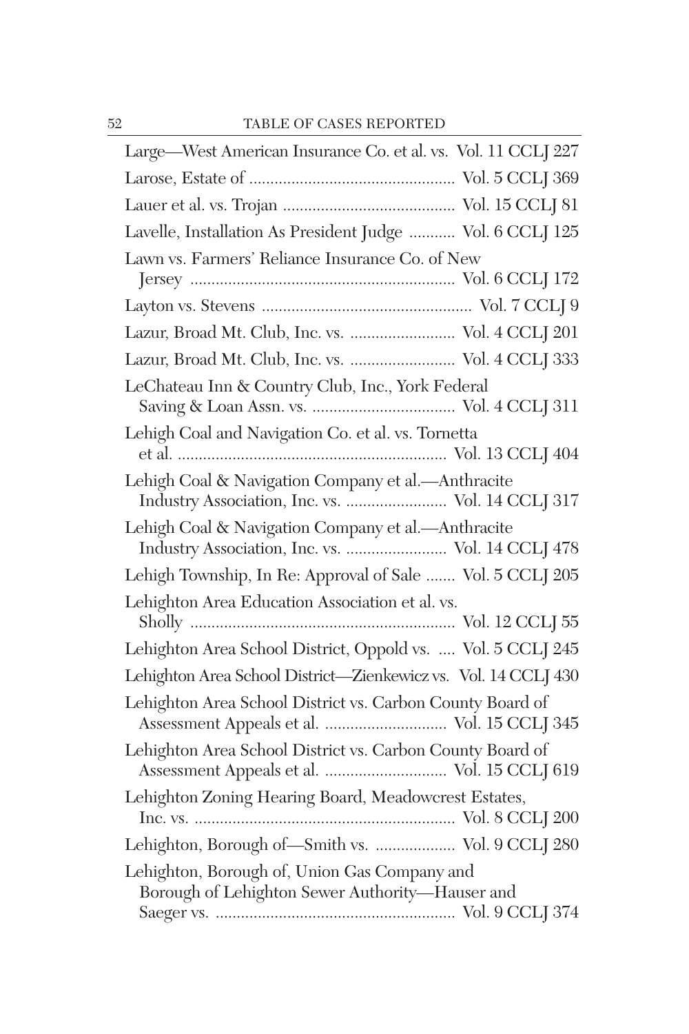Large—West American Insurance Co. et al. vs. Vol. 11 CCLJ 227

Larose, Estate of ................................................ Vol. 5 CCLJ 369

Lauer et al. vs. Trojan ........................................ Vol. 15 CCLJ 81

Lavelle, Installation As President Judge ........... Vol. 6 CCLJ 125

Lawn vs. Farmers' Reliance Insurance Co. of New Jersey ............................................................. Vol. 6 CCLJ 172

Layton vs. Stevens ................................................. Vol. 7 CCLJ 9

Lazur, Broad Mt. Club, Inc. vs. ........................ Vol. 4 CCLJ 201

Lazur, Broad Mt. Club, Inc. vs. ........................ Vol. 4 CCLJ 333

LeChateau Inn & Country Club, Inc., York Federal Saving & Loan Assn. vs. ................................. Vol. 4 CCLJ 311

Lehigh Coal and Navigation Co. et al. vs. Tornetta et al. ............................................................... Vol. 13 CCLJ 404

Lehigh Coal & Navigation Company et al.—Anthracite Industry Association, Inc. vs. ....................... Vol. 14 CCLJ 317

Lehigh Coal & Navigation Company et al.—Anthracite Industry Association, Inc. vs. ....................... Vol. 14 CCLJ 478

Lehigh Township, In Re: Approval of Sale ....... Vol. 5 CCLJ 205

Lehighton Area Education Association et al. vs. Sholly ............................................................. Vol. 12 CCLJ 55

Lehighton Area School District, Oppold vs. .... Vol. 5 CCLJ 245

Lehighton Area School District—Zienkewicz vs. Vol. 14 CCLJ 430

Lehighton Area School District vs. Carbon County Board of Assessment Appeals et al. ............................ Vol. 15 CCLJ 345

Lehighton Area School District vs. Carbon County Board of Assessment Appeals et al. ............................ Vol. 15 CCLJ 619

Lehighton Zoning Hearing Board, Meadowcrest Estates, Inc. vs. ............................................................. Vol. 8 CCLJ 200

Lehighton, Borough of—Smith vs. .................. Vol. 9 CCLJ 280

Lehighton, Borough of, Union Gas Company and Borough of Lehighton Sewer Authority—Hauser and Saeger vs. ....................................................... Vol. 9 CCLJ 374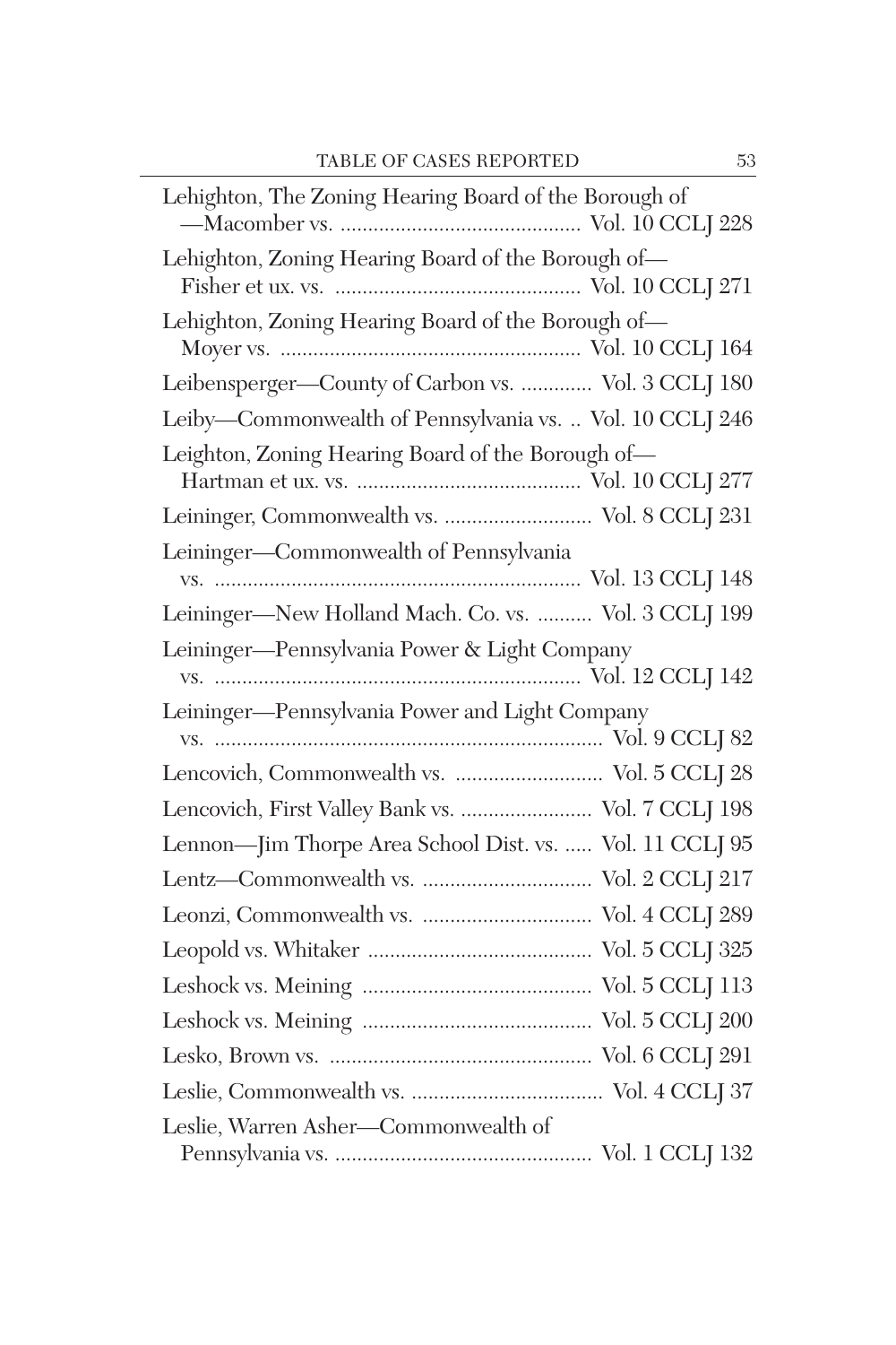Lehighton, The Zoning Hearing Board of the Borough of —Macomber vs. ............................................ Vol. 10 CCLJ 228

Lehighton, Zoning Hearing Board of the Borough of— Fisher et ux. vs. ............................................ Vol. 10 CCLJ 271

Lehighton, Zoning Hearing Board of the Borough of— Moyer vs. ...................................................... Vol. 10 CCLJ 164

Leibensperger—County of Carbon vs. ............. Vol. 3 CCLJ 180

Leiby—Commonwealth of Pennsylvania vs. .. Vol. 10 CCLJ 246

Leighton, Zoning Hearing Board of the Borough of— Hartman et ux. vs. ......................................... Vol. 10 CCLJ 277

Leininger, Commonwealth vs. ........................... Vol. 8 CCLJ 231

Leininger—Commonwealth of Pennsylvania vs. ................................................................... Vol. 13 CCLJ 148

Leininger—New Holland Mach. Co. vs. .......... Vol. 3 CCLJ 199

Leininger—Pennsylvania Power & Light Company vs. ................................................................... Vol. 12 CCLJ 142

Leininger—Pennsylvania Power and Light Company vs. ...................................................................... Vol. 9 CCLJ 82

Lencovich, Commonwealth vs. ........................... Vol. 5 CCLJ 28

Lencovich, First Valley Bank vs. ........................ Vol. 7 CCLJ 198

Lennon—Jim Thorpe Area School Dist. vs. ..... Vol. 11 CCLJ 95

Lentz—Commonwealth vs. ............................... Vol. 2 CCLJ 217

Leonzi, Commonwealth vs. ............................... Vol. 4 CCLJ 289

Leopold vs. Whitaker ......................................... Vol. 5 CCLJ 325

Leshock vs. Meining .......................................... Vol. 5 CCLJ 113

Leshock vs. Meining .......................................... Vol. 5 CCLJ 200

Lesko, Brown vs. ................................................ Vol. 6 CCLJ 291

Leslie, Commonwealth vs. ................................... Vol. 4 CCLJ 37

Leslie, Warren Asher—Commonwealth of Pennsylvania vs. ............................................... Vol. 1 CCLJ 132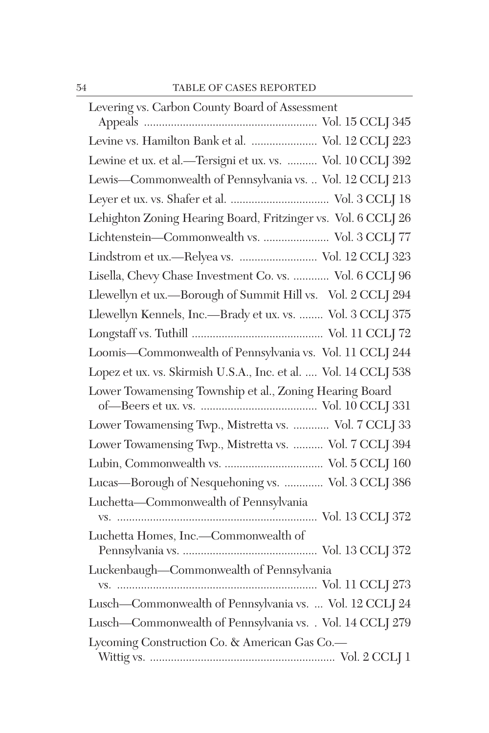Levering vs. Carbon County Board of Assessment Appeals .......................................................... Vol. 15 CCLJ 345

Levine vs. Hamilton Bank et al. ...................... Vol. 12 CCLJ 223

Lewine et ux. et al.—Tersigni et ux. vs. .......... Vol. 10 CCLJ 392

Lewis—Commonwealth of Pennsylvania vs. .. Vol. 12 CCLJ 213

Leyer et ux. vs. Shafer et al. ................................. Vol. 3 CCLJ 18

Lehighton Zoning Hearing Board, Fritzinger vs. Vol. 6 CCLJ 26

Lichtenstein—Commonwealth vs. ...................... Vol. 3 CCLJ 77

Lindstrom et ux.—Relyea vs. .......................... Vol. 12 CCLJ 323

Lisella, Chevy Chase Investment Co. vs. ............ Vol. 6 CCLJ 96

Llewellyn et ux.—Borough of Summit Hill vs. Vol. 2 CCLJ 294

Llewellyn Kennels, Inc.—Brady et ux. vs. ........ Vol. 3 CCLJ 375

Longstaff vs. Tuthill ........................................... Vol. 11 CCLJ 72

Loomis—Commonwealth of Pennsylvania vs. Vol. 11 CCLJ 244

Lopez et ux. vs. Skirmish U.S.A., Inc. et al. .... Vol. 14 CCLJ 538

Lower Towamensing Township et al., Zoning Hearing Board of—Beers et ux. vs. ...................................... Vol. 10 CCLJ 331

Lower Towamensing Twp., Mistretta vs. ............ Vol. 7 CCLJ 33

Lower Towamensing Twp., Mistretta vs. .......... Vol. 7 CCLJ 394

Lubin, Commonwealth vs. ................................. Vol. 5 CCLJ 160

Lucas—Borough of Nesquehoning vs. ............. Vol. 3 CCLJ 386

Luchetta—Commonwealth of Pennsylvania vs. .................................................................. Vol. 13 CCLJ 372

Luchetta Homes, Inc.—Commonwealth of Pennsylvania vs. ............................................ Vol. 13 CCLJ 372

Luckenbaugh—Commonwealth of Pennsylvania vs. .................................................................. Vol. 11 CCLJ 273

Lusch—Commonwealth of Pennsylvania vs. ... Vol. 12 CCLJ 24

Lusch—Commonwealth of Pennsylvania vs. . Vol. 14 CCLJ 279

Lycoming Construction Co. & American Gas Co.—Wittig vs. ............................................................. Vol. 2 CCLJ 1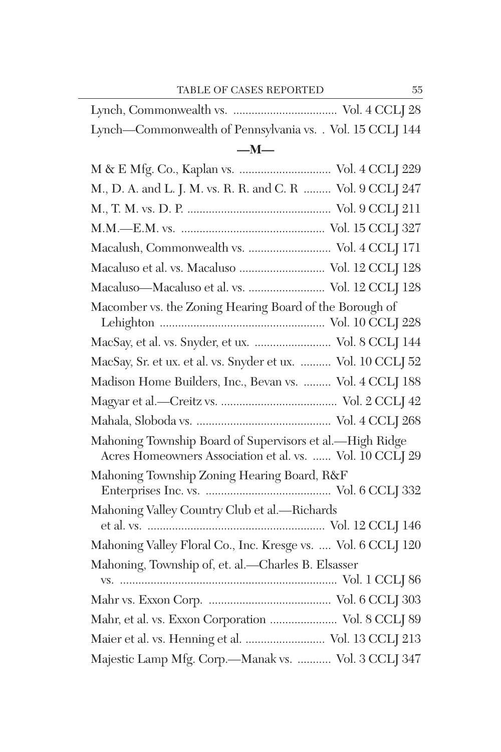Lynch, Commonwealth vs. .................................. Vol. 4 CCLJ 28

Lynch—Commonwealth of Pennsylvania vs. . Vol. 15 CCLJ 144

## —M—

M & E Mfg. Co., Kaplan vs. .............................. Vol. 4 CCLJ 229

M., D. A. and L. J. M. vs. R. R. and C. R ......... Vol. 9 CCLJ 247

M., T. M. vs. D. P. ............................................... Vol. 9 CCLJ 211

M.M.—E.M. vs. ............................................... Vol. 15 CCLJ 327

Macalush, Commonwealth vs. ........................... Vol. 4 CCLJ 171

Macaluso et al. vs. Macaluso ............................ Vol. 12 CCLJ 128

Macaluso—Macaluso et al. vs. ......................... Vol. 12 CCLJ 128

Macomber vs. the Zoning Hearing Board of the Borough of Lehighton ...................................................... Vol. 10 CCLJ 228

MacSay, et al. vs. Snyder, et ux. ......................... Vol. 8 CCLJ 144

MacSay, Sr. et ux. et al. vs. Snyder et ux. .......... Vol. 10 CCLJ 52

Madison Home Builders, Inc., Bevan vs. ......... Vol. 4 CCLJ 188

Magyar et al.—Creitz vs. ...................................... Vol. 2 CCLJ 42

Mahala, Sloboda vs. ............................................ Vol. 4 CCLJ 268

Mahoning Township Board of Supervisors et al.—High Ridge Acres Homeowners Association et al. vs. ...... Vol. 10 CCLJ 29

Mahoning Township Zoning Hearing Board, R&F Enterprises Inc. vs. ......................................... Vol. 6 CCLJ 332

Mahoning Valley Country Club et al.—Richards et al. vs. .......................................................... Vol. 12 CCLJ 146

Mahoning Valley Floral Co., Inc. Kresge vs. .... Vol. 6 CCLJ 120

Mahoning, Township of, et. al.—Charles B. Elsasser vs. ....................................................................... Vol. 1 CCLJ 86

Mahr vs. Exxon Corp. ........................................ Vol. 6 CCLJ 303

Mahr, et al. vs. Exxon Corporation ...................... Vol. 8 CCLJ 89

Maier et al. vs. Henning et al. .......................... Vol. 13 CCLJ 213

Majestic Lamp Mfg. Corp.—Manak vs. ........... Vol. 3 CCLJ 347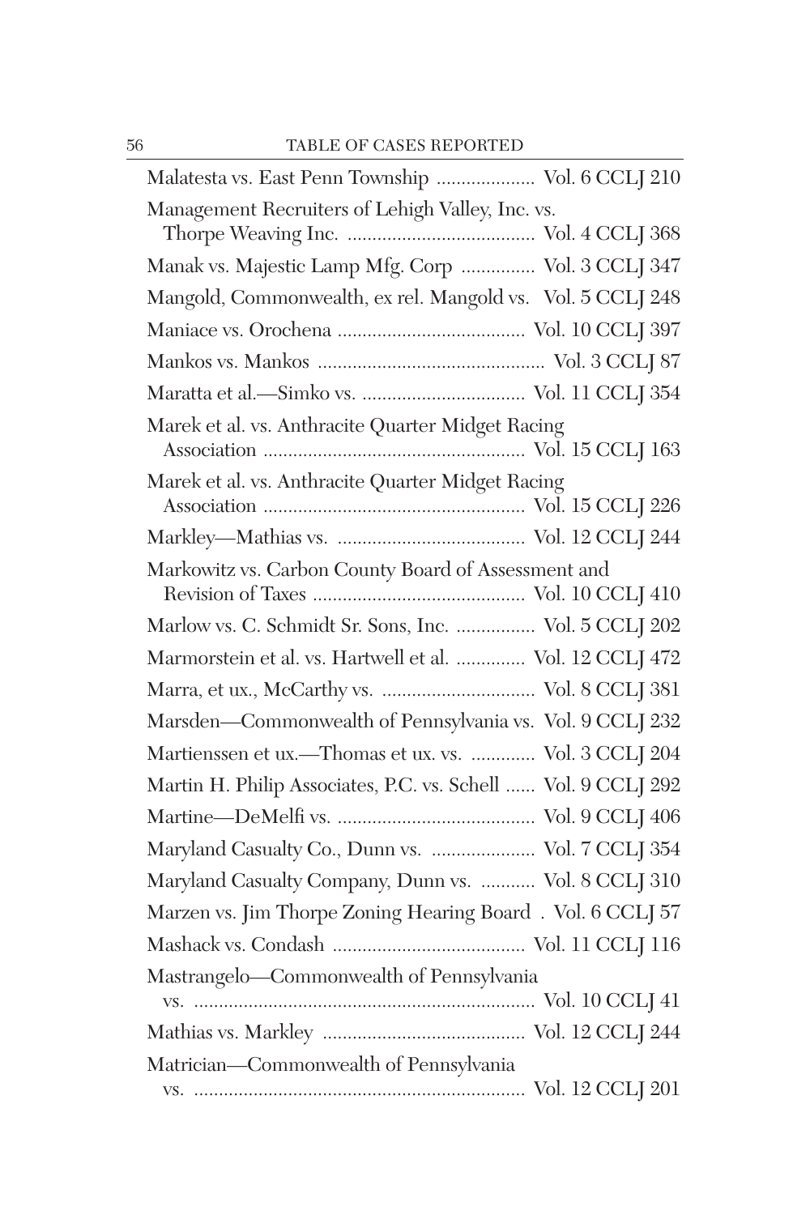Malatesta vs. East Penn Township .................... Vol. 6 CCLJ 210

Management Recruiters of Lehigh Valley, Inc. vs. Thorpe Weaving Inc. ...................................... Vol. 4 CCLJ 368

Manak vs. Majestic Lamp Mfg. Corp ............... Vol. 3 CCLJ 347

Mangold, Commonwealth, ex rel. Mangold vs. Vol. 5 CCLJ 248

Maniace vs. Orochena ...................................... Vol. 10 CCLJ 397

Mankos vs. Mankos .............................................. Vol. 3 CCLJ 87

Maratta et al.—Simko vs. ................................. Vol. 11 CCLJ 354

Marek et al. vs. Anthracite Quarter Midget Racing Association ..................................................... Vol. 15 CCLJ 163

Marek et al. vs. Anthracite Quarter Midget Racing Association ..................................................... Vol. 15 CCLJ 226

Markley—Mathias vs. ...................................... Vol. 12 CCLJ 244

Markowitz vs. Carbon County Board of Assessment and Revision of Taxes ........................................... Vol. 10 CCLJ 410

Marlow vs. C. Schmidt Sr. Sons, Inc. ................ Vol. 5 CCLJ 202

Marmorstein et al. vs. Hartwell et al. ............. Vol. 12 CCLJ 472

Marra, et ux., McCarthy vs. ............................... Vol. 8 CCLJ 381

Marsden—Commonwealth of Pennsylvania vs. Vol. 9 CCLJ 232

Martienssen et ux.—Thomas et ux. vs. ............. Vol. 3 CCLJ 204

Martin H. Philip Associates, P.C. vs. Schell ...... Vol. 9 CCLJ 292

Martine—DeMelfi vs. ........................................ Vol. 9 CCLJ 406

Maryland Casualty Co., Dunn vs. ..................... Vol. 7 CCLJ 354

Maryland Casualty Company, Dunn vs. ........... Vol. 8 CCLJ 310

Marzen vs. Jim Thorpe Zoning Hearing Board . Vol. 6 CCLJ 57

Mashack vs. Condash ....................................... Vol. 11 CCLJ 116

Mastrangelo—Commonwealth of Pennsylvania vs. ..................................................................... Vol. 10 CCLJ 41

Mathias vs. Markley ......................................... Vol. 12 CCLJ 244

Matrician—Commonwealth of Pennsylvania vs. ................................................................... Vol. 12 CCLJ 201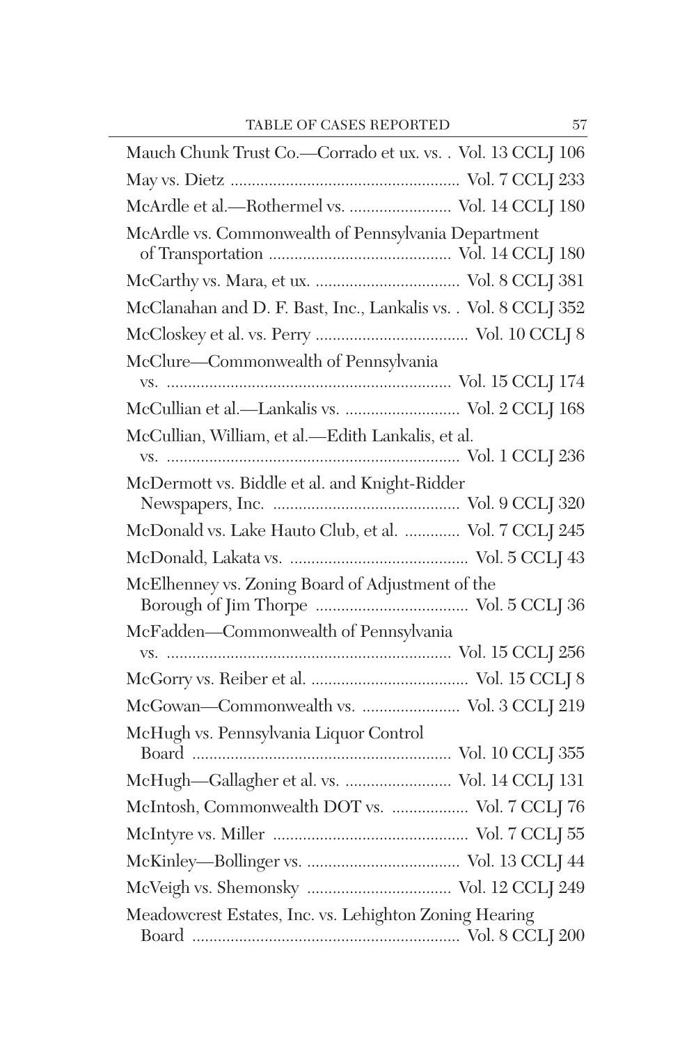Mauch Chunk Trust Co.—Corrado et ux. vs. . Vol. 13 CCLJ 106

May vs. Dietz ...................................................... Vol. 7 CCLJ 233

McArdle et al.—Rothermel vs. ........................ Vol. 14 CCLJ 180

McArdle vs. Commonwealth of Pennsylvania Department of Transportation ........................................... Vol. 14 CCLJ 180

McCarthy vs. Mara, et ux. .................................. Vol. 8 CCLJ 381

McClanahan and D. F. Bast, Inc., Lankalis vs. . Vol. 8 CCLJ 352

McCloskey et al. vs. Perry .................................... Vol. 10 CCLJ 8

McClure—Commonwealth of Pennsylvania vs. ................................................................... Vol. 15 CCLJ 174

McCullian et al.—Lankalis vs. ........................... Vol. 2 CCLJ 168

McCullian, William, et al.—Edith Lankalis, et al. vs. ..................................................................... Vol. 1 CCLJ 236

McDermott vs. Biddle et al. and Knight-Ridder Newspapers, Inc. ............................................ Vol. 9 CCLJ 320

McDonald vs. Lake Hauto Club, et al. ............. Vol. 7 CCLJ 245

McDonald, Lakata vs. .......................................... Vol. 5 CCLJ 43

McElhenney vs. Zoning Board of Adjustment of the Borough of Jim Thorpe .................................... Vol. 5 CCLJ 36

McFadden—Commonwealth of Pennsylvania vs. ................................................................... Vol. 15 CCLJ 256

McGorry vs. Reiber et al. ..................................... Vol. 15 CCLJ 8

McGowan—Commonwealth vs. ....................... Vol. 3 CCLJ 219

McHugh vs. Pennsylvania Liquor Control Board ............................................................. Vol. 10 CCLJ 355

McHugh—Gallagher et al. vs. ......................... Vol. 14 CCLJ 131

McIntosh, Commonwealth DOT vs. .................. Vol. 7 CCLJ 76

McIntyre vs. Miller .............................................. Vol. 7 CCLJ 55

McKinley—Bollinger vs. .................................... Vol. 13 CCLJ 44

McVeigh vs. Shemonsky .................................. Vol. 12 CCLJ 249

Meadowcrest Estates, Inc. vs. Lehighton Zoning Hearing Board ............................................................... Vol. 8 CCLJ 200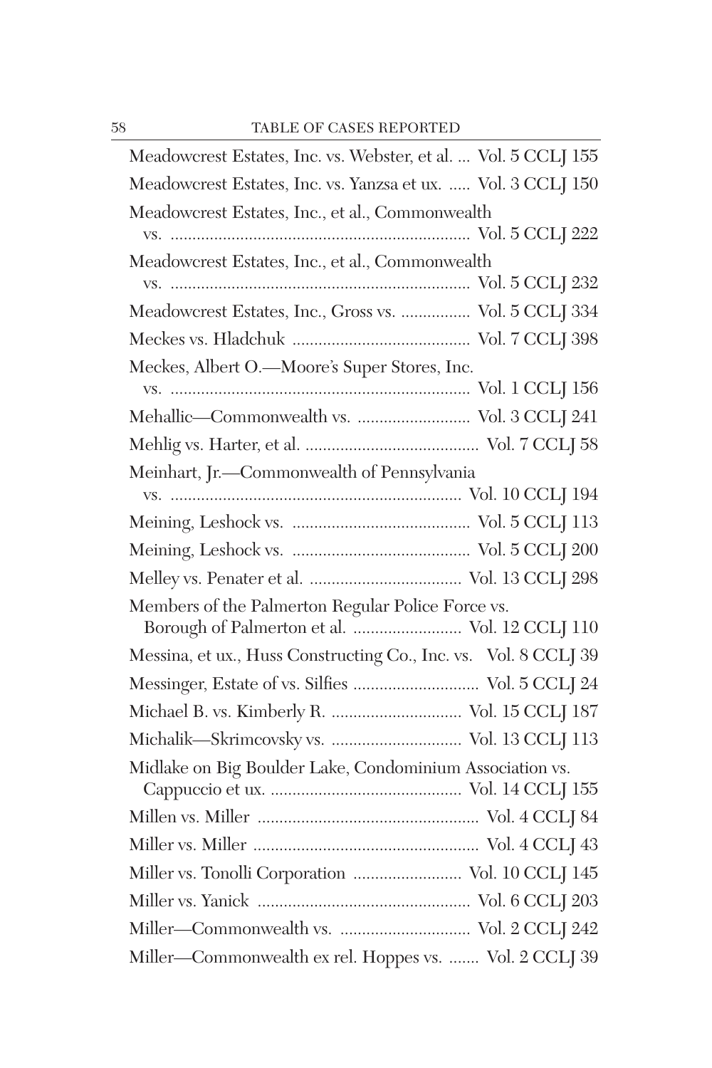Meadowcrest Estates, Inc. vs. Webster, et al. ... Vol. 5 CCLJ 155

Meadowcrest Estates, Inc. vs. Yanzsa et ux. ..... Vol. 3 CCLJ 150

Meadowcrest Estates, Inc., et al., Commonwealth vs. .................................................................... Vol. 5 CCLJ 222

Meadowcrest Estates, Inc., et al., Commonwealth vs. .................................................................... Vol. 5 CCLJ 232

Meadowcrest Estates, Inc., Gross vs. ................ Vol. 5 CCLJ 334

Meckes vs. Hladchuk ......................................... Vol. 7 CCLJ 398

Meckes, Albert O.—Moore's Super Stores, Inc. vs. .................................................................... Vol. 1 CCLJ 156

Mehallic—Commonwealth vs. .......................... Vol. 3 CCLJ 241

Mehlig vs. Harter, et al. ........................................ Vol. 7 CCLJ 58

Meinhart, Jr.—Commonwealth of Pennsylvania vs. .................................................................. Vol. 10 CCLJ 194

Meining, Leshock vs. ......................................... Vol. 5 CCLJ 113

Meining, Leshock vs. ......................................... Vol. 5 CCLJ 200

Melley vs. Penater et al. ................................... Vol. 13 CCLJ 298

Members of the Palmerton Regular Police Force vs. Borough of Palmerton et al. ......................... Vol. 12 CCLJ 110

Messina, et ux., Huss Constructing Co., Inc. vs. Vol. 8 CCLJ 39

Messinger, Estate of vs. Silfies ............................ Vol. 5 CCLJ 24

Michael B. vs. Kimberly R. .............................. Vol. 15 CCLJ 187

Michalik—Skrimcovsky vs. .............................. Vol. 13 CCLJ 113

Midlake on Big Boulder Lake, Condominium Association vs. Cappuccio et ux. ............................................ Vol. 14 CCLJ 155

Millen vs. Miller ................................................... Vol. 4 CCLJ 84

Miller vs. Miller .................................................... Vol. 4 CCLJ 43

Miller vs. Tonolli Corporation ......................... Vol. 10 CCLJ 145

Miller vs. Yanick ................................................. Vol. 6 CCLJ 203

Miller—Commonwealth vs. .............................. Vol. 2 CCLJ 242

Miller—Commonwealth ex rel. Hoppes vs. ....... Vol. 2 CCLJ 39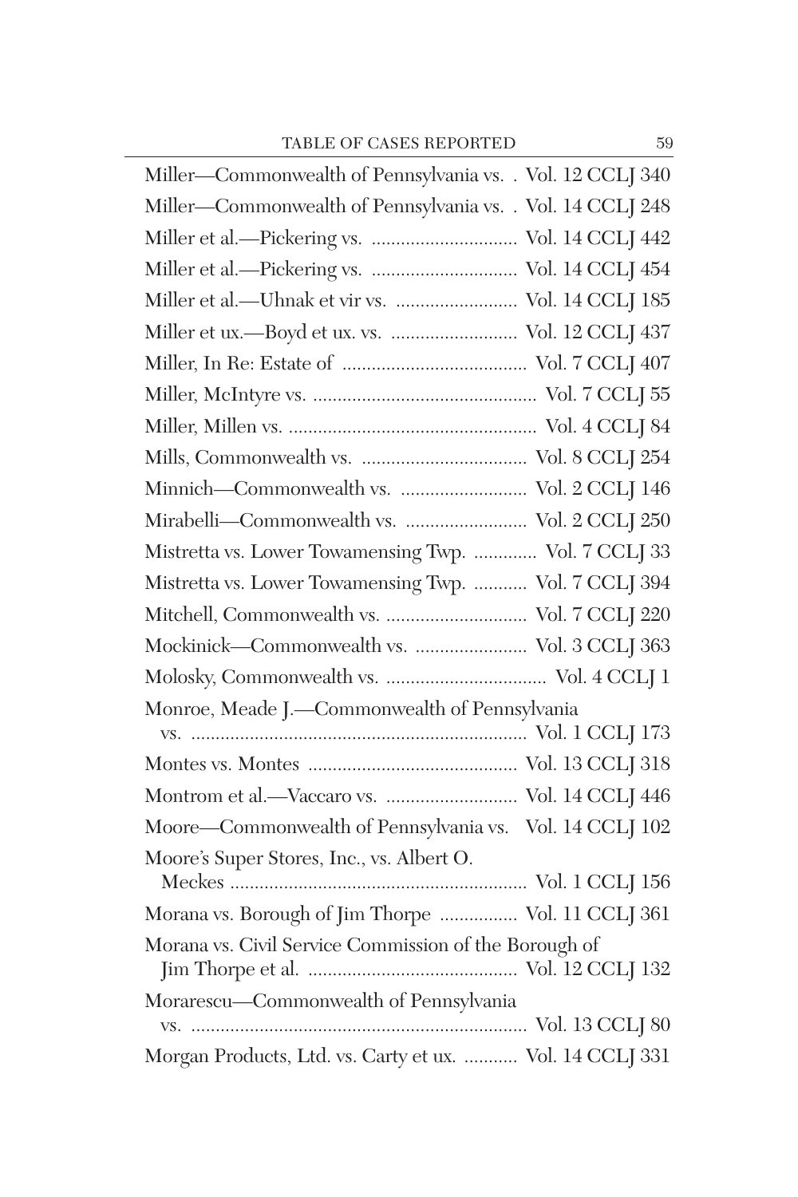Miller—Commonwealth of Pennsylvania vs. . Vol. 12 CCLJ 340

Miller—Commonwealth of Pennsylvania vs. . Vol. 14 CCLJ 248

Miller et al.—Pickering vs. .............................. Vol. 14 CCLJ 442

Miller et al.—Pickering vs. .............................. Vol. 14 CCLJ 454

Miller et al.—Uhnak et vir vs. ......................... Vol. 14 CCLJ 185

Miller et ux.—Boyd et ux. vs. .......................... Vol. 12 CCLJ 437

Miller, In Re: Estate of ...................................... Vol. 7 CCLJ 407

Miller, McIntyre vs. .............................................. Vol. 7 CCLJ 55

Miller, Millen vs. ................................................... Vol. 4 CCLJ 84

Mills, Commonwealth vs. .................................. Vol. 8 CCLJ 254

Minnich—Commonwealth vs. .......................... Vol. 2 CCLJ 146

Mirabelli—Commonwealth vs. ......................... Vol. 2 CCLJ 250

Mistretta vs. Lower Towamensing Twp. ............. Vol. 7 CCLJ 33

Mistretta vs. Lower Towamensing Twp. ........... Vol. 7 CCLJ 394

Mitchell, Commonwealth vs. ............................. Vol. 7 CCLJ 220

Mockinick—Commonwealth vs. ....................... Vol. 3 CCLJ 363

Molosky, Commonwealth vs. ................................. Vol. 4 CCLJ 1

Monroe, Meade J.—Commonwealth of Pennsylvania vs. ..................................................................... Vol. 1 CCLJ 173

Montes vs. Montes ........................................... Vol. 13 CCLJ 318

Montrom et al.—Vaccaro vs. ........................... Vol. 14 CCLJ 446

Moore—Commonwealth of Pennsylvania vs. Vol. 14 CCLJ 102

Moore's Super Stores, Inc., vs. Albert O. Meckes ............................................................ Vol. 1 CCLJ 156

Morana vs. Borough of Jim Thorpe ................ Vol. 11 CCLJ 361

Morana vs. Civil Service Commission of the Borough of Jim Thorpe et al. ........................................... Vol. 12 CCLJ 132

Morarescu—Commonwealth of Pennsylvania vs. ..................................................................... Vol. 13 CCLJ 80

Morgan Products, Ltd. vs. Carty et ux. ........... Vol. 14 CCLJ 331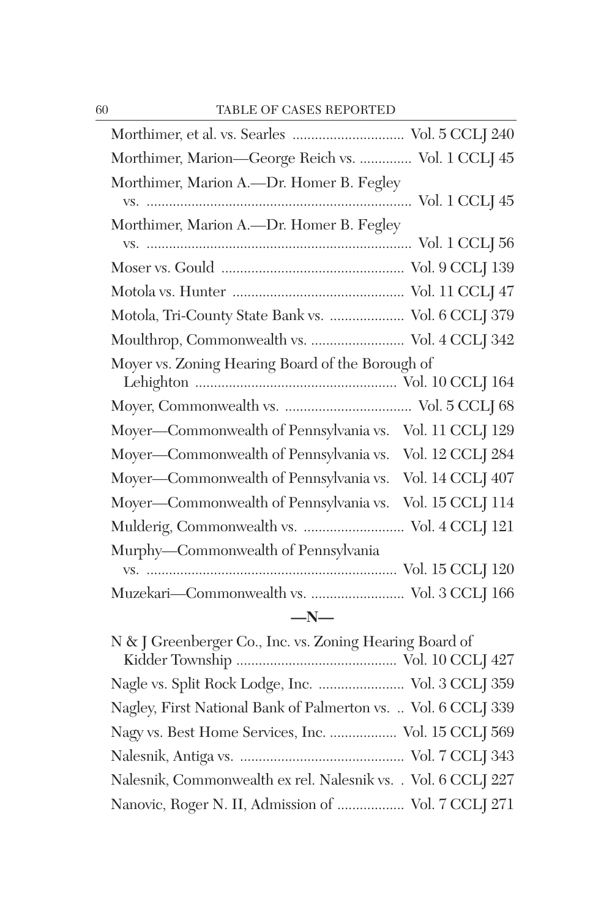Morthimer, et al. vs. Searles .............................. Vol. 5 CCLJ 240

Morthimer, Marion—George Reich vs. .............. Vol. 1 CCLJ 45

Morthimer, Marion A.—Dr. Homer B. Fegley vs. ...................................................................... Vol. 1 CCLJ 45

Morthimer, Marion A.—Dr. Homer B. Fegley vs. ...................................................................... Vol. 1 CCLJ 56

Moser vs. Gould ................................................ Vol. 9 CCLJ 139

Motola vs. Hunter ............................................. Vol. 11 CCLJ 47

Motola, Tri-County State Bank vs. .................... Vol. 6 CCLJ 379

Moulthrop, Commonwealth vs. ......................... Vol. 4 CCLJ 342

Moyer vs. Zoning Hearing Board of the Borough of Lehighton ..................................................... Vol. 10 CCLJ 164

Moyer, Commonwealth vs. .................................. Vol. 5 CCLJ 68

Moyer—Commonwealth of Pennsylvania vs. Vol. 11 CCLJ 129

Moyer—Commonwealth of Pennsylvania vs. Vol. 12 CCLJ 284

Moyer—Commonwealth of Pennsylvania vs. Vol. 14 CCLJ 407

Moyer—Commonwealth of Pennsylvania vs. Vol. 15 CCLJ 114

Mulderig, Commonwealth vs. ........................... Vol. 4 CCLJ 121

Murphy—Commonwealth of Pennsylvania vs. .................................................................. Vol. 15 CCLJ 120

Muzekari—Commonwealth vs. ......................... Vol. 3 CCLJ 166

## —N—

N & J Greenberger Co., Inc. vs. Zoning Hearing Board of Kidder Township ........................................... Vol. 10 CCLJ 427

Nagle vs. Split Rock Lodge, Inc. ....................... Vol. 3 CCLJ 359

Nagley, First National Bank of Palmerton vs. .. Vol. 6 CCLJ 339

Nagy vs. Best Home Services, Inc. .................. Vol. 15 CCLJ 569

Nalesnik, Antiga vs. ............................................ Vol. 7 CCLJ 343

Nalesnik, Commonwealth ex rel. Nalesnik vs. . Vol. 6 CCLJ 227

Nanovic, Roger N. II, Admission of .................. Vol. 7 CCLJ 271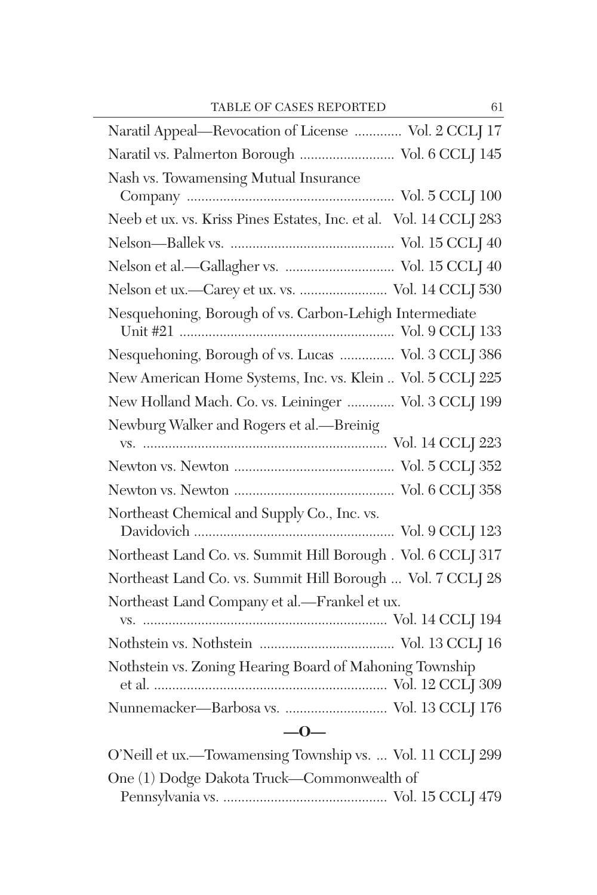Naratil Appeal—Revocation of License ............. Vol. 2 CCLJ 17

Naratil vs. Palmerton Borough .......................... Vol. 6 CCLJ 145

Nash vs. Towamensing Mutual Insurance Company ........................................................ Vol. 5 CCLJ 100

Neeb et ux. vs. Kriss Pines Estates, Inc. et al. Vol. 14 CCLJ 283

Nelson—Ballek vs. ............................................ Vol. 15 CCLJ 40

Nelson et al.—Gallagher vs. .............................. Vol. 15 CCLJ 40

Nelson et ux.—Carey et ux. vs. ........................ Vol. 14 CCLJ 530

Nesquehoning, Borough of vs. Carbon-Lehigh Intermediate Unit #21 ........................................................... Vol. 9 CCLJ 133

Nesquehoning, Borough of vs. Lucas ............... Vol. 3 CCLJ 386

New American Home Systems, Inc. vs. Klein .. Vol. 5 CCLJ 225

New Holland Mach. Co. vs. Leininger ............. Vol. 3 CCLJ 199

Newburg Walker and Rogers et al.—Breinig vs. ................................................................... Vol. 14 CCLJ 223

Newton vs. Newton ........................................... Vol. 5 CCLJ 352

Newton vs. Newton ........................................... Vol. 6 CCLJ 358

Northeast Chemical and Supply Co., Inc. vs. Davidovich ...................................................... Vol. 9 CCLJ 123

Northeast Land Co. vs. Summit Hill Borough . Vol. 6 CCLJ 317

Northeast Land Co. vs. Summit Hill Borough ... Vol. 7 CCLJ 28

Northeast Land Company et al.—Frankel et ux. vs. ................................................................... Vol. 14 CCLJ 194

Nothstein vs. Nothstein .................................... Vol. 13 CCLJ 16

Nothstein vs. Zoning Hearing Board of Mahoning Township et al. ................................................................ Vol. 12 CCLJ 309

Nunnemacker—Barbosa vs. ............................ Vol. 13 CCLJ 176

## —O—

O'Neill et ux.—Towamensing Township vs. ... Vol. 11 CCLJ 299

One (1) Dodge Dakota Truck—Commonwealth of Pennsylvania vs. ............................................ Vol. 15 CCLJ 479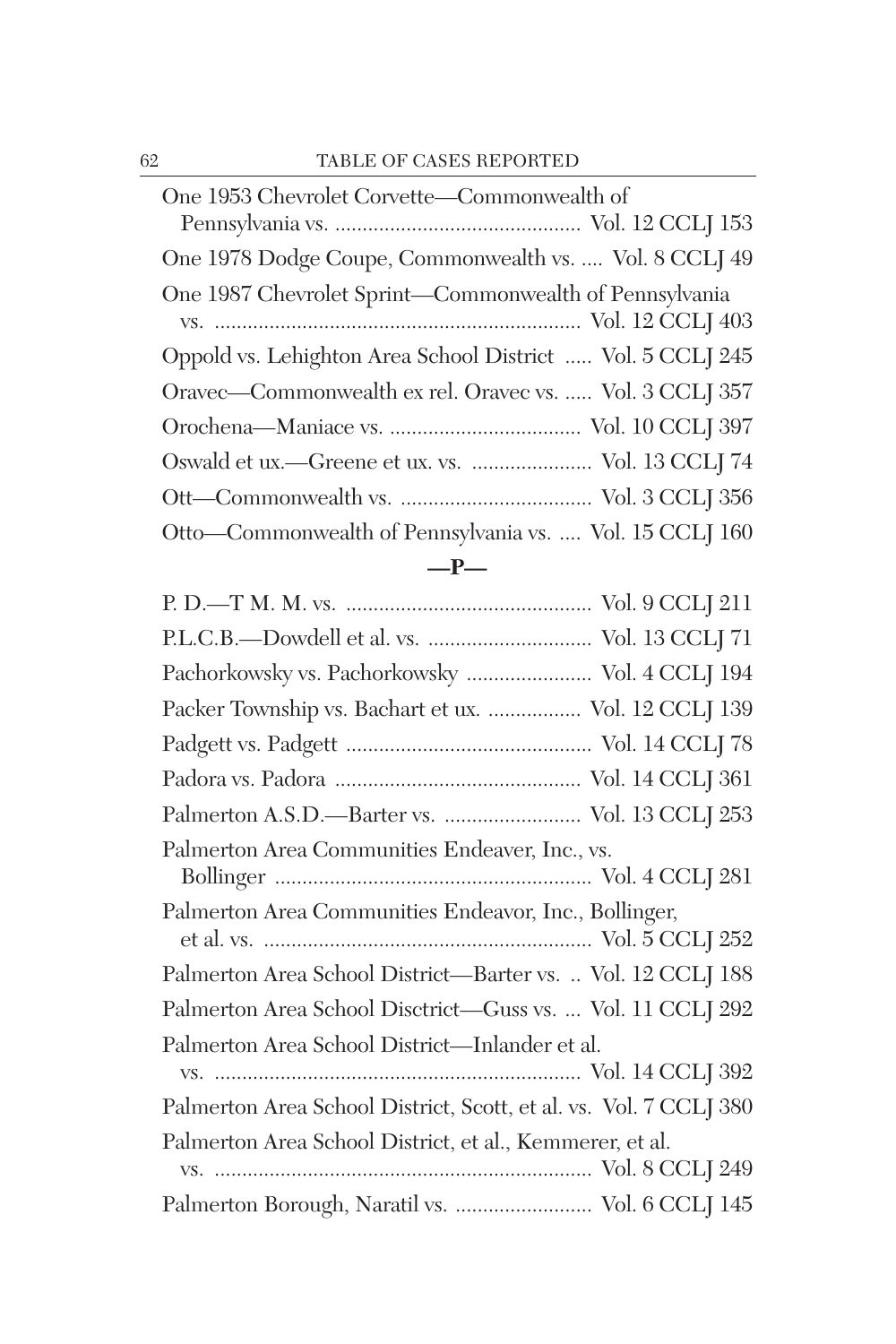One 1953 Chevrolet Corvette—Commonwealth of Pennsylvania vs. .............................................. Vol. 12 CCLJ 153

One 1978 Dodge Coupe, Commonwealth vs. .... Vol. 8 CCLJ 49

One 1987 Chevrolet Sprint—Commonwealth of Pennsylvania vs. .................................................................. Vol. 12 CCLJ 403

Oppold vs. Lehighton Area School District ..... Vol. 5 CCLJ 245

Oravec—Commonwealth ex rel. Oravec vs. ..... Vol. 3 CCLJ 357

Orochena—Maniace vs. .................................. Vol. 10 CCLJ 397

Oswald et ux.—Greene et ux. vs. ...................... Vol. 13 CCLJ 74

Ott—Commonwealth vs. .................................. Vol. 3 CCLJ 356

Otto—Commonwealth of Pennsylvania vs. .... Vol. 15 CCLJ 160

## —P—

P. D.—T M. M. vs. ............................................ Vol. 9 CCLJ 211

P.L.C.B.—Dowdell et al. vs. ............................. Vol. 13 CCLJ 71

Pachorkowsky vs. Pachorkowsky ....................... Vol. 4 CCLJ 194

Packer Township vs. Bachart et ux. ................. Vol. 12 CCLJ 139

Padgett vs. Padgett ............................................ Vol. 14 CCLJ 78

Padora vs. Padora ............................................ Vol. 14 CCLJ 361

Palmerton A.S.D.—Barter vs. ......................... Vol. 13 CCLJ 253

Palmerton Area Communities Endeaver, Inc., vs. Bollinger .......................................................... Vol. 4 CCLJ 281

Palmerton Area Communities Endeavor, Inc., Bollinger, et al. vs. ........................................................... Vol. 5 CCLJ 252

Palmerton Area School District—Barter vs. .. Vol. 12 CCLJ 188

Palmerton Area School Disctrict—Guss vs. ... Vol. 11 CCLJ 292

Palmerton Area School District—Inlander et al. vs. .................................................................. Vol. 14 CCLJ 392

Palmerton Area School District, Scott, et al. vs. Vol. 7 CCLJ 380

Palmerton Area School District, et al., Kemmerer, et al. vs. ..................................................................... Vol. 8 CCLJ 249

Palmerton Borough, Naratil vs. ......................... Vol. 6 CCLJ 145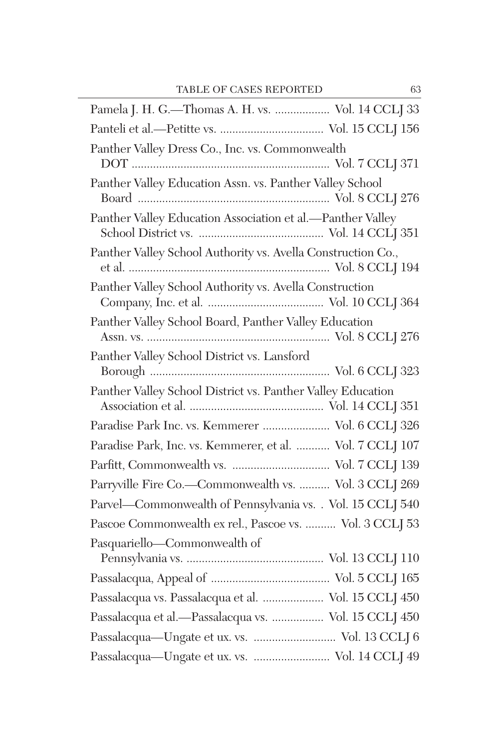Pamela J. H. G.—Thomas A. H. vs. .................. Vol. 14 CCLJ 33

Panteli et al.—Petitte vs. .................................. Vol. 15 CCLJ 156

Panther Valley Dress Co., Inc. vs. Commonwealth DOT ................................................................ Vol. 7 CCLJ 371

Panther Valley Education Assn. vs. Panther Valley School Board .............................................................. Vol. 8 CCLJ 276

Panther Valley Education Association et al.—Panther Valley School District vs. ........................................ Vol. 14 CCLJ 351

Panther Valley School Authority vs. Avella Construction Co., et al. ................................................................. Vol. 8 CCLJ 194

Panther Valley School Authority vs. Avella Construction Company, Inc. et al. ...................................... Vol. 10 CCLJ 364

Panther Valley School Board, Panther Valley Education Assn. vs. ........................................................... Vol. 8 CCLJ 276

Panther Valley School District vs. Lansford Borough ........................................................... Vol. 6 CCLJ 323

Panther Valley School District vs. Panther Valley Education Association et al. ............................................ Vol. 14 CCLJ 351

Paradise Park Inc. vs. Kemmerer ...................... Vol. 6 CCLJ 326

Paradise Park, Inc. vs. Kemmerer, et al. ........... Vol. 7 CCLJ 107

Parfitt, Commonwealth vs. ................................ Vol. 7 CCLJ 139

Parryville Fire Co.—Commonwealth vs. .......... Vol. 3 CCLJ 269

Parvel—Commonwealth of Pennsylvania vs. . Vol. 15 CCLJ 540

Pascoe Commonwealth ex rel., Pascoe vs. .......... Vol. 3 CCLJ 53

Pasquariello—Commonwealth of Pennsylvania vs. ............................................. Vol. 13 CCLJ 110

Passalacqua, Appeal of ....................................... Vol. 5 CCLJ 165

Passalacqua vs. Passalacqua et al. .................... Vol. 15 CCLJ 450

Passalacqua et al.—Passalacqua vs. ................. Vol. 15 CCLJ 450

Passalacqua—Ungate et ux. vs. ........................... Vol. 13 CCLJ 6

Passalacqua—Ungate et ux. vs. ......................... Vol. 14 CCLJ 49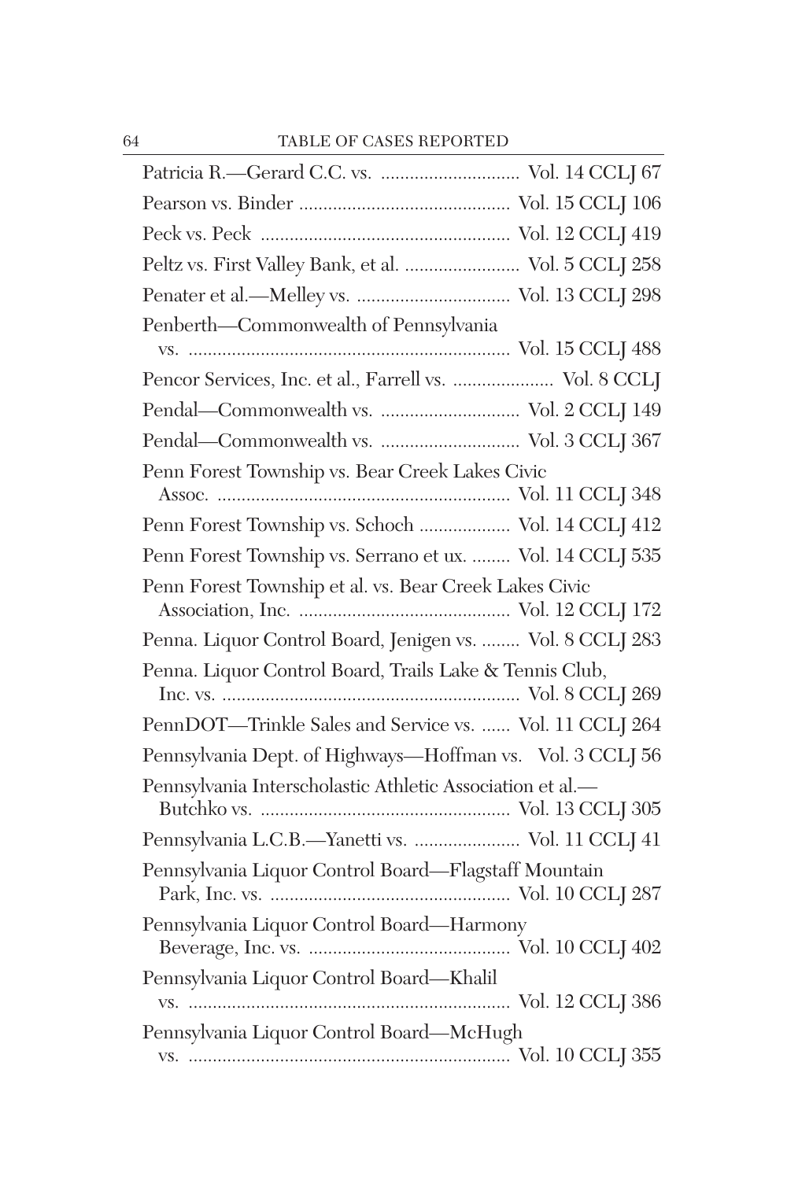Patricia R.—Gerard C.C. vs. ............................ Vol. 14 CCLJ 67

Pearson vs. Binder ............................................ Vol. 15 CCLJ 106

Peck vs. Peck .................................................... Vol. 12 CCLJ 419

Peltz vs. First Valley Bank, et al. ....................... Vol. 5 CCLJ 258

Penater et al.—Melley vs. ................................ Vol. 13 CCLJ 298

Penberth—Commonwealth of Pennsylvania vs. .................................................................. Vol. 15 CCLJ 488

Pencor Services, Inc. et al., Farrell vs. ..................... Vol. 8 CCLJ

Pendal—Commonwealth vs. ............................ Vol. 2 CCLJ 149

Pendal—Commonwealth vs. ............................ Vol. 3 CCLJ 367

Penn Forest Township vs. Bear Creek Lakes Civic Assoc. ............................................................ Vol. 11 CCLJ 348

Penn Forest Township vs. Schoch .................. Vol. 14 CCLJ 412

Penn Forest Township vs. Serrano et ux. ........ Vol. 14 CCLJ 535

Penn Forest Township et al. vs. Bear Creek Lakes Civic Association, Inc. ........................................... Vol. 12 CCLJ 172

Penna. Liquor Control Board, Jenigen vs. ........ Vol. 8 CCLJ 283

Penna. Liquor Control Board, Trails Lake & Tennis Club, Inc. vs. ............................................................. Vol. 8 CCLJ 269

PennDOT—Trinkle Sales and Service vs. ...... Vol. 11 CCLJ 264

Pennsylvania Dept. of Highways—Hoffman vs. Vol. 3 CCLJ 56

Pennsylvania Interscholastic Athletic Association et al.—Butchko vs. .................................................. Vol. 13 CCLJ 305

Pennsylvania L.C.B.—Yanetti vs. ..................... Vol. 11 CCLJ 41

Pennsylvania Liquor Control Board—Flagstaff Mountain Park, Inc. vs. ................................................. Vol. 10 CCLJ 287

Pennsylvania Liquor Control Board—Harmony Beverage, Inc. vs. .......................................... Vol. 10 CCLJ 402

Pennsylvania Liquor Control Board—Khalil vs. .................................................................. Vol. 12 CCLJ 386

Pennsylvania Liquor Control Board—McHugh vs. .................................................................. Vol. 10 CCLJ 355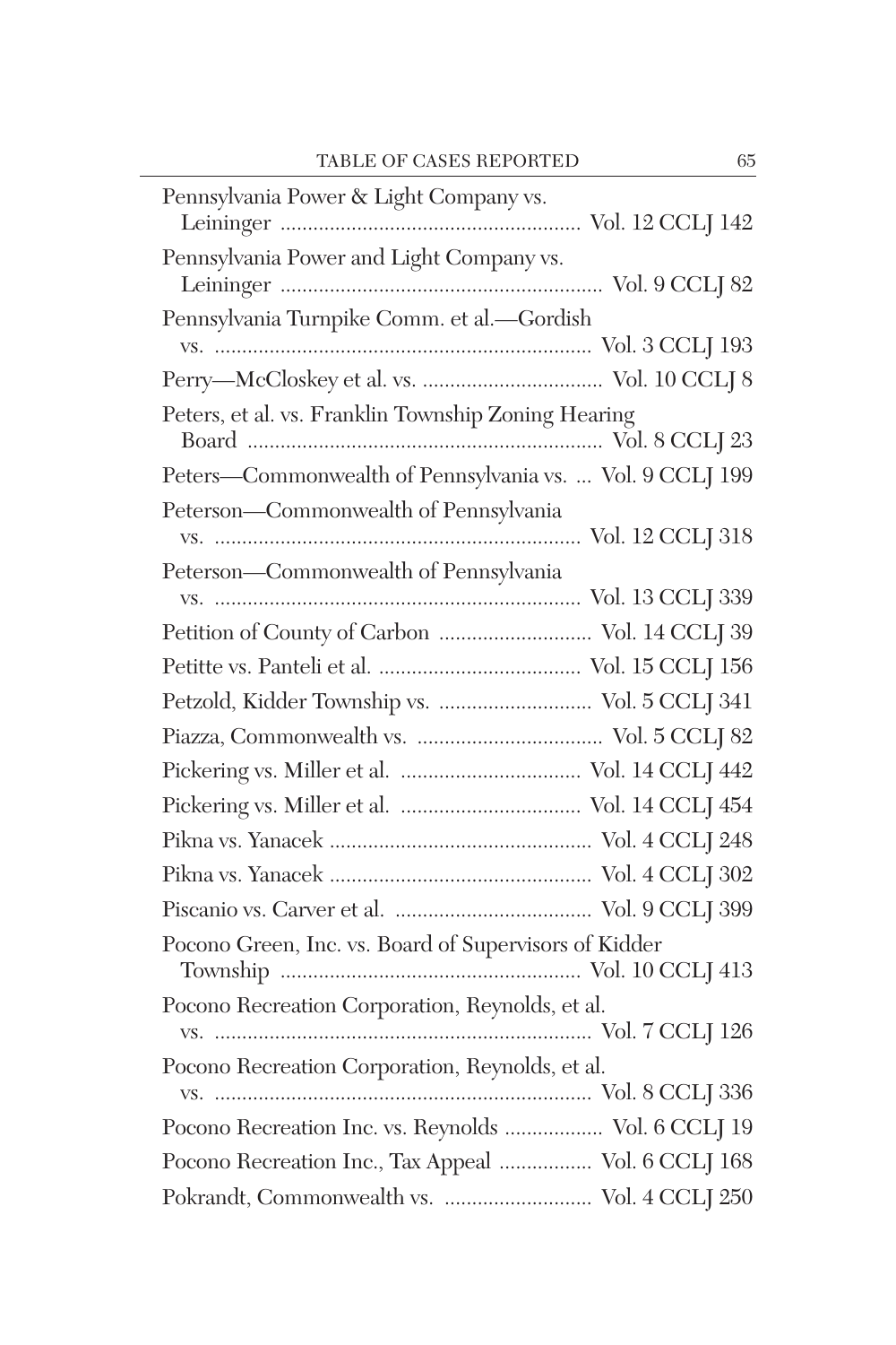Pennsylvania Power & Light Company vs. Leininger ........................................................ Vol. 12 CCLJ 142

Pennsylvania Power and Light Company vs. Leininger ........................................................... Vol. 9 CCLJ 82

Pennsylvania Turnpike Comm. et al.—Gordish vs. ..................................................................... Vol. 3 CCLJ 193

Perry—McCloskey et al. vs. .................................. Vol. 10 CCLJ 8

Peters, et al. vs. Franklin Township Zoning Hearing Board ................................................................ Vol. 8 CCLJ 23

Peters—Commonwealth of Pennsylvania vs. ... Vol. 9 CCLJ 199

Peterson—Commonwealth of Pennsylvania vs. .................................................................. Vol. 12 CCLJ 318

Peterson—Commonwealth of Pennsylvania vs. .................................................................. Vol. 13 CCLJ 339

Petition of County of Carbon ............................ Vol. 14 CCLJ 39

Petitte vs. Panteli et al. ..................................... Vol. 15 CCLJ 156

Petzold, Kidder Township vs. ............................ Vol. 5 CCLJ 341

Piazza, Commonwealth vs. .................................. Vol. 5 CCLJ 82

Pickering vs. Miller et al. .................................. Vol. 14 CCLJ 442

Pickering vs. Miller et al. .................................. Vol. 14 CCLJ 454

Pikna vs. Yanacek ................................................ Vol. 4 CCLJ 248

Pikna vs. Yanacek ................................................ Vol. 4 CCLJ 302

Piscanio vs. Carver et al. .................................... Vol. 9 CCLJ 399

Pocono Green, Inc. vs. Board of Supervisors of Kidder Township ....................................................... Vol. 10 CCLJ 413

Pocono Recreation Corporation, Reynolds, et al. vs. ..................................................................... Vol. 7 CCLJ 126

Pocono Recreation Corporation, Reynolds, et al. vs. ..................................................................... Vol. 8 CCLJ 336

Pocono Recreation Inc. vs. Reynolds .................. Vol. 6 CCLJ 19

Pocono Recreation Inc., Tax Appeal ................. Vol. 6 CCLJ 168

Pokrandt, Commonwealth vs. ........................... Vol. 4 CCLJ 250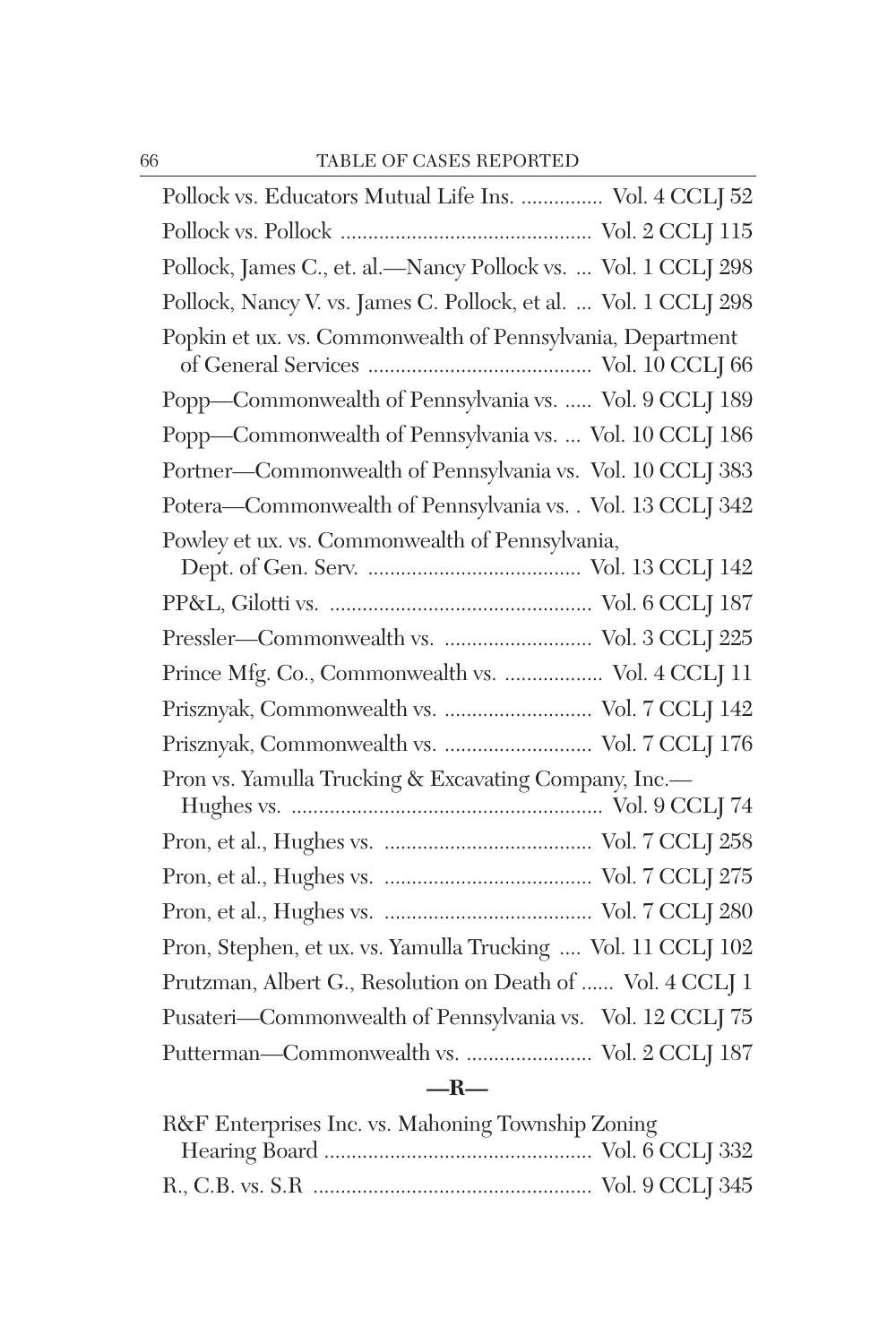Pollock vs. Educators Mutual Life Ins. ............... Vol. 4 CCLJ 52

Pollock vs. Pollock ............................................ Vol. 2 CCLJ 115

Pollock, James C., et. al.—Nancy Pollock vs. ... Vol. 1 CCLJ 298

Pollock, Nancy V. vs. James C. Pollock, et al. ... Vol. 1 CCLJ 298

Popkin et ux. vs. Commonwealth of Pennsylvania, Department of General Services ........................................ Vol. 10 CCLJ 66

Popp—Commonwealth of Pennsylvania vs. ..... Vol. 9 CCLJ 189

Popp—Commonwealth of Pennsylvania vs. ... Vol. 10 CCLJ 186

Portner—Commonwealth of Pennsylvania vs. Vol. 10 CCLJ 383

Potera—Commonwealth of Pennsylvania vs. . Vol. 13 CCLJ 342

Powley et ux. vs. Commonwealth of Pennsylvania, Dept. of Gen. Serv. ...................................... Vol. 13 CCLJ 142

PP&L, Gilotti vs. ............................................... Vol. 6 CCLJ 187

Pressler—Commonwealth vs. .......................... Vol. 3 CCLJ 225

Prince Mfg. Co., Commonwealth vs. ................. Vol. 4 CCLJ 11

Prisznyak, Commonwealth vs. .......................... Vol. 7 CCLJ 142

Prisznyak, Commonwealth vs. .......................... Vol. 7 CCLJ 176

Pron vs. Yamulla Trucking & Excavating Company, Inc.—Hughes vs. ........................................................ Vol. 9 CCLJ 74

Pron, et al., Hughes vs. ..................................... Vol. 7 CCLJ 258

Pron, et al., Hughes vs. ..................................... Vol. 7 CCLJ 275

Pron, et al., Hughes vs. ..................................... Vol. 7 CCLJ 280

Pron, Stephen, et ux. vs. Yamulla Trucking .... Vol. 11 CCLJ 102

Prutzman, Albert G., Resolution on Death of ...... Vol. 4 CCLJ 1

Pusateri—Commonwealth of Pennsylvania vs. Vol. 12 CCLJ 75

Putterman—Commonwealth vs. ....................... Vol. 2 CCLJ 187

## —R—

R&F Enterprises Inc. vs. Mahoning Township Zoning Hearing Board ................................................ Vol. 6 CCLJ 332

R., C.B. vs. S.R .................................................. Vol. 9 CCLJ 345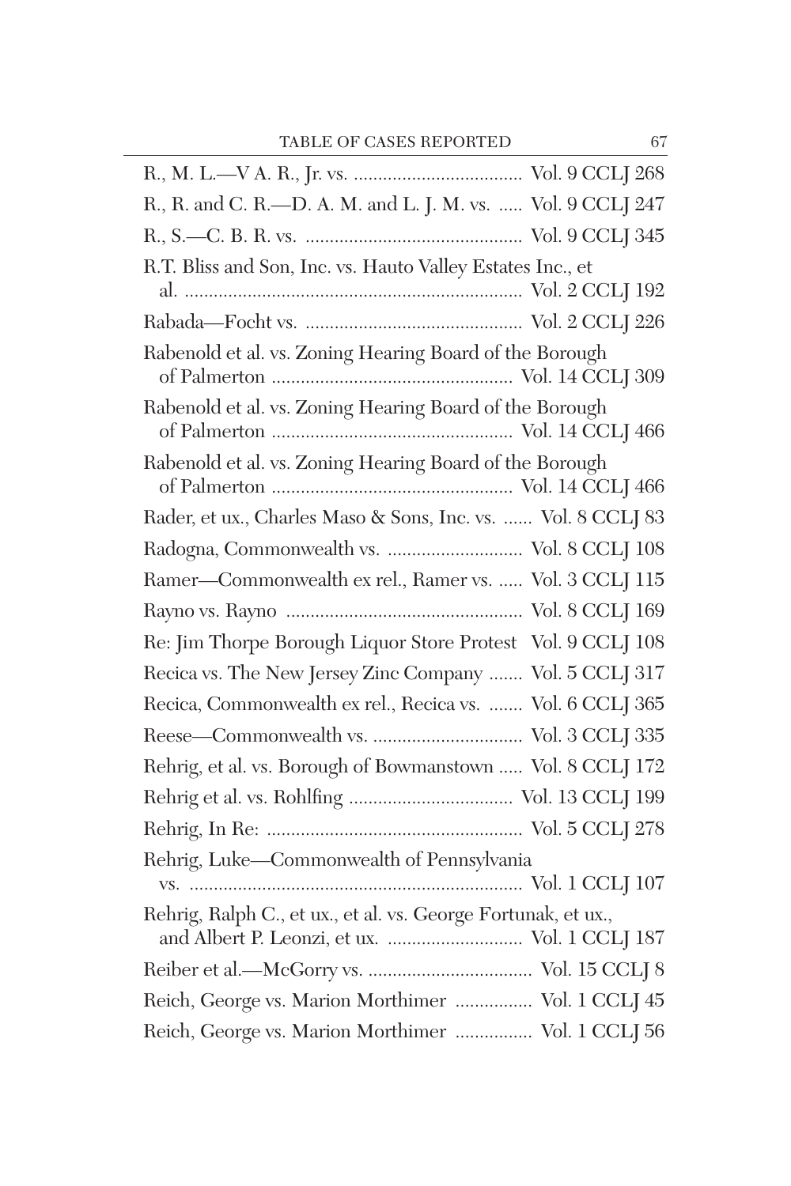R., M. L.—V A. R., Jr. vs. .................................. Vol. 9 CCLJ 268

R., R. and C. R.—D. A. M. and L. J. M. vs. ..... Vol. 9 CCLJ 247

R., S.—C. B. R. vs. ............................................ Vol. 9 CCLJ 345

R.T. Bliss and Son, Inc. vs. Hauto Valley Estates Inc., et al. ..................................................................... Vol. 2 CCLJ 192

Rabada—Focht vs. ............................................ Vol. 2 CCLJ 226

Rabenold et al. vs. Zoning Hearing Board of the Borough of Palmerton ................................................. Vol. 14 CCLJ 309

Rabenold et al. vs. Zoning Hearing Board of the Borough of Palmerton ................................................. Vol. 14 CCLJ 466

Rabenold et al. vs. Zoning Hearing Board of the Borough of Palmerton ................................................. Vol. 14 CCLJ 466

Rader, et ux., Charles Maso & Sons, Inc. vs. ...... Vol. 8 CCLJ 83

Radogna, Commonwealth vs. ........................... Vol. 8 CCLJ 108

Ramer—Commonwealth ex rel., Ramer vs. ..... Vol. 3 CCLJ 115

Rayno vs. Rayno ................................................ Vol. 8 CCLJ 169

Re: Jim Thorpe Borough Liquor Store Protest Vol. 9 CCLJ 108

Recica vs. The New Jersey Zinc Company ....... Vol. 5 CCLJ 317

Recica, Commonwealth ex rel., Recica vs. ....... Vol. 6 CCLJ 365

Reese—Commonwealth vs. ............................... Vol. 3 CCLJ 335

Rehrig, et al. vs. Borough of Bowmanstown ..... Vol. 8 CCLJ 172

Rehrig et al. vs. Rohlfing ................................. Vol. 13 CCLJ 199

Rehrig, In Re: .................................................... Vol. 5 CCLJ 278

Rehrig, Luke—Commonwealth of Pennsylvania vs. .................................................................... Vol. 1 CCLJ 107

Rehrig, Ralph C., et ux., et al. vs. George Fortunak, et ux., and Albert P. Leonzi, et ux. ............................ Vol. 1 CCLJ 187

Reiber et al.—McGorry vs. .................................. Vol. 15 CCLJ 8

Reich, George vs. Marion Morthimer ................ Vol. 1 CCLJ 45

Reich, George vs. Marion Morthimer ................ Vol. 1 CCLJ 56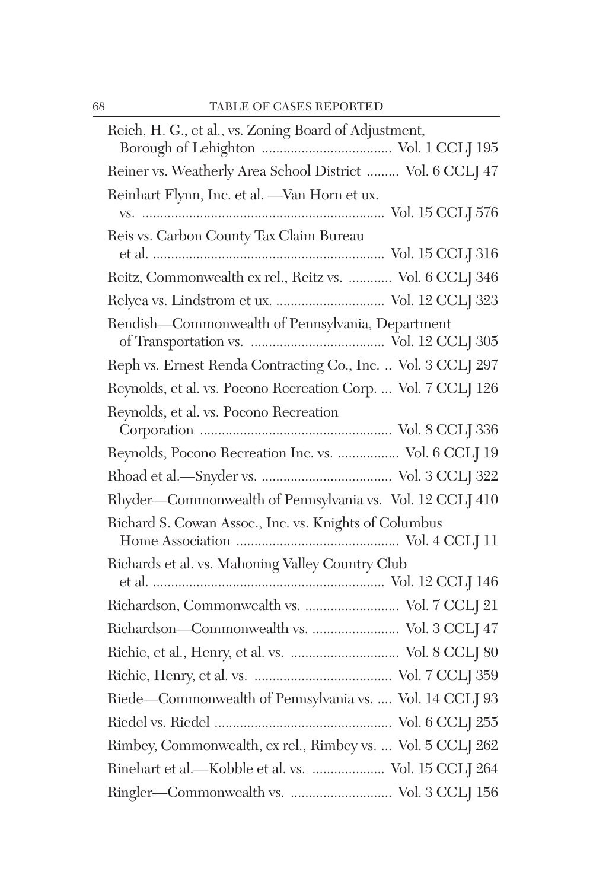Reich, H. G., et al., vs. Zoning Board of Adjustment, Borough of Lehighton .................................... Vol. 1 CCLJ 195

Reiner vs. Weatherly Area School District ......... Vol. 6 CCLJ 47

Reinhart Flynn, Inc. et al. —Van Horn et ux. vs. .................................................................. Vol. 15 CCLJ 576

Reis vs. Carbon County Tax Claim Bureau et al. ............................................................... Vol. 15 CCLJ 316

Reitz, Commonwealth ex rel., Reitz vs. ............ Vol. 6 CCLJ 346

Relyea vs. Lindstrom et ux. .............................. Vol. 12 CCLJ 323

Rendish—Commonwealth of Pennsylvania, Department of Transportation vs. ..................................... Vol. 12 CCLJ 305

Reph vs. Ernest Renda Contracting Co., Inc. .. Vol. 3 CCLJ 297

Reynolds, et al. vs. Pocono Recreation Corp. ... Vol. 7 CCLJ 126

Reynolds, et al. vs. Pocono Recreation Corporation ..................................................... Vol. 8 CCLJ 336

Reynolds, Pocono Recreation Inc. vs. ................. Vol. 6 CCLJ 19

Rhoad et al.—Snyder vs. .................................... Vol. 3 CCLJ 322

Rhyder—Commonwealth of Pennsylvania vs. Vol. 12 CCLJ 410

Richard S. Cowan Assoc., Inc. vs. Knights of Columbus Home Association ............................................. Vol. 4 CCLJ 11

Richards et al. vs. Mahoning Valley Country Club et al. ............................................................... Vol. 12 CCLJ 146

Richardson, Commonwealth vs. .......................... Vol. 7 CCLJ 21

Richardson—Commonwealth vs. ........................ Vol. 3 CCLJ 47

Richie, et al., Henry, et al. vs. .............................. Vol. 8 CCLJ 80

Richie, Henry, et al. vs. ...................................... Vol. 7 CCLJ 359

Riede—Commonwealth of Pennsylvania vs. .... Vol. 14 CCLJ 93

Riedel vs. Riedel ................................................. Vol. 6 CCLJ 255

Rimbey, Commonwealth, ex rel., Rimbey vs. ... Vol. 5 CCLJ 262

Rinehart et al.—Kobble et al. vs. .................... Vol. 15 CCLJ 264

Ringler—Commonwealth vs. ............................ Vol. 3 CCLJ 156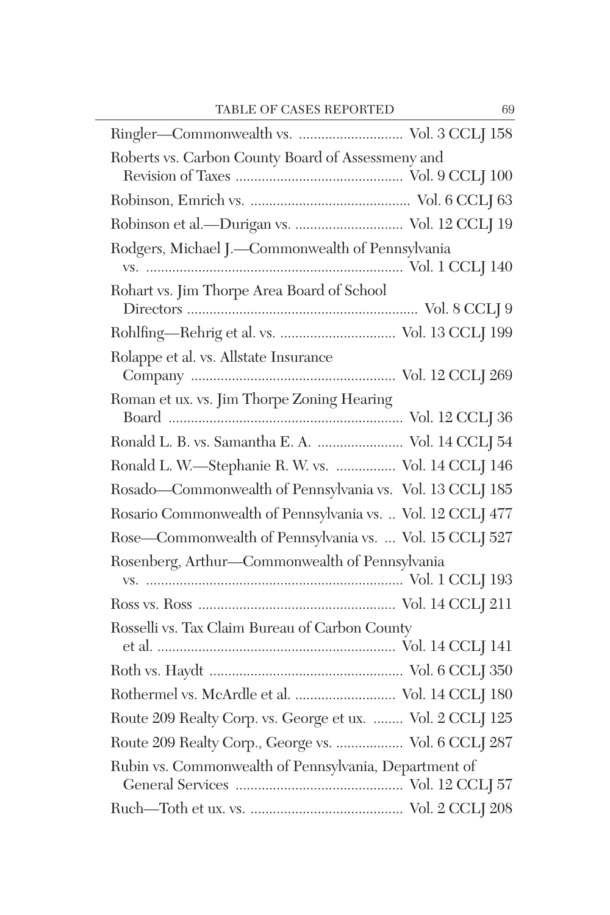| Case | Citation |
|---|---|
| Ringler—Commonwealth vs. | Vol. 3 CCLJ 158 |
| Roberts vs. Carbon County Board of Assessmeny and Revision of Taxes | Vol. 9 CCLJ 100 |
| Robinson, Emrich vs. | Vol. 6 CCLJ 63 |
| Robinson et al.—Durigan vs. | Vol. 12 CCLJ 19 |
| Rodgers, Michael J.—Commonwealth of Pennsylvania vs. | Vol. 1 CCLJ 140 |
| Rohart vs. Jim Thorpe Area Board of School Directors | Vol. 8 CCLJ 9 |
| Rohlfing—Rehrig et al. vs. | Vol. 13 CCLJ 199 |
| Rolappe et al. vs. Allstate Insurance Company | Vol. 12 CCLJ 269 |
| Roman et ux. vs. Jim Thorpe Zoning Hearing Board | Vol. 12 CCLJ 36 |
| Ronald L. B. vs. Samantha E. A. | Vol. 14 CCLJ 54 |
| Ronald L. W.—Stephanie R. W. vs. | Vol. 14 CCLJ 146 |
| Rosado—Commonwealth of Pennsylvania vs. | Vol. 13 CCLJ 185 |
| Rosario Commonwealth of Pennsylvania vs. | Vol. 12 CCLJ 477 |
| Rose—Commonwealth of Pennsylvania vs. | Vol. 15 CCLJ 527 |
| Rosenberg, Arthur—Commonwealth of Pennsylvania vs. | Vol. 1 CCLJ 193 |
| Ross vs. Ross | Vol. 14 CCLJ 211 |
| Rosselli vs. Tax Claim Bureau of Carbon County et al. | Vol. 14 CCLJ 141 |
| Roth vs. Haydt | Vol. 6 CCLJ 350 |
| Rothermel vs. McArdle et al. | Vol. 14 CCLJ 180 |
| Route 209 Realty Corp. vs. George et ux. | Vol. 2 CCLJ 125 |
| Route 209 Realty Corp., George vs. | Vol. 6 CCLJ 287 |
| Rubin vs. Commonwealth of Pennsylvania, Department of General Services | Vol. 12 CCLJ 57 |
| Ruch—Toth et ux. vs. | Vol. 2 CCLJ 208 |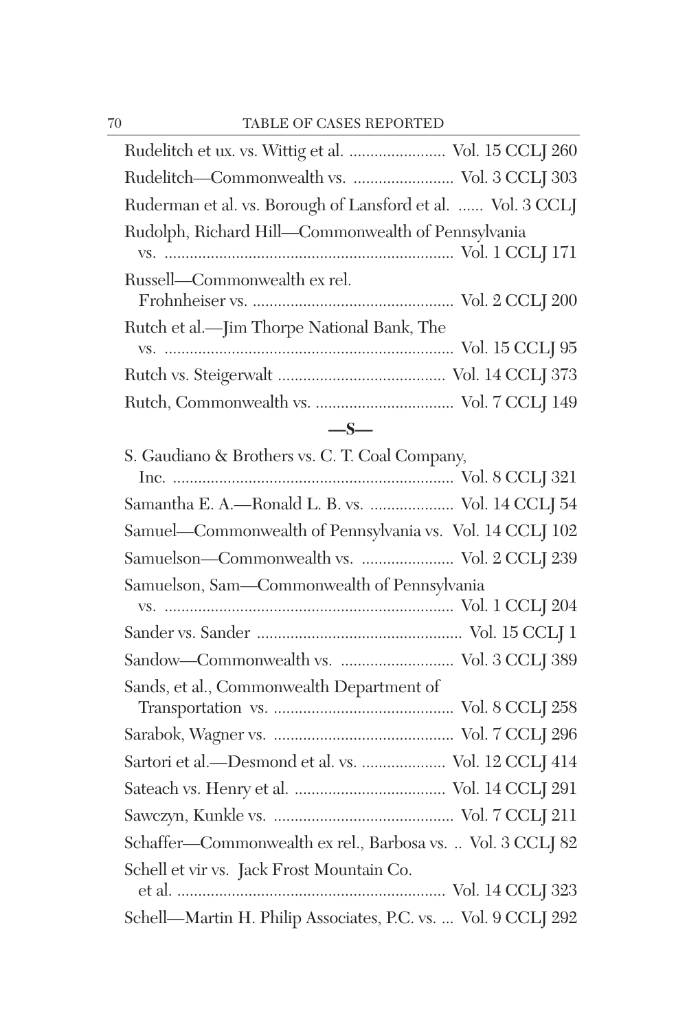Rudelitch et ux. vs. Wittig et al. ........................ Vol. 15 CCLJ 260

Rudelitch—Commonwealth vs. ........................ Vol. 3 CCLJ 303

Ruderman et al. vs. Borough of Lansford et al. ...... Vol. 3 CCLJ

Rudolph, Richard Hill—Commonwealth of Pennsylvania vs. ...................................................................... Vol. 1 CCLJ 171

Russell—Commonwealth ex rel. Frohnheiser vs. ................................................ Vol. 2 CCLJ 200

Rutch et al.—Jim Thorpe National Bank, The vs. ...................................................................... Vol. 15 CCLJ 95

Rutch vs. Steigerwalt ........................................ Vol. 14 CCLJ 373

Rutch, Commonwealth vs. ................................. Vol. 7 CCLJ 149

## —S—

S. Gaudiano & Brothers vs. C. T. Coal Company, Inc. .................................................................... Vol. 8 CCLJ 321

Samantha E. A.—Ronald L. B. vs. .................... Vol. 14 CCLJ 54

Samuel—Commonwealth of Pennsylvania vs. Vol. 14 CCLJ 102

Samuelson—Commonwealth vs. ...................... Vol. 2 CCLJ 239

Samuelson, Sam—Commonwealth of Pennsylvania vs. ...................................................................... Vol. 1 CCLJ 204

Sander vs. Sander ................................................. Vol. 15 CCLJ 1

Sandow—Commonwealth vs. ........................... Vol. 3 CCLJ 389

Sands, et al., Commonwealth Department of Transportation vs. ........................................... Vol. 8 CCLJ 258

Sarabok, Wagner vs. ........................................... Vol. 7 CCLJ 296

Sartori et al.—Desmond et al. vs. .................... Vol. 12 CCLJ 414

Sateach vs. Henry et al. .................................... Vol. 14 CCLJ 291

Sawczyn, Kunkle vs. ........................................... Vol. 7 CCLJ 211

Schaffer—Commonwealth ex rel., Barbosa vs. .. Vol. 3 CCLJ 82

Schell et vir vs. Jack Frost Mountain Co. et al. ................................................................ Vol. 14 CCLJ 323

Schell—Martin H. Philip Associates, P.C. vs. ... Vol. 9 CCLJ 292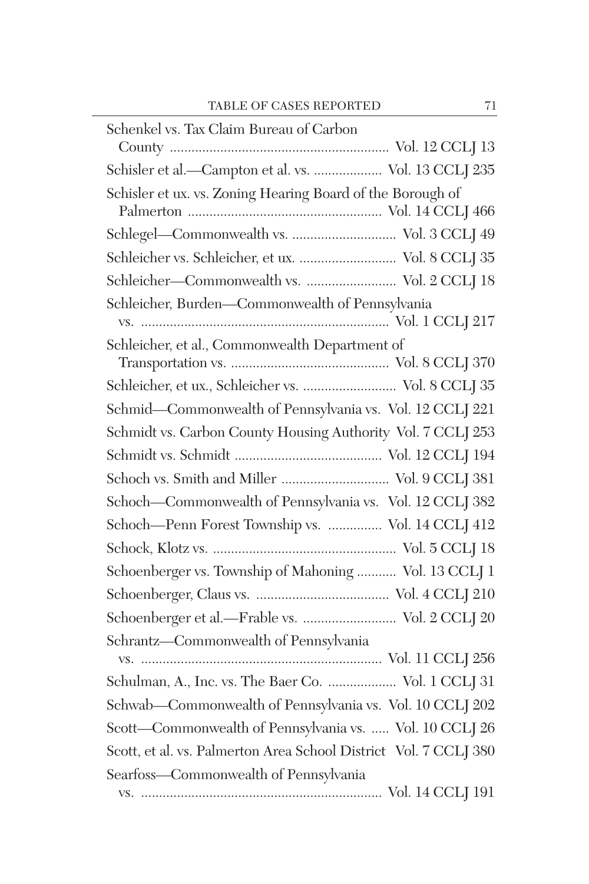Schenkel vs. Tax Claim Bureau of Carbon County ............................................................ Vol. 12 CCLJ 13

Schisler et al.—Campton et al. vs. ................... Vol. 13 CCLJ 235

Schisler et ux. vs. Zoning Hearing Board of the Borough of Palmerton ..................................................... Vol. 14 CCLJ 466

Schlegel—Commonwealth vs. ............................. Vol. 3 CCLJ 49

Schleicher vs. Schleicher, et ux. ........................... Vol. 8 CCLJ 35

Schleicher—Commonwealth vs. ......................... Vol. 2 CCLJ 18

Schleicher, Burden—Commonwealth of Pennsylvania vs. .................................................................... Vol. 1 CCLJ 217

Schleicher, et al., Commonwealth Department of Transportation vs. ............................................ Vol. 8 CCLJ 370

Schleicher, et ux., Schleicher vs. .......................... Vol. 8 CCLJ 35

Schmid—Commonwealth of Pennsylvania vs. Vol. 12 CCLJ 221

Schmidt vs. Carbon County Housing Authority Vol. 7 CCLJ 253

Schmidt vs. Schmidt ......................................... Vol. 12 CCLJ 194

Schoch vs. Smith and Miller .............................. Vol. 9 CCLJ 381

Schoch—Commonwealth of Pennsylvania vs. Vol. 12 CCLJ 382

Schoch—Penn Forest Township vs. ............... Vol. 14 CCLJ 412

Schock, Klotz vs. .................................................. Vol. 5 CCLJ 18

Schoenberger vs. Township of Mahoning ........... Vol. 13 CCLJ 1

Schoenberger, Claus vs. ..................................... Vol. 4 CCLJ 210

Schoenberger et al.—Frable vs. .......................... Vol. 2 CCLJ 20

Schrantz—Commonwealth of Pennsylvania vs. ................................................................... Vol. 11 CCLJ 256

Schulman, A., Inc. vs. The Baer Co. ................... Vol. 1 CCLJ 31

Schwab—Commonwealth of Pennsylvania vs. Vol. 10 CCLJ 202

Scott—Commonwealth of Pennsylvania vs. ..... Vol. 10 CCLJ 26

Scott, et al. vs. Palmerton Area School District Vol. 7 CCLJ 380

Searfoss—Commonwealth of Pennsylvania vs. ................................................................... Vol. 14 CCLJ 191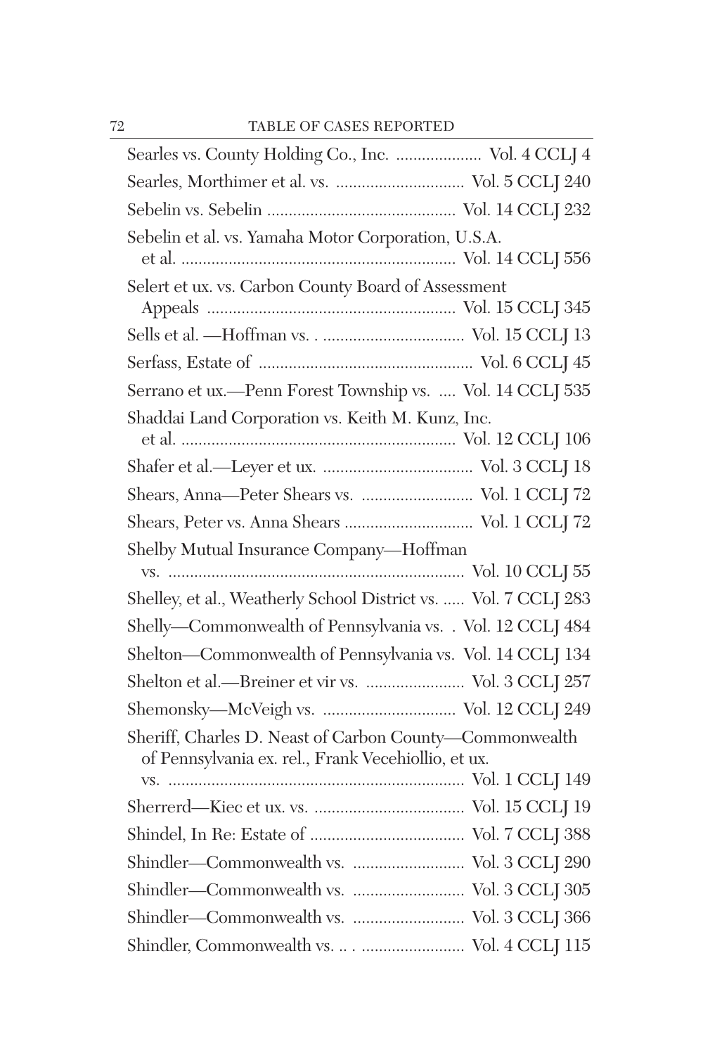Searles vs. County Holding Co., Inc. .................... Vol. 4 CCLJ 4

Searles, Morthimer et al. vs. .............................. Vol. 5 CCLJ 240

Sebelin vs. Sebelin ............................................ Vol. 14 CCLJ 232

Sebelin et al. vs. Yamaha Motor Corporation, U.S.A. et al. ................................................................ Vol. 14 CCLJ 556

Selert et ux. vs. Carbon County Board of Assessment Appeals .......................................................... Vol. 15 CCLJ 345

Sells et al. —Hoffman vs. . ................................. Vol. 15 CCLJ 13

Serfass, Estate of .................................................. Vol. 6 CCLJ 45

Serrano et ux.—Penn Forest Township vs. .... Vol. 14 CCLJ 535

Shaddai Land Corporation vs. Keith M. Kunz, Inc. et al. ................................................................ Vol. 12 CCLJ 106

Shafer et al.—Leyer et ux. ................................... Vol. 3 CCLJ 18

Shears, Anna—Peter Shears vs. .......................... Vol. 1 CCLJ 72

Shears, Peter vs. Anna Shears .............................. Vol. 1 CCLJ 72

Shelby Mutual Insurance Company—Hoffman vs. ..................................................................... Vol. 10 CCLJ 55

Shelley, et al., Weatherly School District vs. ..... Vol. 7 CCLJ 283

Shelly—Commonwealth of Pennsylvania vs. . Vol. 12 CCLJ 484

Shelton—Commonwealth of Pennsylvania vs. Vol. 14 CCLJ 134

Shelton et al.—Breiner et vir vs. ....................... Vol. 3 CCLJ 257

Shemonsky—McVeigh vs. ............................... Vol. 12 CCLJ 249

Sheriff, Charles D. Neast of Carbon County—Commonwealth of Pennsylvania ex. rel., Frank Vecehiollio, et ux. vs. ..................................................................... Vol. 1 CCLJ 149

Sherrerd—Kiec et ux. vs. ................................... Vol. 15 CCLJ 19

Shindel, In Re: Estate of .................................... Vol. 7 CCLJ 388

Shindler—Commonwealth vs. .......................... Vol. 3 CCLJ 290

Shindler—Commonwealth vs. .......................... Vol. 3 CCLJ 305

Shindler—Commonwealth vs. .......................... Vol. 3 CCLJ 366

Shindler, Commonwealth vs. .. . ........................ Vol. 4 CCLJ 115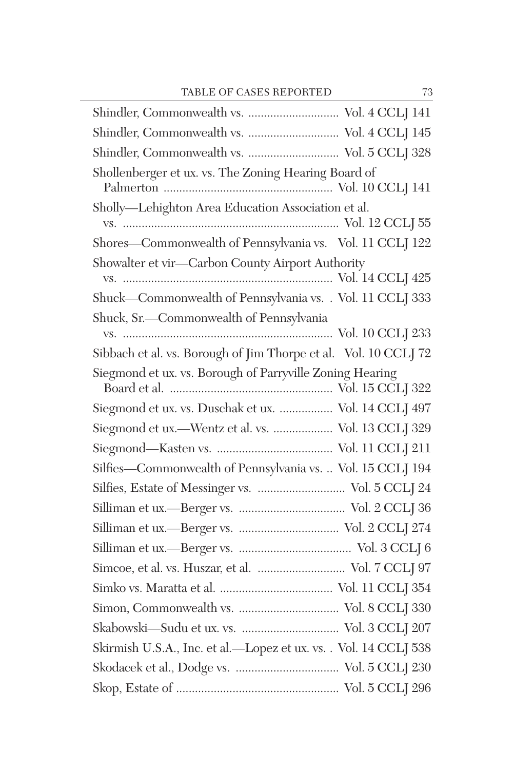Shindler, Commonwealth vs. ............................ Vol. 4 CCLJ 141

Shindler, Commonwealth vs. ............................ Vol. 4 CCLJ 145

Shindler, Commonwealth vs. ............................ Vol. 5 CCLJ 328

Shollenberger et ux. vs. The Zoning Hearing Board of Palmerton ..................................................... Vol. 10 CCLJ 141

Sholly—Lehighton Area Education Association et al. vs. .................................................................... Vol. 12 CCLJ 55

Shores—Commonwealth of Pennsylvania vs. Vol. 11 CCLJ 122

Showalter et vir—Carbon County Airport Authority vs. .................................................................. Vol. 14 CCLJ 425

Shuck—Commonwealth of Pennsylvania vs. . Vol. 11 CCLJ 333

Shuck, Sr.—Commonwealth of Pennsylvania vs. .................................................................. Vol. 10 CCLJ 233

Sibbach et al. vs. Borough of Jim Thorpe et al. Vol. 10 CCLJ 72

Siegmond et ux. vs. Borough of Parryville Zoning Hearing Board et al. .................................................. Vol. 15 CCLJ 322

Siegmond et ux. vs. Duschak et ux. ................ Vol. 14 CCLJ 497

Siegmond et ux.—Wentz et al. vs. .................. Vol. 13 CCLJ 329

Siegmond—Kasten vs. .................................... Vol. 11 CCLJ 211

Silfies—Commonwealth of Pennsylvania vs. .. Vol. 15 CCLJ 194

Silfies, Estate of Messinger vs. ............................ Vol. 5 CCLJ 24

Silliman et ux.—Berger vs. .................................. Vol. 2 CCLJ 36

Silliman et ux.—Berger vs. ................................ Vol. 2 CCLJ 274

Silliman et ux.—Berger vs. .................................... Vol. 3 CCLJ 6

Simcoe, et al. vs. Huszar, et al. ............................ Vol. 7 CCLJ 97

Simko vs. Maratta et al. .................................... Vol. 11 CCLJ 354

Simon, Commonwealth vs. ................................ Vol. 8 CCLJ 330

Skabowski—Sudu et ux. vs. ............................... Vol. 3 CCLJ 207

Skirmish U.S.A., Inc. et al.—Lopez et ux. vs. . Vol. 14 CCLJ 538

Skodacek et al., Dodge vs. ................................. Vol. 5 CCLJ 230

Skop, Estate of ................................................... Vol. 5 CCLJ 296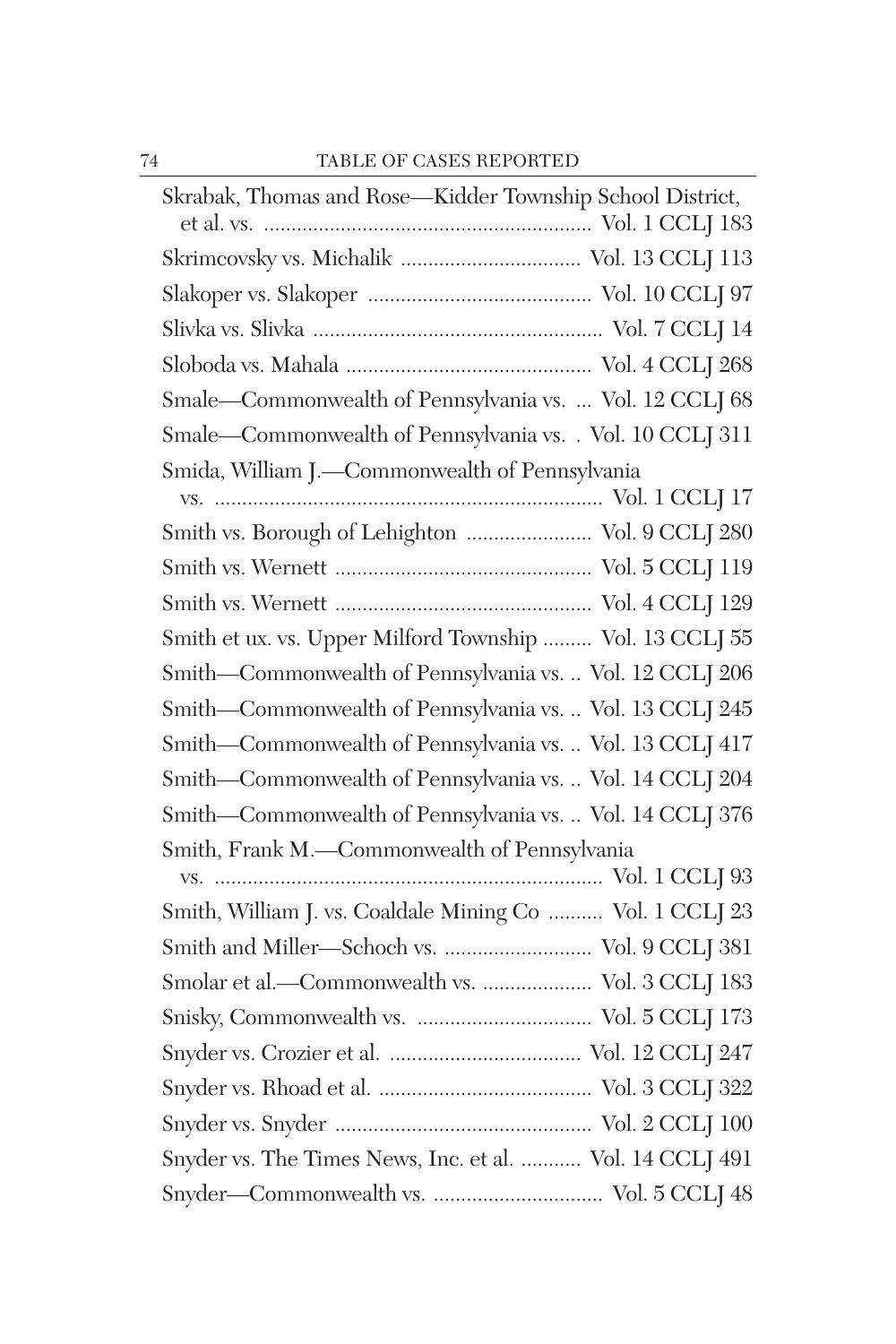Skrabak, Thomas and Rose—Kidder Township School District, et al. vs. ............................................................ Vol. 1 CCLJ 183

Skrimcovsky vs. Michalik ................................ Vol. 13 CCLJ 113

Slakoper vs. Slakoper ........................................ Vol. 10 CCLJ 97

Slivka vs. Slivka .................................................... Vol. 7 CCLJ 14

Sloboda vs. Mahala ............................................ Vol. 4 CCLJ 268

Smale—Commonwealth of Pennsylvania vs. ... Vol. 12 CCLJ 68

Smale—Commonwealth of Pennsylvania vs. . Vol. 10 CCLJ 311

Smida, William J.—Commonwealth of Pennsylvania vs. ....................................................................... Vol. 1 CCLJ 17

Smith vs. Borough of Lehighton ...................... Vol. 9 CCLJ 280

Smith vs. Wernett .............................................. Vol. 5 CCLJ 119

Smith vs. Wernett .............................................. Vol. 4 CCLJ 129

Smith et ux. vs. Upper Milford Township ......... Vol. 13 CCLJ 55

Smith—Commonwealth of Pennsylvania vs. .. Vol. 12 CCLJ 206

Smith—Commonwealth of Pennsylvania vs. .. Vol. 13 CCLJ 245

Smith—Commonwealth of Pennsylvania vs. .. Vol. 13 CCLJ 417

Smith—Commonwealth of Pennsylvania vs. .. Vol. 14 CCLJ 204

Smith—Commonwealth of Pennsylvania vs. .. Vol. 14 CCLJ 376

Smith, Frank M.—Commonwealth of Pennsylvania vs. ....................................................................... Vol. 1 CCLJ 93

Smith, William J. vs. Coaldale Mining Co .......... Vol. 1 CCLJ 23

Smith and Miller—Schoch vs. .......................... Vol. 9 CCLJ 381

Smolar et al.—Commonwealth vs. .................... Vol. 3 CCLJ 183

Snisky, Commonwealth vs. ................................ Vol. 5 CCLJ 173

Snyder vs. Crozier et al. .................................. Vol. 12 CCLJ 247

Snyder vs. Rhoad et al. ...................................... Vol. 3 CCLJ 322

Snyder vs. Snyder .............................................. Vol. 2 CCLJ 100

Snyder vs. The Times News, Inc. et al. ........... Vol. 14 CCLJ 491

Snyder—Commonwealth vs. ............................... Vol. 5 CCLJ 48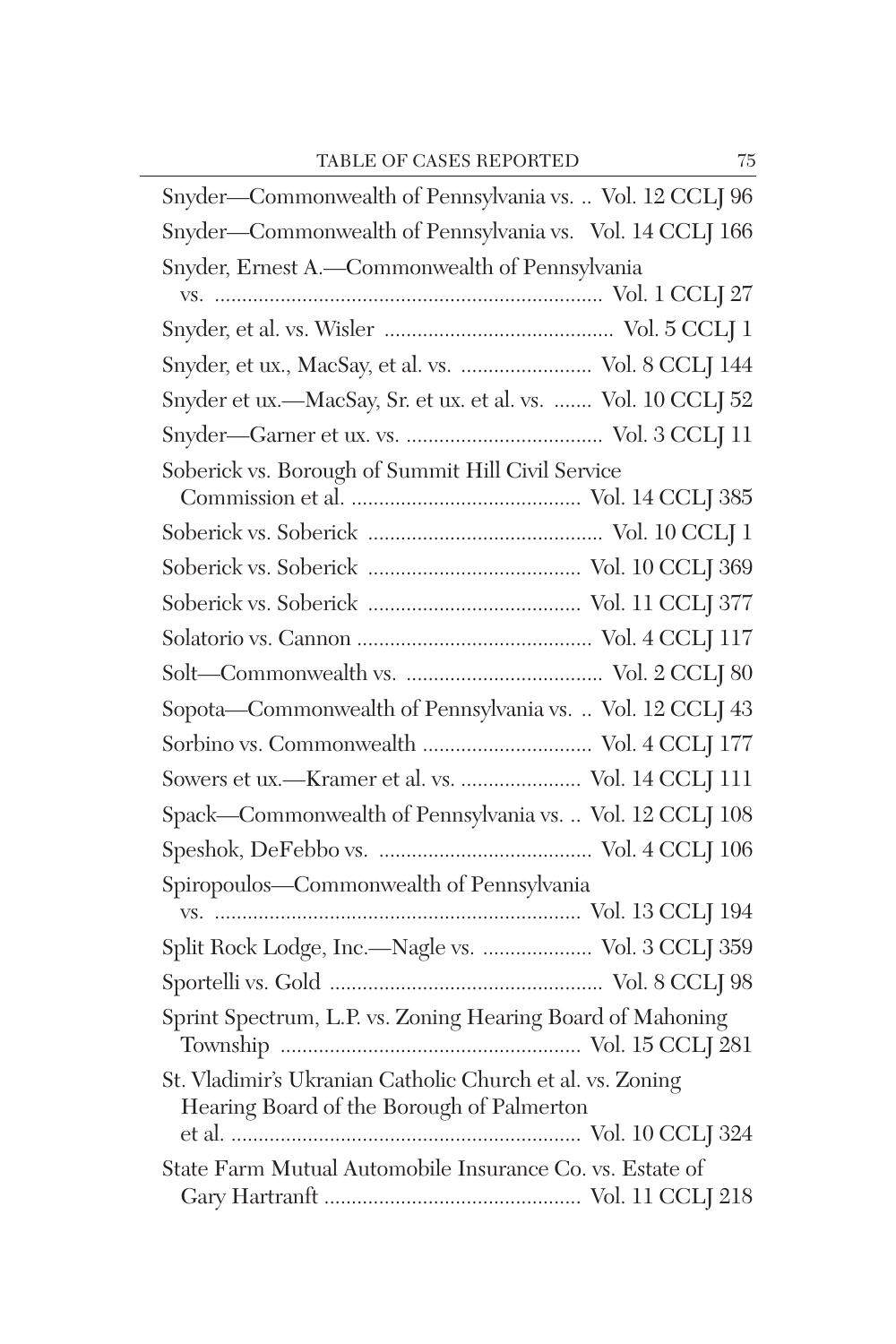Snyder—Commonwealth of Pennsylvania vs. .. Vol. 12 CCLJ 96

Snyder—Commonwealth of Pennsylvania vs. Vol. 14 CCLJ 166

Snyder, Ernest A.—Commonwealth of Pennsylvania vs. .................................................................... Vol. 1 CCLJ 27

Snyder, et al. vs. Wisler ......................................... Vol. 5 CCLJ 1

Snyder, et ux., MacSay, et al. vs. ........................ Vol. 8 CCLJ 144

Snyder et ux.—MacSay, Sr. et ux. et al. vs. ....... Vol. 10 CCLJ 52

Snyder—Garner et ux. vs. .................................... Vol. 3 CCLJ 11

Soberick vs. Borough of Summit Hill Civil Service Commission et al. .......................................... Vol. 14 CCLJ 385

Soberick vs. Soberick .......................................... Vol. 10 CCLJ 1

Soberick vs. Soberick ...................................... Vol. 10 CCLJ 369

Soberick vs. Soberick ...................................... Vol. 11 CCLJ 377

Solatorio vs. Cannon .......................................... Vol. 4 CCLJ 117

Solt—Commonwealth vs. ................................... Vol. 2 CCLJ 80

Sopota—Commonwealth of Pennsylvania vs. .. Vol. 12 CCLJ 43

Sorbino vs. Commonwealth ............................... Vol. 4 CCLJ 177

Sowers et ux.—Kramer et al. vs. ...................... Vol. 14 CCLJ 111

Spack—Commonwealth of Pennsylvania vs. .. Vol. 12 CCLJ 108

Speshok, DeFebbo vs. ....................................... Vol. 4 CCLJ 106

Spiropoulos—Commonwealth of Pennsylvania vs. ................................................................. Vol. 13 CCLJ 194

Split Rock Lodge, Inc.—Nagle vs. .................... Vol. 3 CCLJ 359

Sportelli vs. Gold ................................................ Vol. 8 CCLJ 98

Sprint Spectrum, L.P. vs. Zoning Hearing Board of Mahoning Township ...................................................... Vol. 15 CCLJ 281

St. Vladimir's Ukranian Catholic Church et al. vs. Zoning Hearing Board of the Borough of Palmerton et al. ............................................................... Vol. 10 CCLJ 324

State Farm Mutual Automobile Insurance Co. vs. Estate of Gary Hartranft .............................................. Vol. 11 CCLJ 218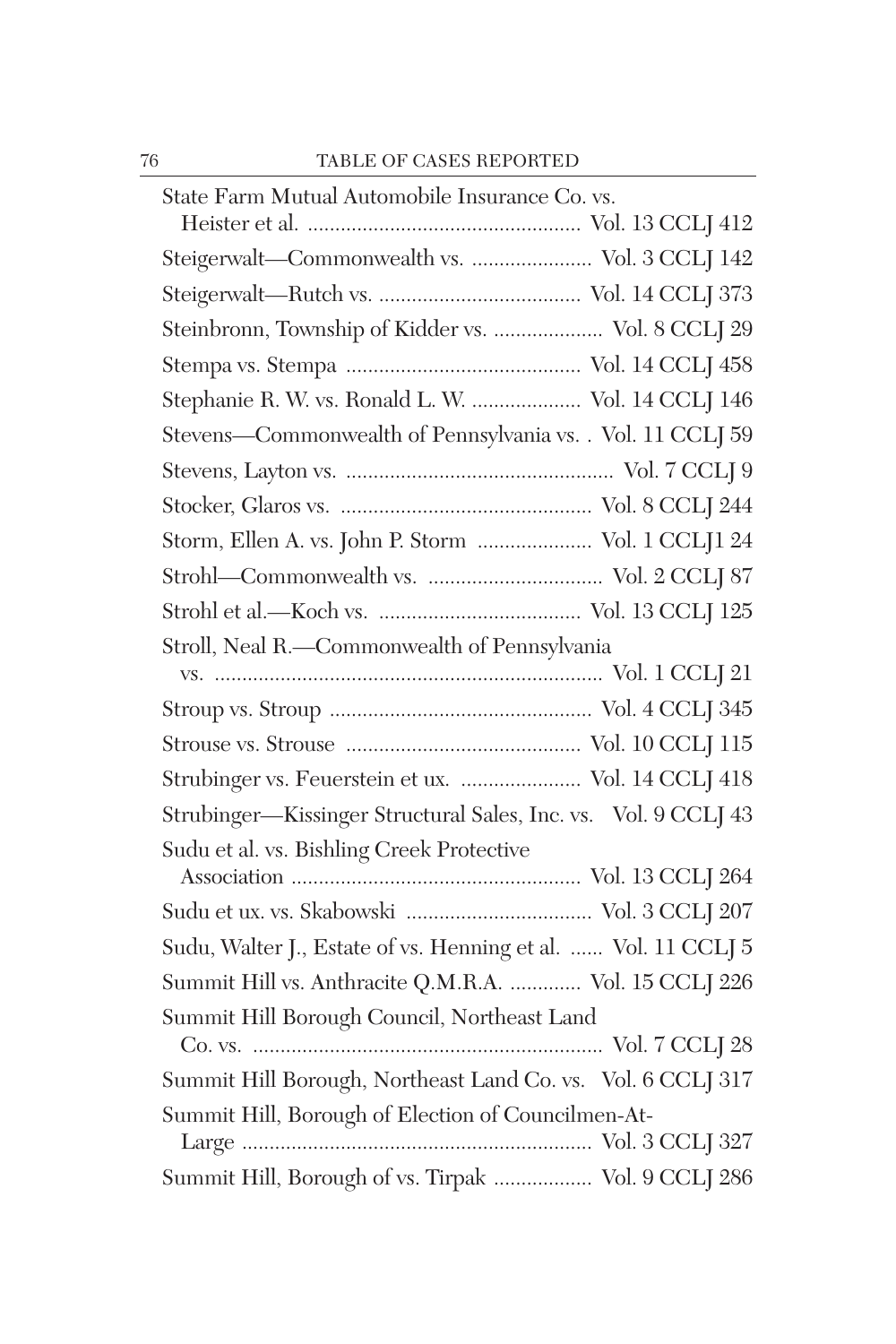State Farm Mutual Automobile Insurance Co. vs. Heister et al. .................................................. Vol. 13 CCLJ 412

Steigerwalt—Commonwealth vs. ...................... Vol. 3 CCLJ 142

Steigerwalt—Rutch vs. ..................................... Vol. 14 CCLJ 373

Steinbronn, Township of Kidder vs. .................... Vol. 8 CCLJ 29

Stempa vs. Stempa ........................................... Vol. 14 CCLJ 458

Stephanie R. W. vs. Ronald L. W. .................... Vol. 14 CCLJ 146

Stevens—Commonwealth of Pennsylvania vs. . Vol. 11 CCLJ 59

Stevens, Layton vs. ................................................ Vol. 7 CCLJ 9

Stocker, Glaros vs. ............................................. Vol. 8 CCLJ 244

Storm, Ellen A. vs. John P. Storm ..................... Vol. 1 CCLJ1 24

Strohl—Commonwealth vs. ................................ Vol. 2 CCLJ 87

Strohl et al.—Koch vs. ..................................... Vol. 13 CCLJ 125

Stroll, Neal R.—Commonwealth of Pennsylvania vs. ....................................................................... Vol. 1 CCLJ 21

Stroup vs. Stroup ................................................ Vol. 4 CCLJ 345

Strouse vs. Strouse ........................................... Vol. 10 CCLJ 115

Strubinger vs. Feuerstein et ux. ...................... Vol. 14 CCLJ 418

Strubinger—Kissinger Structural Sales, Inc. vs. Vol. 9 CCLJ 43

Sudu et al. vs. Bishling Creek Protective Association ..................................................... Vol. 13 CCLJ 264

Sudu et ux. vs. Skabowski .................................. Vol. 3 CCLJ 207

Sudu, Walter J., Estate of vs. Henning et al. ...... Vol. 11 CCLJ 5

Summit Hill vs. Anthracite Q.M.R.A. ............. Vol. 15 CCLJ 226

Summit Hill Borough Council, Northeast Land Co. vs. ................................................................ Vol. 7 CCLJ 28

Summit Hill Borough, Northeast Land Co. vs. Vol. 6 CCLJ 317

Summit Hill, Borough of Election of Councilmen-At-Large ................................................................. Vol. 3 CCLJ 327

Summit Hill, Borough of vs. Tirpak .................. Vol. 9 CCLJ 286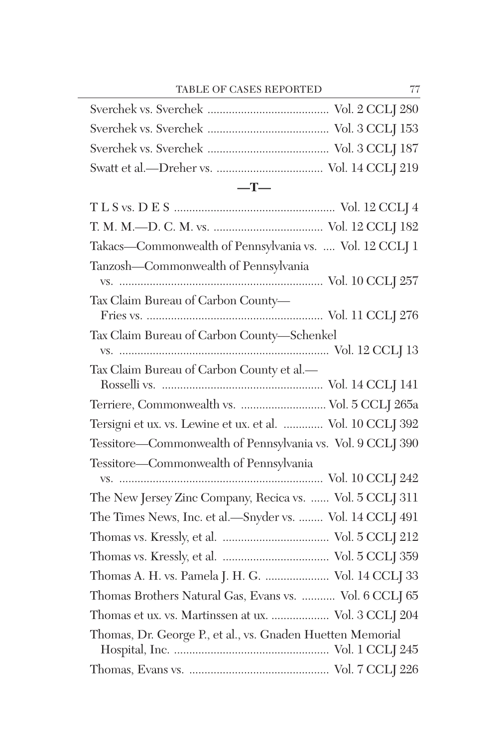Sverchek vs. Sverchek ........................................ Vol. 2 CCLJ 280

Sverchek vs. Sverchek ........................................ Vol. 3 CCLJ 153

Sverchek vs. Sverchek ........................................ Vol. 3 CCLJ 187

Swatt et al.—Dreher vs. ................................... Vol. 14 CCLJ 219

## —T—

T L S vs. D E S ..................................................... Vol. 12 CCLJ 4

T. M. M.—D. C. M. vs. .................................... Vol. 12 CCLJ 182

Takacs—Commonwealth of Pennsylvania vs. .... Vol. 12 CCLJ 1

Tanzosh—Commonwealth of Pennsylvania
vs. .................................................................... Vol. 10 CCLJ 257

Tax Claim Bureau of Carbon County—
Fries vs. .......................................................... Vol. 11 CCLJ 276

Tax Claim Bureau of Carbon County—Schenkel
vs. ..................................................................... Vol. 12 CCLJ 13

Tax Claim Bureau of Carbon County et al.—
Rosselli vs. ..................................................... Vol. 14 CCLJ 141

Terriere, Commonwealth vs. ............................ Vol. 5 CCLJ 265a

Tersigni et ux. vs. Lewine et ux. et al. ............. Vol. 10 CCLJ 392

Tessitore—Commonwealth of Pennsylvania vs. Vol. 9 CCLJ 390

Tessitore—Commonwealth of Pennsylvania
vs. .................................................................... Vol. 10 CCLJ 242

The New Jersey Zinc Company, Recica vs. ...... Vol. 5 CCLJ 311

The Times News, Inc. et al.—Snyder vs. ........ Vol. 14 CCLJ 491

Thomas vs. Kressly, et al. ................................... Vol. 5 CCLJ 212

Thomas vs. Kressly, et al. ................................... Vol. 5 CCLJ 359

Thomas A. H. vs. Pamela J. H. G. ..................... Vol. 14 CCLJ 33

Thomas Brothers Natural Gas, Evans vs. ........... Vol. 6 CCLJ 65

Thomas et ux. vs. Martinssen at ux. ................... Vol. 3 CCLJ 204

Thomas, Dr. George P., et al., vs. Gnaden Huetten Memorial
Hospital, Inc. ................................................... Vol. 1 CCLJ 245

Thomas, Evans vs. .............................................. Vol. 7 CCLJ 226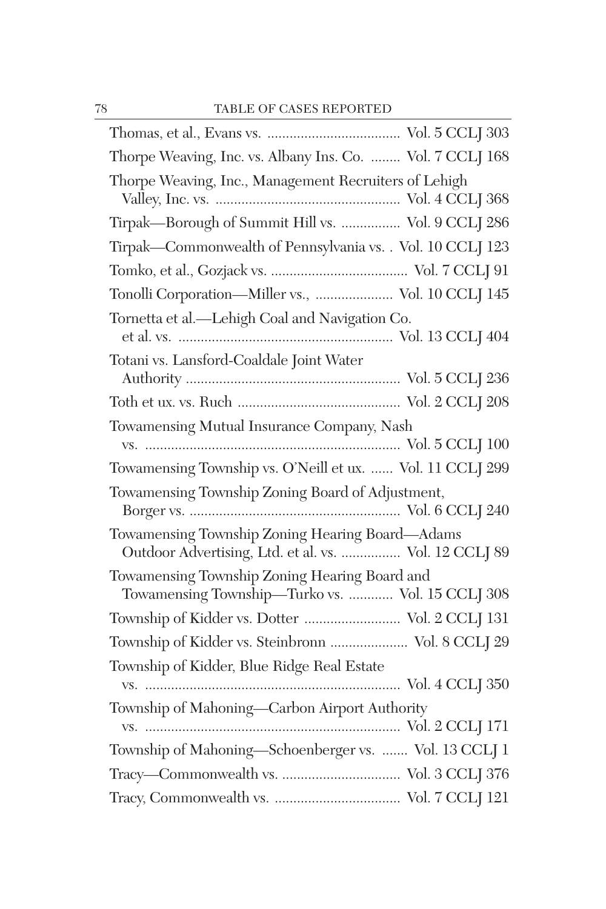| | |
|---|---|
| Thomas, et al., Evans vs. | Vol. 5 CCLJ 303 |
| Thorpe Weaving, Inc. vs. Albany Ins. Co. | Vol. 7 CCLJ 168 |
| Thorpe Weaving, Inc., Management Recruiters of Lehigh Valley, Inc. vs. | Vol. 4 CCLJ 368 |
| Tirpak—Borough of Summit Hill vs. | Vol. 9 CCLJ 286 |
| Tirpak—Commonwealth of Pennsylvania vs. | Vol. 10 CCLJ 123 |
| Tomko, et al., Gozjack vs. | Vol. 7 CCLJ 91 |
| Tonolli Corporation—Miller vs., | Vol. 10 CCLJ 145 |
| Tornetta et al.—Lehigh Coal and Navigation Co. et al. vs. | Vol. 13 CCLJ 404 |
| Totani vs. Lansford-Coaldale Joint Water Authority | Vol. 5 CCLJ 236 |
| Toth et ux. vs. Ruch | Vol. 2 CCLJ 208 |
| Towamensing Mutual Insurance Company, Nash vs. | Vol. 5 CCLJ 100 |
| Towamensing Township vs. O'Neill et ux. | Vol. 11 CCLJ 299 |
| Towamensing Township Zoning Board of Adjustment, Borger vs. | Vol. 6 CCLJ 240 |
| Towamensing Township Zoning Hearing Board—Adams Outdoor Advertising, Ltd. et al. vs. | Vol. 12 CCLJ 89 |
| Towamensing Township Zoning Hearing Board and Towamensing Township—Turko vs. | Vol. 15 CCLJ 308 |
| Township of Kidder vs. Dotter | Vol. 2 CCLJ 131 |
| Township of Kidder vs. Steinbronn | Vol. 8 CCLJ 29 |
| Township of Kidder, Blue Ridge Real Estate vs. | Vol. 4 CCLJ 350 |
| Township of Mahoning—Carbon Airport Authority vs. | Vol. 2 CCLJ 171 |
| Township of Mahoning—Schoenberger vs. | Vol. 13 CCLJ 1 |
| Tracy—Commonwealth vs. | Vol. 3 CCLJ 376 |
| Tracy, Commonwealth vs. | Vol. 7 CCLJ 121 |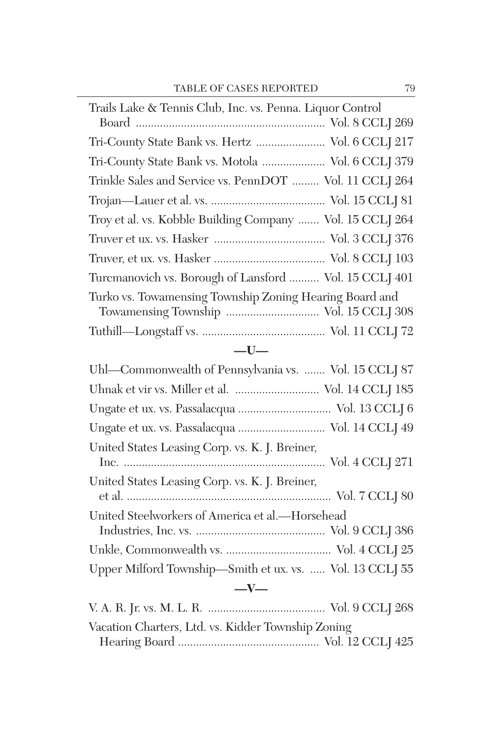Trails Lake & Tennis Club, Inc. vs. Penna. Liquor Control Board ............................................................... Vol. 8 CCLJ 269

Tri-County State Bank vs. Hertz ....................... Vol. 6 CCLJ 217

Tri-County State Bank vs. Motola ..................... Vol. 6 CCLJ 379

Trinkle Sales and Service vs. PennDOT ......... Vol. 11 CCLJ 264

Trojan—Lauer et al. vs. ...................................... Vol. 15 CCLJ 81

Troy et al. vs. Kobble Building Company ....... Vol. 15 CCLJ 264

Truver et ux. vs. Hasker ..................................... Vol. 3 CCLJ 376

Truver, et ux. vs. Hasker ..................................... Vol. 8 CCLJ 103

Turcmanovich vs. Borough of Lansford .......... Vol. 15 CCLJ 401

Turko vs. Towamensing Township Zoning Hearing Board and Towamensing Township ............................... Vol. 15 CCLJ 308

Tuthill—Longstaff vs. ......................................... Vol. 11 CCLJ 72

## —U—

Uhl—Commonwealth of Pennsylvania vs. ....... Vol. 15 CCLJ 87

Uhnak et vir vs. Miller et al. ............................ Vol. 14 CCLJ 185

Ungate et ux. vs. Passalacqua ............................... Vol. 13 CCLJ 6

Ungate et ux. vs. Passalacqua ............................. Vol. 14 CCLJ 49

United States Leasing Corp. vs. K. J. Breiner, Inc. ................................................................... Vol. 4 CCLJ 271

United States Leasing Corp. vs. K. J. Breiner, et al. .................................................................... Vol. 7 CCLJ 80

United Steelworkers of America et al.—Horsehead Industries, Inc. vs. ........................................... Vol. 9 CCLJ 386

Unkle, Commonwealth vs. ................................... Vol. 4 CCLJ 25

Upper Milford Township—Smith et ux. vs. ..... Vol. 13 CCLJ 55

## —V—

V. A. R. Jr. vs. M. L. R. ....................................... Vol. 9 CCLJ 268

Vacation Charters, Ltd. vs. Kidder Township Zoning Hearing Board ............................................... Vol. 12 CCLJ 425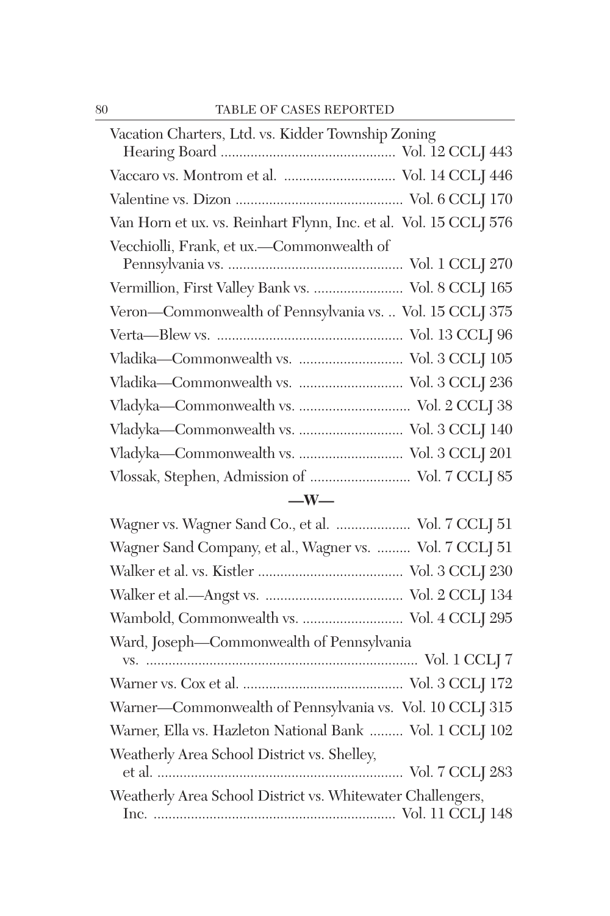Vacation Charters, Ltd. vs. Kidder Township Zoning Hearing Board ............................................... Vol. 12 CCLJ 443

Vaccaro vs. Montrom et al. .............................. Vol. 14 CCLJ 446

Valentine vs. Dizon ............................................ Vol. 6 CCLJ 170

Van Horn et ux. vs. Reinhart Flynn, Inc. et al. Vol. 15 CCLJ 576

Vecchiolli, Frank, et ux.—Commonwealth of Pennsylvania vs. ............................................... Vol. 1 CCLJ 270

Vermillion, First Valley Bank vs. ........................ Vol. 8 CCLJ 165

Veron—Commonwealth of Pennsylvania vs. .. Vol. 15 CCLJ 375

Verta—Blew vs. .................................................. Vol. 13 CCLJ 96

Vladika—Commonwealth vs. ............................ Vol. 3 CCLJ 105

Vladika—Commonwealth vs. ............................ Vol. 3 CCLJ 236

Vladyka—Commonwealth vs. .............................. Vol. 2 CCLJ 38

Vladyka—Commonwealth vs. ............................ Vol. 3 CCLJ 140

Vladyka—Commonwealth vs. ............................ Vol. 3 CCLJ 201

Vlossak, Stephen, Admission of ........................... Vol. 7 CCLJ 85

## —W—

Wagner vs. Wagner Sand Co., et al. .................... Vol. 7 CCLJ 51

Wagner Sand Company, et al., Wagner vs. ......... Vol. 7 CCLJ 51

Walker et al. vs. Kistler ....................................... Vol. 3 CCLJ 230

Walker et al.—Angst vs. ..................................... Vol. 2 CCLJ 134

Wambold, Commonwealth vs. ........................... Vol. 4 CCLJ 295

Ward, Joseph—Commonwealth of Pennsylvania vs. ......................................................................... Vol. 1 CCLJ 7

Warner vs. Cox et al. ........................................... Vol. 3 CCLJ 172

Warner—Commonwealth of Pennsylvania vs. Vol. 10 CCLJ 315

Warner, Ella vs. Hazleton National Bank ......... Vol. 1 CCLJ 102

Weatherly Area School District vs. Shelley, et al. .................................................................. Vol. 7 CCLJ 283

Weatherly Area School District vs. Whitewater Challengers, Inc. ................................................................. Vol. 11 CCLJ 148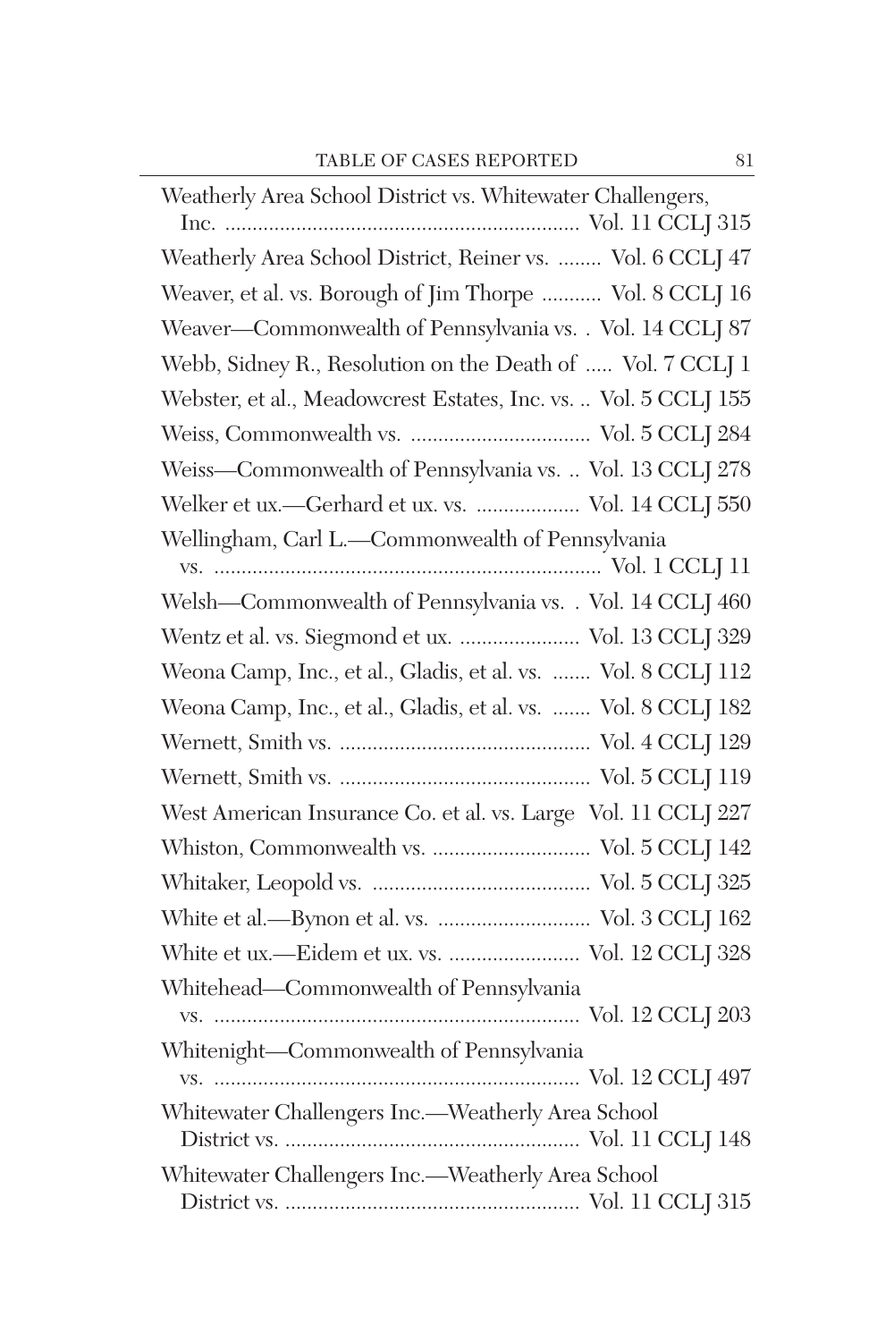Weatherly Area School District vs. Whitewater Challengers, Inc. .................................................................. Vol. 11 CCLJ 315

Weatherly Area School District, Reiner vs. ........ Vol. 6 CCLJ 47

Weaver, et al. vs. Borough of Jim Thorpe ........... Vol. 8 CCLJ 16

Weaver—Commonwealth of Pennsylvania vs. . Vol. 14 CCLJ 87

Webb, Sidney R., Resolution on the Death of ..... Vol. 7 CCLJ 1

Webster, et al., Meadowcrest Estates, Inc. vs. .. Vol. 5 CCLJ 155

Weiss, Commonwealth vs. ................................. Vol. 5 CCLJ 284

Weiss—Commonwealth of Pennsylvania vs. .. Vol. 13 CCLJ 278

Welker et ux.—Gerhard et ux. vs. ................... Vol. 14 CCLJ 550

Wellingham, Carl L.—Commonwealth of Pennsylvania vs. ........................................................................ Vol. 1 CCLJ 11

Welsh—Commonwealth of Pennsylvania vs. . Vol. 14 CCLJ 460

Wentz et al. vs. Siegmond et ux. ...................... Vol. 13 CCLJ 329

Weona Camp, Inc., et al., Gladis, et al. vs. ....... Vol. 8 CCLJ 112

Weona Camp, Inc., et al., Gladis, et al. vs. ....... Vol. 8 CCLJ 182

Wernett, Smith vs. ............................................. Vol. 4 CCLJ 129

Wernett, Smith vs. ............................................. Vol. 5 CCLJ 119

West American Insurance Co. et al. vs. Large Vol. 11 CCLJ 227

Whiston, Commonwealth vs. ............................. Vol. 5 CCLJ 142

Whitaker, Leopold vs. ........................................ Vol. 5 CCLJ 325

White et al.—Bynon et al. vs. ............................ Vol. 3 CCLJ 162

White et ux.—Eidem et ux. vs. ........................ Vol. 12 CCLJ 328

Whitehead—Commonwealth of Pennsylvania vs. ................................................................... Vol. 12 CCLJ 203

Whitenight—Commonwealth of Pennsylvania vs. ................................................................... Vol. 12 CCLJ 497

Whitewater Challengers Inc.—Weatherly Area School District vs. ...................................................... Vol. 11 CCLJ 148

Whitewater Challengers Inc.—Weatherly Area School District vs. ...................................................... Vol. 11 CCLJ 315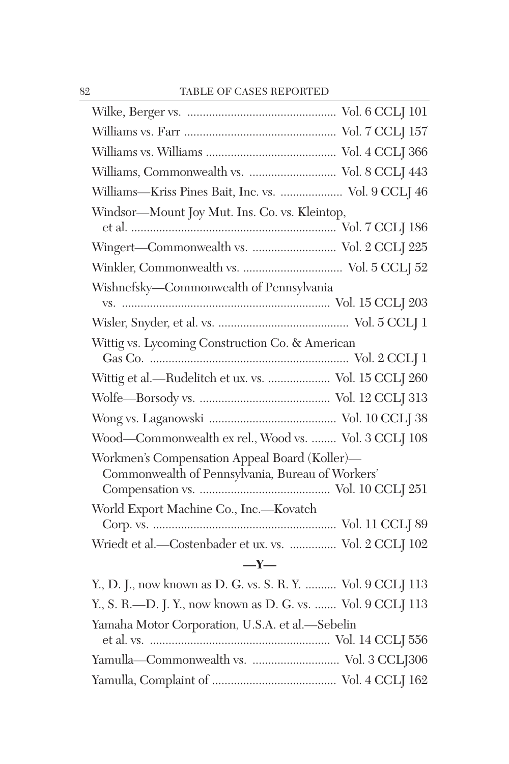Wilke, Berger vs. ................................................ Vol. 6 CCLJ 101

Williams vs. Farr ................................................ Vol. 7 CCLJ 157

Williams vs. Williams ......................................... Vol. 4 CCLJ 366

Williams, Commonwealth vs. ............................ Vol. 8 CCLJ 443

Williams—Kriss Pines Bait, Inc. vs. .................... Vol. 9 CCLJ 46

Windsor—Mount Joy Mut. Ins. Co. vs. Kleintop, et al. ................................................................. Vol. 7 CCLJ 186

Wingert—Commonwealth vs. ........................... Vol. 2 CCLJ 225

Winkler, Commonwealth vs. ................................ Vol. 5 CCLJ 52

Wishnefsky—Commonwealth of Pennsylvania vs. .................................................................. Vol. 15 CCLJ 203

Wisler, Snyder, et al. vs. .......................................... Vol. 5 CCLJ 1

Wittig vs. Lycoming Construction Co. & American Gas Co. ............................................................... Vol. 2 CCLJ 1

Wittig et al.—Rudelitch et ux. vs. .................... Vol. 15 CCLJ 260

Wolfe—Borsody vs. .......................................... Vol. 12 CCLJ 313

Wong vs. Laganowski ......................................... Vol. 10 CCLJ 38

Wood—Commonwealth ex rel., Wood vs. ........ Vol. 3 CCLJ 108

Workmen's Compensation Appeal Board (Koller)—Commonwealth of Pennsylvania, Bureau of Workers' Compensation vs. .......................................... Vol. 10 CCLJ 251

World Export Machine Co., Inc.—Kovatch Corp. vs. .......................................................... Vol. 11 CCLJ 89

Wriedt et al.—Costenbader et ux. vs. ............... Vol. 2 CCLJ 102

## —Y—

Y., D. J., now known as D. G. vs. S. R. Y. .......... Vol. 9 CCLJ 113

Y., S. R.—D. J. Y., now known as D. G. vs. ....... Vol. 9 CCLJ 113

Yamaha Motor Corporation, U.S.A. et al.—Sebelin et al. vs. .......................................................... Vol. 14 CCLJ 556

Yamulla—Commonwealth vs. ............................ Vol. 3 CCLJ306

Yamulla, Complaint of ........................................ Vol. 4 CCLJ 162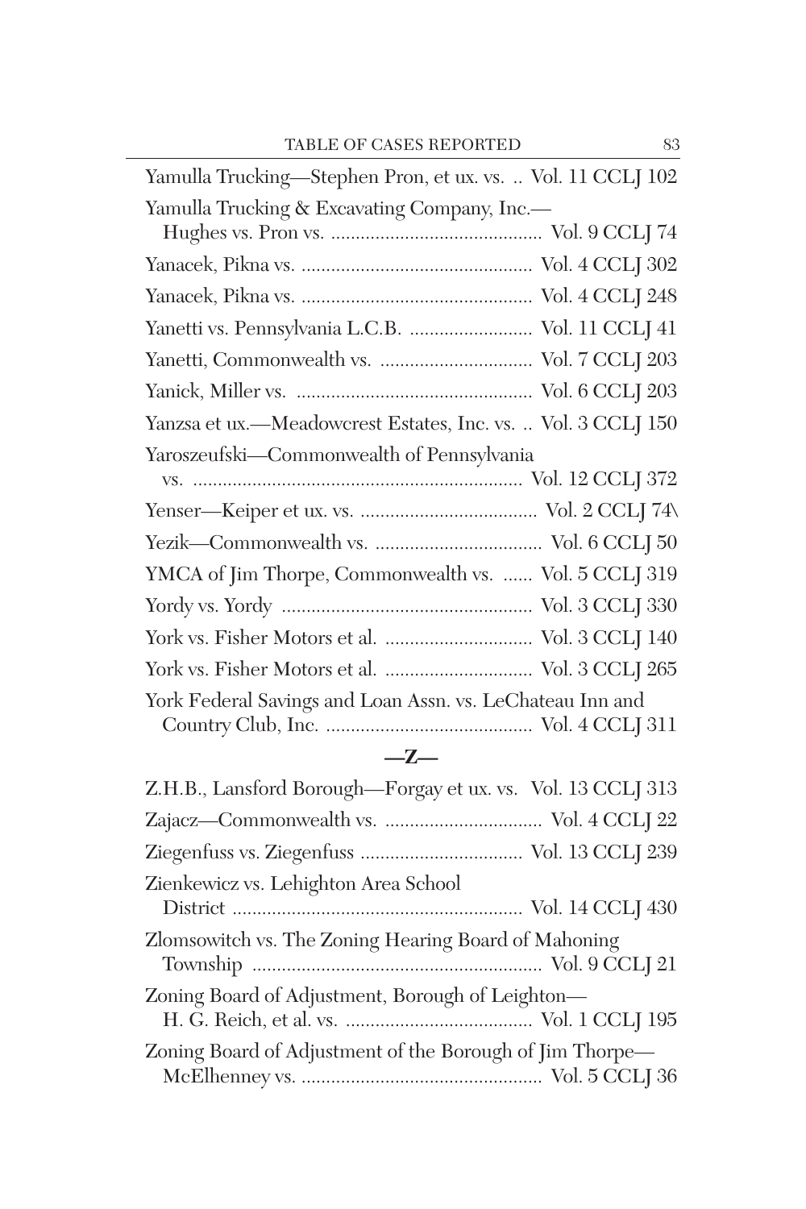Yamulla Trucking—Stephen Pron, et ux. vs. .. Vol. 11 CCLJ 102

Yamulla Trucking & Excavating Company, Inc.—
Hughes vs. Pron vs. .......................................... Vol. 9 CCLJ 74

Yanacek, Pikna vs. .............................................. Vol. 4 CCLJ 302

Yanacek, Pikna vs. .............................................. Vol. 4 CCLJ 248

Yanetti vs. Pennsylvania L.C.B. ........................ Vol. 11 CCLJ 41

Yanetti, Commonwealth vs. .............................. Vol. 7 CCLJ 203

Yanick, Miller vs. ............................................... Vol. 6 CCLJ 203

Yanzsa et ux.—Meadowcrest Estates, Inc. vs. .. Vol. 3 CCLJ 150

Yaroszeufski—Commonwealth of Pennsylvania
vs. ................................................................. Vol. 12 CCLJ 372

Yenser—Keiper et ux. vs. ................................... Vol. 2 CCLJ 74\

Yezik—Commonwealth vs. ................................. Vol. 6 CCLJ 50

YMCA of Jim Thorpe, Commonwealth vs. ...... Vol. 5 CCLJ 319

Yordy vs. Yordy .................................................. Vol. 3 CCLJ 330

York vs. Fisher Motors et al. ............................. Vol. 3 CCLJ 140

York vs. Fisher Motors et al. ............................. Vol. 3 CCLJ 265

York Federal Savings and Loan Assn. vs. LeChateau Inn and
Country Club, Inc. ......................................... Vol. 4 CCLJ 311

## —Z—

Z.H.B., Lansford Borough—Forgay et ux. vs. Vol. 13 CCLJ 313

Zajacz—Commonwealth vs. ............................... Vol. 4 CCLJ 22

Ziegenfuss vs. Ziegenfuss ................................ Vol. 13 CCLJ 239

Zienkewicz vs. Lehighton Area School
District .......................................................... Vol. 14 CCLJ 430

Zlomsowitch vs. The Zoning Hearing Board of Mahoning
Township ........................................................ Vol. 9 CCLJ 21

Zoning Board of Adjustment, Borough of Leighton—
H. G. Reich, et al. vs. ..................................... Vol. 1 CCLJ 195

Zoning Board of Adjustment of the Borough of Jim Thorpe—
McElhenney vs. ............................................... Vol. 5 CCLJ 36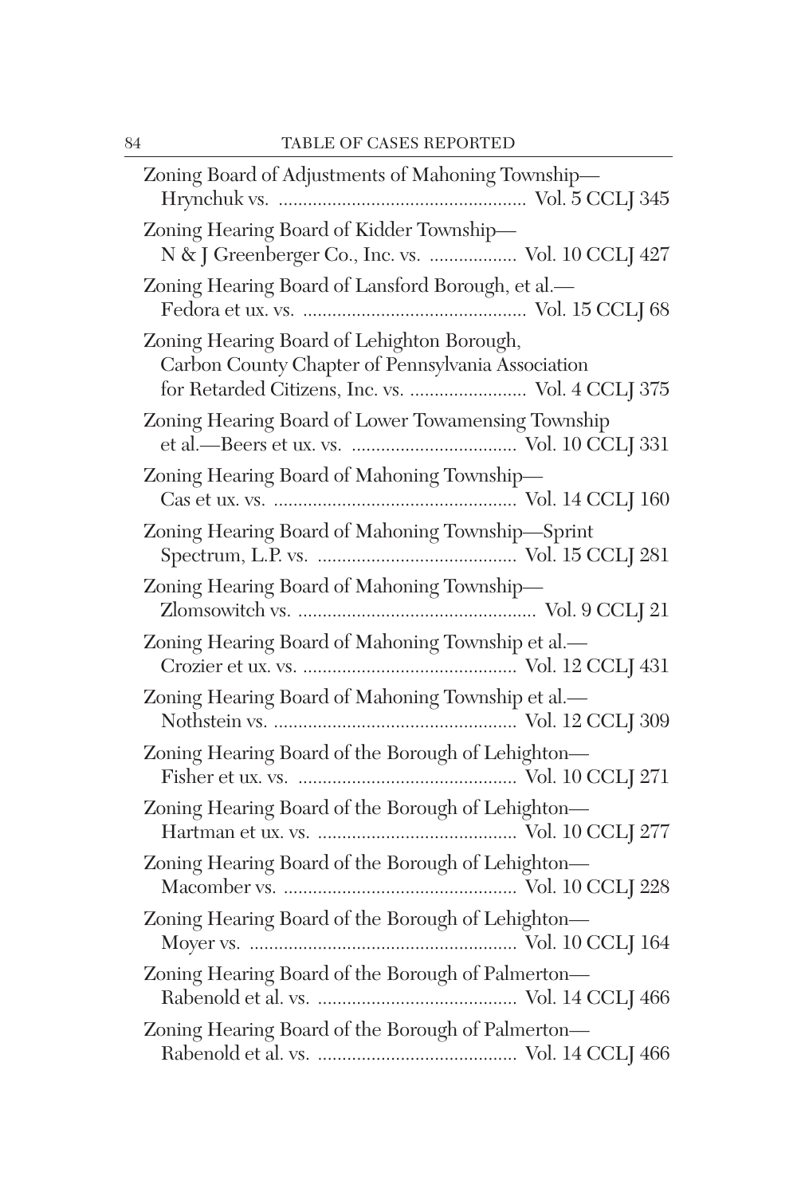Zoning Board of Adjustments of Mahoning Township—
Hrynchuk vs. .................................................. Vol. 5 CCLJ 345

Zoning Hearing Board of Kidder Township—
N & J Greenberger Co., Inc. vs. .................. Vol. 10 CCLJ 427

Zoning Hearing Board of Lansford Borough, et al.—
Fedora et ux. vs. ............................................. Vol. 15 CCLJ 68

Zoning Hearing Board of Lehighton Borough,
Carbon County Chapter of Pennsylvania Association
for Retarded Citizens, Inc. vs. ........................ Vol. 4 CCLJ 375

Zoning Hearing Board of Lower Towamensing Township
et al.—Beers et ux. vs. ................................. Vol. 10 CCLJ 331

Zoning Hearing Board of Mahoning Township—
Cas et ux. vs. ................................................. Vol. 14 CCLJ 160

Zoning Hearing Board of Mahoning Township—Sprint
Spectrum, L.P. vs. ........................................ Vol. 15 CCLJ 281

Zoning Hearing Board of Mahoning Township—
Zlomsowitch vs. ................................................ Vol. 9 CCLJ 21

Zoning Hearing Board of Mahoning Township et al.—
Crozier et ux. vs. ........................................... Vol. 12 CCLJ 431

Zoning Hearing Board of Mahoning Township et al.—
Nothstein vs. ................................................. Vol. 12 CCLJ 309

Zoning Hearing Board of the Borough of Lehighton—
Fisher et ux. vs. ............................................ Vol. 10 CCLJ 271

Zoning Hearing Board of the Borough of Lehighton—
Hartman et ux. vs. ........................................ Vol. 10 CCLJ 277

Zoning Hearing Board of the Borough of Lehighton—
Macomber vs. ............................................... Vol. 10 CCLJ 228

Zoning Hearing Board of the Borough of Lehighton—
Moyer vs. ...................................................... Vol. 10 CCLJ 164

Zoning Hearing Board of the Borough of Palmerton—
Rabenold et al. vs. ........................................ Vol. 14 CCLJ 466

Zoning Hearing Board of the Borough of Palmerton—
Rabenold et al. vs. ........................................ Vol. 14 CCLJ 466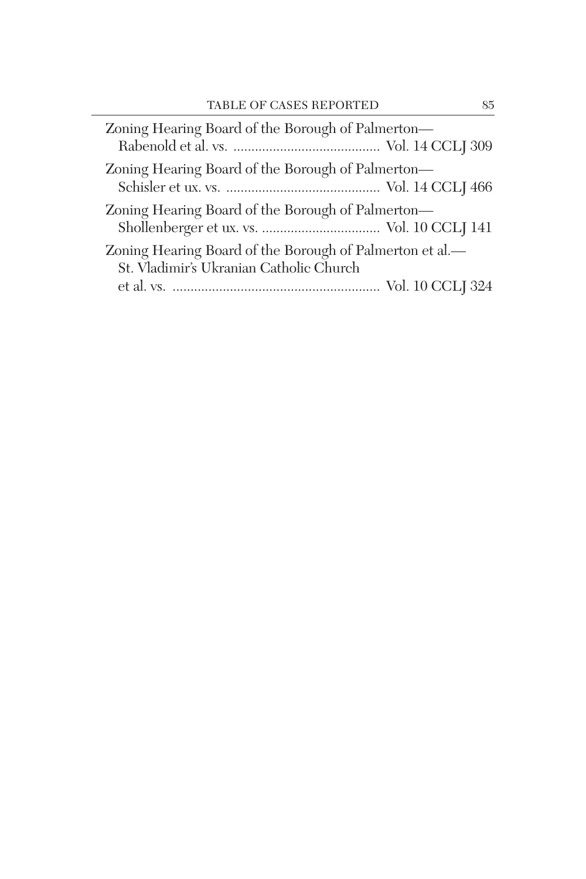Zoning Hearing Board of the Borough of Palmerton—
Rabenold et al. vs. ......................................... Vol. 14 CCLJ 309

Zoning Hearing Board of the Borough of Palmerton—
Schisler et ux. vs. ........................................... Vol. 14 CCLJ 466

Zoning Hearing Board of the Borough of Palmerton—
Shollenberger et ux. vs. ................................. Vol. 10 CCLJ 141

Zoning Hearing Board of the Borough of Palmerton et al.—
St. Vladimir's Ukranian Catholic Church
et al. vs. .......................................................... Vol. 10 CCLJ 324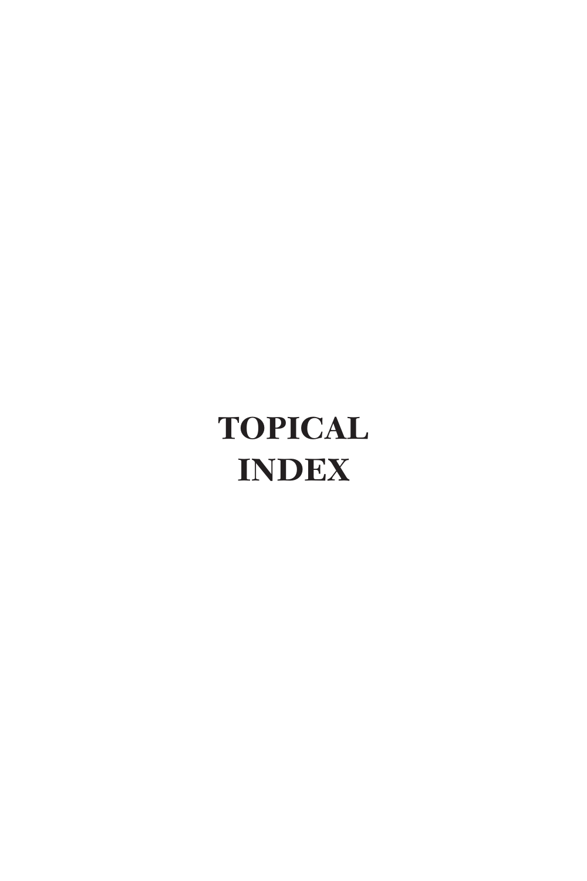# TOPICAL INDEX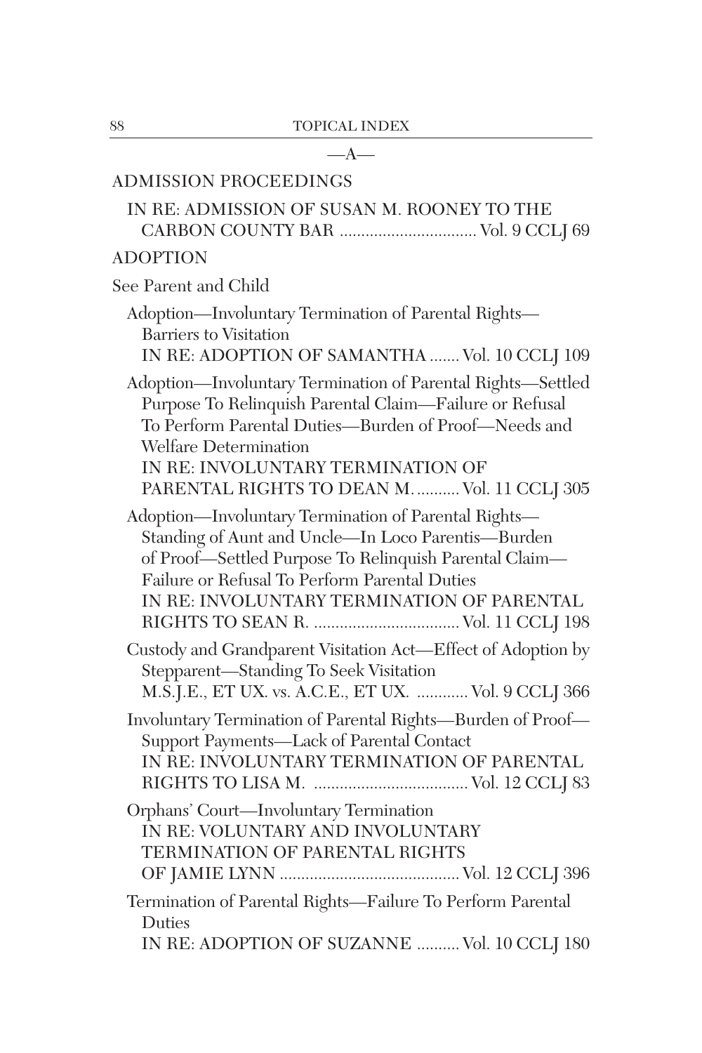—A—

ADMISSION PROCEEDINGS

IN RE: ADMISSION OF SUSAN M. ROONEY TO THE CARBON COUNTY BAR ................................ Vol. 9 CCLJ 69

ADOPTION

See Parent and Child

Adoption—Involuntary Termination of Parental Rights—Barriers to Visitation
IN RE: ADOPTION OF SAMANTHA ....... Vol. 10 CCLJ 109

Adoption—Involuntary Termination of Parental Rights—Settled Purpose To Relinquish Parental Claim—Failure or Refusal To Perform Parental Duties—Burden of Proof—Needs and Welfare Determination
IN RE: INVOLUNTARY TERMINATION OF PARENTAL RIGHTS TO DEAN M. .......... Vol. 11 CCLJ 305

Adoption—Involuntary Termination of Parental Rights—Standing of Aunt and Uncle—In Loco Parentis—Burden of Proof—Settled Purpose To Relinquish Parental Claim—Failure or Refusal To Perform Parental Duties
IN RE: INVOLUNTARY TERMINATION OF PARENTAL RIGHTS TO SEAN R. .................................. Vol. 11 CCLJ 198

Custody and Grandparent Visitation Act—Effect of Adoption by Stepparent—Standing To Seek Visitation
M.S.J.E., ET UX. vs. A.C.E., ET UX. ............ Vol. 9 CCLJ 366

Involuntary Termination of Parental Rights—Burden of Proof—Support Payments—Lack of Parental Contact
IN RE: INVOLUNTARY TERMINATION OF PARENTAL RIGHTS TO LISA M. .................................... Vol. 12 CCLJ 83

Orphans' Court—Involuntary Termination
IN RE: VOLUNTARY AND INVOLUNTARY TERMINATION OF PARENTAL RIGHTS OF JAMIE LYNN .......................................... Vol. 12 CCLJ 396

Termination of Parental Rights—Failure To Perform Parental Duties
IN RE: ADOPTION OF SUZANNE .......... Vol. 10 CCLJ 180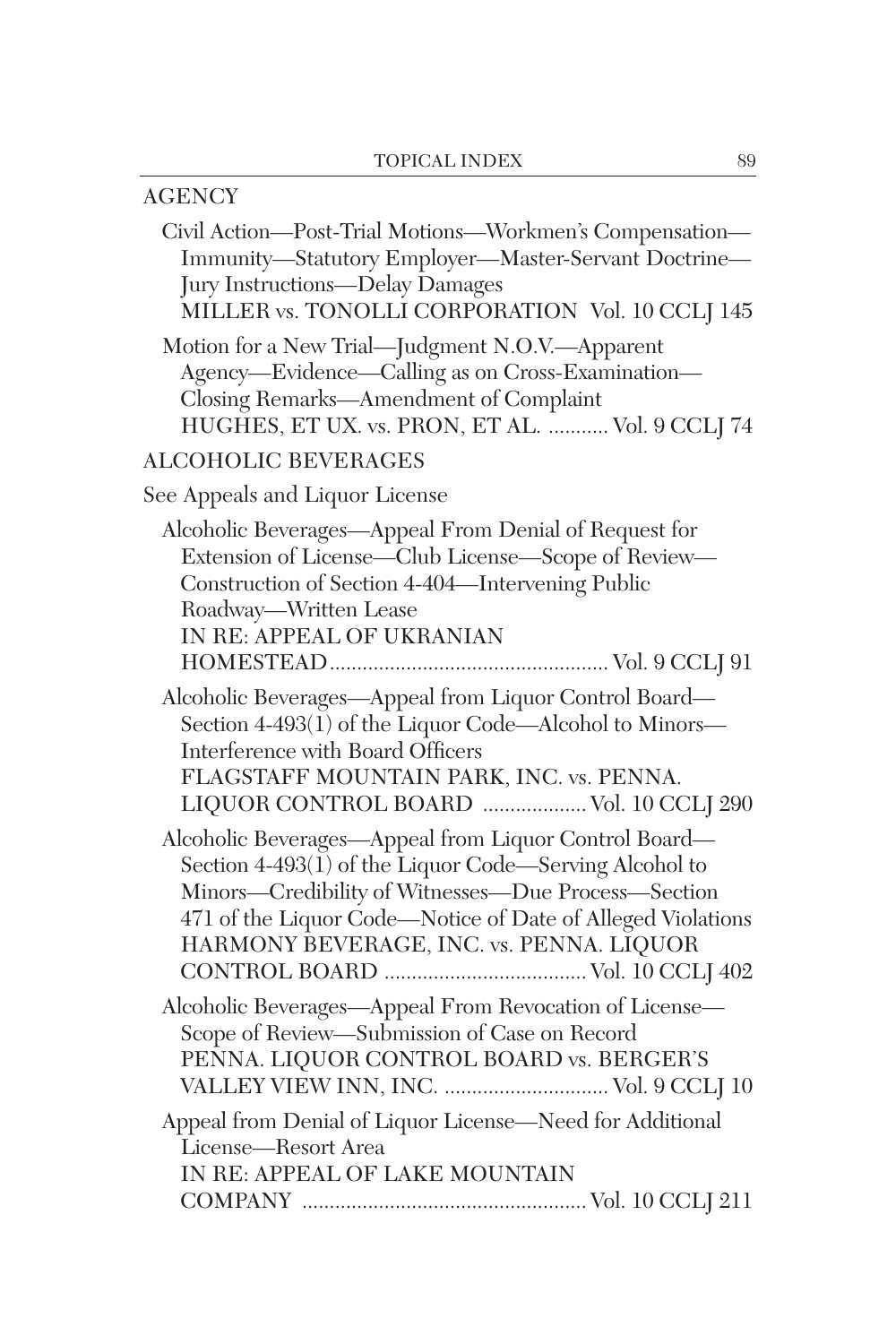## AGENCY

Civil Action—Post-Trial Motions—Workmen's Compensation—Immunity—Statutory Employer—Master-Servant Doctrine—Jury Instructions—Delay Damages
MILLER vs. TONOLLI CORPORATION Vol. 10 CCLJ 145

Motion for a New Trial—Judgment N.O.V.—Apparent Agency—Evidence—Calling as on Cross-Examination—Closing Remarks—Amendment of Complaint
HUGHES, ET UX. vs. PRON, ET AL. ........... Vol. 9 CCLJ 74

## ALCOHOLIC BEVERAGES

See Appeals and Liquor License

Alcoholic Beverages—Appeal From Denial of Request for Extension of License—Club License—Scope of Review—Construction of Section 4-404—Intervening Public Roadway—Written Lease
IN RE: APPEAL OF UKRANIAN HOMESTEAD.................................................. Vol. 9 CCLJ 91

Alcoholic Beverages—Appeal from Liquor Control Board—Section 4-493(1) of the Liquor Code—Alcohol to Minors—Interference with Board Officers
FLAGSTAFF MOUNTAIN PARK, INC. vs. PENNA. LIQUOR CONTROL BOARD .................. Vol. 10 CCLJ 290

Alcoholic Beverages—Appeal from Liquor Control Board—Section 4-493(1) of the Liquor Code—Serving Alcohol to Minors—Credibility of Witnesses—Due Process—Section 471 of the Liquor Code—Notice of Date of Alleged Violations
HARMONY BEVERAGE, INC. vs. PENNA. LIQUOR CONTROL BOARD .................................... Vol. 10 CCLJ 402

Alcoholic Beverages—Appeal From Revocation of License—Scope of Review—Submission of Case on Record
PENNA. LIQUOR CONTROL BOARD vs. BERGER'S VALLEY VIEW INN, INC. ............................. Vol. 9 CCLJ 10

Appeal from Denial of Liquor License—Need for Additional License—Resort Area
IN RE: APPEAL OF LAKE MOUNTAIN COMPANY ................................................... Vol. 10 CCLJ 211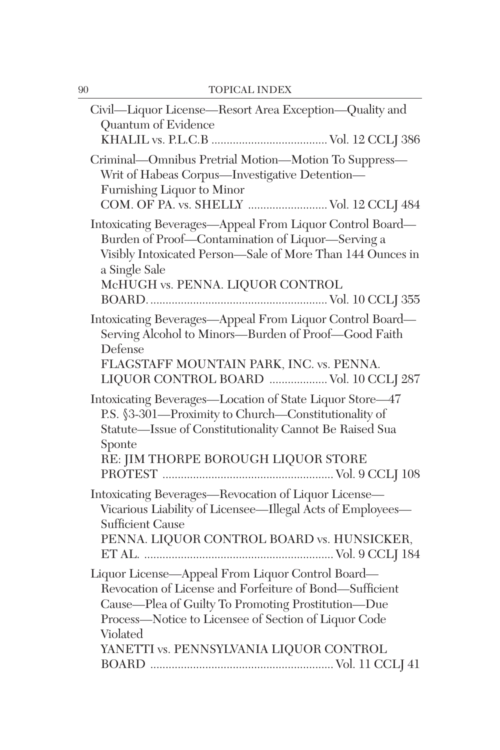Civil—Liquor License—Resort Area Exception—Quality and Quantum of Evidence
KHALIL vs. P.L.C.B ...................................... Vol. 12 CCLJ 386

Criminal—Omnibus Pretrial Motion—Motion To Suppress—Writ of Habeas Corpus—Investigative Detention—Furnishing Liquor to Minor
COM. OF PA. vs. SHELLY .......................... Vol. 12 CCLJ 484

Intoxicating Beverages—Appeal From Liquor Control Board—Burden of Proof—Contamination of Liquor—Serving a Visibly Intoxicated Person—Sale of More Than 144 Ounces in a Single Sale
McHUGH vs. PENNA. LIQUOR CONTROL BOARD. ......................................................... Vol. 10 CCLJ 355

Intoxicating Beverages—Appeal From Liquor Control Board—Serving Alcohol to Minors—Burden of Proof—Good Faith Defense
FLAGSTAFF MOUNTAIN PARK, INC. vs. PENNA. LIQUOR CONTROL BOARD ................... Vol. 10 CCLJ 287

Intoxicating Beverages—Location of State Liquor Store—47 P.S. §3-301—Proximity to Church—Constitutionality of Statute—Issue of Constitutionality Cannot Be Raised Sua Sponte
RE: JIM THORPE BOROUGH LIQUOR STORE PROTEST ....................................................... Vol. 9 CCLJ 108

Intoxicating Beverages—Revocation of Liquor License—Vicarious Liability of Licensee—Illegal Acts of Employees—Sufficient Cause
PENNA. LIQUOR CONTROL BOARD vs. HUNSICKER, ET AL. ............................................................. Vol. 9 CCLJ 184

Liquor License—Appeal From Liquor Control Board—Revocation of License and Forfeiture of Bond—Sufficient Cause—Plea of Guilty To Promoting Prostitution—Due Process—Notice to Licensee of Section of Liquor Code Violated
YANETTI vs. PENNSYLVANIA LIQUOR CONTROL BOARD ........................................................... Vol. 11 CCLJ 41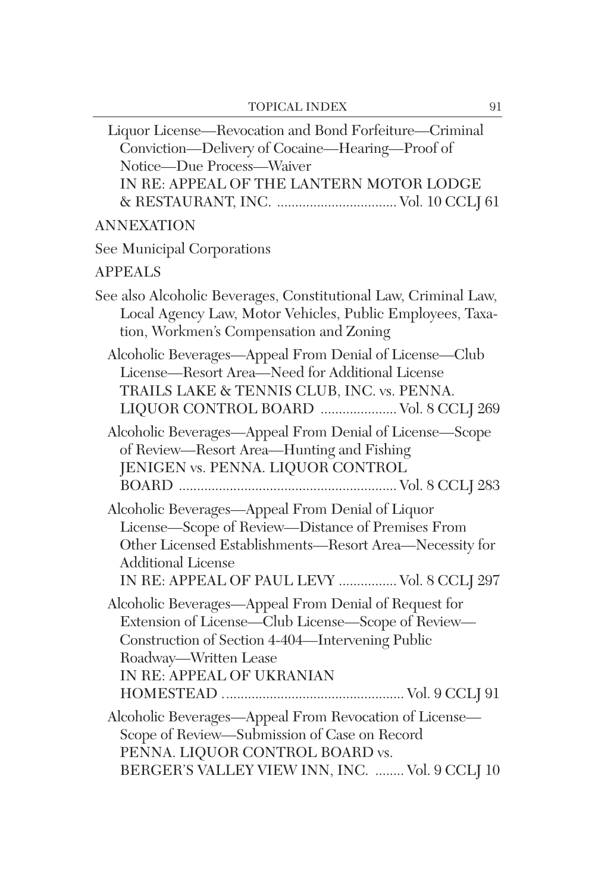Liquor License—Revocation and Bond Forfeiture—Criminal Conviction—Delivery of Cocaine—Hearing—Proof of Notice—Due Process—Waiver
IN RE: APPEAL OF THE LANTERN MOTOR LODGE & RESTAURANT, INC. ................................. Vol. 10 CCLJ 61

ANNEXATION

See Municipal Corporations

APPEALS

See also Alcoholic Beverages, Constitutional Law, Criminal Law, Local Agency Law, Motor Vehicles, Public Employees, Taxation, Workmen's Compensation and Zoning

Alcoholic Beverages—Appeal From Denial of License—Club License—Resort Area—Need for Additional License
TRAILS LAKE & TENNIS CLUB, INC. vs. PENNA. LIQUOR CONTROL BOARD ..................... Vol. 8 CCLJ 269

Alcoholic Beverages—Appeal From Denial of License—Scope of Review—Resort Area—Hunting and Fishing
JENIGEN vs. PENNA. LIQUOR CONTROL BOARD ............................................................ Vol. 8 CCLJ 283

Alcoholic Beverages—Appeal From Denial of Liquor License—Scope of Review—Distance of Premises From Other Licensed Establishments—Resort Area—Necessity for Additional License
IN RE: APPEAL OF PAUL LEVY ................ Vol. 8 CCLJ 297

Alcoholic Beverages—Appeal From Denial of Request for Extension of License—Club License—Scope of Review—Construction of Section 4-404—Intervening Public Roadway—Written Lease
IN RE: APPEAL OF UKRANIAN HOMESTEAD ................................................. Vol. 9 CCLJ 91

Alcoholic Beverages—Appeal From Revocation of License—Scope of Review—Submission of Case on Record
PENNA. LIQUOR CONTROL BOARD vs. BERGER'S VALLEY VIEW INN, INC. ........ Vol. 9 CCLJ 10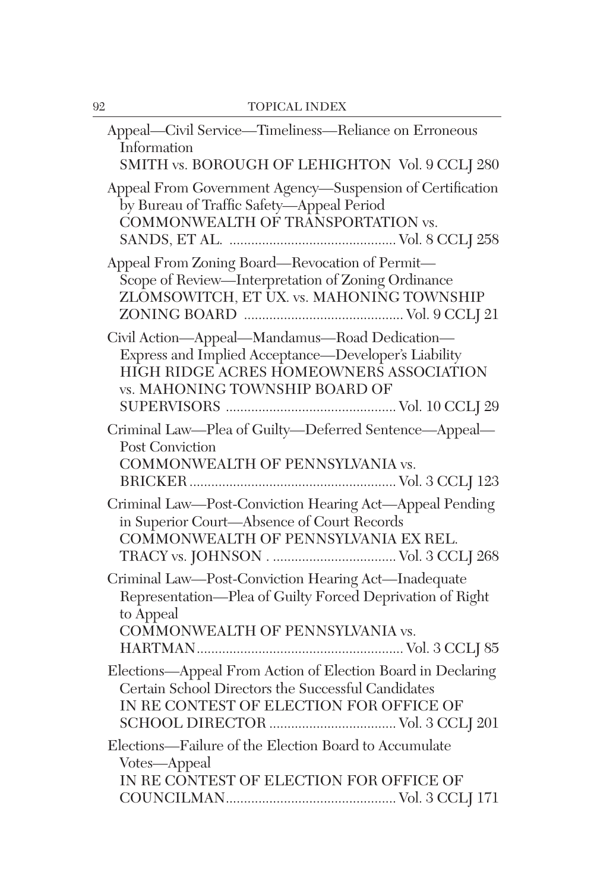Appeal—Civil Service—Timeliness—Reliance on Erroneous Information
SMITH vs. BOROUGH OF LEHIGHTON Vol. 9 CCLJ 280

Appeal From Government Agency—Suspension of Certification by Bureau of Traffic Safety—Appeal Period
COMMONWEALTH OF TRANSPORTATION vs. SANDS, ET AL. ............................................ Vol. 8 CCLJ 258

Appeal From Zoning Board—Revocation of Permit—Scope of Review—Interpretation of Zoning Ordinance
ZLOMSOWITCH, ET UX. vs. MAHONING TOWNSHIP ZONING BOARD ........................................... Vol. 9 CCLJ 21

Civil Action—Appeal—Mandamus—Road Dedication—Express and Implied Acceptance—Developer's Liability
HIGH RIDGE ACRES HOMEOWNERS ASSOCIATION vs. MAHONING TOWNSHIP BOARD OF SUPERVISORS .............................................. Vol. 10 CCLJ 29

Criminal Law—Plea of Guilty—Deferred Sentence—Appeal—Post Conviction
COMMONWEALTH OF PENNSYLVANIA vs. BRICKER ........................................................ Vol. 3 CCLJ 123

Criminal Law—Post-Conviction Hearing Act—Appeal Pending in Superior Court—Absence of Court Records
COMMONWEALTH OF PENNSYLVANIA EX REL. TRACY vs. JOHNSON . ................................. Vol. 3 CCLJ 268

Criminal Law—Post-Conviction Hearing Act—Inadequate Representation—Plea of Guilty Forced Deprivation of Right to Appeal
COMMONWEALTH OF PENNSYLVANIA vs. HARTMAN....................................................... Vol. 3 CCLJ 85

Elections—Appeal From Action of Election Board in Declaring Certain School Directors the Successful Candidates
IN RE CONTEST OF ELECTION FOR OFFICE OF SCHOOL DIRECTOR .................................. Vol. 3 CCLJ 201

Elections—Failure of the Election Board to Accumulate Votes—Appeal
IN RE CONTEST OF ELECTION FOR OFFICE OF COUNCILMAN.............................................. Vol. 3 CCLJ 171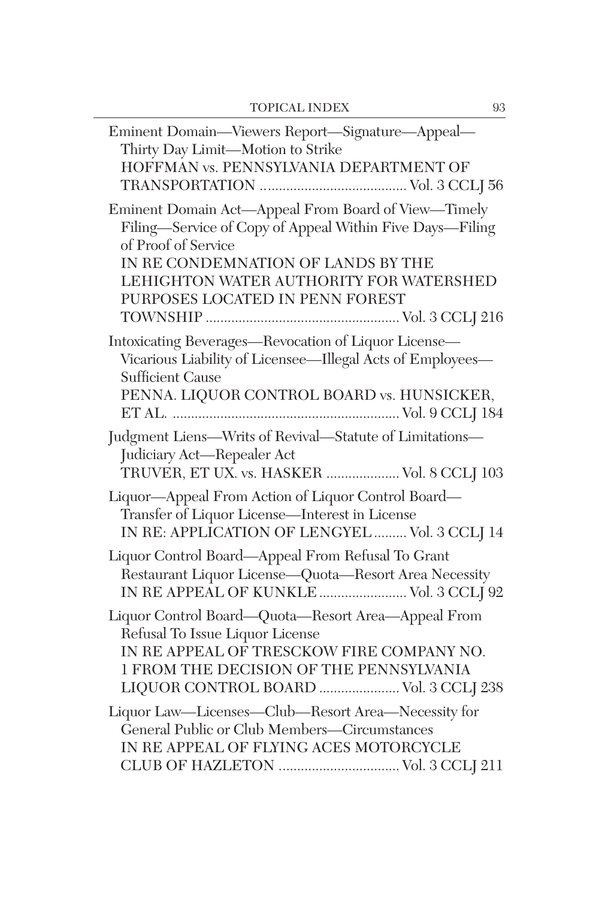Eminent Domain—Viewers Report—Signature—Appeal—
Thirty Day Limit—Motion to Strike
HOFFMAN vs. PENNSYLVANIA DEPARTMENT OF TRANSPORTATION ........................................ Vol. 3 CCLJ 56

Eminent Domain Act—Appeal From Board of View—Timely Filing—Service of Copy of Appeal Within Five Days—Filing of Proof of Service
IN RE CONDEMNATION OF LANDS BY THE LEHIGHTON WATER AUTHORITY FOR WATERSHED PURPOSES LOCATED IN PENN FOREST TOWNSHIP ..................................................... Vol. 3 CCLJ 216

Intoxicating Beverages—Revocation of Liquor License—Vicarious Liability of Licensee—Illegal Acts of Employees—Sufficient Cause
PENNA. LIQUOR CONTROL BOARD vs. HUNSICKER, ET AL. .............................................................. Vol. 9 CCLJ 184

Judgment Liens—Writs of Revival—Statute of Limitations—Judiciary Act—Repealer Act
TRUVER, ET UX. vs. HASKER .................... Vol. 8 CCLJ 103

Liquor—Appeal From Action of Liquor Control Board—Transfer of Liquor License—Interest in License
IN RE: APPLICATION OF LENGYEL ......... Vol. 3 CCLJ 14

Liquor Control Board—Appeal From Refusal To Grant Restaurant Liquor License—Quota—Resort Area Necessity
IN RE APPEAL OF KUNKLE ........................ Vol. 3 CCLJ 92

Liquor Control Board—Quota—Resort Area—Appeal From Refusal To Issue Liquor License
IN RE APPEAL OF TRESCKOW FIRE COMPANY NO. 1 FROM THE DECISION OF THE PENNSYLVANIA LIQUOR CONTROL BOARD ...................... Vol. 3 CCLJ 238

Liquor Law—Licenses—Club—Resort Area—Necessity for General Public or Club Members—Circumstances
IN RE APPEAL OF FLYING ACES MOTORCYCLE CLUB OF HAZLETON ................................. Vol. 3 CCLJ 211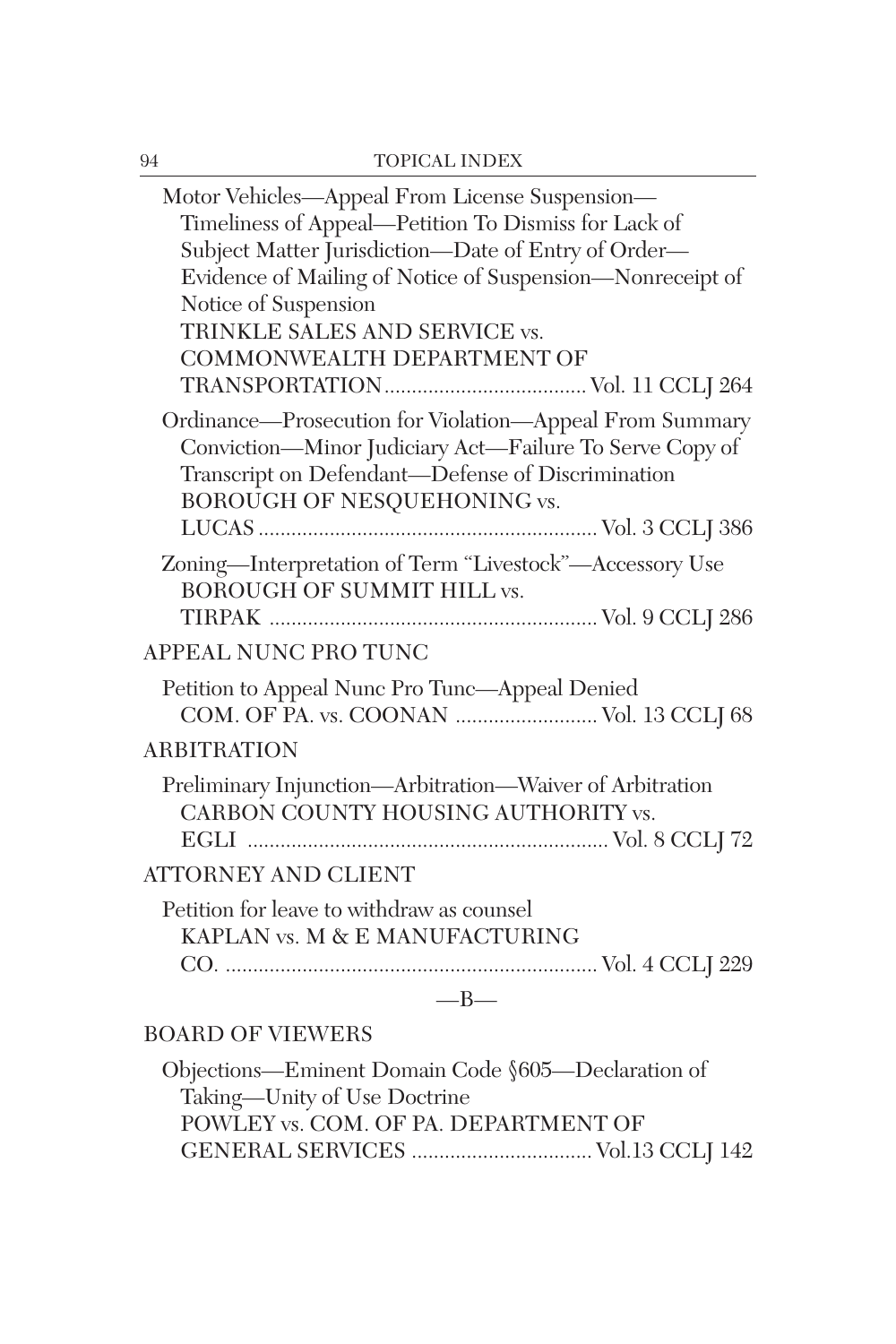Motor Vehicles—Appeal From License Suspension—Timeliness of Appeal—Petition To Dismiss for Lack of Subject Matter Jurisdiction—Date of Entry of Order—Evidence of Mailing of Notice of Suspension—Nonreceipt of Notice of Suspension
TRINKLE SALES AND SERVICE vs. COMMONWEALTH DEPARTMENT OF TRANSPORTATION .................................... Vol. 11 CCLJ 264

Ordinance—Prosecution for Violation—Appeal From Summary Conviction—Minor Judiciary Act—Failure To Serve Copy of Transcript on Defendant—Defense of Discrimination
BOROUGH OF NESQUEHONING vs. LUCAS ............................................................. Vol. 3 CCLJ 386

Zoning—Interpretation of Term "Livestock"—Accessory Use
BOROUGH OF SUMMIT HILL vs. TIRPAK ........................................................... Vol. 9 CCLJ 286

## APPEAL NUNC PRO TUNC

Petition to Appeal Nunc Pro Tunc—Appeal Denied
COM. OF PA. vs. COONAN .......................... Vol. 13 CCLJ 68

## ARBITRATION

Preliminary Injunction—Arbitration—Waiver of Arbitration
CARBON COUNTY HOUSING AUTHORITY vs. EGLI ................................................................. Vol. 8 CCLJ 72

## ATTORNEY AND CLIENT

Petition for leave to withdraw as counsel
KAPLAN vs. M & E MANUFACTURING CO. ................................................................... Vol. 4 CCLJ 229

—B—

## BOARD OF VIEWERS

Objections—Eminent Domain Code §605—Declaration of Taking—Unity of Use Doctrine
POWLEY vs. COM. OF PA. DEPARTMENT OF GENERAL SERVICES ................................. Vol.13 CCLJ 142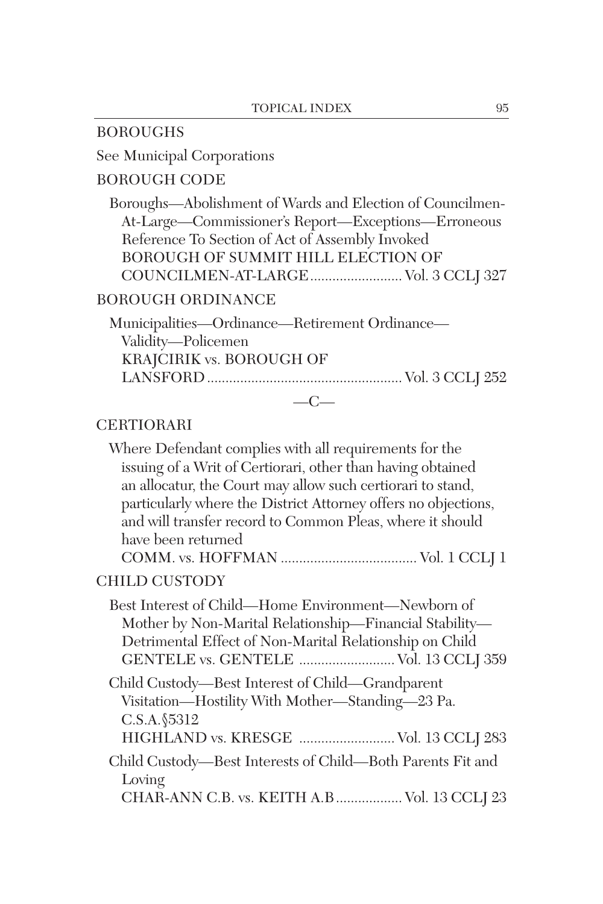BOROUGHS

See Municipal Corporations

BOROUGH CODE

Boroughs—Abolishment of Wards and Election of Councilmen-At-Large—Commissioner's Report—Exceptions—Erroneous Reference To Section of Act of Assembly Invoked
BOROUGH OF SUMMIT HILL ELECTION OF COUNCILMEN-AT-LARGE ......................... Vol. 3 CCLJ 327

BOROUGH ORDINANCE

Municipalities—Ordinance—Retirement Ordinance—Validity—Policemen
KRAJCIRIK vs. BOROUGH OF LANSFORD ..................................................... Vol. 3 CCLJ 252

—C—

CERTIORARI

Where Defendant complies with all requirements for the issuing of a Writ of Certiorari, other than having obtained an allocatur, the Court may allow such certiorari to stand, particularly where the District Attorney offers no objections, and will transfer record to Common Pleas, where it should have been returned
COMM. vs. HOFFMAN ..................................... Vol. 1 CCLJ 1

CHILD CUSTODY

Best Interest of Child—Home Environment—Newborn of Mother by Non-Marital Relationship—Financial Stability—Detrimental Effect of Non-Marital Relationship on Child
GENTELE vs. GENTELE .......................... Vol. 13 CCLJ 359

Child Custody—Best Interest of Child—Grandparent Visitation—Hostility With Mother—Standing—23 Pa. C.S.A.§5312
HIGHLAND vs. KRESGE .......................... Vol. 13 CCLJ 283

Child Custody—Best Interests of Child—Both Parents Fit and Loving
CHAR-ANN C.B. vs. KEITH A.B .................. Vol. 13 CCLJ 23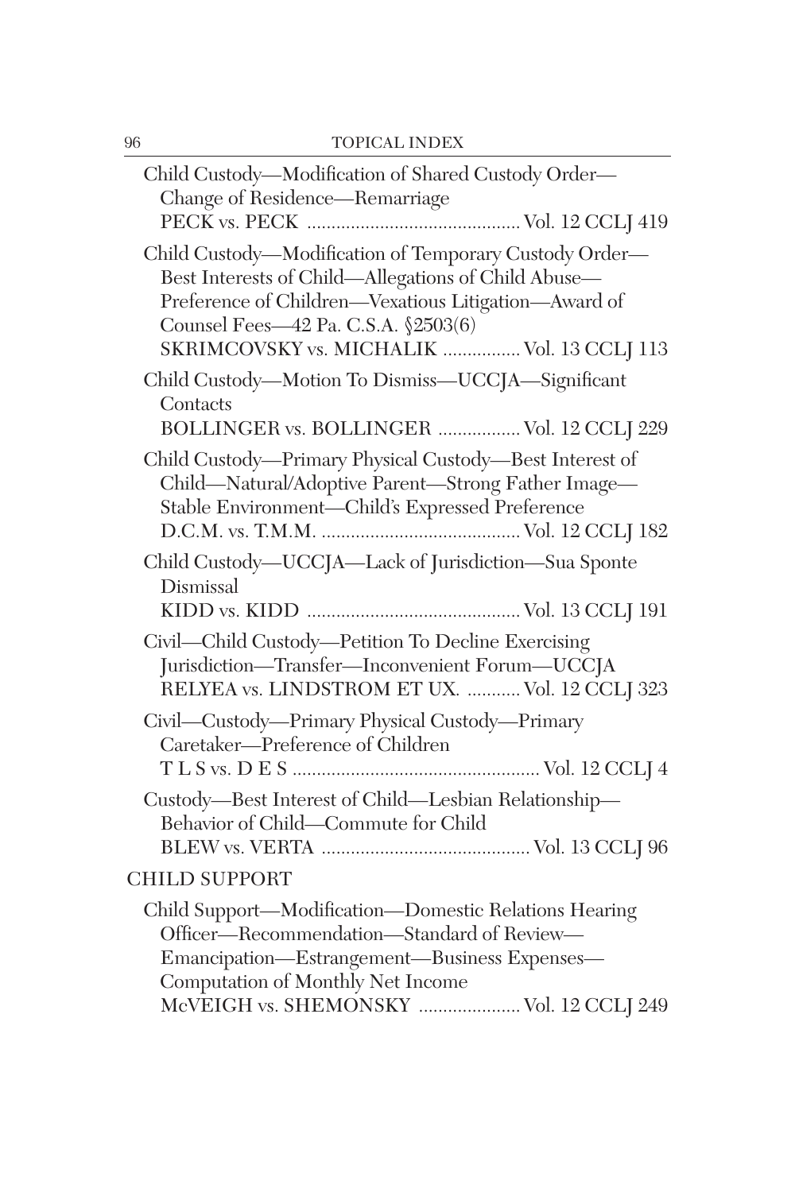Child Custody—Modification of Shared Custody Order—
Change of Residence—Remarriage
PECK vs. PECK ........................................... Vol. 12 CCLJ 419

Child Custody—Modification of Temporary Custody Order—
Best Interests of Child—Allegations of Child Abuse—
Preference of Children—Vexatious Litigation—Award of
Counsel Fees—42 Pa. C.S.A. §2503(6)
SKRIMCOVSKY vs. MICHALIK ................ Vol. 13 CCLJ 113

Child Custody—Motion To Dismiss—UCCJA—Significant
Contacts
BOLLINGER vs. BOLLINGER ................. Vol. 12 CCLJ 229

Child Custody—Primary Physical Custody—Best Interest of
Child—Natural/Adoptive Parent—Strong Father Image—
Stable Environment—Child's Expressed Preference
D.C.M. vs. T.M.M. ......................................... Vol. 12 CCLJ 182

Child Custody—UCCJA—Lack of Jurisdiction—Sua Sponte
Dismissal
KIDD vs. KIDD ........................................... Vol. 13 CCLJ 191

Civil—Child Custody—Petition To Decline Exercising
Jurisdiction—Transfer—Inconvenient Forum—UCCJA
RELYEA vs. LINDSTROM ET UX. ........... Vol. 12 CCLJ 323

Civil—Custody—Primary Physical Custody—Primary
Caretaker—Preference of Children
T L S vs. D E S .................................................. Vol. 12 CCLJ 4

Custody—Best Interest of Child—Lesbian Relationship—
Behavior of Child—Commute for Child
BLEW vs. VERTA .......................................... Vol. 13 CCLJ 96

CHILD SUPPORT

Child Support—Modification—Domestic Relations Hearing
Officer—Recommendation—Standard of Review—
Emancipation—Estrangement—Business Expenses—
Computation of Monthly Net Income
McVEIGH vs. SHEMONSKY ..................... Vol. 12 CCLJ 249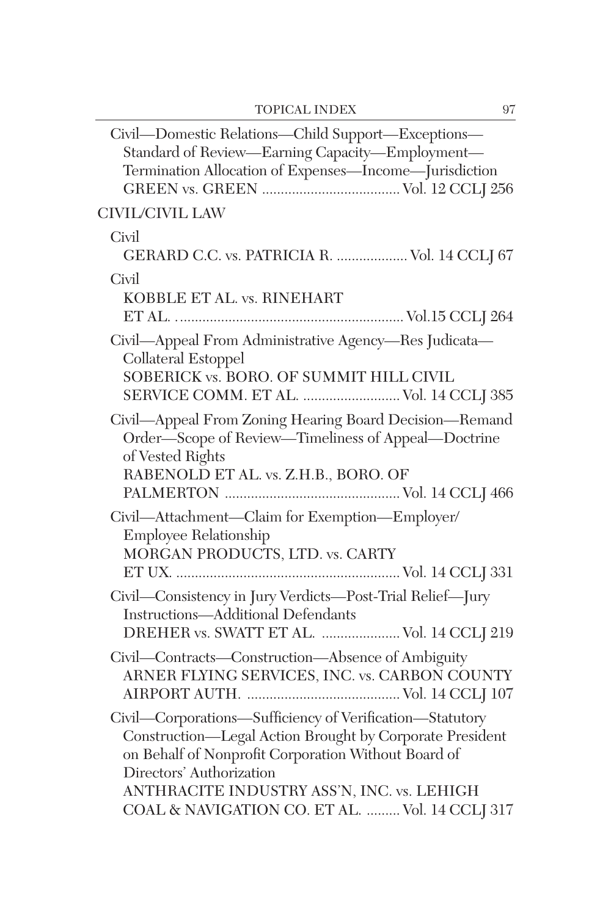Civil—Domestic Relations—Child Support—Exceptions—Standard of Review—Earning Capacity—Employment—Termination Allocation of Expenses—Income—Jurisdiction
GREEN vs. GREEN .................................... Vol. 12 CCLJ 256

CIVIL/CIVIL LAW

Civil
GERARD C.C. vs. PATRICIA R. .................. Vol. 14 CCLJ 67

Civil
KOBBLE ET AL. vs. RINEHART ET AL. ............................................................ Vol.15 CCLJ 264

Civil—Appeal From Administrative Agency—Res Judicata—Collateral Estoppel
SOBERICK vs. BORO. OF SUMMIT HILL CIVIL SERVICE COMM. ET AL. ......................... Vol. 14 CCLJ 385

Civil—Appeal From Zoning Hearing Board Decision—Remand Order—Scope of Review—Timeliness of Appeal—Doctrine of Vested Rights
RABENOLD ET AL. vs. Z.H.B., BORO. OF PALMERTON .............................................. Vol. 14 CCLJ 466

Civil—Attachment—Claim for Exemption—Employer/Employee Relationship
MORGAN PRODUCTS, LTD. vs. CARTY ET UX. ........................................................... Vol. 14 CCLJ 331

Civil—Consistency in Jury Verdicts—Post-Trial Relief—Jury Instructions—Additional Defendants
DREHER vs. SWATT ET AL. .................... Vol. 14 CCLJ 219

Civil—Contracts—Construction—Absence of Ambiguity
ARNER FLYING SERVICES, INC. vs. CARBON COUNTY AIRPORT AUTH. ........................................ Vol. 14 CCLJ 107

Civil—Corporations—Sufficiency of Verification—Statutory Construction—Legal Action Brought by Corporate President on Behalf of Nonprofit Corporation Without Board of Directors' Authorization
ANTHRACITE INDUSTRY ASS'N, INC. vs. LEHIGH COAL & NAVIGATION CO. ET AL. ......... Vol. 14 CCLJ 317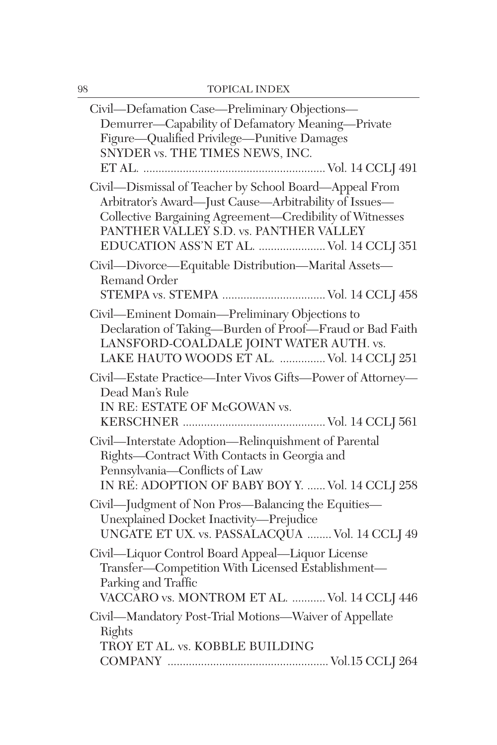Civil—Defamation Case—Preliminary Objections—Demurrer—Capability of Defamatory Meaning—Private Figure—Qualified Privilege—Punitive Damages
SNYDER vs. THE TIMES NEWS, INC. ET AL. .......................................................... Vol. 14 CCLJ 491

Civil—Dismissal of Teacher by School Board—Appeal From Arbitrator's Award—Just Cause—Arbitrability of Issues—Collective Bargaining Agreement—Credibility of Witnesses
PANTHER VALLEY S.D. vs. PANTHER VALLEY EDUCATION ASS'N ET AL. ...................... Vol. 14 CCLJ 351

Civil—Divorce—Equitable Distribution—Marital Assets—Remand Order
STEMPA vs. STEMPA ................................. Vol. 14 CCLJ 458

Civil—Eminent Domain—Preliminary Objections to Declaration of Taking—Burden of Proof—Fraud or Bad Faith
LANSFORD-COALDALE JOINT WATER AUTH. vs. LAKE HAUTO WOODS ET AL. ............... Vol. 14 CCLJ 251

Civil—Estate Practice—Inter Vivos Gifts—Power of Attorney—Dead Man's Rule
IN RE: ESTATE OF McGOWAN vs. KERSCHNER ............................................... Vol. 14 CCLJ 561

Civil—Interstate Adoption—Relinquishment of Parental Rights—Contract With Contacts in Georgia and Pennsylvania—Conflicts of Law
IN RE: ADOPTION OF BABY BOY Y. ...... Vol. 14 CCLJ 258

Civil—Judgment of Non Pros—Balancing the Equities—Unexplained Docket Inactivity—Prejudice
UNGATE ET UX. vs. PASSALACQUA ........ Vol. 14 CCLJ 49

Civil—Liquor Control Board Appeal—Liquor License Transfer—Competition With Licensed Establishment—Parking and Traffic
VACCARO vs. MONTROM ET AL. ........... Vol. 14 CCLJ 446

Civil—Mandatory Post-Trial Motions—Waiver of Appellate Rights
TROY ET AL. vs. KOBBLE BUILDING COMPANY .................................................... Vol.15 CCLJ 264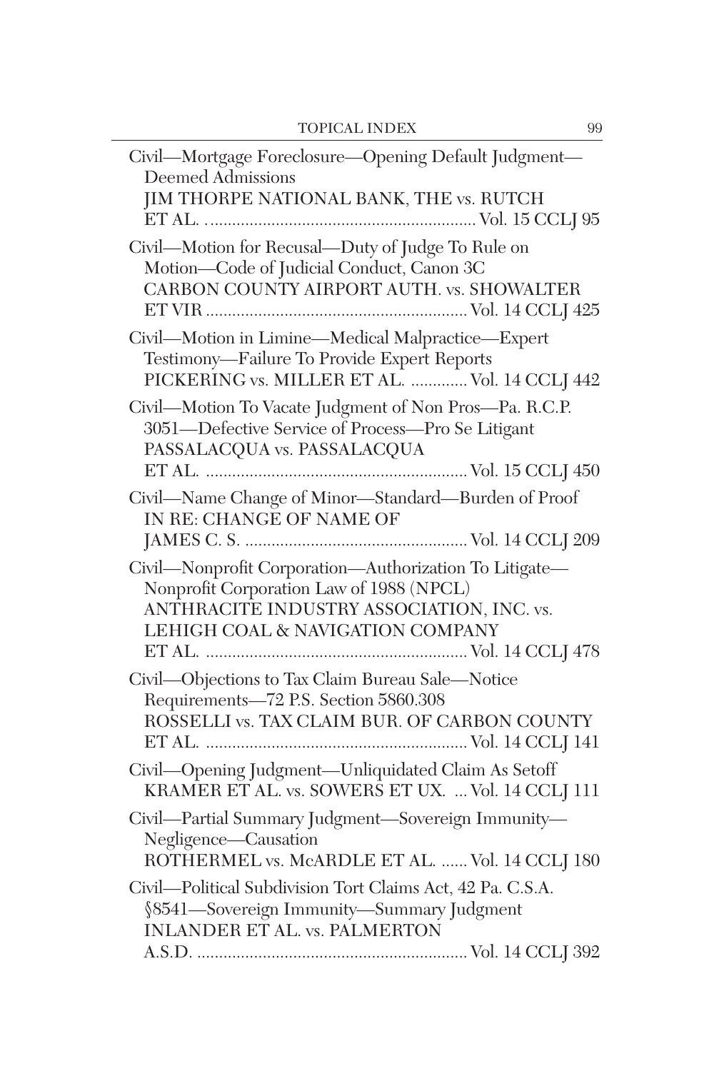Civil—Mortgage Foreclosure—Opening Default Judgment—Deemed Admissions
JIM THORPE NATIONAL BANK, THE vs. RUTCH ET AL. .............................................................. Vol. 15 CCLJ 95

Civil—Motion for Recusal—Duty of Judge To Rule on Motion—Code of Judicial Conduct, Canon 3C
CARBON COUNTY AIRPORT AUTH. vs. SHOWALTER ET VIR ............................................................ Vol. 14 CCLJ 425

Civil—Motion in Limine—Medical Malpractice—Expert Testimony—Failure To Provide Expert Reports
PICKERING vs. MILLER ET AL. ............. Vol. 14 CCLJ 442

Civil—Motion To Vacate Judgment of Non Pros—Pa. R.C.P. 3051—Defective Service of Process—Pro Se Litigant
PASSALACQUA vs. PASSALACQUA ET AL. ............................................................ Vol. 15 CCLJ 450

Civil—Name Change of Minor—Standard—Burden of Proof
IN RE: CHANGE OF NAME OF JAMES C. S. .................................................. Vol. 14 CCLJ 209

Civil—Nonprofit Corporation—Authorization To Litigate—Nonprofit Corporation Law of 1988 (NPCL)
ANTHRACITE INDUSTRY ASSOCIATION, INC. vs. LEHIGH COAL & NAVIGATION COMPANY ET AL. ............................................................ Vol. 14 CCLJ 478

Civil—Objections to Tax Claim Bureau Sale—Notice Requirements—72 P.S. Section 5860.308
ROSSELLI vs. TAX CLAIM BUR. OF CARBON COUNTY ET AL. ............................................................ Vol. 14 CCLJ 141

Civil—Opening Judgment—Unliquidated Claim As Setoff
KRAMER ET AL. vs. SOWERS ET UX. ... Vol. 14 CCLJ 111

Civil—Partial Summary Judgment—Sovereign Immunity—Negligence—Causation
ROTHERMEL vs. McARDLE ET AL. ...... Vol. 14 CCLJ 180

Civil—Political Subdivision Tort Claims Act, 42 Pa. C.S.A. §8541—Sovereign Immunity—Summary Judgment
INLANDER ET AL. vs. PALMERTON A.S.D. .............................................................. Vol. 14 CCLJ 392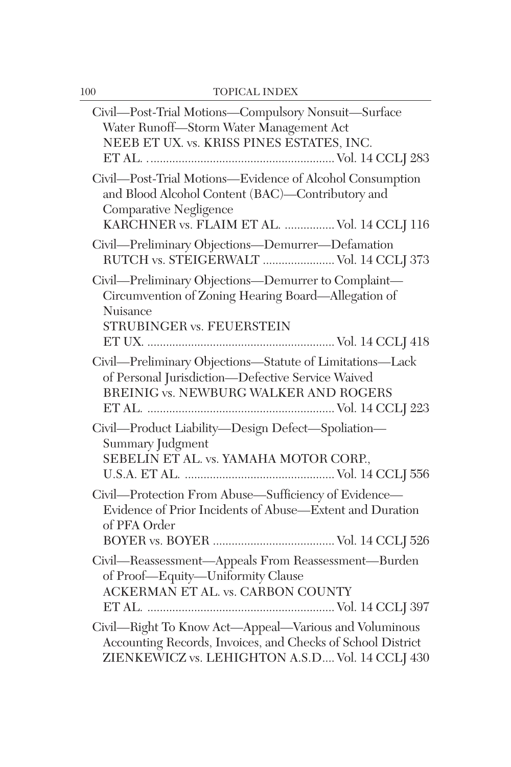Civil—Post-Trial Motions—Compulsory Nonsuit—Surface Water Runoff—Storm Water Management Act
NEEB ET UX. vs. KRISS PINES ESTATES, INC. ET AL. .......................................................... Vol. 14 CCLJ 283

Civil—Post-Trial Motions—Evidence of Alcohol Consumption and Blood Alcohol Content (BAC)—Contributory and Comparative Negligence
KARCHNER vs. FLAIM ET AL. ................ Vol. 14 CCLJ 116

Civil—Preliminary Objections—Demurrer—Defamation
RUTCH vs. STEIGERWALT ....................... Vol. 14 CCLJ 373

Civil—Preliminary Objections—Demurrer to Complaint—Circumvention of Zoning Hearing Board—Allegation of Nuisance
STRUBINGER vs. FEUERSTEIN ET UX. .......................................................... Vol. 14 CCLJ 418

Civil—Preliminary Objections—Statute of Limitations—Lack of Personal Jurisdiction—Defective Service Waived
BREINIG vs. NEWBURG WALKER AND ROGERS ET AL. .......................................................... Vol. 14 CCLJ 223

Civil—Product Liability—Design Defect—Spoliation—Summary Judgment
SEBELIN ET AL. vs. YAMAHA MOTOR CORP., U.S.A. ET AL. ............................................... Vol. 14 CCLJ 556

Civil—Protection From Abuse—Sufficiency of Evidence—Evidence of Prior Incidents of Abuse—Extent and Duration of PFA Order
BOYER vs. BOYER ...................................... Vol. 14 CCLJ 526

Civil—Reassessment—Appeals From Reassessment—Burden of Proof—Equity—Uniformity Clause
ACKERMAN ET AL. vs. CARBON COUNTY ET AL. .......................................................... Vol. 14 CCLJ 397

Civil—Right To Know Act—Appeal—Various and Voluminous Accounting Records, Invoices, and Checks of School District
ZIENKEWICZ vs. LEHIGHTON A.S.D.... Vol. 14 CCLJ 430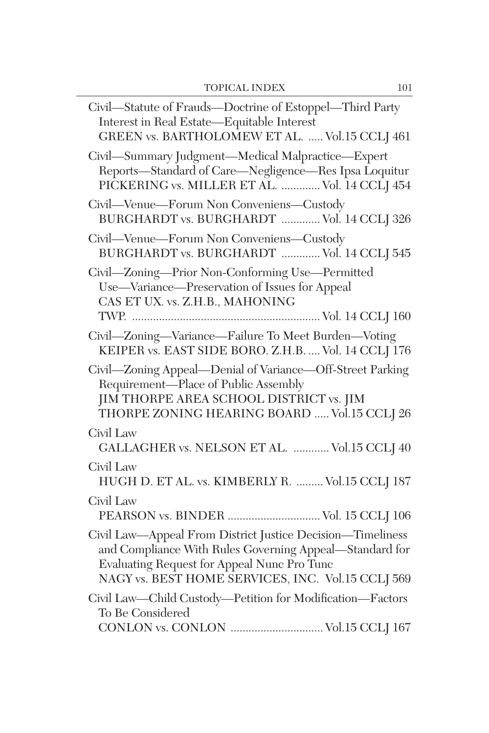Civil—Statute of Frauds—Doctrine of Estoppel—Third Party Interest in Real Estate—Equitable Interest
GREEN vs. BARTHOLOMEW ET AL. ..... Vol.15 CCLJ 461

Civil—Summary Judgment—Medical Malpractice—Expert Reports—Standard of Care—Negligence—Res Ipsa Loquitur
PICKERING vs. MILLER ET AL. ............. Vol. 14 CCLJ 454

Civil—Venue—Forum Non Conveniens—Custody
BURGHARDT vs. BURGHARDT ............. Vol. 14 CCLJ 326

Civil—Venue—Forum Non Conveniens—Custody
BURGHARDT vs. BURGHARDT ............. Vol. 14 CCLJ 545

Civil—Zoning—Prior Non-Conforming Use—Permitted Use—Variance—Preservation of Issues for Appeal
CAS ET UX. vs. Z.H.B., MAHONING TWP. .............................................................. Vol. 14 CCLJ 160

Civil—Zoning—Variance—Failure To Meet Burden—Voting
KEIPER vs. EAST SIDE BORO. Z.H.B. .... Vol. 14 CCLJ 176

Civil—Zoning Appeal—Denial of Variance—Off-Street Parking Requirement—Place of Public Assembly
JIM THORPE AREA SCHOOL DISTRICT vs. JIM THORPE ZONING HEARING BOARD ..... Vol.15 CCLJ 26

Civil Law
GALLAGHER vs. NELSON ET AL. ............ Vol.15 CCLJ 40

Civil Law
HUGH D. ET AL. vs. KIMBERLY R. ......... Vol.15 CCLJ 187

Civil Law
PEARSON vs. BINDER ............................... Vol. 15 CCLJ 106

Civil Law—Appeal From District Justice Decision—Timeliness and Compliance With Rules Governing Appeal—Standard for Evaluating Request for Appeal Nunc Pro Tunc
NAGY vs. BEST HOME SERVICES, INC. Vol.15 CCLJ 569

Civil Law—Child Custody—Petition for Modification—Factors To Be Considered
CONLON vs. CONLON ............................... Vol.15 CCLJ 167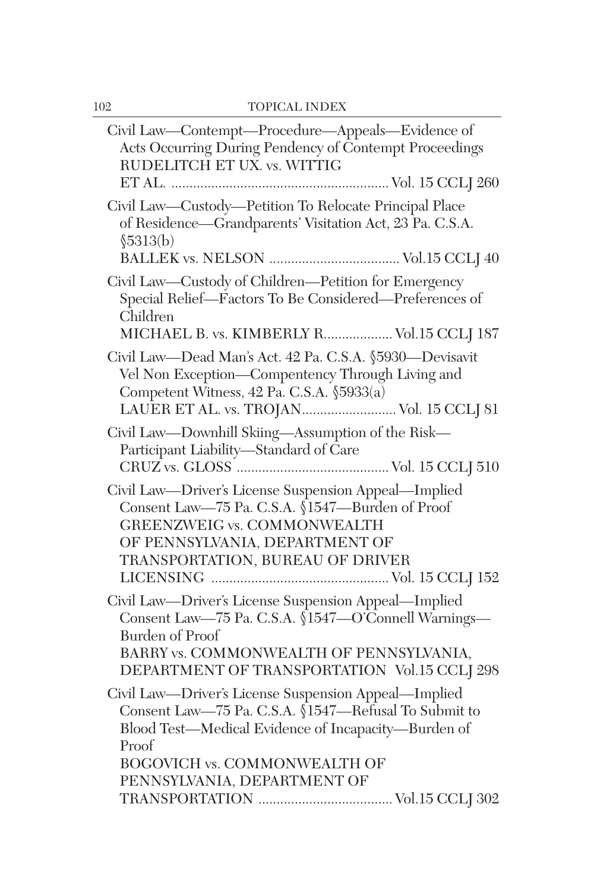Civil Law—Contempt—Procedure—Appeals—Evidence of Acts Occurring During Pendency of Contempt Proceedings
RUDELITCH ET UX. vs. WITTIG ET AL. ............................................................ Vol. 15 CCLJ 260

Civil Law—Custody—Petition To Relocate Principal Place of Residence—Grandparents' Visitation Act, 23 Pa. C.S.A. §5313(b)
BALLEK vs. NELSON .................................... Vol.15 CCLJ 40

Civil Law—Custody of Children—Petition for Emergency Special Relief—Factors To Be Considered—Preferences of Children
MICHAEL B. vs. KIMBERLY R................... Vol.15 CCLJ 187

Civil Law—Dead Man's Act. 42 Pa. C.S.A. §5930—Devisavit Vel Non Exception—Compentency Through Living and Competent Witness, 42 Pa. C.S.A. §5933(a)
LAUER ET AL. vs. TROJAN.......................... Vol. 15 CCLJ 81

Civil Law—Downhill Skiing—Assumption of the Risk—Participant Liability—Standard of Care
CRUZ vs. GLOSS .......................................... Vol. 15 CCLJ 510

Civil Law—Driver's License Suspension Appeal—Implied Consent Law—75 Pa. C.S.A. §1547—Burden of Proof
GREENZWEIG vs. COMMONWEALTH OF PENNSYLVANIA, DEPARTMENT OF TRANSPORTATION, BUREAU OF DRIVER LICENSING ................................................ Vol. 15 CCLJ 152

Civil Law—Driver's License Suspension Appeal—Implied Consent Law—75 Pa. C.S.A. §1547—O'Connell Warnings—Burden of Proof
BARRY vs. COMMONWEALTH OF PENNSYLVANIA, DEPARTMENT OF TRANSPORTATION Vol.15 CCLJ 298

Civil Law—Driver's License Suspension Appeal—Implied Consent Law—75 Pa. C.S.A. §1547—Refusal To Submit to Blood Test—Medical Evidence of Incapacity—Burden of Proof
BOGOVICH vs. COMMONWEALTH OF PENNSYLVANIA, DEPARTMENT OF TRANSPORTATION ..................................... Vol.15 CCLJ 302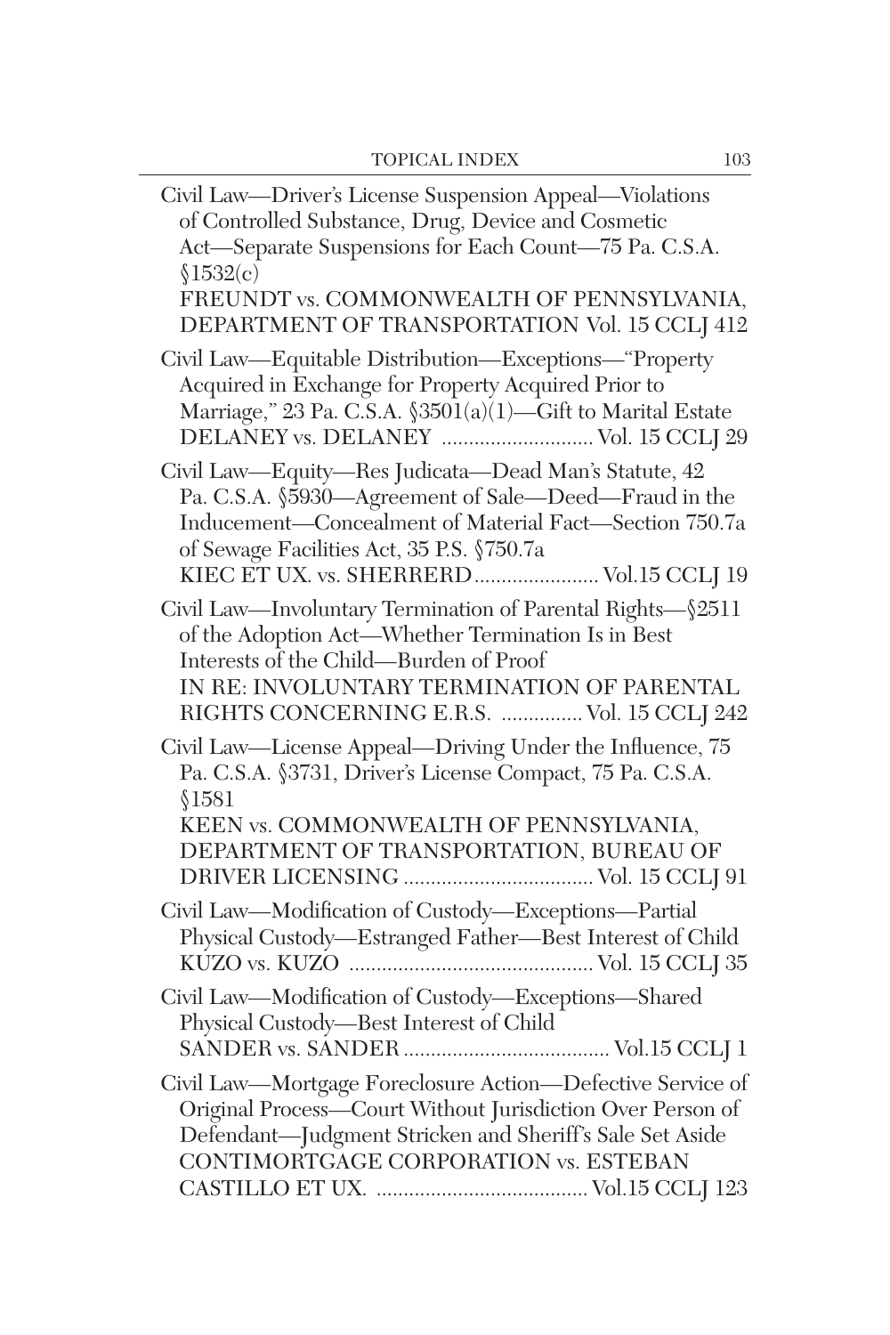Civil Law—Driver's License Suspension Appeal—Violations of Controlled Substance, Drug, Device and Cosmetic Act—Separate Suspensions for Each Count—75 Pa. C.S.A. §1532(c)
FREUNDT vs. COMMONWEALTH OF PENNSYLVANIA, DEPARTMENT OF TRANSPORTATION Vol. 15 CCLJ 412

Civil Law—Equitable Distribution—Exceptions—"Property Acquired in Exchange for Property Acquired Prior to Marriage," 23 Pa. C.S.A. §3501(a)(1)—Gift to Marital Estate
DELANEY vs. DELANEY ............................ Vol. 15 CCLJ 29

Civil Law—Equity—Res Judicata—Dead Man's Statute, 42 Pa. C.S.A. §5930—Agreement of Sale—Deed—Fraud in the Inducement—Concealment of Material Fact—Section 750.7a of Sewage Facilities Act, 35 P.S. §750.7a
KIEC ET UX. vs. SHERRERD ....................... Vol.15 CCLJ 19

Civil Law—Involuntary Termination of Parental Rights—§2511 of the Adoption Act—Whether Termination Is in Best Interests of the Child—Burden of Proof
IN RE: INVOLUNTARY TERMINATION OF PARENTAL RIGHTS CONCERNING E.R.S. ............... Vol. 15 CCLJ 242

Civil Law—License Appeal—Driving Under the Influence, 75 Pa. C.S.A. §3731, Driver's License Compact, 75 Pa. C.S.A. §1581
KEEN vs. COMMONWEALTH OF PENNSYLVANIA, DEPARTMENT OF TRANSPORTATION, BUREAU OF DRIVER LICENSING .................................. Vol. 15 CCLJ 91

Civil Law—Modification of Custody—Exceptions—Partial Physical Custody—Estranged Father—Best Interest of Child
KUZO vs. KUZO ............................................ Vol. 15 CCLJ 35

Civil Law—Modification of Custody—Exceptions—Shared Physical Custody—Best Interest of Child
SANDER vs. SANDER ...................................... Vol.15 CCLJ 1

Civil Law—Mortgage Foreclosure Action—Defective Service of Original Process—Court Without Jurisdiction Over Person of Defendant—Judgment Stricken and Sheriff's Sale Set Aside
CONTIMORTGAGE CORPORATION vs. ESTEBAN CASTILLO ET UX. ....................................... Vol.15 CCLJ 123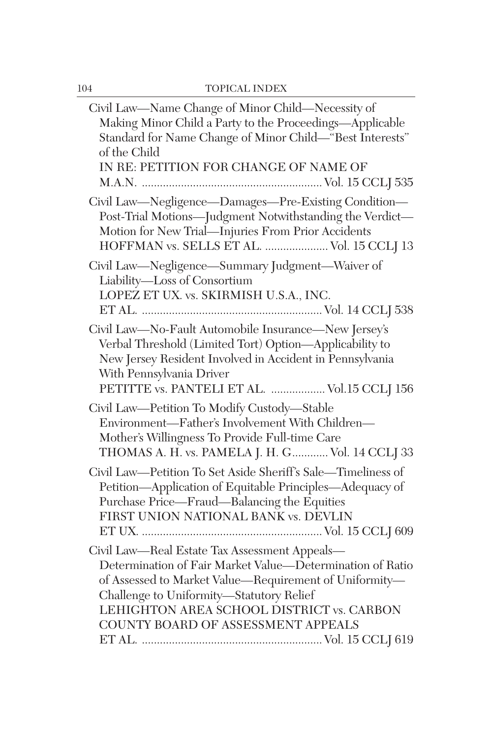Civil Law—Name Change of Minor Child—Necessity of Making Minor Child a Party to the Proceedings—Applicable Standard for Name Change of Minor Child—"Best Interests" of the Child
IN RE: PETITION FOR CHANGE OF NAME OF M.A.N. .......................................................... Vol. 15 CCLJ 535

Civil Law—Negligence—Damages—Pre-Existing Condition—Post-Trial Motions—Judgment Notwithstanding the Verdict—Motion for New Trial—Injuries From Prior Accidents
HOFFMAN vs. SELLS ET AL. .................... Vol. 15 CCLJ 13

Civil Law—Negligence—Summary Judgment—Waiver of Liability—Loss of Consortium
LOPEZ ET UX. vs. SKIRMISH U.S.A., INC. ET AL. .......................................................... Vol. 14 CCLJ 538

Civil Law—No-Fault Automobile Insurance—New Jersey's Verbal Threshold (Limited Tort) Option—Applicability to New Jersey Resident Involved in Accident in Pennsylvania With Pennsylvania Driver
PETITTE vs. PANTELI ET AL. ................. Vol.15 CCLJ 156

Civil Law—Petition To Modify Custody—Stable Environment—Father's Involvement With Children—Mother's Willingness To Provide Full-time Care
THOMAS A. H. vs. PAMELA J. H. G............ Vol. 14 CCLJ 33

Civil Law—Petition To Set Aside Sheriff's Sale—Timeliness of Petition—Application of Equitable Principles—Adequacy of Purchase Price—Fraud—Balancing the Equities
FIRST UNION NATIONAL BANK vs. DEVLIN ET UX. .......................................................... Vol. 15 CCLJ 609

Civil Law—Real Estate Tax Assessment Appeals—Determination of Fair Market Value—Determination of Ratio of Assessed to Market Value—Requirement of Uniformity—Challenge to Uniformity—Statutory Relief
LEHIGHTON AREA SCHOOL DISTRICT vs. CARBON COUNTY BOARD OF ASSESSMENT APPEALS ET AL. .......................................................... Vol. 15 CCLJ 619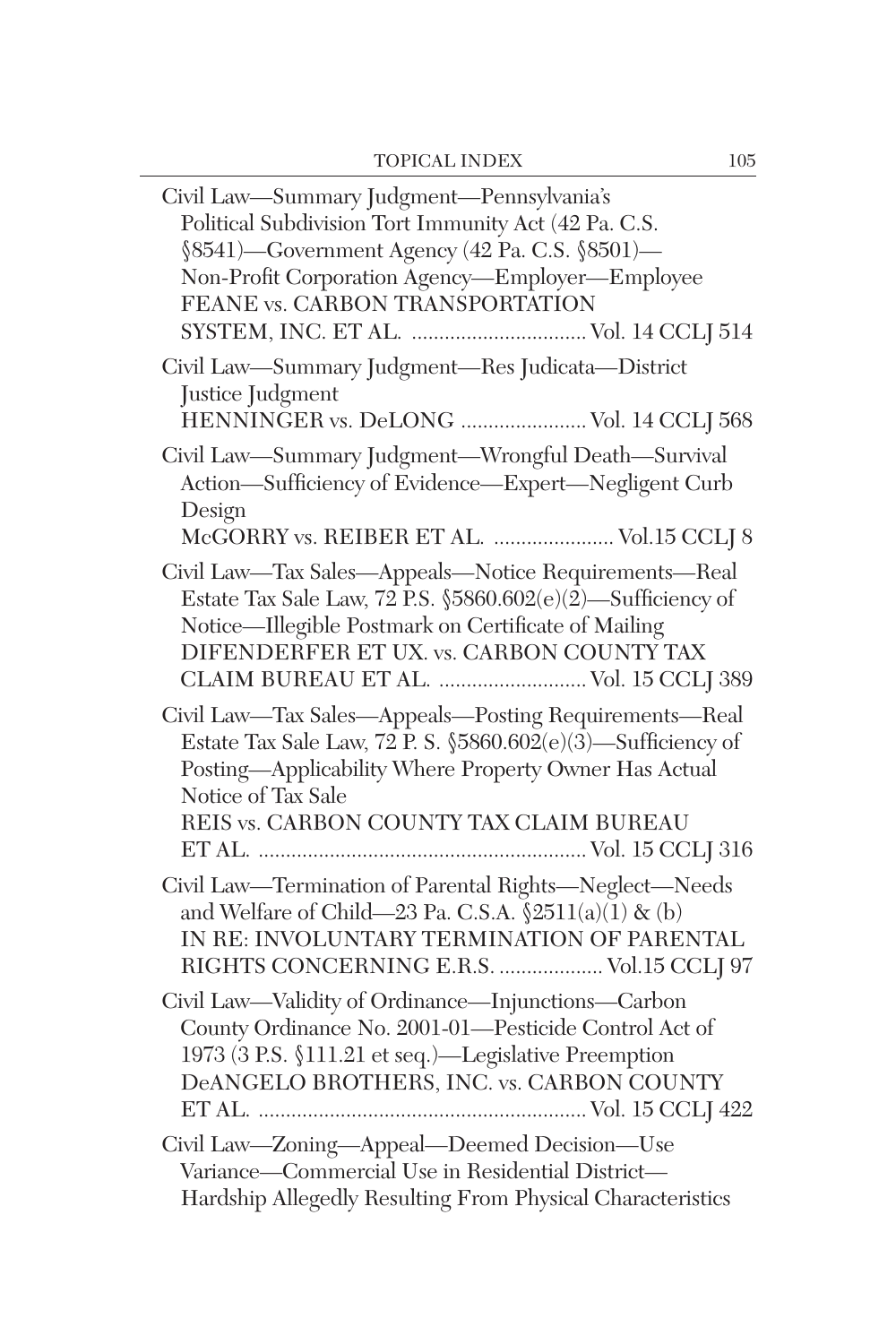Civil Law—Summary Judgment—Pennsylvania's Political Subdivision Tort Immunity Act (42 Pa. C.S. §8541)—Government Agency (42 Pa. C.S. §8501)—Non-Profit Corporation Agency—Employer—Employee
FEANE vs. CARBON TRANSPORTATION SYSTEM, INC. ET AL. ................................ Vol. 14 CCLJ 514

Civil Law—Summary Judgment—Res Judicata—District Justice Judgment
HENNINGER vs. DeLONG ....................... Vol. 14 CCLJ 568

Civil Law—Summary Judgment—Wrongful Death—Survival Action—Sufficiency of Evidence—Expert—Negligent Curb Design
McGORRY vs. REIBER ET AL. ...................... Vol.15 CCLJ 8

Civil Law—Tax Sales—Appeals—Notice Requirements—Real Estate Tax Sale Law, 72 P.S. §5860.602(e)(2)—Sufficiency of Notice—Illegible Postmark on Certificate of Mailing
DIFENDERFER ET UX. vs. CARBON COUNTY TAX CLAIM BUREAU ET AL. ........................... Vol. 15 CCLJ 389

Civil Law—Tax Sales—Appeals—Posting Requirements—Real Estate Tax Sale Law, 72 P. S. §5860.602(e)(3)—Sufficiency of Posting—Applicability Where Property Owner Has Actual Notice of Tax Sale
REIS vs. CARBON COUNTY TAX CLAIM BUREAU ET AL. ........................................................... Vol. 15 CCLJ 316

Civil Law—Termination of Parental Rights—Neglect—Needs and Welfare of Child—23 Pa. C.S.A. §2511(a)(1) & (b)
IN RE: INVOLUNTARY TERMINATION OF PARENTAL RIGHTS CONCERNING E.R.S. ................... Vol.15 CCLJ 97

Civil Law—Validity of Ordinance—Injunctions—Carbon County Ordinance No. 2001-01—Pesticide Control Act of 1973 (3 P.S. §111.21 et seq.)—Legislative Preemption
DeANGELO BROTHERS, INC. vs. CARBON COUNTY ET AL. ........................................................... Vol. 15 CCLJ 422

Civil Law—Zoning—Appeal—Deemed Decision—Use Variance—Commercial Use in Residential District—Hardship Allegedly Resulting From Physical Characteristics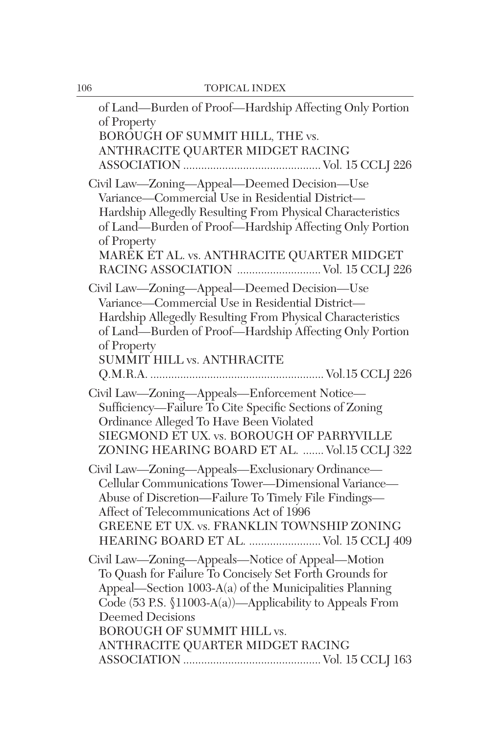of Land—Burden of Proof—Hardship Affecting Only Portion of Property
BOROUGH OF SUMMIT HILL, THE vs. ANTHRACITE QUARTER MIDGET RACING ASSOCIATION .............................................. Vol. 15 CCLJ 226

Civil Law—Zoning—Appeal—Deemed Decision—Use Variance—Commercial Use in Residential District—Hardship Allegedly Resulting From Physical Characteristics of Land—Burden of Proof—Hardship Affecting Only Portion of Property
MAREK ET AL. vs. ANTHRACITE QUARTER MIDGET RACING ASSOCIATION ............................ Vol. 15 CCLJ 226

Civil Law—Zoning—Appeal—Deemed Decision—Use Variance—Commercial Use in Residential District—Hardship Allegedly Resulting From Physical Characteristics of Land—Burden of Proof—Hardship Affecting Only Portion of Property
SUMMIT HILL vs. ANTHRACITE Q.M.R.A. ......................................................... Vol.15 CCLJ 226

Civil Law—Zoning—Appeals—Enforcement Notice—Sufficiency—Failure To Cite Specific Sections of Zoning Ordinance Alleged To Have Been Violated
SIEGMOND ET UX. vs. BOROUGH OF PARRYVILLE ZONING HEARING BOARD ET AL. ....... Vol.15 CCLJ 322

Civil Law—Zoning—Appeals—Exclusionary Ordinance—Cellular Communications Tower—Dimensional Variance—Abuse of Discretion—Failure To Timely File Findings—Affect of Telecommunications Act of 1996
GREENE ET UX. vs. FRANKLIN TOWNSHIP ZONING HEARING BOARD ET AL. ........................ Vol. 15 CCLJ 409

Civil Law—Zoning—Appeals—Notice of Appeal—Motion To Quash for Failure To Concisely Set Forth Grounds for Appeal—Section 1003-A(a) of the Municipalities Planning Code (53 P.S. §11003-A(a))—Applicability to Appeals From Deemed Decisions
BOROUGH OF SUMMIT HILL vs. ANTHRACITE QUARTER MIDGET RACING ASSOCIATION .............................................. Vol. 15 CCLJ 163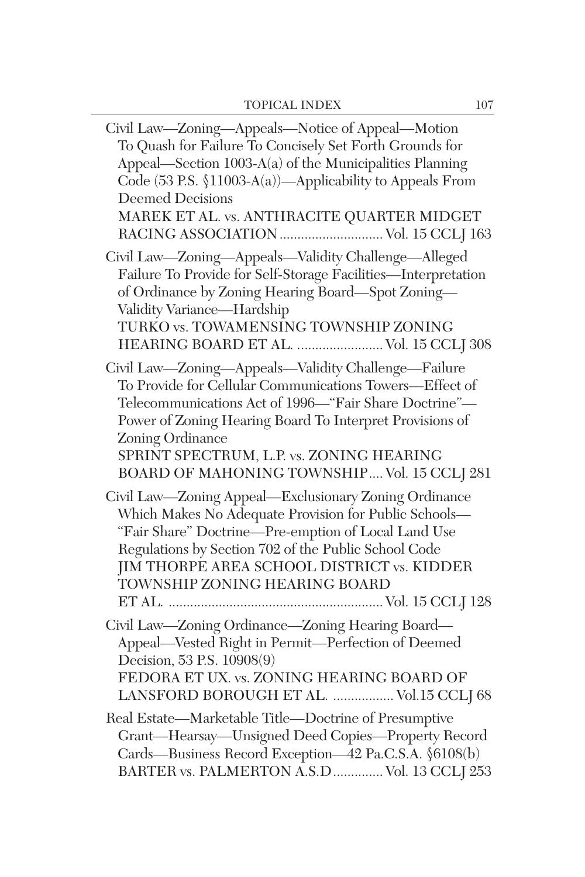Civil Law—Zoning—Appeals—Notice of Appeal—Motion To Quash for Failure To Concisely Set Forth Grounds for Appeal—Section 1003-A(a) of the Municipalities Planning Code (53 P.S. §11003-A(a))—Applicability to Appeals From Deemed Decisions
MAREK ET AL. vs. ANTHRACITE QUARTER MIDGET RACING ASSOCIATION............................ Vol. 15 CCLJ 163

Civil Law—Zoning—Appeals—Validity Challenge—Alleged Failure To Provide for Self-Storage Facilities—Interpretation of Ordinance by Zoning Hearing Board—Spot Zoning—Validity Variance—Hardship
TURKO vs. TOWAMENSING TOWNSHIP ZONING HEARING BOARD ET AL. ........................ Vol. 15 CCLJ 308

Civil Law—Zoning—Appeals—Validity Challenge—Failure To Provide for Cellular Communications Towers—Effect of Telecommunications Act of 1996—"Fair Share Doctrine"—Power of Zoning Hearing Board To Interpret Provisions of Zoning Ordinance
SPRINT SPECTRUM, L.P. vs. ZONING HEARING BOARD OF MAHONING TOWNSHIP.... Vol. 15 CCLJ 281

Civil Law—Zoning Appeal—Exclusionary Zoning Ordinance Which Makes No Adequate Provision for Public Schools—"Fair Share" Doctrine—Pre-emption of Local Land Use Regulations by Section 702 of the Public School Code
JIM THORPE AREA SCHOOL DISTRICT vs. KIDDER TOWNSHIP ZONING HEARING BOARD ET AL. ........................................................... Vol. 15 CCLJ 128

Civil Law—Zoning Ordinance—Zoning Hearing Board—Appeal—Vested Right in Permit—Perfection of Deemed Decision, 53 P.S. 10908(9)
FEDORA ET UX. vs. ZONING HEARING BOARD OF LANSFORD BOROUGH ET AL. ................. Vol.15 CCLJ 68

Real Estate—Marketable Title—Doctrine of Presumptive Grant—Hearsay—Unsigned Deed Copies—Property Record Cards—Business Record Exception—42 Pa.C.S.A. §6108(b)
BARTER vs. PALMERTON A.S.D............. Vol. 13 CCLJ 253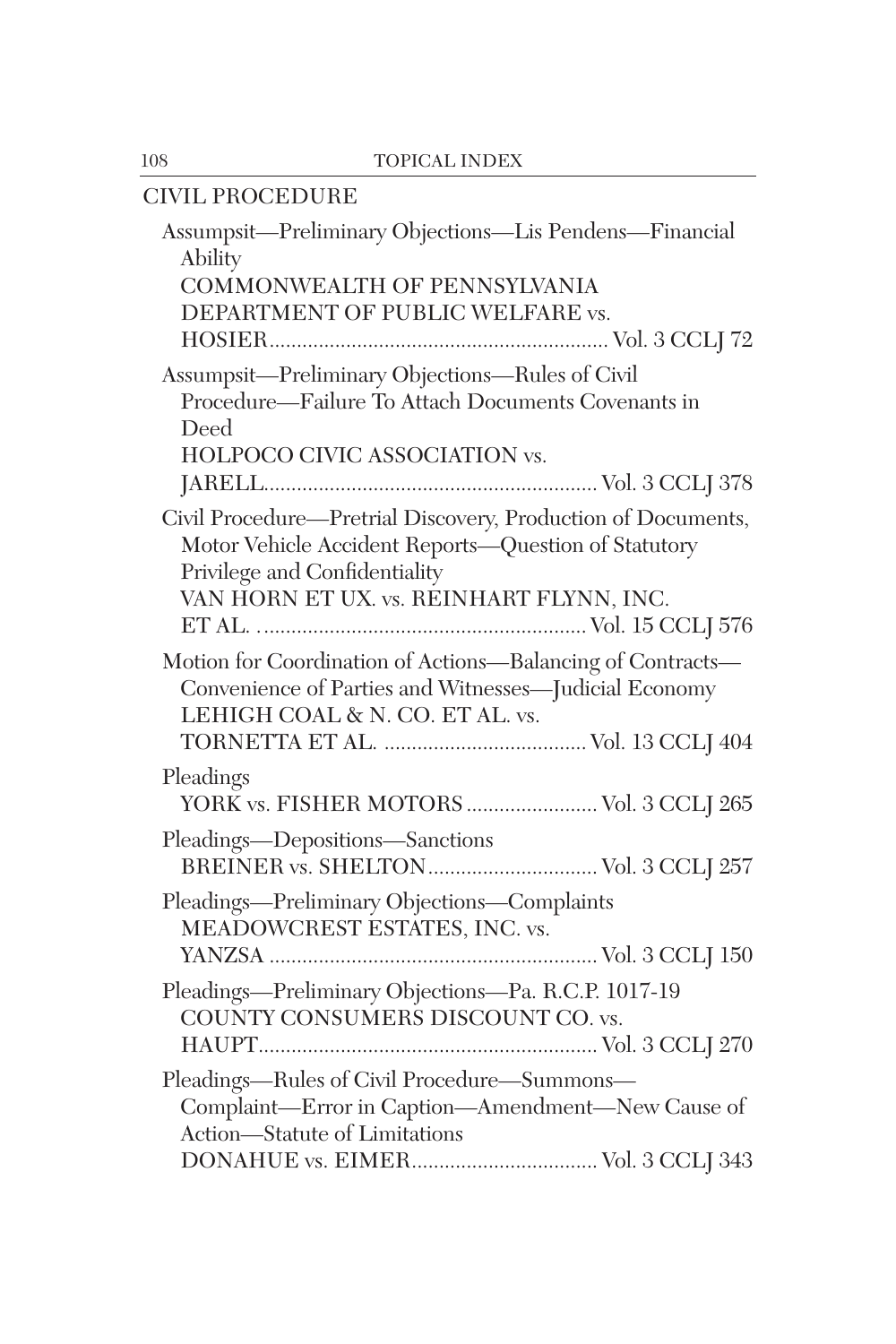## CIVIL PROCEDURE

Assumpsit—Preliminary Objections—Lis Pendens—Financial Ability
COMMONWEALTH OF PENNSYLVANIA DEPARTMENT OF PUBLIC WELFARE vs. HOSIER............................................................ Vol. 3 CCLJ 72

Assumpsit—Preliminary Objections—Rules of Civil Procedure—Failure To Attach Documents Covenants in Deed
HOLPOCO CIVIC ASSOCIATION vs. JARELL............................................................ Vol. 3 CCLJ 378

Civil Procedure—Pretrial Discovery, Production of Documents, Motor Vehicle Accident Reports—Question of Statutory Privilege and Confidentiality
VAN HORN ET UX. vs. REINHART FLYNN, INC. ET AL. ........................................................... Vol. 15 CCLJ 576

Motion for Coordination of Actions—Balancing of Contracts—Convenience of Parties and Witnesses—Judicial Economy
LEHIGH COAL & N. CO. ET AL. vs. TORNETTA ET AL. ..................................... Vol. 13 CCLJ 404

Pleadings
YORK vs. FISHER MOTORS ........................ Vol. 3 CCLJ 265

Pleadings—Depositions—Sanctions
BREINER vs. SHELTON............................... Vol. 3 CCLJ 257

Pleadings—Preliminary Objections—Complaints
MEADOWCREST ESTATES, INC. vs. YANZSA ........................................................... Vol. 3 CCLJ 150

Pleadings—Preliminary Objections—Pa. R.C.P. 1017-19
COUNTY CONSUMERS DISCOUNT CO. vs. HAUPT............................................................ Vol. 3 CCLJ 270

Pleadings—Rules of Civil Procedure—Summons—Complaint—Error in Caption—Amendment—New Cause of Action—Statute of Limitations
DONAHUE vs. EIMER.................................. Vol. 3 CCLJ 343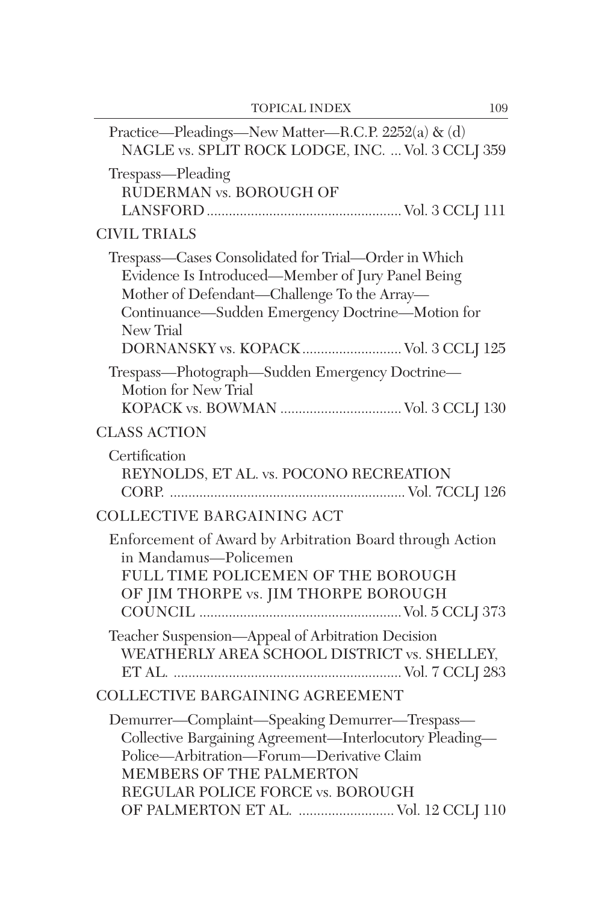Practice—Pleadings—New Matter—R.C.P. 2252(a) & (d)
NAGLE vs. SPLIT ROCK LODGE, INC. ... Vol. 3 CCLJ 359

Trespass—Pleading
RUDERMAN vs. BOROUGH OF LANSFORD .................................................... Vol. 3 CCLJ 111

## CIVIL TRIALS

Trespass—Cases Consolidated for Trial—Order in Which Evidence Is Introduced—Member of Jury Panel Being Mother of Defendant—Challenge To the Array—Continuance—Sudden Emergency Doctrine—Motion for New Trial
DORNANSKY vs. KOPACK .......................... Vol. 3 CCLJ 125

Trespass—Photograph—Sudden Emergency Doctrine—Motion for New Trial
KOPACK vs. BOWMAN ................................ Vol. 3 CCLJ 130

## CLASS ACTION

Certification
REYNOLDS, ET AL. vs. POCONO RECREATION CORP. ............................................................... Vol. 7CCLJ 126

## COLLECTIVE BARGAINING ACT

Enforcement of Award by Arbitration Board through Action in Mandamus—Policemen
FULL TIME POLICEMEN OF THE BOROUGH OF JIM THORPE vs. JIM THORPE BOROUGH COUNCIL ...................................................... Vol. 5 CCLJ 373

Teacher Suspension—Appeal of Arbitration Decision
WEATHERLY AREA SCHOOL DISTRICT vs. SHELLEY, ET AL. ............................................................. Vol. 7 CCLJ 283

## COLLECTIVE BARGAINING AGREEMENT

Demurrer—Complaint—Speaking Demurrer—Trespass—Collective Bargaining Agreement—Interlocutory Pleading—Police—Arbitration—Forum—Derivative Claim
MEMBERS OF THE PALMERTON REGULAR POLICE FORCE vs. BOROUGH OF PALMERTON ET AL. .......................... Vol. 12 CCLJ 110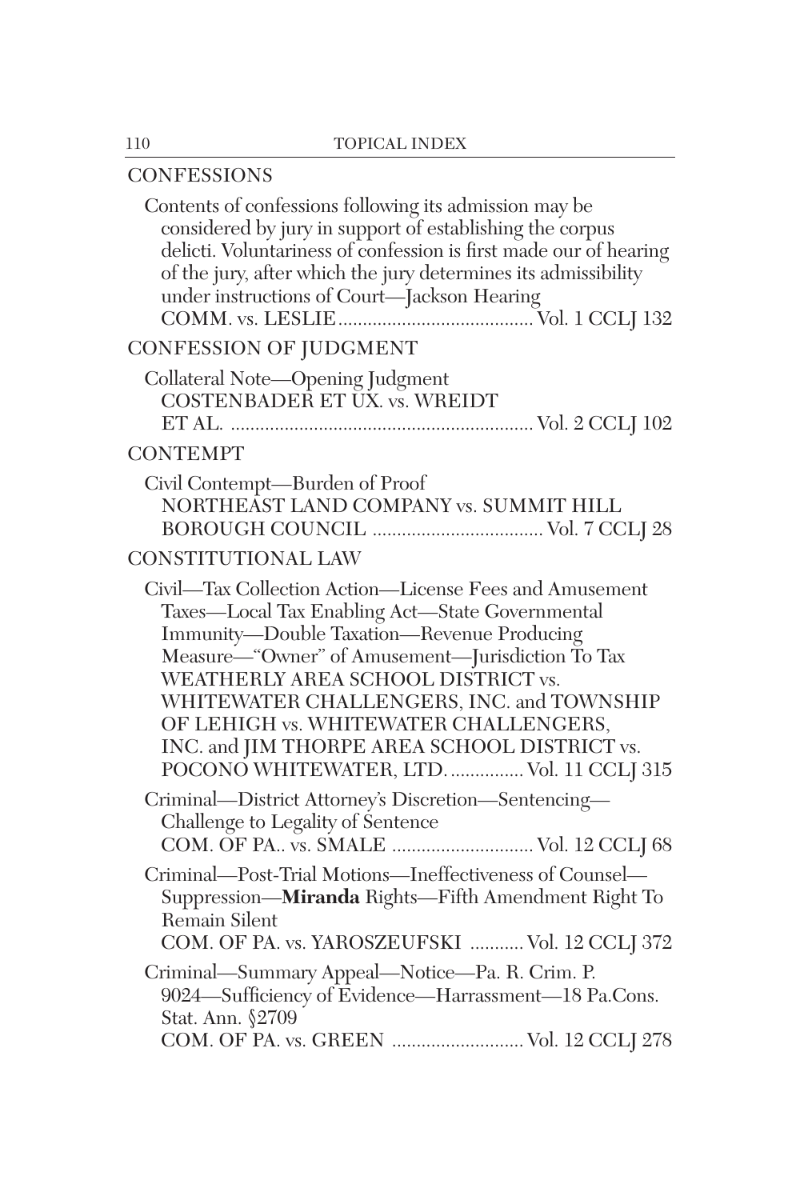## CONFESSIONS

Contents of confessions following its admission may be considered by jury in support of establishing the corpus delicti. Voluntariness of confession is first made our of hearing of the jury, after which the jury determines its admissibility under instructions of Court—Jackson Hearing
COMM. vs. LESLIE....................................... Vol. 1 CCLJ 132

## CONFESSION OF JUDGMENT

Collateral Note—Opening Judgment
COSTENBADER ET UX. vs. WREIDT ET AL. ............................................................. Vol. 2 CCLJ 102

## CONTEMPT

Civil Contempt—Burden of Proof
NORTHEAST LAND COMPANY vs. SUMMIT HILL BOROUGH COUNCIL .................................. Vol. 7 CCLJ 28

## CONSTITUTIONAL LAW

Civil—Tax Collection Action—License Fees and Amusement Taxes—Local Tax Enabling Act—State Governmental Immunity—Double Taxation—Revenue Producing Measure—"Owner" of Amusement—Jurisdiction To Tax
WEATHERLY AREA SCHOOL DISTRICT vs. WHITEWATER CHALLENGERS, INC. and TOWNSHIP OF LEHIGH vs. WHITEWATER CHALLENGERS, INC. and JIM THORPE AREA SCHOOL DISTRICT vs. POCONO WHITEWATER, LTD. ............... Vol. 11 CCLJ 315

Criminal—District Attorney's Discretion—Sentencing—Challenge to Legality of Sentence
COM. OF PA.. vs. SMALE ............................ Vol. 12 CCLJ 68

Criminal—Post-Trial Motions—Ineffectiveness of Counsel—Suppression—**Miranda** Rights—Fifth Amendment Right To Remain Silent
COM. OF PA. vs. YAROSZEUFSKI ........... Vol. 12 CCLJ 372

Criminal—Summary Appeal—Notice—Pa. R. Crim. P. 9024—Sufficiency of Evidence—Harrassment—18 Pa.Cons. Stat. Ann. §2709
COM. OF PA. vs. GREEN ........................... Vol. 12 CCLJ 278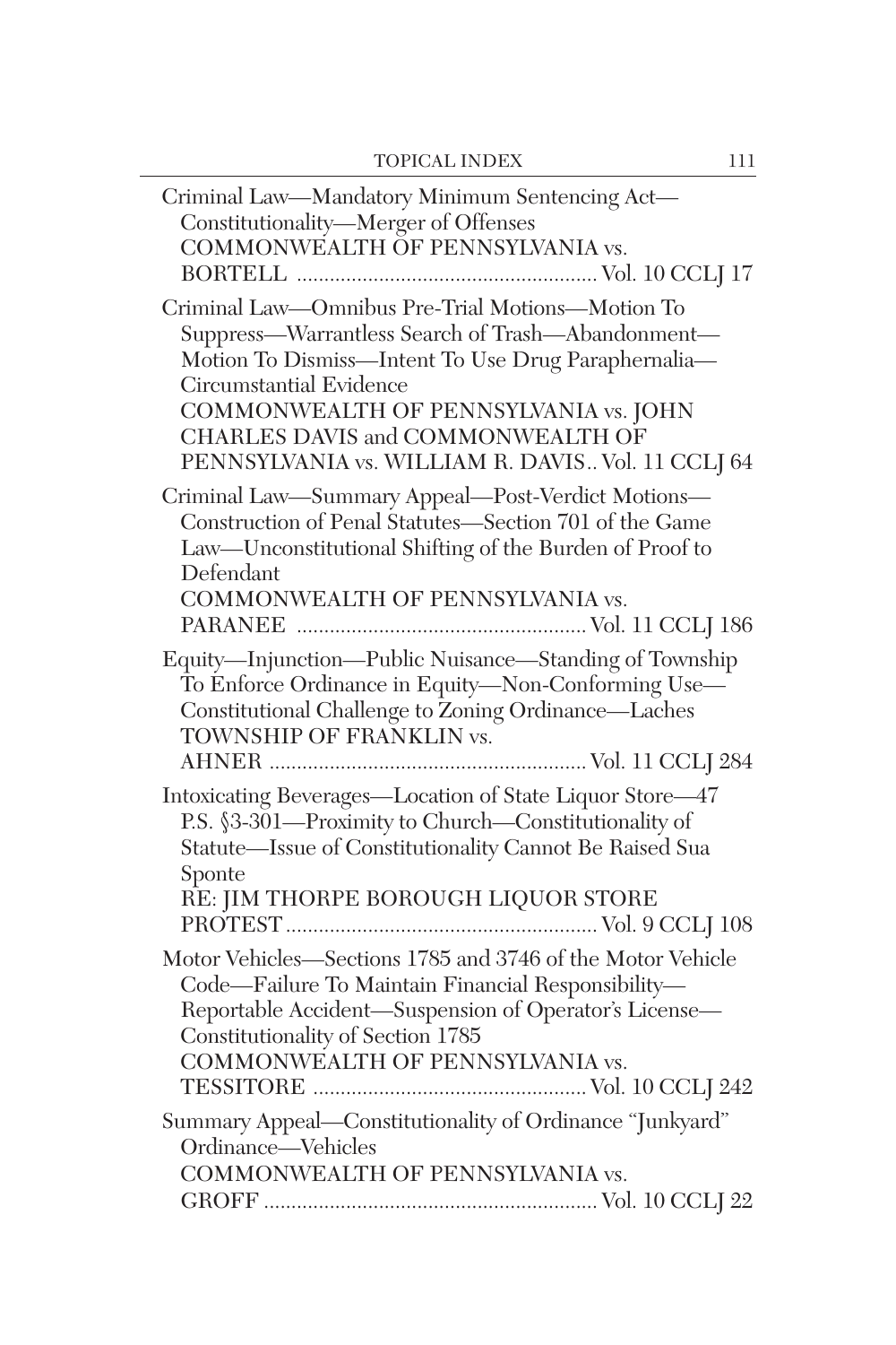Criminal Law—Mandatory Minimum Sentencing Act—Constitutionality—Merger of Offenses
COMMONWEALTH OF PENNSYLVANIA vs. BORTELL ........................................................ Vol. 10 CCLJ 17

Criminal Law—Omnibus Pre-Trial Motions—Motion To Suppress—Warrantless Search of Trash—Abandonment—Motion To Dismiss—Intent To Use Drug Paraphernalia—Circumstantial Evidence
COMMONWEALTH OF PENNSYLVANIA vs. JOHN CHARLES DAVIS and COMMONWEALTH OF PENNSYLVANIA vs. WILLIAM R. DAVIS.. Vol. 11 CCLJ 64

Criminal Law—Summary Appeal—Post-Verdict Motions—Construction of Penal Statutes—Section 701 of the Game Law—Unconstitutional Shifting of the Burden of Proof to Defendant
COMMONWEALTH OF PENNSYLVANIA vs. PARANEE ........................................................ Vol. 11 CCLJ 186

Equity—Injunction—Public Nuisance—Standing of Township To Enforce Ordinance in Equity—Non-Conforming Use—Constitutional Challenge to Zoning Ordinance—Laches
TOWNSHIP OF FRANKLIN vs. AHNER ........................................................ Vol. 11 CCLJ 284

Intoxicating Beverages—Location of State Liquor Store—47 P.S. §3-301—Proximity to Church—Constitutionality of Statute—Issue of Constitutionality Cannot Be Raised Sua Sponte
RE: JIM THORPE BOROUGH LIQUOR STORE PROTEST ........................................................ Vol. 9 CCLJ 108

Motor Vehicles—Sections 1785 and 3746 of the Motor Vehicle Code—Failure To Maintain Financial Responsibility—Reportable Accident—Suspension of Operator's License—Constitutionality of Section 1785
COMMONWEALTH OF PENNSYLVANIA vs. TESSITORE ........................................................ Vol. 10 CCLJ 242

Summary Appeal—Constitutionality of Ordinance "Junkyard" Ordinance—Vehicles
COMMONWEALTH OF PENNSYLVANIA vs. GROFF ........................................................ Vol. 10 CCLJ 22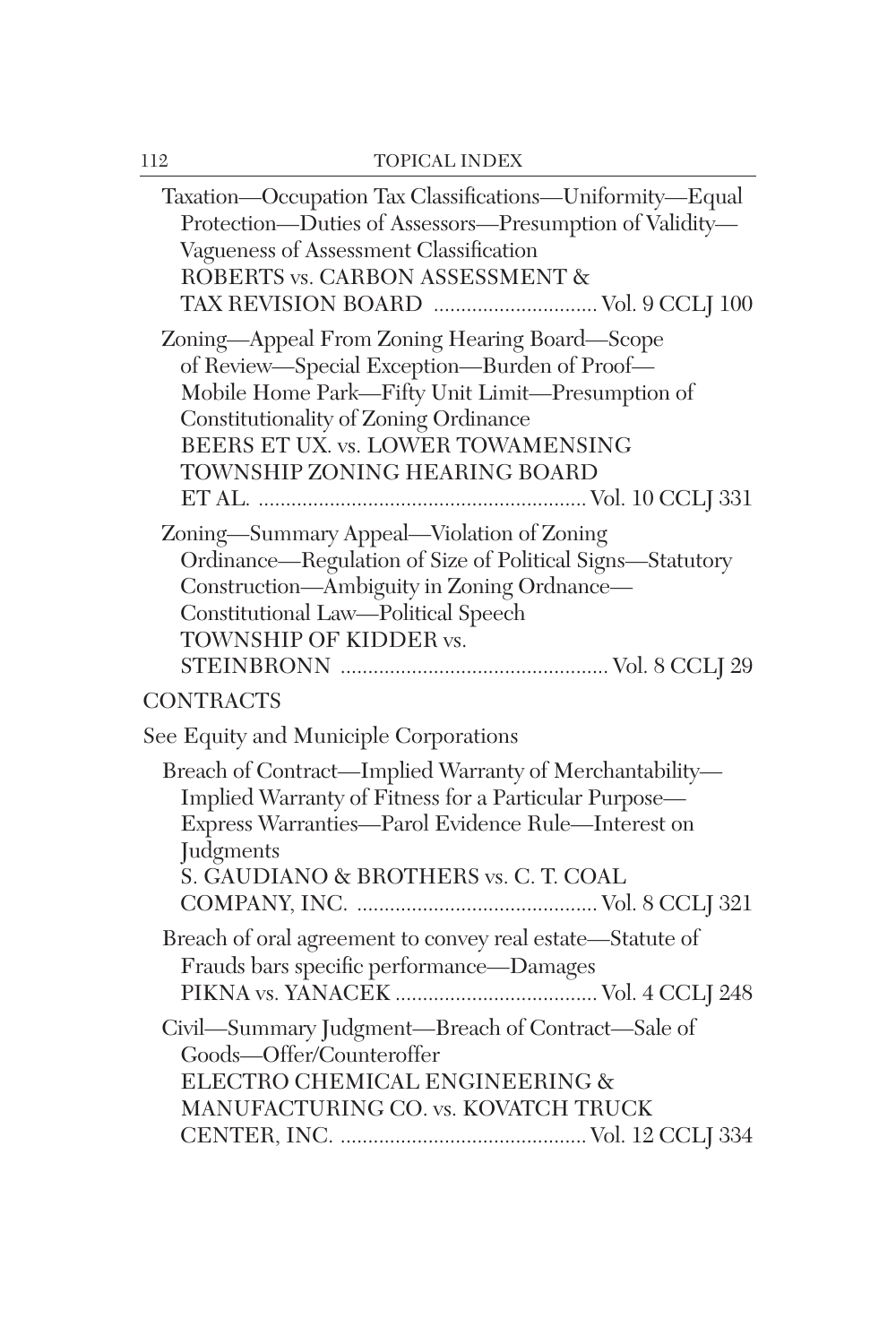Taxation—Occupation Tax Classifications—Uniformity—Equal Protection—Duties of Assessors—Presumption of Validity—Vagueness of Assessment Classification
ROBERTS vs. CARBON ASSESSMENT & TAX REVISION BOARD .............................. Vol. 9 CCLJ 100

Zoning—Appeal From Zoning Hearing Board—Scope of Review—Special Exception—Burden of Proof—Mobile Home Park—Fifty Unit Limit—Presumption of Constitutionality of Zoning Ordinance
BEERS ET UX. vs. LOWER TOWAMENSING TOWNSHIP ZONING HEARING BOARD ET AL. ........................................................... Vol. 10 CCLJ 331

Zoning—Summary Appeal—Violation of Zoning Ordinance—Regulation of Size of Political Signs—Statutory Construction—Ambiguity in Zoning Ordnance—Constitutional Law—Political Speech
TOWNSHIP OF KIDDER vs. STEINBRONN ................................................ Vol. 8 CCLJ 29

CONTRACTS

See Equity and Municiple Corporations

Breach of Contract—Implied Warranty of Merchantability—Implied Warranty of Fitness for a Particular Purpose—Express Warranties—Parol Evidence Rule—Interest on Judgments
S. GAUDIANO & BROTHERS vs. C. T. COAL COMPANY, INC. ........................................... Vol. 8 CCLJ 321

Breach of oral agreement to convey real estate—Statute of Frauds bars specific performance—Damages
PIKNA vs. YANACEK ..................................... Vol. 4 CCLJ 248

Civil—Summary Judgment—Breach of Contract—Sale of Goods—Offer/Counteroffer
ELECTRO CHEMICAL ENGINEERING & MANUFACTURING CO. vs. KOVATCH TRUCK CENTER, INC. ............................................ Vol. 12 CCLJ 334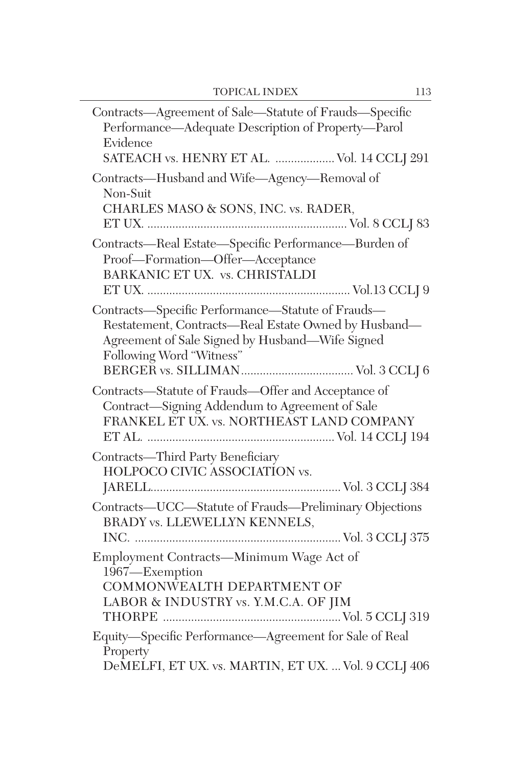Contracts—Agreement of Sale—Statute of Frauds—Specific Performance—Adequate Description of Property—Parol Evidence
SATEACH vs. HENRY ET AL. .................. Vol. 14 CCLJ 291

Contracts—Husband and Wife—Agency—Removal of Non-Suit
CHARLES MASO & SONS, INC. vs. RADER, ET UX. ............................................................... Vol. 8 CCLJ 83

Contracts—Real Estate—Specific Performance—Burden of Proof—Formation—Offer—Acceptance
BARKANIC ET UX. vs. CHRISTALDI ET UX. ................................................................ Vol.13 CCLJ 9

Contracts—Specific Performance—Statute of Frauds—Restatement, Contracts—Real Estate Owned by Husband—Agreement of Sale Signed by Husband—Wife Signed Following Word "Witness"
BERGER vs. SILLIMAN.................................... Vol. 3 CCLJ 6

Contracts—Statute of Frauds—Offer and Acceptance of Contract—Signing Addendum to Agreement of Sale
FRANKEL ET UX. vs. NORTHEAST LAND COMPANY ET AL. ........................................................... Vol. 14 CCLJ 194

Contracts—Third Party Beneficiary
HOLPOCO CIVIC ASSOCIATION vs. JARELL............................................................ Vol. 3 CCLJ 384

Contracts—UCC—Statute of Frauds—Preliminary Objections
BRADY vs. LLEWELLYN KENNELS, INC. ................................................................. Vol. 3 CCLJ 375

Employment Contracts—Minimum Wage Act of 1967—Exemption
COMMONWEALTH DEPARTMENT OF LABOR & INDUSTRY vs. Y.M.C.A. OF JIM THORPE ......................................................... Vol. 5 CCLJ 319

Equity—Specific Performance—Agreement for Sale of Real Property
DeMELFI, ET UX. vs. MARTIN, ET UX. ... Vol. 9 CCLJ 406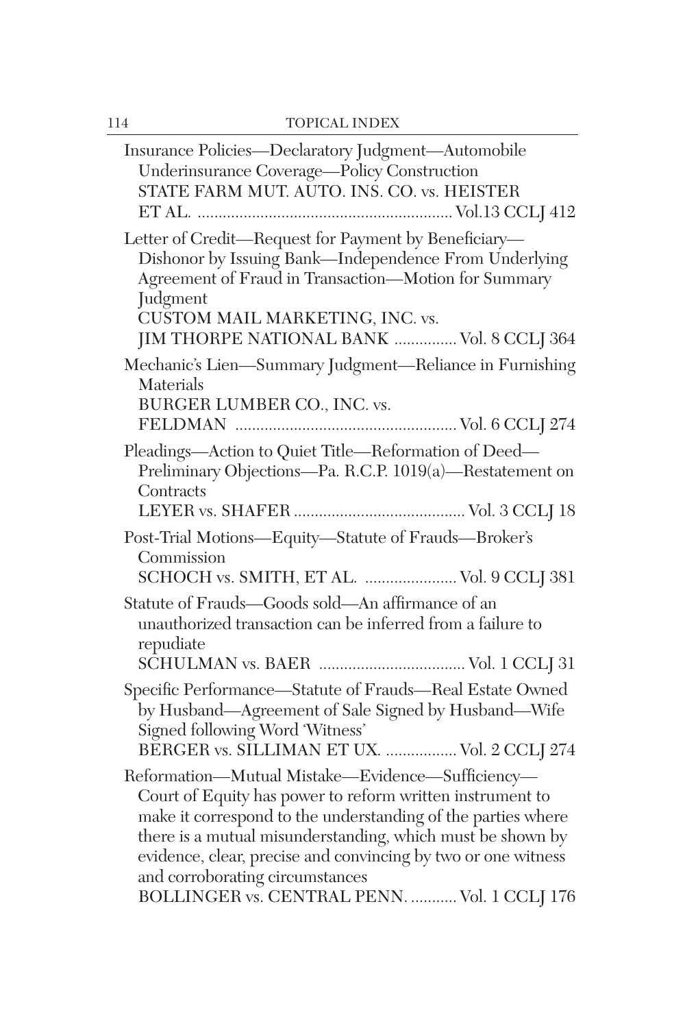Insurance Policies—Declaratory Judgment—Automobile Underinsurance Coverage—Policy Construction
STATE FARM MUT. AUTO. INS. CO. vs. HEISTER ET AL. ............................................................ Vol.13 CCLJ 412

Letter of Credit—Request for Payment by Beneficiary—Dishonor by Issuing Bank—Independence From Underlying Agreement of Fraud in Transaction—Motion for Summary Judgment
CUSTOM MAIL MARKETING, INC. vs. JIM THORPE NATIONAL BANK ............... Vol. 8 CCLJ 364

Mechanic's Lien—Summary Judgment—Reliance in Furnishing Materials
BURGER LUMBER CO., INC. vs. FELDMAN ..................................................... Vol. 6 CCLJ 274

Pleadings—Action to Quiet Title—Reformation of Deed—Preliminary Objections—Pa. R.C.P. 1019(a)—Restatement on Contracts
LEYER vs. SHAFER ......................................... Vol. 3 CCLJ 18

Post-Trial Motions—Equity—Statute of Frauds—Broker's Commission
SCHOCH vs. SMITH, ET AL. ...................... Vol. 9 CCLJ 381

Statute of Frauds—Goods sold—An affirmance of an unauthorized transaction can be inferred from a failure to repudiate
SCHULMAN vs. BAER ................................... Vol. 1 CCLJ 31

Specific Performance—Statute of Frauds—Real Estate Owned by Husband—Agreement of Sale Signed by Husband—Wife Signed following Word 'Witness'
BERGER vs. SILLIMAN ET UX. ................. Vol. 2 CCLJ 274

Reformation—Mutual Mistake—Evidence—Sufficiency—Court of Equity has power to reform written instrument to make it correspond to the understanding of the parties where there is a mutual misunderstanding, which must be shown by evidence, clear, precise and convincing by two or one witness and corroborating circumstances
BOLLINGER vs. CENTRAL PENN. ........... Vol. 1 CCLJ 176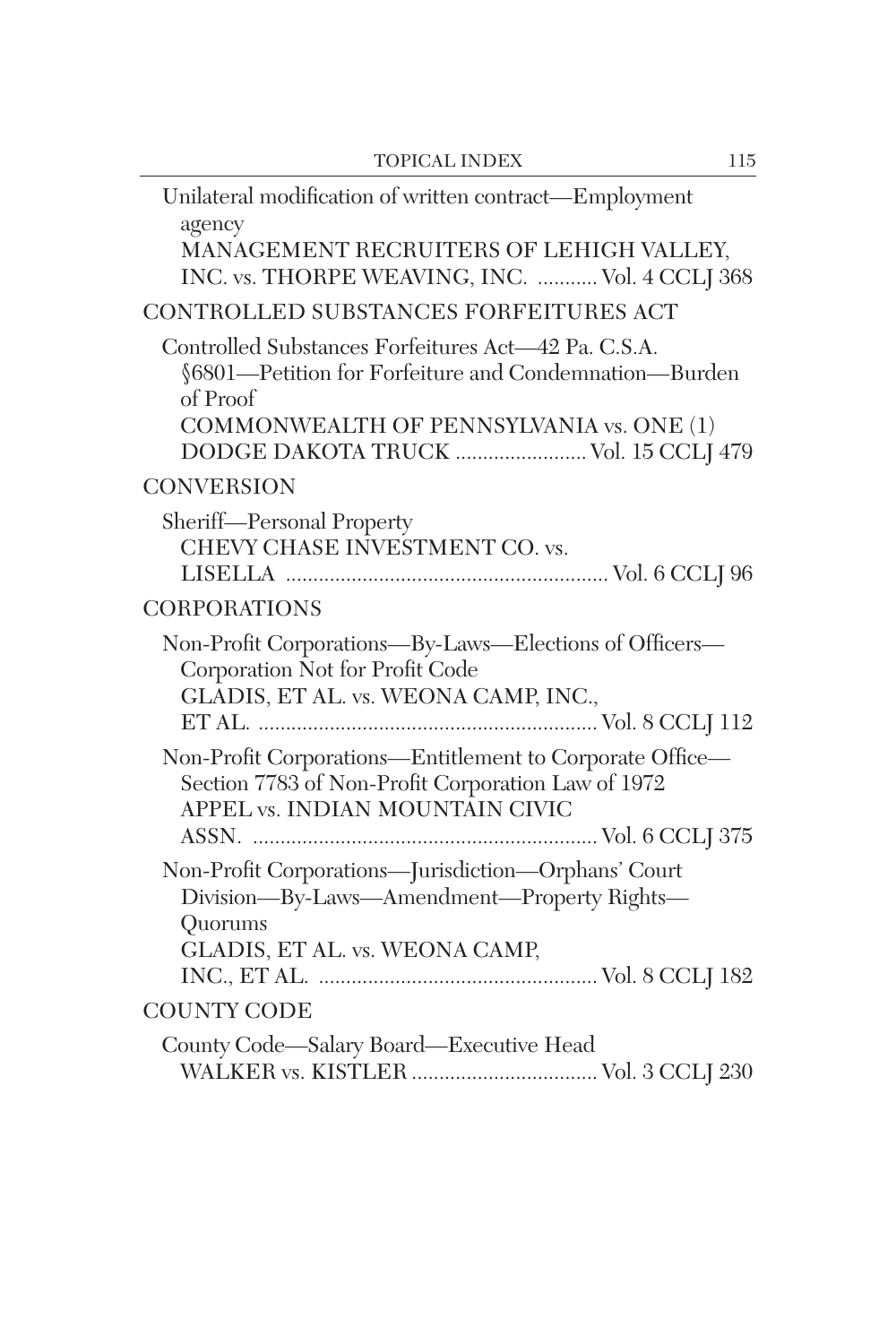Unilateral modification of written contract—Employment agency
MANAGEMENT RECRUITERS OF LEHIGH VALLEY, INC. vs. THORPE WEAVING, INC. ........... Vol. 4 CCLJ 368

## CONTROLLED SUBSTANCES FORFEITURES ACT

Controlled Substances Forfeitures Act—42 Pa. C.S.A. §6801—Petition for Forfeiture and Condemnation—Burden of Proof
COMMONWEALTH OF PENNSYLVANIA vs. ONE (1) DODGE DAKOTA TRUCK ........................ Vol. 15 CCLJ 479

## CONVERSION

Sheriff—Personal Property
CHEVY CHASE INVESTMENT CO. vs. LISELLA ........................................................... Vol. 6 CCLJ 96

## CORPORATIONS

Non-Profit Corporations—By-Laws—Elections of Officers—Corporation Not for Profit Code
GLADIS, ET AL. vs. WEONA CAMP, INC., ET AL. ............................................................. Vol. 8 CCLJ 112

Non-Profit Corporations—Entitlement to Corporate Office—Section 7783 of Non-Profit Corporation Law of 1972
APPEL vs. INDIAN MOUNTAIN CIVIC ASSN. ............................................................... Vol. 6 CCLJ 375

Non-Profit Corporations—Jurisdiction—Orphans' Court Division—By-Laws—Amendment—Property Rights—Quorums
GLADIS, ET AL. vs. WEONA CAMP, INC., ET AL. .................................................. Vol. 8 CCLJ 182

## COUNTY CODE

County Code—Salary Board—Executive Head
WALKER vs. KISTLER .................................. Vol. 3 CCLJ 230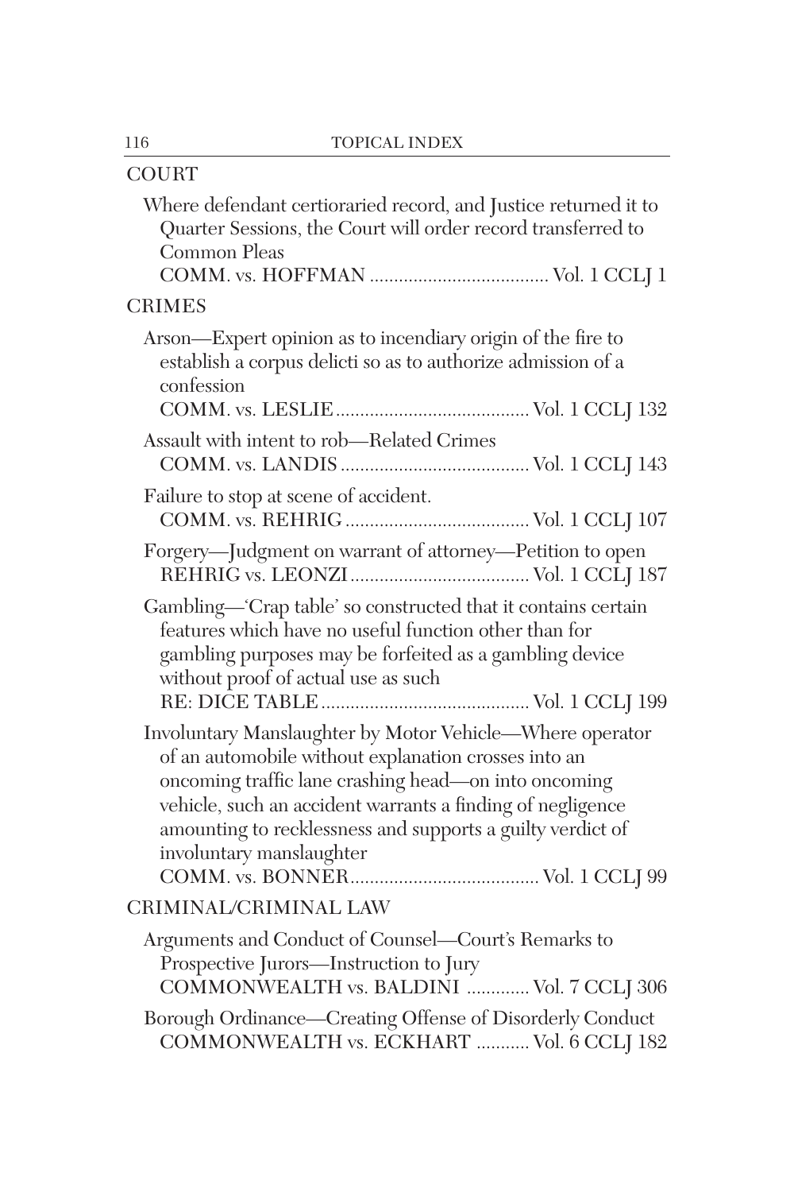## COURT

Where defendant certioraried record, and Justice returned it to Quarter Sessions, the Court will order record transferred to Common Pleas
COMM. vs. HOFFMAN .................................... Vol. 1 CCLJ 1

## CRIMES

Arson—Expert opinion as to incendiary origin of the fire to establish a corpus delicti so as to authorize admission of a confession
COMM. vs. LESLIE ........................................ Vol. 1 CCLJ 132

Assault with intent to rob—Related Crimes
COMM. vs. LANDIS ....................................... Vol. 1 CCLJ 143

Failure to stop at scene of accident.
COMM. vs. REHRIG ...................................... Vol. 1 CCLJ 107

Forgery—Judgment on warrant of attorney—Petition to open
REHRIG vs. LEONZI ..................................... Vol. 1 CCLJ 187

Gambling—'Crap table' so constructed that it contains certain features which have no useful function other than for gambling purposes may be forfeited as a gambling device without proof of actual use as such
RE: DICE TABLE ........................................... Vol. 1 CCLJ 199

Involuntary Manslaughter by Motor Vehicle—Where operator of an automobile without explanation crosses into an oncoming traffic lane crashing head—on into oncoming vehicle, such an accident warrants a finding of negligence amounting to recklessness and supports a guilty verdict of involuntary manslaughter
COMM. vs. BONNER ...................................... Vol. 1 CCLJ 99

## CRIMINAL/CRIMINAL LAW

Arguments and Conduct of Counsel—Court's Remarks to Prospective Jurors—Instruction to Jury
COMMONWEALTH vs. BALDINI ............. Vol. 7 CCLJ 306

Borough Ordinance—Creating Offense of Disorderly Conduct
COMMONWEALTH vs. ECKHART ........... Vol. 6 CCLJ 182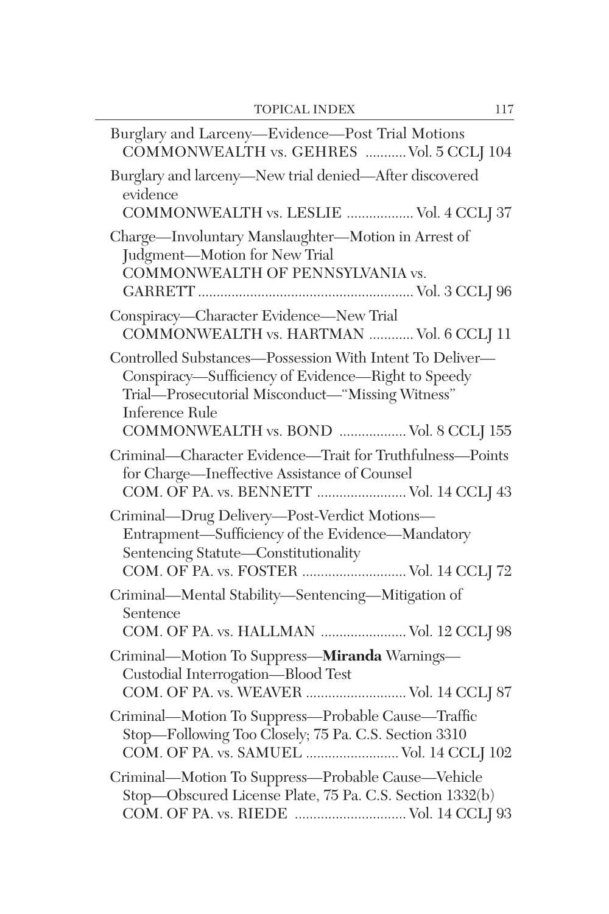Burglary and Larceny—Evidence—Post Trial Motions
COMMONWEALTH vs. GEHRES ........... Vol. 5 CCLJ 104

Burglary and larceny—New trial denied—After discovered evidence
COMMONWEALTH vs. LESLIE .................. Vol. 4 CCLJ 37

Charge—Involuntary Manslaughter—Motion in Arrest of Judgment—Motion for New Trial
COMMONWEALTH OF PENNSYLVANIA vs. GARRETT .......................................................... Vol. 3 CCLJ 96

Conspiracy—Character Evidence—New Trial
COMMONWEALTH vs. HARTMAN ............ Vol. 6 CCLJ 11

Controlled Substances—Possession With Intent To Deliver—Conspiracy—Sufficiency of Evidence—Right to Speedy Trial—Prosecutorial Misconduct—"Missing Witness" Inference Rule
COMMONWEALTH vs. BOND .................. Vol. 8 CCLJ 155

Criminal—Character Evidence—Trait for Truthfulness—Points for Charge—Ineffective Assistance of Counsel
COM. OF PA. vs. BENNETT ........................ Vol. 14 CCLJ 43

Criminal—Drug Delivery—Post-Verdict Motions—Entrapment—Sufficiency of the Evidence—Mandatory Sentencing Statute—Constitutionality
COM. OF PA. vs. FOSTER ............................ Vol. 14 CCLJ 72

Criminal—Mental Stability—Sentencing—Mitigation of Sentence
COM. OF PA. vs. HALLMAN ....................... Vol. 12 CCLJ 98

Criminal—Motion To Suppress—**Miranda** Warnings—Custodial Interrogation—Blood Test
COM. OF PA. vs. WEAVER ........................... Vol. 14 CCLJ 87

Criminal—Motion To Suppress—Probable Cause—Traffic Stop—Following Too Closely; 75 Pa. C.S. Section 3310
COM. OF PA. vs. SAMUEL ......................... Vol. 14 CCLJ 102

Criminal—Motion To Suppress—Probable Cause—Vehicle Stop—Obscured License Plate, 75 Pa. C.S. Section 1332(b)
COM. OF PA. vs. RIEDE .............................. Vol. 14 CCLJ 93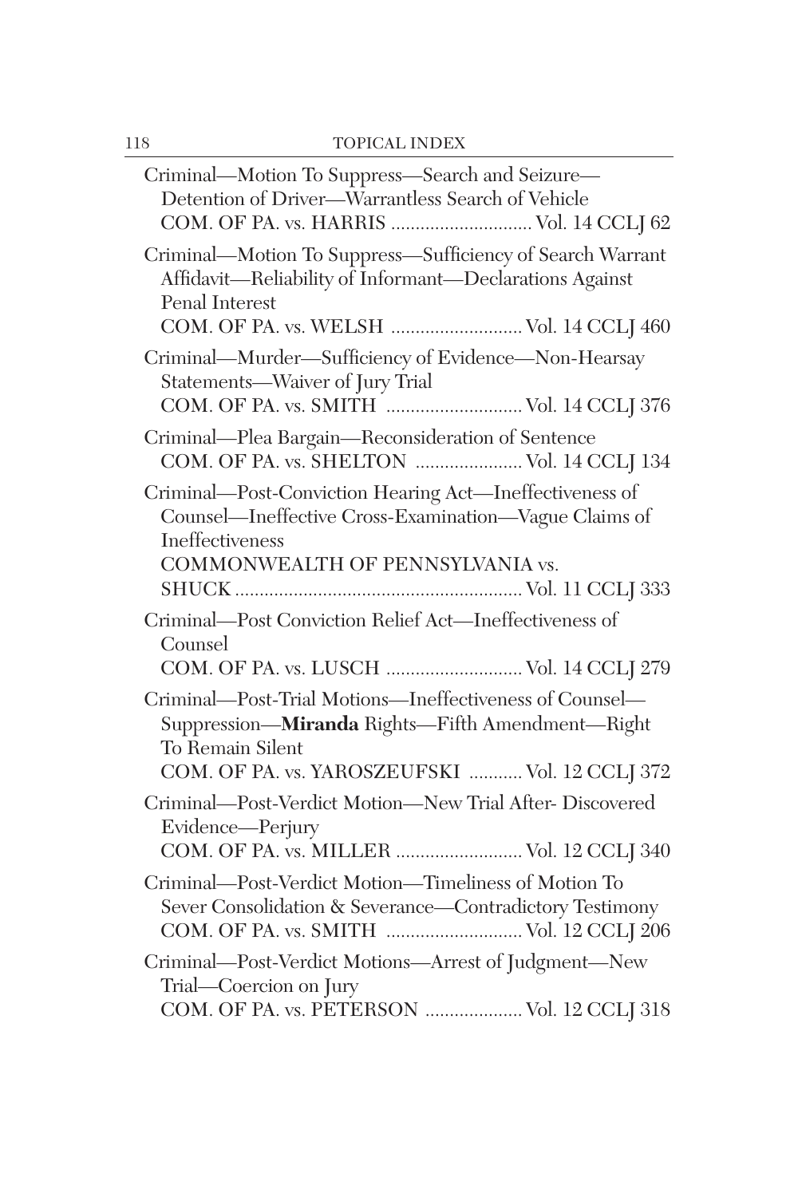Criminal—Motion To Suppress—Search and Seizure—Detention of Driver—Warrantless Search of Vehicle
COM. OF PA. vs. HARRIS ............................ Vol. 14 CCLJ 62

Criminal—Motion To Suppress—Sufficiency of Search Warrant Affidavit—Reliability of Informant—Declarations Against Penal Interest
COM. OF PA. vs. WELSH .......................... Vol. 14 CCLJ 460

Criminal—Murder—Sufficiency of Evidence—Non-Hearsay Statements—Waiver of Jury Trial
COM. OF PA. vs. SMITH ........................... Vol. 14 CCLJ 376

Criminal—Plea Bargain—Reconsideration of Sentence
COM. OF PA. vs. SHELTON ..................... Vol. 14 CCLJ 134

Criminal—Post-Conviction Hearing Act—Ineffectiveness of Counsel—Ineffective Cross-Examination—Vague Claims of Ineffectiveness
COMMONWEALTH OF PENNSYLVANIA vs. SHUCK ......................................................... Vol. 11 CCLJ 333

Criminal—Post Conviction Relief Act—Ineffectiveness of Counsel
COM. OF PA. vs. LUSCH ........................... Vol. 14 CCLJ 279

Criminal—Post-Trial Motions—Ineffectiveness of Counsel—Suppression—**Miranda** Rights—Fifth Amendment—Right To Remain Silent
COM. OF PA. vs. YAROSZEUFSKI ........... Vol. 12 CCLJ 372

Criminal—Post-Verdict Motion—New Trial After- Discovered Evidence—Perjury
COM. OF PA. vs. MILLER ......................... Vol. 12 CCLJ 340

Criminal—Post-Verdict Motion—Timeliness of Motion To Sever Consolidation & Severance—Contradictory Testimony
COM. OF PA. vs. SMITH ........................... Vol. 12 CCLJ 206

Criminal—Post-Verdict Motions—Arrest of Judgment—New Trial—Coercion on Jury
COM. OF PA. vs. PETERSON ................... Vol. 12 CCLJ 318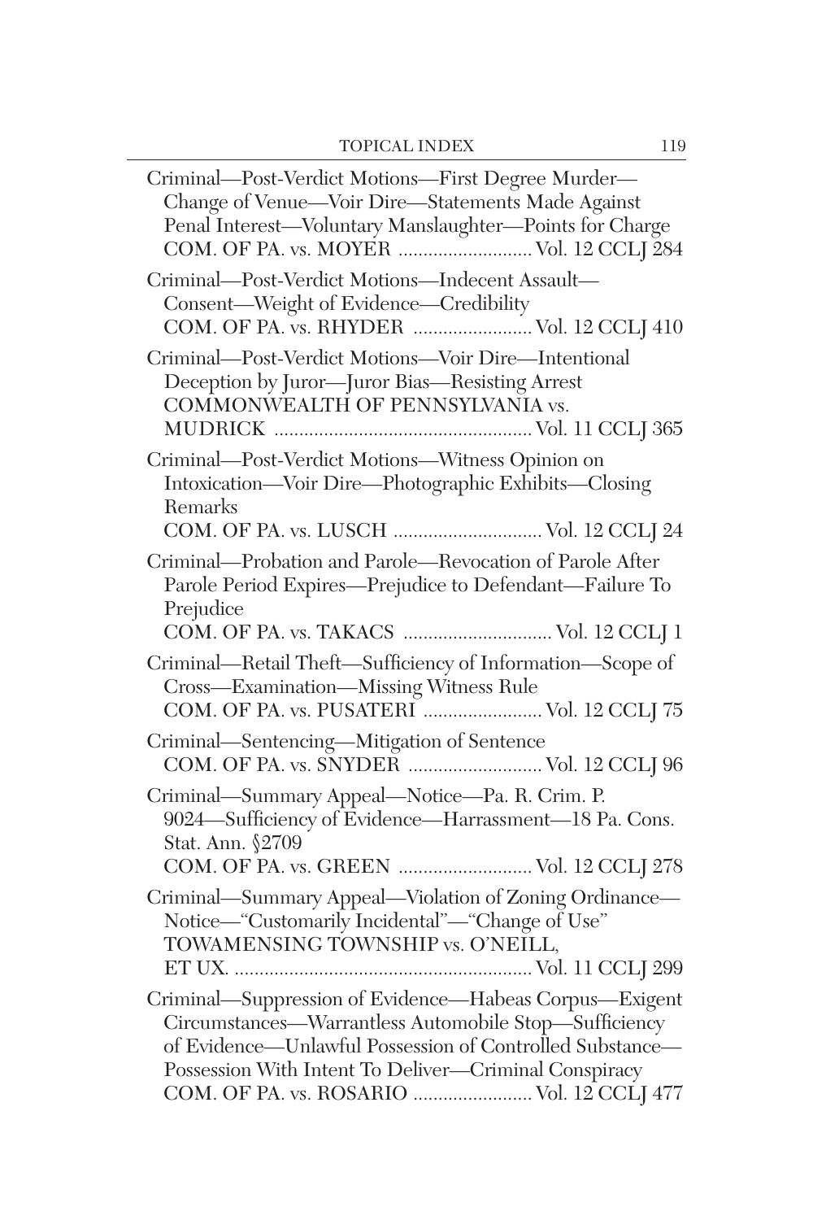Criminal—Post-Verdict Motions—First Degree Murder—Change of Venue—Voir Dire—Statements Made Against Penal Interest—Voluntary Manslaughter—Points for Charge
COM. OF PA. vs. MOYER .......................... Vol. 12 CCLJ 284

Criminal—Post-Verdict Motions—Indecent Assault—Consent—Weight of Evidence—Credibility
COM. OF PA. vs. RHYDER ........................ Vol. 12 CCLJ 410

Criminal—Post-Verdict Motions—Voir Dire—Intentional Deception by Juror—Juror Bias—Resisting Arrest
COMMONWEALTH OF PENNSYLVANIA vs. MUDRICK .................................................... Vol. 11 CCLJ 365

Criminal—Post-Verdict Motions—Witness Opinion on Intoxication—Voir Dire—Photographic Exhibits—Closing Remarks
COM. OF PA. vs. LUSCH .............................. Vol. 12 CCLJ 24

Criminal—Probation and Parole—Revocation of Parole After Parole Period Expires—Prejudice to Defendant—Failure To Prejudice
COM. OF PA. vs. TAKACS .............................. Vol. 12 CCLJ 1

Criminal—Retail Theft—Sufficiency of Information—Scope of Cross—Examination—Missing Witness Rule
COM. OF PA. vs. PUSATERI ........................ Vol. 12 CCLJ 75

Criminal—Sentencing—Mitigation of Sentence
COM. OF PA. vs. SNYDER ........................... Vol. 12 CCLJ 96

Criminal—Summary Appeal—Notice—Pa. R. Crim. P. 9024—Sufficiency of Evidence—Harrassment—18 Pa. Cons. Stat. Ann. §2709
COM. OF PA. vs. GREEN ........................... Vol. 12 CCLJ 278

Criminal—Summary Appeal—Violation of Zoning Ordinance—Notice—"Customarily Incidental"—"Change of Use"
TOWAMENSING TOWNSHIP vs. O'NEILL, ET UX. ............................................................ Vol. 11 CCLJ 299

Criminal—Suppression of Evidence—Habeas Corpus—Exigent Circumstances—Warrantless Automobile Stop—Sufficiency of Evidence—Unlawful Possession of Controlled Substance—Possession With Intent To Deliver—Criminal Conspiracy
COM. OF PA. vs. ROSARIO ........................ Vol. 12 CCLJ 477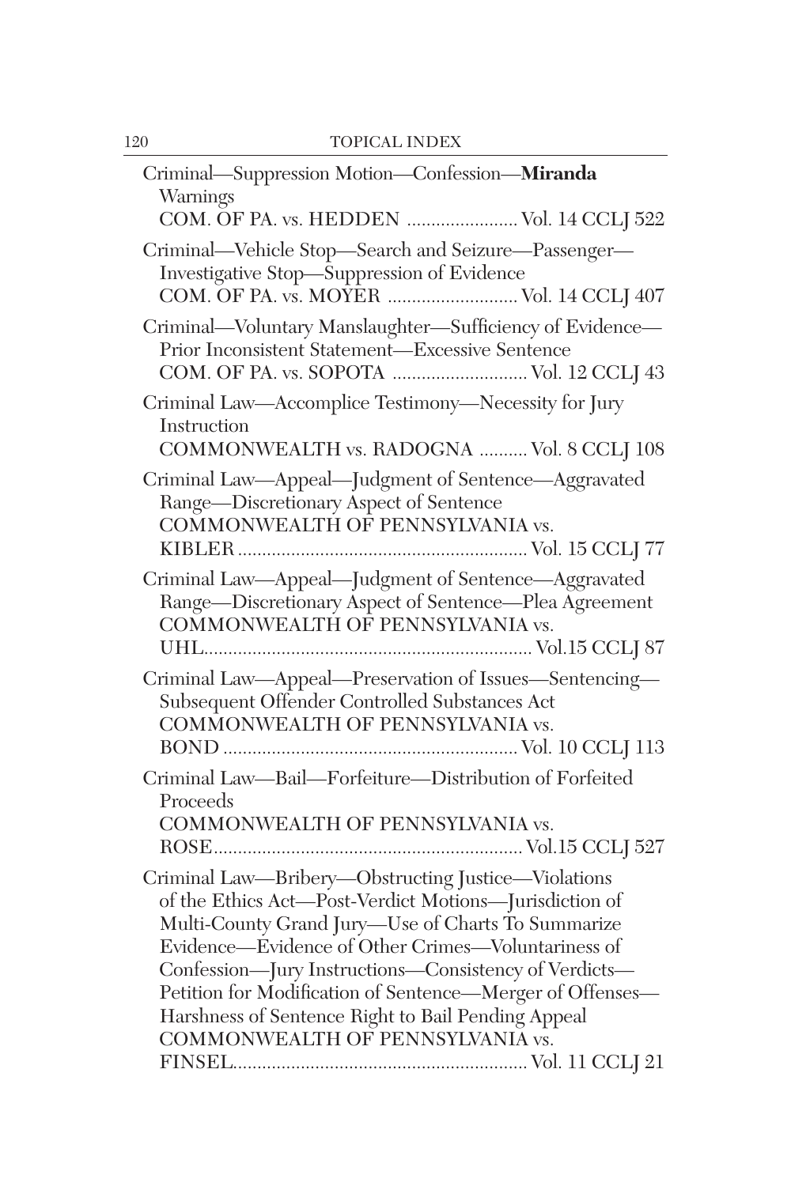Criminal—Suppression Motion—Confession—**Miranda** Warnings
COM. OF PA. vs. HEDDEN ....................... Vol. 14 CCLJ 522

Criminal—Vehicle Stop—Search and Seizure—Passenger—Investigative Stop—Suppression of Evidence
COM. OF PA. vs. MOYER ........................... Vol. 14 CCLJ 407

Criminal—Voluntary Manslaughter—Sufficiency of Evidence—Prior Inconsistent Statement—Excessive Sentence
COM. OF PA. vs. SOPOTA ............................ Vol. 12 CCLJ 43

Criminal Law—Accomplice Testimony—Necessity for Jury Instruction
COMMONWEALTH vs. RADOGNA .......... Vol. 8 CCLJ 108

Criminal Law—Appeal—Judgment of Sentence—Aggravated Range—Discretionary Aspect of Sentence
COMMONWEALTH OF PENNSYLVANIA vs. KIBLER ............................................................ Vol. 15 CCLJ 77

Criminal Law—Appeal—Judgment of Sentence—Aggravated Range—Discretionary Aspect of Sentence—Plea Agreement
COMMONWEALTH OF PENNSYLVANIA vs. UHL................................................................... Vol.15 CCLJ 87

Criminal Law—Appeal—Preservation of Issues—Sentencing—Subsequent Offender Controlled Substances Act
COMMONWEALTH OF PENNSYLVANIA vs. BOND ............................................................. Vol. 10 CCLJ 113

Criminal Law—Bail—Forfeiture—Distribution of Forfeited Proceeds
COMMONWEALTH OF PENNSYLVANIA vs. ROSE................................................................ Vol.15 CCLJ 527

Criminal Law—Bribery—Obstructing Justice—Violations of the Ethics Act—Post-Verdict Motions—Jurisdiction of Multi-County Grand Jury—Use of Charts To Summarize Evidence—Evidence of Other Crimes—Voluntariness of Confession—Jury Instructions—Consistency of Verdicts—Petition for Modification of Sentence—Merger of Offenses—Harshness of Sentence Right to Bail Pending Appeal
COMMONWEALTH OF PENNSYLVANIA vs. FINSEL............................................................. Vol. 11 CCLJ 21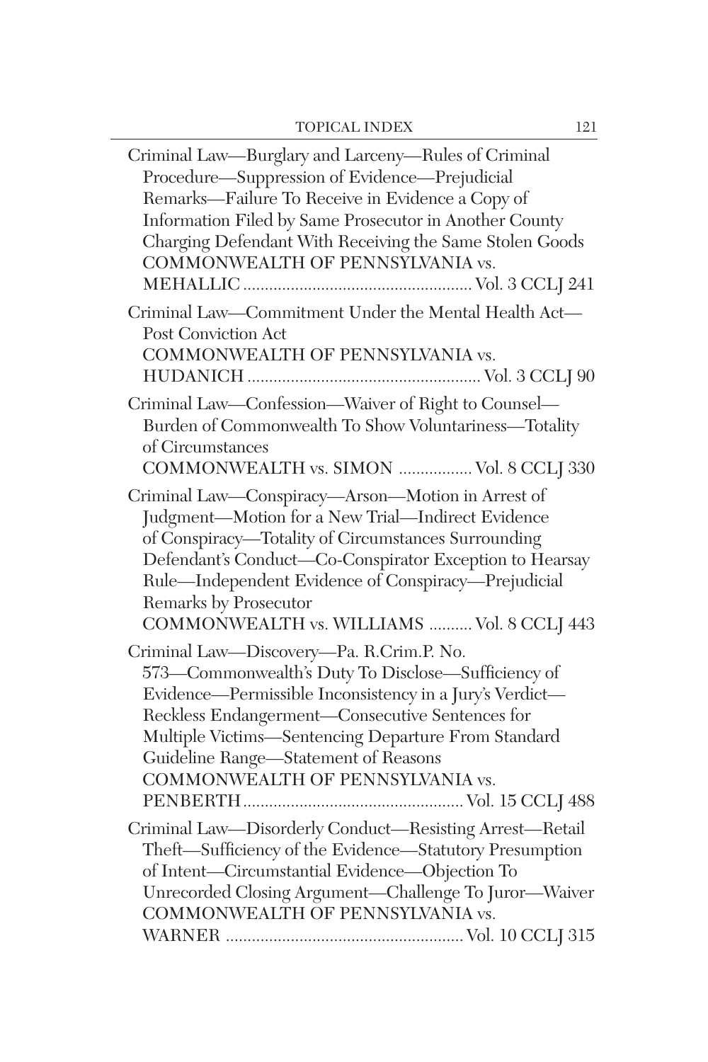Criminal Law—Burglary and Larceny—Rules of Criminal Procedure—Suppression of Evidence—Prejudicial Remarks—Failure To Receive in Evidence a Copy of Information Filed by Same Prosecutor in Another County Charging Defendant With Receiving the Same Stolen Goods
COMMONWEALTH OF PENNSYLVANIA vs. MEHALLIC .................................................... Vol. 3 CCLJ 241

Criminal Law—Commitment Under the Mental Health Act—Post Conviction Act
COMMONWEALTH OF PENNSYLVANIA vs. HUDANICH ..................................................... Vol. 3 CCLJ 90

Criminal Law—Confession—Waiver of Right to Counsel—Burden of Commonwealth To Show Voluntariness—Totality of Circumstances
COMMONWEALTH vs. SIMON ................ Vol. 8 CCLJ 330

Criminal Law—Conspiracy—Arson—Motion in Arrest of Judgment—Motion for a New Trial—Indirect Evidence of Conspiracy—Totality of Circumstances Surrounding Defendant's Conduct—Co-Conspirator Exception to Hearsay Rule—Independent Evidence of Conspiracy—Prejudicial Remarks by Prosecutor
COMMONWEALTH vs. WILLIAMS .......... Vol. 8 CCLJ 443

Criminal Law—Discovery—Pa. R.Crim.P. No. 573—Commonwealth's Duty To Disclose—Sufficiency of Evidence—Permissible Inconsistency in a Jury's Verdict—Reckless Endangerment—Consecutive Sentences for Multiple Victims—Sentencing Departure From Standard Guideline Range—Statement of Reasons
COMMONWEALTH OF PENNSYLVANIA vs. PENBERTH.................................................. Vol. 15 CCLJ 488

Criminal Law—Disorderly Conduct—Resisting Arrest—Retail Theft—Sufficiency of the Evidence—Statutory Presumption of Intent—Circumstantial Evidence—Objection To Unrecorded Closing Argument—Challenge To Juror—Waiver
COMMONWEALTH OF PENNSYLVANIA vs. WARNER ...................................................... Vol. 10 CCLJ 315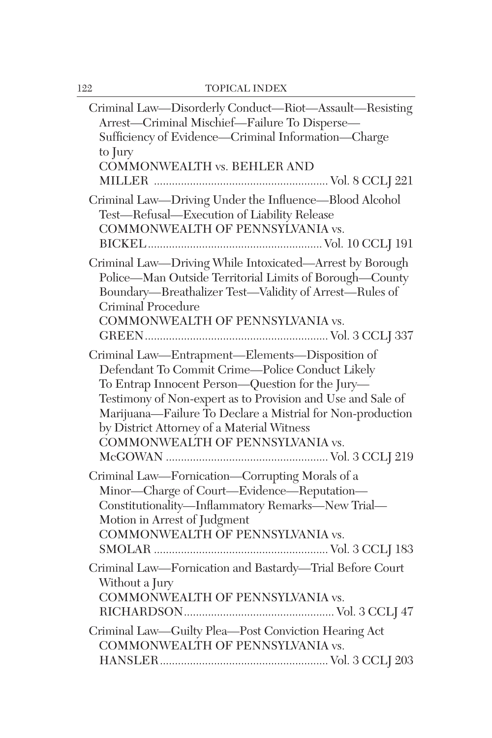Criminal Law—Disorderly Conduct—Riot—Assault—Resisting Arrest—Criminal Mischief—Failure To Disperse—Sufficiency of Evidence—Criminal Information—Charge to Jury
COMMONWEALTH vs. BEHLER AND MILLER .......................................................... Vol. 8 CCLJ 221

Criminal Law—Driving Under the Influence—Blood Alcohol Test—Refusal—Execution of Liability Release
COMMONWEALTH OF PENNSYLVANIA vs. BICKEL.......................................................... Vol. 10 CCLJ 191

Criminal Law—Driving While Intoxicated—Arrest by Borough Police—Man Outside Territorial Limits of Borough—County Boundary—Breathalizer Test—Validity of Arrest—Rules of Criminal Procedure
COMMONWEALTH OF PENNSYLVANIA vs. GREEN............................................................ Vol. 3 CCLJ 337

Criminal Law—Entrapment—Elements—Disposition of Defendant To Commit Crime—Police Conduct Likely To Entrap Innocent Person—Question for the Jury—Testimony of Non-expert as to Provision and Use and Sale of Marijuana—Failure To Declare a Mistrial for Non-production by District Attorney of a Material Witness
COMMONWEALTH OF PENNSYLVANIA vs. McGOWAN ..................................................... Vol. 3 CCLJ 219

Criminal Law—Fornication—Corrupting Morals of a Minor—Charge of Court—Evidence—Reputation—Constitutionality—Inflammatory Remarks—New Trial—Motion in Arrest of Judgment
COMMONWEALTH OF PENNSYLVANIA vs. SMOLAR .......................................................... Vol. 3 CCLJ 183

Criminal Law—Fornication and Bastardy—Trial Before Court Without a Jury
COMMONWEALTH OF PENNSYLVANIA vs. RICHARDSON.................................................. Vol. 3 CCLJ 47

Criminal Law—Guilty Plea—Post Conviction Hearing Act
COMMONWEALTH OF PENNSYLVANIA vs. HANSLER........................................................ Vol. 3 CCLJ 203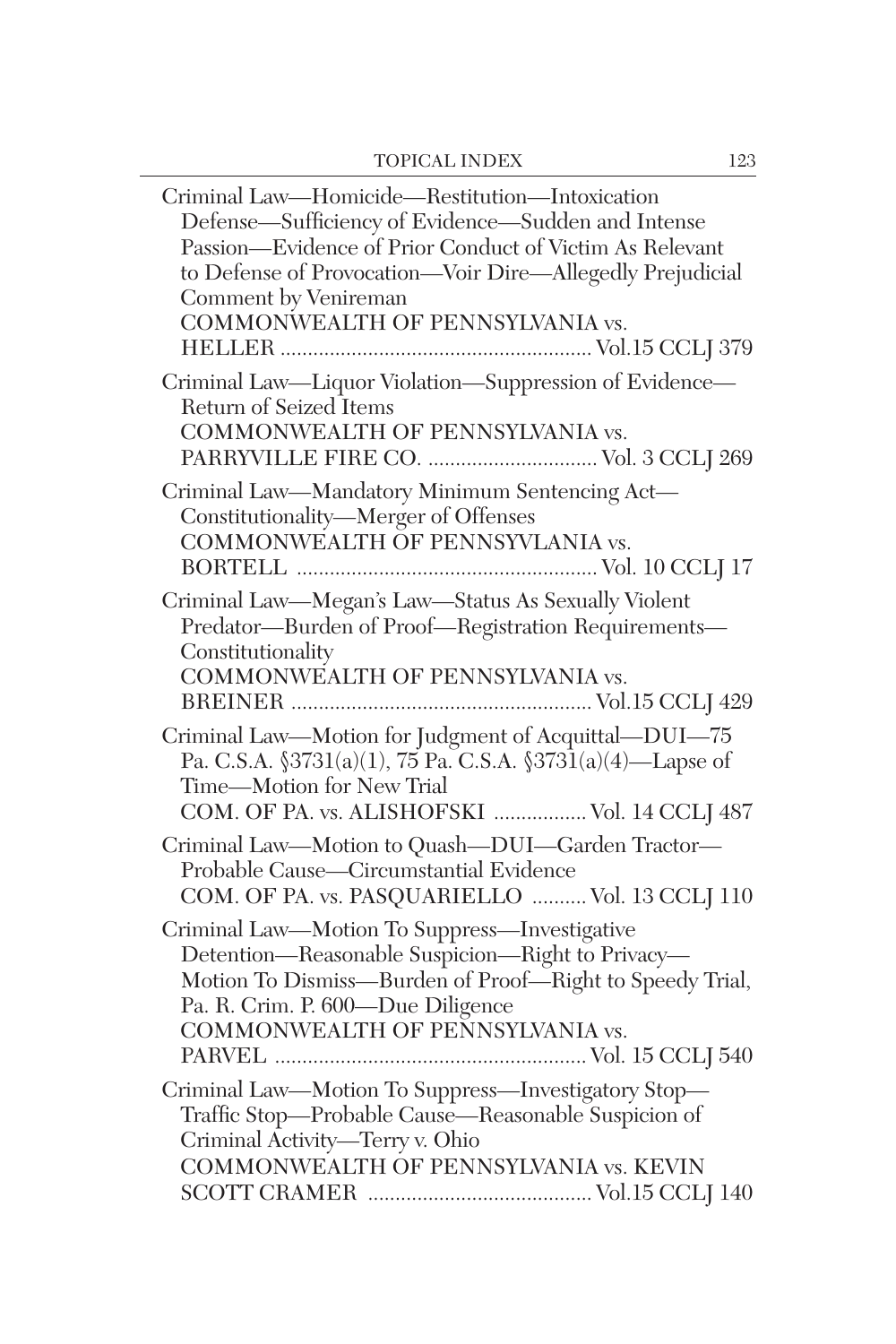Criminal Law—Homicide—Restitution—Intoxication Defense—Sufficiency of Evidence—Sudden and Intense Passion—Evidence of Prior Conduct of Victim As Relevant to Defense of Provocation—Voir Dire—Allegedly Prejudicial Comment by Venireman
COMMONWEALTH OF PENNSYLVANIA vs. HELLER .......................................................... Vol.15 CCLJ 379

Criminal Law—Liquor Violation—Suppression of Evidence—Return of Seized Items
COMMONWEALTH OF PENNSYLVANIA vs. PARRYVILLE FIRE CO. ............................... Vol. 3 CCLJ 269

Criminal Law—Mandatory Minimum Sentencing Act—Constitutionality—Merger of Offenses
COMMONWEALTH OF PENNSYVLANIA vs. BORTELL ....................................................... Vol. 10 CCLJ 17

Criminal Law—Megan's Law—Status As Sexually Violent Predator—Burden of Proof—Registration Requirements—Constitutionality
COMMONWEALTH OF PENNSYLVANIA vs. BREINER ....................................................... Vol.15 CCLJ 429

Criminal Law—Motion for Judgment of Acquittal—DUI—75 Pa. C.S.A. §3731(a)(1), 75 Pa. C.S.A. §3731(a)(4)—Lapse of Time—Motion for New Trial
COM. OF PA. vs. ALISHOFSKI ................. Vol. 14 CCLJ 487

Criminal Law—Motion to Quash—DUI—Garden Tractor—Probable Cause—Circumstantial Evidence
COM. OF PA. vs. PASQUARIELLO .......... Vol. 13 CCLJ 110

Criminal Law—Motion To Suppress—Investigative Detention—Reasonable Suspicion—Right to Privacy—Motion To Dismiss—Burden of Proof—Right to Speedy Trial, Pa. R. Crim. P. 600—Due Diligence
COMMONWEALTH OF PENNSYLVANIA vs. PARVEL ......................................................... Vol. 15 CCLJ 540

Criminal Law—Motion To Suppress—Investigatory Stop—Traffic Stop—Probable Cause—Reasonable Suspicion of Criminal Activity—Terry v. Ohio
COMMONWEALTH OF PENNSYLVANIA vs. KEVIN SCOTT CRAMER ......................................... Vol.15 CCLJ 140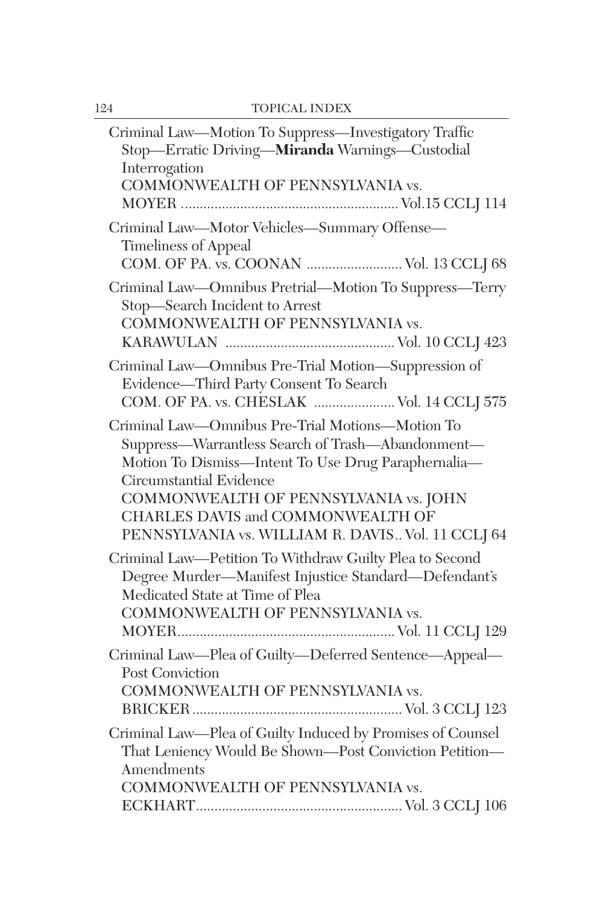Criminal Law—Motion To Suppress—Investigatory Traffic Stop—Erratic Driving—**Miranda** Warnings—Custodial Interrogation
COMMONWEALTH OF PENNSYLVANIA vs. MOYER .......................................................... Vol.15 CCLJ 114

Criminal Law—Motor Vehicles—Summary Offense—Timeliness of Appeal
COM. OF PA. vs. COONAN .......................... Vol. 13 CCLJ 68

Criminal Law—Omnibus Pretrial—Motion To Suppress—Terry Stop—Search Incident to Arrest
COMMONWEALTH OF PENNSYLVANIA vs. KARAWULAN ............................................. Vol. 10 CCLJ 423

Criminal Law—Omnibus Pre-Trial Motion—Suppression of Evidence—Third Party Consent To Search
COM. OF PA. vs. CHESLAK ...................... Vol. 14 CCLJ 575

Criminal Law—Omnibus Pre-Trial Motions—Motion To Suppress—Warrantless Search of Trash—Abandonment—Motion To Dismiss—Intent To Use Drug Paraphernalia—Circumstantial Evidence
COMMONWEALTH OF PENNSYLVANIA vs. JOHN CHARLES DAVIS and COMMONWEALTH OF PENNSYLVANIA vs. WILLIAM R. DAVIS.. Vol. 11 CCLJ 64

Criminal Law—Petition To Withdraw Guilty Plea to Second Degree Murder—Manifest Injustice Standard—Defendant's Medicated State at Time of Plea
COMMONWEALTH OF PENNSYLVANIA vs. MOYER.......................................................... Vol. 11 CCLJ 129

Criminal Law—Plea of Guilty—Deferred Sentence—Appeal—Post Conviction
COMMONWEALTH OF PENNSYLVANIA vs. BRICKER......................................................... Vol. 3 CCLJ 123

Criminal Law—Plea of Guilty Induced by Promises of Counsel That Leniency Would Be Shown—Post Conviction Petition—Amendments
COMMONWEALTH OF PENNSYLVANIA vs. ECKHART....................................................... Vol. 3 CCLJ 106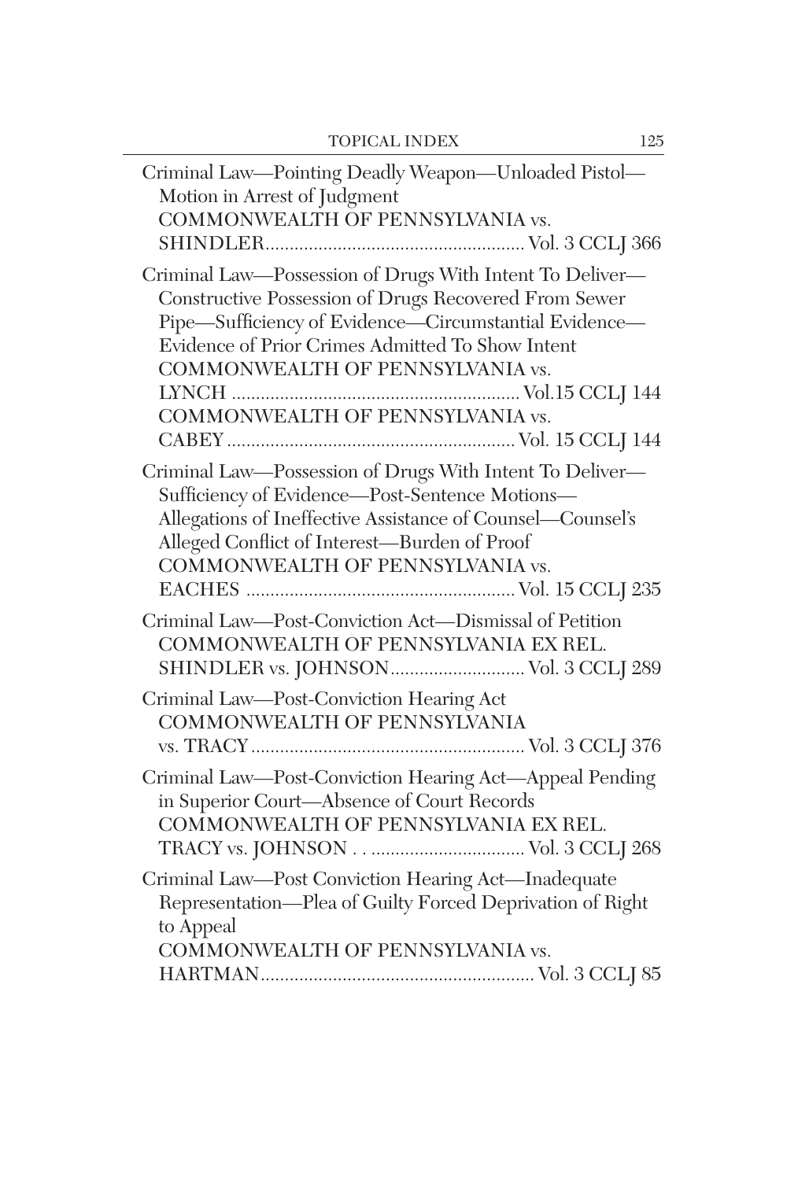Criminal Law—Pointing Deadly Weapon—Unloaded Pistol—Motion in Arrest of Judgment
COMMONWEALTH OF PENNSYLVANIA vs. SHINDLER...................................................... Vol. 3 CCLJ 366

Criminal Law—Possession of Drugs With Intent To Deliver—Constructive Possession of Drugs Recovered From Sewer Pipe—Sufficiency of Evidence—Circumstantial Evidence—Evidence of Prior Crimes Admitted To Show Intent
COMMONWEALTH OF PENNSYLVANIA vs. LYNCH ........................................................... Vol.15 CCLJ 144
COMMONWEALTH OF PENNSYLVANIA vs. CABEY ........................................................... Vol. 15 CCLJ 144

Criminal Law—Possession of Drugs With Intent To Deliver—Sufficiency of Evidence—Post-Sentence Motions—Allegations of Ineffective Assistance of Counsel—Counsel's Alleged Conflict of Interest—Burden of Proof
COMMONWEALTH OF PENNSYLVANIA vs. EACHES ....................................................... Vol. 15 CCLJ 235

Criminal Law—Post-Conviction Act—Dismissal of Petition
COMMONWEALTH OF PENNSYLVANIA EX REL. SHINDLER vs. JOHNSON............................ Vol. 3 CCLJ 289

Criminal Law—Post-Conviction Hearing Act
COMMONWEALTH OF PENNSYLVANIA vs. TRACY......................................................... Vol. 3 CCLJ 376

Criminal Law—Post-Conviction Hearing Act—Appeal Pending in Superior Court—Absence of Court Records
COMMONWEALTH OF PENNSYLVANIA EX REL. TRACY vs. JOHNSON . . ................................ Vol. 3 CCLJ 268

Criminal Law—Post Conviction Hearing Act—Inadequate Representation—Plea of Guilty Forced Deprivation of Right to Appeal
COMMONWEALTH OF PENNSYLVANIA vs. HARTMAN......................................................... Vol. 3 CCLJ 85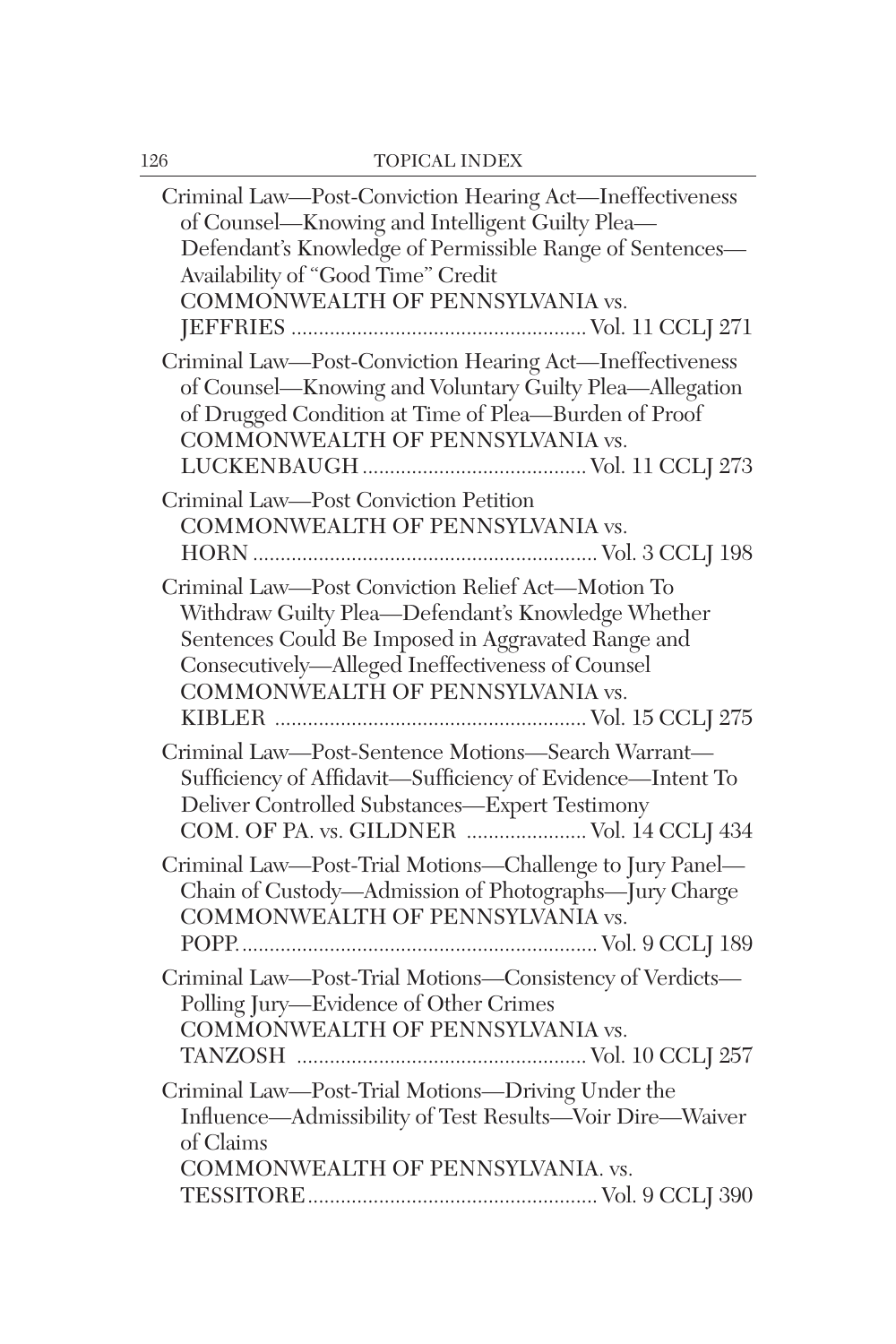Criminal Law—Post-Conviction Hearing Act—Ineffectiveness of Counsel—Knowing and Intelligent Guilty Plea—Defendant's Knowledge of Permissible Range of Sentences—Availability of "Good Time" Credit
COMMONWEALTH OF PENNSYLVANIA vs. JEFFRIES .................................................... Vol. 11 CCLJ 271

Criminal Law—Post-Conviction Hearing Act—Ineffectiveness of Counsel—Knowing and Voluntary Guilty Plea—Allegation of Drugged Condition at Time of Plea—Burden of Proof
COMMONWEALTH OF PENNSYLVANIA vs. LUCKENBAUGH ........................................ Vol. 11 CCLJ 273

Criminal Law—Post Conviction Petition
COMMONWEALTH OF PENNSYLVANIA vs. HORN ............................................................ Vol. 3 CCLJ 198

Criminal Law—Post Conviction Relief Act—Motion To Withdraw Guilty Plea—Defendant's Knowledge Whether Sentences Could Be Imposed in Aggravated Range and Consecutively—Alleged Ineffectiveness of Counsel
COMMONWEALTH OF PENNSYLVANIA vs. KIBLER ....................................................... Vol. 15 CCLJ 275

Criminal Law—Post-Sentence Motions—Search Warrant—Sufficiency of Affidavit—Sufficiency of Evidence—Intent To Deliver Controlled Substances—Expert Testimony
COM. OF PA. vs. GILDNER ..................... Vol. 14 CCLJ 434

Criminal Law—Post-Trial Motions—Challenge to Jury Panel—Chain of Custody—Admission of Photographs—Jury Charge
COMMONWEALTH OF PENNSYLVANIA vs. POPP. ............................................................... Vol. 9 CCLJ 189

Criminal Law—Post-Trial Motions—Consistency of Verdicts—Polling Jury—Evidence of Other Crimes
COMMONWEALTH OF PENNSYLVANIA vs. TANZOSH .................................................... Vol. 10 CCLJ 257

Criminal Law—Post-Trial Motions—Driving Under the Influence—Admissibility of Test Results—Voir Dire—Waiver of Claims
COMMONWEALTH OF PENNSYLVANIA. vs. TESSITORE................................................... Vol. 9 CCLJ 390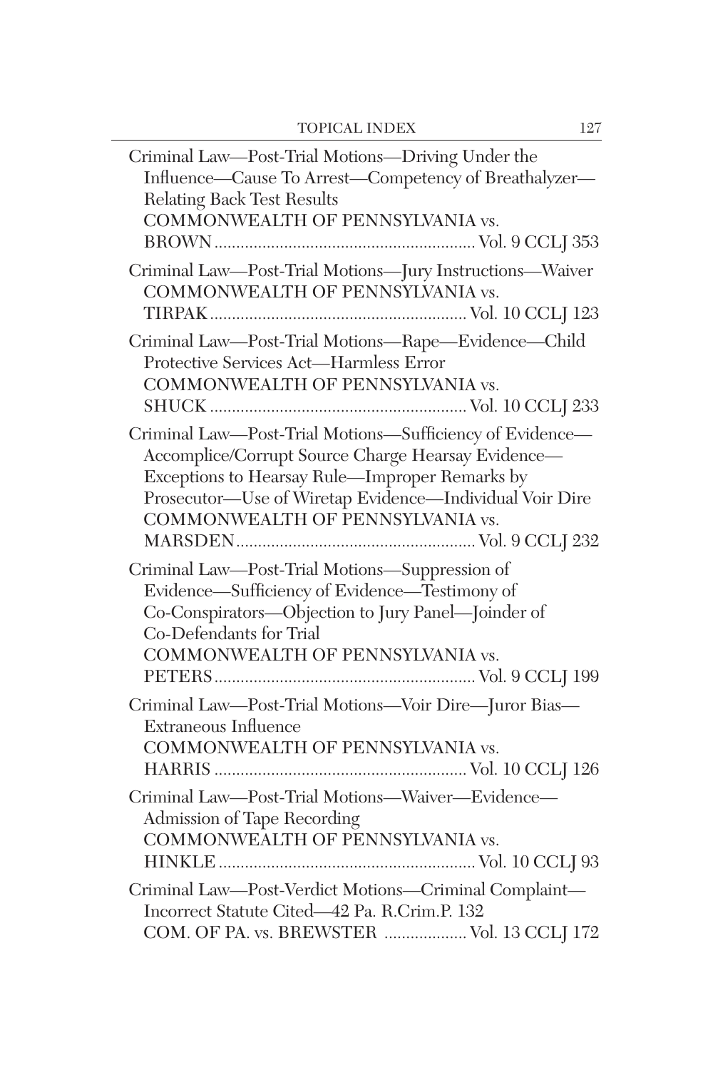Criminal Law—Post-Trial Motions—Driving Under the Influence—Cause To Arrest—Competency of Breathalyzer—Relating Back Test Results
COMMONWEALTH OF PENNSYLVANIA vs.
BROWN ........................................................... Vol. 9 CCLJ 353

Criminal Law—Post-Trial Motions—Jury Instructions—Waiver
COMMONWEALTH OF PENNSYLVANIA vs.
TIRPAK .......................................................... Vol. 10 CCLJ 123

Criminal Law—Post-Trial Motions—Rape—Evidence—Child Protective Services Act—Harmless Error
COMMONWEALTH OF PENNSYLVANIA vs.
SHUCK .......................................................... Vol. 10 CCLJ 233

Criminal Law—Post-Trial Motions—Sufficiency of Evidence—Accomplice/Corrupt Source Charge Hearsay Evidence—Exceptions to Hearsay Rule—Improper Remarks by Prosecutor—Use of Wiretap Evidence—Individual Voir Dire
COMMONWEALTH OF PENNSYLVANIA vs.
MARSDEN ...................................................... Vol. 9 CCLJ 232

Criminal Law—Post-Trial Motions—Suppression of Evidence—Sufficiency of Evidence—Testimony of Co-Conspirators—Objection to Jury Panel—Joinder of Co-Defendants for Trial
COMMONWEALTH OF PENNSYLVANIA vs.
PETERS ........................................................... Vol. 9 CCLJ 199

Criminal Law—Post-Trial Motions—Voir Dire—Juror Bias—Extraneous Influence
COMMONWEALTH OF PENNSYLVANIA vs.
HARRIS ......................................................... Vol. 10 CCLJ 126

Criminal Law—Post-Trial Motions—Waiver—Evidence—Admission of Tape Recording
COMMONWEALTH OF PENNSYLVANIA vs.
HINKLE .......................................................... Vol. 10 CCLJ 93

Criminal Law—Post-Verdict Motions—Criminal Complaint—Incorrect Statute Cited—42 Pa. R.Crim.P. 132
COM. OF PA. vs. BREWSTER .................. Vol. 13 CCLJ 172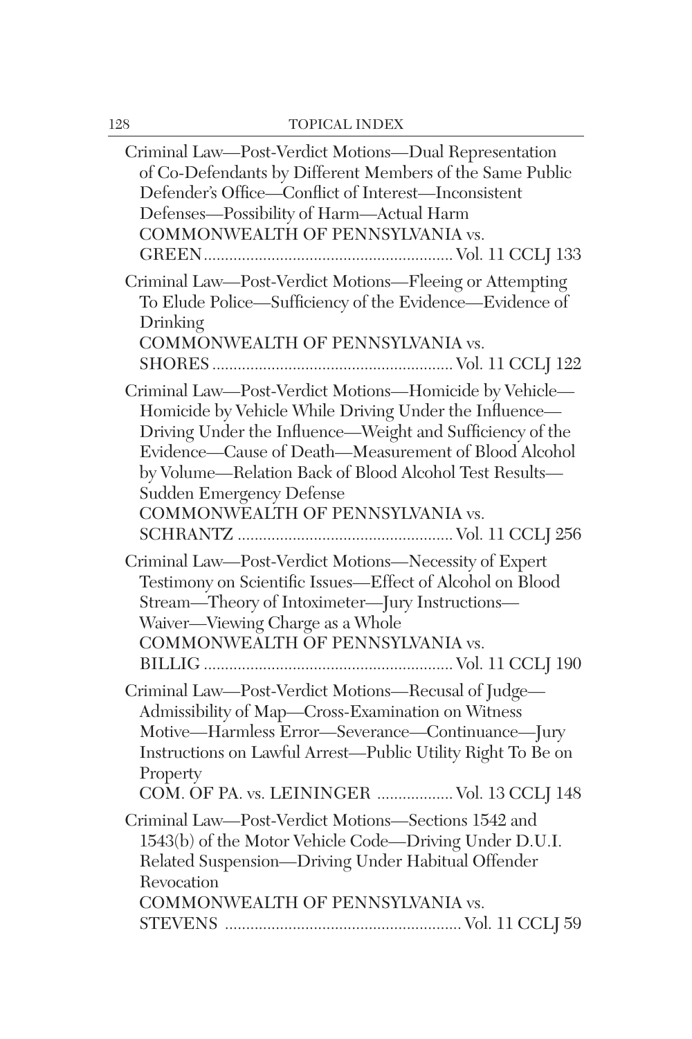Criminal Law—Post-Verdict Motions—Dual Representation of Co-Defendants by Different Members of the Same Public Defender's Office—Conflict of Interest—Inconsistent Defenses—Possibility of Harm—Actual Harm
COMMONWEALTH OF PENNSYLVANIA vs. GREEN .......................................................... Vol. 11 CCLJ 133

Criminal Law—Post-Verdict Motions—Fleeing or Attempting To Elude Police—Sufficiency of the Evidence—Evidence of Drinking
COMMONWEALTH OF PENNSYLVANIA vs. SHORES ........................................................ Vol. 11 CCLJ 122

Criminal Law—Post-Verdict Motions—Homicide by Vehicle—Homicide by Vehicle While Driving Under the Influence—Driving Under the Influence—Weight and Sufficiency of the Evidence—Cause of Death—Measurement of Blood Alcohol by Volume—Relation Back of Blood Alcohol Test Results—Sudden Emergency Defense
COMMONWEALTH OF PENNSYLVANIA vs. SCHRANTZ .................................................. Vol. 11 CCLJ 256

Criminal Law—Post-Verdict Motions—Necessity of Expert Testimony on Scientific Issues—Effect of Alcohol on Blood Stream—Theory of Intoximeter—Jury Instructions—Waiver—Viewing Charge as a Whole
COMMONWEALTH OF PENNSYLVANIA vs. BILLIG .......................................................... Vol. 11 CCLJ 190

Criminal Law—Post-Verdict Motions—Recusal of Judge—Admissibility of Map—Cross-Examination on Witness Motive—Harmless Error—Severance—Continuance—Jury Instructions on Lawful Arrest—Public Utility Right To Be on Property
COM. OF PA. vs. LEININGER .................. Vol. 13 CCLJ 148

Criminal Law—Post-Verdict Motions—Sections 1542 and 1543(b) of the Motor Vehicle Code—Driving Under D.U.I. Related Suspension—Driving Under Habitual Offender Revocation
COMMONWEALTH OF PENNSYLVANIA vs. STEVENS ....................................................... Vol. 11 CCLJ 59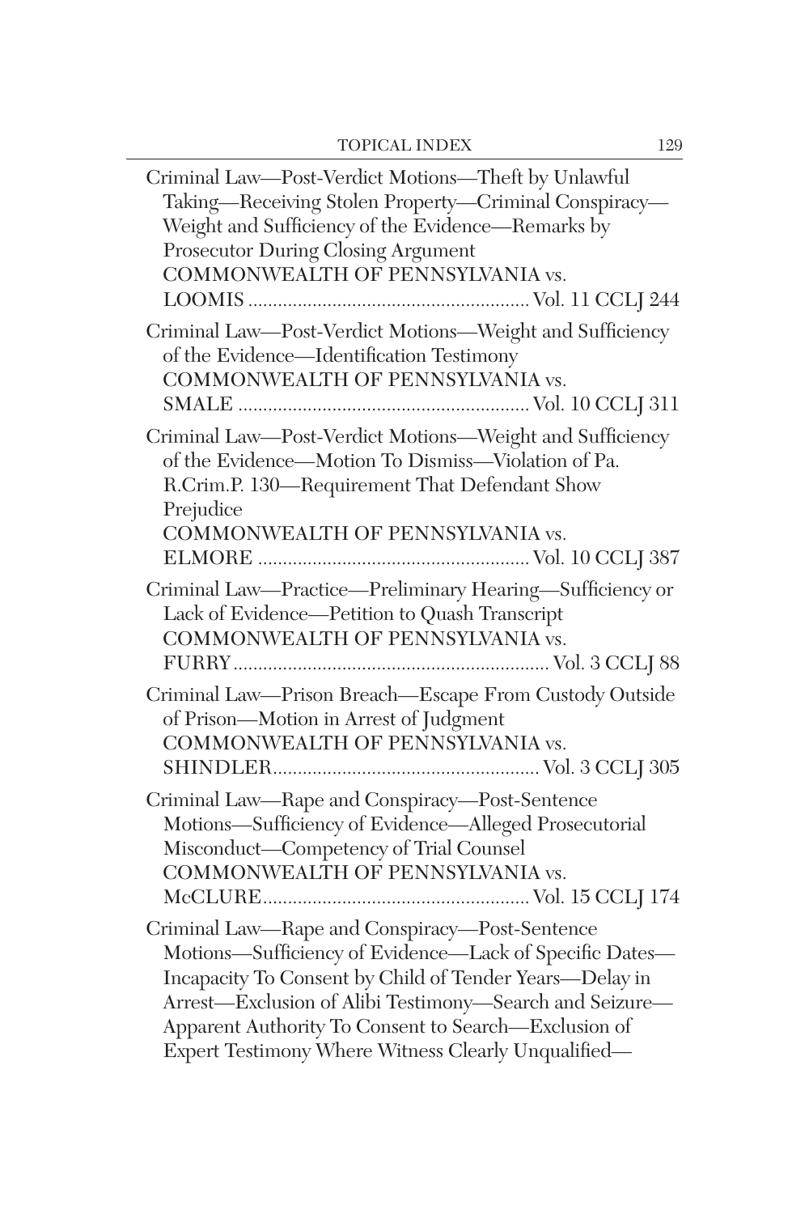Criminal Law—Post-Verdict Motions—Theft by Unlawful Taking—Receiving Stolen Property—Criminal Conspiracy—Weight and Sufficiency of the Evidence—Remarks by Prosecutor During Closing Argument
COMMONWEALTH OF PENNSYLVANIA vs. LOOMIS ........................................................ Vol. 11 CCLJ 244

Criminal Law—Post-Verdict Motions—Weight and Sufficiency of the Evidence—Identification Testimony
COMMONWEALTH OF PENNSYLVANIA vs. SMALE ........................................................ Vol. 10 CCLJ 311

Criminal Law—Post-Verdict Motions—Weight and Sufficiency of the Evidence—Motion To Dismiss—Violation of Pa. R.Crim.P. 130—Requirement That Defendant Show Prejudice
COMMONWEALTH OF PENNSYLVANIA vs. ELMORE ........................................................ Vol. 10 CCLJ 387

Criminal Law—Practice—Preliminary Hearing—Sufficiency or Lack of Evidence—Petition to Quash Transcript
COMMONWEALTH OF PENNSYLVANIA vs. FURRY ........................................................ Vol. 3 CCLJ 88

Criminal Law—Prison Breach—Escape From Custody Outside of Prison—Motion in Arrest of Judgment
COMMONWEALTH OF PENNSYLVANIA vs. SHINDLER ........................................................ Vol. 3 CCLJ 305

Criminal Law—Rape and Conspiracy—Post-Sentence Motions—Sufficiency of Evidence—Alleged Prosecutorial Misconduct—Competency of Trial Counsel
COMMONWEALTH OF PENNSYLVANIA vs. McCLURE ........................................................ Vol. 15 CCLJ 174

Criminal Law—Rape and Conspiracy—Post-Sentence Motions—Sufficiency of Evidence—Lack of Specific Dates—Incapacity To Consent by Child of Tender Years—Delay in Arrest—Exclusion of Alibi Testimony—Search and Seizure—Apparent Authority To Consent to Search—Exclusion of Expert Testimony Where Witness Clearly Unqualified—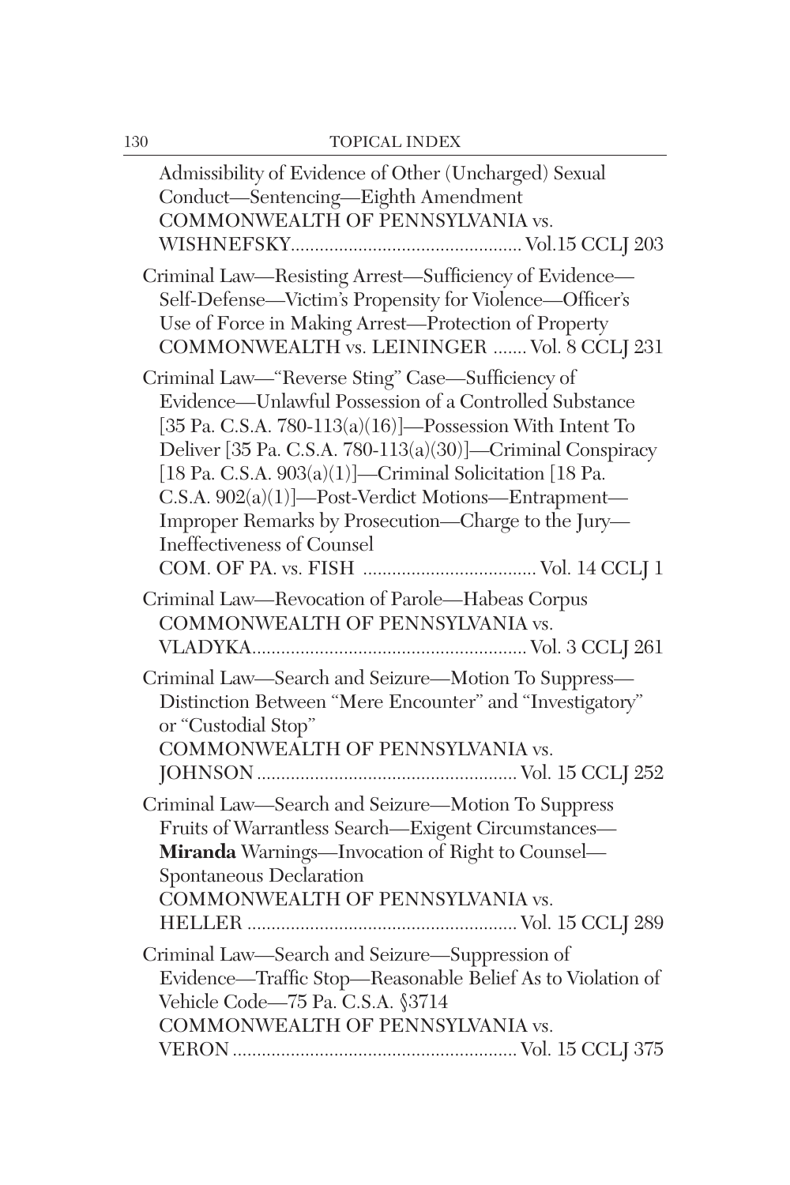Admissibility of Evidence of Other (Uncharged) Sexual Conduct—Sentencing—Eighth Amendment
COMMONWEALTH OF PENNSYLVANIA vs. WISHNEFSKY................................................ Vol.15 CCLJ 203

Criminal Law—Resisting Arrest—Sufficiency of Evidence—Self-Defense—Victim's Propensity for Violence—Officer's Use of Force in Making Arrest—Protection of Property
COMMONWEALTH vs. LEININGER ....... Vol. 8 CCLJ 231

Criminal Law—"Reverse Sting" Case—Sufficiency of Evidence—Unlawful Possession of a Controlled Substance [35 Pa. C.S.A. 780-113(a)(16)]—Possession With Intent To Deliver [35 Pa. C.S.A. 780-113(a)(30)]—Criminal Conspiracy [18 Pa. C.S.A. 903(a)(1)]—Criminal Solicitation [18 Pa. C.S.A. 902(a)(1)]—Post-Verdict Motions—Entrapment—Improper Remarks by Prosecution—Charge to the Jury—Ineffectiveness of Counsel
COM. OF PA. vs. FISH .................................... Vol. 14 CCLJ 1

Criminal Law—Revocation of Parole—Habeas Corpus
COMMONWEALTH OF PENNSYLVANIA vs. VLADYKA......................................................... Vol. 3 CCLJ 261

Criminal Law—Search and Seizure—Motion To Suppress—Distinction Between "Mere Encounter" and "Investigatory" or "Custodial Stop"
COMMONWEALTH OF PENNSYLVANIA vs. JOHNSON...................................................... Vol. 15 CCLJ 252

Criminal Law—Search and Seizure—Motion To Suppress Fruits of Warrantless Search—Exigent Circumstances—**Miranda** Warnings—Invocation of Right to Counsel—Spontaneous Declaration
COMMONWEALTH OF PENNSYLVANIA vs. HELLER ....................................................... Vol. 15 CCLJ 289

Criminal Law—Search and Seizure—Suppression of Evidence—Traffic Stop—Reasonable Belief As to Violation of Vehicle Code—75 Pa. C.S.A. §3714
COMMONWEALTH OF PENNSYLVANIA vs. VERON.......................................................... Vol. 15 CCLJ 375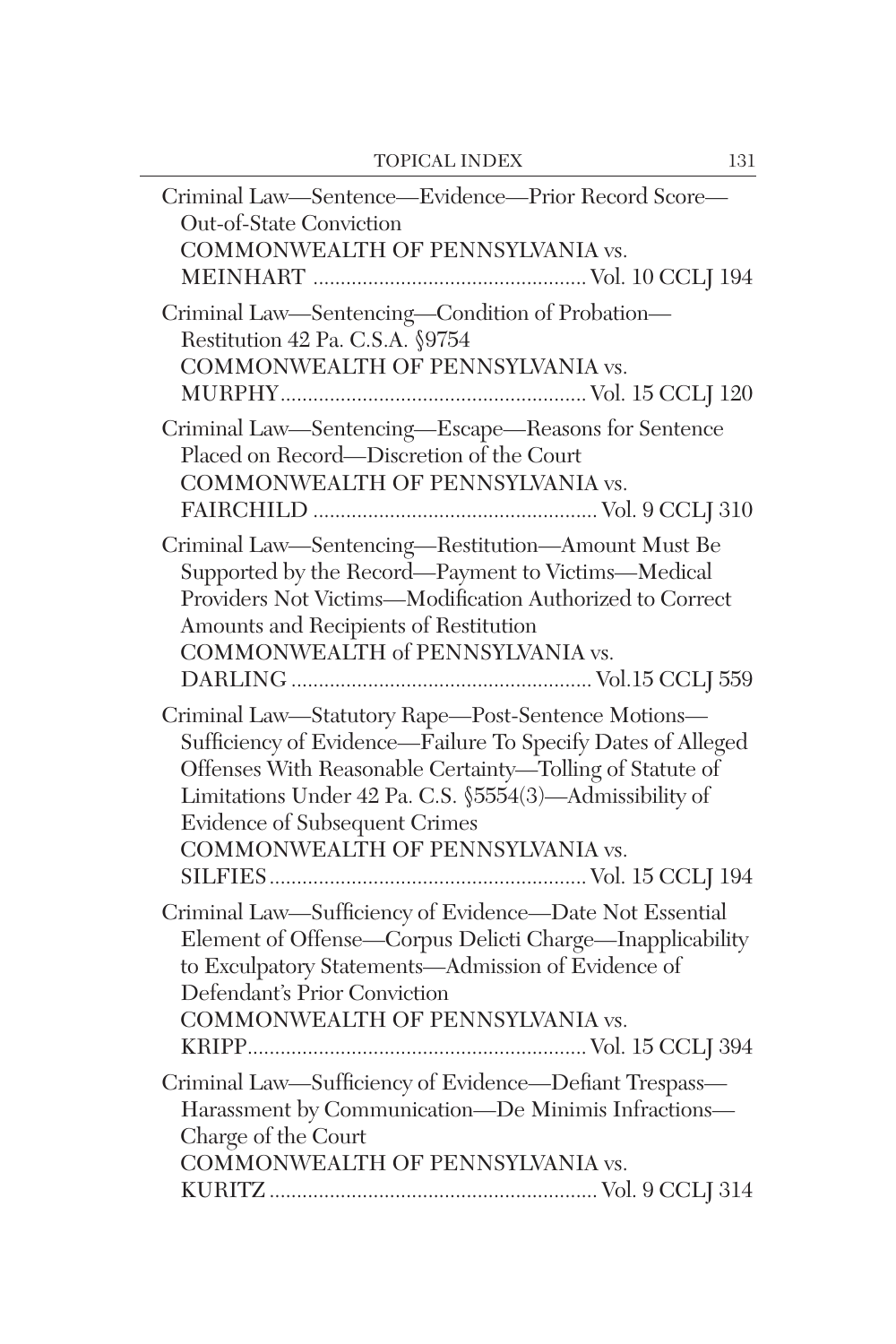Criminal Law—Sentence—Evidence—Prior Record Score—Out-of-State Conviction
COMMONWEALTH OF PENNSYLVANIA vs. MEINHART .................................................. Vol. 10 CCLJ 194

Criminal Law—Sentencing—Condition of Probation—Restitution 42 Pa. C.S.A. §9754
COMMONWEALTH OF PENNSYLVANIA vs. MURPHY....................................................... Vol. 15 CCLJ 120

Criminal Law—Sentencing—Escape—Reasons for Sentence Placed on Record—Discretion of the Court
COMMONWEALTH OF PENNSYLVANIA vs. FAIRCHILD .................................................... Vol. 9 CCLJ 310

Criminal Law—Sentencing—Restitution—Amount Must Be Supported by the Record—Payment to Victims—Medical Providers Not Victims—Modification Authorized to Correct Amounts and Recipients of Restitution
COMMONWEALTH of PENNSYLVANIA vs. DARLING ....................................................... Vol.15 CCLJ 559

Criminal Law—Statutory Rape—Post-Sentence Motions—Sufficiency of Evidence—Failure To Specify Dates of Alleged Offenses With Reasonable Certainty—Tolling of Statute of Limitations Under 42 Pa. C.S. §5554(3)—Admissibility of Evidence of Subsequent Crimes
COMMONWEALTH OF PENNSYLVANIA vs. SILFIES.......................................................... Vol. 15 CCLJ 194

Criminal Law—Sufficiency of Evidence—Date Not Essential Element of Offense—Corpus Delicti Charge—Inapplicability to Exculpatory Statements—Admission of Evidence of Defendant's Prior Conviction
COMMONWEALTH OF PENNSYLVANIA vs. KRIPP............................................................. Vol. 15 CCLJ 394

Criminal Law—Sufficiency of Evidence—Defiant Trespass—Harassment by Communication—De Minimis Infractions—Charge of the Court
COMMONWEALTH OF PENNSYLVANIA vs. KURITZ ........................................................... Vol. 9 CCLJ 314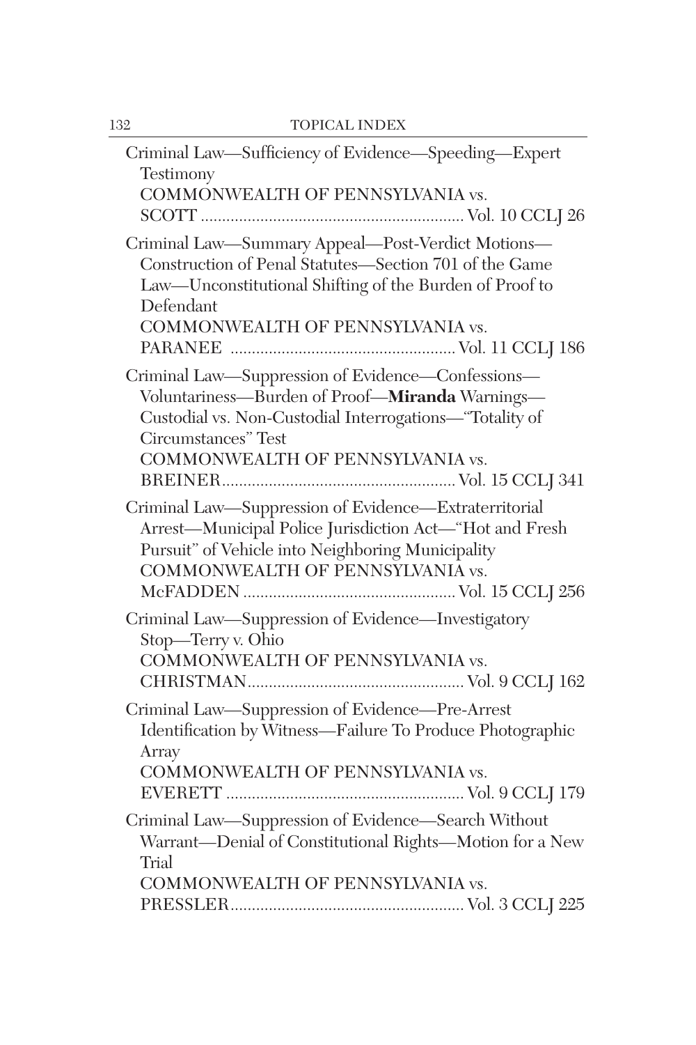Criminal Law—Sufficiency of Evidence—Speeding—Expert Testimony
COMMONWEALTH OF PENNSYLVANIA vs. SCOTT ............................................................ Vol. 10 CCLJ 26

Criminal Law—Summary Appeal—Post-Verdict Motions—Construction of Penal Statutes—Section 701 of the Game Law—Unconstitutional Shifting of the Burden of Proof to Defendant
COMMONWEALTH OF PENNSYLVANIA vs. PARANEE .................................................... Vol. 11 CCLJ 186

Criminal Law—Suppression of Evidence—Confessions—Voluntariness—Burden of Proof—**Miranda** Warnings—Custodial vs. Non-Custodial Interrogations—"Totality of Circumstances" Test
COMMONWEALTH OF PENNSYLVANIA vs. BREINER...................................................... Vol. 15 CCLJ 341

Criminal Law—Suppression of Evidence—Extraterritorial Arrest—Municipal Police Jurisdiction Act—"Hot and Fresh Pursuit" of Vehicle into Neighboring Municipality
COMMONWEALTH OF PENNSYLVANIA vs. McFADDEN ................................................. Vol. 15 CCLJ 256

Criminal Law—Suppression of Evidence—Investigatory Stop—Terry v. Ohio
COMMONWEALTH OF PENNSYLVANIA vs. CHRISTMAN................................................... Vol. 9 CCLJ 162

Criminal Law—Suppression of Evidence—Pre-Arrest Identification by Witness—Failure To Produce Photographic Array
COMMONWEALTH OF PENNSYLVANIA vs. EVERETT ....................................................... Vol. 9 CCLJ 179

Criminal Law—Suppression of Evidence—Search Without Warrant—Denial of Constitutional Rights—Motion for a New Trial
COMMONWEALTH OF PENNSYLVANIA vs. PRESSLER...................................................... Vol. 3 CCLJ 225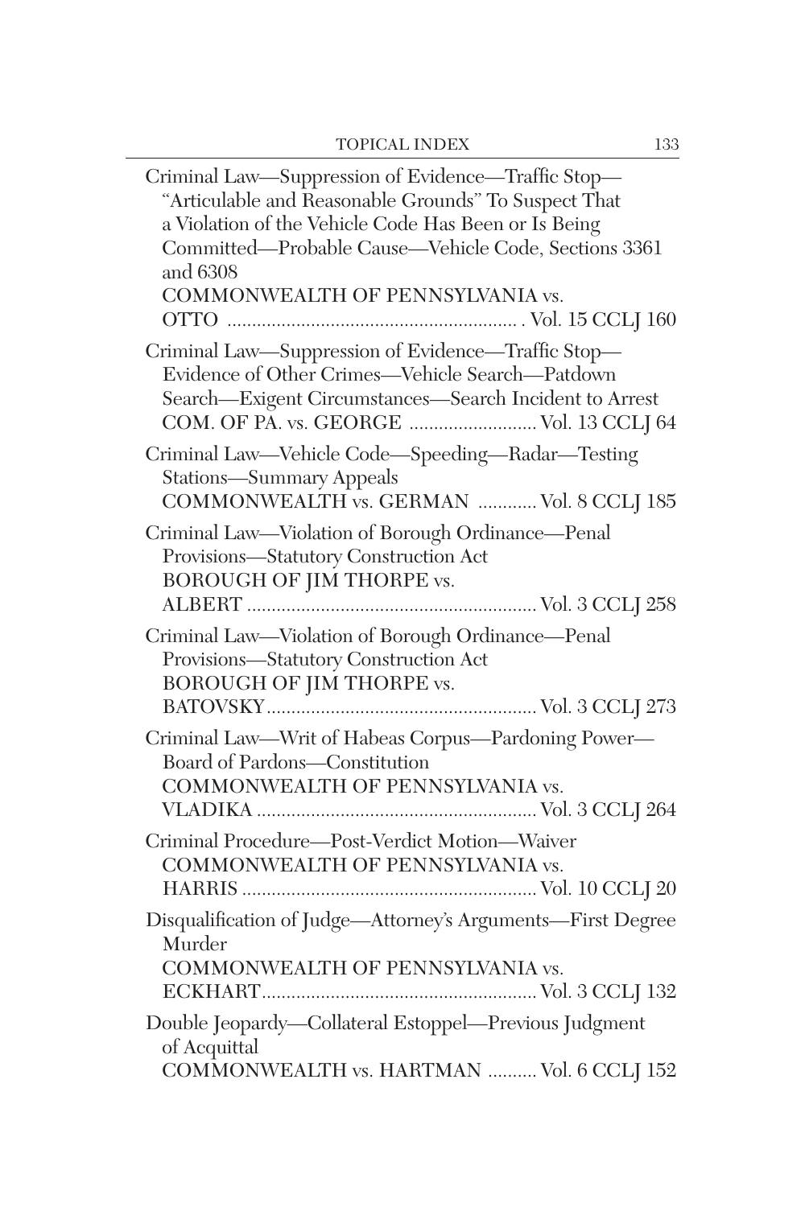Criminal Law—Suppression of Evidence—Traffic Stop—"Articulable and Reasonable Grounds" To Suspect That a Violation of the Vehicle Code Has Been or Is Being Committed—Probable Cause—Vehicle Code, Sections 3361 and 6308
COMMONWEALTH OF PENNSYLVANIA vs. OTTO ........................................................ Vol. 15 CCLJ 160

Criminal Law—Suppression of Evidence—Traffic Stop—Evidence of Other Crimes—Vehicle Search—Patdown Search—Exigent Circumstances—Search Incident to Arrest
COM. OF PA. vs. GEORGE .......................... Vol. 13 CCLJ 64

Criminal Law—Vehicle Code—Speeding—Radar—Testing Stations—Summary Appeals
COMMONWEALTH vs. GERMAN ............ Vol. 8 CCLJ 185

Criminal Law—Violation of Borough Ordinance—Penal Provisions—Statutory Construction Act
BOROUGH OF JIM THORPE vs. ALBERT ........................................................... Vol. 3 CCLJ 258

Criminal Law—Violation of Borough Ordinance—Penal Provisions—Statutory Construction Act
BOROUGH OF JIM THORPE vs. BATOVSKY...................................................... Vol. 3 CCLJ 273

Criminal Law—Writ of Habeas Corpus—Pardoning Power—Board of Pardons—Constitution
COMMONWEALTH OF PENNSYLVANIA vs. VLADIKA ......................................................... Vol. 3 CCLJ 264

Criminal Procedure—Post-Verdict Motion—Waiver
COMMONWEALTH OF PENNSYLVANIA vs. HARRIS ............................................................ Vol. 10 CCLJ 20

Disqualification of Judge—Attorney's Arguments—First Degree Murder
COMMONWEALTH OF PENNSYLVANIA vs. ECKHART........................................................ Vol. 3 CCLJ 132

Double Jeopardy—Collateral Estoppel—Previous Judgment of Acquittal
COMMONWEALTH vs. HARTMAN .......... Vol. 6 CCLJ 152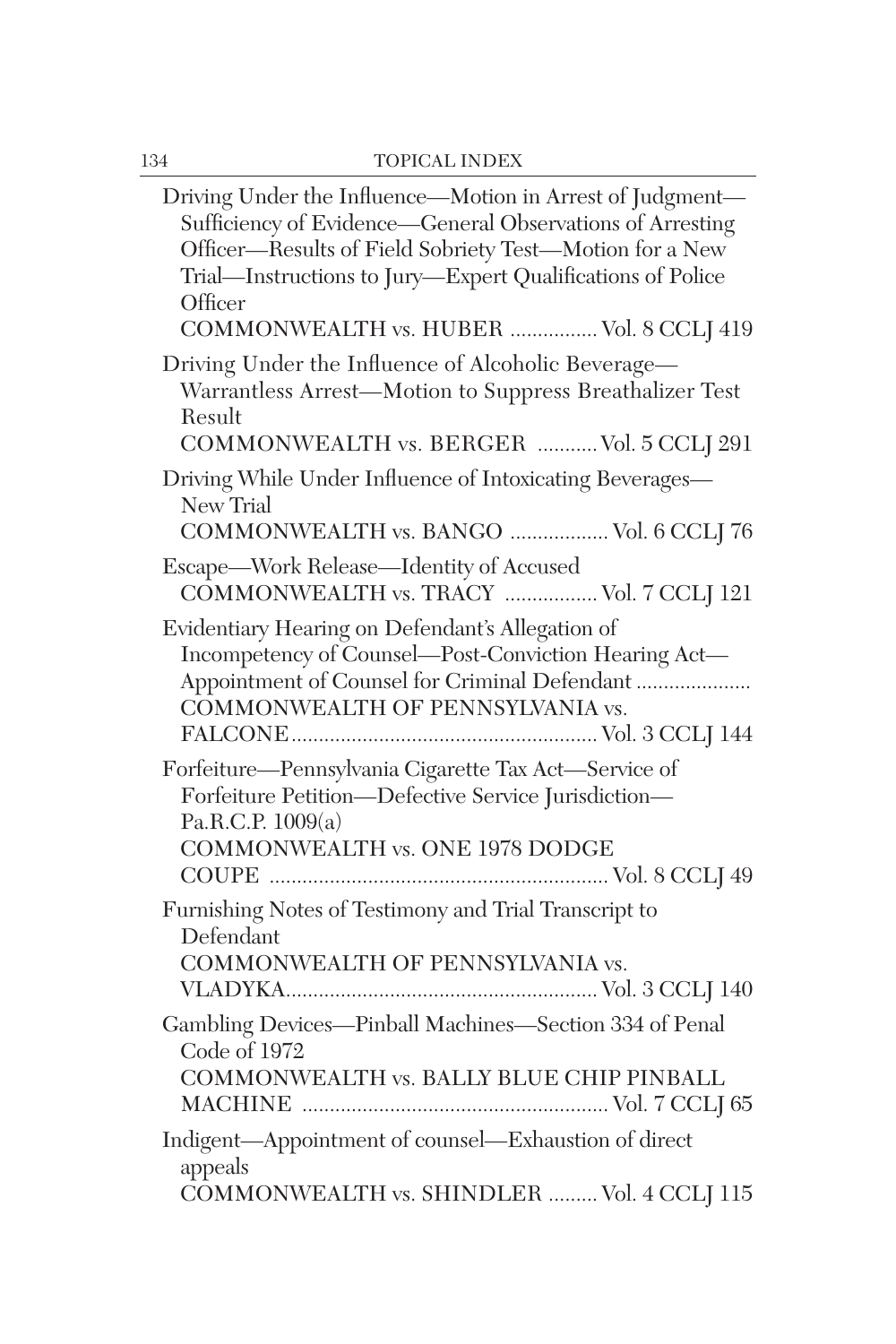Driving Under the Influence—Motion in Arrest of Judgment—Sufficiency of Evidence—General Observations of Arresting Officer—Results of Field Sobriety Test—Motion for a New Trial—Instructions to Jury—Expert Qualifications of Police Officer
COMMONWEALTH vs. HUBER ................ Vol. 8 CCLJ 419

Driving Under the Influence of Alcoholic Beverage—Warrantless Arrest—Motion to Suppress Breathalizer Test Result
COMMONWEALTH vs. BERGER ........... Vol. 5 CCLJ 291

Driving While Under Influence of Intoxicating Beverages—New Trial
COMMONWEALTH vs. BANGO .................. Vol. 6 CCLJ 76

Escape—Work Release—Identity of Accused
COMMONWEALTH vs. TRACY ................. Vol. 7 CCLJ 121

Evidentiary Hearing on Defendant's Allegation of Incompetency of Counsel—Post-Conviction Hearing Act—Appointment of Counsel for Criminal Defendant .....................
COMMONWEALTH OF PENNSYLVANIA vs. FALCONE........................................................ Vol. 3 CCLJ 144

Forfeiture—Pennsylvania Cigarette Tax Act—Service of Forfeiture Petition—Defective Service Jurisdiction—Pa.R.C.P. 1009(a)
COMMONWEALTH vs. ONE 1978 DODGE COUPE ............................................................. Vol. 8 CCLJ 49

Furnishing Notes of Testimony and Trial Transcript to Defendant
COMMONWEALTH OF PENNSYLVANIA vs. VLADYKA......................................................... Vol. 3 CCLJ 140

Gambling Devices—Pinball Machines—Section 334 of Penal Code of 1972
COMMONWEALTH vs. BALLY BLUE CHIP PINBALL MACHINE ....................................................... Vol. 7 CCLJ 65

Indigent—Appointment of counsel—Exhaustion of direct appeals
COMMONWEALTH vs. SHINDLER ......... Vol. 4 CCLJ 115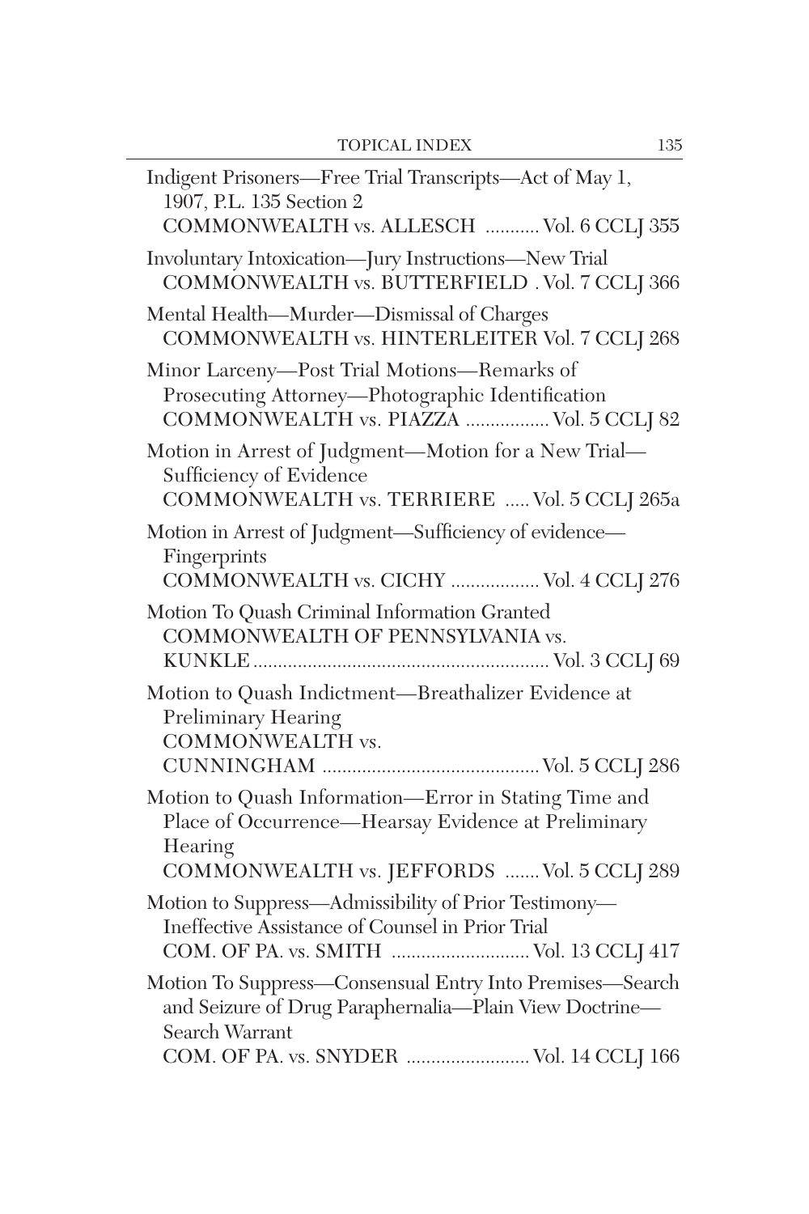Indigent Prisoners—Free Trial Transcripts—Act of May 1, 1907, P.L. 135 Section 2
COMMONWEALTH vs. ALLESCH ........... Vol. 6 CCLJ 355

Involuntary Intoxication—Jury Instructions—New Trial
COMMONWEALTH vs. BUTTERFIELD . Vol. 7 CCLJ 366

Mental Health—Murder—Dismissal of Charges
COMMONWEALTH vs. HINTERLEITER Vol. 7 CCLJ 268

Minor Larceny—Post Trial Motions—Remarks of Prosecuting Attorney—Photographic Identification
COMMONWEALTH vs. PIAZZA ................. Vol. 5 CCLJ 82

Motion in Arrest of Judgment—Motion for a New Trial—Sufficiency of Evidence
COMMONWEALTH vs. TERRIERE ..... Vol. 5 CCLJ 265a

Motion in Arrest of Judgment—Sufficiency of evidence—Fingerprints
COMMONWEALTH vs. CICHY .................. Vol. 4 CCLJ 276

Motion To Quash Criminal Information Granted
COMMONWEALTH OF PENNSYLVANIA vs. KUNKLE ........................................................... Vol. 3 CCLJ 69

Motion to Quash Indictment—Breathalizer Evidence at Preliminary Hearing
COMMONWEALTH vs. CUNNINGHAM ........................................... Vol. 5 CCLJ 286

Motion to Quash Information—Error in Stating Time and Place of Occurrence—Hearsay Evidence at Preliminary Hearing
COMMONWEALTH vs. JEFFORDS ....... Vol. 5 CCLJ 289

Motion to Suppress—Admissibility of Prior Testimony—Ineffective Assistance of Counsel in Prior Trial
COM. OF PA. vs. SMITH ............................ Vol. 13 CCLJ 417

Motion To Suppress—Consensual Entry Into Premises—Search and Seizure of Drug Paraphernalia—Plain View Doctrine—Search Warrant
COM. OF PA. vs. SNYDER ......................... Vol. 14 CCLJ 166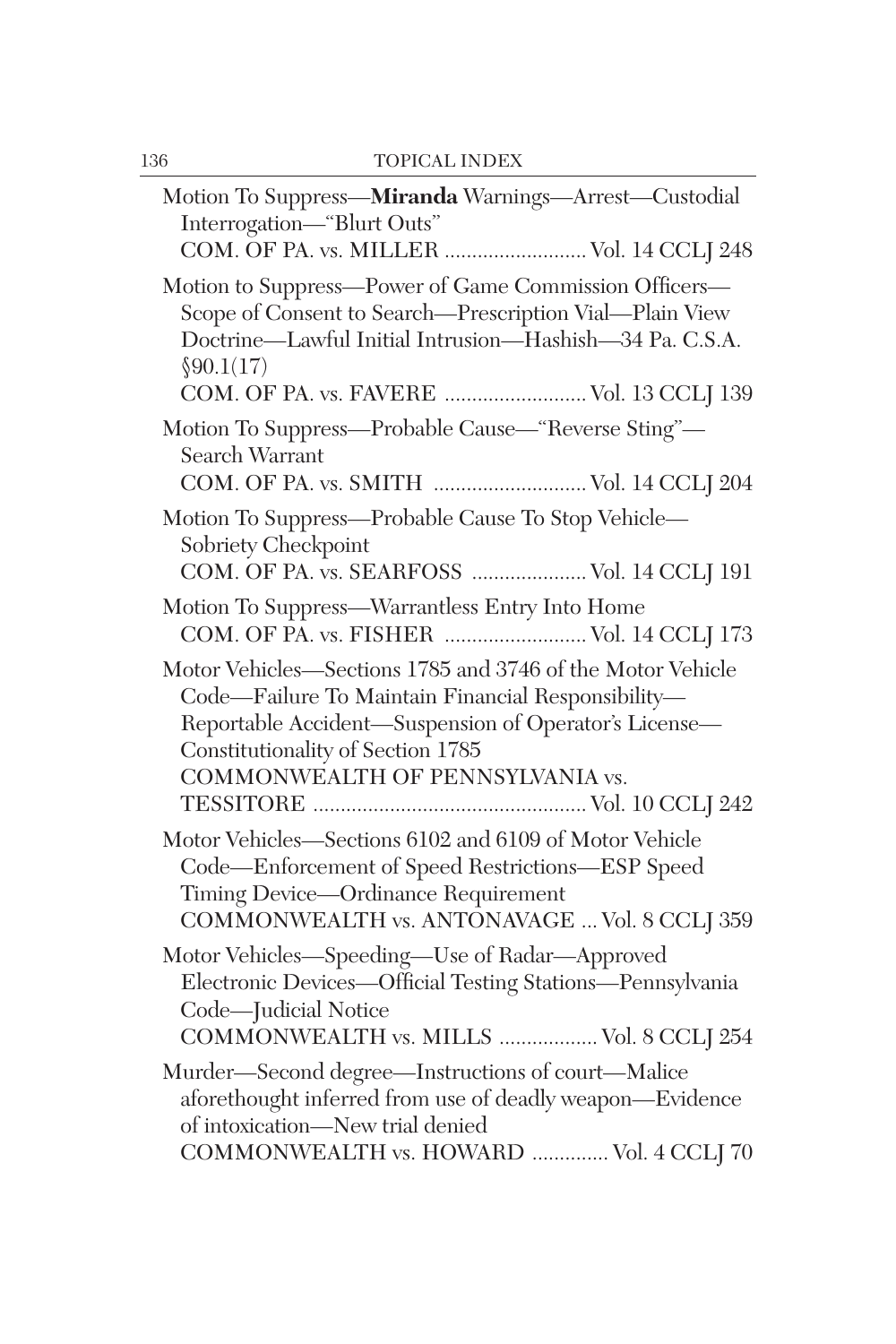Motion To Suppress—**Miranda** Warnings—Arrest—Custodial Interrogation—"Blurt Outs"
COM. OF PA. vs. MILLER .......................... Vol. 14 CCLJ 248

Motion to Suppress—Power of Game Commission Officers—Scope of Consent to Search—Prescription Vial—Plain View Doctrine—Lawful Initial Intrusion—Hashish—34 Pa. C.S.A. §90.1(17)
COM. OF PA. vs. FAVERE .......................... Vol. 13 CCLJ 139

Motion To Suppress—Probable Cause—"Reverse Sting"—Search Warrant
COM. OF PA. vs. SMITH ............................ Vol. 14 CCLJ 204

Motion To Suppress—Probable Cause To Stop Vehicle—Sobriety Checkpoint
COM. OF PA. vs. SEARFOSS ..................... Vol. 14 CCLJ 191

Motion To Suppress—Warrantless Entry Into Home
COM. OF PA. vs. FISHER .......................... Vol. 14 CCLJ 173

Motor Vehicles—Sections 1785 and 3746 of the Motor Vehicle Code—Failure To Maintain Financial Responsibility—Reportable Accident—Suspension of Operator's License—Constitutionality of Section 1785
COMMONWEALTH OF PENNSYLVANIA vs. TESSITORE ................................................ Vol. 10 CCLJ 242

Motor Vehicles—Sections 6102 and 6109 of Motor Vehicle Code—Enforcement of Speed Restrictions—ESP Speed Timing Device—Ordinance Requirement
COMMONWEALTH vs. ANTONAVAGE ... Vol. 8 CCLJ 359

Motor Vehicles—Speeding—Use of Radar—Approved Electronic Devices—Official Testing Stations—Pennsylvania Code—Judicial Notice
COMMONWEALTH vs. MILLS .................. Vol. 8 CCLJ 254

Murder—Second degree—Instructions of court—Malice aforethought inferred from use of deadly weapon—Evidence of intoxication—New trial denied
COMMONWEALTH vs. HOWARD .............. Vol. 4 CCLJ 70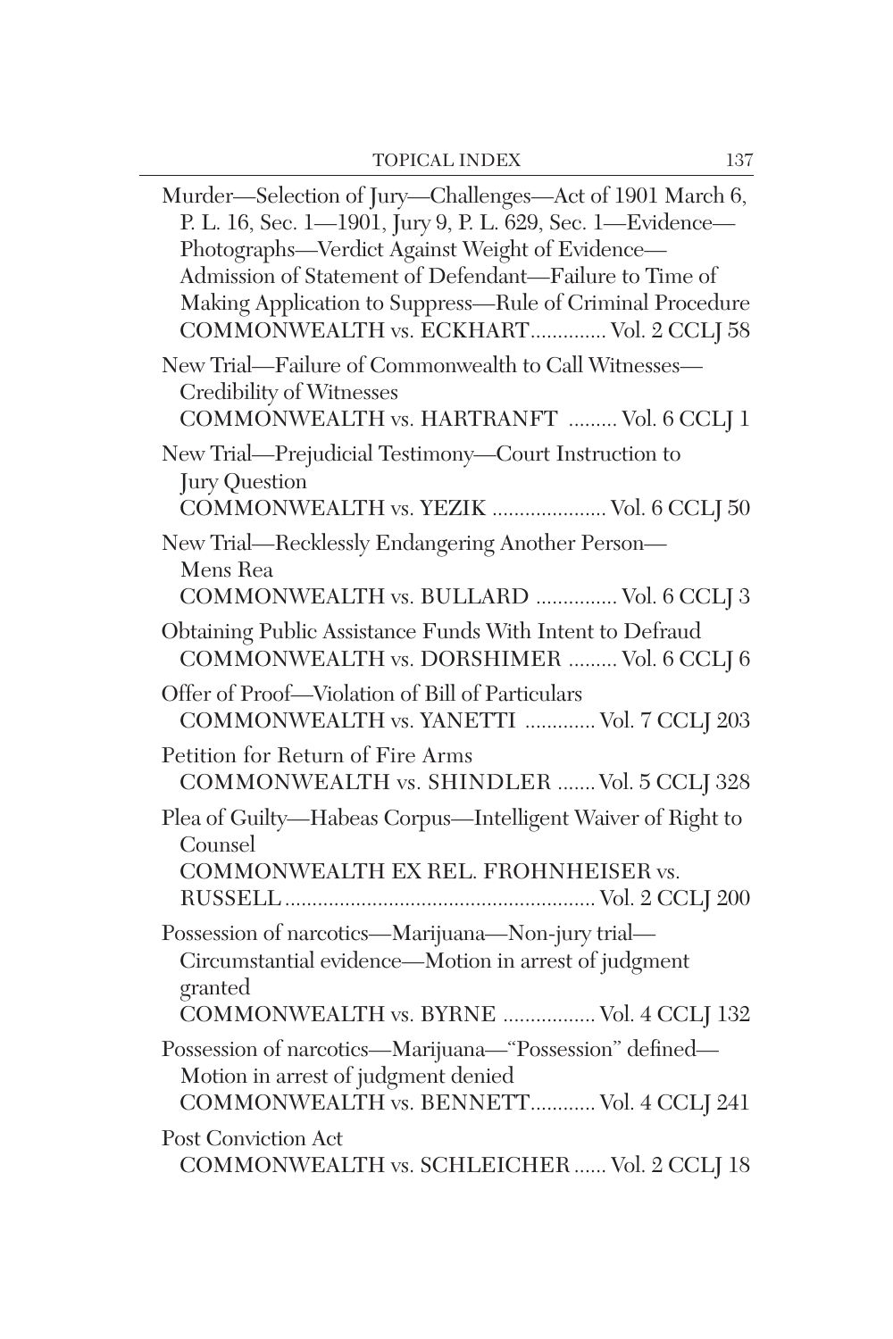Murder—Selection of Jury—Challenges—Act of 1901 March 6, P. L. 16, Sec. 1—1901, Jury 9, P. L. 629, Sec. 1—Evidence—Photographs—Verdict Against Weight of Evidence—Admission of Statement of Defendant—Failure to Time of Making Application to Suppress—Rule of Criminal Procedure
COMMONWEALTH vs. ECKHART............. Vol. 2 CCLJ 58

New Trial—Failure of Commonwealth to Call Witnesses—Credibility of Witnesses
COMMONWEALTH vs. HARTRANFT ......... Vol. 6 CCLJ 1

New Trial—Prejudicial Testimony—Court Instruction to Jury Question
COMMONWEALTH vs. YEZIK ..................... Vol. 6 CCLJ 50

New Trial—Recklessly Endangering Another Person—Mens Rea
COMMONWEALTH vs. BULLARD ............... Vol. 6 CCLJ 3

Obtaining Public Assistance Funds With Intent to Defraud
COMMONWEALTH vs. DORSHIMER ......... Vol. 6 CCLJ 6

Offer of Proof—Violation of Bill of Particulars
COMMONWEALTH vs. YANETTI ............. Vol. 7 CCLJ 203

Petition for Return of Fire Arms
COMMONWEALTH vs. SHINDLER ....... Vol. 5 CCLJ 328

Plea of Guilty—Habeas Corpus—Intelligent Waiver of Right to Counsel
COMMONWEALTH EX REL. FROHNHEISER vs. RUSSELL ......................................................... Vol. 2 CCLJ 200

Possession of narcotics—Marijuana—Non-jury trial—Circumstantial evidence—Motion in arrest of judgment granted
COMMONWEALTH vs. BYRNE ................. Vol. 4 CCLJ 132

Possession of narcotics—Marijuana—"Possession" defined—Motion in arrest of judgment denied
COMMONWEALTH vs. BENNETT............ Vol. 4 CCLJ 241

Post Conviction Act
COMMONWEALTH vs. SCHLEICHER ...... Vol. 2 CCLJ 18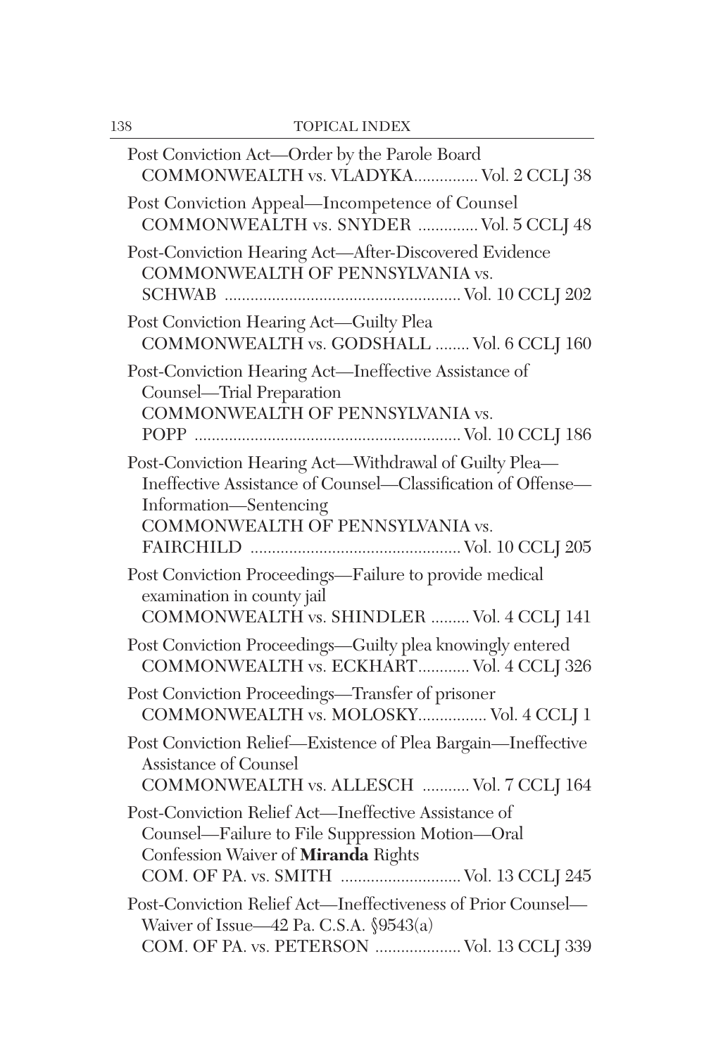Post Conviction Act—Order by the Parole Board
COMMONWEALTH vs. VLADYKA............... Vol. 2 CCLJ 38

Post Conviction Appeal—Incompetence of Counsel
COMMONWEALTH vs. SNYDER .............. Vol. 5 CCLJ 48

Post-Conviction Hearing Act—After-Discovered Evidence
COMMONWEALTH OF PENNSYLVANIA vs.
SCHWAB ....................................................... Vol. 10 CCLJ 202

Post Conviction Hearing Act—Guilty Plea
COMMONWEALTH vs. GODSHALL ........ Vol. 6 CCLJ 160

Post-Conviction Hearing Act—Ineffective Assistance of Counsel—Trial Preparation
COMMONWEALTH OF PENNSYLVANIA vs.
POPP .............................................................. Vol. 10 CCLJ 186

Post-Conviction Hearing Act—Withdrawal of Guilty Plea—Ineffective Assistance of Counsel—Classification of Offense—Information—Sentencing
COMMONWEALTH OF PENNSYLVANIA vs.
FAIRCHILD ................................................ Vol. 10 CCLJ 205

Post Conviction Proceedings—Failure to provide medical examination in county jail
COMMONWEALTH vs. SHINDLER ......... Vol. 4 CCLJ 141

Post Conviction Proceedings—Guilty plea knowingly entered
COMMONWEALTH vs. ECKHART............ Vol. 4 CCLJ 326

Post Conviction Proceedings—Transfer of prisoner
COMMONWEALTH vs. MOLOSKY................ Vol. 4 CCLJ 1

Post Conviction Relief—Existence of Plea Bargain—Ineffective Assistance of Counsel
COMMONWEALTH vs. ALLESCH ........... Vol. 7 CCLJ 164

Post-Conviction Relief Act—Ineffective Assistance of Counsel—Failure to File Suppression Motion—Oral Confession Waiver of **Miranda** Rights
COM. OF PA. vs. SMITH ............................ Vol. 13 CCLJ 245

Post-Conviction Relief Act—Ineffectiveness of Prior Counsel—Waiver of Issue—42 Pa. C.S.A. §9543(a)
COM. OF PA. vs. PETERSON .................... Vol. 13 CCLJ 339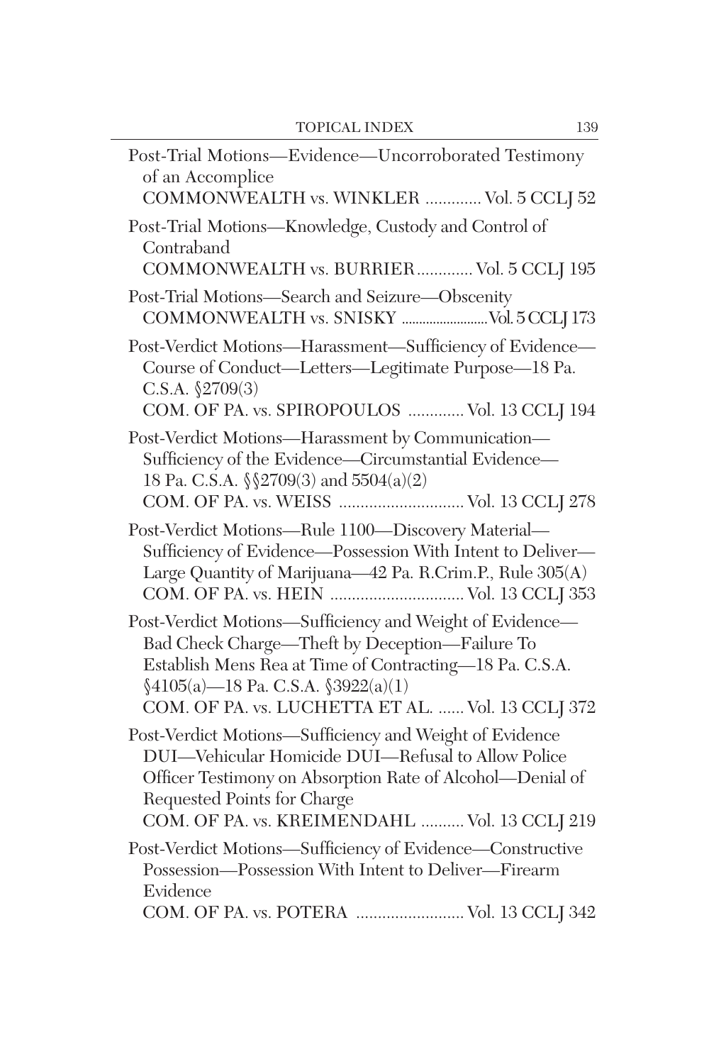Post-Trial Motions—Evidence—Uncorroborated Testimony of an Accomplice
COMMONWEALTH vs. WINKLER ............. Vol. 5 CCLJ 52

Post-Trial Motions—Knowledge, Custody and Control of Contraband
COMMONWEALTH vs. BURRIER ............. Vol. 5 CCLJ 195

Post-Trial Motions—Search and Seizure—Obscenity
COMMONWEALTH vs. SNISKY ......................... Vol. 5 CCLJ 173

Post-Verdict Motions—Harassment—Sufficiency of Evidence—Course of Conduct—Letters—Legitimate Purpose—18 Pa. C.S.A. §2709(3)
COM. OF PA. vs. SPIROPOULOS ............. Vol. 13 CCLJ 194

Post-Verdict Motions—Harassment by Communication—Sufficiency of the Evidence—Circumstantial Evidence—18 Pa. C.S.A. §§2709(3) and 5504(a)(2)
COM. OF PA. vs. WEISS ............................. Vol. 13 CCLJ 278

Post-Verdict Motions—Rule 1100—Discovery Material—Sufficiency of Evidence—Possession With Intent to Deliver—Large Quantity of Marijuana—42 Pa. R.Crim.P., Rule 305(A)
COM. OF PA. vs. HEIN ............................... Vol. 13 CCLJ 353

Post-Verdict Motions—Sufficiency and Weight of Evidence—Bad Check Charge—Theft by Deception—Failure To Establish Mens Rea at Time of Contracting—18 Pa. C.S.A. §4105(a)—18 Pa. C.S.A. §3922(a)(1)
COM. OF PA. vs. LUCHETTA ET AL. ...... Vol. 13 CCLJ 372

Post-Verdict Motions—Sufficiency and Weight of Evidence DUI—Vehicular Homicide DUI—Refusal to Allow Police Officer Testimony on Absorption Rate of Alcohol—Denial of Requested Points for Charge
COM. OF PA. vs. KREIMENDAHL .......... Vol. 13 CCLJ 219

Post-Verdict Motions—Sufficiency of Evidence—Constructive Possession—Possession With Intent to Deliver—Firearm Evidence
COM. OF PA. vs. POTERA ......................... Vol. 13 CCLJ 342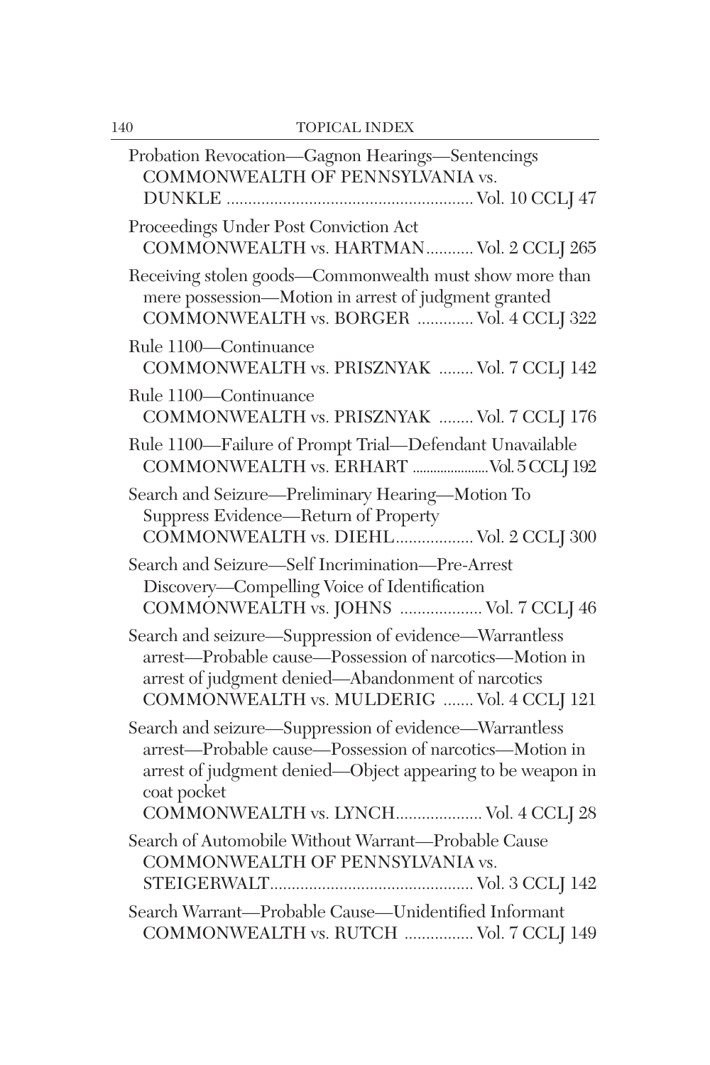Probation Revocation—Gagnon Hearings—Sentencings
COMMONWEALTH OF PENNSYLVANIA vs. DUNKLE ........................................................ Vol. 10 CCLJ 47

Proceedings Under Post Conviction Act
COMMONWEALTH vs. HARTMAN........... Vol. 2 CCLJ 265

Receiving stolen goods—Commonwealth must show more than mere possession—Motion in arrest of judgment granted
COMMONWEALTH vs. BORGER ............. Vol. 4 CCLJ 322

Rule 1100—Continuance
COMMONWEALTH vs. PRISZNYAK ........ Vol. 7 CCLJ 142

Rule 1100—Continuance
COMMONWEALTH vs. PRISZNYAK ........ Vol. 7 CCLJ 176

Rule 1100—Failure of Prompt Trial—Defendant Unavailable
COMMONWEALTH vs. ERHART ...................... Vol. 5 CCLJ 192

Search and Seizure—Preliminary Hearing—Motion To Suppress Evidence—Return of Property
COMMONWEALTH vs. DIEHL.................. Vol. 2 CCLJ 300

Search and Seizure—Self Incrimination—Pre-Arrest Discovery—Compelling Voice of Identification
COMMONWEALTH vs. JOHNS ................... Vol. 7 CCLJ 46

Search and seizure—Suppression of evidence—Warrantless arrest—Probable cause—Possession of narcotics—Motion in arrest of judgment denied—Abandonment of narcotics
COMMONWEALTH vs. MULDERIG ....... Vol. 4 CCLJ 121

Search and seizure—Suppression of evidence—Warrantless arrest—Probable cause—Possession of narcotics—Motion in arrest of judgment denied—Object appearing to be weapon in coat pocket
COMMONWEALTH vs. LYNCH.................... Vol. 4 CCLJ 28

Search of Automobile Without Warrant—Probable Cause
COMMONWEALTH OF PENNSYLVANIA vs. STEIGERWALT............................................... Vol. 3 CCLJ 142

Search Warrant—Probable Cause—Unidentified Informant
COMMONWEALTH vs. RUTCH ................ Vol. 7 CCLJ 149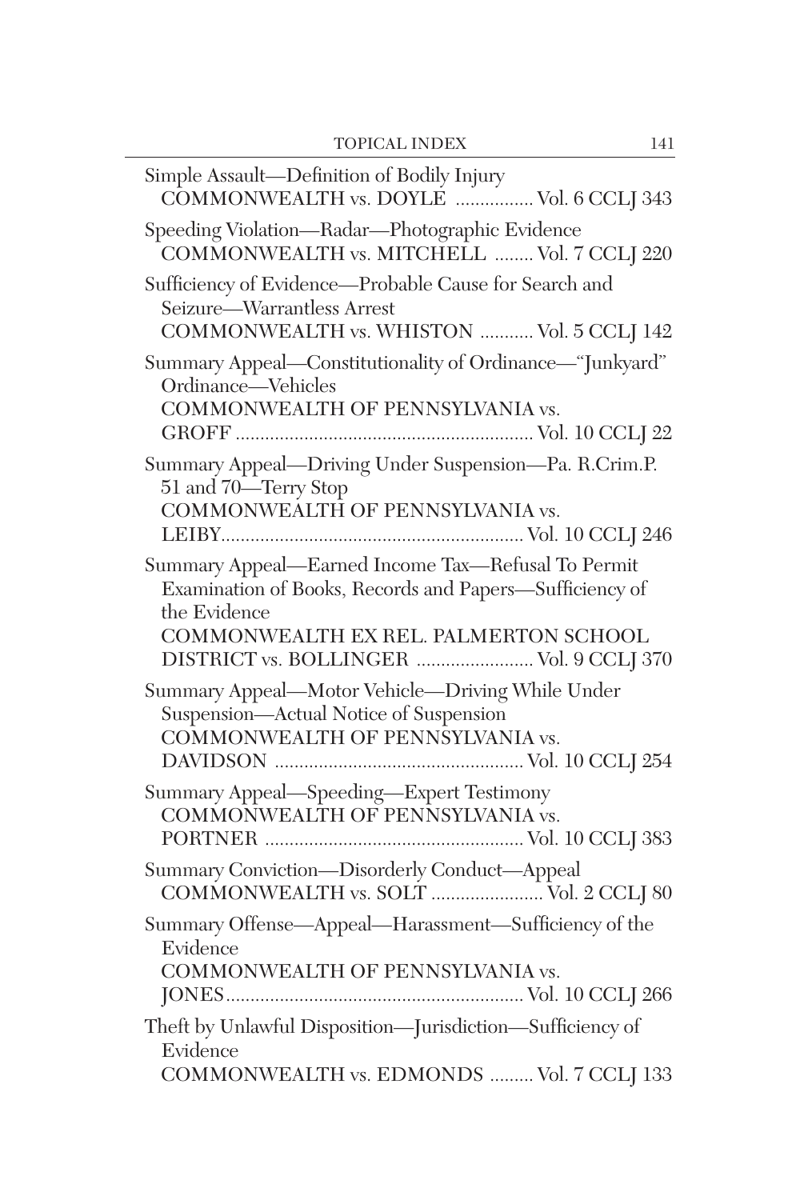Simple Assault—Definition of Bodily Injury
COMMONWEALTH vs. DOYLE ................ Vol. 6 CCLJ 343

Speeding Violation—Radar—Photographic Evidence
COMMONWEALTH vs. MITCHELL ........ Vol. 7 CCLJ 220

Sufficiency of Evidence—Probable Cause for Search and Seizure—Warrantless Arrest
COMMONWEALTH vs. WHISTON ........... Vol. 5 CCLJ 142

Summary Appeal—Constitutionality of Ordinance—"Junkyard" Ordinance—Vehicles
COMMONWEALTH OF PENNSYLVANIA vs. GROFF ............................................................. Vol. 10 CCLJ 22

Summary Appeal—Driving Under Suspension—Pa. R.Crim.P. 51 and 70—Terry Stop
COMMONWEALTH OF PENNSYLVANIA vs. LEIBY.............................................................. Vol. 10 CCLJ 246

Summary Appeal—Earned Income Tax—Refusal To Permit Examination of Books, Records and Papers—Sufficiency of the Evidence
COMMONWEALTH EX REL. PALMERTON SCHOOL DISTRICT vs. BOLLINGER ........................ Vol. 9 CCLJ 370

Summary Appeal—Motor Vehicle—Driving While Under Suspension—Actual Notice of Suspension
COMMONWEALTH OF PENNSYLVANIA vs. DAVIDSON .................................................. Vol. 10 CCLJ 254

Summary Appeal—Speeding—Expert Testimony
COMMONWEALTH OF PENNSYLVANIA vs. PORTNER .................................................... Vol. 10 CCLJ 383

Summary Conviction—Disorderly Conduct—Appeal
COMMONWEALTH vs. SOLT ....................... Vol. 2 CCLJ 80

Summary Offense—Appeal—Harassment—Sufficiency of the Evidence
COMMONWEALTH OF PENNSYLVANIA vs. JONES............................................................ Vol. 10 CCLJ 266

Theft by Unlawful Disposition—Jurisdiction—Sufficiency of Evidence
COMMONWEALTH vs. EDMONDS ......... Vol. 7 CCLJ 133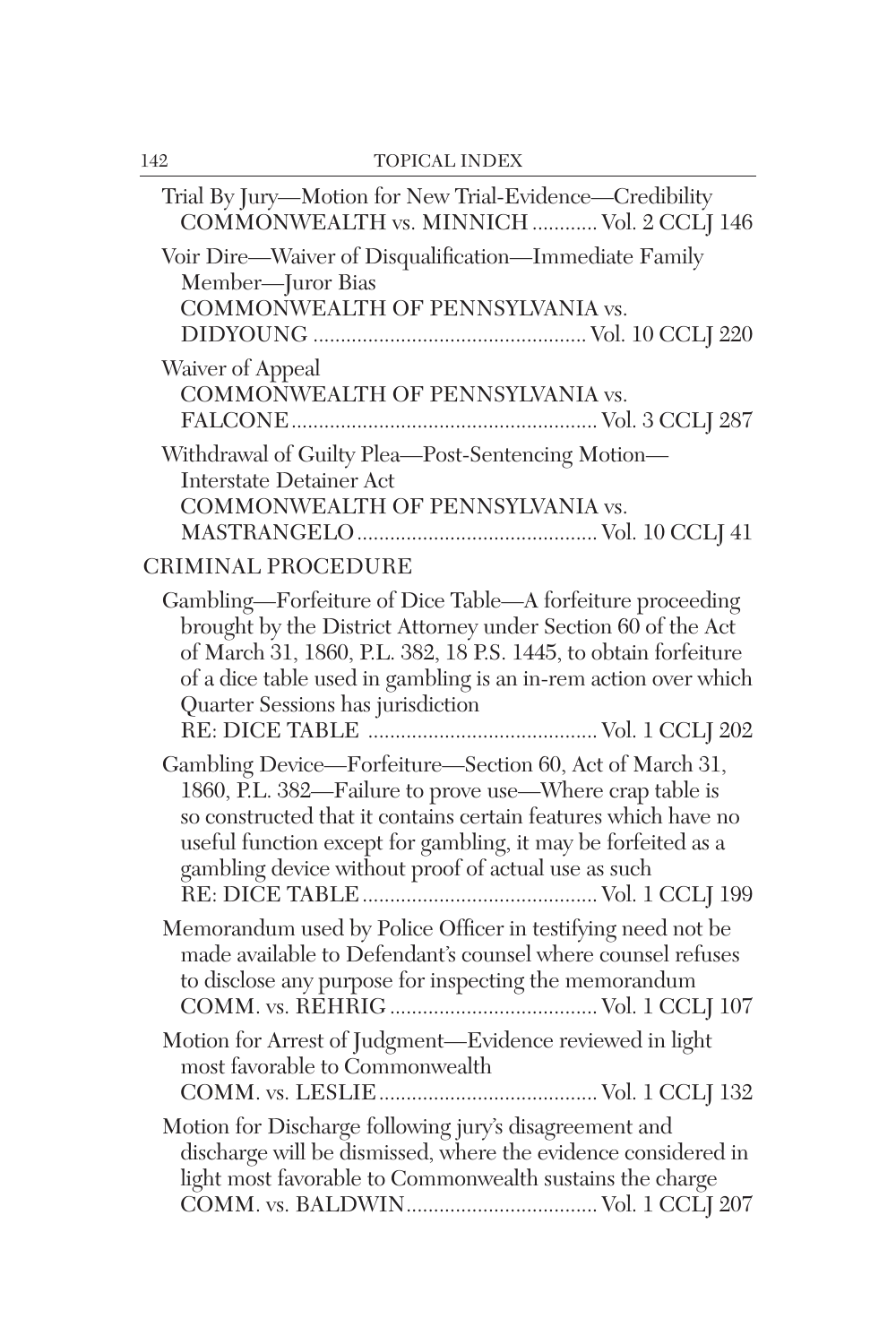Trial By Jury—Motion for New Trial-Evidence—Credibility
COMMONWEALTH vs. MINNICH ............ Vol. 2 CCLJ 146

Voir Dire—Waiver of Disqualification—Immediate Family Member—Juror Bias
COMMONWEALTH OF PENNSYLVANIA vs. DIDYOUNG ................................................. Vol. 10 CCLJ 220

Waiver of Appeal
COMMONWEALTH OF PENNSYLVANIA vs. FALCONE....................................................... Vol. 3 CCLJ 287

Withdrawal of Guilty Plea—Post-Sentencing Motion—Interstate Detainer Act
COMMONWEALTH OF PENNSYLVANIA vs. MASTRANGELO........................................... Vol. 10 CCLJ 41

## CRIMINAL PROCEDURE

Gambling—Forfeiture of Dice Table—A forfeiture proceeding brought by the District Attorney under Section 60 of the Act of March 31, 1860, P.L. 382, 18 P.S. 1445, to obtain forfeiture of a dice table used in gambling is an in-rem action over which Quarter Sessions has jurisdiction
RE: DICE TABLE .......................................... Vol. 1 CCLJ 202

Gambling Device—Forfeiture—Section 60, Act of March 31, 1860, P.L. 382—Failure to prove use—Where crap table is so constructed that it contains certain features which have no useful function except for gambling, it may be forfeited as a gambling device without proof of actual use as such
RE: DICE TABLE.......................................... Vol. 1 CCLJ 199

Memorandum used by Police Officer in testifying need not be made available to Defendant's counsel where counsel refuses to disclose any purpose for inspecting the memorandum
COMM. vs. REHRIG...................................... Vol. 1 CCLJ 107

Motion for Arrest of Judgment—Evidence reviewed in light most favorable to Commonwealth
COMM. vs. LESLIE........................................ Vol. 1 CCLJ 132

Motion for Discharge following jury's disagreement and discharge will be dismissed, where the evidence considered in light most favorable to Commonwealth sustains the charge
COMM. vs. BALDWIN................................... Vol. 1 CCLJ 207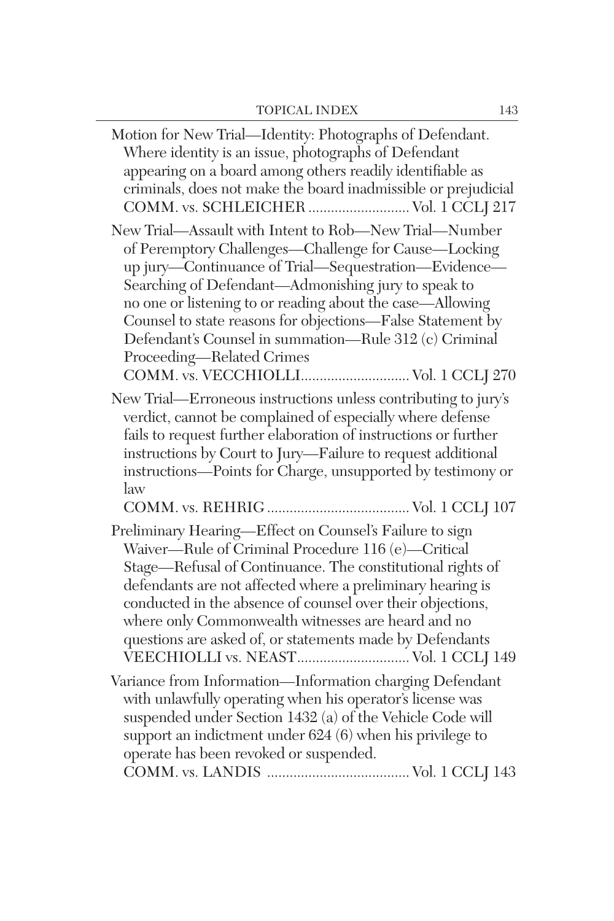Motion for New Trial—Identity: Photographs of Defendant. Where identity is an issue, photographs of Defendant appearing on a board among others readily identifiable as criminals, does not make the board inadmissible or prejudicial
COMM. vs. SCHLEICHER .......................... Vol. 1 CCLJ 217

New Trial—Assault with Intent to Rob—New Trial—Number of Peremptory Challenges—Challenge for Cause—Locking up jury—Continuance of Trial—Sequestration—Evidence—Searching of Defendant—Admonishing jury to speak to no one or listening to or reading about the case—Allowing Counsel to state reasons for objections—False Statement by Defendant's Counsel in summation—Rule 312 (c) Criminal Proceeding—Related Crimes
COMM. vs. VECCHIOLLI............................ Vol. 1 CCLJ 270

New Trial—Erroneous instructions unless contributing to jury's verdict, cannot be complained of especially where defense fails to request further elaboration of instructions or further instructions by Court to Jury—Failure to request additional instructions—Points for Charge, unsupported by testimony or law
COMM. vs. REHRIG ..................................... Vol. 1 CCLJ 107

Preliminary Hearing—Effect on Counsel's Failure to sign Waiver—Rule of Criminal Procedure 116 (e)—Critical Stage—Refusal of Continuance. The constitutional rights of defendants are not affected where a preliminary hearing is conducted in the absence of counsel over their objections, where only Commonwealth witnesses are heard and no questions are asked of, or statements made by Defendants
VEECHIOLLI vs. NEAST............................. Vol. 1 CCLJ 149

Variance from Information—Information charging Defendant with unlawfully operating when his operator's license was suspended under Section 1432 (a) of the Vehicle Code will support an indictment under 624 (6) when his privilege to operate has been revoked or suspended.
COMM. vs. LANDIS ..................................... Vol. 1 CCLJ 143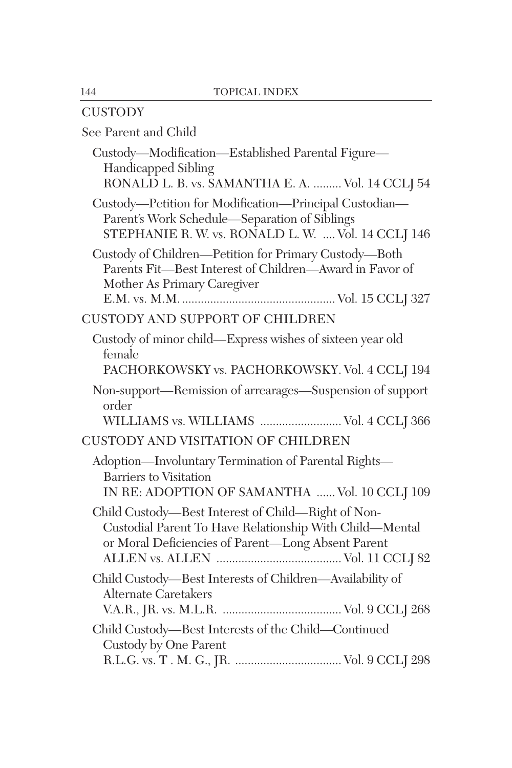## CUSTODY

See Parent and Child

Custody—Modification—Established Parental Figure—Handicapped Sibling
RONALD L. B. vs. SAMANTHA E. A. ......... Vol. 14 CCLJ 54

Custody—Petition for Modification—Principal Custodian—Parent's Work Schedule—Separation of Siblings
STEPHANIE R. W. vs. RONALD L. W. .... Vol. 14 CCLJ 146

Custody of Children—Petition for Primary Custody—Both Parents Fit—Best Interest of Children—Award in Favor of Mother As Primary Caregiver
E.M. vs. M.M. ................................................. Vol. 15 CCLJ 327

## CUSTODY AND SUPPORT OF CHILDREN

Custody of minor child—Express wishes of sixteen year old female
PACHORKOWSKY vs. PACHORKOWSKY. Vol. 4 CCLJ 194

Non-support—Remission of arrearages—Suspension of support order
WILLIAMS vs. WILLIAMS .......................... Vol. 4 CCLJ 366

## CUSTODY AND VISITATION OF CHILDREN

Adoption—Involuntary Termination of Parental Rights—Barriers to Visitation
IN RE: ADOPTION OF SAMANTHA ...... Vol. 10 CCLJ 109

Child Custody—Best Interest of Child—Right of Non-Custodial Parent To Have Relationship With Child—Mental or Moral Deficiencies of Parent—Long Absent Parent
ALLEN vs. ALLEN ........................................ Vol. 11 CCLJ 82

Child Custody—Best Interests of Children—Availability of Alternate Caretakers
V.A.R., JR. vs. M.L.R. ...................................... Vol. 9 CCLJ 268

Child Custody—Best Interests of the Child—Continued Custody by One Parent
R.L.G. vs. T . M. G., JR. .................................. Vol. 9 CCLJ 298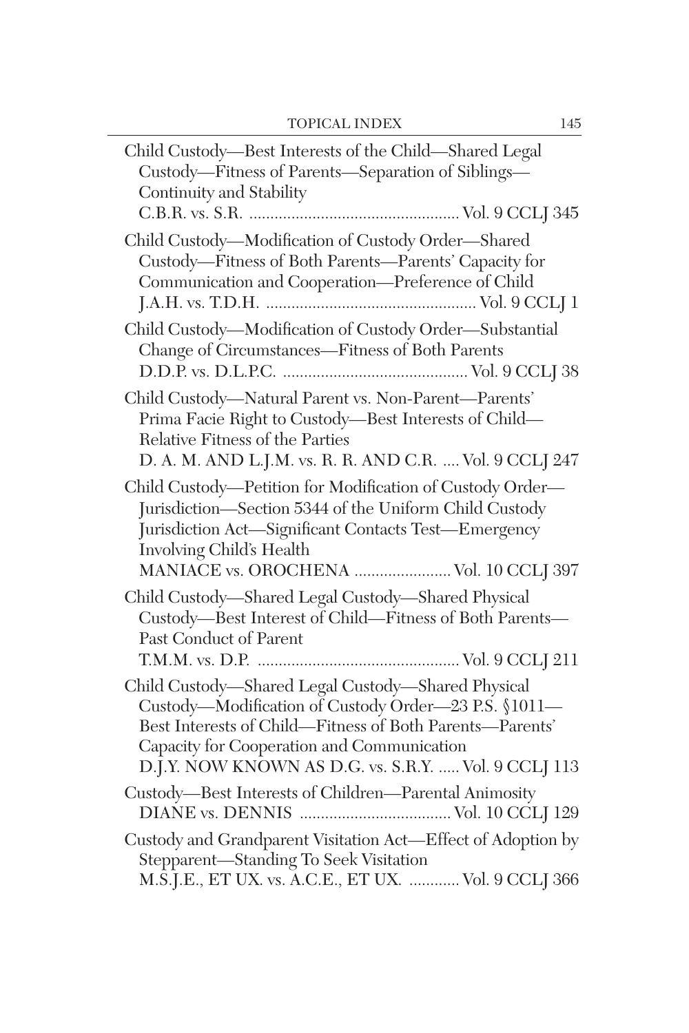Child Custody—Best Interests of the Child—Shared Legal Custody—Fitness of Parents—Separation of Siblings—Continuity and Stability
C.B.R. vs. S.R. .................................................. Vol. 9 CCLJ 345

Child Custody—Modification of Custody Order—Shared Custody—Fitness of Both Parents—Parents' Capacity for Communication and Cooperation—Preference of Child
J.A.H. vs. T.D.H. .................................................. Vol. 9 CCLJ 1

Child Custody—Modification of Custody Order—Substantial Change of Circumstances—Fitness of Both Parents
D.D.P. vs. D.L.P.C. ............................................ Vol. 9 CCLJ 38

Child Custody—Natural Parent vs. Non-Parent—Parents' Prima Facie Right to Custody—Best Interests of Child—Relative Fitness of the Parties
D. A. M. AND L.J.M. vs. R. R. AND C.R. .... Vol. 9 CCLJ 247

Child Custody—Petition for Modification of Custody Order—Jurisdiction—Section 5344 of the Uniform Child Custody Jurisdiction Act—Significant Contacts Test—Emergency Involving Child's Health
MANIACE vs. OROCHENA ....................... Vol. 10 CCLJ 397

Child Custody—Shared Legal Custody—Shared Physical Custody—Best Interest of Child—Fitness of Both Parents—Past Conduct of Parent
T.M.M. vs. D.P. ................................................ Vol. 9 CCLJ 211

Child Custody—Shared Legal Custody—Shared Physical Custody—Modification of Custody Order—23 P.S. §1011—Best Interests of Child—Fitness of Both Parents—Parents' Capacity for Cooperation and Communication
D.J.Y. NOW KNOWN AS D.G. vs. S.R.Y. ..... Vol. 9 CCLJ 113

Custody—Best Interests of Children—Parental Animosity
DIANE vs. DENNIS .................................... Vol. 10 CCLJ 129

Custody and Grandparent Visitation Act—Effect of Adoption by Stepparent—Standing To Seek Visitation
M.S.J.E., ET UX. vs. A.C.E., ET UX. ............ Vol. 9 CCLJ 366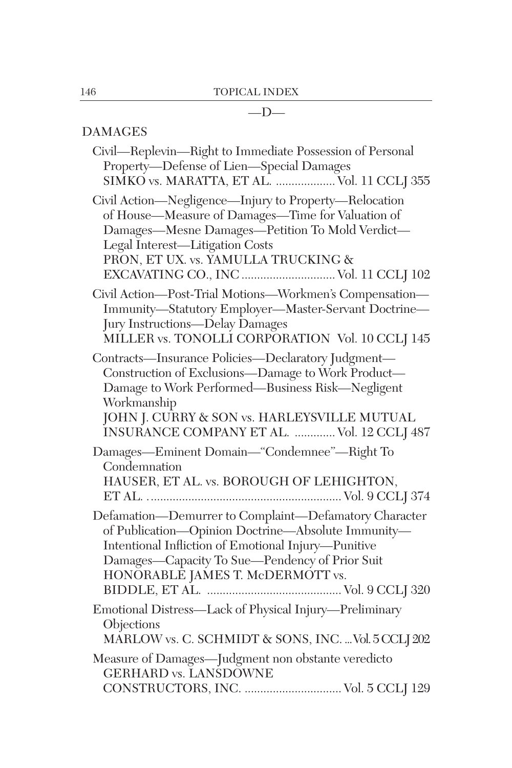—D—

DAMAGES

Civil—Replevin—Right to Immediate Possession of Personal Property—Defense of Lien—Special Damages
SIMKO vs. MARATTA, ET AL. .................. Vol. 11 CCLJ 355

Civil Action—Negligence—Injury to Property—Relocation of House—Measure of Damages—Time for Valuation of Damages—Mesne Damages—Petition To Mold Verdict—Legal Interest—Litigation Costs
PRON, ET UX. vs. YAMULLA TRUCKING & EXCAVATING CO., INC ............................ Vol. 11 CCLJ 102

Civil Action—Post-Trial Motions—Workmen's Compensation—Immunity—Statutory Employer—Master-Servant Doctrine—Jury Instructions—Delay Damages
MILLER vs. TONOLLI CORPORATION Vol. 10 CCLJ 145

Contracts—Insurance Policies—Declaratory Judgment—Construction of Exclusions—Damage to Work Product—Damage to Work Performed—Business Risk—Negligent Workmanship
JOHN J. CURRY & SON vs. HARLEYSVILLE MUTUAL INSURANCE COMPANY ET AL. ............ Vol. 12 CCLJ 487

Damages—Eminent Domain—"Condemnee"—Right To Condemnation
HAUSER, ET AL. vs. BOROUGH OF LEHIGHTON, ET AL. ............................................................ Vol. 9 CCLJ 374

Defamation—Demurrer to Complaint—Defamatory Character of Publication—Opinion Doctrine—Absolute Immunity—Intentional Infliction of Emotional Injury—Punitive Damages—Capacity To Sue—Pendency of Prior Suit
HONORABLE JAMES T. McDERMOTT vs. BIDDLE, ET AL. .......................................... Vol. 9 CCLJ 320

Emotional Distress—Lack of Physical Injury—Preliminary Objections
MARLOW vs. C. SCHMIDT & SONS, INC. ... Vol. 5 CCLJ 202

Measure of Damages—Judgment non obstante veredicto
GERHARD vs. LANSDOWNE CONSTRUCTORS, INC. .............................. Vol. 5 CCLJ 129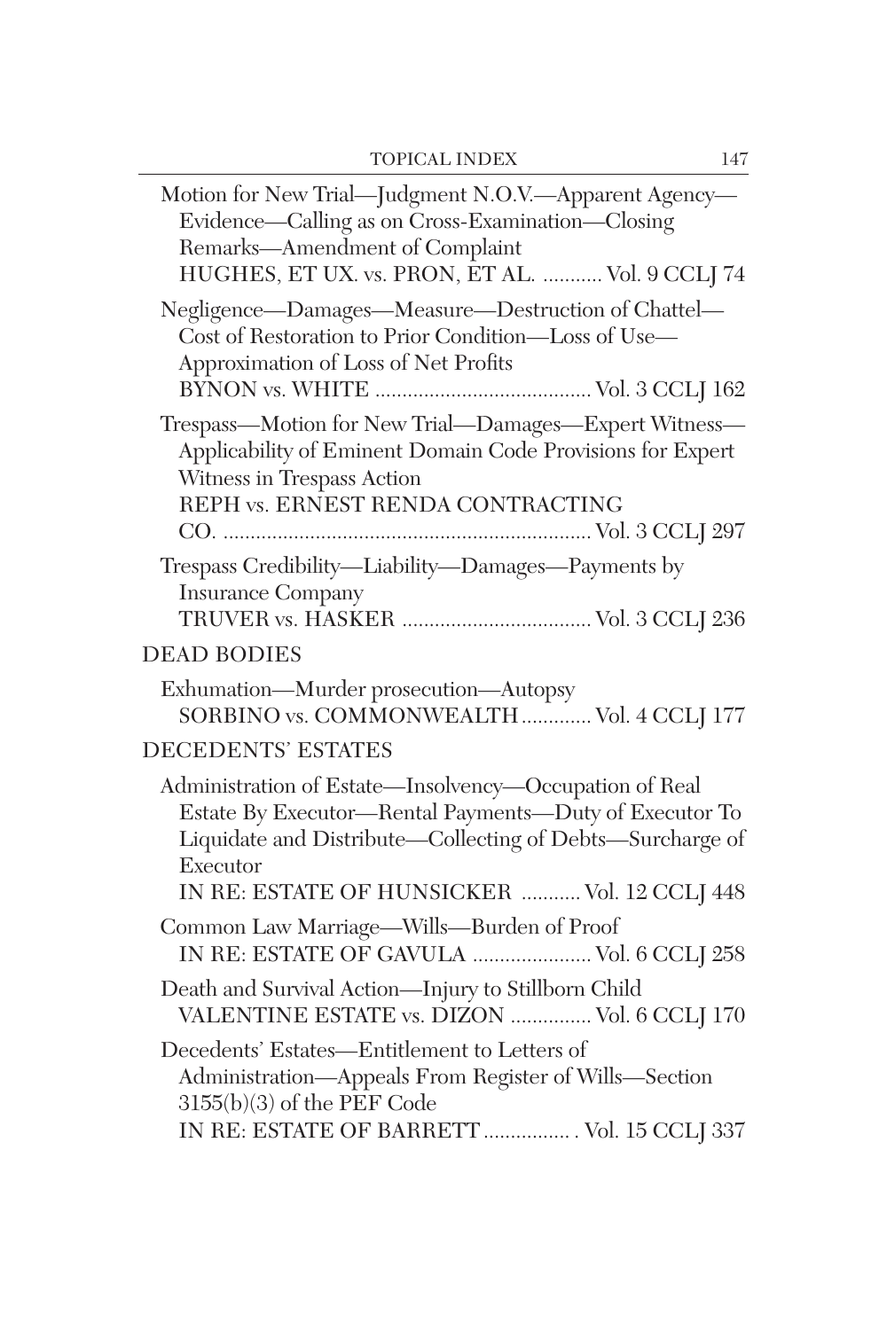Motion for New Trial—Judgment N.O.V.—Apparent Agency—Evidence—Calling as on Cross-Examination—Closing Remarks—Amendment of Complaint
HUGHES, ET UX. vs. PRON, ET AL. ........... Vol. 9 CCLJ 74

Negligence—Damages—Measure—Destruction of Chattel—Cost of Restoration to Prior Condition—Loss of Use—Approximation of Loss of Net Profits
BYNON vs. WHITE ........................................ Vol. 3 CCLJ 162

Trespass—Motion for New Trial—Damages—Expert Witness—Applicability of Eminent Domain Code Provisions for Expert Witness in Trespass Action
REPH vs. ERNEST RENDA CONTRACTING CO. .................................................................... Vol. 3 CCLJ 297

Trespass Credibility—Liability—Damages—Payments by Insurance Company
TRUVER vs. HASKER ................................... Vol. 3 CCLJ 236

## DEAD BODIES

Exhumation—Murder prosecution—Autopsy
SORBINO vs. COMMONWEALTH ............. Vol. 4 CCLJ 177

## DECEDENTS' ESTATES

Administration of Estate—Insolvency—Occupation of Real Estate By Executor—Rental Payments—Duty of Executor To Liquidate and Distribute—Collecting of Debts—Surcharge of Executor
IN RE: ESTATE OF HUNSICKER ........... Vol. 12 CCLJ 448

Common Law Marriage—Wills—Burden of Proof
IN RE: ESTATE OF GAVULA ...................... Vol. 6 CCLJ 258

Death and Survival Action—Injury to Stillborn Child
VALENTINE ESTATE vs. DIZON ............... Vol. 6 CCLJ 170

Decedents' Estates—Entitlement to Letters of Administration—Appeals From Register of Wills—Section 3155(b)(3) of the PEF Code
IN RE: ESTATE OF BARRETT ................ . Vol. 15 CCLJ 337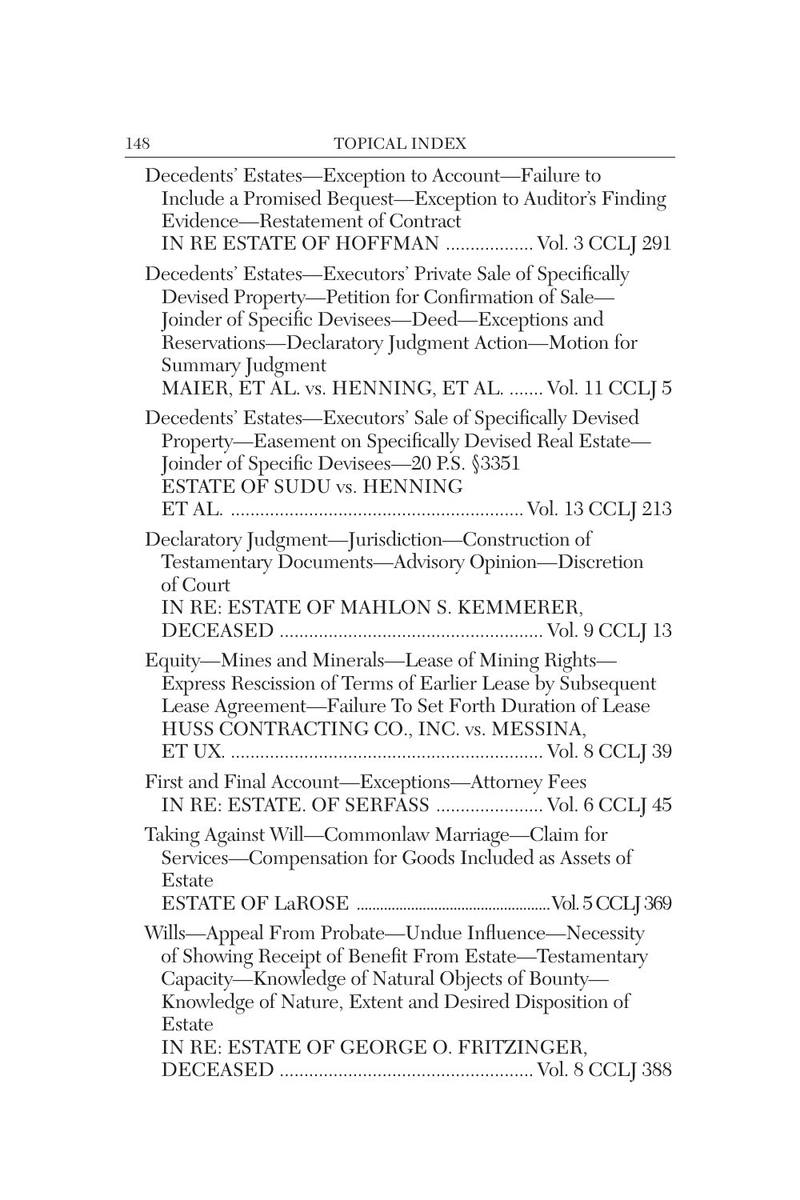Decedents' Estates—Exception to Account—Failure to Include a Promised Bequest—Exception to Auditor's Finding Evidence—Restatement of Contract
IN RE ESTATE OF HOFFMAN .................. Vol. 3 CCLJ 291

Decedents' Estates—Executors' Private Sale of Specifically Devised Property—Petition for Confirmation of Sale—Joinder of Specific Devisees—Deed—Exceptions and Reservations—Declaratory Judgment Action—Motion for Summary Judgment
MAIER, ET AL. vs. HENNING, ET AL. ....... Vol. 11 CCLJ 5

Decedents' Estates—Executors' Sale of Specifically Devised Property—Easement on Specifically Devised Real Estate—Joinder of Specific Devisees—20 P.S. §3351
ESTATE OF SUDU vs. HENNING ET AL. ........................................................... Vol. 13 CCLJ 213

Declaratory Judgment—Jurisdiction—Construction of Testamentary Documents—Advisory Opinion—Discretion of Court
IN RE: ESTATE OF MAHLON S. KEMMERER, DECEASED ..................................................... Vol. 9 CCLJ 13

Equity—Mines and Minerals—Lease of Mining Rights—Express Rescission of Terms of Earlier Lease by Subsequent Lease Agreement—Failure To Set Forth Duration of Lease
HUSS CONTRACTING CO., INC. vs. MESSINA, ET UX. ................................................................ Vol. 8 CCLJ 39

First and Final Account—Exceptions—Attorney Fees
IN RE: ESTATE. OF SERFASS ...................... Vol. 6 CCLJ 45

Taking Against Will—Commonlaw Marriage—Claim for Services—Compensation for Goods Included as Assets of Estate
ESTATE OF LaROSE .................................................. Vol. 5 CCLJ 369

Wills—Appeal From Probate—Undue Influence—Necessity of Showing Receipt of Benefit From Estate—Testamentary Capacity—Knowledge of Natural Objects of Bounty—Knowledge of Nature, Extent and Desired Disposition of Estate
IN RE: ESTATE OF GEORGE O. FRITZINGER, DECEASED .................................................... Vol. 8 CCLJ 388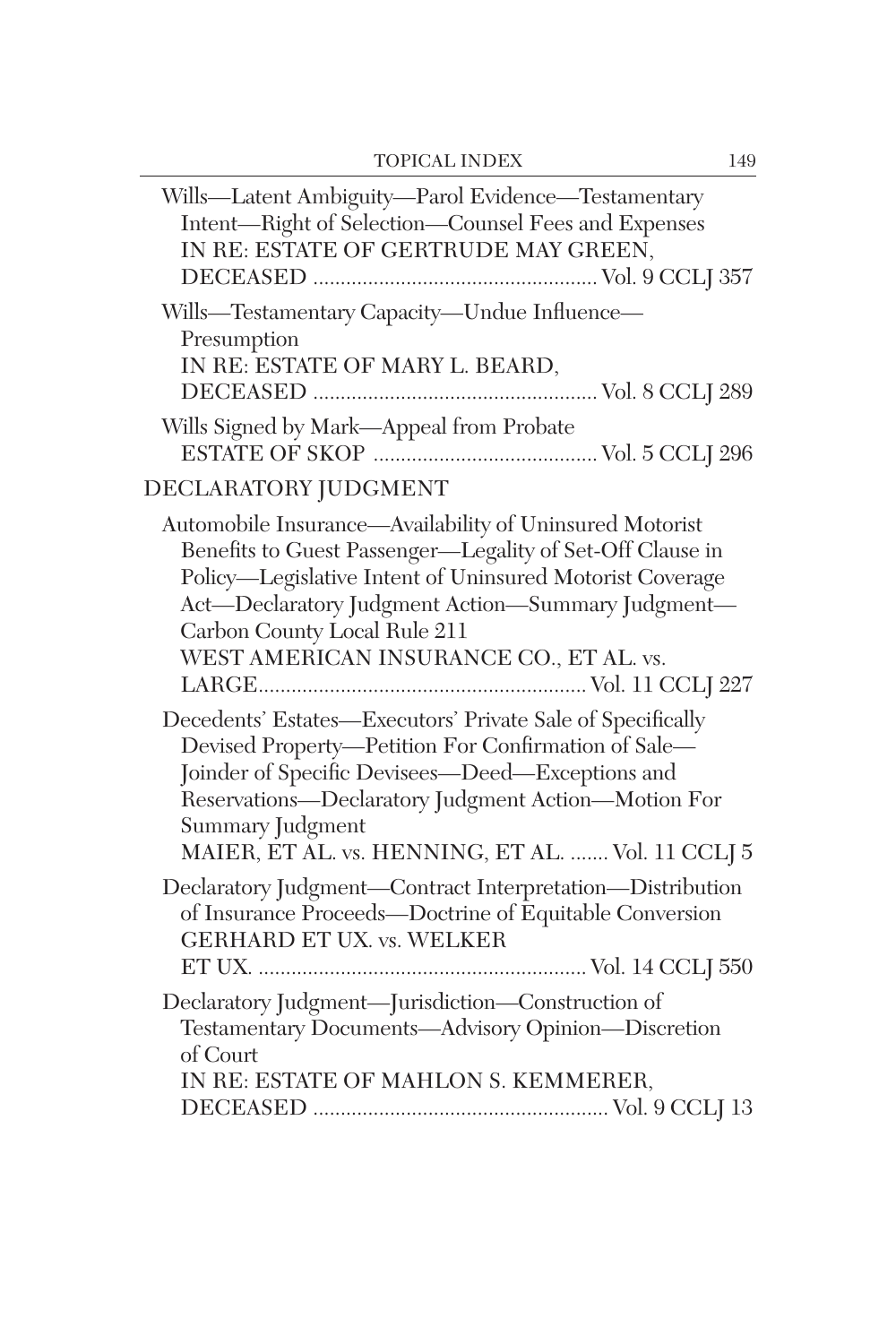Wills—Latent Ambiguity—Parol Evidence—Testamentary Intent—Right of Selection—Counsel Fees and Expenses
IN RE: ESTATE OF GERTRUDE MAY GREEN, DECEASED .................................................. Vol. 9 CCLJ 357

Wills—Testamentary Capacity—Undue Influence—Presumption
IN RE: ESTATE OF MARY L. BEARD, DECEASED .................................................. Vol. 8 CCLJ 289

Wills Signed by Mark—Appeal from Probate
ESTATE OF SKOP ........................................ Vol. 5 CCLJ 296

## DECLARATORY JUDGMENT

Automobile Insurance—Availability of Uninsured Motorist Benefits to Guest Passenger—Legality of Set-Off Clause in Policy—Legislative Intent of Uninsured Motorist Coverage Act—Declaratory Judgment Action—Summary Judgment—Carbon County Local Rule 211
WEST AMERICAN INSURANCE CO., ET AL. vs. LARGE.......................................................... Vol. 11 CCLJ 227

Decedents' Estates—Executors' Private Sale of Specifically Devised Property—Petition For Confirmation of Sale—Joinder of Specific Devisees—Deed—Exceptions and Reservations—Declaratory Judgment Action—Motion For Summary Judgment
MAIER, ET AL. vs. HENNING, ET AL. ....... Vol. 11 CCLJ 5

Declaratory Judgment—Contract Interpretation—Distribution of Insurance Proceeds—Doctrine of Equitable Conversion
GERHARD ET UX. vs. WELKER ET UX. .......................................................... Vol. 14 CCLJ 550

Declaratory Judgment—Jurisdiction—Construction of Testamentary Documents—Advisory Opinion—Discretion of Court
IN RE: ESTATE OF MAHLON S. KEMMERER, DECEASED .................................................... Vol. 9 CCLJ 13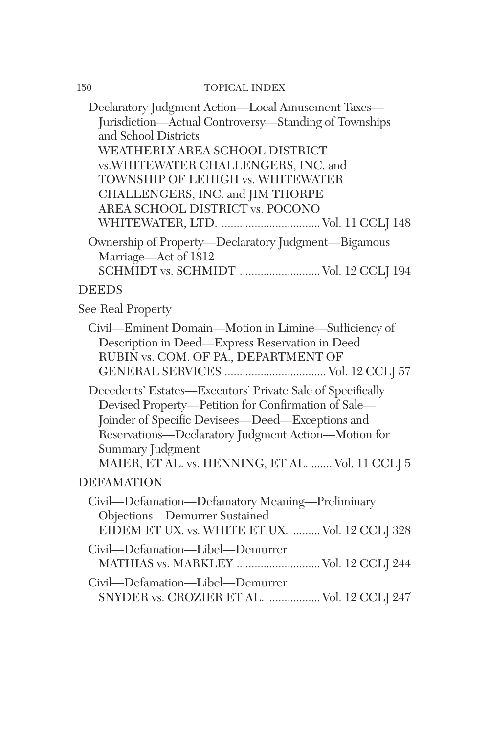Declaratory Judgment Action—Local Amusement Taxes—Jurisdiction—Actual Controversy—Standing of Townships and School Districts
WEATHERLY AREA SCHOOL DISTRICT vs.WHITEWATER CHALLENGERS, INC. and TOWNSHIP OF LEHIGH vs. WHITEWATER CHALLENGERS, INC. and JIM THORPE AREA SCHOOL DISTRICT vs. POCONO WHITEWATER, LTD. ................................ Vol. 11 CCLJ 148

Ownership of Property—Declaratory Judgment—Bigamous Marriage—Act of 1812
SCHMIDT vs. SCHMIDT .......................... Vol. 12 CCLJ 194

## DEEDS

See Real Property

Civil—Eminent Domain—Motion in Limine—Sufficiency of Description in Deed—Express Reservation in Deed
RUBIN vs. COM. OF PA., DEPARTMENT OF GENERAL SERVICES ................................ Vol. 12 CCLJ 57

Decedents' Estates—Executors' Private Sale of Specifically Devised Property—Petition for Confirmation of Sale—Joinder of Specific Devisees—Deed—Exceptions and Reservations—Declaratory Judgment Action—Motion for Summary Judgment
MAIER, ET AL. vs. HENNING, ET AL. ....... Vol. 11 CCLJ 5

## DEFAMATION

Civil—Defamation—Defamatory Meaning—Preliminary Objections—Demurrer Sustained
EIDEM ET UX. vs. WHITE ET UX. ......... Vol. 12 CCLJ 328

Civil—Defamation—Libel—Demurrer
MATHIAS vs. MARKLEY ........................... Vol. 12 CCLJ 244

Civil—Defamation—Libel—Demurrer
SNYDER vs. CROZIER ET AL. ................. Vol. 12 CCLJ 247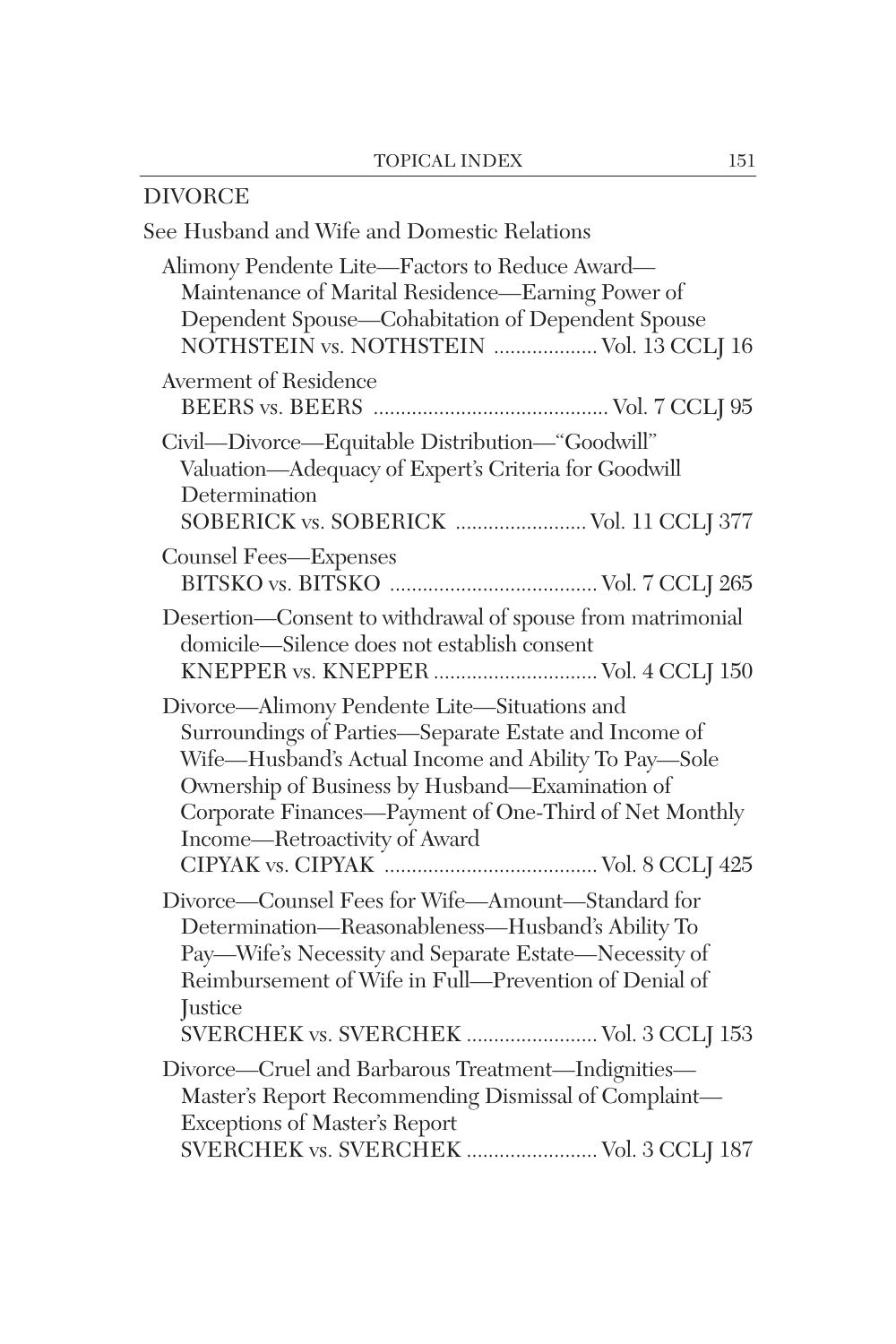## DIVORCE

See Husband and Wife and Domestic Relations

Alimony Pendente Lite—Factors to Reduce Award—Maintenance of Marital Residence—Earning Power of Dependent Spouse—Cohabitation of Dependent Spouse
NOTHSTEIN vs. NOTHSTEIN .................. Vol. 13 CCLJ 16

Averment of Residence
BEERS vs. BEERS .......................................... Vol. 7 CCLJ 95

Civil—Divorce—Equitable Distribution—"Goodwill" Valuation—Adequacy of Expert's Criteria for Goodwill Determination
SOBERICK vs. SOBERICK ........................ Vol. 11 CCLJ 377

Counsel Fees—Expenses
BITSKO vs. BITSKO ...................................... Vol. 7 CCLJ 265

Desertion—Consent to withdrawal of spouse from matrimonial domicile—Silence does not establish consent
KNEPPER vs. KNEPPER ............................. Vol. 4 CCLJ 150

Divorce—Alimony Pendente Lite—Situations and Surroundings of Parties—Separate Estate and Income of Wife—Husband's Actual Income and Ability To Pay—Sole Ownership of Business by Husband—Examination of Corporate Finances—Payment of One-Third of Net Monthly Income—Retroactivity of Award
CIPYAK vs. CIPYAK ...................................... Vol. 8 CCLJ 425

Divorce—Counsel Fees for Wife—Amount—Standard for Determination—Reasonableness—Husband's Ability To Pay—Wife's Necessity and Separate Estate—Necessity of Reimbursement of Wife in Full—Prevention of Denial of Justice
SVERCHEK vs. SVERCHEK ........................ Vol. 3 CCLJ 153

Divorce—Cruel and Barbarous Treatment—Indignities—Master's Report Recommending Dismissal of Complaint—Exceptions of Master's Report
SVERCHEK vs. SVERCHEK ........................ Vol. 3 CCLJ 187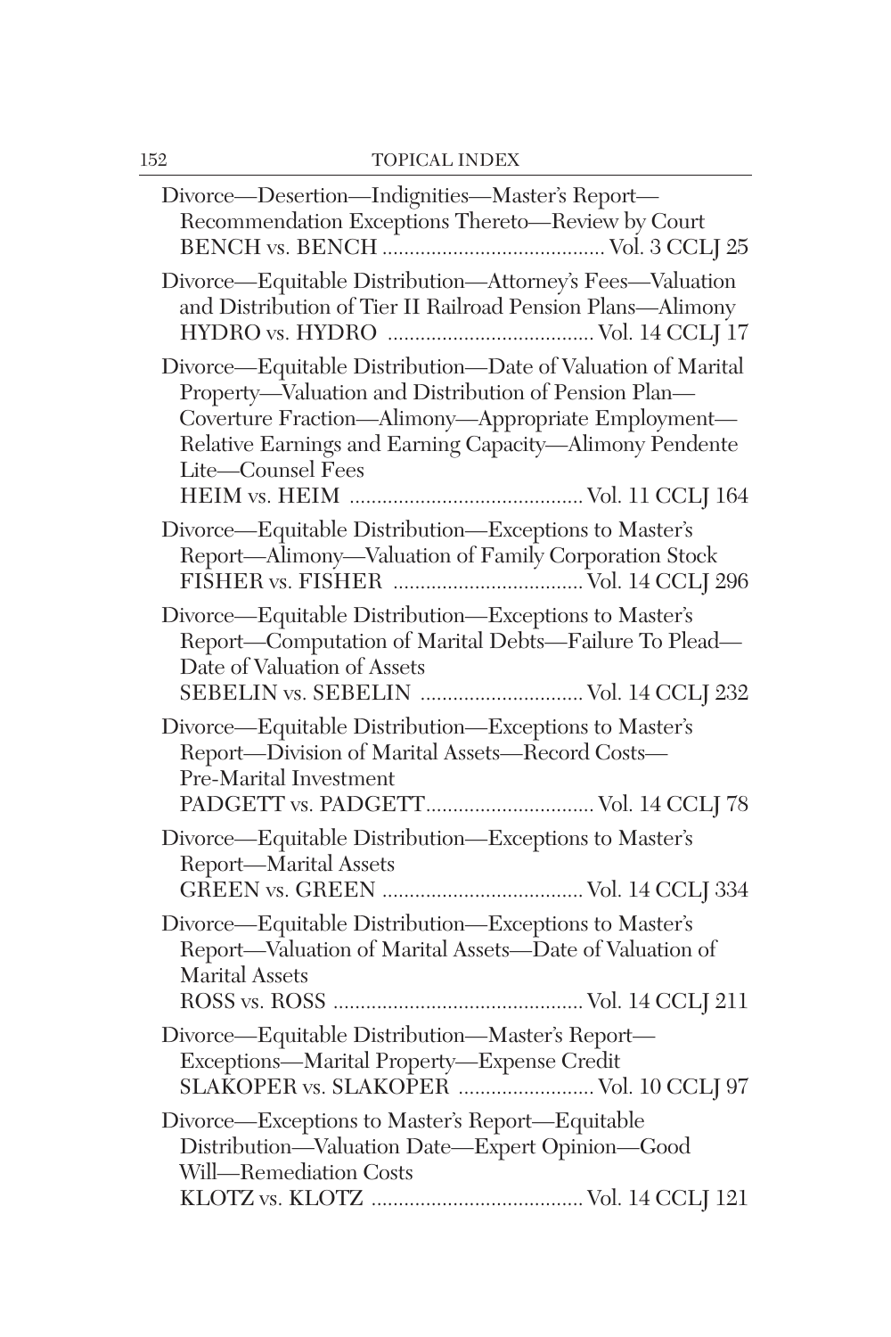Divorce—Desertion—Indignities—Master's Report—Recommendation Exceptions Thereto—Review by Court
BENCH vs. BENCH ........................................ Vol. 3 CCLJ 25

Divorce—Equitable Distribution—Attorney's Fees—Valuation and Distribution of Tier II Railroad Pension Plans—Alimony
HYDRO vs. HYDRO ..................................... Vol. 14 CCLJ 17

Divorce—Equitable Distribution—Date of Valuation of Marital Property—Valuation and Distribution of Pension Plan—Coverture Fraction—Alimony—Appropriate Employment—Relative Earnings and Earning Capacity—Alimony Pendente Lite—Counsel Fees
HEIM vs. HEIM .......................................... Vol. 11 CCLJ 164

Divorce—Equitable Distribution—Exceptions to Master's Report—Alimony—Valuation of Family Corporation Stock
FISHER vs. FISHER .................................. Vol. 14 CCLJ 296

Divorce—Equitable Distribution—Exceptions to Master's Report—Computation of Marital Debts—Failure To Plead—Date of Valuation of Assets
SEBELIN vs. SEBELIN ............................. Vol. 14 CCLJ 232

Divorce—Equitable Distribution—Exceptions to Master's Report—Division of Marital Assets—Record Costs—Pre-Marital Investment
PADGETT vs. PADGETT.............................. Vol. 14 CCLJ 78

Divorce—Equitable Distribution—Exceptions to Master's Report—Marital Assets
GREEN vs. GREEN .................................... Vol. 14 CCLJ 334

Divorce—Equitable Distribution—Exceptions to Master's Report—Valuation of Marital Assets—Date of Valuation of Marital Assets
ROSS vs. ROSS ............................................. Vol. 14 CCLJ 211

Divorce—Equitable Distribution—Master's Report—Exceptions—Marital Property—Expense Credit
SLAKOPER vs. SLAKOPER ......................... Vol. 10 CCLJ 97

Divorce—Exceptions to Master's Report—Equitable Distribution—Valuation Date—Expert Opinion—Good Will—Remediation Costs
KLOTZ vs. KLOTZ ...................................... Vol. 14 CCLJ 121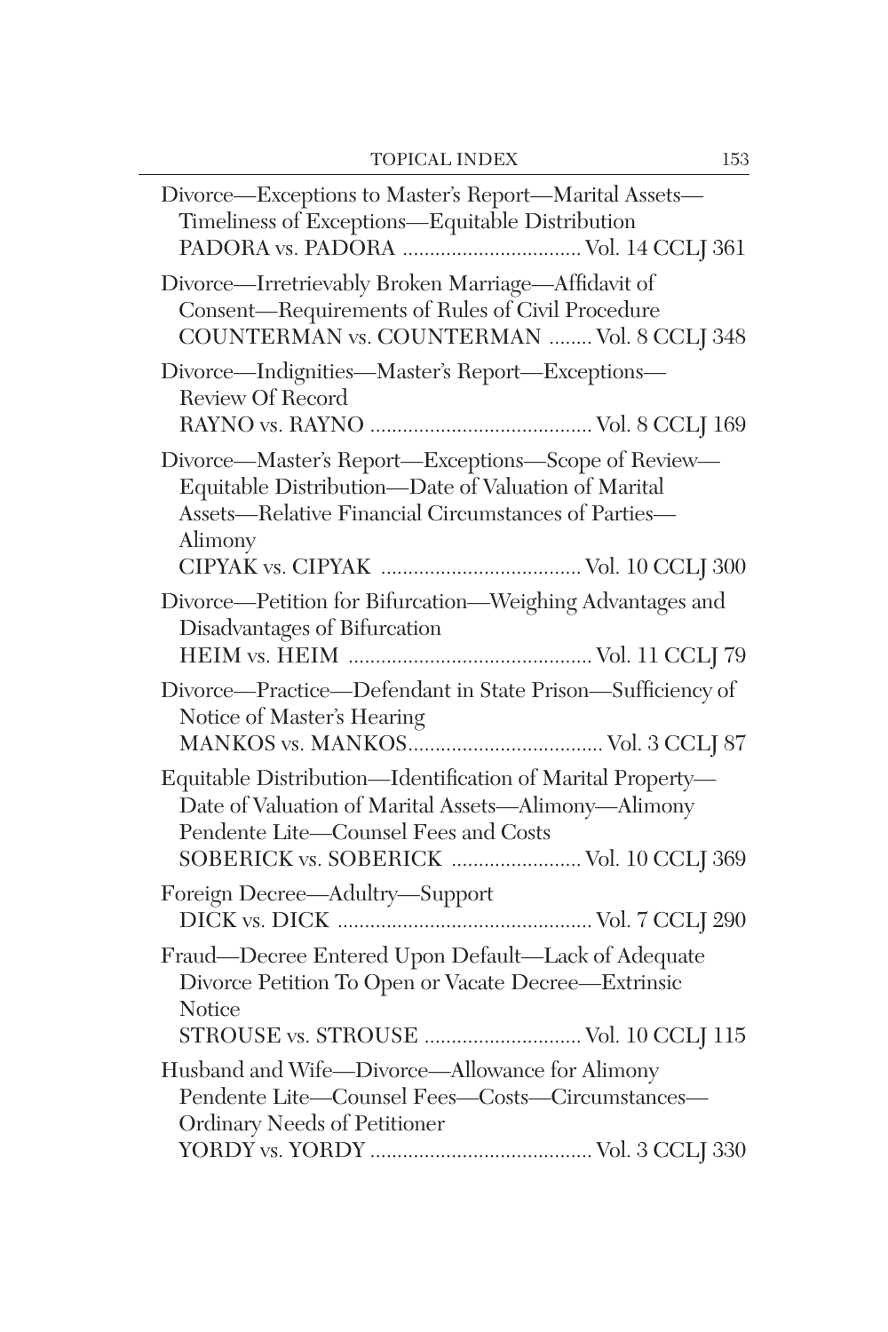Divorce—Exceptions to Master's Report—Marital Assets—Timeliness of Exceptions—Equitable Distribution
PADORA vs. PADORA ................................ Vol. 14 CCLJ 361

Divorce—Irretrievably Broken Marriage—Affidavit of Consent—Requirements of Rules of Civil Procedure
COUNTERMAN vs. COUNTERMAN ........ Vol. 8 CCLJ 348

Divorce—Indignities—Master's Report—Exceptions—Review Of Record
RAYNO vs. RAYNO ........................................ Vol. 8 CCLJ 169

Divorce—Master's Report—Exceptions—Scope of Review—Equitable Distribution—Date of Valuation of Marital Assets—Relative Financial Circumstances of Parties—Alimony
CIPYAK vs. CIPYAK .................................... Vol. 10 CCLJ 300

Divorce—Petition for Bifurcation—Weighing Advantages and Disadvantages of Bifurcation
HEIM vs. HEIM ............................................ Vol. 11 CCLJ 79

Divorce—Practice—Defendant in State Prison—Sufficiency of Notice of Master's Hearing
MANKOS vs. MANKOS.................................. Vol. 3 CCLJ 87

Equitable Distribution—Identification of Marital Property—Date of Valuation of Marital Assets—Alimony—Alimony Pendente Lite—Counsel Fees and Costs
SOBERICK vs. SOBERICK ....................... Vol. 10 CCLJ 369

Foreign Decree—Adultry—Support
DICK vs. DICK .............................................. Vol. 7 CCLJ 290

Fraud—Decree Entered Upon Default—Lack of Adequate Divorce Petition To Open or Vacate Decree—Extrinsic Notice
STROUSE vs. STROUSE ............................ Vol. 10 CCLJ 115

Husband and Wife—Divorce—Allowance for Alimony Pendente Lite—Counsel Fees—Costs—Circumstances—Ordinary Needs of Petitioner
YORDY vs. YORDY ........................................ Vol. 3 CCLJ 330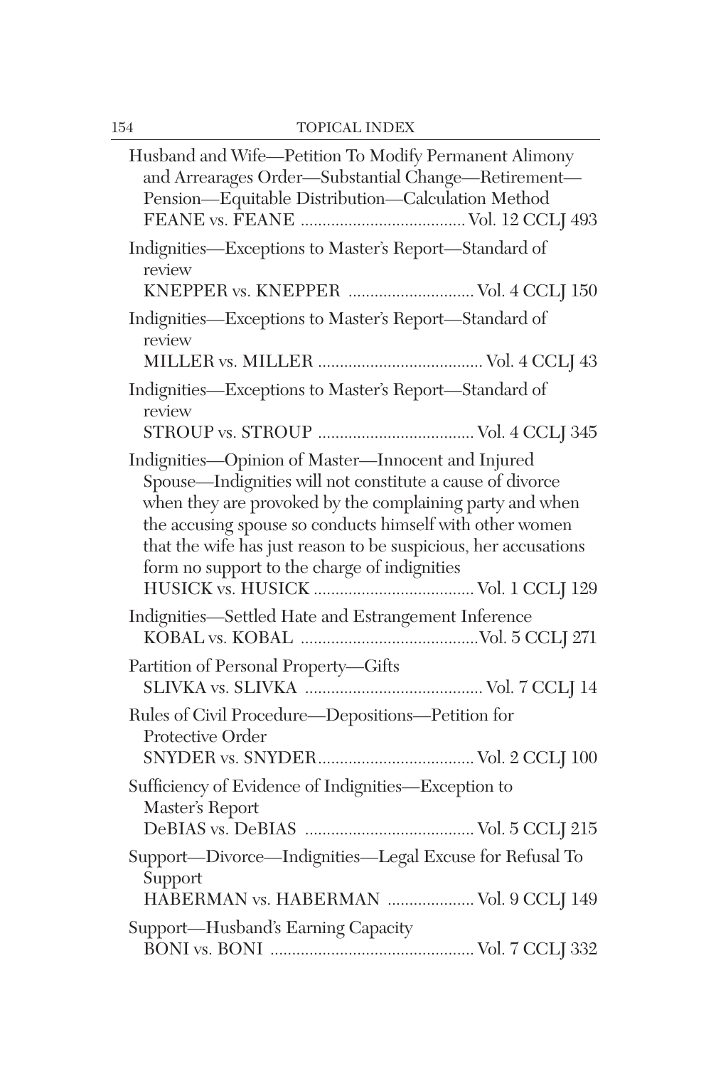Husband and Wife—Petition To Modify Permanent Alimony and Arrearages Order—Substantial Change—Retirement—Pension—Equitable Distribution—Calculation Method
FEANE vs. FEANE ...................................... Vol. 12 CCLJ 493

Indignities—Exceptions to Master's Report—Standard of review
KNEPPER vs. KNEPPER ............................ Vol. 4 CCLJ 150

Indignities—Exceptions to Master's Report—Standard of review
MILLER vs. MILLER ...................................... Vol. 4 CCLJ 43

Indignities—Exceptions to Master's Report—Standard of review
STROUP vs. STROUP .................................... Vol. 4 CCLJ 345

Indignities—Opinion of Master—Innocent and Injured Spouse—Indignities will not constitute a cause of divorce when they are provoked by the complaining party and when the accusing spouse so conducts himself with other women that the wife has just reason to be suspicious, her accusations form no support to the charge of indignities
HUSICK vs. HUSICK ...................................... Vol. 1 CCLJ 129

Indignities—Settled Hate and Estrangement Inference
KOBAL vs. KOBAL .........................................Vol. 5 CCLJ 271

Partition of Personal Property—Gifts
SLIVKA vs. SLIVKA ......................................... Vol. 7 CCLJ 14

Rules of Civil Procedure—Depositions—Petition for Protective Order
SNYDER vs. SNYDER..................................... Vol. 2 CCLJ 100

Sufficiency of Evidence of Indignities—Exception to Master's Report
DeBIAS vs. DeBIAS ....................................... Vol. 5 CCLJ 215

Support—Divorce—Indignities—Legal Excuse for Refusal To Support
HABERMAN vs. HABERMAN .................... Vol. 9 CCLJ 149

Support—Husband's Earning Capacity
BONI vs. BONI ............................................... Vol. 7 CCLJ 332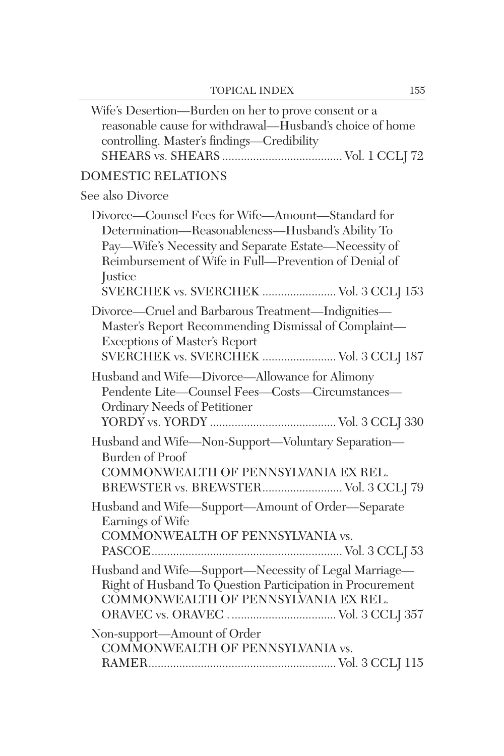Wife's Desertion—Burden on her to prove consent or a reasonable cause for withdrawal—Husband's choice of home controlling. Master's findings—Credibility
SHEARS vs. SHEARS ....................................... Vol. 1 CCLJ 72

## DOMESTIC RELATIONS

See also Divorce

Divorce—Counsel Fees for Wife—Amount—Standard for Determination—Reasonableness—Husband's Ability To Pay—Wife's Necessity and Separate Estate—Necessity of Reimbursement of Wife in Full—Prevention of Denial of Justice
SVERCHEK vs. SVERCHEK ........................ Vol. 3 CCLJ 153

Divorce—Cruel and Barbarous Treatment—Indignities—Master's Report Recommending Dismissal of Complaint—Exceptions of Master's Report
SVERCHEK vs. SVERCHEK ........................ Vol. 3 CCLJ 187

Husband and Wife—Divorce—Allowance for Alimony Pendente Lite—Counsel Fees—Costs—Circumstances—Ordinary Needs of Petitioner
YORDY vs. YORDY ......................................... Vol. 3 CCLJ 330

Husband and Wife—Non-Support—Voluntary Separation—Burden of Proof
COMMONWEALTH OF PENNSYLVANIA EX REL. BREWSTER vs. BREWSTER.......................... Vol. 3 CCLJ 79

Husband and Wife—Support—Amount of Order—Separate Earnings of Wife
COMMONWEALTH OF PENNSYLVANIA vs. PASCOE............................................................. Vol. 3 CCLJ 53

Husband and Wife—Support—Necessity of Legal Marriage—Right of Husband To Question Participation in Procurement
COMMONWEALTH OF PENNSYLVANIA EX REL. ORAVEC vs. ORAVEC .................................. Vol. 3 CCLJ 357

Non-support—Amount of Order
COMMONWEALTH OF PENNSYLVANIA vs. RAMER............................................................ Vol. 3 CCLJ 115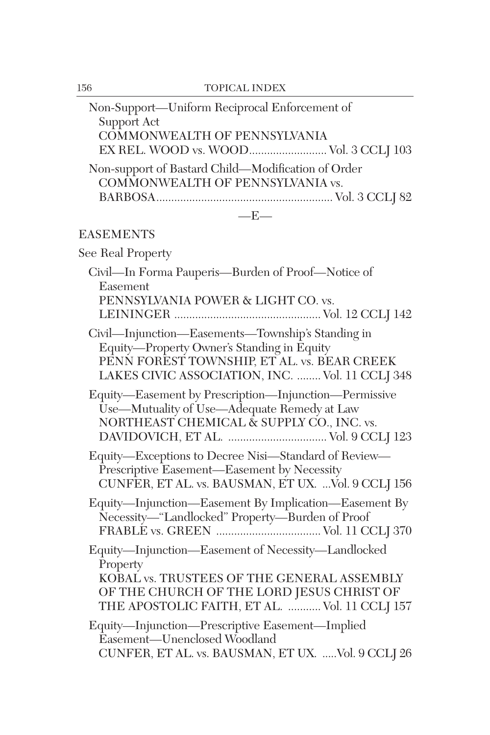Non-Support—Uniform Reciprocal Enforcement of Support Act
COMMONWEALTH OF PENNSYLVANIA EX REL. WOOD vs. WOOD.......................... Vol. 3 CCLJ 103

Non-support of Bastard Child—Modification of Order
COMMONWEALTH OF PENNSYLVANIA vs. BARBOSA.......................................................... Vol. 3 CCLJ 82

—E—

EASEMENTS

See Real Property

Civil—In Forma Pauperis—Burden of Proof—Notice of Easement
PENNSYLVANIA POWER & LIGHT CO. vs. LEININGER ................................................ Vol. 12 CCLJ 142

Civil—Injunction—Easements—Township's Standing in Equity—Property Owner's Standing in Equity
PENN FOREST TOWNSHIP, ET AL. vs. BEAR CREEK LAKES CIVIC ASSOCIATION, INC. ........ Vol. 11 CCLJ 348

Equity—Easement by Prescription—Injunction—Permissive Use—Mutuality of Use—Adequate Remedy at Law
NORTHEAST CHEMICAL & SUPPLY CO., INC. vs. DAVIDOVICH, ET AL. ................................. Vol. 9 CCLJ 123

Equity—Exceptions to Decree Nisi—Standard of Review—Prescriptive Easement—Easement by Necessity
CUNFER, ET AL. vs. BAUSMAN, ET UX. ...Vol. 9 CCLJ 156

Equity—Injunction—Easement By Implication—Easement By Necessity—"Landlocked" Property—Burden of Proof
FRABLE vs. GREEN .................................. Vol. 11 CCLJ 370

Equity—Injunction—Easement of Necessity—Landlocked Property
KOBAL vs. TRUSTEES OF THE GENERAL ASSEMBLY OF THE CHURCH OF THE LORD JESUS CHRIST OF THE APOSTOLIC FAITH, ET AL. ........... Vol. 11 CCLJ 157

Equity—Injunction—Prescriptive Easement—Implied Easement—Unenclosed Woodland
CUNFER, ET AL. vs. BAUSMAN, ET UX. .....Vol. 9 CCLJ 26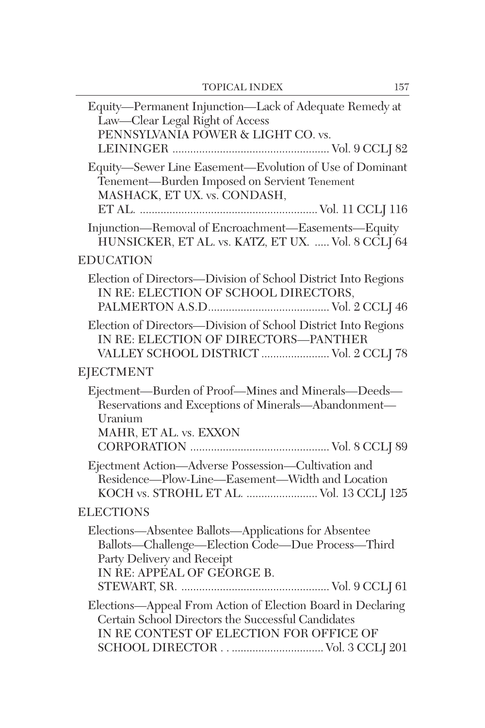Equity—Permanent Injunction—Lack of Adequate Remedy at Law—Clear Legal Right of Access
PENNSYLVANIA POWER & LIGHT CO. vs. LEININGER ..................................................... Vol. 9 CCLJ 82

Equity—Sewer Line Easement—Evolution of Use of Dominant Tenement—Burden Imposed on Servient Tenement
MASHACK, ET UX. vs. CONDASH, ET AL. ........................................................... Vol. 11 CCLJ 116

Injunction—Removal of Encroachment—Easements—Equity
HUNSICKER, ET AL. vs. KATZ, ET UX. ..... Vol. 8 CCLJ 64

## EDUCATION

Election of Directors—Division of School District Into Regions
IN RE: ELECTION OF SCHOOL DIRECTORS, PALMERTON A.S.D......................................... Vol. 2 CCLJ 46

Election of Directors—Division of School District Into Regions
IN RE: ELECTION OF DIRECTORS—PANTHER VALLEY SCHOOL DISTRICT ....................... Vol. 2 CCLJ 78

## EJECTMENT

Ejectment—Burden of Proof—Mines and Minerals—Deeds—Reservations and Exceptions of Minerals—Abandonment—Uranium
MAHR, ET AL. vs. EXXON CORPORATION ............................................... Vol. 8 CCLJ 89

Ejectment Action—Adverse Possession—Cultivation and Residence—Plow-Line—Easement—Width and Location
KOCH vs. STROHL ET AL. ........................ Vol. 13 CCLJ 125

## ELECTIONS

Elections—Absentee Ballots—Applications for Absentee Ballots—Challenge—Election Code—Due Process—Third Party Delivery and Receipt
IN RE: APPEAL OF GEORGE B. STEWART, SR. .................................................. Vol. 9 CCLJ 61

Elections—Appeal From Action of Election Board in Declaring Certain School Directors the Successful Candidates
IN RE CONTEST OF ELECTION FOR OFFICE OF SCHOOL DIRECTOR . . ............................... Vol. 3 CCLJ 201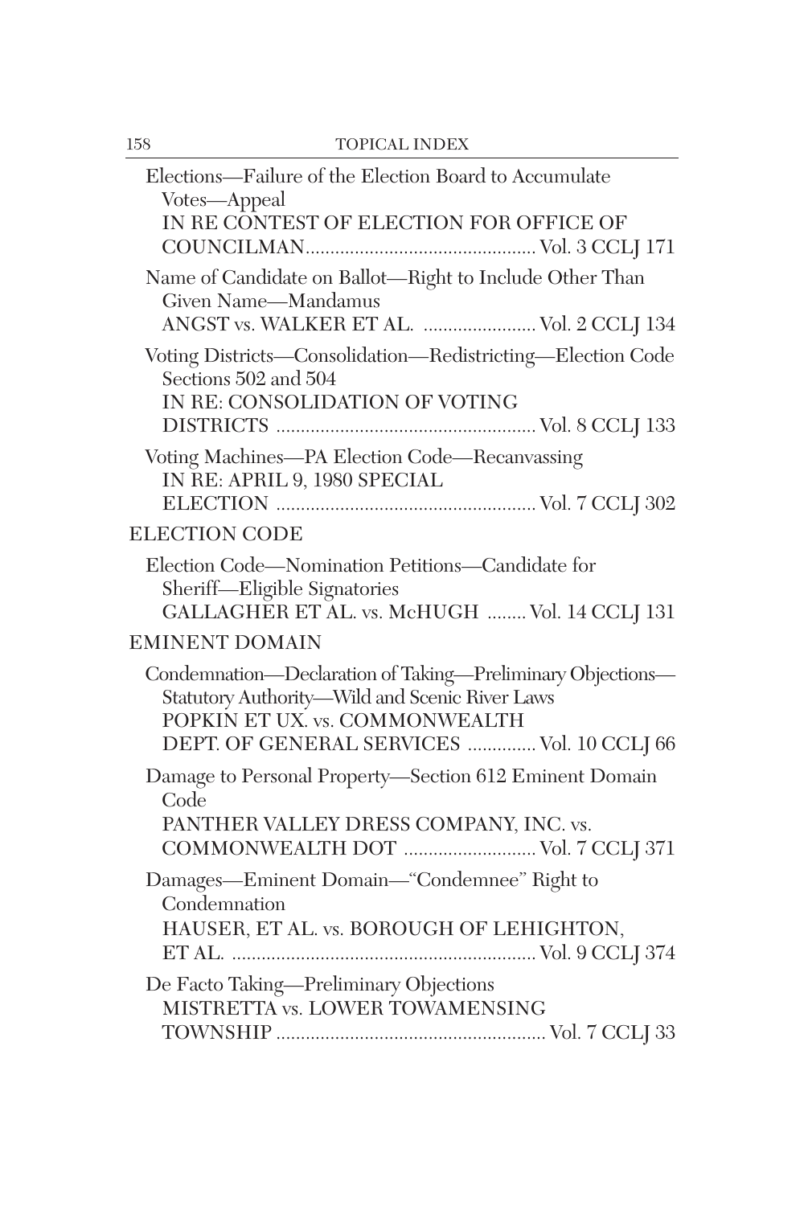Elections—Failure of the Election Board to Accumulate Votes—Appeal
IN RE CONTEST OF ELECTION FOR OFFICE OF COUNCILMAN................................................ Vol. 3 CCLJ 171

Name of Candidate on Ballot—Right to Include Other Than Given Name—Mandamus
ANGST vs. WALKER ET AL. ....................... Vol. 2 CCLJ 134

Voting Districts—Consolidation—Redistricting—Election Code Sections 502 and 504
IN RE: CONSOLIDATION OF VOTING DISTRICTS ..................................................... Vol. 8 CCLJ 133

Voting Machines—PA Election Code—Recanvassing
IN RE: APRIL 9, 1980 SPECIAL ELECTION ..................................................... Vol. 7 CCLJ 302

## ELECTION CODE

Election Code—Nomination Petitions—Candidate for Sheriff—Eligible Signatories
GALLAGHER ET AL. vs. McHUGH ........ Vol. 14 CCLJ 131

## EMINENT DOMAIN

Condemnation—Declaration of Taking—Preliminary Objections—Statutory Authority—Wild and Scenic River Laws
POPKIN ET UX. vs. COMMONWEALTH DEPT. OF GENERAL SERVICES .............. Vol. 10 CCLJ 66

Damage to Personal Property—Section 612 Eminent Domain Code
PANTHER VALLEY DRESS COMPANY, INC. vs. COMMONWEALTH DOT ........................... Vol. 7 CCLJ 371

Damages—Eminent Domain—"Condemnee" Right to Condemnation
HAUSER, ET AL. vs. BOROUGH OF LEHIGHTON, ET AL. .............................................................. Vol. 9 CCLJ 374

De Facto Taking—Preliminary Objections
MISTRETTA vs. LOWER TOWAMENSING TOWNSHIP ....................................................... Vol. 7 CCLJ 33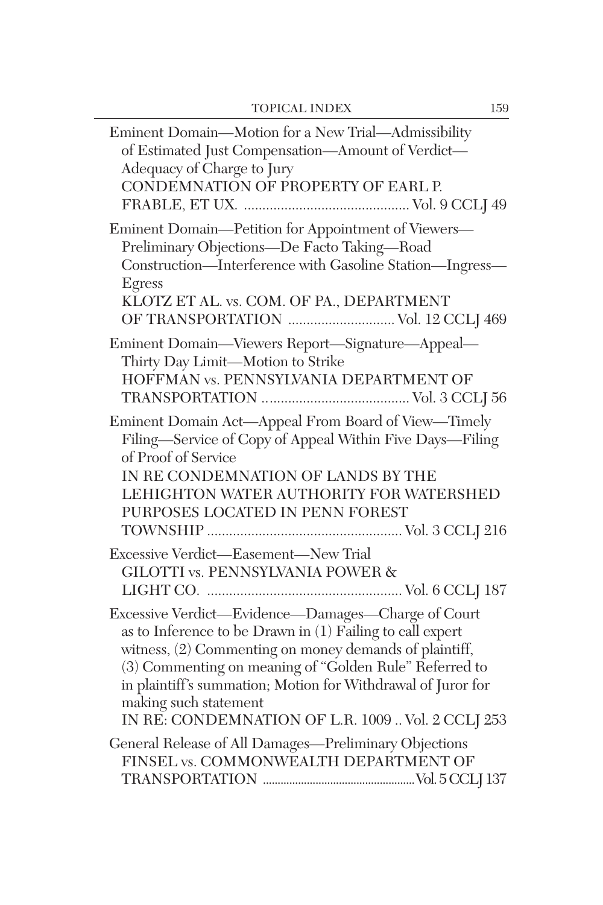Eminent Domain—Motion for a New Trial—Admissibility of Estimated Just Compensation—Amount of Verdict—Adequacy of Charge to Jury
CONDEMNATION OF PROPERTY OF EARL P. FRABLE, ET UX. ............................................ Vol. 9 CCLJ 49

Eminent Domain—Petition for Appointment of Viewers—Preliminary Objections—De Facto Taking—Road Construction—Interference with Gasoline Station—Ingress—Egress
KLOTZ ET AL. vs. COM. OF PA., DEPARTMENT OF TRANSPORTATION ............................ Vol. 12 CCLJ 469

Eminent Domain—Viewers Report—Signature—Appeal—Thirty Day Limit—Motion to Strike
HOFFMAN vs. PENNSYLVANIA DEPARTMENT OF TRANSPORTATION ....................................... Vol. 3 CCLJ 56

Eminent Domain Act—Appeal From Board of View—Timely Filing—Service of Copy of Appeal Within Five Days—Filing of Proof of Service
IN RE CONDEMNATION OF LANDS BY THE LEHIGHTON WATER AUTHORITY FOR WATERSHED PURPOSES LOCATED IN PENN FOREST TOWNSHIP .................................................... Vol. 3 CCLJ 216

Excessive Verdict—Easement—New Trial
GILOTTI vs. PENNSYLVANIA POWER & LIGHT CO. ..................................................... Vol. 6 CCLJ 187

Excessive Verdict—Evidence—Damages—Charge of Court as to Inference to be Drawn in (1) Failing to call expert witness, (2) Commenting on money demands of plaintiff, (3) Commenting on meaning of "Golden Rule" Referred to in plaintiff's summation; Motion for Withdrawal of Juror for making such statement
IN RE: CONDEMNATION OF L.R. 1009 .. Vol. 2 CCLJ 253

General Release of All Damages—Preliminary Objections
FINSEL vs. COMMONWEALTH DEPARTMENT OF TRANSPORTATION ...................................................Vol. 5 CCLJ 137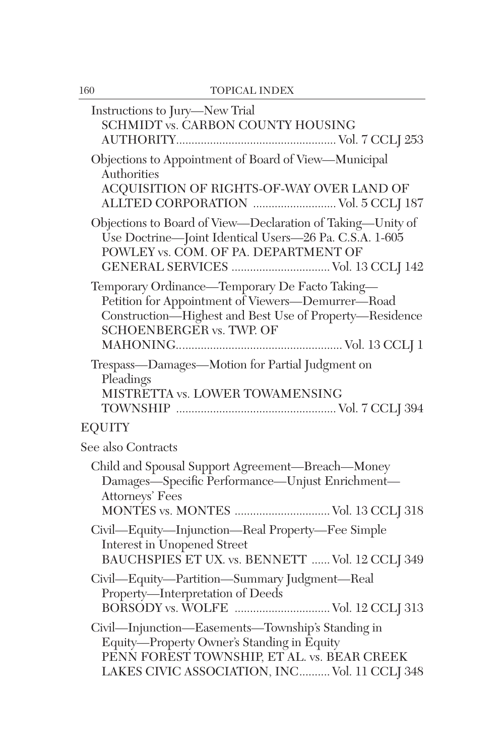Instructions to Jury—New Trial
SCHMIDT vs. CARBON COUNTY HOUSING AUTHORITY.................................................. Vol. 7 CCLJ 253

Objections to Appointment of Board of View—Municipal Authorities
ACQUISITION OF RIGHTS-OF-WAY OVER LAND OF ALLTED CORPORATION .......................... Vol. 5 CCLJ 187

Objections to Board of View—Declaration of Taking—Unity of Use Doctrine—Joint Identical Users—26 Pa. C.S.A. 1-605
POWLEY vs. COM. OF PA. DEPARTMENT OF GENERAL SERVICES ............................... Vol. 13 CCLJ 142

Temporary Ordinance—Temporary De Facto Taking—Petition for Appointment of Viewers—Demurrer—Road Construction—Highest and Best Use of Property—Residence
SCHOENBERGER vs. TWP. OF MAHONING..................................................... Vol. 13 CCLJ 1

Trespass—Damages—Motion for Partial Judgment on Pleadings
MISTRETTA vs. LOWER TOWAMENSING TOWNSHIP .................................................. Vol. 7 CCLJ 394

## EQUITY

See also Contracts

Child and Spousal Support Agreement—Breach—Money Damages—Specific Performance—Unjust Enrichment—Attorneys' Fees
MONTES vs. MONTES .............................. Vol. 13 CCLJ 318

Civil—Equity—Injunction—Real Property—Fee Simple Interest in Unopened Street
BAUCHSPIES ET UX. vs. BENNETT ...... Vol. 12 CCLJ 349

Civil—Equity—Partition—Summary Judgment—Real Property—Interpretation of Deeds
BORSODY vs. WOLFE .............................. Vol. 12 CCLJ 313

Civil—Injunction—Easements—Township's Standing in Equity—Property Owner's Standing in Equity
PENN FOREST TOWNSHIP, ET AL. vs. BEAR CREEK LAKES CIVIC ASSOCIATION, INC.......... Vol. 11 CCLJ 348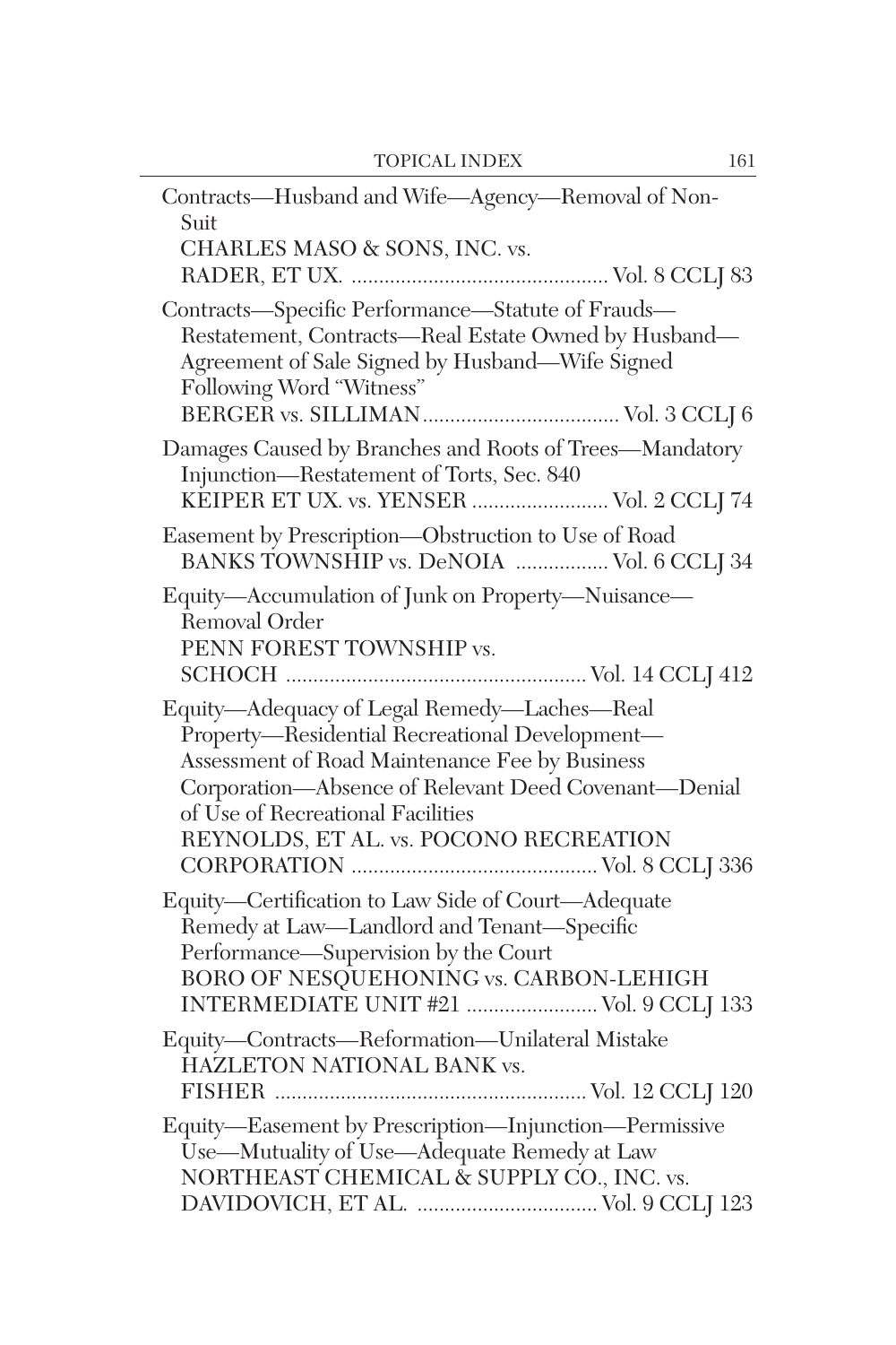Contracts—Husband and Wife—Agency—Removal of Non-Suit
CHARLES MASO & SONS, INC. vs. RADER, ET UX. .............................................. Vol. 8 CCLJ 83

Contracts—Specific Performance—Statute of Frauds—Restatement, Contracts—Real Estate Owned by Husband—Agreement of Sale Signed by Husband—Wife Signed Following Word "Witness"
BERGER vs. SILLIMAN.................................. Vol. 3 CCLJ 6

Damages Caused by Branches and Roots of Trees—Mandatory Injunction—Restatement of Torts, Sec. 840
KEIPER ET UX. vs. YENSER ........................ Vol. 2 CCLJ 74

Easement by Prescription—Obstruction to Use of Road
BANKS TOWNSHIP vs. DeNOIA ................ Vol. 6 CCLJ 34

Equity—Accumulation of Junk on Property—Nuisance—Removal Order
PENN FOREST TOWNSHIP vs. SCHOCH ...................................................... Vol. 14 CCLJ 412

Equity—Adequacy of Legal Remedy—Laches—Real Property—Residential Recreational Development—Assessment of Road Maintenance Fee by Business Corporation—Absence of Relevant Deed Covenant—Denial of Use of Recreational Facilities
REYNOLDS, ET AL. vs. POCONO RECREATION CORPORATION ............................................ Vol. 8 CCLJ 336

Equity—Certification to Law Side of Court—Adequate Remedy at Law—Landlord and Tenant—Specific Performance—Supervision by the Court
BORO OF NESQUEHONING vs. CARBON-LEHIGH INTERMEDIATE UNIT #21 ........................ Vol. 9 CCLJ 133

Equity—Contracts—Reformation—Unilateral Mistake
HAZLETON NATIONAL BANK vs. FISHER ........................................................ Vol. 12 CCLJ 120

Equity—Easement by Prescription—Injunction—Permissive Use—Mutuality of Use—Adequate Remedy at Law
NORTHEAST CHEMICAL & SUPPLY CO., INC. vs. DAVIDOVICH, ET AL. ................................ Vol. 9 CCLJ 123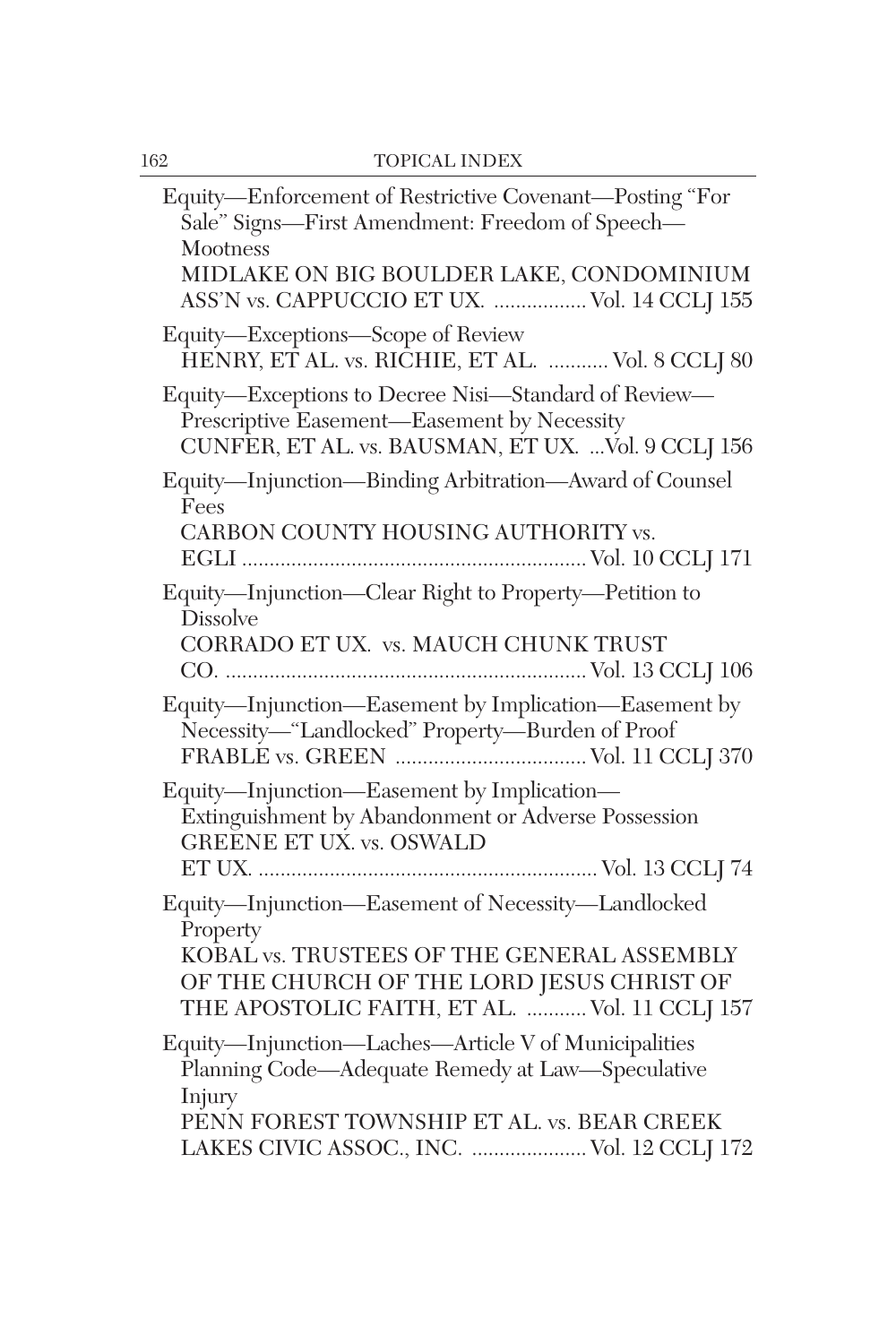Equity—Enforcement of Restrictive Covenant—Posting “For Sale” Signs—First Amendment: Freedom of Speech—Mootness
MIDLAKE ON BIG BOULDER LAKE, CONDOMINIUM ASS’N vs. CAPPUCCIO ET UX. ................. Vol. 14 CCLJ 155

Equity—Exceptions—Scope of Review
HENRY, ET AL. vs. RICHIE, ET AL. ........... Vol. 8 CCLJ 80

Equity—Exceptions to Decree Nisi—Standard of Review—Prescriptive Easement—Easement by Necessity
CUNFER, ET AL. vs. BAUSMAN, ET UX. ...Vol. 9 CCLJ 156

Equity—Injunction—Binding Arbitration—Award of Counsel Fees
CARBON COUNTY HOUSING AUTHORITY vs. EGLI ............................................................. Vol. 10 CCLJ 171

Equity—Injunction—Clear Right to Property—Petition to Dissolve
CORRADO ET UX. vs. MAUCH CHUNK TRUST CO. ................................................................ Vol. 13 CCLJ 106

Equity—Injunction—Easement by Implication—Easement by Necessity—“Landlocked” Property—Burden of Proof
FRABLE vs. GREEN .................................. Vol. 11 CCLJ 370

Equity—Injunction—Easement by Implication—Extinguishment by Abandonment or Adverse Possession
GREENE ET UX. vs. OSWALD ET UX. ............................................................. Vol. 13 CCLJ 74

Equity—Injunction—Easement of Necessity—Landlocked Property
KOBAL vs. TRUSTEES OF THE GENERAL ASSEMBLY OF THE CHURCH OF THE LORD JESUS CHRIST OF THE APOSTOLIC FAITH, ET AL. ........... Vol. 11 CCLJ 157

Equity—Injunction—Laches—Article V of Municipalities Planning Code—Adequate Remedy at Law—Speculative Injury
PENN FOREST TOWNSHIP ET AL. vs. BEAR CREEK LAKES CIVIC ASSOC., INC. ..................... Vol. 12 CCLJ 172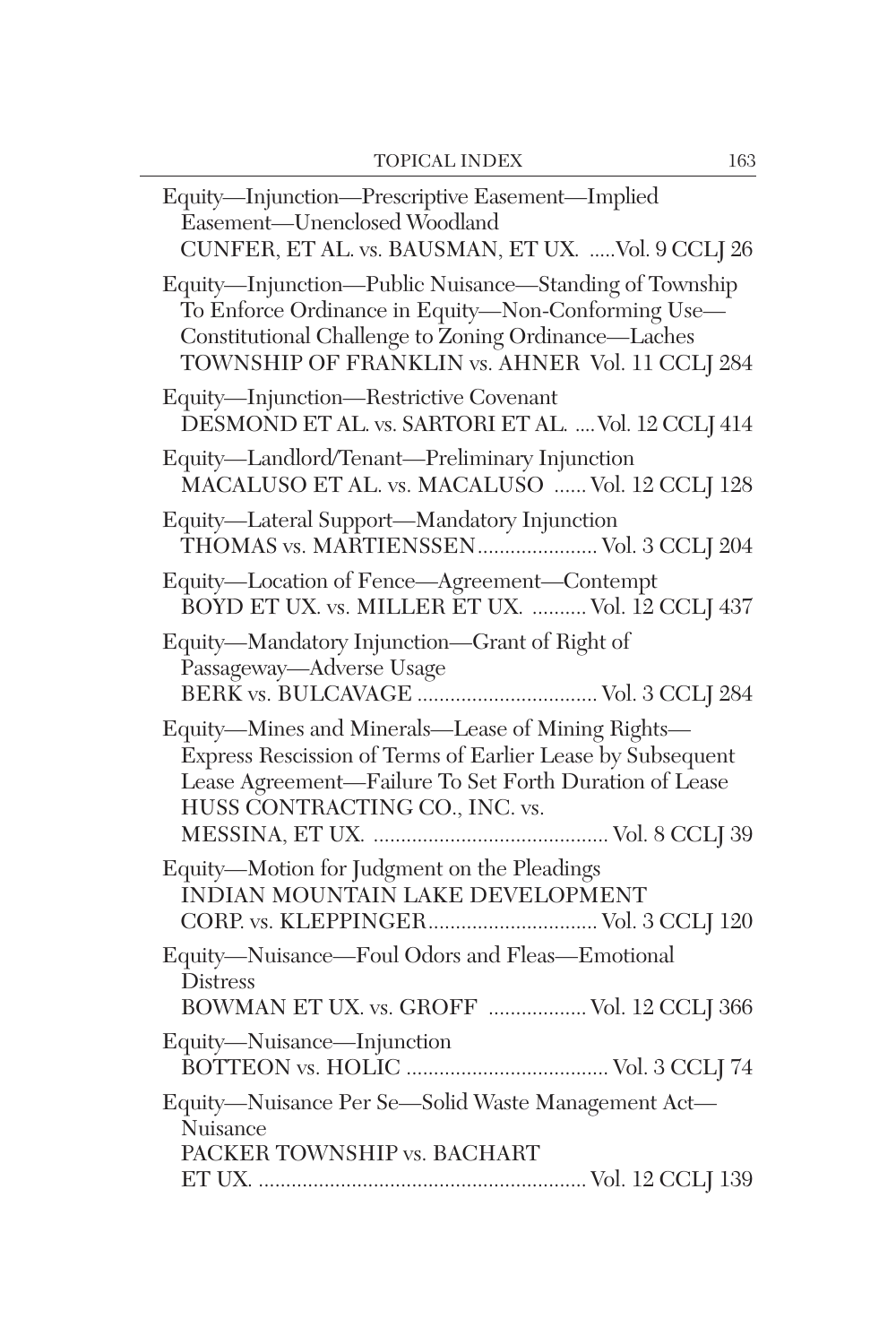Equity—Injunction—Prescriptive Easement—Implied Easement—Unenclosed Woodland
CUNFER, ET AL. vs. BAUSMAN, ET UX. .....Vol. 9 CCLJ 26

Equity—Injunction—Public Nuisance—Standing of Township To Enforce Ordinance in Equity—Non-Conforming Use—Constitutional Challenge to Zoning Ordinance—Laches
TOWNSHIP OF FRANKLIN vs. AHNER Vol. 11 CCLJ 284

Equity—Injunction—Restrictive Covenant
DESMOND ET AL. vs. SARTORI ET AL. ....Vol. 12 CCLJ 414

Equity—Landlord/Tenant—Preliminary Injunction
MACALUSO ET AL. vs. MACALUSO ...... Vol. 12 CCLJ 128

Equity—Lateral Support—Mandatory Injunction
THOMAS vs. MARTIENSSEN...................... Vol. 3 CCLJ 204

Equity—Location of Fence—Agreement—Contempt
BOYD ET UX. vs. MILLER ET UX. .......... Vol. 12 CCLJ 437

Equity—Mandatory Injunction—Grant of Right of Passageway—Adverse Usage
BERK vs. BULCAVAGE ................................. Vol. 3 CCLJ 284

Equity—Mines and Minerals—Lease of Mining Rights—Express Rescission of Terms of Earlier Lease by Subsequent Lease Agreement—Failure To Set Forth Duration of Lease
HUSS CONTRACTING CO., INC. vs. MESSINA, ET UX. ........................................... Vol. 8 CCLJ 39

Equity—Motion for Judgment on the Pleadings
INDIAN MOUNTAIN LAKE DEVELOPMENT CORP. vs. KLEPPINGER............................... Vol. 3 CCLJ 120

Equity—Nuisance—Foul Odors and Fleas—Emotional Distress
BOWMAN ET UX. vs. GROFF .................. Vol. 12 CCLJ 366

Equity—Nuisance—Injunction
BOTTEON vs. HOLIC ..................................... Vol. 3 CCLJ 74

Equity—Nuisance Per Se—Solid Waste Management Act—Nuisance
PACKER TOWNSHIP vs. BACHART ET UX. ............................................................ Vol. 12 CCLJ 139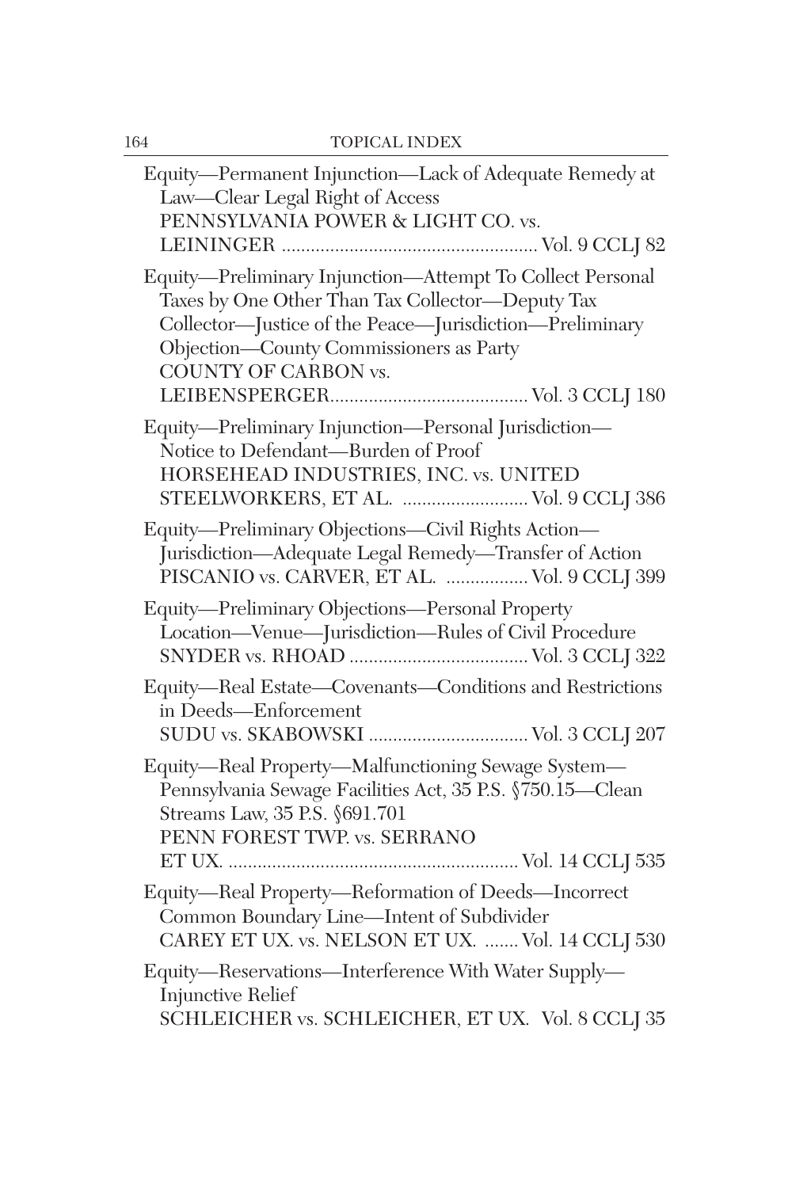Equity—Permanent Injunction—Lack of Adequate Remedy at Law—Clear Legal Right of Access
PENNSYLVANIA POWER & LIGHT CO. vs. LEININGER .................................................... Vol. 9 CCLJ 82

Equity—Preliminary Injunction—Attempt To Collect Personal Taxes by One Other Than Tax Collector—Deputy Tax Collector—Justice of the Peace—Jurisdiction—Preliminary Objection—County Commissioners as Party
COUNTY OF CARBON vs. LEIBENSPERGER........................................ Vol. 3 CCLJ 180

Equity—Preliminary Injunction—Personal Jurisdiction—Notice to Defendant—Burden of Proof
HORSEHEAD INDUSTRIES, INC. vs. UNITED STEELWORKERS, ET AL. ......................... Vol. 9 CCLJ 386

Equity—Preliminary Objections—Civil Rights Action—Jurisdiction—Adequate Legal Remedy—Transfer of Action
PISCANIO vs. CARVER, ET AL. ................ Vol. 9 CCLJ 399

Equity—Preliminary Objections—Personal Property Location—Venue—Jurisdiction—Rules of Civil Procedure
SNYDER vs. RHOAD .................................... Vol. 3 CCLJ 322

Equity—Real Estate—Covenants—Conditions and Restrictions in Deeds—Enforcement
SUDU vs. SKABOWSKI ................................ Vol. 3 CCLJ 207

Equity—Real Property—Malfunctioning Sewage System—Pennsylvania Sewage Facilities Act, 35 P.S. §750.15—Clean Streams Law, 35 P.S. §691.701
PENN FOREST TWP. vs. SERRANO ET UX. ........................................................... Vol. 14 CCLJ 535

Equity—Real Property—Reformation of Deeds—Incorrect Common Boundary Line—Intent of Subdivider
CAREY ET UX. vs. NELSON ET UX. ....... Vol. 14 CCLJ 530

Equity—Reservations—Interference With Water Supply—Injunctive Relief
SCHLEICHER vs. SCHLEICHER, ET UX. Vol. 8 CCLJ 35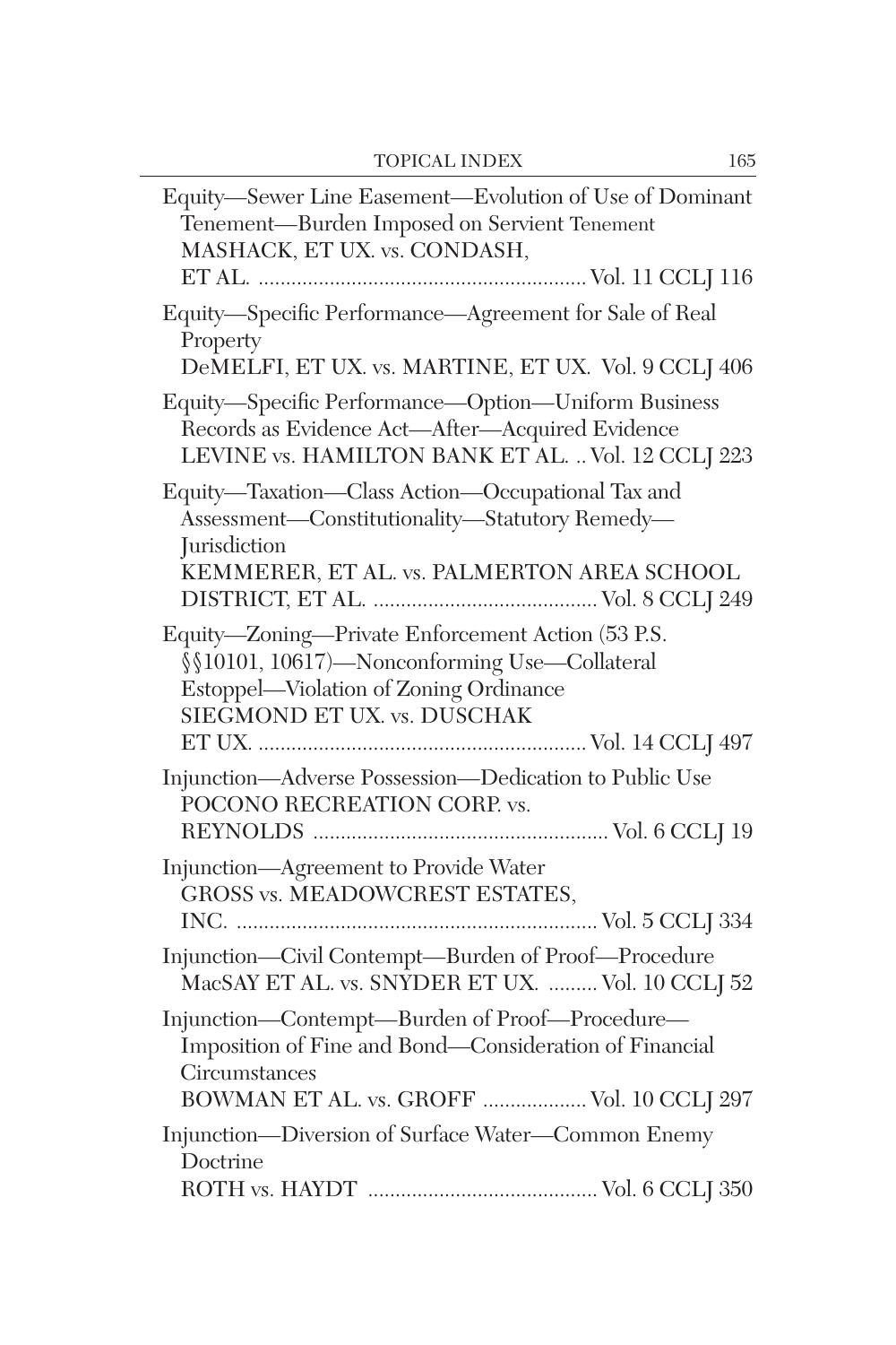Equity—Sewer Line Easement—Evolution of Use of Dominant Tenement—Burden Imposed on Servient Tenement
MASHACK, ET UX. vs. CONDASH, ET AL. ............................................................ Vol. 11 CCLJ 116

Equity—Specific Performance—Agreement for Sale of Real Property
DeMELFI, ET UX. vs. MARTINE, ET UX. Vol. 9 CCLJ 406

Equity—Specific Performance—Option—Uniform Business Records as Evidence Act—After—Acquired Evidence
LEVINE vs. HAMILTON BANK ET AL. .. Vol. 12 CCLJ 223

Equity—Taxation—Class Action—Occupational Tax and Assessment—Constitutionality—Statutory Remedy—Jurisdiction
KEMMERER, ET AL. vs. PALMERTON AREA SCHOOL DISTRICT, ET AL. ......................................... Vol. 8 CCLJ 249

Equity—Zoning—Private Enforcement Action (53 P.S. §§10101, 10617)—Nonconforming Use—Collateral Estoppel—Violation of Zoning Ordinance
SIEGMOND ET UX. vs. DUSCHAK ET UX. ............................................................ Vol. 14 CCLJ 497

Injunction—Adverse Possession—Dedication to Public Use
POCONO RECREATION CORP. vs. REYNOLDS ...................................................... Vol. 6 CCLJ 19

Injunction—Agreement to Provide Water
GROSS vs. MEADOWCREST ESTATES, INC. ................................................................. Vol. 5 CCLJ 334

Injunction—Civil Contempt—Burden of Proof—Procedure
MacSAY ET AL. vs. SNYDER ET UX. ......... Vol. 10 CCLJ 52

Injunction—Contempt—Burden of Proof—Procedure—Imposition of Fine and Bond—Consideration of Financial Circumstances
BOWMAN ET AL. vs. GROFF ................... Vol. 10 CCLJ 297

Injunction—Diversion of Surface Water—Common Enemy Doctrine
ROTH vs. HAYDT .......................................... Vol. 6 CCLJ 350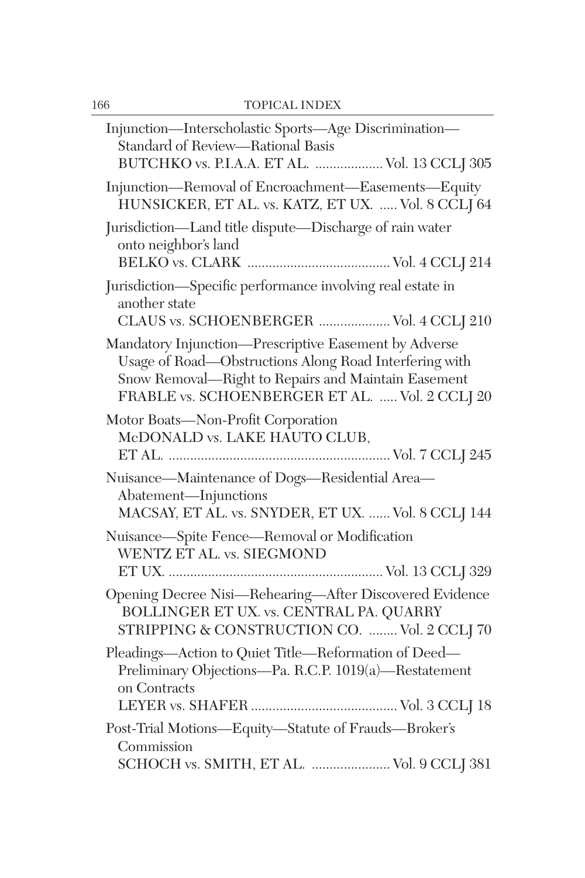Injunction—Interscholastic Sports—Age Discrimination—Standard of Review—Rational Basis
BUTCHKO vs. P.I.A.A. ET AL. .................. Vol. 13 CCLJ 305

Injunction—Removal of Encroachment—Easements—Equity
HUNSICKER, ET AL. vs. KATZ, ET UX. ..... Vol. 8 CCLJ 64

Jurisdiction—Land title dispute—Discharge of rain water onto neighbor's land
BELKO vs. CLARK ....................................... Vol. 4 CCLJ 214

Jurisdiction—Specific performance involving real estate in another state
CLAUS vs. SCHOENBERGER .................... Vol. 4 CCLJ 210

Mandatory Injunction—Prescriptive Easement by Adverse Usage of Road—Obstructions Along Road Interfering with Snow Removal—Right to Repairs and Maintain Easement
FRABLE vs. SCHOENBERGER ET AL. ..... Vol. 2 CCLJ 20

Motor Boats—Non-Profit Corporation
McDONALD vs. LAKE HAUTO CLUB, ET AL. ............................................................. Vol. 7 CCLJ 245

Nuisance—Maintenance of Dogs—Residential Area—Abatement—Injunctions
MACSAY, ET AL. vs. SNYDER, ET UX. ...... Vol. 8 CCLJ 144

Nuisance—Spite Fence—Removal or Modification
WENTZ ET AL. vs. SIEGMOND ET UX. ........................................................... Vol. 13 CCLJ 329

Opening Decree Nisi—Rehearing—After Discovered Evidence
BOLLINGER ET UX. vs. CENTRAL PA. QUARRY STRIPPING & CONSTRUCTION CO. ........ Vol. 2 CCLJ 70

Pleadings—Action to Quiet Title—Reformation of Deed—Preliminary Objections—Pa. R.C.P. 1019(a)—Restatement on Contracts
LEYER vs. SHAFER ......................................... Vol. 3 CCLJ 18

Post-Trial Motions—Equity—Statute of Frauds—Broker's Commission
SCHOCH vs. SMITH, ET AL. ...................... Vol. 9 CCLJ 381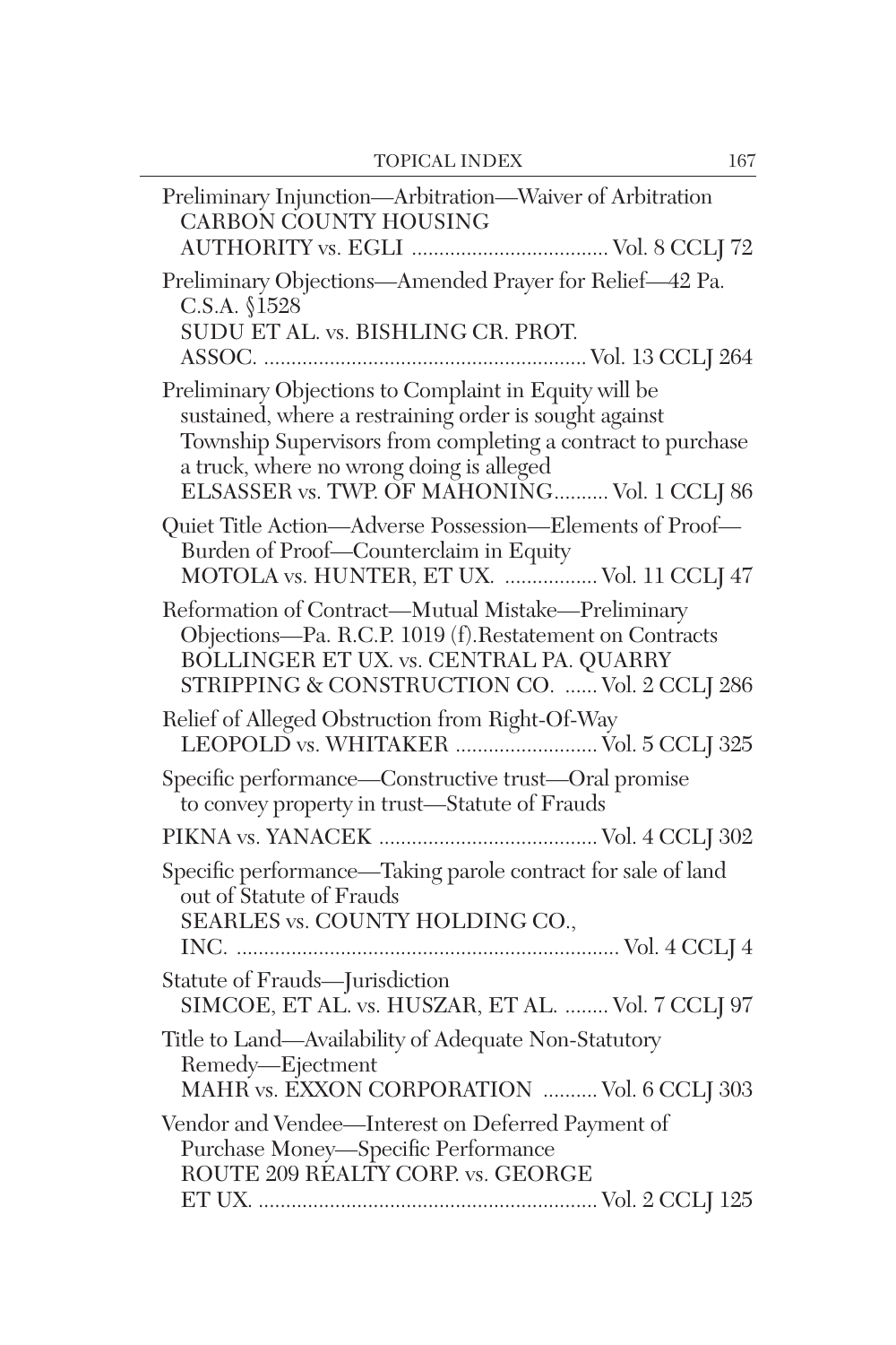Preliminary Injunction—Arbitration—Waiver of Arbitration
CARBON COUNTY HOUSING AUTHORITY vs. EGLI .................................... Vol. 8 CCLJ 72

Preliminary Objections—Amended Prayer for Relief—42 Pa. C.S.A. §1528
SUDU ET AL. vs. BISHLING CR. PROT. ASSOC. .......................................................... Vol. 13 CCLJ 264

Preliminary Objections to Complaint in Equity will be sustained, where a restraining order is sought against Township Supervisors from completing a contract to purchase a truck, where no wrong doing is alleged
ELSASSER vs. TWP. OF MAHONING.......... Vol. 1 CCLJ 86

Quiet Title Action—Adverse Possession—Elements of Proof—Burden of Proof—Counterclaim in Equity
MOTOLA vs. HUNTER, ET UX. ................. Vol. 11 CCLJ 47

Reformation of Contract—Mutual Mistake—Preliminary Objections—Pa. R.C.P. 1019 (f).Restatement on Contracts
BOLLINGER ET UX. vs. CENTRAL PA. QUARRY STRIPPING & CONSTRUCTION CO. ...... Vol. 2 CCLJ 286

Relief of Alleged Obstruction from Right-Of-Way
LEOPOLD vs. WHITAKER .......................... Vol. 5 CCLJ 325

Specific performance—Constructive trust—Oral promise to convey property in trust—Statute of Frauds

PIKNA vs. YANACEK ........................................ Vol. 4 CCLJ 302

Specific performance—Taking parole contract for sale of land out of Statute of Frauds
SEARLES vs. COUNTY HOLDING CO., INC. ..................................................................... Vol. 4 CCLJ 4

Statute of Frauds—Jurisdiction
SIMCOE, ET AL. vs. HUSZAR, ET AL. ........ Vol. 7 CCLJ 97

Title to Land—Availability of Adequate Non-Statutory Remedy—Ejectment
MAHR vs. EXXON CORPORATION .......... Vol. 6 CCLJ 303

Vendor and Vendee—Interest on Deferred Payment of Purchase Money—Specific Performance
ROUTE 209 REALTY CORP. vs. GEORGE ET UX. ............................................................. Vol. 2 CCLJ 125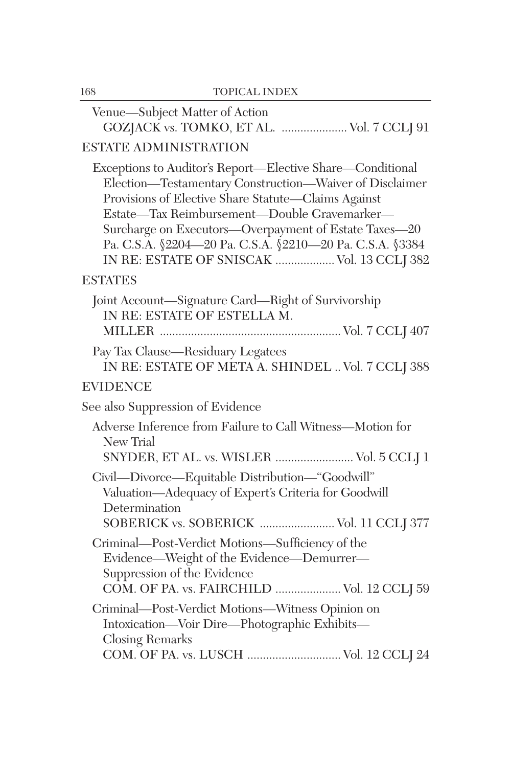Venue—Subject Matter of Action
GOZJACK vs. TOMKO, ET AL. .................... Vol. 7 CCLJ 91

ESTATE ADMINISTRATION

Exceptions to Auditor's Report—Elective Share—Conditional Election—Testamentary Construction—Waiver of Disclaimer Provisions of Elective Share Statute—Claims Against Estate—Tax Reimbursement—Double Gravemarker—Surcharge on Executors—Overpayment of Estate Taxes—20 Pa. C.S.A. §2204—20 Pa. C.S.A. §2210—20 Pa. C.S.A. §3384
IN RE: ESTATE OF SNISCAK .................. Vol. 13 CCLJ 382

ESTATES

Joint Account—Signature Card—Right of Survivorship
IN RE: ESTATE OF ESTELLA M. MILLER ........................................................ Vol. 7 CCLJ 407

Pay Tax Clause—Residuary Legatees
IN RE: ESTATE OF META A. SHINDEL .. Vol. 7 CCLJ 388

EVIDENCE

See also Suppression of Evidence

Adverse Inference from Failure to Call Witness—Motion for New Trial
SNYDER, ET AL. vs. WISLER ........................ Vol. 5 CCLJ 1

Civil—Divorce—Equitable Distribution—"Goodwill" Valuation—Adequacy of Expert's Criteria for Goodwill Determination
SOBERICK vs. SOBERICK ........................ Vol. 11 CCLJ 377

Criminal—Post-Verdict Motions—Sufficiency of the Evidence—Weight of the Evidence—Demurrer—Suppression of the Evidence
COM. OF PA. vs. FAIRCHILD .................... Vol. 12 CCLJ 59

Criminal—Post-Verdict Motions—Witness Opinion on Intoxication—Voir Dire—Photographic Exhibits—Closing Remarks
COM. OF PA. vs. LUSCH ............................. Vol. 12 CCLJ 24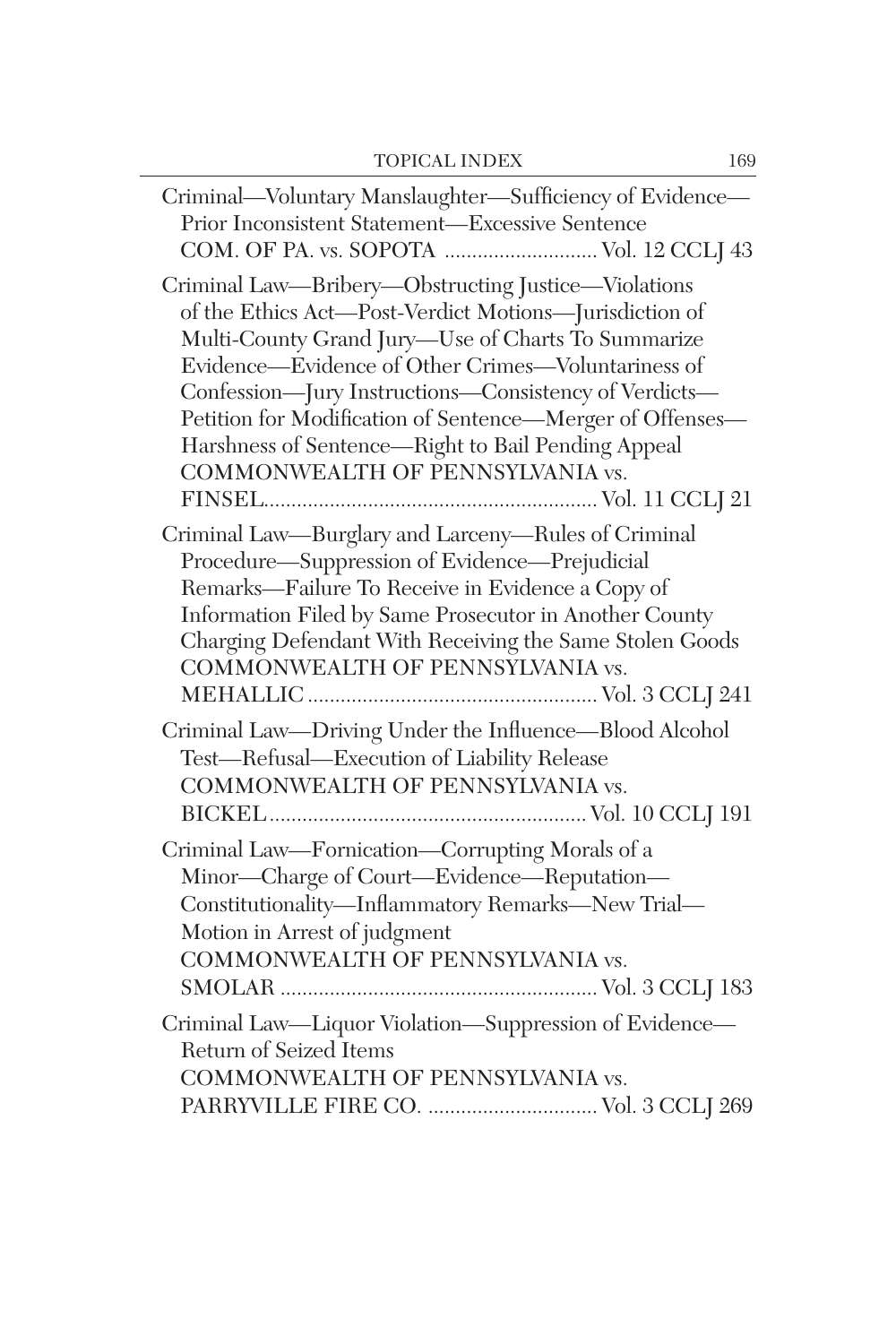Criminal—Voluntary Manslaughter—Sufficiency of Evidence—Prior Inconsistent Statement—Excessive Sentence
COM. OF PA. vs. SOPOTA ............................ Vol. 12 CCLJ 43

Criminal Law—Bribery—Obstructing Justice—Violations of the Ethics Act—Post-Verdict Motions—Jurisdiction of Multi-County Grand Jury—Use of Charts To Summarize Evidence—Evidence of Other Crimes—Voluntariness of Confession—Jury Instructions—Consistency of Verdicts—Petition for Modification of Sentence—Merger of Offenses—Harshness of Sentence—Right to Bail Pending Appeal
COMMONWEALTH OF PENNSYLVANIA vs. FINSEL............................................................ Vol. 11 CCLJ 21

Criminal Law—Burglary and Larceny—Rules of Criminal Procedure—Suppression of Evidence—Prejudicial Remarks—Failure To Receive in Evidence a Copy of Information Filed by Same Prosecutor in Another County Charging Defendant With Receiving the Same Stolen Goods
COMMONWEALTH OF PENNSYLVANIA vs. MEHALLIC .................................................... Vol. 3 CCLJ 241

Criminal Law—Driving Under the Influence—Blood Alcohol Test—Refusal—Execution of Liability Release
COMMONWEALTH OF PENNSYLVANIA vs. BICKEL......................................................... Vol. 10 CCLJ 191

Criminal Law—Fornication—Corrupting Morals of a Minor—Charge of Court—Evidence—Reputation—Constitutionality—Inflammatory Remarks—New Trial—Motion in Arrest of judgment
COMMONWEALTH OF PENNSYLVANIA vs. SMOLAR ......................................................... Vol. 3 CCLJ 183

Criminal Law—Liquor Violation—Suppression of Evidence—Return of Seized Items
COMMONWEALTH OF PENNSYLVANIA vs. PARRYVILLE FIRE CO. ............................... Vol. 3 CCLJ 269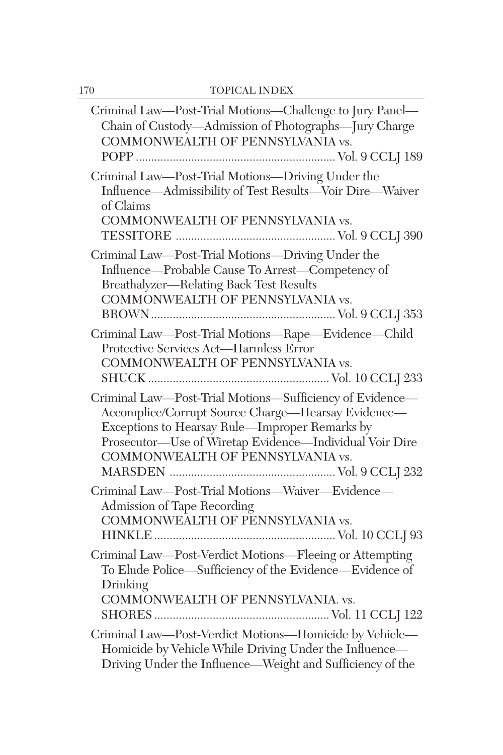Criminal Law—Post-Trial Motions—Challenge to Jury Panel—Chain of Custody—Admission of Photographs—Jury Charge
COMMONWEALTH OF PENNSYLVANIA vs.
POPP ................................................................ Vol. 9 CCLJ 189

Criminal Law—Post-Trial Motions—Driving Under the Influence—Admissibility of Test Results—Voir Dire—Waiver of Claims
COMMONWEALTH OF PENNSYLVANIA vs.
TESSITORE ................................................... Vol. 9 CCLJ 390

Criminal Law—Post-Trial Motions—Driving Under the Influence—Probable Cause To Arrest—Competency of Breathalyzer—Relating Back Test Results
COMMONWEALTH OF PENNSYLVANIA vs.
BROWN ........................................................... Vol. 9 CCLJ 353

Criminal Law—Post-Trial Motions—Rape—Evidence—Child Protective Services Act—Harmless Error
COMMONWEALTH OF PENNSYLVANIA vs.
SHUCK .......................................................... Vol. 10 CCLJ 233

Criminal Law—Post-Trial Motions—Sufficiency of Evidence—Accomplice/Corrupt Source Charge—Hearsay Evidence—Exceptions to Hearsay Rule—Improper Remarks by Prosecutor—Use of Wiretap Evidence—Individual Voir Dire
COMMONWEALTH OF PENNSYLVANIA vs.
MARSDEN ..................................................... Vol. 9 CCLJ 232

Criminal Law—Post-Trial Motions—Waiver—Evidence—Admission of Tape Recording
COMMONWEALTH OF PENNSYLVANIA vs.
HINKLE .......................................................... Vol. 10 CCLJ 93

Criminal Law—Post-Verdict Motions—Fleeing or Attempting To Elude Police—Sufficiency of the Evidence—Evidence of Drinking
COMMONWEALTH OF PENNSYLVANIA. vs.
SHORES ........................................................ Vol. 11 CCLJ 122

Criminal Law—Post-Verdict Motions—Homicide by Vehicle—Homicide by Vehicle While Driving Under the Influence—Driving Under the Influence—Weight and Sufficiency of the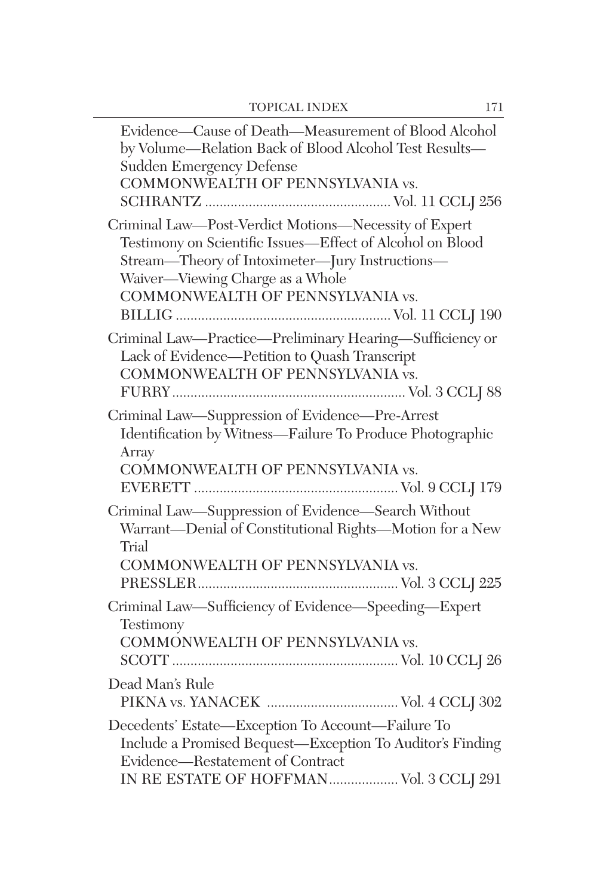Evidence—Cause of Death—Measurement of Blood Alcohol by Volume—Relation Back of Blood Alcohol Test Results—Sudden Emergency Defense
COMMONWEALTH OF PENNSYLVANIA vs. SCHRANTZ .................................................. Vol. 11 CCLJ 256

Criminal Law—Post-Verdict Motions—Necessity of Expert Testimony on Scientific Issues—Effect of Alcohol on Blood Stream—Theory of Intoximeter—Jury Instructions—Waiver—Viewing Charge as a Whole
COMMONWEALTH OF PENNSYLVANIA vs. BILLIG .......................................................... Vol. 11 CCLJ 190

Criminal Law—Practice—Preliminary Hearing—Sufficiency or Lack of Evidence—Petition to Quash Transcript
COMMONWEALTH OF PENNSYLVANIA vs. FURRY ............................................................... Vol. 3 CCLJ 88

Criminal Law—Suppression of Evidence—Pre-Arrest Identification by Witness—Failure To Produce Photographic Array
COMMONWEALTH OF PENNSYLVANIA vs. EVERETT ....................................................... Vol. 9 CCLJ 179

Criminal Law—Suppression of Evidence—Search Without Warrant—Denial of Constitutional Rights—Motion for a New Trial
COMMONWEALTH OF PENNSYLVANIA vs. PRESSLER...................................................... Vol. 3 CCLJ 225

Criminal Law—Sufficiency of Evidence—Speeding—Expert Testimony
COMMONWEALTH OF PENNSYLVANIA vs. SCOTT ............................................................ Vol. 10 CCLJ 26

Dead Man's Rule
PIKNA vs. YANACEK .................................... Vol. 4 CCLJ 302

Decedents' Estate—Exception To Account—Failure To Include a Promised Bequest—Exception To Auditor's Finding Evidence—Restatement of Contract
IN RE ESTATE OF HOFFMAN................... Vol. 3 CCLJ 291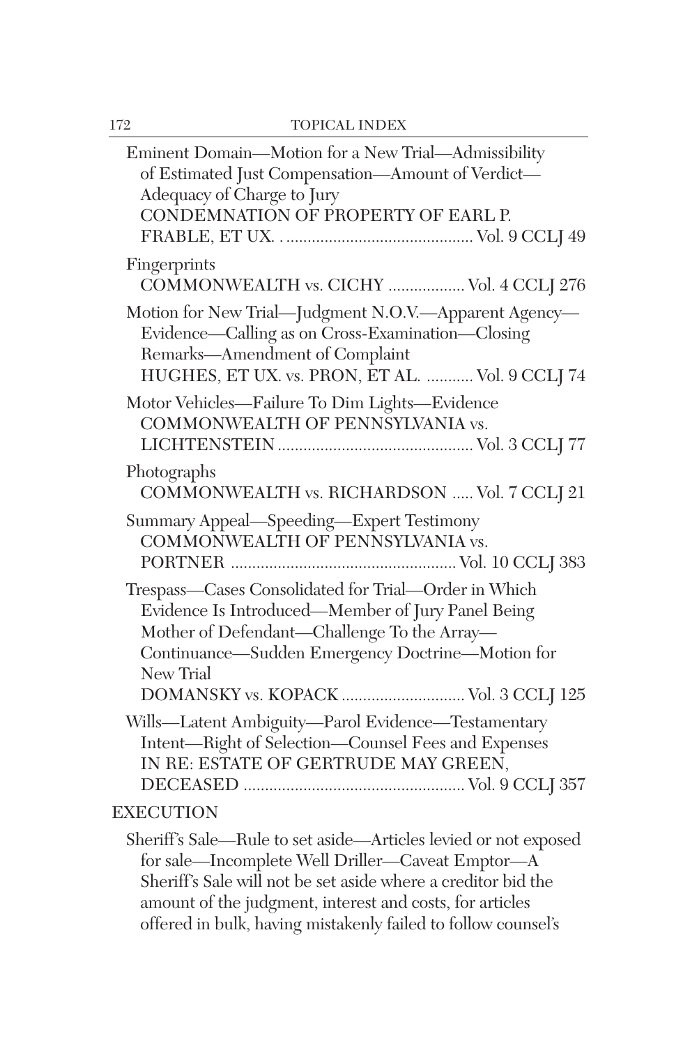Eminent Domain—Motion for a New Trial—Admissibility of Estimated Just Compensation—Amount of Verdict—Adequacy of Charge to Jury
CONDEMNATION OF PROPERTY OF EARL P. FRABLE, ET UX. ............................................ Vol. 9 CCLJ 49

Fingerprints
COMMONWEALTH vs. CICHY .................. Vol. 4 CCLJ 276

Motion for New Trial—Judgment N.O.V.—Apparent Agency—Evidence—Calling as on Cross-Examination—Closing Remarks—Amendment of Complaint
HUGHES, ET UX. vs. PRON, ET AL. ........... Vol. 9 CCLJ 74

Motor Vehicles—Failure To Dim Lights—Evidence
COMMONWEALTH OF PENNSYLVANIA vs. LICHTENSTEIN ............................................. Vol. 3 CCLJ 77

Photographs
COMMONWEALTH vs. RICHARDSON ..... Vol. 7 CCLJ 21

Summary Appeal—Speeding—Expert Testimony
COMMONWEALTH OF PENNSYLVANIA vs. PORTNER ..................................................... Vol. 10 CCLJ 383

Trespass—Cases Consolidated for Trial—Order in Which Evidence Is Introduced—Member of Jury Panel Being Mother of Defendant—Challenge To the Array—Continuance—Sudden Emergency Doctrine—Motion for New Trial
DOMANSKY vs. KOPACK ............................. Vol. 3 CCLJ 125

Wills—Latent Ambiguity—Parol Evidence—Testamentary Intent—Right of Selection—Counsel Fees and Expenses
IN RE: ESTATE OF GERTRUDE MAY GREEN, DECEASED ................................................... Vol. 9 CCLJ 357

EXECUTION

Sheriff's Sale—Rule to set aside—Articles levied or not exposed for sale—Incomplete Well Driller—Caveat Emptor—A Sheriff's Sale will not be set aside where a creditor bid the amount of the judgment, interest and costs, for articles offered in bulk, having mistakenly failed to follow counsel's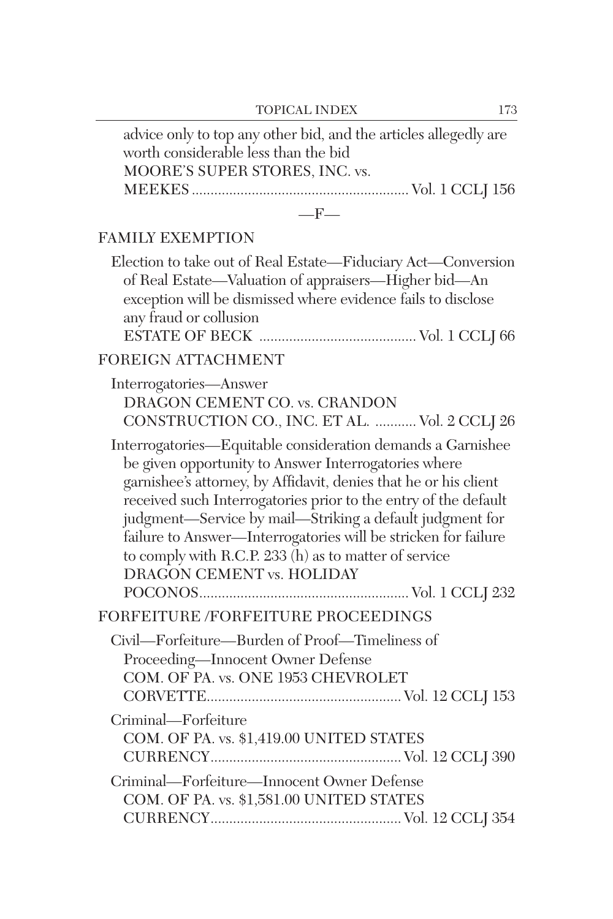advice only to top any other bid, and the articles allegedly are worth considerable less than the bid
MOORE'S SUPER STORES, INC. vs. MEEKES .......................................................... Vol. 1 CCLJ 156

—F—

FAMILY EXEMPTION

Election to take out of Real Estate—Fiduciary Act—Conversion of Real Estate—Valuation of appraisers—Higher bid—An exception will be dismissed where evidence fails to disclose any fraud or collusion
ESTATE OF BECK .......................................... Vol. 1 CCLJ 66

FOREIGN ATTACHMENT

Interrogatories—Answer
DRAGON CEMENT CO. vs. CRANDON CONSTRUCTION CO., INC. ET AL. ........... Vol. 2 CCLJ 26

Interrogatories—Equitable consideration demands a Garnishee be given opportunity to Answer Interrogatories where garnishee's attorney, by Affidavit, denies that he or his client received such Interrogatories prior to the entry of the default judgment—Service by mail—Striking a default judgment for failure to Answer—Interrogatories will be stricken for failure to comply with R.C.P. 233 (h) as to matter of service
DRAGON CEMENT vs. HOLIDAY POCONOS....................................................... Vol. 1 CCLJ 232

FORFEITURE /FORFEITURE PROCEEDINGS

Civil—Forfeiture—Burden of Proof—Timeliness of Proceeding—Innocent Owner Defense
COM. OF PA. vs. ONE 1953 CHEVROLET CORVETTE.................................................... Vol. 12 CCLJ 153

Criminal—Forfeiture
COM. OF PA. vs. $1,419.00 UNITED STATES CURRENCY................................................... Vol. 12 CCLJ 390

Criminal—Forfeiture—Innocent Owner Defense
COM. OF PA. vs. $1,581.00 UNITED STATES CURRENCY................................................... Vol. 12 CCLJ 354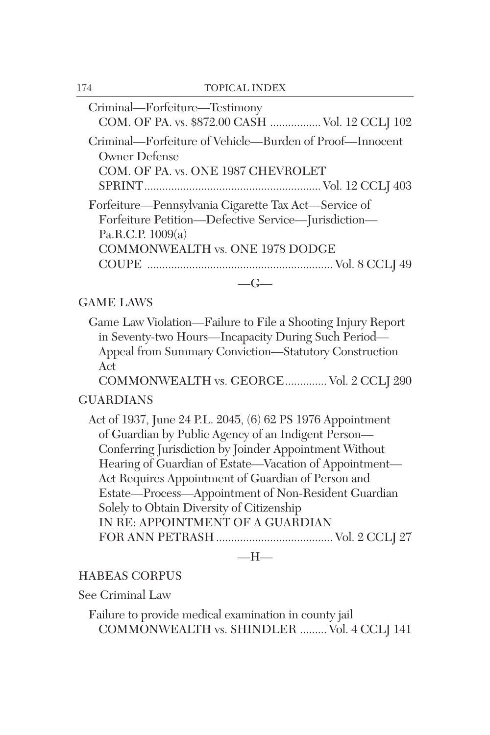Criminal—Forfeiture—Testimony
COM. OF PA. vs. $872.00 CASH ................. Vol. 12 CCLJ 102

Criminal—Forfeiture of Vehicle—Burden of Proof—Innocent Owner Defense
COM. OF PA. vs. ONE 1987 CHEVROLET SPRINT........................................................... Vol. 12 CCLJ 403

Forfeiture—Pennsylvania Cigarette Tax Act—Service of Forfeiture Petition—Defective Service—Jurisdiction—Pa.R.C.P. 1009(a)
COMMONWEALTH vs. ONE 1978 DODGE COUPE ............................................................. Vol. 8 CCLJ 49

—G—

GAME LAWS

Game Law Violation—Failure to File a Shooting Injury Report in Seventy-two Hours—Incapacity During Such Period—Appeal from Summary Conviction—Statutory Construction Act
COMMONWEALTH vs. GEORGE.............. Vol. 2 CCLJ 290

GUARDIANS

Act of 1937, June 24 P.L. 2045, (6) 62 PS 1976 Appointment of Guardian by Public Agency of an Indigent Person—Conferring Jurisdiction by Joinder Appointment Without Hearing of Guardian of Estate—Vacation of Appointment—Act Requires Appointment of Guardian of Person and Estate—Process—Appointment of Non-Resident Guardian Solely to Obtain Diversity of Citizenship
IN RE: APPOINTMENT OF A GUARDIAN FOR ANN PETRASH ...................................... Vol. 2 CCLJ 27

—H—

HABEAS CORPUS

See Criminal Law

Failure to provide medical examination in county jail
COMMONWEALTH vs. SHINDLER ......... Vol. 4 CCLJ 141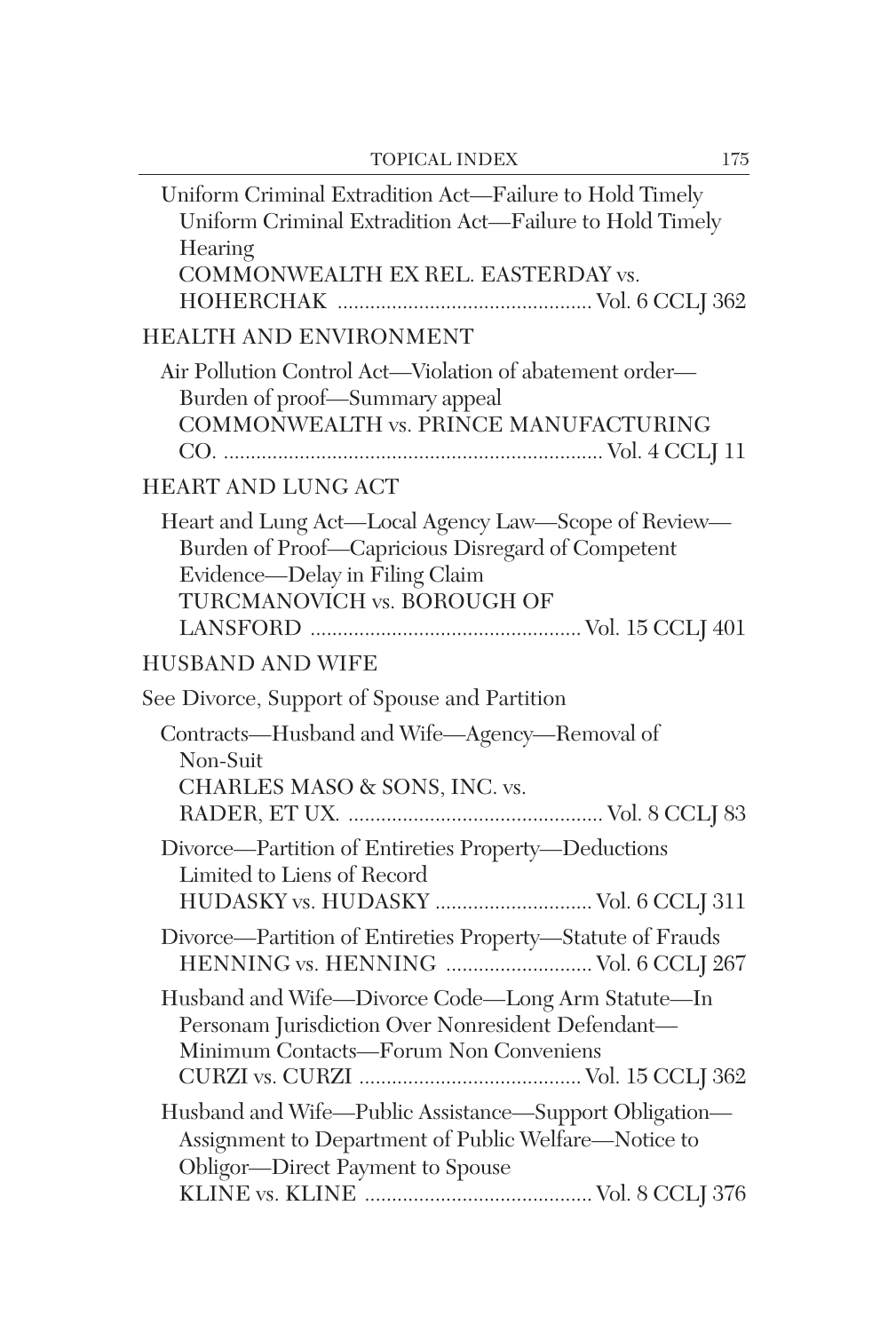Uniform Criminal Extradition Act—Failure to Hold Timely Uniform Criminal Extradition Act—Failure to Hold Timely Hearing
COMMONWEALTH EX REL. EASTERDAY vs. HOHERCHAK .............................................. Vol. 6 CCLJ 362

## HEALTH AND ENVIRONMENT

Air Pollution Control Act—Violation of abatement order—Burden of proof—Summary appeal
COMMONWEALTH vs. PRINCE MANUFACTURING CO. ..................................................................... Vol. 4 CCLJ 11

## HEART AND LUNG ACT

Heart and Lung Act—Local Agency Law—Scope of Review—Burden of Proof—Capricious Disregard of Competent Evidence—Delay in Filing Claim
TURCMANOVICH vs. BOROUGH OF LANSFORD ................................................. Vol. 15 CCLJ 401

## HUSBAND AND WIFE

See Divorce, Support of Spouse and Partition

Contracts—Husband and Wife—Agency—Removal of Non-Suit
CHARLES MASO & SONS, INC. vs. RADER, ET UX. .............................................. Vol. 8 CCLJ 83

Divorce—Partition of Entireties Property—Deductions Limited to Liens of Record
HUDASKY vs. HUDASKY ............................ Vol. 6 CCLJ 311

Divorce—Partition of Entireties Property—Statute of Frauds
HENNING vs. HENNING .......................... Vol. 6 CCLJ 267

Husband and Wife—Divorce Code—Long Arm Statute—In Personam Jurisdiction Over Nonresident Defendant—Minimum Contacts—Forum Non Conveniens
CURZI vs. CURZI ........................................ Vol. 15 CCLJ 362

Husband and Wife—Public Assistance—Support Obligation—Assignment to Department of Public Welfare—Notice to Obligor—Direct Payment to Spouse
KLINE vs. KLINE .......................................... Vol. 8 CCLJ 376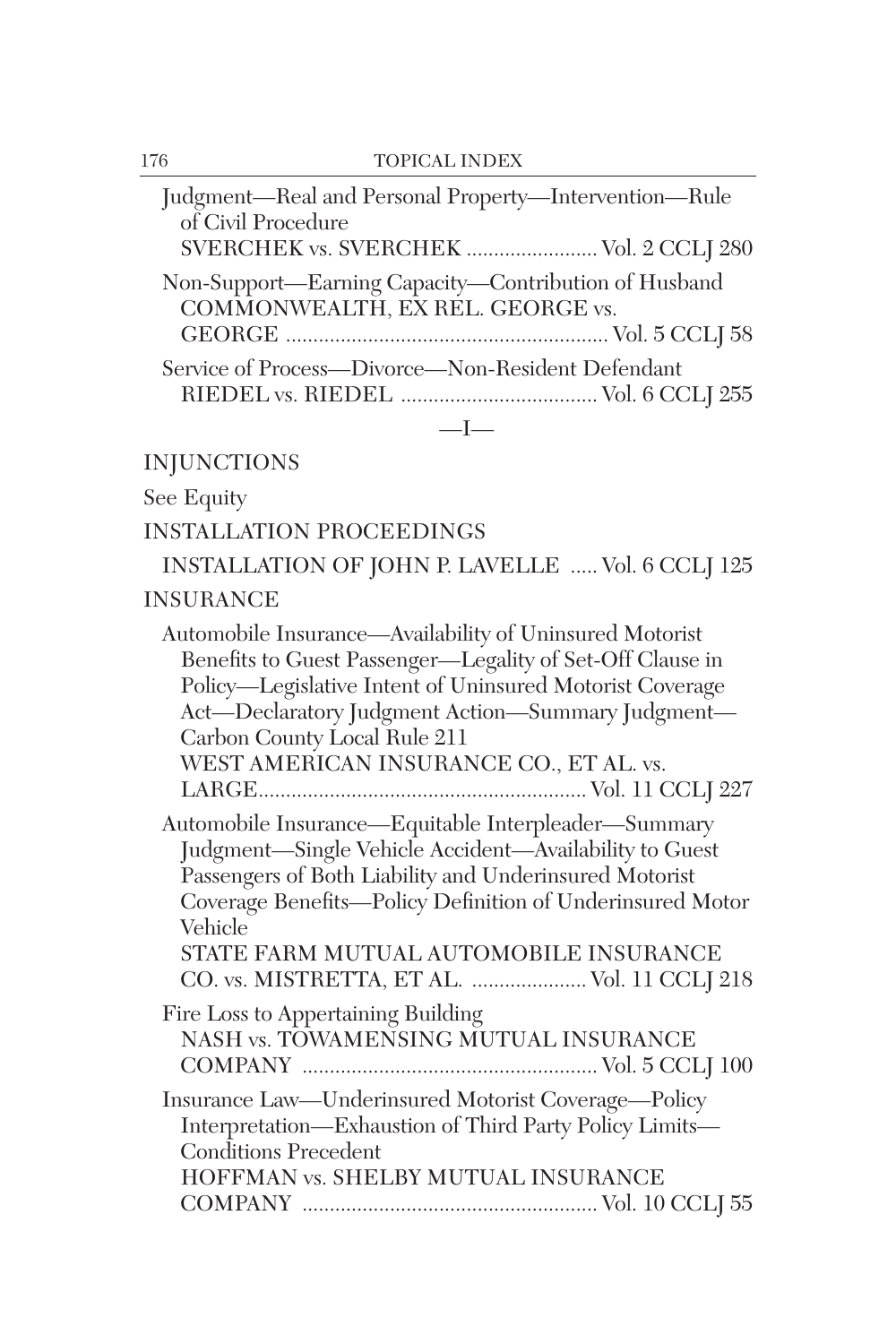Judgment—Real and Personal Property—Intervention—Rule of Civil Procedure
SVERCHEK vs. SVERCHEK ........................ Vol. 2 CCLJ 280

Non-Support—Earning Capacity—Contribution of Husband
COMMONWEALTH, EX REL. GEORGE vs. GEORGE .......................................................... Vol. 5 CCLJ 58

Service of Process—Divorce—Non-Resident Defendant
RIEDEL vs. RIEDEL .................................... Vol. 6 CCLJ 255

—I—

INJUNCTIONS

See Equity

INSTALLATION PROCEEDINGS

INSTALLATION OF JOHN P. LAVELLE ..... Vol. 6 CCLJ 125

INSURANCE

Automobile Insurance—Availability of Uninsured Motorist Benefits to Guest Passenger—Legality of Set-Off Clause in Policy—Legislative Intent of Uninsured Motorist Coverage Act—Declaratory Judgment Action—Summary Judgment—Carbon County Local Rule 211
WEST AMERICAN INSURANCE CO., ET AL. vs. LARGE.......................................................... Vol. 11 CCLJ 227

Automobile Insurance—Equitable Interpleader—Summary Judgment—Single Vehicle Accident—Availability to Guest Passengers of Both Liability and Underinsured Motorist Coverage Benefits—Policy Definition of Underinsured Motor Vehicle
STATE FARM MUTUAL AUTOMOBILE INSURANCE CO. vs. MISTRETTA, ET AL. ..................... Vol. 11 CCLJ 218

Fire Loss to Appertaining Building
NASH vs. TOWAMENSING MUTUAL INSURANCE COMPANY ..................................................... Vol. 5 CCLJ 100

Insurance Law—Underinsured Motorist Coverage—Policy Interpretation—Exhaustion of Third Party Policy Limits—Conditions Precedent
HOFFMAN vs. SHELBY MUTUAL INSURANCE COMPANY ..................................................... Vol. 10 CCLJ 55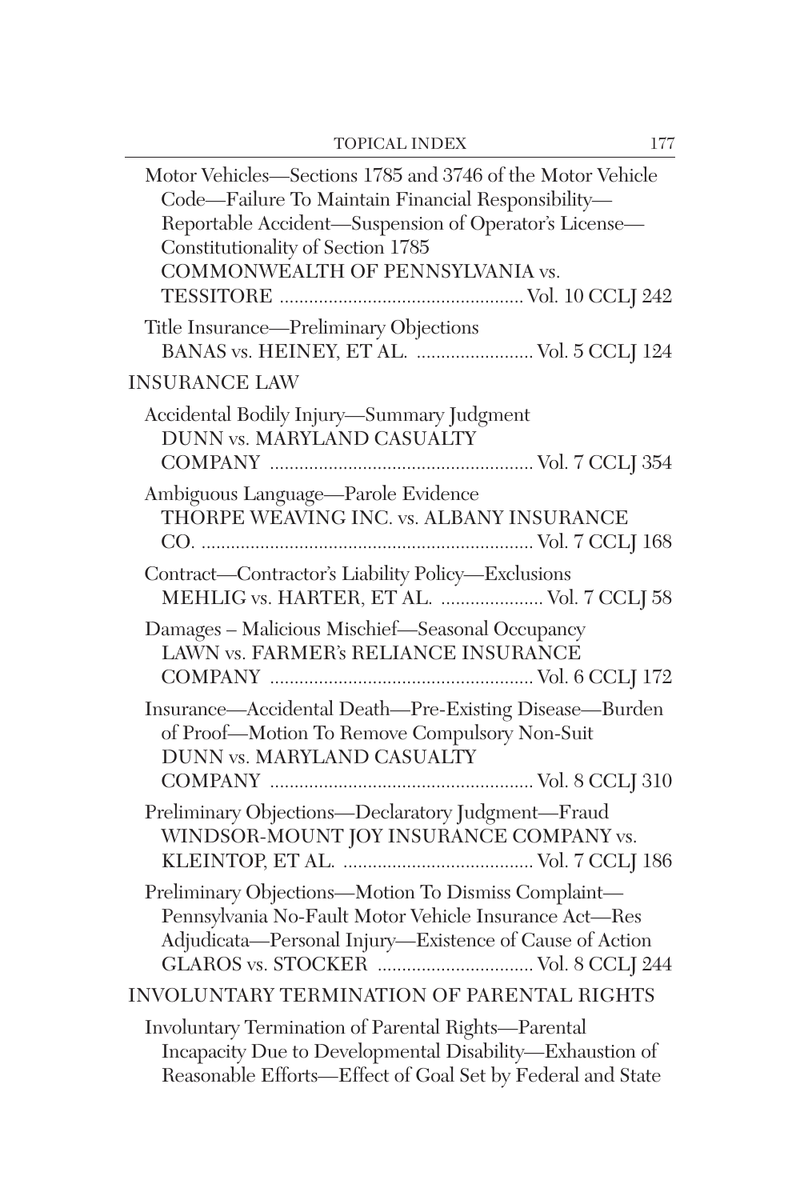Motor Vehicles—Sections 1785 and 3746 of the Motor Vehicle Code—Failure To Maintain Financial Responsibility—Reportable Accident—Suspension of Operator's License—Constitutionality of Section 1785
COMMONWEALTH OF PENNSYLVANIA vs. TESSITORE .................................................. Vol. 10 CCLJ 242

Title Insurance—Preliminary Objections
BANAS vs. HEINEY, ET AL. ........................ Vol. 5 CCLJ 124

## INSURANCE LAW

Accidental Bodily Injury—Summary Judgment
DUNN vs. MARYLAND CASUALTY COMPANY ...................................................... Vol. 7 CCLJ 354

Ambiguous Language—Parole Evidence
THORPE WEAVING INC. vs. ALBANY INSURANCE CO. .................................................................... Vol. 7 CCLJ 168

Contract—Contractor's Liability Policy—Exclusions
MEHLIG vs. HARTER, ET AL. ..................... Vol. 7 CCLJ 58

Damages – Malicious Mischief—Seasonal Occupancy
LAWN vs. FARMER's RELIANCE INSURANCE COMPANY ...................................................... Vol. 6 CCLJ 172

Insurance—Accidental Death—Pre-Existing Disease—Burden of Proof—Motion To Remove Compulsory Non-Suit
DUNN vs. MARYLAND CASUALTY COMPANY ...................................................... Vol. 8 CCLJ 310

Preliminary Objections—Declaratory Judgment—Fraud
WINDSOR-MOUNT JOY INSURANCE COMPANY vs. KLEINTOP, ET AL. ....................................... Vol. 7 CCLJ 186

Preliminary Objections—Motion To Dismiss Complaint—Pennsylvania No-Fault Motor Vehicle Insurance Act—Res Adjudicata—Personal Injury—Existence of Cause of Action
GLAROS vs. STOCKER ................................ Vol. 8 CCLJ 244

## INVOLUNTARY TERMINATION OF PARENTAL RIGHTS

Involuntary Termination of Parental Rights—Parental Incapacity Due to Developmental Disability—Exhaustion of Reasonable Efforts—Effect of Goal Set by Federal and State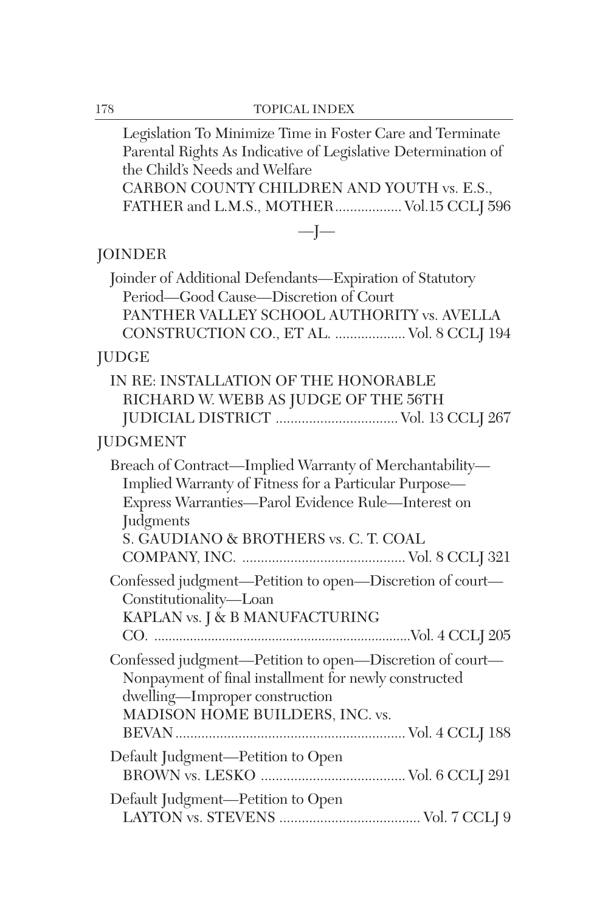Legislation To Minimize Time in Foster Care and Terminate Parental Rights As Indicative of Legislative Determination of the Child's Needs and Welfare
CARBON COUNTY CHILDREN AND YOUTH vs. E.S., FATHER and L.M.S., MOTHER.................. Vol.15 CCLJ 596

—J—

## JOINDER

Joinder of Additional Defendants—Expiration of Statutory Period—Good Cause—Discretion of Court
PANTHER VALLEY SCHOOL AUTHORITY vs. AVELLA CONSTRUCTION CO., ET AL. ................... Vol. 8 CCLJ 194

## JUDGE

IN RE: INSTALLATION OF THE HONORABLE RICHARD W. WEBB AS JUDGE OF THE 56TH JUDICIAL DISTRICT ................................ Vol. 13 CCLJ 267

## JUDGMENT

Breach of Contract—Implied Warranty of Merchantability—Implied Warranty of Fitness for a Particular Purpose—Express Warranties—Parol Evidence Rule—Interest on Judgments
S. GAUDIANO & BROTHERS vs. C. T. COAL COMPANY, INC. ........................................... Vol. 8 CCLJ 321

Confessed judgment—Petition to open—Discretion of court—Constitutionality—Loan
KAPLAN vs. J & B MANUFACTURING CO. ......................................................................Vol. 4 CCLJ 205

Confessed judgment—Petition to open—Discretion of court—Nonpayment of final installment for newly constructed dwelling—Improper construction
MADISON HOME BUILDERS, INC. vs. BEVAN............................................................. Vol. 4 CCLJ 188

Default Judgment—Petition to Open
BROWN vs. LESKO ....................................... Vol. 6 CCLJ 291

Default Judgment—Petition to Open
LAYTON vs. STEVENS ..................................... Vol. 7 CCLJ 9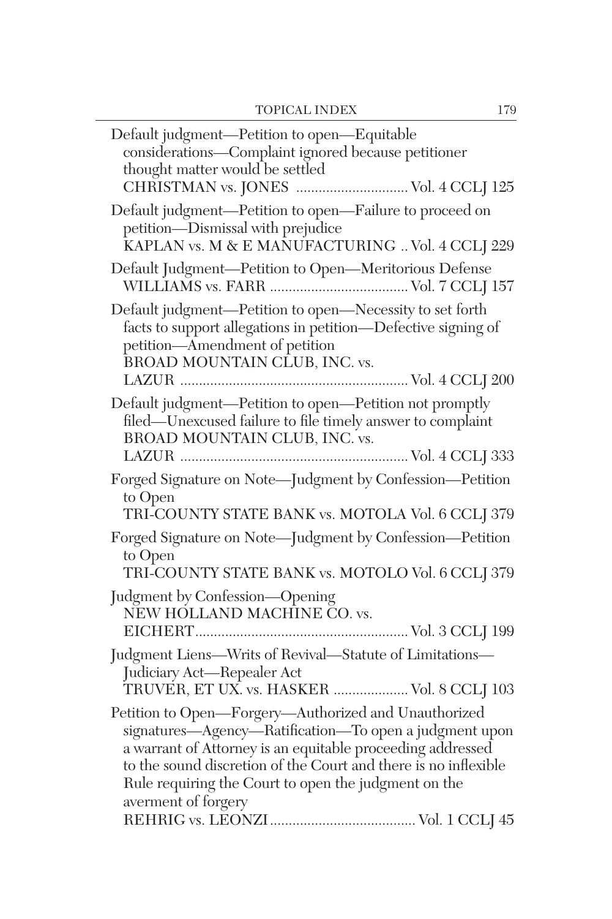Default judgment—Petition to open—Equitable considerations—Complaint ignored because petitioner thought matter would be settled
CHRISTMAN vs. JONES .............................. Vol. 4 CCLJ 125

Default judgment—Petition to open—Failure to proceed on petition—Dismissal with prejudice
KAPLAN vs. M & E MANUFACTURING .. Vol. 4 CCLJ 229

Default Judgment—Petition to Open—Meritorious Defense
WILLIAMS vs. FARR ..................................... Vol. 7 CCLJ 157

Default judgment—Petition to open—Necessity to set forth facts to support allegations in petition—Defective signing of petition—Amendment of petition
BROAD MOUNTAIN CLUB, INC. vs. LAZUR ............................................................. Vol. 4 CCLJ 200

Default judgment—Petition to open—Petition not promptly filed—Unexcused failure to file timely answer to complaint
BROAD MOUNTAIN CLUB, INC. vs. LAZUR ............................................................. Vol. 4 CCLJ 333

Forged Signature on Note—Judgment by Confession—Petition to Open
TRI-COUNTY STATE BANK vs. MOTOLA Vol. 6 CCLJ 379

Forged Signature on Note—Judgment by Confession—Petition to Open
TRI-COUNTY STATE BANK vs. MOTOLO Vol. 6 CCLJ 379

Judgment by Confession—Opening
NEW HOLLAND MACHINE CO. vs. EICHERT......................................................... Vol. 3 CCLJ 199

Judgment Liens—Writs of Revival—Statute of Limitations—Judiciary Act—Repealer Act
TRUVER, ET UX. vs. HASKER .................... Vol. 8 CCLJ 103

Petition to Open—Forgery—Authorized and Unauthorized signatures—Agency—Ratification—To open a judgment upon a warrant of Attorney is an equitable proceeding addressed to the sound discretion of the Court and there is no inflexible Rule requiring the Court to open the judgment on the averment of forgery
REHRIG vs. LEONZI....................................... Vol. 1 CCLJ 45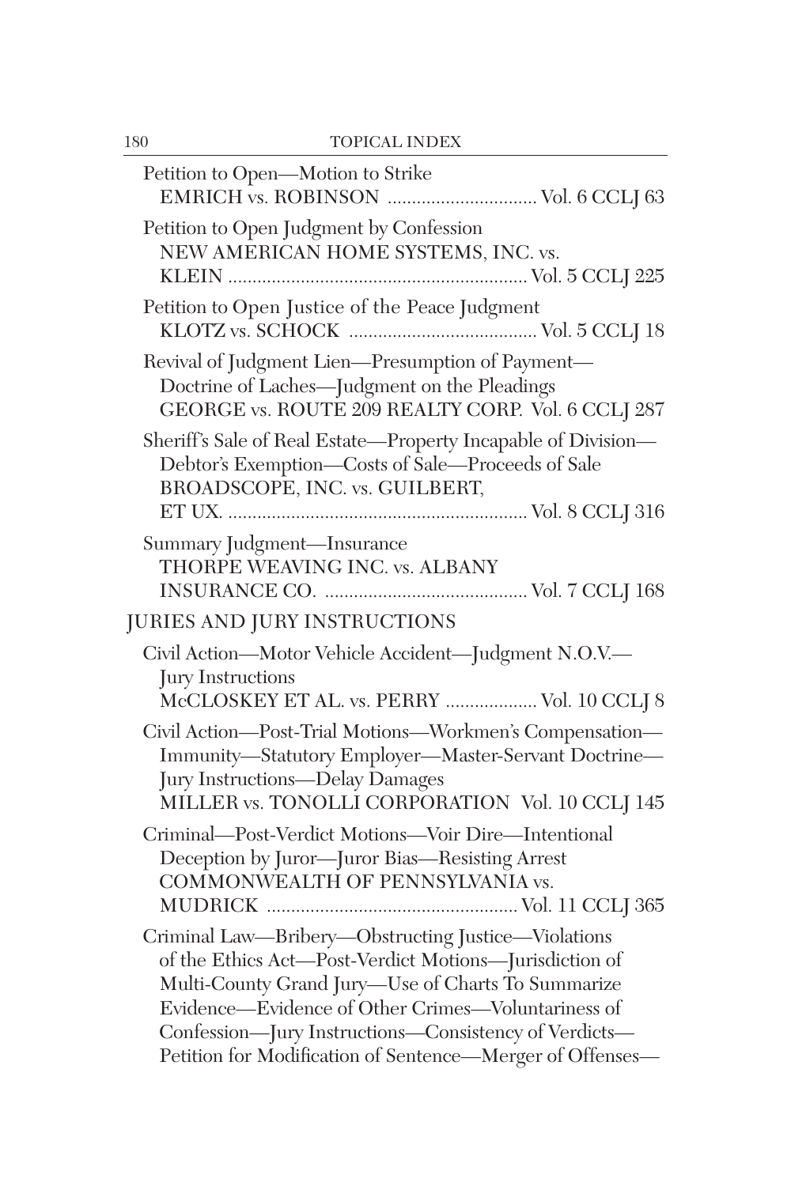Petition to Open—Motion to Strike
EMRICH vs. ROBINSON ............................... Vol. 6 CCLJ 63

Petition to Open Judgment by Confession
NEW AMERICAN HOME SYSTEMS, INC. vs.
KLEIN ............................................................. Vol. 5 CCLJ 225

Petition to Open Justice of the Peace Judgment
KLOTZ vs. SCHOCK ....................................... Vol. 5 CCLJ 18

Revival of Judgment Lien—Presumption of Payment—
Doctrine of Laches—Judgment on the Pleadings
GEORGE vs. ROUTE 209 REALTY CORP. Vol. 6 CCLJ 287

Sheriff's Sale of Real Estate—Property Incapable of Division—
Debtor's Exemption—Costs of Sale—Proceeds of Sale
BROADSCOPE, INC. vs. GUILBERT,
ET UX. ............................................................. Vol. 8 CCLJ 316

Summary Judgment—Insurance
THORPE WEAVING INC. vs. ALBANY
INSURANCE CO. .......................................... Vol. 7 CCLJ 168

## JURIES AND JURY INSTRUCTIONS

Civil Action—Motor Vehicle Accident—Judgment N.O.V.—
Jury Instructions
McCLOSKEY ET AL. vs. PERRY ................... Vol. 10 CCLJ 8

Civil Action—Post-Trial Motions—Workmen's Compensation—
Immunity—Statutory Employer—Master-Servant Doctrine—
Jury Instructions—Delay Damages
MILLER vs. TONOLLI CORPORATION Vol. 10 CCLJ 145

Criminal—Post-Verdict Motions—Voir Dire—Intentional
Deception by Juror—Juror Bias—Resisting Arrest
COMMONWEALTH OF PENNSYLVANIA vs.
MUDRICK ................................................... Vol. 11 CCLJ 365

Criminal Law—Bribery—Obstructing Justice—Violations
of the Ethics Act—Post-Verdict Motions—Jurisdiction of
Multi-County Grand Jury—Use of Charts To Summarize
Evidence—Evidence of Other Crimes—Voluntariness of
Confession—Jury Instructions—Consistency of Verdicts—
Petition for Modification of Sentence—Merger of Offenses—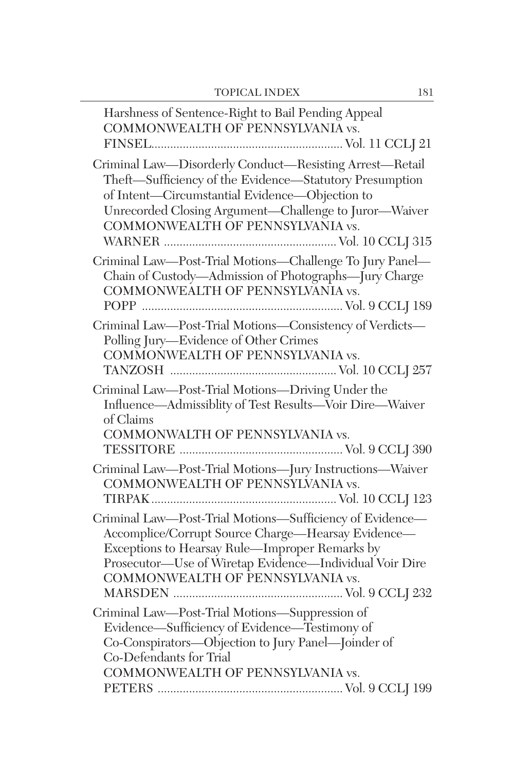Harshness of Sentence-Right to Bail Pending Appeal
COMMONWEALTH OF PENNSYLVANIA vs.
FINSEL............................................................ Vol. 11 CCLJ 21

Criminal Law—Disorderly Conduct—Resisting Arrest—Retail Theft—Sufficiency of the Evidence—Statutory Presumption of Intent—Circumstantial Evidence—Objection to Unrecorded Closing Argument—Challenge to Juror—Waiver
COMMONWEALTH OF PENNSYLVANIA vs.
WARNER ...................................................... Vol. 10 CCLJ 315

Criminal Law—Post-Trial Motions—Challenge To Jury Panel—Chain of Custody—Admission of Photographs—Jury Charge
COMMONWEALTH OF PENNSYLVANIA vs.
POPP ............................................................... Vol. 9 CCLJ 189

Criminal Law—Post-Trial Motions—Consistency of Verdicts—Polling Jury—Evidence of Other Crimes
COMMONWEALTH OF PENNSYLVANIA vs.
TANZOSH .................................................... Vol. 10 CCLJ 257

Criminal Law—Post-Trial Motions—Driving Under the Influence—Admissiblity of Test Results—Voir Dire—Waiver of Claims
COMMONWALTH OF PENNSYLVANIA vs.
TESSITORE ................................................... Vol. 9 CCLJ 390

Criminal Law—Post-Trial Motions—Jury Instructions—Waiver
COMMONWEALTH OF PENNSYLVANIA vs.
TIRPAK.......................................................... Vol. 10 CCLJ 123

Criminal Law—Post-Trial Motions—Sufficiency of Evidence—Accomplice/Corrupt Source Charge—Hearsay Evidence—Exceptions to Hearsay Rule—Improper Remarks by Prosecutor—Use of Wiretap Evidence—Individual Voir Dire
COMMONWEALTH OF PENNSYLVANIA vs.
MARSDEN ..................................................... Vol. 9 CCLJ 232

Criminal Law—Post-Trial Motions—Suppression of Evidence—Sufficiency of Evidence—Testimony of Co-Conspirators—Objection to Jury Panel—Joinder of Co-Defendants for Trial
COMMONWEALTH OF PENNSYLVANIA vs.
PETERS .......................................................... Vol. 9 CCLJ 199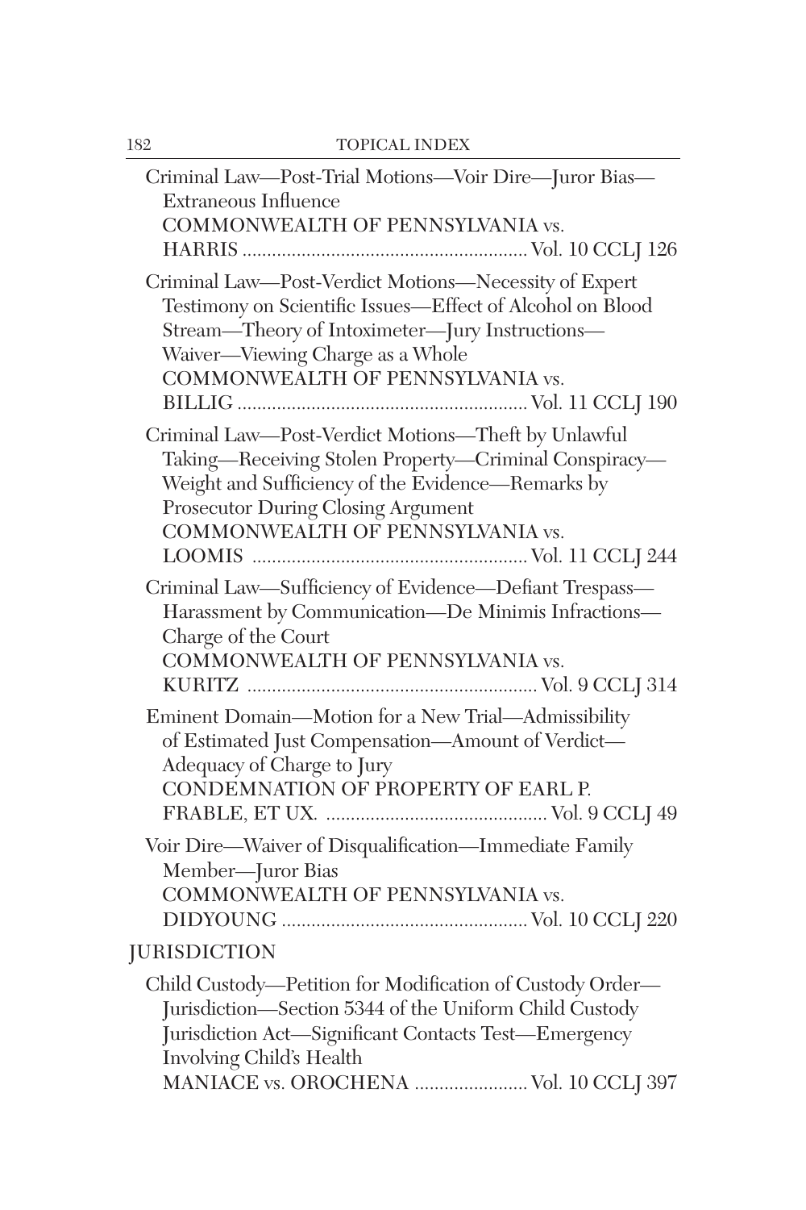Criminal Law—Post-Trial Motions—Voir Dire—Juror Bias—Extraneous Influence
COMMONWEALTH OF PENNSYLVANIA vs. HARRIS ........................................................ Vol. 10 CCLJ 126

Criminal Law—Post-Verdict Motions—Necessity of Expert Testimony on Scientific Issues—Effect of Alcohol on Blood Stream—Theory of Intoximeter—Jury Instructions—Waiver—Viewing Charge as a Whole
COMMONWEALTH OF PENNSYLVANIA vs. BILLIG ........................................................ Vol. 11 CCLJ 190

Criminal Law—Post-Verdict Motions—Theft by Unlawful Taking—Receiving Stolen Property—Criminal Conspiracy—Weight and Sufficiency of the Evidence—Remarks by Prosecutor During Closing Argument
COMMONWEALTH OF PENNSYLVANIA vs. LOOMIS ........................................................ Vol. 11 CCLJ 244

Criminal Law—Sufficiency of Evidence—Defiant Trespass—Harassment by Communication—De Minimis Infractions—Charge of the Court
COMMONWEALTH OF PENNSYLVANIA vs. KURITZ ........................................................ Vol. 9 CCLJ 314

Eminent Domain—Motion for a New Trial—Admissibility of Estimated Just Compensation—Amount of Verdict—Adequacy of Charge to Jury
CONDEMNATION OF PROPERTY OF EARL P. FRABLE, ET UX. ........................................... Vol. 9 CCLJ 49

Voir Dire—Waiver of Disqualification—Immediate Family Member—Juror Bias
COMMONWEALTH OF PENNSYLVANIA vs. DIDYOUNG ................................................ Vol. 10 CCLJ 220

## JURISDICTION

Child Custody—Petition for Modification of Custody Order—Jurisdiction—Section 5344 of the Uniform Child Custody Jurisdiction Act—Significant Contacts Test—Emergency Involving Child's Health
MANIACE vs. OROCHENA ...................... Vol. 10 CCLJ 397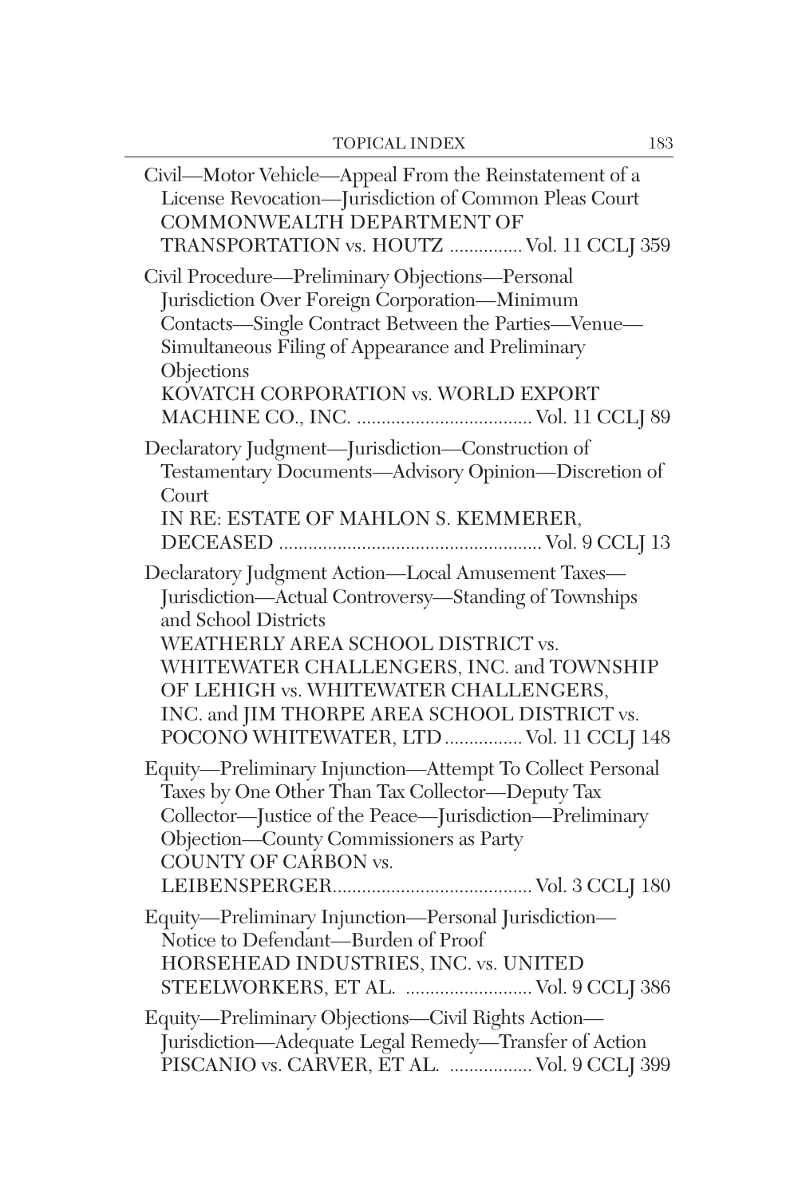Civil—Motor Vehicle—Appeal From the Reinstatement of a License Revocation—Jurisdiction of Common Pleas Court
COMMONWEALTH DEPARTMENT OF TRANSPORTATION vs. HOUTZ ............... Vol. 11 CCLJ 359

Civil Procedure—Preliminary Objections—Personal Jurisdiction Over Foreign Corporation—Minimum Contacts—Single Contract Between the Parties—Venue—Simultaneous Filing of Appearance and Preliminary Objections
KOVATCH CORPORATION vs. WORLD EXPORT MACHINE CO., INC. .................................... Vol. 11 CCLJ 89

Declaratory Judgment—Jurisdiction—Construction of Testamentary Documents—Advisory Opinion—Discretion of Court
IN RE: ESTATE OF MAHLON S. KEMMERER, DECEASED ...................................................... Vol. 9 CCLJ 13

Declaratory Judgment Action—Local Amusement Taxes—Jurisdiction—Actual Controversy—Standing of Townships and School Districts
WEATHERLY AREA SCHOOL DISTRICT vs. WHITEWATER CHALLENGERS, INC. and TOWNSHIP OF LEHIGH vs. WHITEWATER CHALLENGERS, INC. and JIM THORPE AREA SCHOOL DISTRICT vs. POCONO WHITEWATER, LTD ................ Vol. 11 CCLJ 148

Equity—Preliminary Injunction—Attempt To Collect Personal Taxes by One Other Than Tax Collector—Deputy Tax Collector—Justice of the Peace—Jurisdiction—Preliminary Objection—County Commissioners as Party
COUNTY OF CARBON vs. LEIBENSPERGER......................................... Vol. 3 CCLJ 180

Equity—Preliminary Injunction—Personal Jurisdiction—Notice to Defendant—Burden of Proof
HORSEHEAD INDUSTRIES, INC. vs. UNITED STEELWORKERS, ET AL. .......................... Vol. 9 CCLJ 386

Equity—Preliminary Objections—Civil Rights Action—Jurisdiction—Adequate Legal Remedy—Transfer of Action
PISCANIO vs. CARVER, ET AL. ................. Vol. 9 CCLJ 399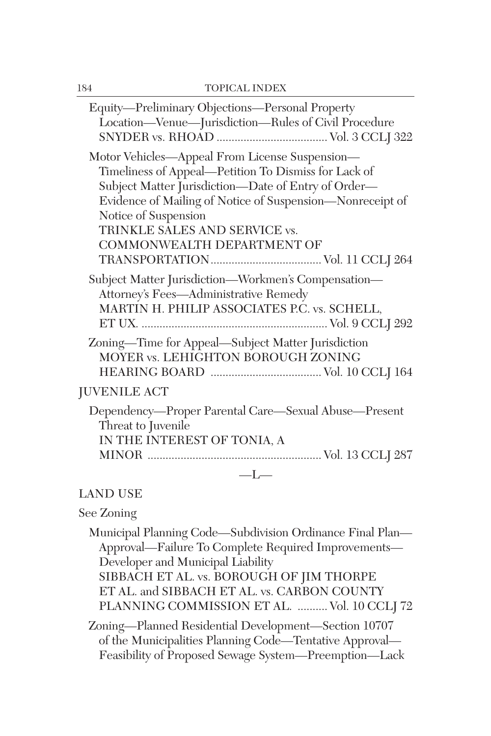Equity—Preliminary Objections—Personal Property Location—Venue—Jurisdiction—Rules of Civil Procedure
SNYDER vs. RHOAD .................................... Vol. 3 CCLJ 322

Motor Vehicles—Appeal From License Suspension—Timeliness of Appeal—Petition To Dismiss for Lack of Subject Matter Jurisdiction—Date of Entry of Order—Evidence of Mailing of Notice of Suspension—Nonreceipt of Notice of Suspension
TRINKLE SALES AND SERVICE vs. COMMONWEALTH DEPARTMENT OF TRANSPORTATION.................................... Vol. 11 CCLJ 264

Subject Matter Jurisdiction—Workmen's Compensation—Attorney's Fees—Administrative Remedy
MARTIN H. PHILIP ASSOCIATES P.C. vs. SCHELL, ET UX. ............................................................ Vol. 9 CCLJ 292

Zoning—Time for Appeal—Subject Matter Jurisdiction
MOYER vs. LEHIGHTON BOROUGH ZONING HEARING BOARD .................................... Vol. 10 CCLJ 164

JUVENILE ACT

Dependency—Proper Parental Care—Sexual Abuse—Present Threat to Juvenile
IN THE INTEREST OF TONIA, A MINOR ......................................................... Vol. 13 CCLJ 287

—L—

LAND USE

See Zoning

Municipal Planning Code—Subdivision Ordinance Final Plan—Approval—Failure To Complete Required Improvements—Developer and Municipal Liability
SIBBACH ET AL. vs. BOROUGH OF JIM THORPE ET AL. and SIBBACH ET AL. vs. CARBON COUNTY PLANNING COMMISSION ET AL. .......... Vol. 10 CCLJ 72

Zoning—Planned Residential Development—Section 10707 of the Municipalities Planning Code—Tentative Approval—Feasibility of Proposed Sewage System—Preemption—Lack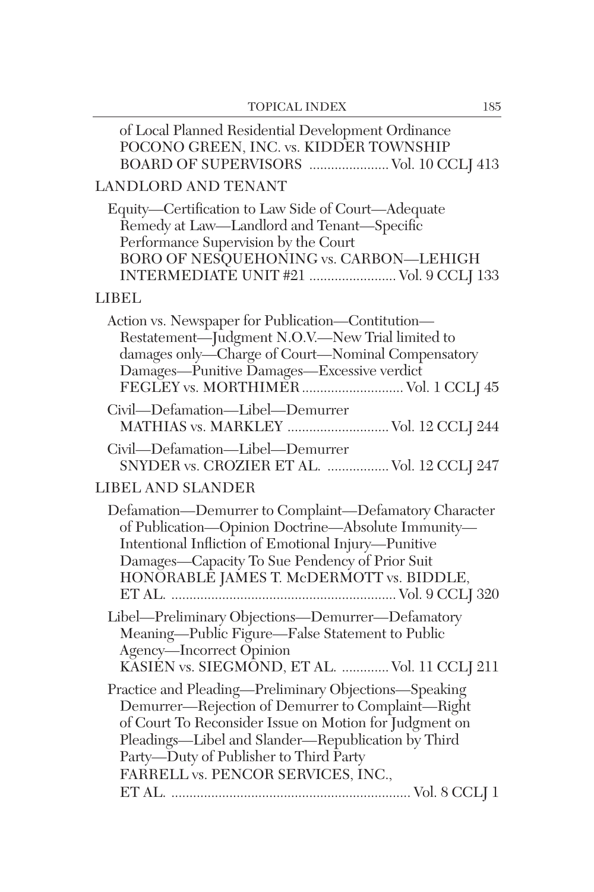of Local Planned Residential Development Ordinance
POCONO GREEN, INC. vs. KIDDER TOWNSHIP
BOARD OF SUPERVISORS ...................... Vol. 10 CCLJ 413

## LANDLORD AND TENANT

Equity—Certification to Law Side of Court—Adequate Remedy at Law—Landlord and Tenant—Specific Performance Supervision by the Court
BORO OF NESQUEHONING vs. CARBON—LEHIGH INTERMEDIATE UNIT #21 ........................ Vol. 9 CCLJ 133

## LIBEL

Action vs. Newspaper for Publication—Contitution—Restatement—Judgment N.O.V.—New Trial limited to damages only—Charge of Court—Nominal Compensatory Damages—Punitive Damages—Excessive verdict
FEGLEY vs. MORTHIMER ............................ Vol. 1 CCLJ 45

Civil—Defamation—Libel—Demurrer
MATHIAS vs. MARKLEY ............................ Vol. 12 CCLJ 244

Civil—Defamation—Libel—Demurrer
SNYDER vs. CROZIER ET AL. ................. Vol. 12 CCLJ 247

## LIBEL AND SLANDER

Defamation—Demurrer to Complaint—Defamatory Character of Publication—Opinion Doctrine—Absolute Immunity—Intentional Infliction of Emotional Injury—Punitive Damages—Capacity To Sue Pendency of Prior Suit
HONORABLE JAMES T. McDERMOTT vs. BIDDLE, ET AL. ............................................................. Vol. 9 CCLJ 320

Libel—Preliminary Objections—Demurrer—Defamatory Meaning—Public Figure—False Statement to Public Agency—Incorrect Opinion
KASIEN vs. SIEGMOND, ET AL. ............. Vol. 11 CCLJ 211

Practice and Pleading—Preliminary Objections—Speaking Demurrer—Rejection of Demurrer to Complaint—Right of Court To Reconsider Issue on Motion for Judgment on Pleadings—Libel and Slander—Republication by Third Party—Duty of Publisher to Third Party
FARRELL vs. PENCOR SERVICES, INC., ET AL. .................................................................. Vol. 8 CCLJ 1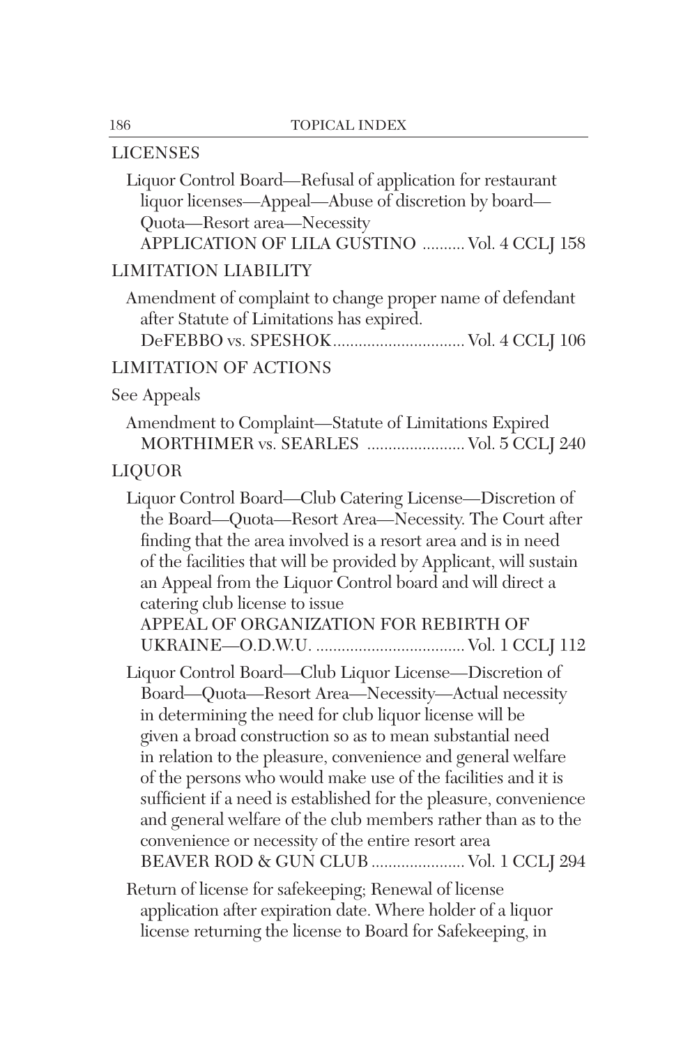## LICENSES

Liquor Control Board—Refusal of application for restaurant liquor licenses—Appeal—Abuse of discretion by board—Quota—Resort area—Necessity
APPLICATION OF LILA GUSTINO .......... Vol. 4 CCLJ 158

## LIMITATION LIABILITY

Amendment of complaint to change proper name of defendant after Statute of Limitations has expired.
DeFEBBO vs. SPESHOK............................... Vol. 4 CCLJ 106

## LIMITATION OF ACTIONS

See Appeals

Amendment to Complaint—Statute of Limitations Expired
MORTHIMER vs. SEARLES ....................... Vol. 5 CCLJ 240

## LIQUOR

Liquor Control Board—Club Catering License—Discretion of the Board—Quota—Resort Area—Necessity. The Court after finding that the area involved is a resort area and is in need of the facilities that will be provided by Applicant, will sustain an Appeal from the Liquor Control board and will direct a catering club license to issue
APPEAL OF ORGANIZATION FOR REBIRTH OF UKRAINE—O.D.W.U. .................................. Vol. 1 CCLJ 112

Liquor Control Board—Club Liquor License—Discretion of Board—Quota—Resort Area—Necessity—Actual necessity in determining the need for club liquor license will be given a broad construction so as to mean substantial need in relation to the pleasure, convenience and general welfare of the persons who would make use of the facilities and it is sufficient if a need is established for the pleasure, convenience and general welfare of the club members rather than as to the convenience or necessity of the entire resort area
BEAVER ROD & GUN CLUB ...................... Vol. 1 CCLJ 294

Return of license for safekeeping; Renewal of license application after expiration date. Where holder of a liquor license returning the license to Board for Safekeeping, in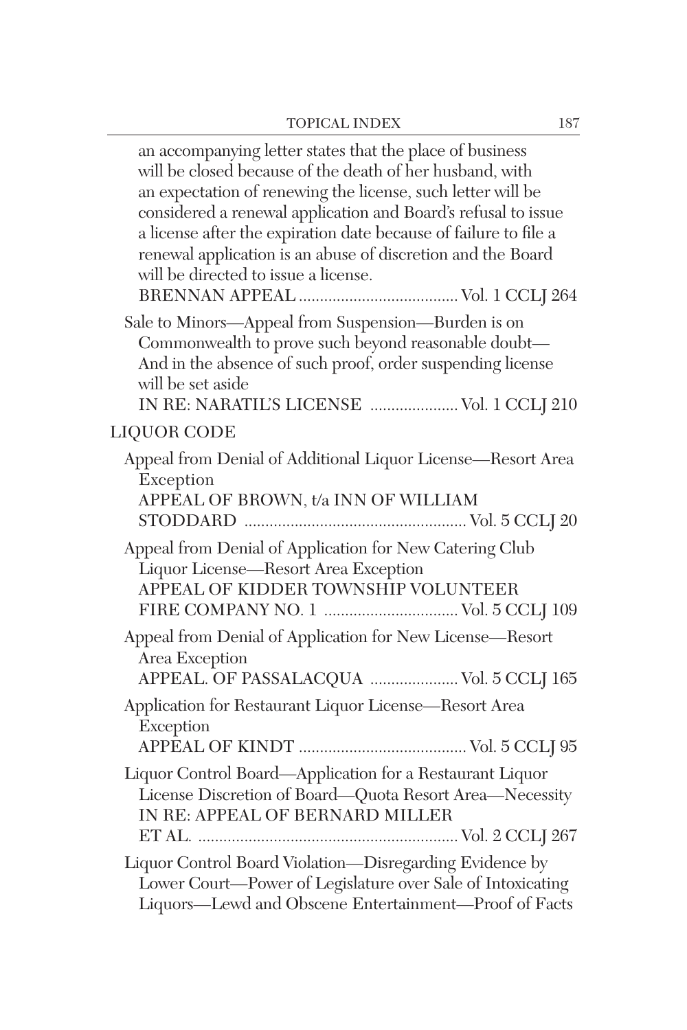an accompanying letter states that the place of business will be closed because of the death of her husband, with an expectation of renewing the license, such letter will be considered a renewal application and Board's refusal to issue a license after the expiration date because of failure to file a renewal application is an abuse of discretion and the Board will be directed to issue a license.
BRENNAN APPEAL ...................................... Vol. 1 CCLJ 264

Sale to Minors—Appeal from Suspension—Burden is on Commonwealth to prove such beyond reasonable doubt—And in the absence of such proof, order suspending license will be set aside
IN RE: NARATIL'S LICENSE ..................... Vol. 1 CCLJ 210

LIQUOR CODE

Appeal from Denial of Additional Liquor License—Resort Area Exception
APPEAL OF BROWN, t/a INN OF WILLIAM STODDARD ..................................................... Vol. 5 CCLJ 20

Appeal from Denial of Application for New Catering Club Liquor License—Resort Area Exception
APPEAL OF KIDDER TOWNSHIP VOLUNTEER FIRE COMPANY NO. 1 ................................ Vol. 5 CCLJ 109

Appeal from Denial of Application for New License—Resort Area Exception
APPEAL. OF PASSALACQUA ..................... Vol. 5 CCLJ 165

Application for Restaurant Liquor License—Resort Area Exception
APPEAL OF KINDT ........................................ Vol. 5 CCLJ 95

Liquor Control Board—Application for a Restaurant Liquor License Discretion of Board—Quota Resort Area—Necessity
IN RE: APPEAL OF BERNARD MILLER ET AL. .............................................................. Vol. 2 CCLJ 267

Liquor Control Board Violation—Disregarding Evidence by Lower Court—Power of Legislature over Sale of Intoxicating Liquors—Lewd and Obscene Entertainment—Proof of Facts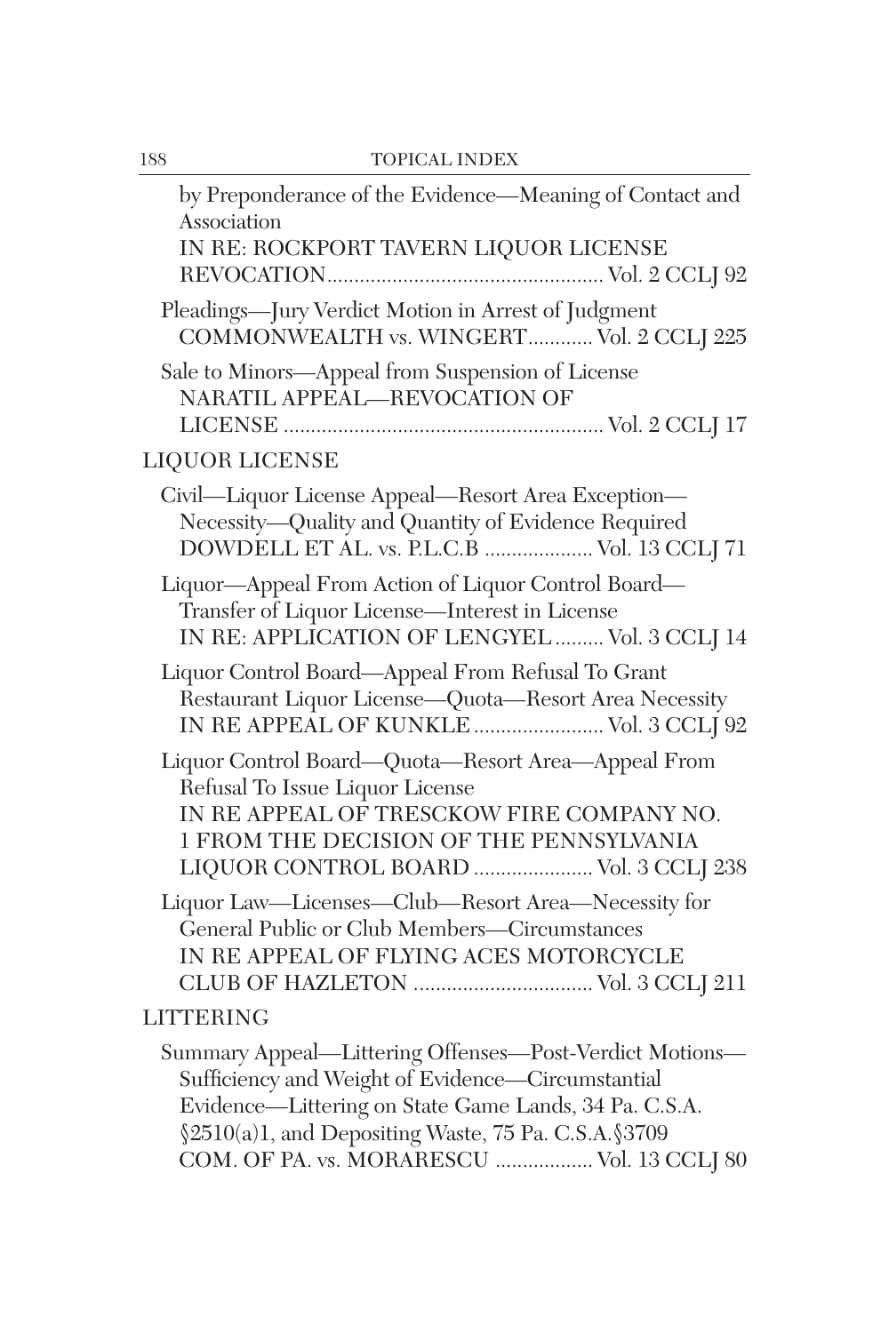by Preponderance of the Evidence—Meaning of Contact and Association
IN RE: ROCKPORT TAVERN LIQUOR LICENSE REVOCATION.................................................. Vol. 2 CCLJ 92

Pleadings—Jury Verdict Motion in Arrest of Judgment
COMMONWEALTH vs. WINGERT............ Vol. 2 CCLJ 225

Sale to Minors—Appeal from Suspension of License
NARATIL APPEAL—REVOCATION OF LICENSE ........................................................... Vol. 2 CCLJ 17

## LIQUOR LICENSE

Civil—Liquor License Appeal—Resort Area Exception—Necessity—Quality and Quantity of Evidence Required
DOWDELL ET AL. vs. P.L.C.B .................... Vol. 13 CCLJ 71

Liquor—Appeal From Action of Liquor Control Board—Transfer of Liquor License—Interest in License
IN RE: APPLICATION OF LENGYEL ......... Vol. 3 CCLJ 14

Liquor Control Board—Appeal From Refusal To Grant Restaurant Liquor License—Quota—Resort Area Necessity
IN RE APPEAL OF KUNKLE ........................ Vol. 3 CCLJ 92

Liquor Control Board—Quota—Resort Area—Appeal From Refusal To Issue Liquor License
IN RE APPEAL OF TRESCKOW FIRE COMPANY NO. 1 FROM THE DECISION OF THE PENNSYLVANIA LIQUOR CONTROL BOARD ...................... Vol. 3 CCLJ 238

Liquor Law—Licenses—Club—Resort Area—Necessity for General Public or Club Members—Circumstances
IN RE APPEAL OF FLYING ACES MOTORCYCLE CLUB OF HAZLETON ................................. Vol. 3 CCLJ 211

## LITTERING

Summary Appeal—Littering Offenses—Post-Verdict Motions—Sufficiency and Weight of Evidence—Circumstantial Evidence—Littering on State Game Lands, 34 Pa. C.S.A. §2510(a)1, and Depositing Waste, 75 Pa. C.S.A.§3709
COM. OF PA. vs. MORARESCU .................. Vol. 13 CCLJ 80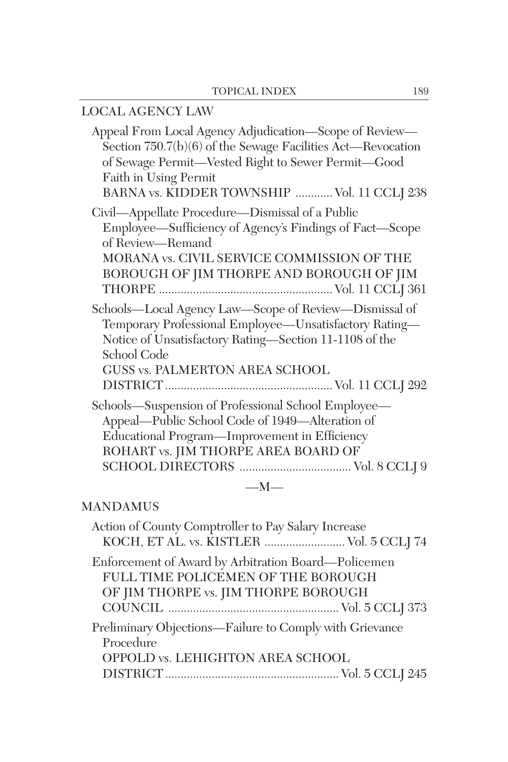## LOCAL AGENCY LAW

Appeal From Local Agency Adjudication—Scope of Review—Section 750.7(b)(6) of the Sewage Facilities Act—Revocation of Sewage Permit—Vested Right to Sewer Permit—Good Faith in Using Permit
BARNA vs. KIDDER TOWNSHIP ............ Vol. 11 CCLJ 238

Civil—Appellate Procedure—Dismissal of a Public Employee—Sufficiency of Agency's Findings of Fact—Scope of Review—Remand
MORANA vs. CIVIL SERVICE COMMISSION OF THE BOROUGH OF JIM THORPE AND BOROUGH OF JIM THORPE ........................................................ Vol. 11 CCLJ 361

Schools—Local Agency Law—Scope of Review—Dismissal of Temporary Professional Employee—Unsatisfactory Rating—Notice of Unsatisfactory Rating—Section 11-1108 of the School Code
GUSS vs. PALMERTON AREA SCHOOL DISTRICT ...................................................... Vol. 11 CCLJ 292

Schools—Suspension of Professional School Employee—Appeal—Public School Code of 1949—Alteration of Educational Program—Improvement in Efficiency
ROHART vs. JIM THORPE AREA BOARD OF SCHOOL DIRECTORS .................................... Vol. 8 CCLJ 9

—M—

## MANDAMUS

Action of County Comptroller to Pay Salary Increase
KOCH, ET AL. vs. KISTLER .......................... Vol. 5 CCLJ 74

Enforcement of Award by Arbitration Board—Policemen
FULL TIME POLICEMEN OF THE BOROUGH OF JIM THORPE vs. JIM THORPE BOROUGH COUNCIL ....................................................... Vol. 5 CCLJ 373

Preliminary Objections—Failure to Comply with Grievance Procedure
OPPOLD vs. LEHIGHTON AREA SCHOOL DISTRICT ........................................................ Vol. 5 CCLJ 245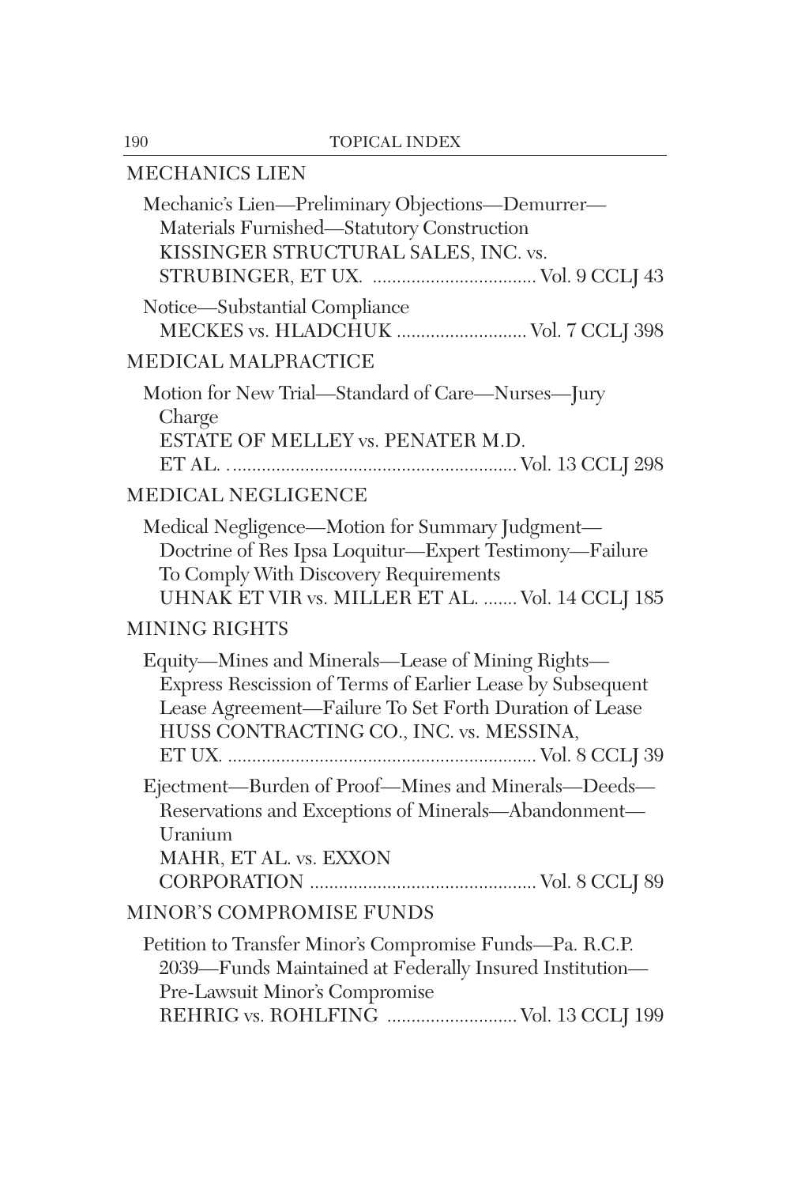## MECHANICS LIEN

Mechanic's Lien—Preliminary Objections—Demurrer—Materials Furnished—Statutory Construction
KISSINGER STRUCTURAL SALES, INC. vs. STRUBINGER, ET UX. .................................. Vol. 9 CCLJ 43

Notice—Substantial Compliance
MECKES vs. HLADCHUK ........................... Vol. 7 CCLJ 398

## MEDICAL MALPRACTICE

Motion for New Trial—Standard of Care—Nurses—Jury Charge
ESTATE OF MELLEY vs. PENATER M.D. ET AL. ........................................................... Vol. 13 CCLJ 298

## MEDICAL NEGLIGENCE

Medical Negligence—Motion for Summary Judgment—Doctrine of Res Ipsa Loquitur—Expert Testimony—Failure To Comply With Discovery Requirements
UHNAK ET VIR vs. MILLER ET AL. ....... Vol. 14 CCLJ 185

## MINING RIGHTS

Equity—Mines and Minerals—Lease of Mining Rights—Express Rescission of Terms of Earlier Lease by Subsequent Lease Agreement—Failure To Set Forth Duration of Lease
HUSS CONTRACTING CO., INC. vs. MESSINA, ET UX. ................................................................ Vol. 8 CCLJ 39

Ejectment—Burden of Proof—Mines and Minerals—Deeds—Reservations and Exceptions of Minerals—Abandonment—Uranium
MAHR, ET AL. vs. EXXON CORPORATION .............................................. Vol. 8 CCLJ 89

## MINOR'S COMPROMISE FUNDS

Petition to Transfer Minor's Compromise Funds—Pa. R.C.P. 2039—Funds Maintained at Federally Insured Institution—Pre-Lawsuit Minor's Compromise
REHRIG vs. ROHLFING ........................... Vol. 13 CCLJ 199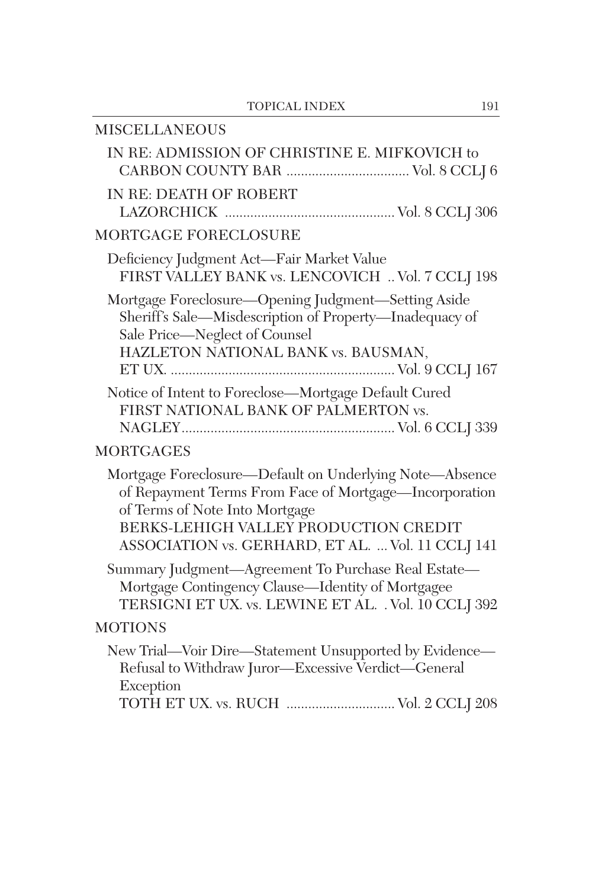## MISCELLANEOUS

IN RE: ADMISSION OF CHRISTINE E. MIFKOVICH to CARBON COUNTY BAR .................................. Vol. 8 CCLJ 6

IN RE: DEATH OF ROBERT LAZORCHICK .............................................. Vol. 8 CCLJ 306

## MORTGAGE FORECLOSURE

Deficiency Judgment Act—Fair Market Value
FIRST VALLEY BANK vs. LENCOVICH .. Vol. 7 CCLJ 198

Mortgage Foreclosure—Opening Judgment—Setting Aside Sheriff's Sale—Misdescription of Property—Inadequacy of Sale Price—Neglect of Counsel
HAZLETON NATIONAL BANK vs. BAUSMAN, ET UX. ............................................................. Vol. 9 CCLJ 167

Notice of Intent to Foreclose—Mortgage Default Cured
FIRST NATIONAL BANK OF PALMERTON vs. NAGLEY.......................................................... Vol. 6 CCLJ 339

## MORTGAGES

Mortgage Foreclosure—Default on Underlying Note—Absence of Repayment Terms From Face of Mortgage—Incorporation of Terms of Note Into Mortgage
BERKS-LEHIGH VALLEY PRODUCTION CREDIT ASSOCIATION vs. GERHARD, ET AL. ... Vol. 11 CCLJ 141

Summary Judgment—Agreement To Purchase Real Estate—Mortgage Contingency Clause—Identity of Mortgagee
TERSIGNI ET UX. vs. LEWINE ET AL. . Vol. 10 CCLJ 392

## MOTIONS

New Trial—Voir Dire—Statement Unsupported by Evidence—Refusal to Withdraw Juror—Excessive Verdict—General Exception
TOTH ET UX. vs. RUCH .............................. Vol. 2 CCLJ 208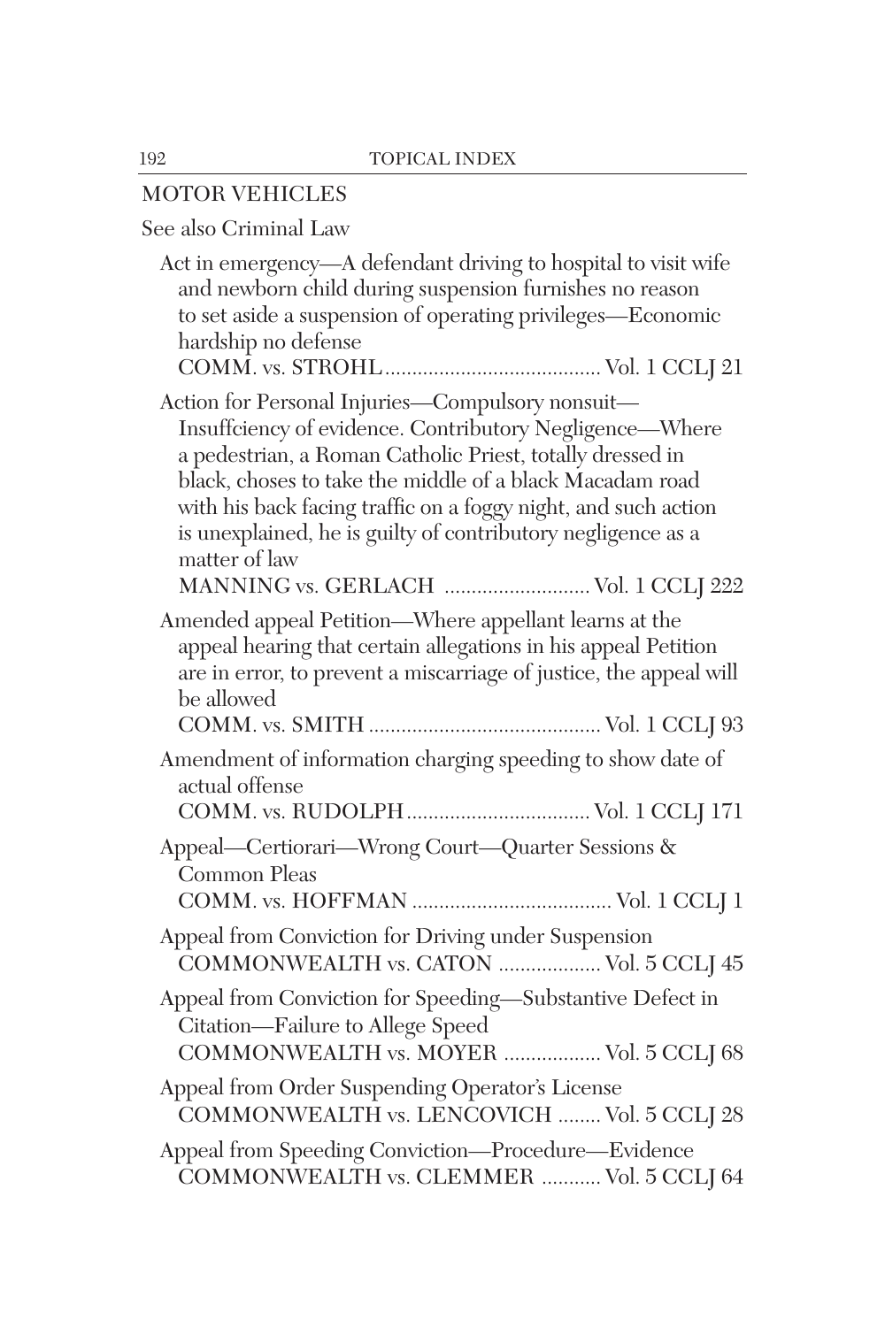## MOTOR VEHICLES

See also Criminal Law

Act in emergency—A defendant driving to hospital to visit wife and newborn child during suspension furnishes no reason to set aside a suspension of operating privileges—Economic hardship no defense
COMM. vs. STROHL........................................ Vol. 1 CCLJ 21

Action for Personal Injuries—Compulsory nonsuit—Insuffciency of evidence. Contributory Negligence—Where a pedestrian, a Roman Catholic Priest, totally dressed in black, choses to take the middle of a black Macadam road with his back facing traffic on a foggy night, and such action is unexplained, he is guilty of contributory negligence as a matter of law
MANNING vs. GERLACH ........................... Vol. 1 CCLJ 222

Amended appeal Petition—Where appellant learns at the appeal hearing that certain allegations in his appeal Petition are in error, to prevent a miscarriage of justice, the appeal will be allowed
COMM. vs. SMITH ........................................... Vol. 1 CCLJ 93

Amendment of information charging speeding to show date of actual offense
COMM. vs. RUDOLPH.................................. Vol. 1 CCLJ 171

Appeal—Certiorari—Wrong Court—Quarter Sessions & Common Pleas
COMM. vs. HOFFMAN ..................................... Vol. 1 CCLJ 1

Appeal from Conviction for Driving under Suspension
COMMONWEALTH vs. CATON .................. Vol. 5 CCLJ 45

Appeal from Conviction for Speeding—Substantive Defect in Citation—Failure to Allege Speed
COMMONWEALTH vs. MOYER .................. Vol. 5 CCLJ 68

Appeal from Order Suspending Operator's License
COMMONWEALTH vs. LENCOVICH ........ Vol. 5 CCLJ 28

Appeal from Speeding Conviction—Procedure—Evidence
COMMONWEALTH vs. CLEMMER ........... Vol. 5 CCLJ 64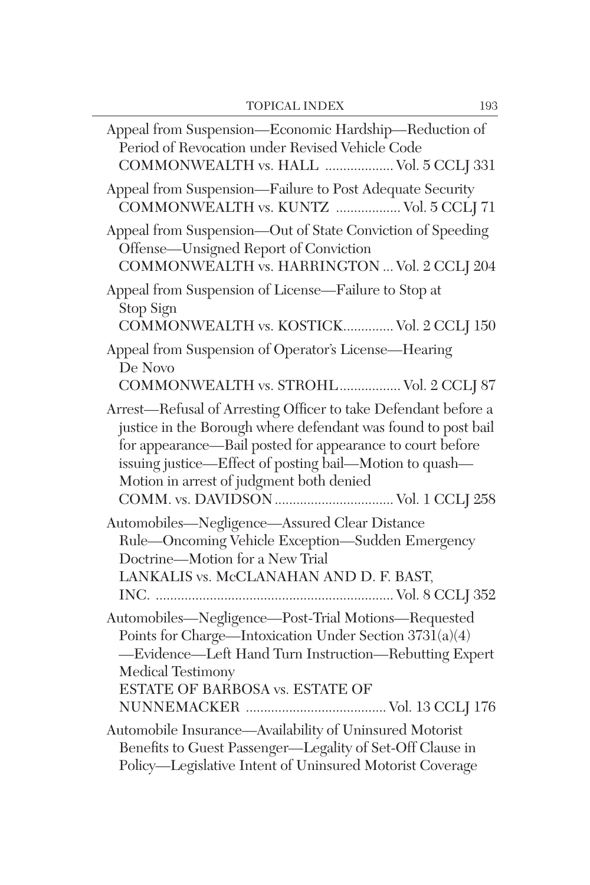Appeal from Suspension—Economic Hardship—Reduction of Period of Revocation under Revised Vehicle Code
COMMONWEALTH vs. HALL .................. Vol. 5 CCLJ 331

Appeal from Suspension—Failure to Post Adequate Security
COMMONWEALTH vs. KUNTZ .................. Vol. 5 CCLJ 71

Appeal from Suspension—Out of State Conviction of Speeding Offense—Unsigned Report of Conviction
COMMONWEALTH vs. HARRINGTON ... Vol. 2 CCLJ 204

Appeal from Suspension of License—Failure to Stop at Stop Sign
COMMONWEALTH vs. KOSTICK............. Vol. 2 CCLJ 150

Appeal from Suspension of Operator's License—Hearing De Novo
COMMONWEALTH vs. STROHL................. Vol. 2 CCLJ 87

Arrest—Refusal of Arresting Officer to take Defendant before a justice in the Borough where defendant was found to post bail for appearance—Bail posted for appearance to court before issuing justice—Effect of posting bail—Motion to quash—Motion in arrest of judgment both denied
COMM. vs. DAVIDSON ................................ Vol. 1 CCLJ 258

Automobiles—Negligence—Assured Clear Distance Rule—Oncoming Vehicle Exception—Sudden Emergency Doctrine—Motion for a New Trial
LANKALIS vs. McCLANAHAN AND D. F. BAST, INC. .................................................................. Vol. 8 CCLJ 352

Automobiles—Negligence—Post-Trial Motions—Requested Points for Charge—Intoxication Under Section 3731(a)(4)—Evidence—Left Hand Turn Instruction—Rebutting Expert Medical Testimony
ESTATE OF BARBOSA vs. ESTATE OF NUNNEMACKER ....................................... Vol. 13 CCLJ 176

Automobile Insurance—Availability of Uninsured Motorist Benefits to Guest Passenger—Legality of Set-Off Clause in Policy—Legislative Intent of Uninsured Motorist Coverage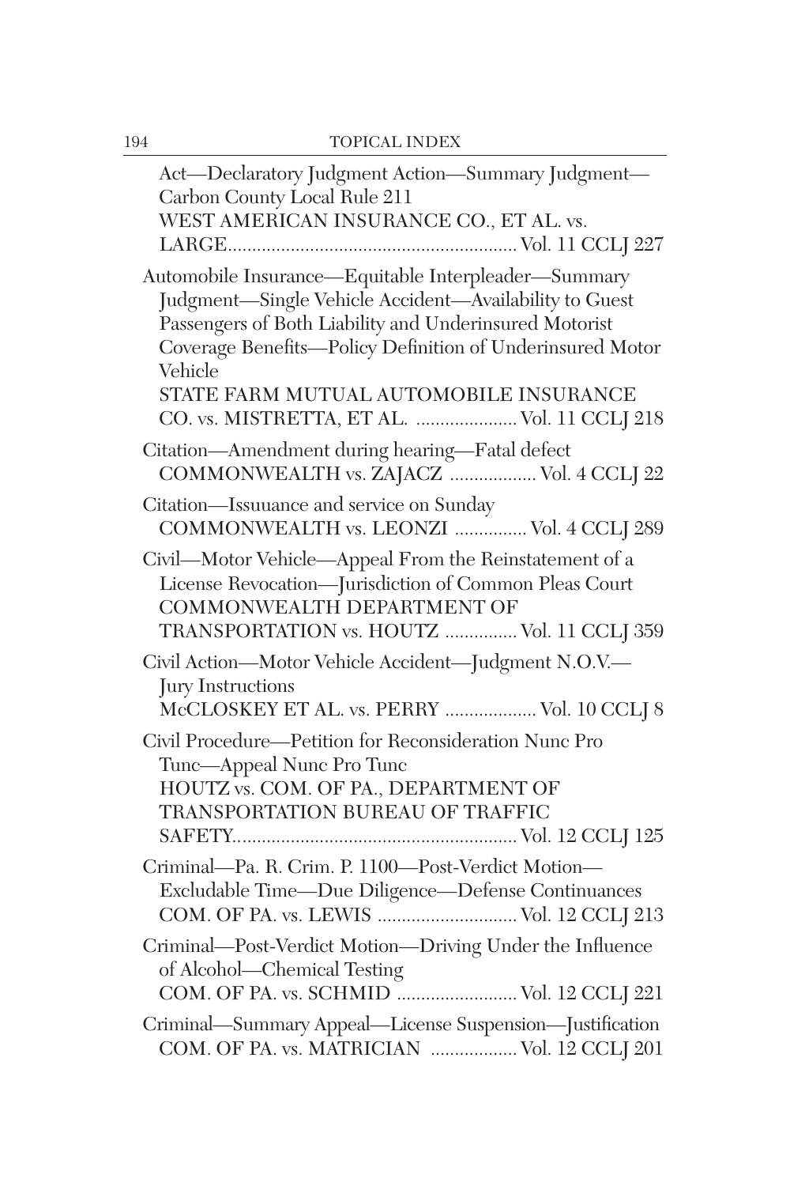Act—Declaratory Judgment Action—Summary Judgment—Carbon County Local Rule 211
WEST AMERICAN INSURANCE CO., ET AL. vs. LARGE............................................................ Vol. 11 CCLJ 227

Automobile Insurance—Equitable Interpleader—Summary Judgment—Single Vehicle Accident—Availability to Guest Passengers of Both Liability and Underinsured Motorist Coverage Benefits—Policy Definition of Underinsured Motor Vehicle
STATE FARM MUTUAL AUTOMOBILE INSURANCE CO. vs. MISTRETTA, ET AL. ..................... Vol. 11 CCLJ 218

Citation—Amendment during hearing—Fatal defect
COMMONWEALTH vs. ZAJACZ .................. Vol. 4 CCLJ 22

Citation—Issuuance and service on Sunday
COMMONWEALTH vs. LEONZI ............... Vol. 4 CCLJ 289

Civil—Motor Vehicle—Appeal From the Reinstatement of a License Revocation—Jurisdiction of Common Pleas Court
COMMONWEALTH DEPARTMENT OF TRANSPORTATION vs. HOUTZ ............... Vol. 11 CCLJ 359

Civil Action—Motor Vehicle Accident—Judgment N.O.V.—Jury Instructions
McCLOSKEY ET AL. vs. PERRY ................... Vol. 10 CCLJ 8

Civil Procedure—Petition for Reconsideration Nunc Pro Tunc—Appeal Nunc Pro Tunc
HOUTZ vs. COM. OF PA., DEPARTMENT OF TRANSPORTATION BUREAU OF TRAFFIC SAFETY........................................................... Vol. 12 CCLJ 125

Criminal—Pa. R. Crim. P. 1100—Post-Verdict Motion—Excludable Time—Due Diligence—Defense Continuances
COM. OF PA. vs. LEWIS ............................. Vol. 12 CCLJ 213

Criminal—Post-Verdict Motion—Driving Under the Influence of Alcohol—Chemical Testing
COM. OF PA. vs. SCHMID ......................... Vol. 12 CCLJ 221

Criminal—Summary Appeal—License Suspension—Justification
COM. OF PA. vs. MATRICIAN .................. Vol. 12 CCLJ 201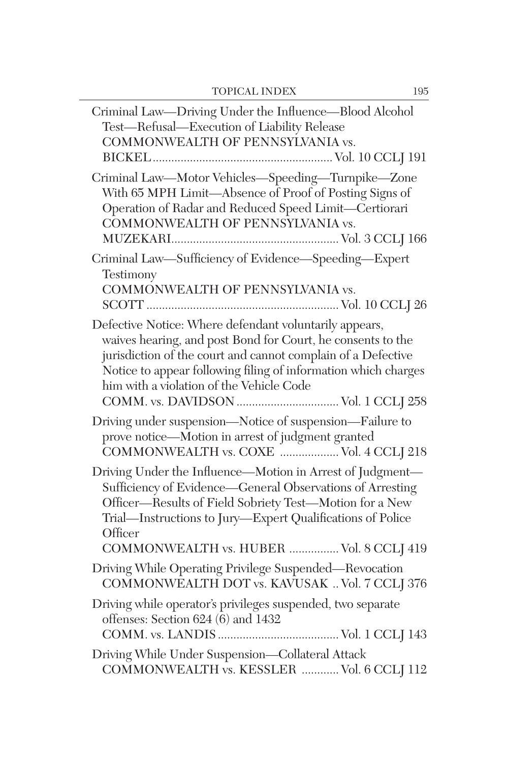Criminal Law—Driving Under the Influence—Blood Alcohol Test—Refusal—Execution of Liability Release
COMMONWEALTH OF PENNSYLVANIA vs. BICKEL .......................................................... Vol. 10 CCLJ 191

Criminal Law—Motor Vehicles—Speeding—Turnpike—Zone With 65 MPH Limit—Absence of Proof of Posting Signs of Operation of Radar and Reduced Speed Limit—Certiorari
COMMONWEALTH OF PENNSYLVANIA vs. MUZEKARI...................................................... Vol. 3 CCLJ 166

Criminal Law—Sufficiency of Evidence—Speeding—Expert Testimony
COMMONWEALTH OF PENNSYLVANIA vs. SCOTT .............................................................. Vol. 10 CCLJ 26

Defective Notice: Where defendant voluntarily appears, waives hearing, and post Bond for Court, he consents to the jurisdiction of the court and cannot complain of a Defective Notice to appear following filing of information which charges him with a violation of the Vehicle Code
COMM. vs. DAVIDSON ................................. Vol. 1 CCLJ 258

Driving under suspension—Notice of suspension—Failure to prove notice—Motion in arrest of judgment granted
COMMONWEALTH vs. COXE .................. Vol. 4 CCLJ 218

Driving Under the Influence—Motion in Arrest of Judgment—Sufficiency of Evidence—General Observations of Arresting Officer—Results of Field Sobriety Test—Motion for a New Trial—Instructions to Jury—Expert Qualifications of Police Officer
COMMONWEALTH vs. HUBER ................ Vol. 8 CCLJ 419

Driving While Operating Privilege Suspended—Revocation
COMMONWEALTH DOT vs. KAVUSAK .. Vol. 7 CCLJ 376

Driving while operator's privileges suspended, two separate offenses: Section 624 (6) and 1432
COMM. vs. LANDIS ....................................... Vol. 1 CCLJ 143

Driving While Under Suspension—Collateral Attack
COMMONWEALTH vs. KESSLER ............ Vol. 6 CCLJ 112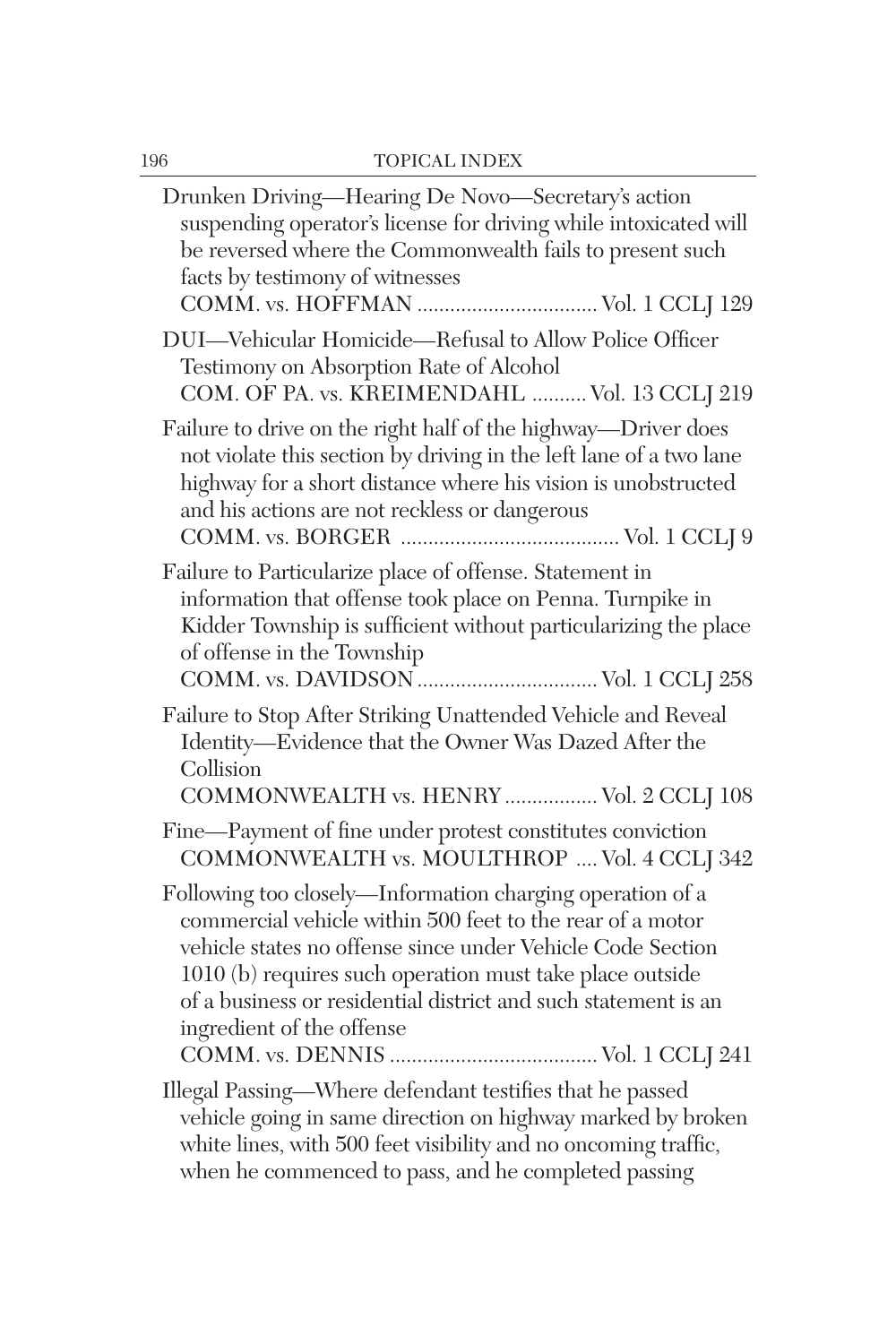Drunken Driving—Hearing De Novo—Secretary's action suspending operator's license for driving while intoxicated will be reversed where the Commonwealth fails to present such facts by testimony of witnesses
COMM. vs. HOFFMAN .................................. Vol. 1 CCLJ 129

DUI—Vehicular Homicide—Refusal to Allow Police Officer Testimony on Absorption Rate of Alcohol
COM. OF PA. vs. KREIMENDAHL .......... Vol. 13 CCLJ 219

Failure to drive on the right half of the highway—Driver does not violate this section by driving in the left lane of a two lane highway for a short distance where his vision is unobstructed and his actions are not reckless or dangerous
COMM. vs. BORGER ........................................ Vol. 1 CCLJ 9

Failure to Particularize place of offense. Statement in information that offense took place on Penna. Turnpike in Kidder Township is sufficient without particularizing the place of offense in the Township
COMM. vs. DAVIDSON ................................. Vol. 1 CCLJ 258

Failure to Stop After Striking Unattended Vehicle and Reveal Identity—Evidence that the Owner Was Dazed After the Collision
COMMONWEALTH vs. HENRY ................. Vol. 2 CCLJ 108

Fine—Payment of fine under protest constitutes conviction
COMMONWEALTH vs. MOULTHROP .... Vol. 4 CCLJ 342

Following too closely—Information charging operation of a commercial vehicle within 500 feet to the rear of a motor vehicle states no offense since under Vehicle Code Section 1010 (b) requires such operation must take place outside of a business or residential district and such statement is an ingredient of the offense
COMM. vs. DENNIS ...................................... Vol. 1 CCLJ 241

Illegal Passing—Where defendant testifies that he passed vehicle going in same direction on highway marked by broken white lines, with 500 feet visibility and no oncoming traffic, when he commenced to pass, and he completed passing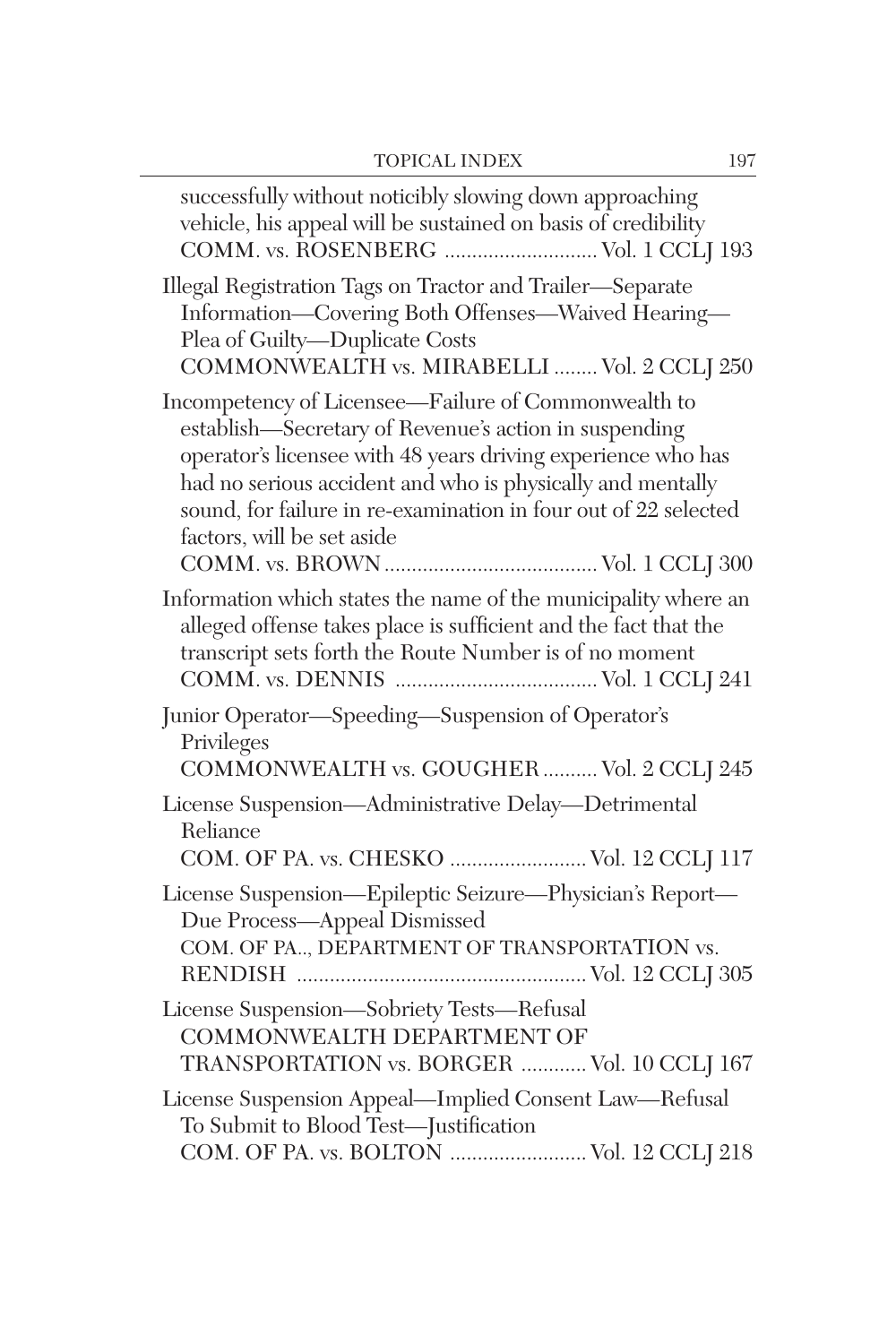successfully without noticibly slowing down approaching vehicle, his appeal will be sustained on basis of credibility
COMM. vs. ROSENBERG ............................ Vol. 1 CCLJ 193

Illegal Registration Tags on Tractor and Trailer—Separate Information—Covering Both Offenses—Waived Hearing—Plea of Guilty—Duplicate Costs
COMMONWEALTH vs. MIRABELLI ........ Vol. 2 CCLJ 250

Incompetency of Licensee—Failure of Commonwealth to establish—Secretary of Revenue's action in suspending operator's licensee with 48 years driving experience who has had no serious accident and who is physically and mentally sound, for failure in re-examination in four out of 22 selected factors, will be set aside
COMM. vs. BROWN....................................... Vol. 1 CCLJ 300

Information which states the name of the municipality where an alleged offense takes place is sufficient and the fact that the transcript sets forth the Route Number is of no moment
COMM. vs. DENNIS ..................................... Vol. 1 CCLJ 241

Junior Operator—Speeding—Suspension of Operator's Privileges
COMMONWEALTH vs. GOUGHER .......... Vol. 2 CCLJ 245

License Suspension—Administrative Delay—Detrimental Reliance
COM. OF PA. vs. CHESKO ......................... Vol. 12 CCLJ 117

License Suspension—Epileptic Seizure—Physician's Report—Due Process—Appeal Dismissed
COM. OF PA.., DEPARTMENT OF TRANSPORTATION vs. RENDISH .................................................... Vol. 12 CCLJ 305

License Suspension—Sobriety Tests—Refusal
COMMONWEALTH DEPARTMENT OF TRANSPORTATION vs. BORGER ............ Vol. 10 CCLJ 167

License Suspension Appeal—Implied Consent Law—Refusal To Submit to Blood Test—Justification
COM. OF PA. vs. BOLTON ......................... Vol. 12 CCLJ 218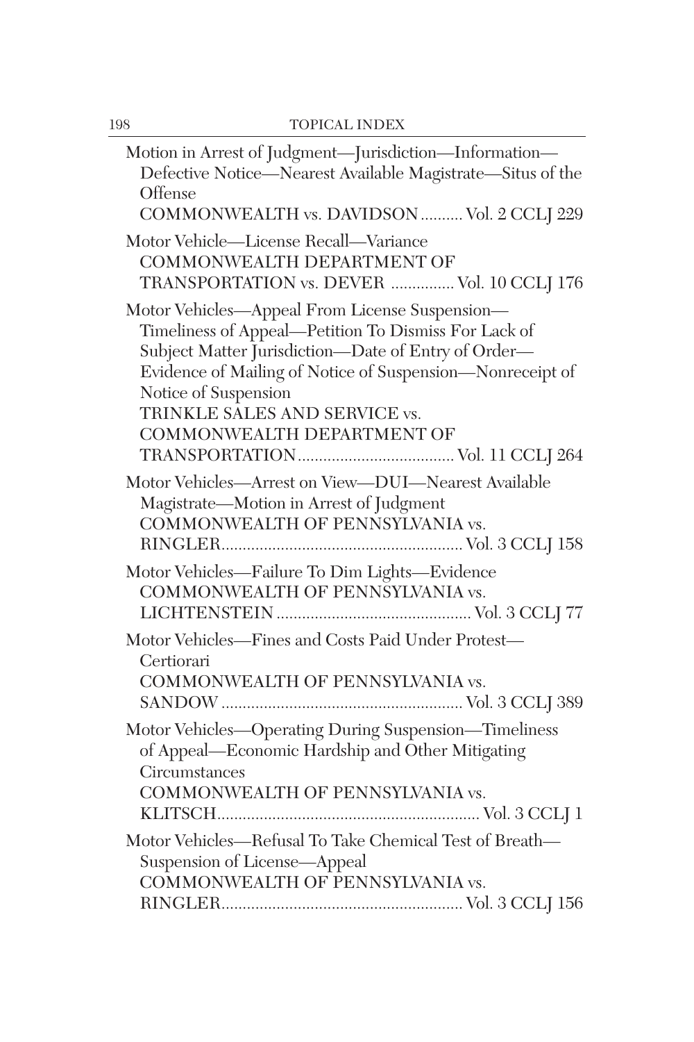Motion in Arrest of Judgment—Jurisdiction—Information—Defective Notice—Nearest Available Magistrate—Situs of the Offense
COMMONWEALTH vs. DAVIDSON .......... Vol. 2 CCLJ 229

Motor Vehicle—License Recall—Variance
COMMONWEALTH DEPARTMENT OF TRANSPORTATION vs. DEVER ............... Vol. 10 CCLJ 176

Motor Vehicles—Appeal From License Suspension—Timeliness of Appeal—Petition To Dismiss For Lack of Subject Matter Jurisdiction—Date of Entry of Order—Evidence of Mailing of Notice of Suspension—Nonreceipt of Notice of Suspension
TRINKLE SALES AND SERVICE vs. COMMONWEALTH DEPARTMENT OF TRANSPORTATION..................................... Vol. 11 CCLJ 264

Motor Vehicles—Arrest on View—DUI—Nearest Available Magistrate—Motion in Arrest of Judgment
COMMONWEALTH OF PENNSYLVANIA vs. RINGLER......................................................... Vol. 3 CCLJ 158

Motor Vehicles—Failure To Dim Lights—Evidence
COMMONWEALTH OF PENNSYLVANIA vs. LICHTENSTEIN .............................................. Vol. 3 CCLJ 77

Motor Vehicles—Fines and Costs Paid Under Protest—Certiorari
COMMONWEALTH OF PENNSYLVANIA vs. SANDOW ......................................................... Vol. 3 CCLJ 389

Motor Vehicles—Operating During Suspension—Timeliness of Appeal—Economic Hardship and Other Mitigating Circumstances
COMMONWEALTH OF PENNSYLVANIA vs. KLITSCH.............................................................. Vol. 3 CCLJ 1

Motor Vehicles—Refusal To Take Chemical Test of Breath—Suspension of License—Appeal
COMMONWEALTH OF PENNSYLVANIA vs. RINGLER......................................................... Vol. 3 CCLJ 156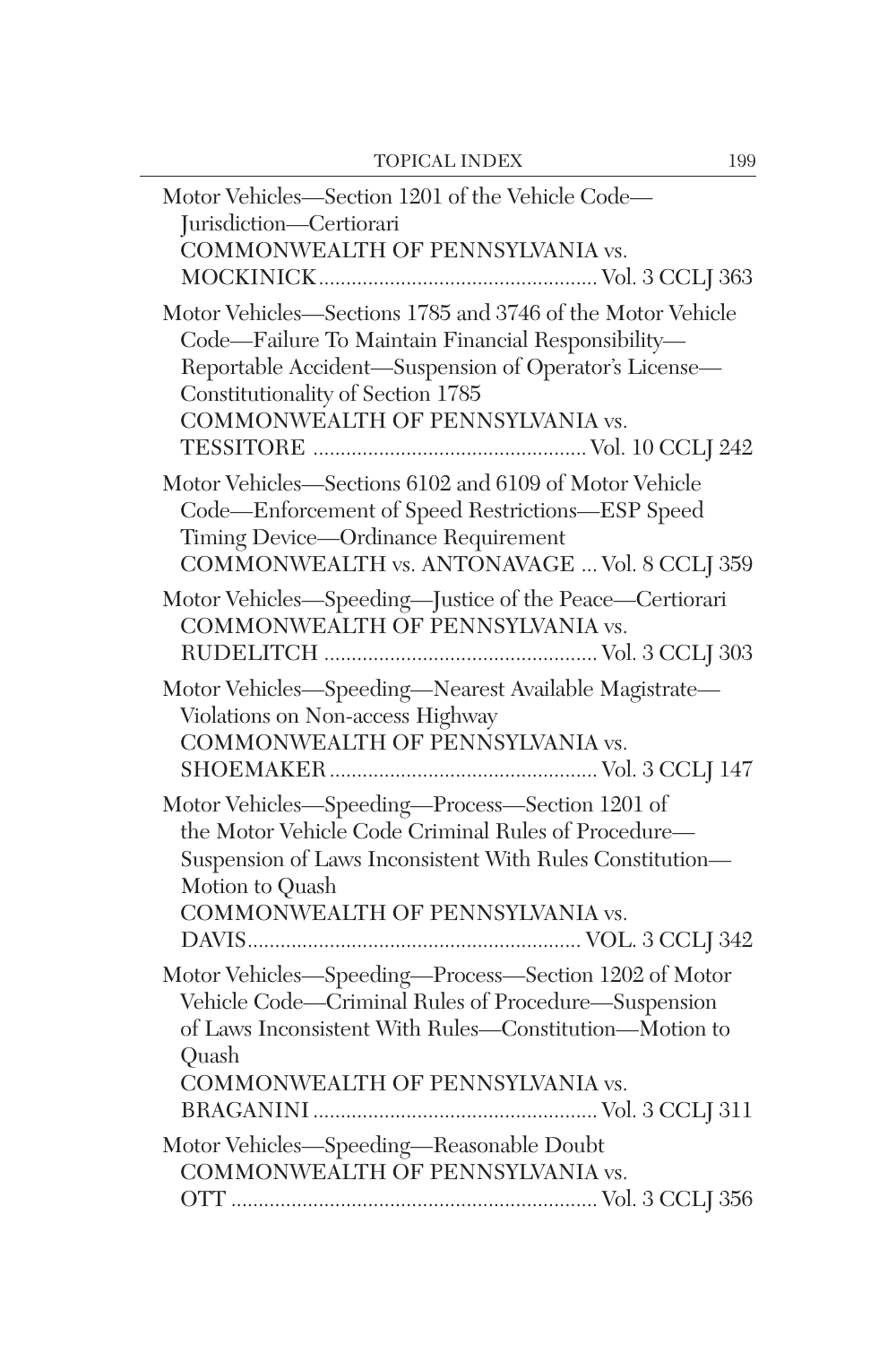Motor Vehicles—Section 1201 of the Vehicle Code—Jurisdiction—Certiorari
COMMONWEALTH OF PENNSYLVANIA vs. MOCKINICK.................................................. Vol. 3 CCLJ 363

Motor Vehicles—Sections 1785 and 3746 of the Motor Vehicle Code—Failure To Maintain Financial Responsibility—Reportable Accident—Suspension of Operator's License—Constitutionality of Section 1785
COMMONWEALTH OF PENNSYLVANIA vs. TESSITORE ................................................ Vol. 10 CCLJ 242

Motor Vehicles—Sections 6102 and 6109 of Motor Vehicle Code—Enforcement of Speed Restrictions—ESP Speed Timing Device—Ordinance Requirement
COMMONWEALTH vs. ANTONAVAGE ... Vol. 8 CCLJ 359

Motor Vehicles—Speeding—Justice of the Peace—Certiorari
COMMONWEALTH OF PENNSYLVANIA vs. RUDELITCH ................................................ Vol. 3 CCLJ 303

Motor Vehicles—Speeding—Nearest Available Magistrate—Violations on Non-access Highway
COMMONWEALTH OF PENNSYLVANIA vs. SHOEMAKER................................................ Vol. 3 CCLJ 147

Motor Vehicles—Speeding—Process—Section 1201 of the Motor Vehicle Code Criminal Rules of Procedure—Suspension of Laws Inconsistent With Rules Constitution—Motion to Quash
COMMONWEALTH OF PENNSYLVANIA vs. DAVIS............................................................ VOL. 3 CCLJ 342

Motor Vehicles—Speeding—Process—Section 1202 of Motor Vehicle Code—Criminal Rules of Procedure—Suspension of Laws Inconsistent With Rules—Constitution—Motion to Quash
COMMONWEALTH OF PENNSYLVANIA vs. BRAGANINI.................................................. Vol. 3 CCLJ 311

Motor Vehicles—Speeding—Reasonable Doubt
COMMONWEALTH OF PENNSYLVANIA vs. OTT ................................................................. Vol. 3 CCLJ 356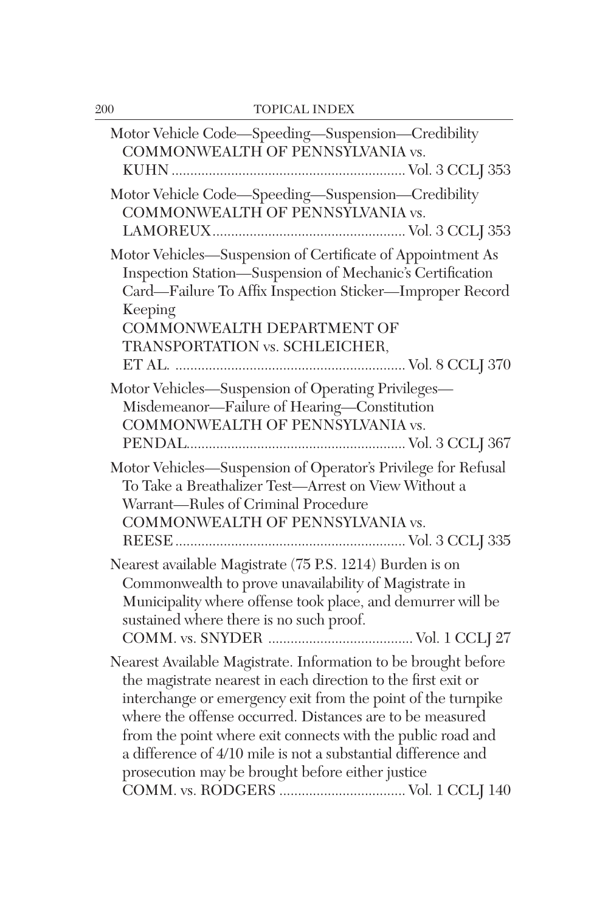Motor Vehicle Code—Speeding—Suspension—Credibility
COMMONWEALTH OF PENNSYLVANIA vs.
KUHN ............................................................... Vol. 3 CCLJ 353

Motor Vehicle Code—Speeding—Suspension—Credibility
COMMONWEALTH OF PENNSYLVANIA vs.
LAMOREUX.................................................... Vol. 3 CCLJ 353

Motor Vehicles—Suspension of Certificate of Appointment As Inspection Station—Suspension of Mechanic's Certification Card—Failure To Affix Inspection Sticker—Improper Record Keeping
COMMONWEALTH DEPARTMENT OF TRANSPORTATION vs. SCHLEICHER, ET AL. ............................................................. Vol. 8 CCLJ 370

Motor Vehicles—Suspension of Operating Privileges—Misdemeanor—Failure of Hearing—Constitution
COMMONWEALTH OF PENNSYLVANIA vs.
PENDAL.......................................................... Vol. 3 CCLJ 367

Motor Vehicles—Suspension of Operator's Privilege for Refusal To Take a Breathalizer Test—Arrest on View Without a Warrant—Rules of Criminal Procedure
COMMONWEALTH OF PENNSYLVANIA vs.
REESE............................................................. Vol. 3 CCLJ 335

Nearest available Magistrate (75 P.S. 1214) Burden is on Commonwealth to prove unavailability of Magistrate in Municipality where offense took place, and demurrer will be sustained where there is no such proof.
COMM. vs. SNYDER ....................................... Vol. 1 CCLJ 27

Nearest Available Magistrate. Information to be brought before the magistrate nearest in each direction to the first exit or interchange or emergency exit from the point of the turnpike where the offense occurred. Distances are to be measured from the point where exit connects with the public road and a difference of 4/10 mile is not a substantial difference and prosecution may be brought before either justice
COMM. vs. RODGERS .................................. Vol. 1 CCLJ 140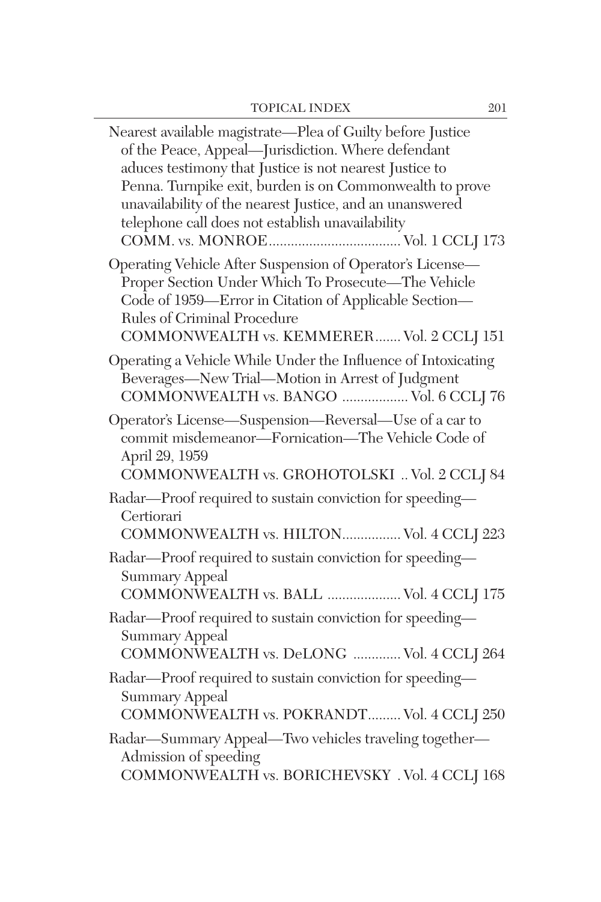Nearest available magistrate—Plea of Guilty before Justice of the Peace, Appeal—Jurisdiction. Where defendant aduces testimony that Justice is not nearest Justice to Penna. Turnpike exit, burden is on Commonwealth to prove unavailability of the nearest Justice, and an unanswered telephone call does not establish unavailability
COMM. vs. MONROE.................................... Vol. 1 CCLJ 173

Operating Vehicle After Suspension of Operator's License—Proper Section Under Which To Prosecute—The Vehicle Code of 1959—Error in Citation of Applicable Section—Rules of Criminal Procedure
COMMONWEALTH vs. KEMMERER....... Vol. 2 CCLJ 151

Operating a Vehicle While Under the Influence of Intoxicating Beverages—New Trial—Motion in Arrest of Judgment
COMMONWEALTH vs. BANGO .................. Vol. 6 CCLJ 76

Operator's License—Suspension—Reversal—Use of a car to commit misdemeanor—Fornication—The Vehicle Code of April 29, 1959
COMMONWEALTH vs. GROHOTOLSKI .. Vol. 2 CCLJ 84

Radar—Proof required to sustain conviction for speeding—Certiorari
COMMONWEALTH vs. HILTON................ Vol. 4 CCLJ 223

Radar—Proof required to sustain conviction for speeding—Summary Appeal
COMMONWEALTH vs. BALL .................... Vol. 4 CCLJ 175

Radar—Proof required to sustain conviction for speeding—Summary Appeal
COMMONWEALTH vs. DeLONG ............. Vol. 4 CCLJ 264

Radar—Proof required to sustain conviction for speeding—Summary Appeal
COMMONWEALTH vs. POKRANDT......... Vol. 4 CCLJ 250

Radar—Summary Appeal—Two vehicles traveling together—Admission of speeding
COMMONWEALTH vs. BORICHEVSKY . Vol. 4 CCLJ 168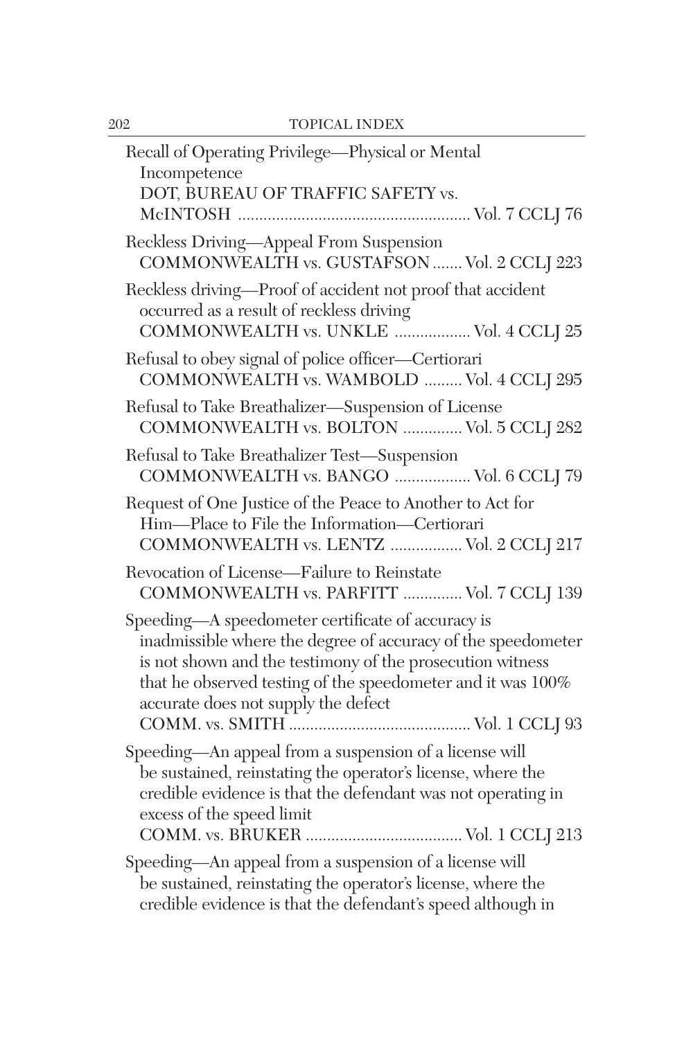Recall of Operating Privilege—Physical or Mental Incompetence
DOT, BUREAU OF TRAFFIC SAFETY vs. McINTOSH ...................................................... Vol. 7 CCLJ 76

Reckless Driving—Appeal From Suspension
COMMONWEALTH vs. GUSTAFSON ....... Vol. 2 CCLJ 223

Reckless driving—Proof of accident not proof that accident occurred as a result of reckless driving
COMMONWEALTH vs. UNKLE .................. Vol. 4 CCLJ 25

Refusal to obey signal of police officer—Certiorari
COMMONWEALTH vs. WAMBOLD ......... Vol. 4 CCLJ 295

Refusal to Take Breathalizer—Suspension of License
COMMONWEALTH vs. BOLTON .............. Vol. 5 CCLJ 282

Refusal to Take Breathalizer Test—Suspension
COMMONWEALTH vs. BANGO .................. Vol. 6 CCLJ 79

Request of One Justice of the Peace to Another to Act for Him—Place to File the Information—Certiorari
COMMONWEALTH vs. LENTZ ................. Vol. 2 CCLJ 217

Revocation of License—Failure to Reinstate
COMMONWEALTH vs. PARFITT .............. Vol. 7 CCLJ 139

Speeding—A speedometer certificate of accuracy is inadmissible where the degree of accuracy of the speedometer is not shown and the testimony of the prosecution witness that he observed testing of the speedometer and it was 100% accurate does not supply the defect
COMM. vs. SMITH ........................................... Vol. 1 CCLJ 93

Speeding—An appeal from a suspension of a license will be sustained, reinstating the operator's license, where the credible evidence is that the defendant was not operating in excess of the speed limit
COMM. vs. BRUKER ..................................... Vol. 1 CCLJ 213

Speeding—An appeal from a suspension of a license will be sustained, reinstating the operator's license, where the credible evidence is that the defendant's speed although in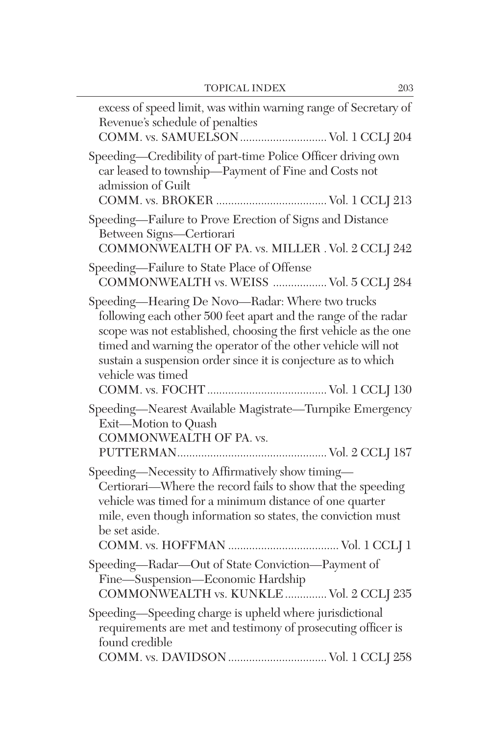excess of speed limit, was within warning range of Secretary of Revenue's schedule of penalties
COMM. vs. SAMUELSON ............................ Vol. 1 CCLJ 204

Speeding—Credibility of part-time Police Officer driving own car leased to township—Payment of Fine and Costs not admission of Guilt
COMM. vs. BROKER .................................... Vol. 1 CCLJ 213

Speeding—Failure to Prove Erection of Signs and Distance Between Signs—Certiorari
COMMONWEALTH OF PA. vs. MILLER . Vol. 2 CCLJ 242

Speeding—Failure to State Place of Offense
COMMONWEALTH vs. WEISS .................. Vol. 5 CCLJ 284

Speeding—Hearing De Novo—Radar: Where two trucks following each other 500 feet apart and the range of the radar scope was not established, choosing the first vehicle as the one timed and warning the operator of the other vehicle will not sustain a suspension order since it is conjecture as to which vehicle was timed
COMM. vs. FOCHT ....................................... Vol. 1 CCLJ 130

Speeding—Nearest Available Magistrate—Turnpike Emergency Exit—Motion to Quash
COMMONWEALTH OF PA. vs. PUTTERMAN................................................. Vol. 2 CCLJ 187

Speeding—Necessity to Affirmatively show timing—Certiorari—Where the record fails to show that the speeding vehicle was timed for a minimum distance of one quarter mile, even though information so states, the conviction must be set aside.
COMM. vs. HOFFMAN .................................... Vol. 1 CCLJ 1

Speeding—Radar—Out of State Conviction—Payment of Fine—Suspension—Economic Hardship
COMMONWEALTH vs. KUNKLE ............. Vol. 2 CCLJ 235

Speeding—Speeding charge is upheld where jurisdictional requirements are met and testimony of prosecuting officer is found credible
COMM. vs. DAVIDSON ................................ Vol. 1 CCLJ 258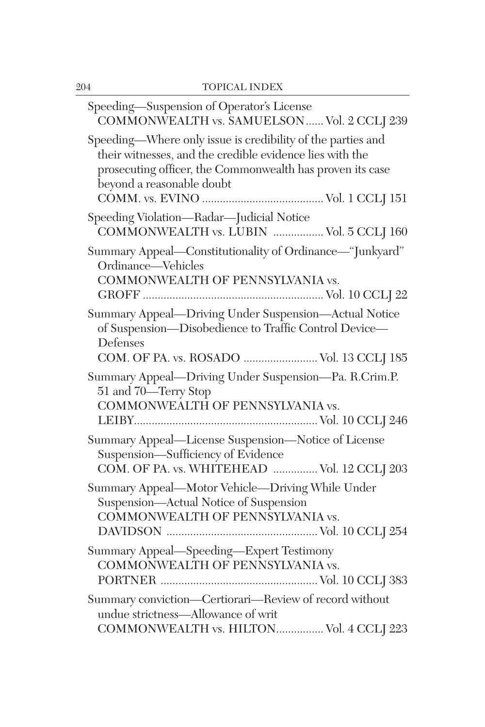Speeding—Suspension of Operator's License
COMMONWEALTH vs. SAMUELSON...... Vol. 2 CCLJ 239

Speeding—Where only issue is credibility of the parties and their witnesses, and the credible evidence lies with the prosecuting officer, the Commonwealth has proven its case beyond a reasonable doubt
COMM. vs. EVINO ........................................ Vol. 1 CCLJ 151

Speeding Violation—Radar—Judicial Notice
COMMONWEALTH vs. LUBIN ................ Vol. 5 CCLJ 160

Summary Appeal—Constitutionality of Ordinance—"Junkyard" Ordinance—Vehicles
COMMONWEALTH OF PENNSYLVANIA vs. GROFF ........................................................... Vol. 10 CCLJ 22

Summary Appeal—Driving Under Suspension—Actual Notice of Suspension—Disobedience to Traffic Control Device—Defenses
COM. OF PA. vs. ROSADO ......................... Vol. 13 CCLJ 185

Summary Appeal—Driving Under Suspension—Pa. R.Crim.P. 51 and 70—Terry Stop
COMMONWEALTH OF PENNSYLVANIA vs. LEIBY............................................................ Vol. 10 CCLJ 246

Summary Appeal—License Suspension—Notice of License Suspension—Sufficiency of Evidence
COM. OF PA. vs. WHITEHEAD ............... Vol. 12 CCLJ 203

Summary Appeal—Motor Vehicle—Driving While Under Suspension—Actual Notice of Suspension
COMMONWEALTH OF PENNSYLVANIA vs. DAVIDSON ................................................. Vol. 10 CCLJ 254

Summary Appeal—Speeding—Expert Testimony
COMMONWEALTH OF PENNSYLVANIA vs. PORTNER ................................................... Vol. 10 CCLJ 383

Summary conviction—Certiorari—Review of record without undue strictness—Allowance of writ
COMMONWEALTH vs. HILTON................ Vol. 4 CCLJ 223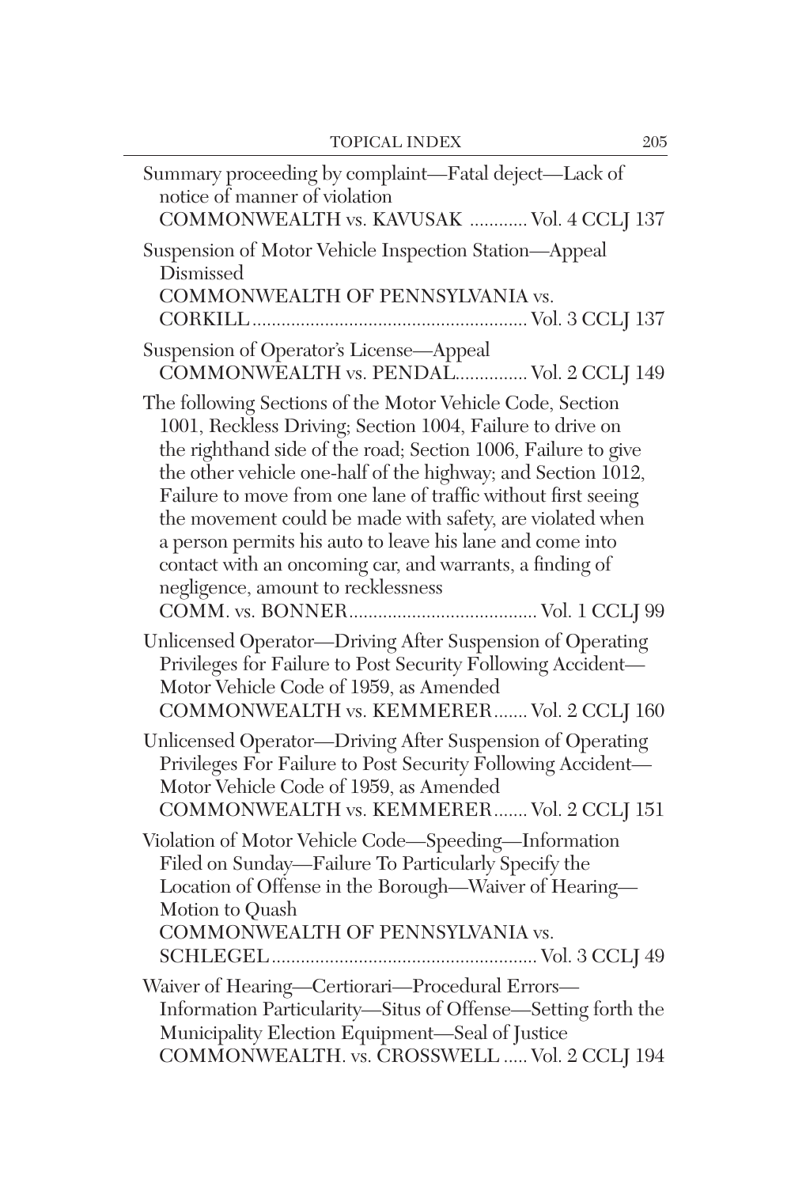Summary proceeding by complaint—Fatal deject—Lack of notice of manner of violation
COMMONWEALTH vs. KAVUSAK ............ Vol. 4 CCLJ 137

Suspension of Motor Vehicle Inspection Station—Appeal Dismissed
COMMONWEALTH OF PENNSYLVANIA vs. CORKILL........................................................ Vol. 3 CCLJ 137

Suspension of Operator's License—Appeal
COMMONWEALTH vs. PENDAL.............. Vol. 2 CCLJ 149

The following Sections of the Motor Vehicle Code, Section 1001, Reckless Driving; Section 1004, Failure to drive on the righthand side of the road; Section 1006, Failure to give the other vehicle one-half of the highway; and Section 1012, Failure to move from one lane of traffic without first seeing the movement could be made with safety, are violated when a person permits his auto to leave his lane and come into contact with an oncoming car, and warrants, a finding of negligence, amount to recklessness
COMM. vs. BONNER....................................... Vol. 1 CCLJ 99

Unlicensed Operator—Driving After Suspension of Operating Privileges for Failure to Post Security Following Accident—Motor Vehicle Code of 1959, as Amended
COMMONWEALTH vs. KEMMERER....... Vol. 2 CCLJ 160

Unlicensed Operator—Driving After Suspension of Operating Privileges For Failure to Post Security Following Accident—Motor Vehicle Code of 1959, as Amended
COMMONWEALTH vs. KEMMERER....... Vol. 2 CCLJ 151

Violation of Motor Vehicle Code—Speeding—Information Filed on Sunday—Failure To Particularly Specify the Location of Offense in the Borough—Waiver of Hearing—Motion to Quash
COMMONWEALTH OF PENNSYLVANIA vs. SCHLEGEL...................................................... Vol. 3 CCLJ 49

Waiver of Hearing—Certiorari—Procedural Errors—Information Particularity—Situs of Offense—Setting forth the Municipality Election Equipment—Seal of Justice
COMMONWEALTH. vs. CROSSWELL ..... Vol. 2 CCLJ 194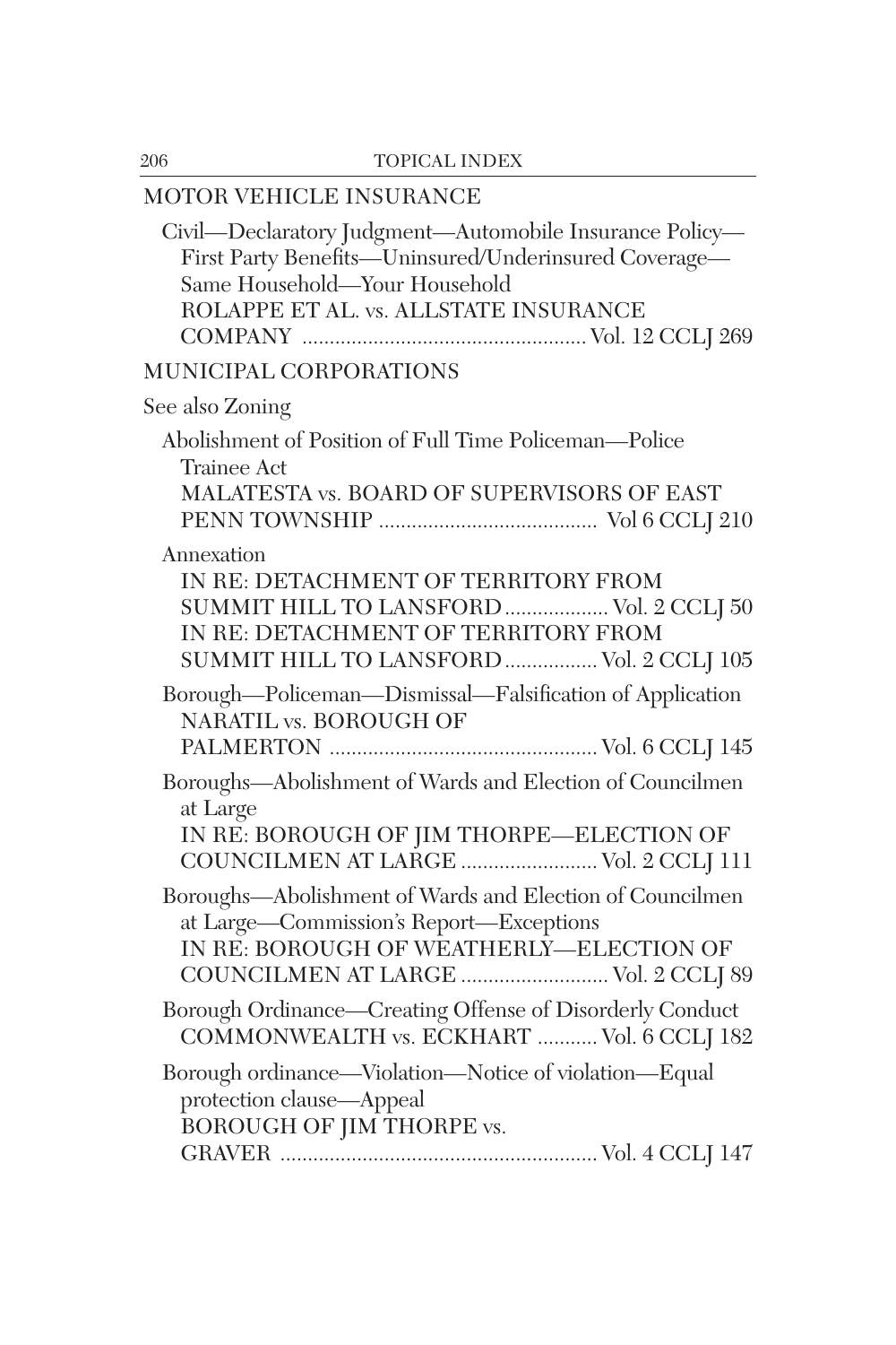## MOTOR VEHICLE INSURANCE

Civil—Declaratory Judgment—Automobile Insurance Policy—First Party Benefits—Uninsured/Underinsured Coverage—Same Household—Your Household
ROLAPPE ET AL. vs. ALLSTATE INSURANCE COMPANY .................................................. Vol. 12 CCLJ 269

## MUNICIPAL CORPORATIONS

See also Zoning

Abolishment of Position of Full Time Policeman—Police Trainee Act
MALATESTA vs. BOARD OF SUPERVISORS OF EAST PENN TOWNSHIP ....................................... Vol 6 CCLJ 210

Annexation
IN RE: DETACHMENT OF TERRITORY FROM SUMMIT HILL TO LANSFORD .................. Vol. 2 CCLJ 50
IN RE: DETACHMENT OF TERRITORY FROM SUMMIT HILL TO LANSFORD ................ Vol. 2 CCLJ 105

Borough—Policeman—Dismissal—Falsification of Application
NARATIL vs. BOROUGH OF PALMERTON ................................................ Vol. 6 CCLJ 145

Boroughs—Abolishment of Wards and Election of Councilmen at Large
IN RE: BOROUGH OF JIM THORPE—ELECTION OF COUNCILMEN AT LARGE ......................... Vol. 2 CCLJ 111

Boroughs—Abolishment of Wards and Election of Councilmen at Large—Commission's Report—Exceptions
IN RE: BOROUGH OF WEATHERLY—ELECTION OF COUNCILMEN AT LARGE .......................... Vol. 2 CCLJ 89

Borough Ordinance—Creating Offense of Disorderly Conduct
COMMONWEALTH vs. ECKHART ........... Vol. 6 CCLJ 182

Borough ordinance—Violation—Notice of violation—Equal protection clause—Appeal
BOROUGH OF JIM THORPE vs. GRAVER .......................................................... Vol. 4 CCLJ 147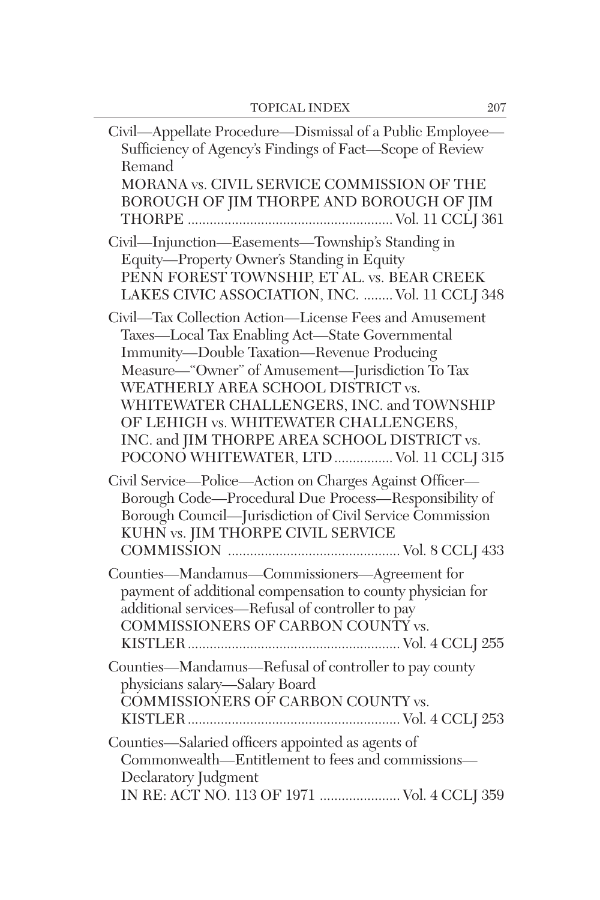Civil—Appellate Procedure—Dismissal of a Public Employee—Sufficiency of Agency's Findings of Fact—Scope of Review Remand
MORANA vs. CIVIL SERVICE COMMISSION OF THE BOROUGH OF JIM THORPE AND BOROUGH OF JIM THORPE ........................................................ Vol. 11 CCLJ 361

Civil—Injunction—Easements—Township's Standing in Equity—Property Owner's Standing in Equity
PENN FOREST TOWNSHIP, ET AL. vs. BEAR CREEK LAKES CIVIC ASSOCIATION, INC. ........ Vol. 11 CCLJ 348

Civil—Tax Collection Action—License Fees and Amusement Taxes—Local Tax Enabling Act—State Governmental Immunity—Double Taxation—Revenue Producing Measure—"Owner" of Amusement—Jurisdiction To Tax
WEATHERLY AREA SCHOOL DISTRICT vs. WHITEWATER CHALLENGERS, INC. and TOWNSHIP OF LEHIGH vs. WHITEWATER CHALLENGERS, INC. and JIM THORPE AREA SCHOOL DISTRICT vs. POCONO WHITEWATER, LTD ................ Vol. 11 CCLJ 315

Civil Service—Police—Action on Charges Against Officer—Borough Code—Procedural Due Process—Responsibility of Borough Council—Jurisdiction of Civil Service Commission
KUHN vs. JIM THORPE CIVIL SERVICE COMMISSION ............................................... Vol. 8 CCLJ 433

Counties—Mandamus—Commissioners—Agreement for payment of additional compensation to county physician for additional services—Refusal of controller to pay
COMMISSIONERS OF CARBON COUNTY vs. KISTLER .......................................................... Vol. 4 CCLJ 255

Counties—Mandamus—Refusal of controller to pay county physicians salary—Salary Board
COMMISSIONERS OF CARBON COUNTY vs. KISTLER .......................................................... Vol. 4 CCLJ 253

Counties—Salaried officers appointed as agents of Commonwealth—Entitlement to fees and commissions—Declaratory Judgment
IN RE: ACT NO. 113 OF 1971 ...................... Vol. 4 CCLJ 359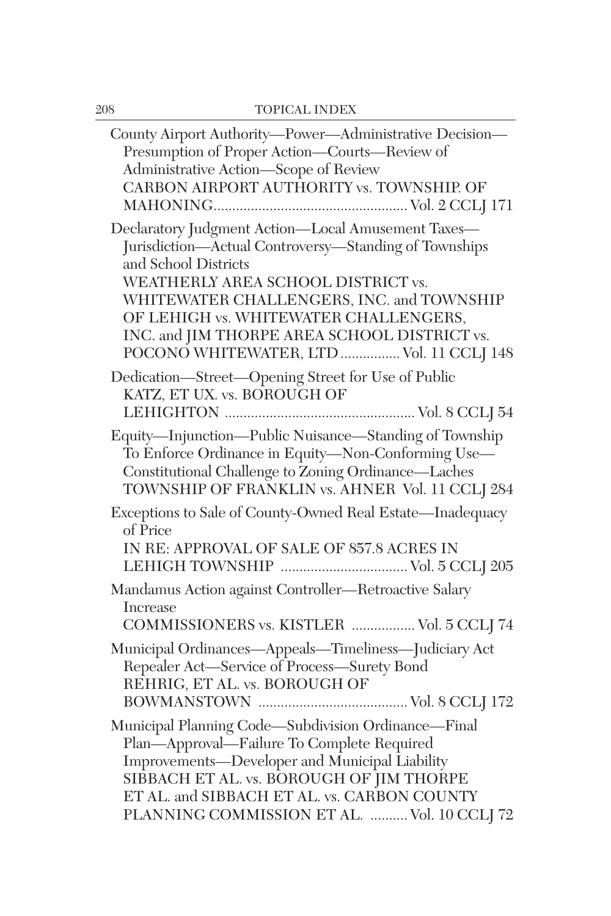County Airport Authority—Power—Administrative Decision—Presumption of Proper Action—Courts—Review of Administrative Action—Scope of Review
CARBON AIRPORT AUTHORITY vs. TOWNSHIP. OF MAHONING.................................................... Vol. 2 CCLJ 171

Declaratory Judgment Action—Local Amusement Taxes—Jurisdiction—Actual Controversy—Standing of Townships and School Districts
WEATHERLY AREA SCHOOL DISTRICT vs. WHITEWATER CHALLENGERS, INC. and TOWNSHIP OF LEHIGH vs. WHITEWATER CHALLENGERS, INC. and JIM THORPE AREA SCHOOL DISTRICT vs. POCONO WHITEWATER, LTD ................ Vol. 11 CCLJ 148

Dedication—Street—Opening Street for Use of Public
KATZ, ET UX. vs. BOROUGH OF LEHIGHTON .................................................. Vol. 8 CCLJ 54

Equity—Injunction—Public Nuisance—Standing of Township To Enforce Ordinance in Equity—Non-Conforming Use—Constitutional Challenge to Zoning Ordinance—Laches
TOWNSHIP OF FRANKLIN vs. AHNER Vol. 11 CCLJ 284

Exceptions to Sale of County-Owned Real Estate—Inadequacy of Price
IN RE: APPROVAL OF SALE OF 857.8 ACRES IN LEHIGH TOWNSHIP .................................. Vol. 5 CCLJ 205

Mandamus Action against Controller—Retroactive Salary Increase
COMMISSIONERS vs. KISTLER ................. Vol. 5 CCLJ 74

Municipal Ordinances—Appeals—Timeliness—Judiciary Act Repealer Act—Service of Process—Surety Bond
REHRIG, ET AL. vs. BOROUGH OF BOWMANSTOWN ........................................ Vol. 8 CCLJ 172

Municipal Planning Code—Subdivision Ordinance—Final Plan—Approval—Failure To Complete Required Improvements—Developer and Municipal Liability
SIBBACH ET AL. vs. BOROUGH OF JIM THORPE ET AL. and SIBBACH ET AL. vs. CARBON COUNTY PLANNING COMMISSION ET AL. .......... Vol. 10 CCLJ 72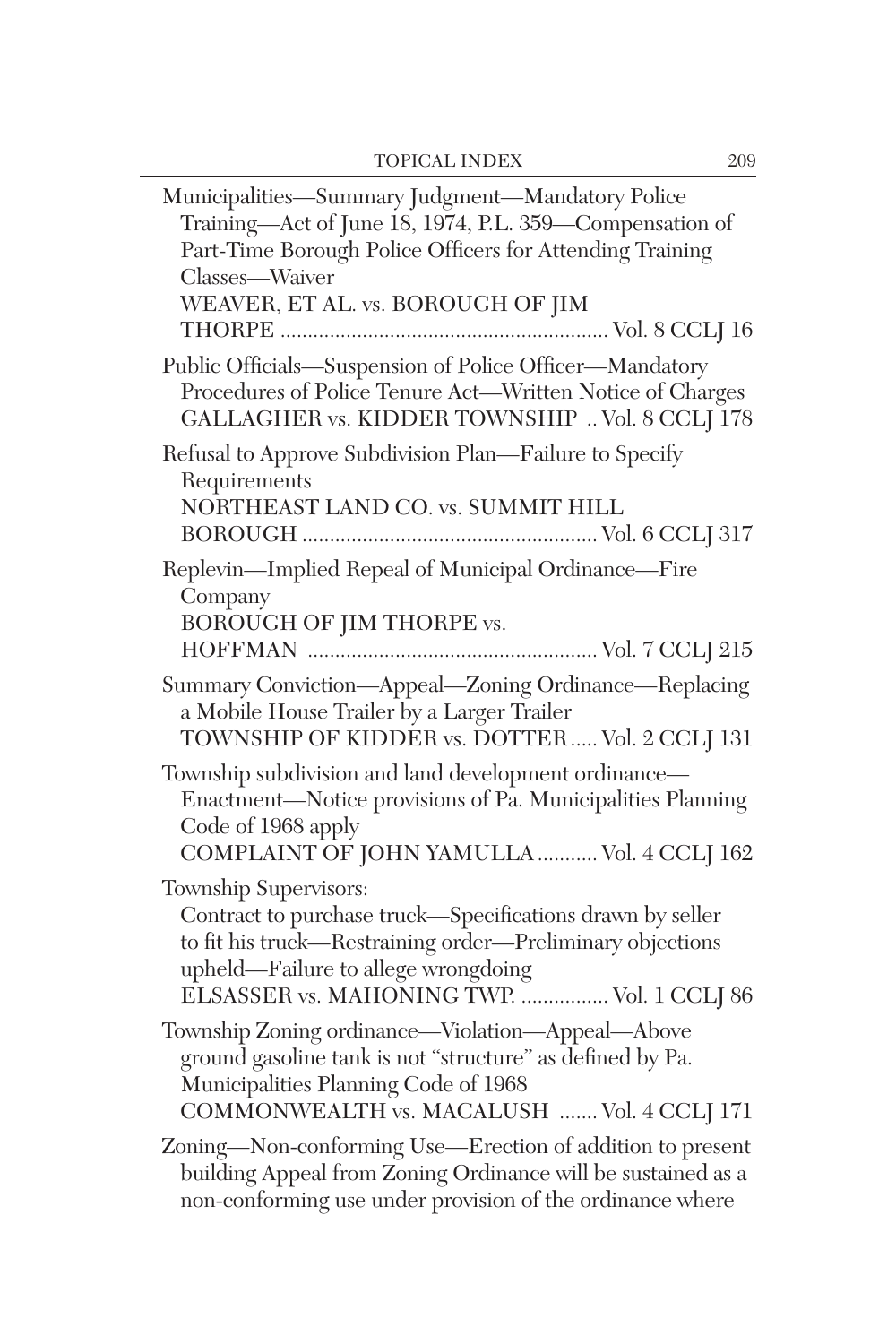Municipalities—Summary Judgment—Mandatory Police Training—Act of June 18, 1974, P.L. 359—Compensation of Part-Time Borough Police Officers for Attending Training Classes—Waiver
WEAVER, ET AL. vs. BOROUGH OF JIM THORPE ........................................................... Vol. 8 CCLJ 16

Public Officials—Suspension of Police Officer—Mandatory Procedures of Police Tenure Act—Written Notice of Charges
GALLAGHER vs. KIDDER TOWNSHIP .. Vol. 8 CCLJ 178

Refusal to Approve Subdivision Plan—Failure to Specify Requirements
NORTHEAST LAND CO. vs. SUMMIT HILL BOROUGH ...................................................... Vol. 6 CCLJ 317

Replevin—Implied Repeal of Municipal Ordinance—Fire Company
BOROUGH OF JIM THORPE vs. HOFFMAN ..................................................... Vol. 7 CCLJ 215

Summary Conviction—Appeal—Zoning Ordinance—Replacing a Mobile House Trailer by a Larger Trailer
TOWNSHIP OF KIDDER vs. DOTTER ..... Vol. 2 CCLJ 131

Township subdivision and land development ordinance—Enactment—Notice provisions of Pa. Municipalities Planning Code of 1968 apply
COMPLAINT OF JOHN YAMULLA ........... Vol. 4 CCLJ 162

Township Supervisors:
Contract to purchase truck—Specifications drawn by seller to fit his truck—Restraining order—Preliminary objections upheld—Failure to allege wrongdoing
ELSASSER vs. MAHONING TWP. ................ Vol. 1 CCLJ 86

Township Zoning ordinance—Violation—Appeal—Above ground gasoline tank is not "structure" as defined by Pa. Municipalities Planning Code of 1968
COMMONWEALTH vs. MACALUSH ....... Vol. 4 CCLJ 171

Zoning—Non-conforming Use—Erection of addition to present building Appeal from Zoning Ordinance will be sustained as a non-conforming use under provision of the ordinance where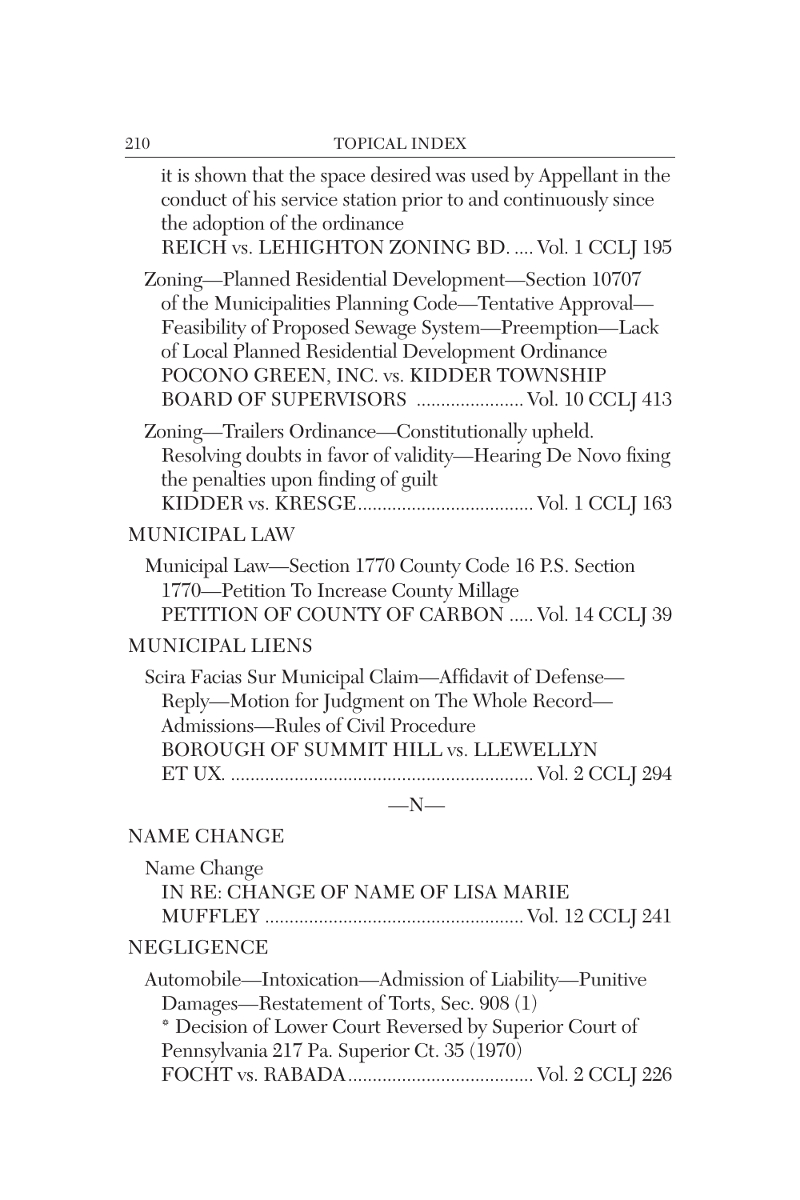it is shown that the space desired was used by Appellant in the conduct of his service station prior to and continuously since the adoption of the ordinance
REICH vs. LEHIGHTON ZONING BD. .... Vol. 1 CCLJ 195

Zoning—Planned Residential Development—Section 10707 of the Municipalities Planning Code—Tentative Approval—Feasibility of Proposed Sewage System—Preemption—Lack of Local Planned Residential Development Ordinance
POCONO GREEN, INC. vs. KIDDER TOWNSHIP BOARD OF SUPERVISORS ...................... Vol. 10 CCLJ 413

Zoning—Trailers Ordinance—Constitutionally upheld. Resolving doubts in favor of validity—Hearing De Novo fixing the penalties upon finding of guilt
KIDDER vs. KRESGE.................................... Vol. 1 CCLJ 163

## MUNICIPAL LAW

Municipal Law—Section 1770 County Code 16 P.S. Section 1770—Petition To Increase County Millage
PETITION OF COUNTY OF CARBON ..... Vol. 14 CCLJ 39

## MUNICIPAL LIENS

Scira Facias Sur Municipal Claim—Affidavit of Defense—Reply—Motion for Judgment on The Whole Record—Admissions—Rules of Civil Procedure
BOROUGH OF SUMMIT HILL vs. LLEWELLYN ET UX. ............................................................. Vol. 2 CCLJ 294

—N—

## NAME CHANGE

Name Change
IN RE: CHANGE OF NAME OF LISA MARIE MUFFLEY .................................................... Vol. 12 CCLJ 241

## NEGLIGENCE

Automobile—Intoxication—Admission of Liability—Punitive Damages—Restatement of Torts, Sec. 908 (1)
* Decision of Lower Court Reversed by Superior Court of Pennsylvania 217 Pa. Superior Ct. 35 (1970)
FOCHT vs. RABADA...................................... Vol. 2 CCLJ 226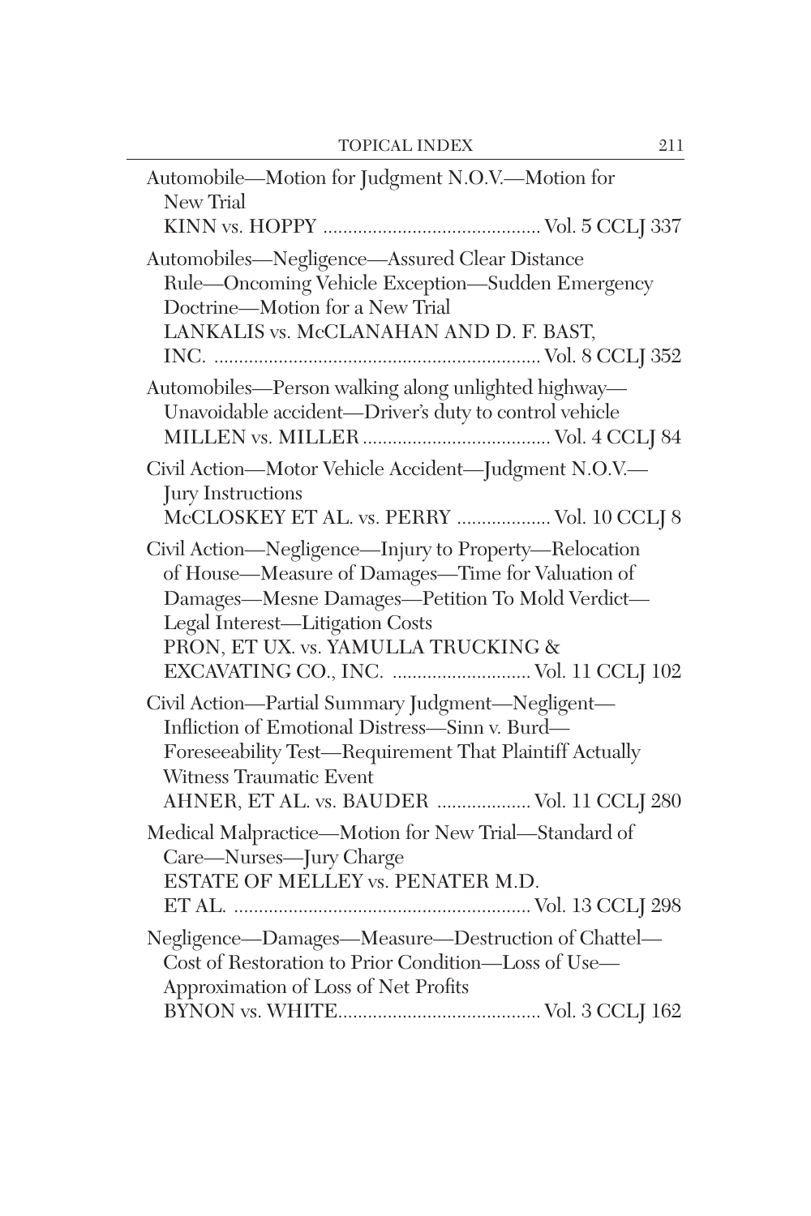Automobile—Motion for Judgment N.O.V.—Motion for New Trial
KINN vs. HOPPY ............................................ Vol. 5 CCLJ 337

Automobiles—Negligence—Assured Clear Distance Rule—Oncoming Vehicle Exception—Sudden Emergency Doctrine—Motion for a New Trial
LANKALIS vs. McCLANAHAN AND D. F. BAST, INC. ................................................................ Vol. 8 CCLJ 352

Automobiles—Person walking along unlighted highway—Unavoidable accident—Driver's duty to control vehicle
MILLEN vs. MILLER ...................................... Vol. 4 CCLJ 84

Civil Action—Motor Vehicle Accident—Judgment N.O.V.—Jury Instructions
McCLOSKEY ET AL. vs. PERRY ................... Vol. 10 CCLJ 8

Civil Action—Negligence—Injury to Property—Relocation of House—Measure of Damages—Time for Valuation of Damages—Mesne Damages—Petition To Mold Verdict—Legal Interest—Litigation Costs
PRON, ET UX. vs. YAMULLA TRUCKING & EXCAVATING CO., INC. ............................ Vol. 11 CCLJ 102

Civil Action—Partial Summary Judgment—Negligent—Infliction of Emotional Distress—Sinn v. Burd—Foreseeability Test—Requirement That Plaintiff Actually Witness Traumatic Event
AHNER, ET AL. vs. BAUDER ................... Vol. 11 CCLJ 280

Medical Malpractice—Motion for New Trial—Standard of Care—Nurses—Jury Charge
ESTATE OF MELLEY vs. PENATER M.D. ET AL. ........................................................... Vol. 13 CCLJ 298

Negligence—Damages—Measure—Destruction of Chattel—Cost of Restoration to Prior Condition—Loss of Use—Approximation of Loss of Net Profits
BYNON vs. WHITE......................................... Vol. 3 CCLJ 162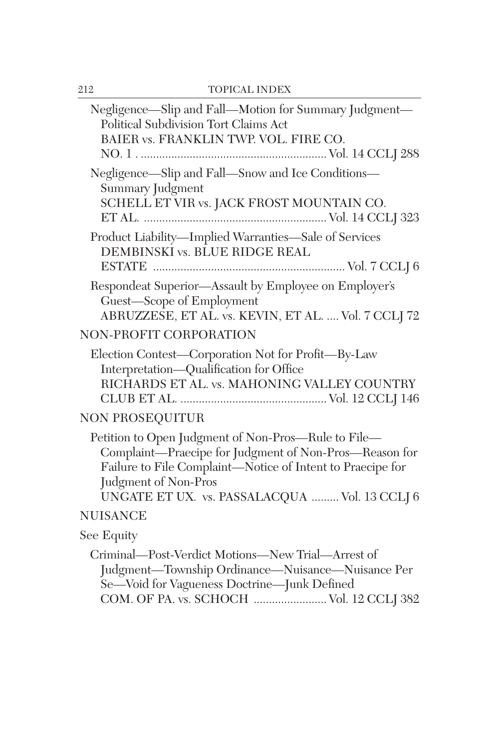Negligence—Slip and Fall—Motion for Summary Judgment—Political Subdivision Tort Claims Act
BAIER vs. FRANKLIN TWP. VOL. FIRE CO. NO. 1 . ............................................................ Vol. 14 CCLJ 288

Negligence—Slip and Fall—Snow and Ice Conditions—Summary Judgment
SCHELL ET VIR vs. JACK FROST MOUNTAIN CO. ET AL. ........................................................... Vol. 14 CCLJ 323

Product Liability—Implied Warranties—Sale of Services
DEMBINSKI vs. BLUE RIDGE REAL ESTATE .............................................................. Vol. 7 CCLJ 6

Respondeat Superior—Assault by Employee on Employer's Guest—Scope of Employment
ABRUZZESE, ET AL. vs. KEVIN, ET AL. .... Vol. 7 CCLJ 72

## NON-PROFIT CORPORATION

Election Contest—Corporation Not for Profit—By-Law Interpretation—Qualification for Office
RICHARDS ET AL. vs. MAHONING VALLEY COUNTRY CLUB ET AL. ............................................... Vol. 12 CCLJ 146

## NON PROSEQUITUR

Petition to Open Judgment of Non-Pros—Rule to File—Complaint—Praecipe for Judgment of Non-Pros—Reason for Failure to File Complaint—Notice of Intent to Praecipe for Judgment of Non-Pros
UNGATE ET UX. vs. PASSALACQUA ......... Vol. 13 CCLJ 6

## NUISANCE

See Equity

Criminal—Post-Verdict Motions—New Trial—Arrest of Judgment—Township Ordinance—Nuisance—Nuisance Per Se—Void for Vagueness Doctrine—Junk Defined
COM. OF PA. vs. SCHOCH ........................ Vol. 12 CCLJ 382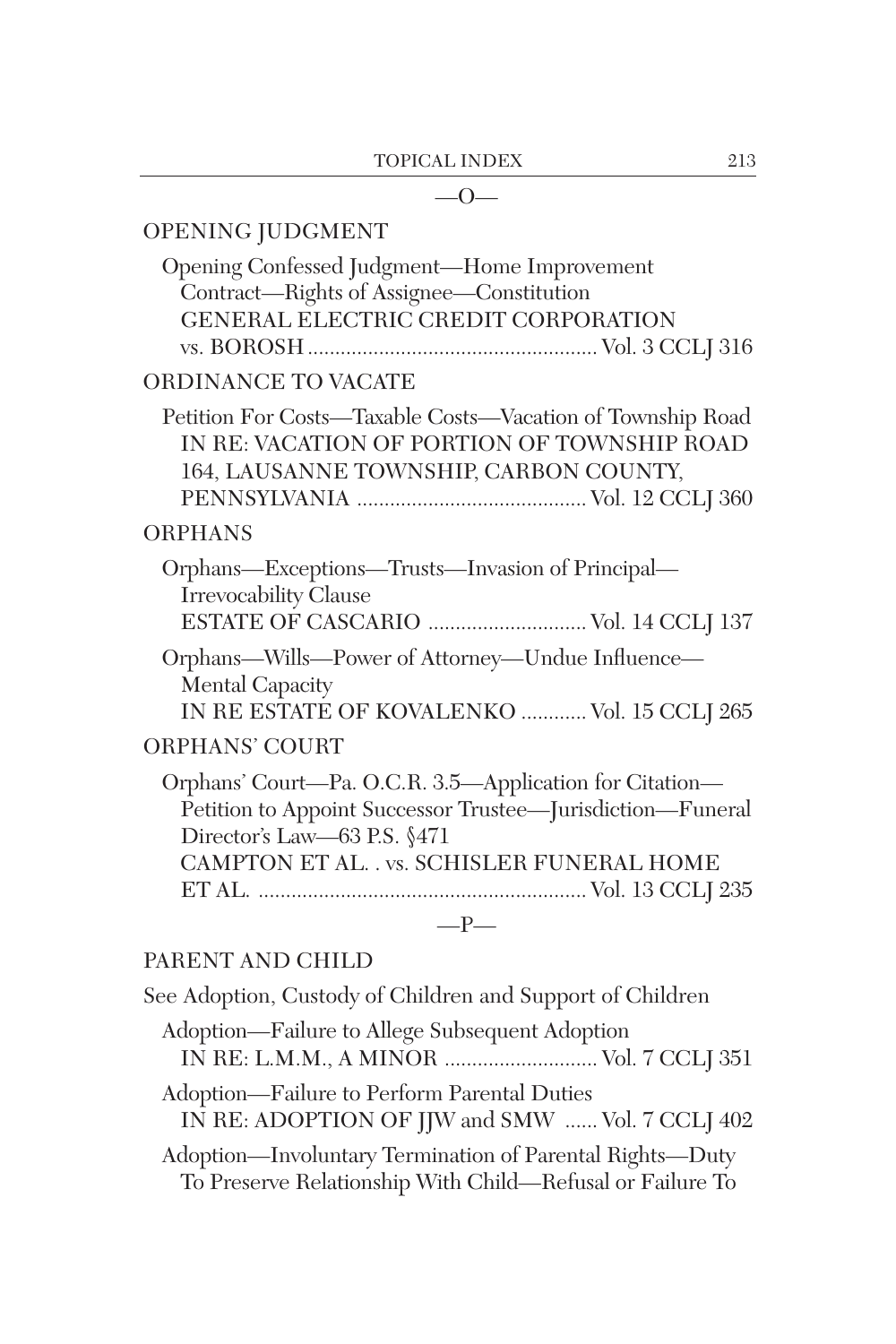—O—

OPENING JUDGMENT

Opening Confessed Judgment—Home Improvement Contract—Rights of Assignee—Constitution
GENERAL ELECTRIC CREDIT CORPORATION vs. BOROSH .................................................... Vol. 3 CCLJ 316

ORDINANCE TO VACATE

Petition For Costs—Taxable Costs—Vacation of Township Road
IN RE: VACATION OF PORTION OF TOWNSHIP ROAD 164, LAUSANNE TOWNSHIP, CARBON COUNTY, PENNSYLVANIA .......................................... Vol. 12 CCLJ 360

ORPHANS

Orphans—Exceptions—Trusts—Invasion of Principal—Irrevocability Clause
ESTATE OF CASCARIO ............................ Vol. 14 CCLJ 137

Orphans—Wills—Power of Attorney—Undue Influence—Mental Capacity
IN RE ESTATE OF KOVALENKO ............ Vol. 15 CCLJ 265

ORPHANS' COURT

Orphans' Court—Pa. O.C.R. 3.5—Application for Citation—Petition to Appoint Successor Trustee—Jurisdiction—Funeral Director's Law—63 P.S. §471
CAMPTON ET AL. . vs. SCHISLER FUNERAL HOME ET AL. ........................................................... Vol. 13 CCLJ 235

—P—

PARENT AND CHILD

See Adoption, Custody of Children and Support of Children

Adoption—Failure to Allege Subsequent Adoption
IN RE: L.M.M., A MINOR ............................ Vol. 7 CCLJ 351

Adoption—Failure to Perform Parental Duties
IN RE: ADOPTION OF JJW and SMW ...... Vol. 7 CCLJ 402

Adoption—Involuntary Termination of Parental Rights—Duty To Preserve Relationship With Child—Refusal or Failure To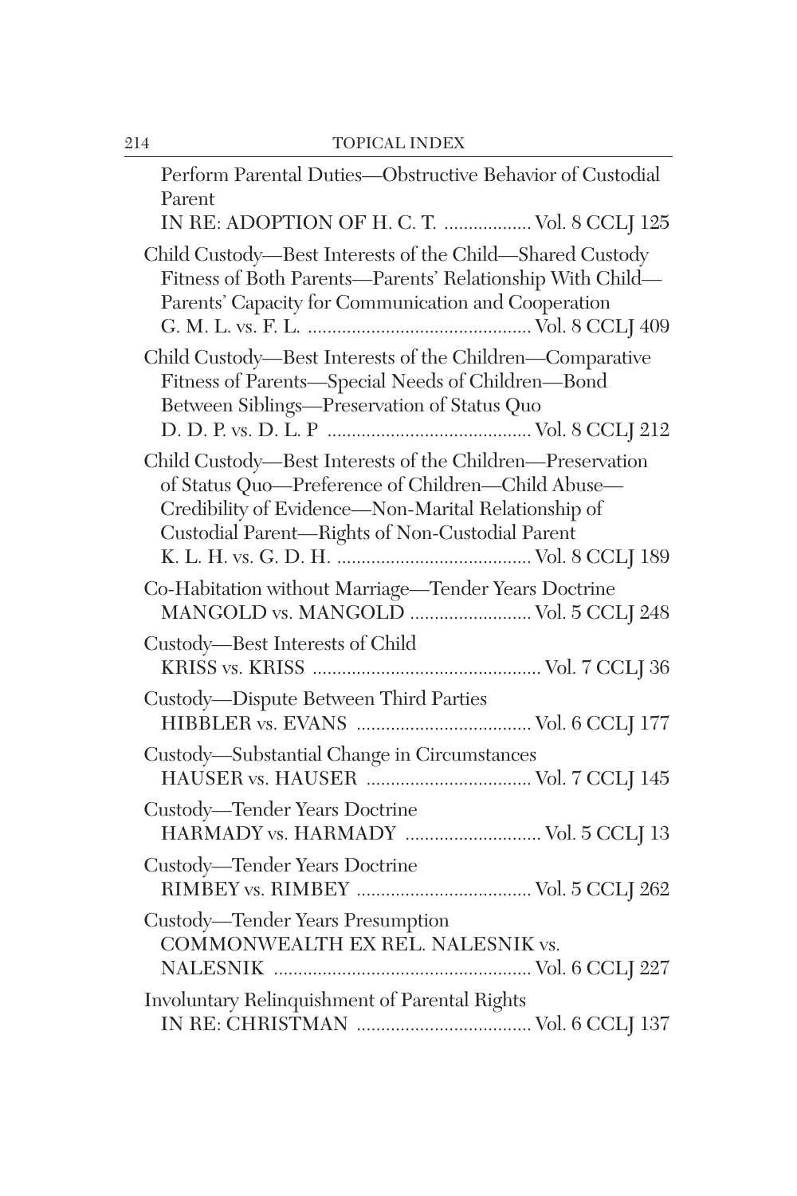Perform Parental Duties—Obstructive Behavior of Custodial Parent
IN RE: ADOPTION OF H. C. T. .................. Vol. 8 CCLJ 125

Child Custody—Best Interests of the Child—Shared Custody Fitness of Both Parents—Parents' Relationship With Child—Parents' Capacity for Communication and Cooperation
G. M. L. vs. F. L. ............................................ Vol. 8 CCLJ 409

Child Custody—Best Interests of the Children—Comparative Fitness of Parents—Special Needs of Children—Bond Between Siblings—Preservation of Status Quo
D. D. P. vs. D. L. P ......................................... Vol. 8 CCLJ 212

Child Custody—Best Interests of the Children—Preservation of Status Quo—Preference of Children—Child Abuse—Credibility of Evidence—Non-Marital Relationship of Custodial Parent—Rights of Non-Custodial Parent
K. L. H. vs. G. D. H. ........................................ Vol. 8 CCLJ 189

Co-Habitation without Marriage—Tender Years Doctrine
MANGOLD vs. MANGOLD ......................... Vol. 5 CCLJ 248

Custody—Best Interests of Child
KRISS vs. KRISS ............................................... Vol. 7 CCLJ 36

Custody—Dispute Between Third Parties
HIBBLER vs. EVANS .................................... Vol. 6 CCLJ 177

Custody—Substantial Change in Circumstances
HAUSER vs. HAUSER .................................. Vol. 7 CCLJ 145

Custody—Tender Years Doctrine
HARMADY vs. HARMADY ............................ Vol. 5 CCLJ 13

Custody—Tender Years Doctrine
RIMBEY vs. RIMBEY .................................... Vol. 5 CCLJ 262

Custody—Tender Years Presumption
COMMONWEALTH EX REL. NALESNIK vs. NALESNIK ..................................................... Vol. 6 CCLJ 227

Involuntary Relinquishment of Parental Rights
IN RE: CHRISTMAN .................................... Vol. 6 CCLJ 137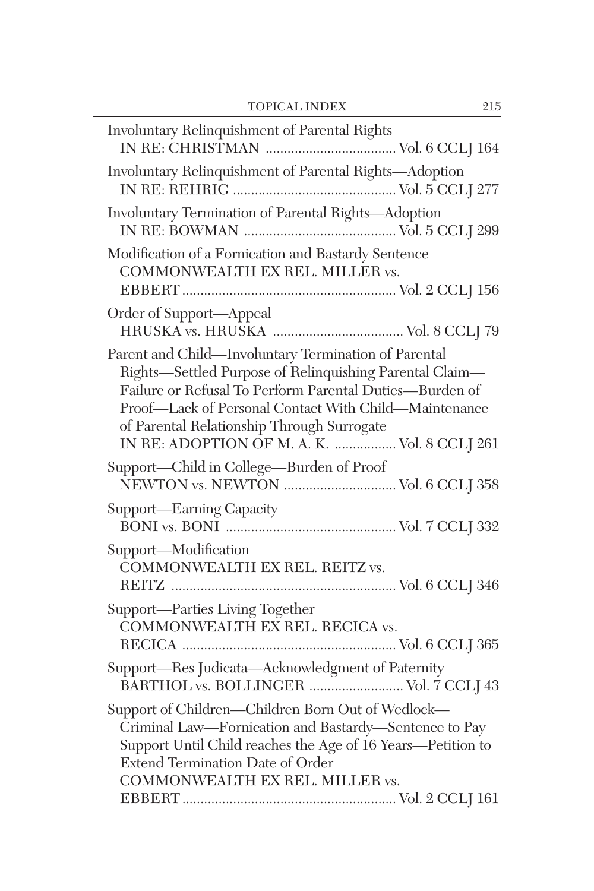Involuntary Relinquishment of Parental Rights
IN RE: CHRISTMAN .................................... Vol. 6 CCLJ 164

Involuntary Relinquishment of Parental Rights—Adoption
IN RE: REHRIG ............................................ Vol. 5 CCLJ 277

Involuntary Termination of Parental Rights—Adoption
IN RE: BOWMAN .......................................... Vol. 5 CCLJ 299

Modification of a Fornication and Bastardy Sentence
COMMONWEALTH EX REL. MILLER vs.
EBBERT ........................................................... Vol. 2 CCLJ 156

Order of Support—Appeal
HRUSKA vs. HRUSKA .................................... Vol. 8 CCLJ 79

Parent and Child—Involuntary Termination of Parental Rights—Settled Purpose of Relinquishing Parental Claim—Failure or Refusal To Perform Parental Duties—Burden of Proof—Lack of Personal Contact With Child—Maintenance of Parental Relationship Through Surrogate
IN RE: ADOPTION OF M. A. K. ................. Vol. 8 CCLJ 261

Support—Child in College—Burden of Proof
NEWTON vs. NEWTON ............................... Vol. 6 CCLJ 358

Support—Earning Capacity
BONI vs. BONI .............................................. Vol. 7 CCLJ 332

Support—Modification
COMMONWEALTH EX REL. REITZ vs.
REITZ ............................................................. Vol. 6 CCLJ 346

Support—Parties Living Together
COMMONWEALTH EX REL. RECICA vs.
RECICA .......................................................... Vol. 6 CCLJ 365

Support—Res Judicata—Acknowledgment of Paternity
BARTHOL vs. BOLLINGER .......................... Vol. 7 CCLJ 43

Support of Children—Children Born Out of Wedlock—Criminal Law—Fornication and Bastardy—Sentence to Pay Support Until Child reaches the Age of 16 Years—Petition to Extend Termination Date of Order
COMMONWEALTH EX REL. MILLER vs.
EBBERT ........................................................... Vol. 2 CCLJ 161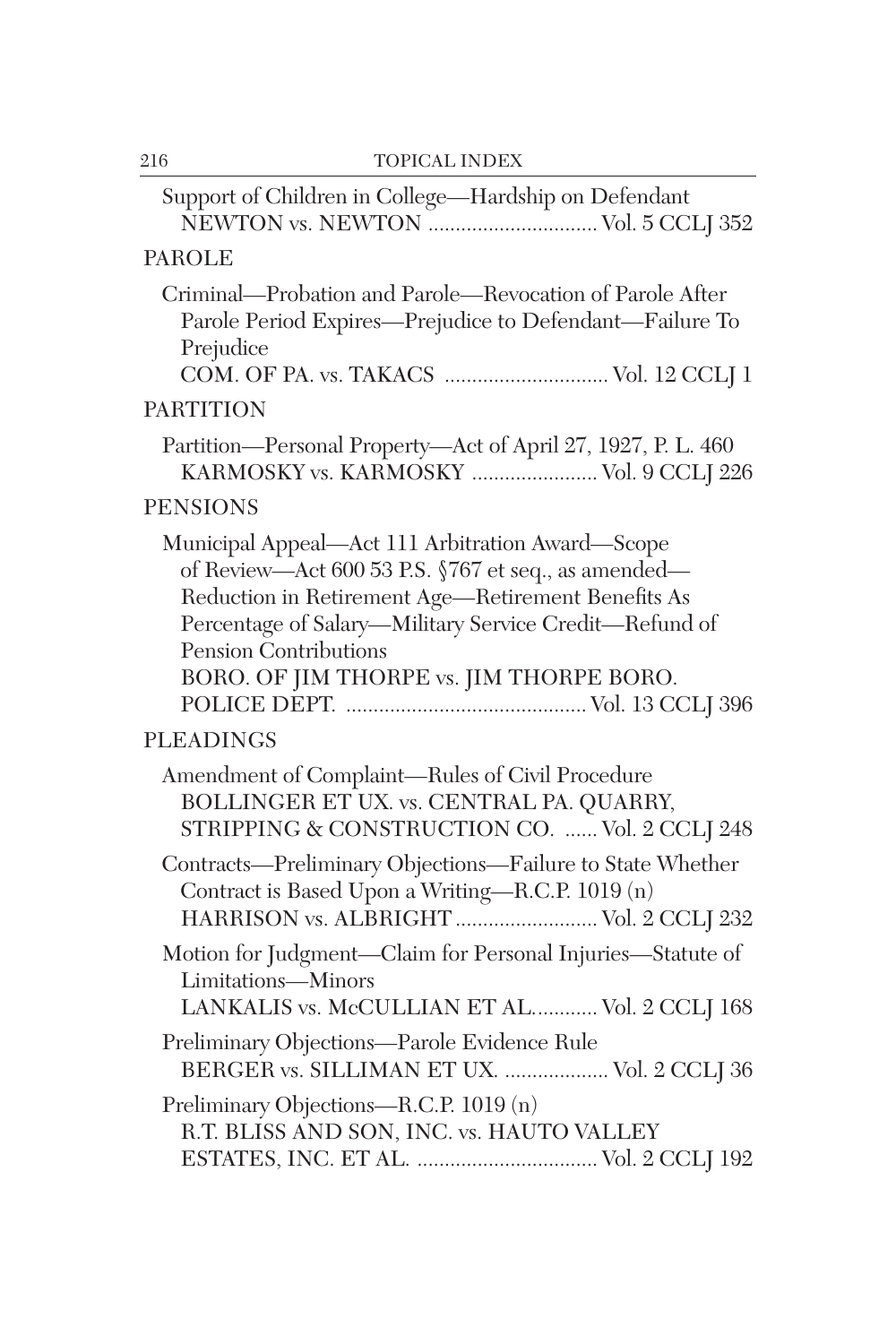Support of Children in College—Hardship on Defendant
NEWTON vs. NEWTON ............................... Vol. 5 CCLJ 352

## PAROLE

Criminal—Probation and Parole—Revocation of Parole After Parole Period Expires—Prejudice to Defendant—Failure To Prejudice
COM. OF PA. vs. TAKACS .............................. Vol. 12 CCLJ 1

## PARTITION

Partition—Personal Property—Act of April 27, 1927, P. L. 460
KARMOSKY vs. KARMOSKY ....................... Vol. 9 CCLJ 226

## PENSIONS

Municipal Appeal—Act 111 Arbitration Award—Scope of Review—Act 600 53 P.S. §767 et seq., as amended—Reduction in Retirement Age—Retirement Benefits As Percentage of Salary—Military Service Credit—Refund of Pension Contributions
BORO. OF JIM THORPE vs. JIM THORPE BORO. POLICE DEPT. ............................................ Vol. 13 CCLJ 396

## PLEADINGS

Amendment of Complaint—Rules of Civil Procedure
BOLLINGER ET UX. vs. CENTRAL PA. QUARRY, STRIPPING & CONSTRUCTION CO. ...... Vol. 2 CCLJ 248

Contracts—Preliminary Objections—Failure to State Whether Contract is Based Upon a Writing—R.C.P. 1019 (n)
HARRISON vs. ALBRIGHT .......................... Vol. 2 CCLJ 232

Motion for Judgment—Claim for Personal Injuries—Statute of Limitations—Minors
LANKALIS vs. McCULLIAN ET AL............ Vol. 2 CCLJ 168

Preliminary Objections—Parole Evidence Rule
BERGER vs. SILLIMAN ET UX. ................... Vol. 2 CCLJ 36

Preliminary Objections—R.C.P. 1019 (n)
R.T. BLISS AND SON, INC. vs. HAUTO VALLEY ESTATES, INC. ET AL. ................................ Vol. 2 CCLJ 192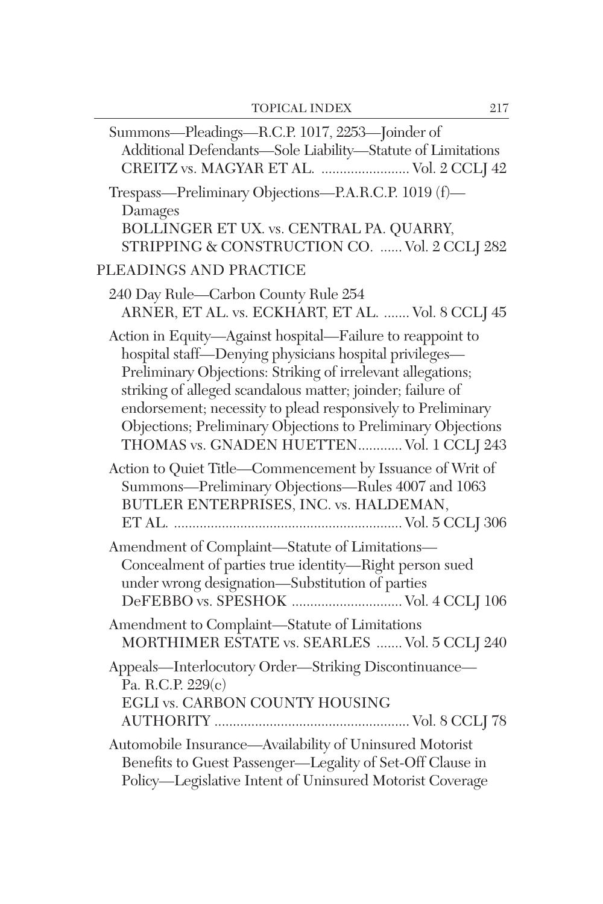Summons—Pleadings—R.C.P. 1017, 2253—Joinder of Additional Defendants—Sole Liability—Statute of Limitations
CREITZ vs. MAGYAR ET AL. ........................ Vol. 2 CCLJ 42

Trespass—Preliminary Objections—P.A.R.C.P. 1019 (f)—Damages
BOLLINGER ET UX. vs. CENTRAL PA. QUARRY, STRIPPING & CONSTRUCTION CO. ...... Vol. 2 CCLJ 282

## PLEADINGS AND PRACTICE

240 Day Rule—Carbon County Rule 254
ARNER, ET AL. vs. ECKHART, ET AL. ....... Vol. 8 CCLJ 45

Action in Equity—Against hospital—Failure to reappoint to hospital staff—Denying physicians hospital privileges—Preliminary Objections: Striking of irrelevant allegations; striking of alleged scandalous matter; joinder; failure of endorsement; necessity to plead responsively to Preliminary Objections; Preliminary Objections to Preliminary Objections
THOMAS vs. GNADEN HUETTEN............ Vol. 1 CCLJ 243

Action to Quiet Title—Commencement by Issuance of Writ of Summons—Preliminary Objections—Rules 4007 and 1063
BUTLER ENTERPRISES, INC. vs. HALDEMAN, ET AL. ............................................................ Vol. 5 CCLJ 306

Amendment of Complaint—Statute of Limitations—Concealment of parties true identity—Right person sued under wrong designation—Substitution of parties
DeFEBBO vs. SPESHOK .............................. Vol. 4 CCLJ 106

Amendment to Complaint—Statute of Limitations
MORTHIMER ESTATE vs. SEARLES ....... Vol. 5 CCLJ 240

Appeals—Interlocutory Order—Striking Discontinuance—Pa. R.C.P. 229(c)
EGLI vs. CARBON COUNTY HOUSING AUTHORITY .................................................... Vol. 8 CCLJ 78

Automobile Insurance—Availability of Uninsured Motorist Benefits to Guest Passenger—Legality of Set-Off Clause in Policy—Legislative Intent of Uninsured Motorist Coverage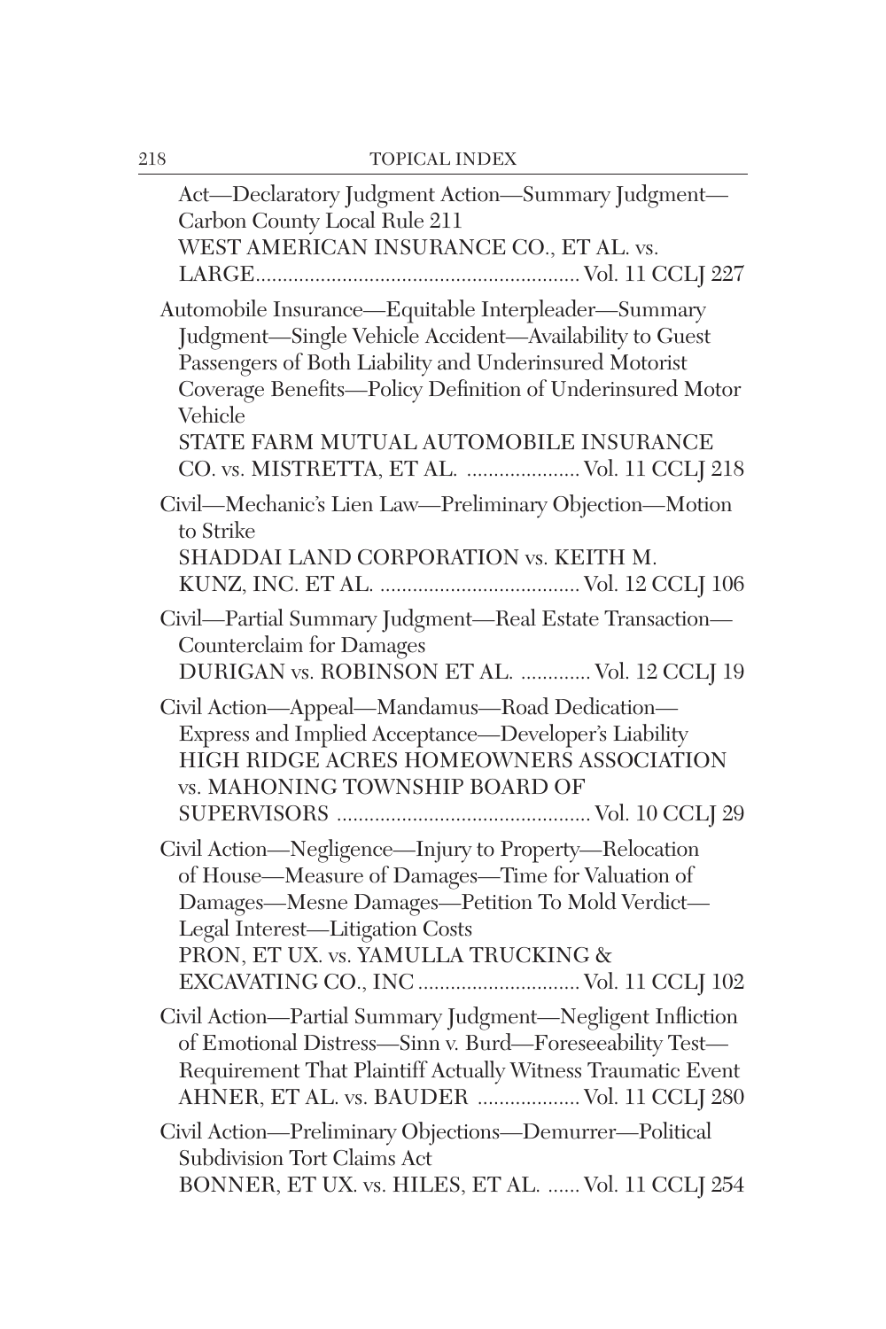Act—Declaratory Judgment Action—Summary Judgment—Carbon County Local Rule 211
WEST AMERICAN INSURANCE CO., ET AL. vs. LARGE............................................................Vol. 11 CCLJ 227

Automobile Insurance—Equitable Interpleader—Summary Judgment—Single Vehicle Accident—Availability to Guest Passengers of Both Liability and Underinsured Motorist Coverage Benefits—Policy Definition of Underinsured Motor Vehicle
STATE FARM MUTUAL AUTOMOBILE INSURANCE CO. vs. MISTRETTA, ET AL. .....................Vol. 11 CCLJ 218

Civil—Mechanic's Lien Law—Preliminary Objection—Motion to Strike
SHADDAI LAND CORPORATION vs. KEITH M. KUNZ, INC. ET AL. .....................................Vol. 12 CCLJ 106

Civil—Partial Summary Judgment—Real Estate Transaction—Counterclaim for Damages
DURIGAN vs. ROBINSON ET AL. .............Vol. 12 CCLJ 19

Civil Action—Appeal—Mandamus—Road Dedication—Express and Implied Acceptance—Developer's Liability
HIGH RIDGE ACRES HOMEOWNERS ASSOCIATION vs. MAHONING TOWNSHIP BOARD OF SUPERVISORS ..............................................Vol. 10 CCLJ 29

Civil Action—Negligence—Injury to Property—Relocation of House—Measure of Damages—Time for Valuation of Damages—Mesne Damages—Petition To Mold Verdict—Legal Interest—Litigation Costs
PRON, ET UX. vs. YAMULLA TRUCKING & EXCAVATING CO., INC ..............................Vol. 11 CCLJ 102

Civil Action—Partial Summary Judgment—Negligent Infliction of Emotional Distress—Sinn v. Burd—Foreseeability Test—Requirement That Plaintiff Actually Witness Traumatic Event
AHNER, ET AL. vs. BAUDER ...................Vol. 11 CCLJ 280

Civil Action—Preliminary Objections—Demurrer—Political Subdivision Tort Claims Act
BONNER, ET UX. vs. HILES, ET AL. ......Vol. 11 CCLJ 254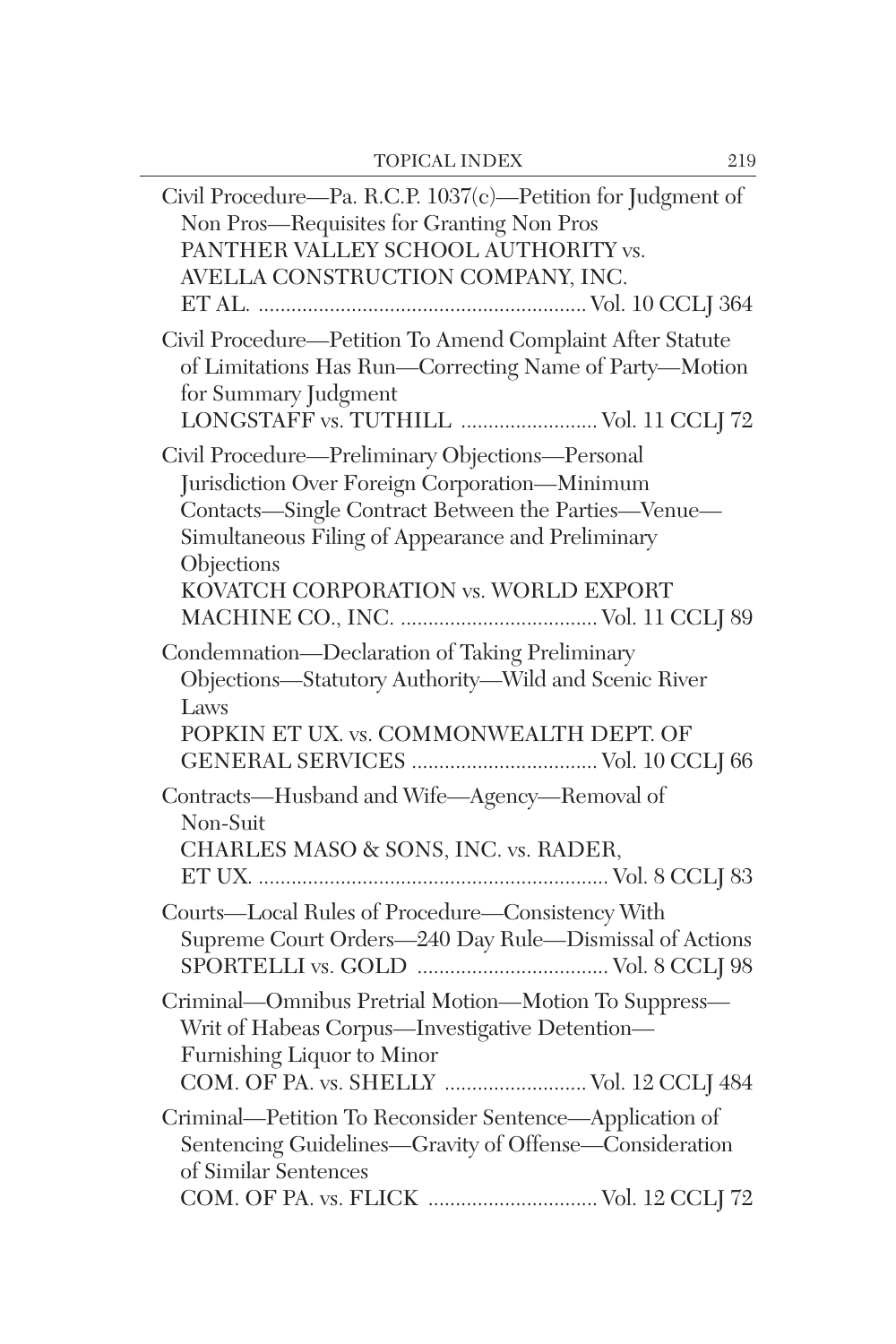Civil Procedure—Pa. R.C.P. 1037(c)—Petition for Judgment of Non Pros—Requisites for Granting Non Pros
PANTHER VALLEY SCHOOL AUTHORITY vs. AVELLA CONSTRUCTION COMPANY, INC. ET AL. ............................................................ Vol. 10 CCLJ 364

Civil Procedure—Petition To Amend Complaint After Statute of Limitations Has Run—Correcting Name of Party—Motion for Summary Judgment
LONGSTAFF vs. TUTHILL ......................... Vol. 11 CCLJ 72

Civil Procedure—Preliminary Objections—Personal Jurisdiction Over Foreign Corporation—Minimum Contacts—Single Contract Between the Parties—Venue—Simultaneous Filing of Appearance and Preliminary Objections
KOVATCH CORPORATION vs. WORLD EXPORT MACHINE CO., INC. .................................... Vol. 11 CCLJ 89

Condemnation—Declaration of Taking Preliminary Objections—Statutory Authority—Wild and Scenic River Laws
POPKIN ET UX. vs. COMMONWEALTH DEPT. OF GENERAL SERVICES .................................. Vol. 10 CCLJ 66

Contracts—Husband and Wife—Agency—Removal of Non-Suit
CHARLES MASO & SONS, INC. vs. RADER, ET UX. ................................................................ Vol. 8 CCLJ 83

Courts—Local Rules of Procedure—Consistency With Supreme Court Orders—240 Day Rule—Dismissal of Actions
SPORTELLI vs. GOLD ................................... Vol. 8 CCLJ 98

Criminal—Omnibus Pretrial Motion—Motion To Suppress—Writ of Habeas Corpus—Investigative Detention—Furnishing Liquor to Minor
COM. OF PA. vs. SHELLY .......................... Vol. 12 CCLJ 484

Criminal—Petition To Reconsider Sentence—Application of Sentencing Guidelines—Gravity of Offense—Consideration of Similar Sentences
COM. OF PA. vs. FLICK ............................... Vol. 12 CCLJ 72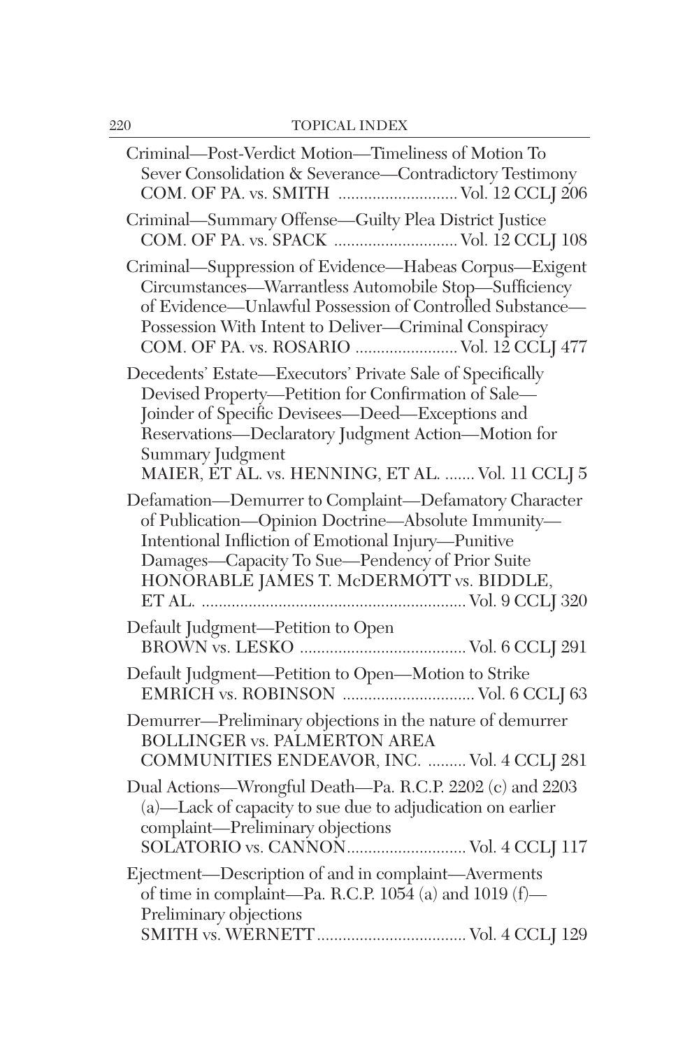Criminal—Post-Verdict Motion—Timeliness of Motion To Sever Consolidation & Severance—Contradictory Testimony
COM. OF PA. vs. SMITH ............................ Vol. 12 CCLJ 206

Criminal—Summary Offense—Guilty Plea District Justice
COM. OF PA. vs. SPACK ............................ Vol. 12 CCLJ 108

Criminal—Suppression of Evidence—Habeas Corpus—Exigent Circumstances—Warrantless Automobile Stop—Sufficiency of Evidence—Unlawful Possession of Controlled Substance—Possession With Intent to Deliver—Criminal Conspiracy
COM. OF PA. vs. ROSARIO ........................ Vol. 12 CCLJ 477

Decedents' Estate—Executors' Private Sale of Specifically Devised Property—Petition for Confirmation of Sale—Joinder of Specific Devisees—Deed—Exceptions and Reservations—Declaratory Judgment Action—Motion for Summary Judgment
MAIER, ET AL. vs. HENNING, ET AL. ....... Vol. 11 CCLJ 5

Defamation—Demurrer to Complaint—Defamatory Character of Publication—Opinion Doctrine—Absolute Immunity—Intentional Infliction of Emotional Injury—Punitive Damages—Capacity To Sue—Pendency of Prior Suite
HONORABLE JAMES T. McDERMOTT vs. BIDDLE, ET AL. ............................................................ Vol. 9 CCLJ 320

Default Judgment—Petition to Open
BROWN vs. LESKO ...................................... Vol. 6 CCLJ 291

Default Judgment—Petition to Open—Motion to Strike
EMRICH vs. ROBINSON .............................. Vol. 6 CCLJ 63

Demurrer—Preliminary objections in the nature of demurrer
BOLLINGER vs. PALMERTON AREA COMMUNITIES ENDEAVOR, INC. ......... Vol. 4 CCLJ 281

Dual Actions—Wrongful Death—Pa. R.C.P. 2202 (c) and 2203 (a)—Lack of capacity to sue due to adjudication on earlier complaint—Preliminary objections
SOLATORIO vs. CANNON............................ Vol. 4 CCLJ 117

Ejectment—Description of and in complaint—Averments of time in complaint—Pa. R.C.P. 1054 (a) and 1019 (f)—Preliminary objections
SMITH vs. WERNETT.................................. Vol. 4 CCLJ 129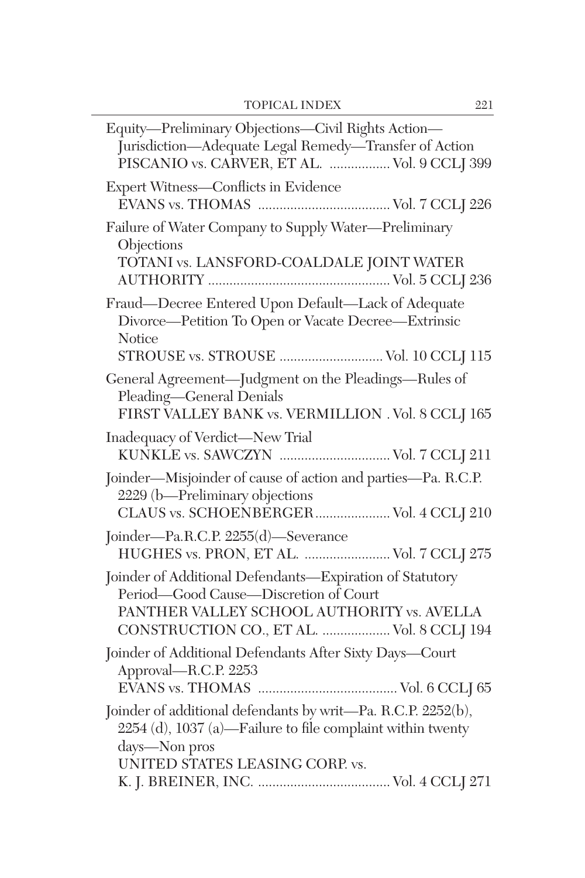Equity—Preliminary Objections—Civil Rights Action—Jurisdiction—Adequate Legal Remedy—Transfer of Action
PISCANIO vs. CARVER, ET AL. ................ Vol. 9 CCLJ 399

Expert Witness—Conflicts in Evidence
EVANS vs. THOMAS .................................... Vol. 7 CCLJ 226

Failure of Water Company to Supply Water—Preliminary Objections
TOTANI vs. LANSFORD-COALDALE JOINT WATER AUTHORITY .................................................. Vol. 5 CCLJ 236

Fraud—Decree Entered Upon Default—Lack of Adequate Divorce—Petition To Open or Vacate Decree—Extrinsic Notice
STROUSE vs. STROUSE ............................ Vol. 10 CCLJ 115

General Agreement—Judgment on the Pleadings—Rules of Pleading—General Denials
FIRST VALLEY BANK vs. VERMILLION . Vol. 8 CCLJ 165

Inadequacy of Verdict—New Trial
KUNKLE vs. SAWCZYN .............................. Vol. 7 CCLJ 211

Joinder—Misjoinder of cause of action and parties—Pa. R.C.P. 2229 (b—Preliminary objections
CLAUS vs. SCHOENBERGER.................... Vol. 4 CCLJ 210

Joinder—Pa.R.C.P. 2255(d)—Severance
HUGHES vs. PRON, ET AL. ....................... Vol. 7 CCLJ 275

Joinder of Additional Defendants—Expiration of Statutory Period—Good Cause—Discretion of Court
PANTHER VALLEY SCHOOL AUTHORITY vs. AVELLA CONSTRUCTION CO., ET AL. .................. Vol. 8 CCLJ 194

Joinder of Additional Defendants After Sixty Days—Court Approval—R.C.P. 2253
EVANS vs. THOMAS ...................................... Vol. 6 CCLJ 65

Joinder of additional defendants by writ—Pa. R.C.P. 2252(b), 2254 (d), 1037 (a)—Failure to file complaint within twenty days—Non pros
UNITED STATES LEASING CORP. vs.
K. J. BREINER, INC. .................................... Vol. 4 CCLJ 271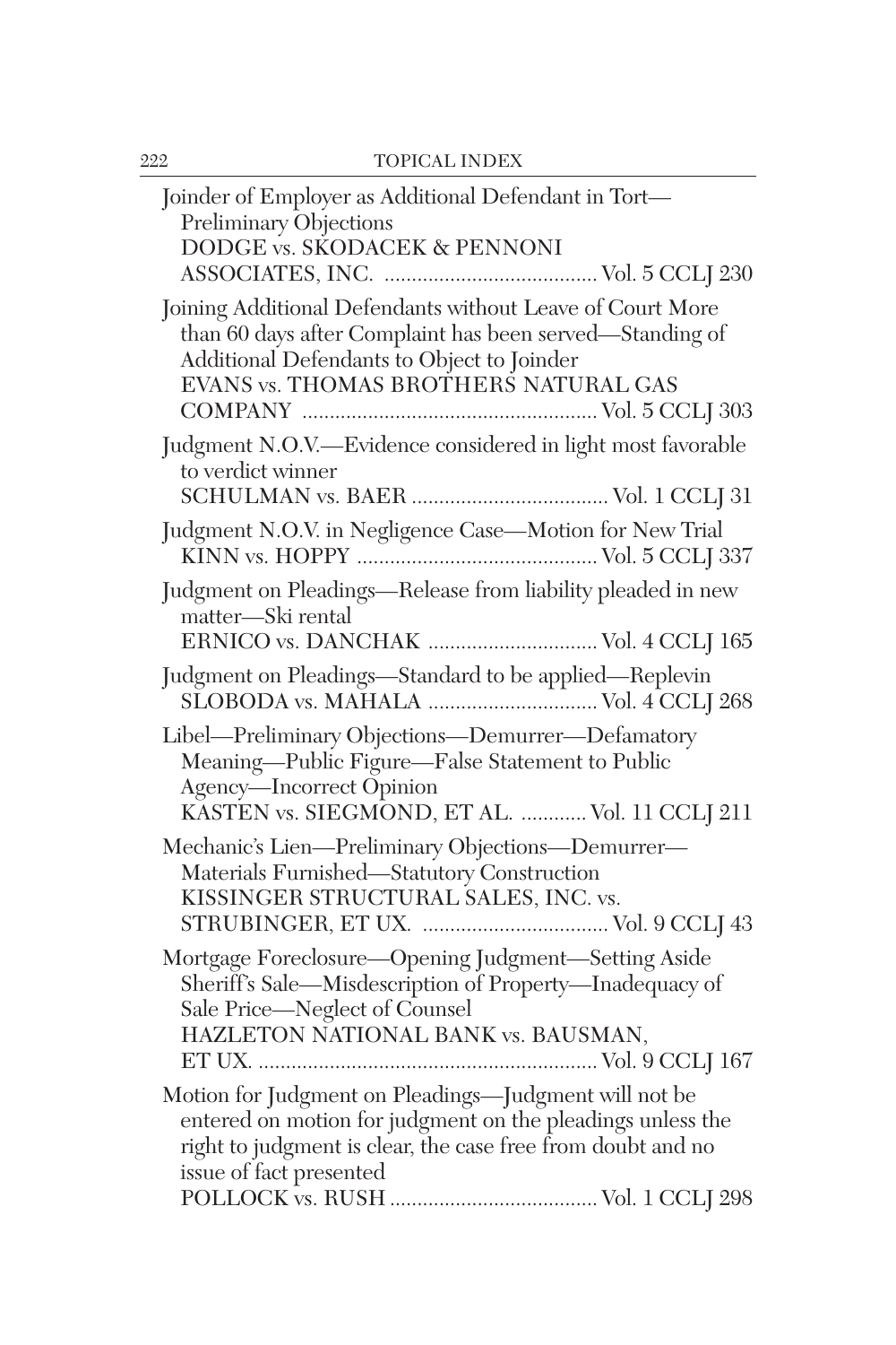Joinder of Employer as Additional Defendant in Tort—Preliminary Objections
DODGE vs. SKODACEK & PENNONI ASSOCIATES, INC. ....................................... Vol. 5 CCLJ 230

Joining Additional Defendants without Leave of Court More than 60 days after Complaint has been served—Standing of Additional Defendants to Object to Joinder
EVANS vs. THOMAS BROTHERS NATURAL GAS COMPANY ..................................................... Vol. 5 CCLJ 303

Judgment N.O.V.—Evidence considered in light most favorable to verdict winner
SCHULMAN vs. BAER .................................... Vol. 1 CCLJ 31

Judgment N.O.V. in Negligence Case—Motion for New Trial
KINN vs. HOPPY ............................................ Vol. 5 CCLJ 337

Judgment on Pleadings—Release from liability pleaded in new matter—Ski rental
ERNICO vs. DANCHAK ............................... Vol. 4 CCLJ 165

Judgment on Pleadings—Standard to be applied—Replevin
SLOBODA vs. MAHALA ............................... Vol. 4 CCLJ 268

Libel—Preliminary Objections—Demurrer—Defamatory Meaning—Public Figure—False Statement to Public Agency—Incorrect Opinion
KASTEN vs. SIEGMOND, ET AL. ............ Vol. 11 CCLJ 211

Mechanic's Lien—Preliminary Objections—Demurrer—Materials Furnished—Statutory Construction
KISSINGER STRUCTURAL SALES, INC. vs. STRUBINGER, ET UX. ................................. Vol. 9 CCLJ 43

Mortgage Foreclosure—Opening Judgment—Setting Aside Sheriff's Sale—Misdescription of Property—Inadequacy of Sale Price—Neglect of Counsel
HAZLETON NATIONAL BANK vs. BAUSMAN, ET UX. .............................................................. Vol. 9 CCLJ 167

Motion for Judgment on Pleadings—Judgment will not be entered on motion for judgment on the pleadings unless the right to judgment is clear, the case free from doubt and no issue of fact presented
POLLOCK vs. RUSH ...................................... Vol. 1 CCLJ 298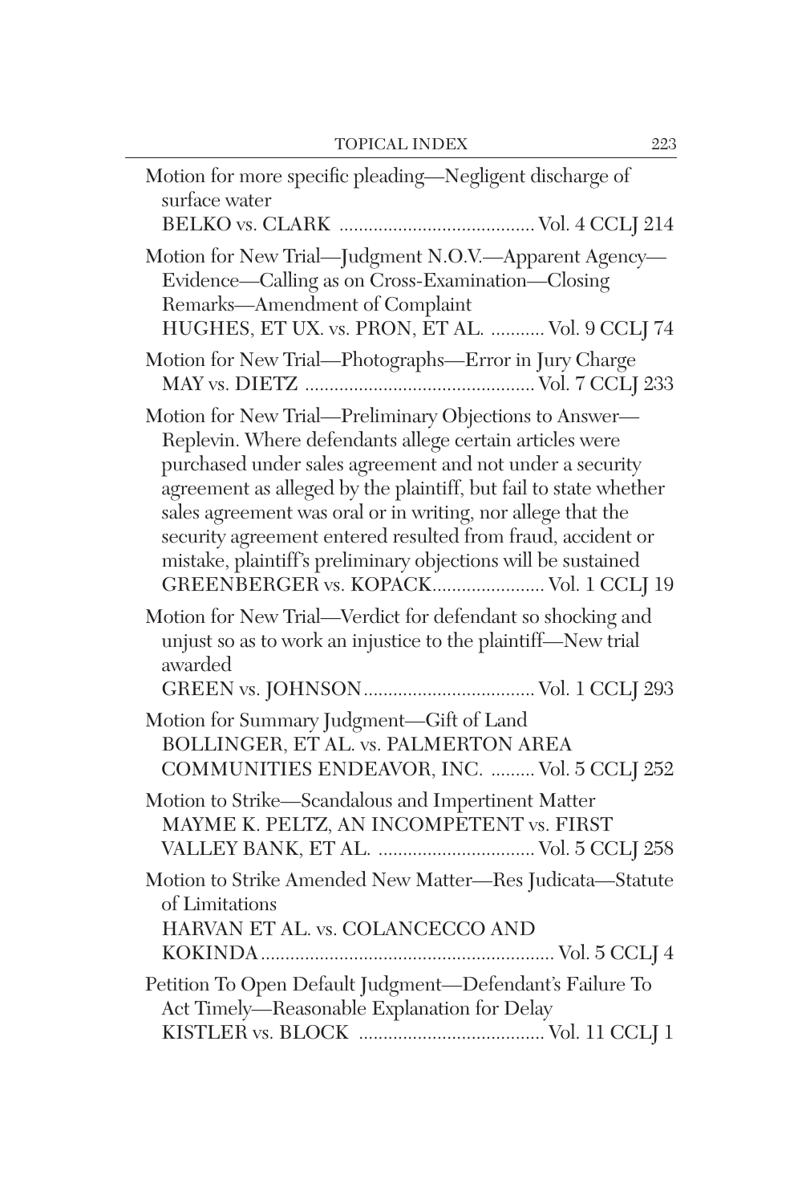Motion for more specific pleading—Negligent discharge of surface water
BELKO vs. CLARK ........................................ Vol. 4 CCLJ 214

Motion for New Trial—Judgment N.O.V.—Apparent Agency—Evidence—Calling as on Cross-Examination—Closing Remarks—Amendment of Complaint
HUGHES, ET UX. vs. PRON, ET AL. ........... Vol. 9 CCLJ 74

Motion for New Trial—Photographs—Error in Jury Charge
MAY vs. DIETZ ............................................... Vol. 7 CCLJ 233

Motion for New Trial—Preliminary Objections to Answer—Replevin. Where defendants allege certain articles were purchased under sales agreement and not under a security agreement as alleged by the plaintiff, but fail to state whether sales agreement was oral or in writing, nor allege that the security agreement entered resulted from fraud, accident or mistake, plaintiff's preliminary objections will be sustained
GREENBERGER vs. KOPACK....................... Vol. 1 CCLJ 19

Motion for New Trial—Verdict for defendant so shocking and unjust so as to work an injustice to the plaintiff—New trial awarded
GREEN vs. JOHNSON................................... Vol. 1 CCLJ 293

Motion for Summary Judgment—Gift of Land
BOLLINGER, ET AL. vs. PALMERTON AREA COMMUNITIES ENDEAVOR, INC. ......... Vol. 5 CCLJ 252

Motion to Strike—Scandalous and Impertinent Matter
MAYME K. PELTZ, AN INCOMPETENT vs. FIRST VALLEY BANK, ET AL. ................................ Vol. 5 CCLJ 258

Motion to Strike Amended New Matter—Res Judicata—Statute of Limitations
HARVAN ET AL. vs. COLANCECCO AND KOKINDA............................................................ Vol. 5 CCLJ 4

Petition To Open Default Judgment—Defendant's Failure To Act Timely—Reasonable Explanation for Delay
KISTLER vs. BLOCK ...................................... Vol. 11 CCLJ 1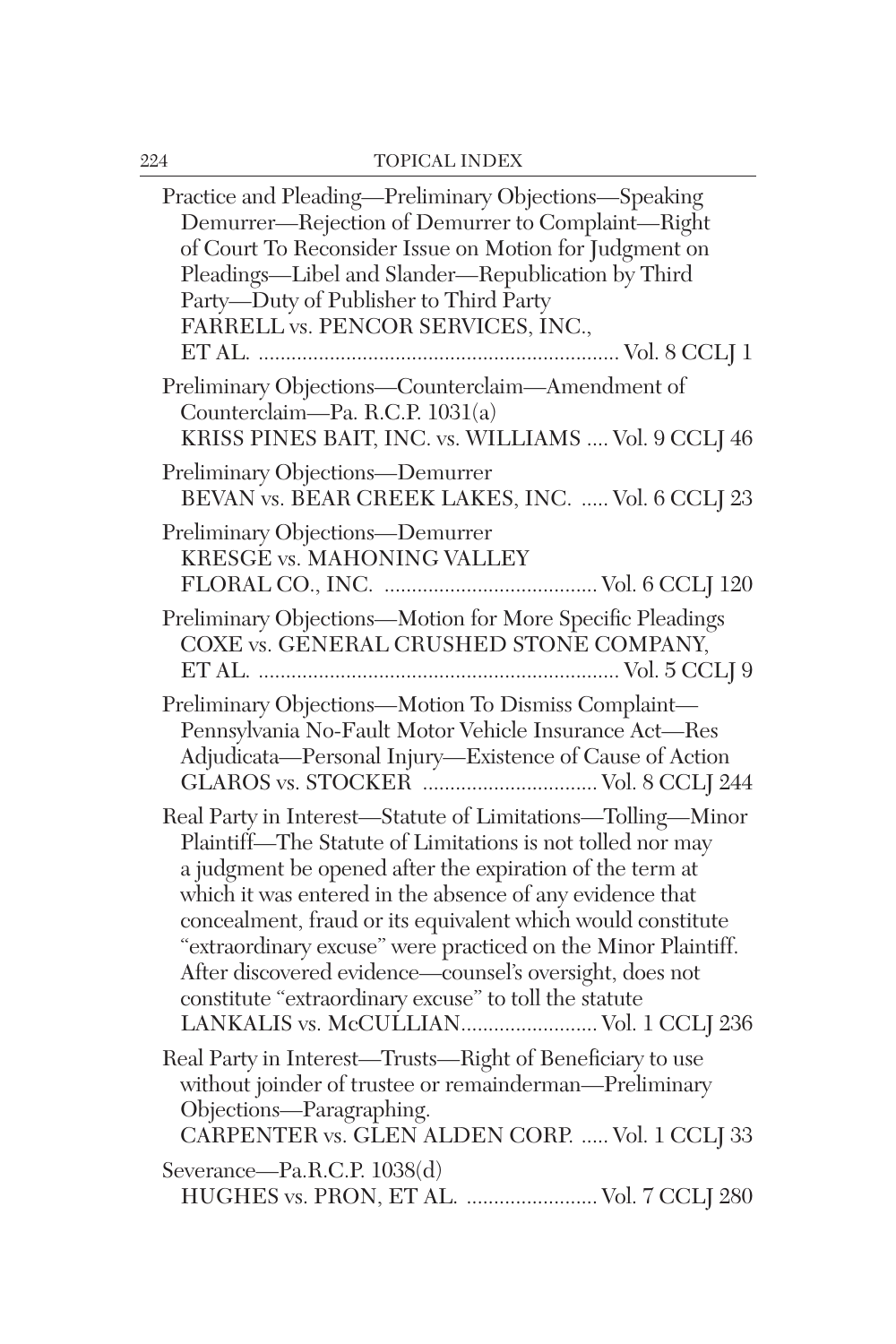Practice and Pleading—Preliminary Objections—Speaking Demurrer—Rejection of Demurrer to Complaint—Right of Court To Reconsider Issue on Motion for Judgment on Pleadings—Libel and Slander—Republication by Third Party—Duty of Publisher to Third Party
FARRELL vs. PENCOR SERVICES, INC., ET AL. .................................................................. Vol. 8 CCLJ 1

Preliminary Objections—Counterclaim—Amendment of Counterclaim—Pa. R.C.P. 1031(a)
KRISS PINES BAIT, INC. vs. WILLIAMS .... Vol. 9 CCLJ 46

Preliminary Objections—Demurrer
BEVAN vs. BEAR CREEK LAKES, INC. ..... Vol. 6 CCLJ 23

Preliminary Objections—Demurrer
KRESGE vs. MAHONING VALLEY FLORAL CO., INC. ....................................... Vol. 6 CCLJ 120

Preliminary Objections—Motion for More Specific Pleadings
COXE vs. GENERAL CRUSHED STONE COMPANY, ET AL. ................................................................. Vol. 5 CCLJ 9

Preliminary Objections—Motion To Dismiss Complaint—Pennsylvania No-Fault Motor Vehicle Insurance Act—Res Adjudicata—Personal Injury—Existence of Cause of Action
GLAROS vs. STOCKER ................................ Vol. 8 CCLJ 244

Real Party in Interest—Statute of Limitations—Tolling—Minor Plaintiff—The Statute of Limitations is not tolled nor may a judgment be opened after the expiration of the term at which it was entered in the absence of any evidence that concealment, fraud or its equivalent which would constitute "extraordinary excuse" were practiced on the Minor Plaintiff. After discovered evidence—counsel's oversight, does not constitute "extraordinary excuse" to toll the statute
LANKALIS vs. McCULLIAN......................... Vol. 1 CCLJ 236

Real Party in Interest—Trusts—Right of Beneficiary to use without joinder of trustee or remainderman—Preliminary Objections—Paragraphing.
CARPENTER vs. GLEN ALDEN CORP. ..... Vol. 1 CCLJ 33

Severance—Pa.R.C.P. 1038(d)
HUGHES vs. PRON, ET AL. ........................ Vol. 7 CCLJ 280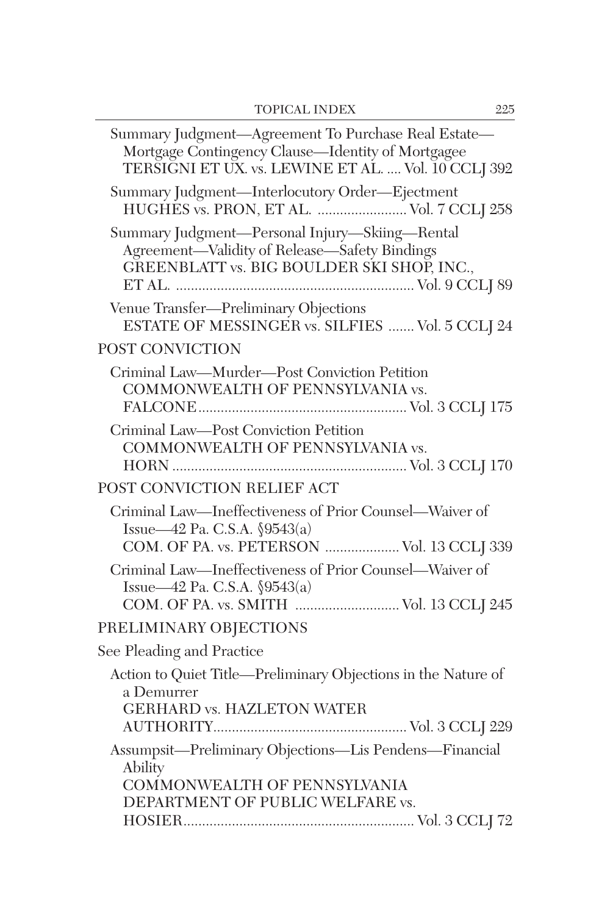Summary Judgment—Agreement To Purchase Real Estate—Mortgage Contingency Clause—Identity of Mortgagee
TERSIGNI ET UX. vs. LEWINE ET AL. .... Vol. 10 CCLJ 392

Summary Judgment—Interlocutory Order—Ejectment
HUGHES vs. PRON, ET AL. ........................ Vol. 7 CCLJ 258

Summary Judgment—Personal Injury—Skiing—Rental Agreement—Validity of Release—Safety Bindings
GREENBLATT vs. BIG BOULDER SKI SHOP, INC., ET AL. ............................................................... Vol. 9 CCLJ 89

Venue Transfer—Preliminary Objections
ESTATE OF MESSINGER vs. SILFIES ....... Vol. 5 CCLJ 24

POST CONVICTION

Criminal Law—Murder—Post Conviction Petition
COMMONWEALTH OF PENNSYLVANIA vs. FALCONE........................................................ Vol. 3 CCLJ 175

Criminal Law—Post Conviction Petition
COMMONWEALTH OF PENNSYLVANIA vs. HORN ............................................................... Vol. 3 CCLJ 170

POST CONVICTION RELIEF ACT

Criminal Law—Ineffectiveness of Prior Counsel—Waiver of Issue—42 Pa. C.S.A. §9543(a)
COM. OF PA. vs. PETERSON .................... Vol. 13 CCLJ 339

Criminal Law—Ineffectiveness of Prior Counsel—Waiver of Issue—42 Pa. C.S.A. §9543(a)
COM. OF PA. vs. SMITH ............................ Vol. 13 CCLJ 245

PRELIMINARY OBJECTIONS

See Pleading and Practice

Action to Quiet Title—Preliminary Objections in the Nature of a Demurrer
GERHARD vs. HAZLETON WATER AUTHORITY.................................................... Vol. 3 CCLJ 229

Assumpsit—Preliminary Objections—Lis Pendens—Financial Ability
COMMONWEALTH OF PENNSYLVANIA DEPARTMENT OF PUBLIC WELFARE vs. HOSIER.............................................................. Vol. 3 CCLJ 72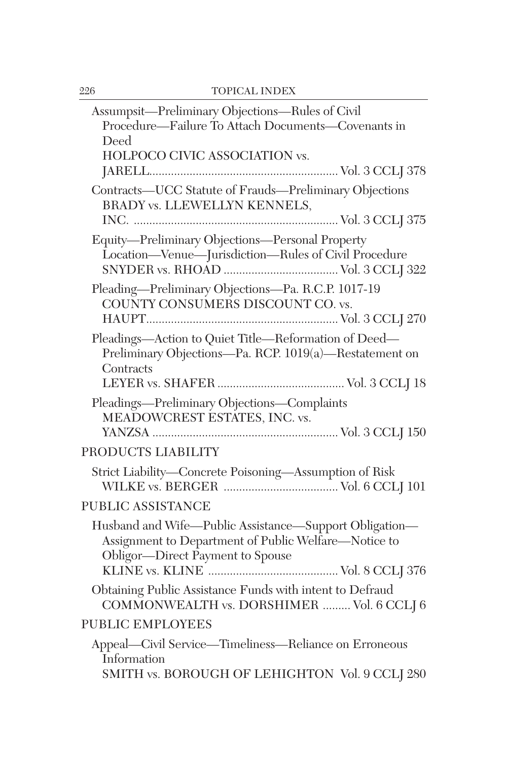Assumpsit—Preliminary Objections—Rules of Civil Procedure—Failure To Attach Documents—Covenants in Deed
HOLPOCO CIVIC ASSOCIATION vs. JARELL............................................................ Vol. 3 CCLJ 378

Contracts—UCC Statute of Frauds—Preliminary Objections
BRADY vs. LLEWELLYN KENNELS, INC. ................................................................. Vol. 3 CCLJ 375

Equity—Preliminary Objections—Personal Property Location—Venue—Jurisdiction—Rules of Civil Procedure
SNYDER vs. RHOAD ..................................... Vol. 3 CCLJ 322

Pleading—Preliminary Objections—Pa. R.C.P. 1017-19
COUNTY CONSUMERS DISCOUNT CO. vs. HAUPT............................................................. Vol. 3 CCLJ 270

Pleadings—Action to Quiet Title—Reformation of Deed—Preliminary Objections—Pa. RCP. 1019(a)—Restatement on Contracts
LEYER vs. SHAFER ......................................... Vol. 3 CCLJ 18

Pleadings—Preliminary Objections—Complaints
MEADOWCREST ESTATES, INC. vs. YANZSA ........................................................... Vol. 3 CCLJ 150

## PRODUCTS LIABILITY

Strict Liability—Concrete Poisoning—Assumption of Risk
WILKE vs. BERGER ..................................... Vol. 6 CCLJ 101

## PUBLIC ASSISTANCE

Husband and Wife—Public Assistance—Support Obligation—Assignment to Department of Public Welfare—Notice to Obligor—Direct Payment to Spouse
KLINE vs. KLINE .......................................... Vol. 8 CCLJ 376

Obtaining Public Assistance Funds with intent to Defraud
COMMONWEALTH vs. DORSHIMER ......... Vol. 6 CCLJ 6

## PUBLIC EMPLOYEES

Appeal—Civil Service—Timeliness—Reliance on Erroneous Information
SMITH vs. BOROUGH OF LEHIGHTON Vol. 9 CCLJ 280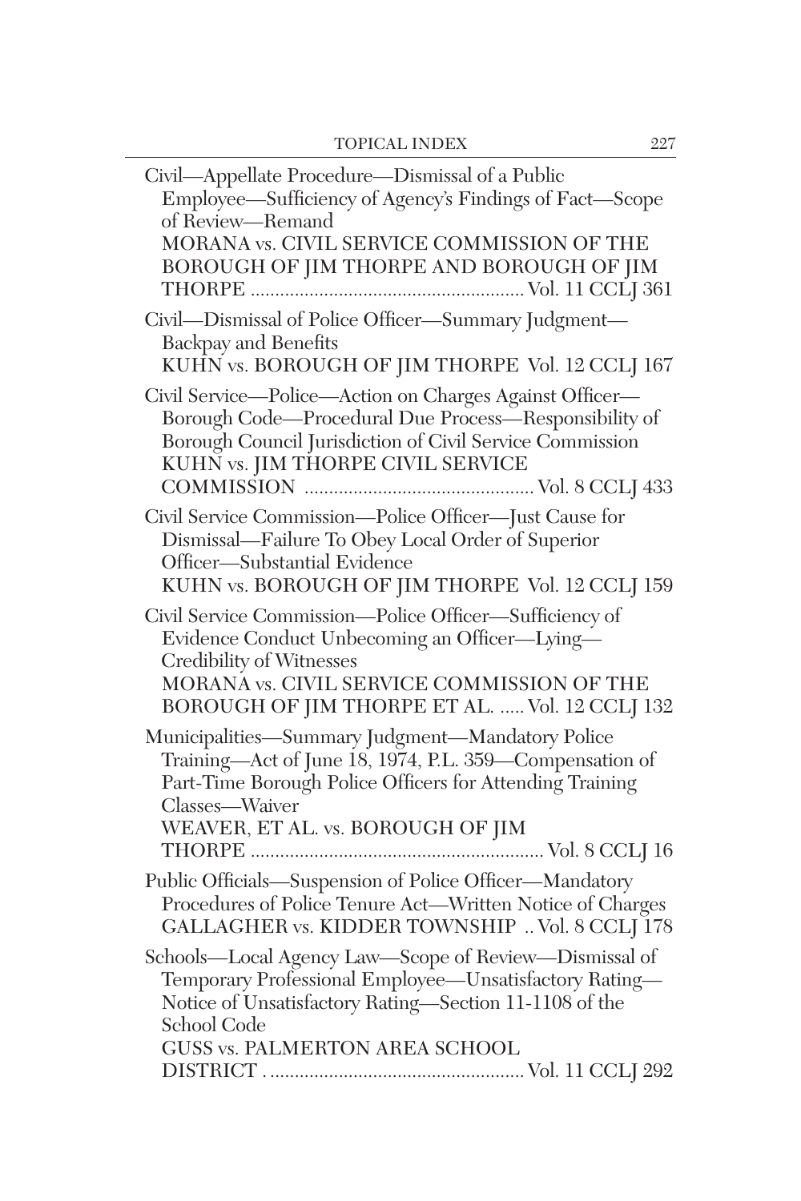Civil—Appellate Procedure—Dismissal of a Public Employee—Sufficiency of Agency's Findings of Fact—Scope of Review—Remand
MORANA vs. CIVIL SERVICE COMMISSION OF THE BOROUGH OF JIM THORPE AND BOROUGH OF JIM THORPE ........................................................ Vol. 11 CCLJ 361

Civil—Dismissal of Police Officer—Summary Judgment—Backpay and Benefits
KUHN vs. BOROUGH OF JIM THORPE Vol. 12 CCLJ 167

Civil Service—Police—Action on Charges Against Officer—Borough Code—Procedural Due Process—Responsibility of Borough Council Jurisdiction of Civil Service Commission
KUHN vs. JIM THORPE CIVIL SERVICE COMMISSION .............................................. Vol. 8 CCLJ 433

Civil Service Commission—Police Officer—Just Cause for Dismissal—Failure To Obey Local Order of Superior Officer—Substantial Evidence
KUHN vs. BOROUGH OF JIM THORPE Vol. 12 CCLJ 159

Civil Service Commission—Police Officer—Sufficiency of Evidence Conduct Unbecoming an Officer—Lying—Credibility of Witnesses
MORANA vs. CIVIL SERVICE COMMISSION OF THE BOROUGH OF JIM THORPE ET AL. ..... Vol. 12 CCLJ 132

Municipalities—Summary Judgment—Mandatory Police Training—Act of June 18, 1974, P.L. 359—Compensation of Part-Time Borough Police Officers for Attending Training Classes—Waiver
WEAVER, ET AL. vs. BOROUGH OF JIM THORPE ............................................................ Vol. 8 CCLJ 16

Public Officials—Suspension of Police Officer—Mandatory Procedures of Police Tenure Act—Written Notice of Charges
GALLAGHER vs. KIDDER TOWNSHIP .. Vol. 8 CCLJ 178

Schools—Local Agency Law—Scope of Review—Dismissal of Temporary Professional Employee—Unsatisfactory Rating—Notice of Unsatisfactory Rating—Section 11-1108 of the School Code
GUSS vs. PALMERTON AREA SCHOOL DISTRICT . ................................................... Vol. 11 CCLJ 292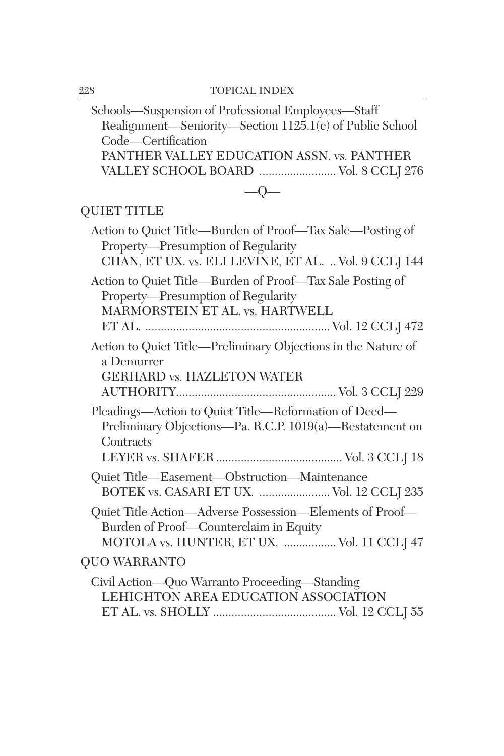Schools—Suspension of Professional Employees—Staff Realignment—Seniority—Section 1125.1(c) of Public School Code—Certification
PANTHER VALLEY EDUCATION ASSN. vs. PANTHER VALLEY SCHOOL BOARD ......................... Vol. 8 CCLJ 276

—Q—

## QUIET TITLE

Action to Quiet Title—Burden of Proof—Tax Sale—Posting of Property—Presumption of Regularity
CHAN, ET UX. vs. ELI LEVINE, ET AL. .. Vol. 9 CCLJ 144

Action to Quiet Title—Burden of Proof—Tax Sale Posting of Property—Presumption of Regularity
MARMORSTEIN ET AL. vs. HARTWELL ET AL. ........................................................... Vol. 12 CCLJ 472

Action to Quiet Title—Preliminary Objections in the Nature of a Demurrer
GERHARD vs. HAZLETON WATER AUTHORITY................................................... Vol. 3 CCLJ 229

Pleadings—Action to Quiet Title—Reformation of Deed—Preliminary Objections—Pa. R.C.P. 1019(a)—Restatement on Contracts
LEYER vs. SHAFER ......................................... Vol. 3 CCLJ 18

Quiet Title—Easement—Obstruction—Maintenance
BOTEK vs. CASARI ET UX. ....................... Vol. 12 CCLJ 235

Quiet Title Action—Adverse Possession—Elements of Proof—Burden of Proof—Counterclaim in Equity
MOTOLA vs. HUNTER, ET UX. ................. Vol. 11 CCLJ 47

## QUO WARRANTO

Civil Action—Quo Warranto Proceeding—Standing
LEHIGHTON AREA EDUCATION ASSOCIATION ET AL. vs. SHOLLY ........................................ Vol. 12 CCLJ 55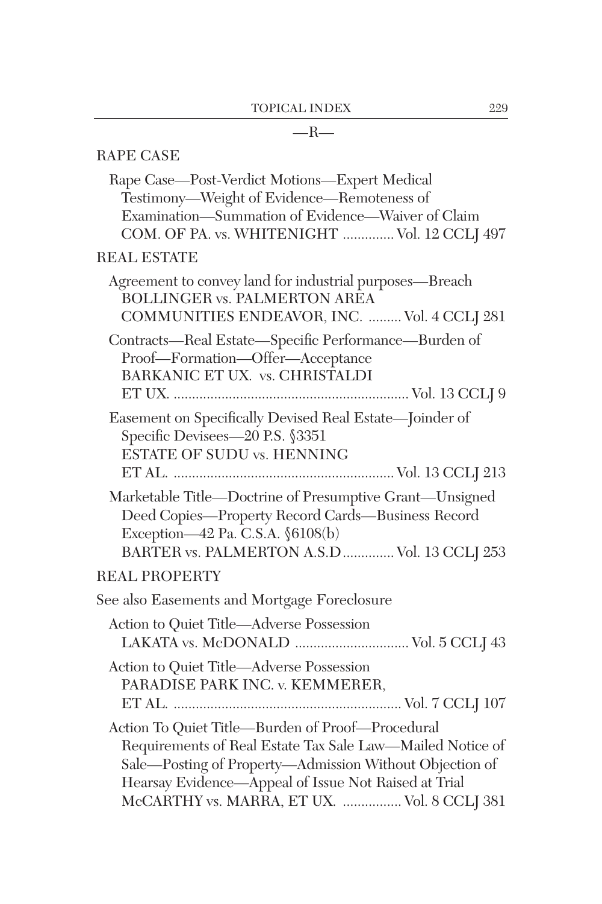—R—

## RAPE CASE

Rape Case—Post-Verdict Motions—Expert Medical Testimony—Weight of Evidence—Remoteness of Examination—Summation of Evidence—Waiver of Claim
COM. OF PA. vs. WHITENIGHT .............. Vol. 12 CCLJ 497

## REAL ESTATE

Agreement to convey land for industrial purposes—Breach
BOLLINGER vs. PALMERTON AREA COMMUNITIES ENDEAVOR, INC. ......... Vol. 4 CCLJ 281

Contracts—Real Estate—Specific Performance—Burden of Proof—Formation—Offer—Acceptance
BARKANIC ET UX. vs. CHRISTALDI ET UX. ................................................................ Vol. 13 CCLJ 9

Easement on Specifically Devised Real Estate—Joinder of Specific Devisees—20 P.S. §3351
ESTATE OF SUDU vs. HENNING ET AL. ............................................................ Vol. 13 CCLJ 213

Marketable Title—Doctrine of Presumptive Grant—Unsigned Deed Copies—Property Record Cards—Business Record Exception—42 Pa. C.S.A. §6108(b)
BARTER vs. PALMERTON A.S.D .............. Vol. 13 CCLJ 253

## REAL PROPERTY

See also Easements and Mortgage Foreclosure

Action to Quiet Title—Adverse Possession
LAKATA vs. McDONALD ............................... Vol. 5 CCLJ 43

Action to Quiet Title—Adverse Possession
PARADISE PARK INC. v. KEMMERER, ET AL. ............................................................. Vol. 7 CCLJ 107

Action To Quiet Title—Burden of Proof—Procedural Requirements of Real Estate Tax Sale Law—Mailed Notice of Sale—Posting of Property—Admission Without Objection of Hearsay Evidence—Appeal of Issue Not Raised at Trial
McCARTHY vs. MARRA, ET UX. ................ Vol. 8 CCLJ 381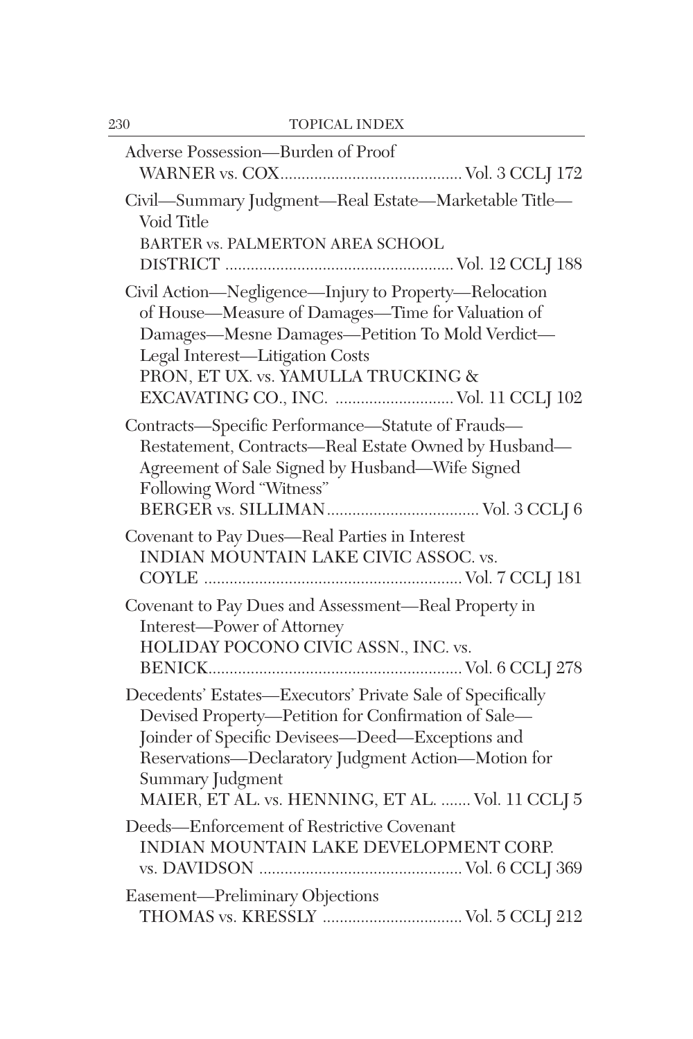Adverse Possession—Burden of Proof
WARNER vs. COX .......................................... Vol. 3 CCLJ 172

Civil—Summary Judgment—Real Estate—Marketable Title—Void Title
BARTER vs. PALMERTON AREA SCHOOL DISTRICT .................................................... Vol. 12 CCLJ 188

Civil Action—Negligence—Injury to Property—Relocation of House—Measure of Damages—Time for Valuation of Damages—Mesne Damages—Petition To Mold Verdict—Legal Interest—Litigation Costs
PRON, ET UX. vs. YAMULLA TRUCKING & EXCAVATING CO., INC. ........................... Vol. 11 CCLJ 102

Contracts—Specific Performance—Statute of Frauds—Restatement, Contracts—Real Estate Owned by Husband—Agreement of Sale Signed by Husband—Wife Signed Following Word "Witness"
BERGER vs. SILLIMAN .................................. Vol. 3 CCLJ 6

Covenant to Pay Dues—Real Parties in Interest
INDIAN MOUNTAIN LAKE CIVIC ASSOC. vs. COYLE ............................................................ Vol. 7 CCLJ 181

Covenant to Pay Dues and Assessment—Real Property in Interest—Power of Attorney
HOLIDAY POCONO CIVIC ASSN., INC. vs. BENICK........................................................... Vol. 6 CCLJ 278

Decedents' Estates—Executors' Private Sale of Specifically Devised Property—Petition for Confirmation of Sale—Joinder of Specific Devisees—Deed—Exceptions and Reservations—Declaratory Judgment Action—Motion for Summary Judgment
MAIER, ET AL. vs. HENNING, ET AL. ....... Vol. 11 CCLJ 5

Deeds—Enforcement of Restrictive Covenant
INDIAN MOUNTAIN LAKE DEVELOPMENT CORP. vs. DAVIDSON ............................................... Vol. 6 CCLJ 369

Easement—Preliminary Objections
THOMAS vs. KRESSLY ................................ Vol. 5 CCLJ 212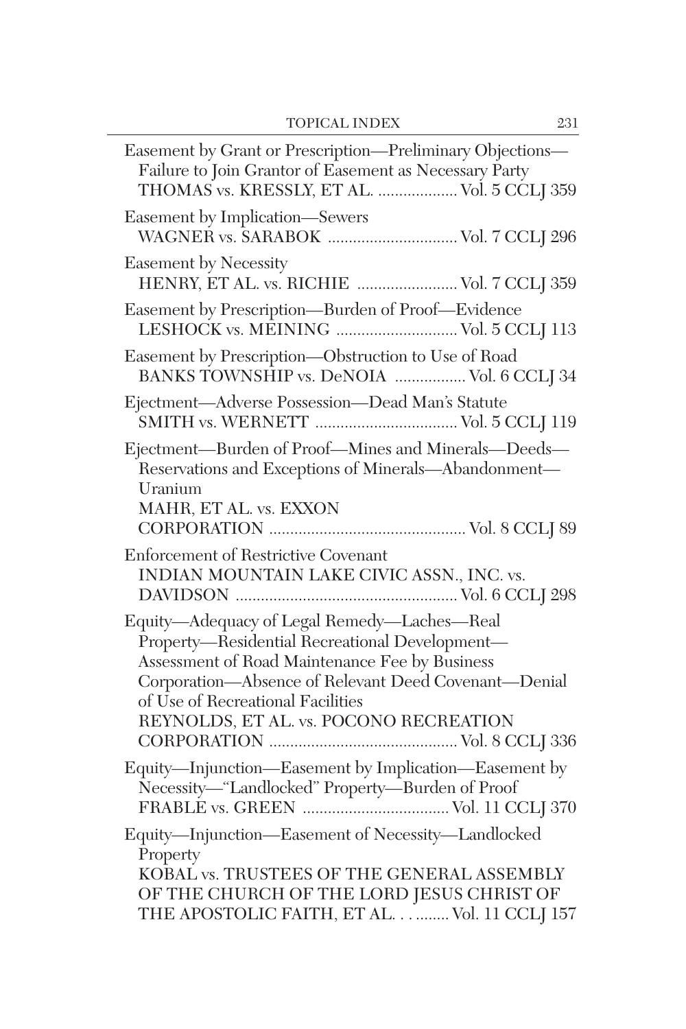Easement by Grant or Prescription—Preliminary Objections—
Failure to Join Grantor of Easement as Necessary Party
THOMAS vs. KRESSLY, ET AL. .................. Vol. 5 CCLJ 359

Easement by Implication—Sewers
WAGNER vs. SARABOK .............................. Vol. 7 CCLJ 296

Easement by Necessity
HENRY, ET AL. vs. RICHIE ....................... Vol. 7 CCLJ 359

Easement by Prescription—Burden of Proof—Evidence
LESHOCK vs. MEINING ............................ Vol. 5 CCLJ 113

Easement by Prescription—Obstruction to Use of Road
BANKS TOWNSHIP vs. DeNOIA ................. Vol. 6 CCLJ 34

Ejectment—Adverse Possession—Dead Man's Statute
SMITH vs. WERNETT .................................. Vol. 5 CCLJ 119

Ejectment—Burden of Proof—Mines and Minerals—Deeds—
Reservations and Exceptions of Minerals—Abandonment—
Uranium
MAHR, ET AL. vs. EXXON
CORPORATION .............................................. Vol. 8 CCLJ 89

Enforcement of Restrictive Covenant
INDIAN MOUNTAIN LAKE CIVIC ASSN., INC. vs.
DAVIDSON .................................................... Vol. 6 CCLJ 298

Equity—Adequacy of Legal Remedy—Laches—Real
Property—Residential Recreational Development—
Assessment of Road Maintenance Fee by Business
Corporation—Absence of Relevant Deed Covenant—Denial
of Use of Recreational Facilities
REYNOLDS, ET AL. vs. POCONO RECREATION
CORPORATION ............................................ Vol. 8 CCLJ 336

Equity—Injunction—Easement by Implication—Easement by
Necessity—"Landlocked" Property—Burden of Proof
FRABLE vs. GREEN .................................. Vol. 11 CCLJ 370

Equity—Injunction—Easement of Necessity—Landlocked
Property
KOBAL vs. TRUSTEES OF THE GENERAL ASSEMBLY
OF THE CHURCH OF THE LORD JESUS CHRIST OF
THE APOSTOLIC FAITH, ET AL. . . ........ Vol. 11 CCLJ 157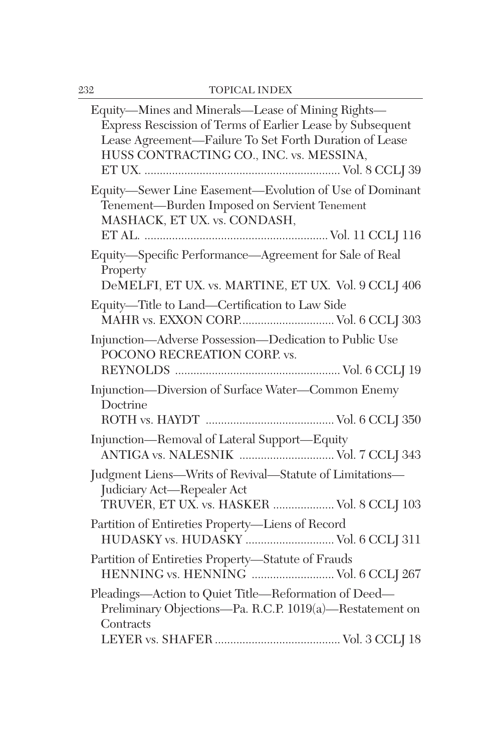Equity—Mines and Minerals—Lease of Mining Rights—Express Rescission of Terms of Earlier Lease by Subsequent Lease Agreement—Failure To Set Forth Duration of Lease
HUSS CONTRACTING CO., INC. vs. MESSINA, ET UX. ............................................................... Vol. 8 CCLJ 39

Equity—Sewer Line Easement—Evolution of Use of Dominant Tenement—Burden Imposed on Servient Tenement
MASHACK, ET UX. vs. CONDASH, ET AL. ........................................................... Vol. 11 CCLJ 116

Equity—Specific Performance—Agreement for Sale of Real Property
DeMELFI, ET UX. vs. MARTINE, ET UX. Vol. 9 CCLJ 406

Equity—Title to Land—Certification to Law Side
MAHR vs. EXXON CORP.............................. Vol. 6 CCLJ 303

Injunction—Adverse Possession—Dedication to Public Use
POCONO RECREATION CORP. vs. REYNOLDS ..................................................... Vol. 6 CCLJ 19

Injunction—Diversion of Surface Water—Common Enemy Doctrine
ROTH vs. HAYDT .......................................... Vol. 6 CCLJ 350

Injunction—Removal of Lateral Support—Equity
ANTIGA vs. NALESNIK ............................... Vol. 7 CCLJ 343

Judgment Liens—Writs of Revival—Statute of Limitations—Judiciary Act—Repealer Act
TRUVER, ET UX. vs. HASKER .................... Vol. 8 CCLJ 103

Partition of Entireties Property—Liens of Record
HUDASKY vs. HUDASKY ............................ Vol. 6 CCLJ 311

Partition of Entireties Property—Statute of Frauds
HENNING vs. HENNING ........................... Vol. 6 CCLJ 267

Pleadings—Action to Quiet Title—Reformation of Deed—Preliminary Objections—Pa. R.C.P. 1019(a)—Restatement on Contracts
LEYER vs. SHAFER ........................................ Vol. 3 CCLJ 18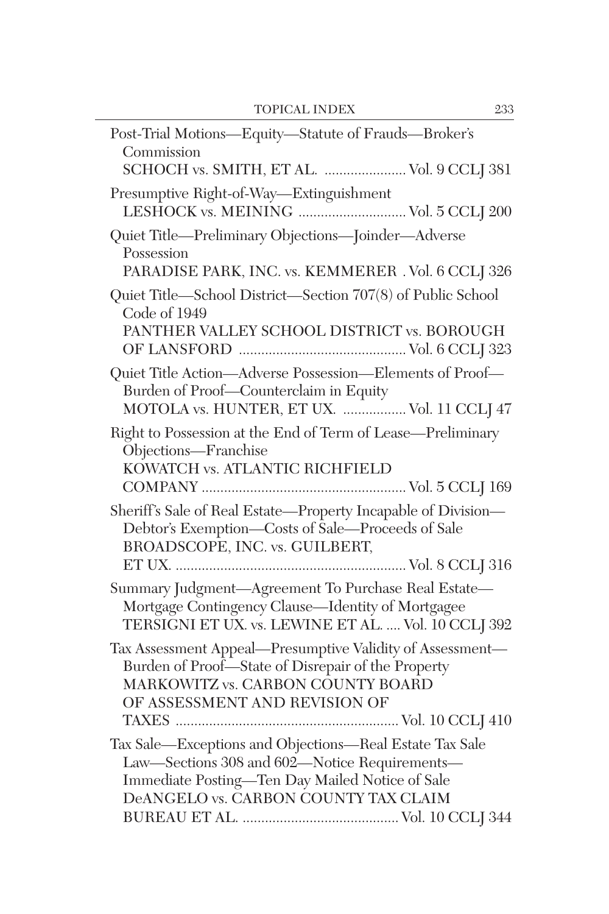Post-Trial Motions—Equity—Statute of Frauds—Broker's Commission
SCHOCH vs. SMITH, ET AL. ...................... Vol. 9 CCLJ 381

Presumptive Right-of-Way—Extinguishment
LESHOCK vs. MEINING ............................. Vol. 5 CCLJ 200

Quiet Title—Preliminary Objections—Joinder—Adverse Possession
PARADISE PARK, INC. vs. KEMMERER . Vol. 6 CCLJ 326

Quiet Title—School District—Section 707(8) of Public School Code of 1949
PANTHER VALLEY SCHOOL DISTRICT vs. BOROUGH OF LANSFORD ............................................ Vol. 6 CCLJ 323

Quiet Title Action—Adverse Possession—Elements of Proof—Burden of Proof—Counterclaim in Equity
MOTOLA vs. HUNTER, ET UX. ................. Vol. 11 CCLJ 47

Right to Possession at the End of Term of Lease—Preliminary Objections—Franchise
KOWATCH vs. ATLANTIC RICHFIELD COMPANY ...................................................... Vol. 5 CCLJ 169

Sheriff's Sale of Real Estate—Property Incapable of Division—Debtor's Exemption—Costs of Sale—Proceeds of Sale
BROADSCOPE, INC. vs. GUILBERT, ET UX. ............................................................ Vol. 8 CCLJ 316

Summary Judgment—Agreement To Purchase Real Estate—Mortgage Contingency Clause—Identity of Mortgagee
TERSIGNI ET UX. vs. LEWINE ET AL. .... Vol. 10 CCLJ 392

Tax Assessment Appeal—Presumptive Validity of Assessment—Burden of Proof—State of Disrepair of the Property
MARKOWITZ vs. CARBON COUNTY BOARD OF ASSESSMENT AND REVISION OF TAXES ........................................................... Vol. 10 CCLJ 410

Tax Sale—Exceptions and Objections—Real Estate Tax Sale Law—Sections 308 and 602—Notice Requirements—Immediate Posting—Ten Day Mailed Notice of Sale
DeANGELO vs. CARBON COUNTY TAX CLAIM BUREAU ET AL. .......................................... Vol. 10 CCLJ 344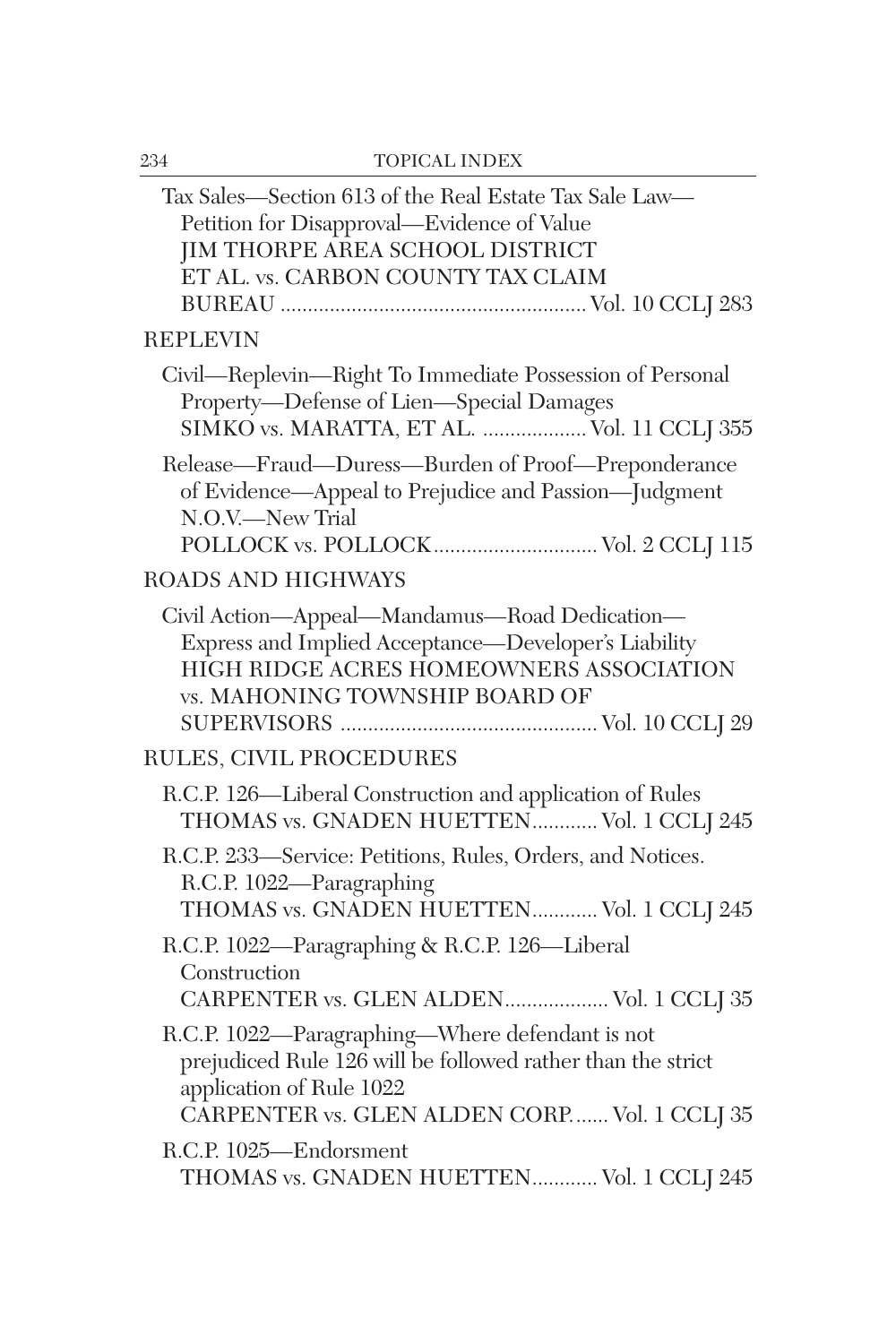Tax Sales—Section 613 of the Real Estate Tax Sale Law—Petition for Disapproval—Evidence of Value
JIM THORPE AREA SCHOOL DISTRICT ET AL. vs. CARBON COUNTY TAX CLAIM BUREAU ........................................................ Vol. 10 CCLJ 283

## REPLEVIN

Civil—Replevin—Right To Immediate Possession of Personal Property—Defense of Lien—Special Damages
SIMKO vs. MARATTA, ET AL. ................... Vol. 11 CCLJ 355

Release—Fraud—Duress—Burden of Proof—Preponderance of Evidence—Appeal to Prejudice and Passion—Judgment N.O.V.—New Trial
POLLOCK vs. POLLOCK.............................. Vol. 2 CCLJ 115

## ROADS AND HIGHWAYS

Civil Action—Appeal—Mandamus—Road Dedication—Express and Implied Acceptance—Developer's Liability
HIGH RIDGE ACRES HOMEOWNERS ASSOCIATION vs. MAHONING TOWNSHIP BOARD OF SUPERVISORS ............................................... Vol. 10 CCLJ 29

## RULES, CIVIL PROCEDURES

R.C.P. 126—Liberal Construction and application of Rules
THOMAS vs. GNADEN HUETTEN............ Vol. 1 CCLJ 245

R.C.P. 233—Service: Petitions, Rules, Orders, and Notices. R.C.P. 1022—Paragraphing
THOMAS vs. GNADEN HUETTEN............ Vol. 1 CCLJ 245

R.C.P. 1022—Paragraphing & R.C.P. 126—Liberal Construction
CARPENTER vs. GLEN ALDEN................... Vol. 1 CCLJ 35

R.C.P. 1022—Paragraphing—Where defendant is not prejudiced Rule 126 will be followed rather than the strict application of Rule 1022
CARPENTER vs. GLEN ALDEN CORP....... Vol. 1 CCLJ 35

R.C.P. 1025—Endorsment
THOMAS vs. GNADEN HUETTEN............ Vol. 1 CCLJ 245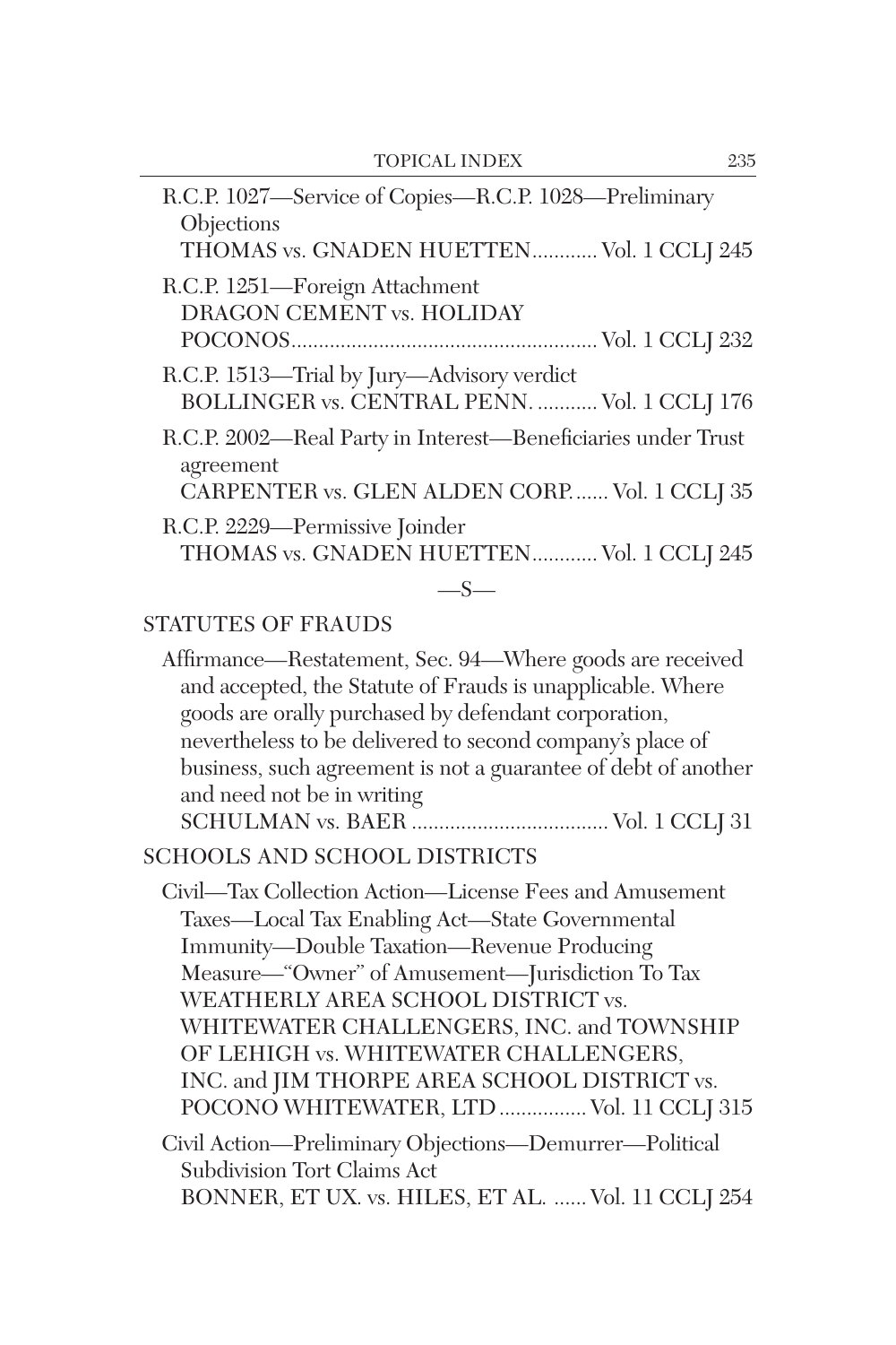R.C.P. 1027—Service of Copies—R.C.P. 1028—Preliminary Objections
THOMAS vs. GNADEN HUETTEN............ Vol. 1 CCLJ 245

R.C.P. 1251—Foreign Attachment
DRAGON CEMENT vs. HOLIDAY POCONOS....................................................... Vol. 1 CCLJ 232

R.C.P. 1513—Trial by Jury—Advisory verdict
BOLLINGER vs. CENTRAL PENN. ........... Vol. 1 CCLJ 176

R.C.P. 2002—Real Party in Interest—Beneficiaries under Trust agreement
CARPENTER vs. GLEN ALDEN CORP....... Vol. 1 CCLJ 35

R.C.P. 2229—Permissive Joinder
THOMAS vs. GNADEN HUETTEN............ Vol. 1 CCLJ 245

—S—

STATUTES OF FRAUDS

Affirmance—Restatement, Sec. 94—Where goods are received and accepted, the Statute of Frauds is unapplicable. Where goods are orally purchased by defendant corporation, nevertheless to be delivered to second company's place of business, such agreement is not a guarantee of debt of another and need not be in writing
SCHULMAN vs. BAER .................................... Vol. 1 CCLJ 31

SCHOOLS AND SCHOOL DISTRICTS

Civil—Tax Collection Action—License Fees and Amusement Taxes—Local Tax Enabling Act—State Governmental Immunity—Double Taxation—Revenue Producing Measure—"Owner" of Amusement—Jurisdiction To Tax
WEATHERLY AREA SCHOOL DISTRICT vs. WHITEWATER CHALLENGERS, INC. and TOWNSHIP OF LEHIGH vs. WHITEWATER CHALLENGERS, INC. and JIM THORPE AREA SCHOOL DISTRICT vs. POCONO WHITEWATER, LTD ................ Vol. 11 CCLJ 315

Civil Action—Preliminary Objections—Demurrer—Political Subdivision Tort Claims Act
BONNER, ET UX. vs. HILES, ET AL. ...... Vol. 11 CCLJ 254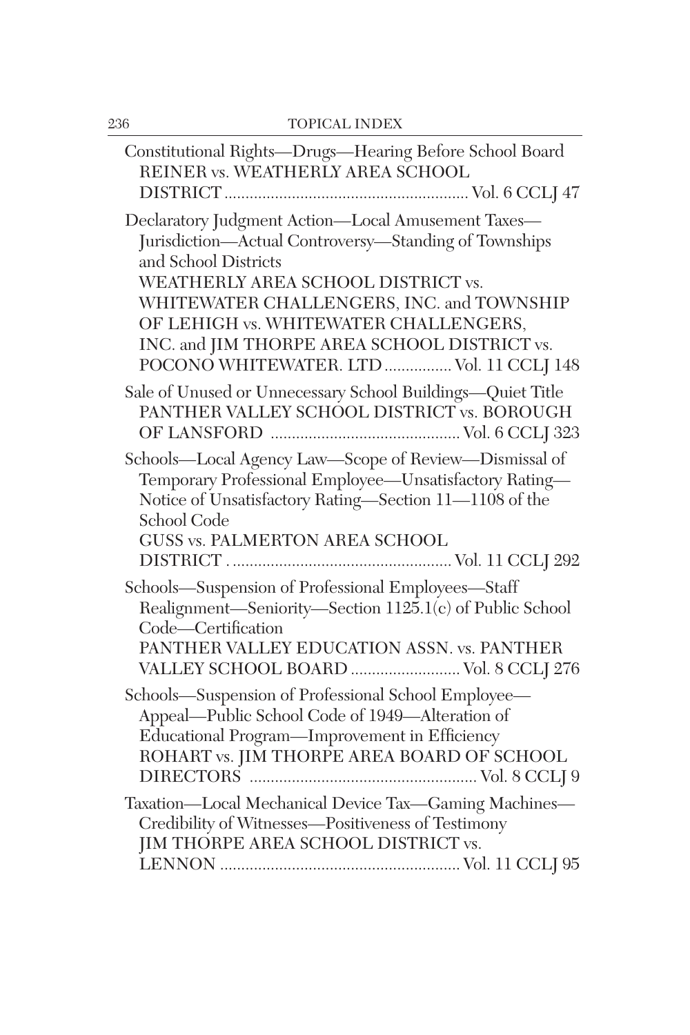Constitutional Rights—Drugs—Hearing Before School Board
REINER vs. WEATHERLY AREA SCHOOL DISTRICT .......................................................... Vol. 6 CCLJ 47

Declaratory Judgment Action—Local Amusement Taxes—Jurisdiction—Actual Controversy—Standing of Townships and School Districts
WEATHERLY AREA SCHOOL DISTRICT vs. WHITEWATER CHALLENGERS, INC. and TOWNSHIP OF LEHIGH vs. WHITEWATER CHALLENGERS, INC. and JIM THORPE AREA SCHOOL DISTRICT vs. POCONO WHITEWATER. LTD ................ Vol. 11 CCLJ 148

Sale of Unused or Unnecessary School Buildings—Quiet Title
PANTHER VALLEY SCHOOL DISTRICT vs. BOROUGH OF LANSFORD ............................................ Vol. 6 CCLJ 323

Schools—Local Agency Law—Scope of Review—Dismissal of Temporary Professional Employee—Unsatisfactory Rating—Notice of Unsatisfactory Rating—Section 11—1108 of the School Code
GUSS vs. PALMERTON AREA SCHOOL DISTRICT . ................................................... Vol. 11 CCLJ 292

Schools—Suspension of Professional Employees—Staff Realignment—Seniority—Section 1125.1(c) of Public School Code—Certification
PANTHER VALLEY EDUCATION ASSN. vs. PANTHER VALLEY SCHOOL BOARD .......................... Vol. 8 CCLJ 276

Schools—Suspension of Professional School Employee—Appeal—Public School Code of 1949—Alteration of Educational Program—Improvement in Efficiency
ROHART vs. JIM THORPE AREA BOARD OF SCHOOL DIRECTORS ..................................................... Vol. 8 CCLJ 9

Taxation—Local Mechanical Device Tax—Gaming Machines—Credibility of Witnesses—Positiveness of Testimony
JIM THORPE AREA SCHOOL DISTRICT vs. LENNON ........................................................ Vol. 11 CCLJ 95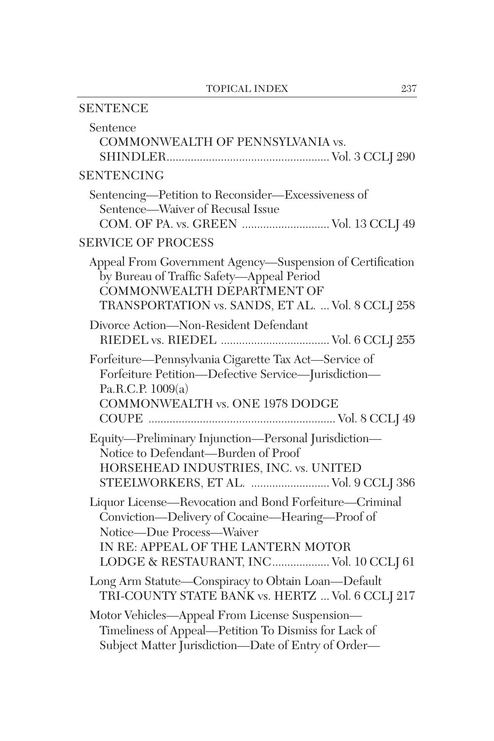## SENTENCE

Sentence
COMMONWEALTH OF PENNSYLVANIA vs. SHINDLER..................................................... Vol. 3 CCLJ 290

## SENTENCING

Sentencing—Petition to Reconsider—Excessiveness of Sentence—Waiver of Recusal Issue
COM. OF PA. vs. GREEN ............................ Vol. 13 CCLJ 49

## SERVICE OF PROCESS

Appeal From Government Agency—Suspension of Certification by Bureau of Traffic Safety—Appeal Period
COMMONWEALTH DEPARTMENT OF TRANSPORTATION vs. SANDS, ET AL. ... Vol. 8 CCLJ 258

Divorce Action—Non-Resident Defendant
RIEDEL vs. RIEDEL .................................... Vol. 6 CCLJ 255

Forfeiture—Pennsylvania Cigarette Tax Act—Service of Forfeiture Petition—Defective Service—Jurisdiction—Pa.R.C.P. 1009(a)
COMMONWEALTH vs. ONE 1978 DODGE COUPE ............................................................. Vol. 8 CCLJ 49

Equity—Preliminary Injunction—Personal Jurisdiction—Notice to Defendant—Burden of Proof
HORSEHEAD INDUSTRIES, INC. vs. UNITED STEELWORKERS, ET AL. .......................... Vol. 9 CCLJ 386

Liquor License—Revocation and Bond Forfeiture—Criminal Conviction—Delivery of Cocaine—Hearing—Proof of Notice—Due Process—Waiver
IN RE: APPEAL OF THE LANTERN MOTOR LODGE & RESTAURANT, INC................... Vol. 10 CCLJ 61

Long Arm Statute—Conspiracy to Obtain Loan—Default
TRI-COUNTY STATE BANK vs. HERTZ ... Vol. 6 CCLJ 217

Motor Vehicles—Appeal From License Suspension—Timeliness of Appeal—Petition To Dismiss for Lack of Subject Matter Jurisdiction—Date of Entry of Order—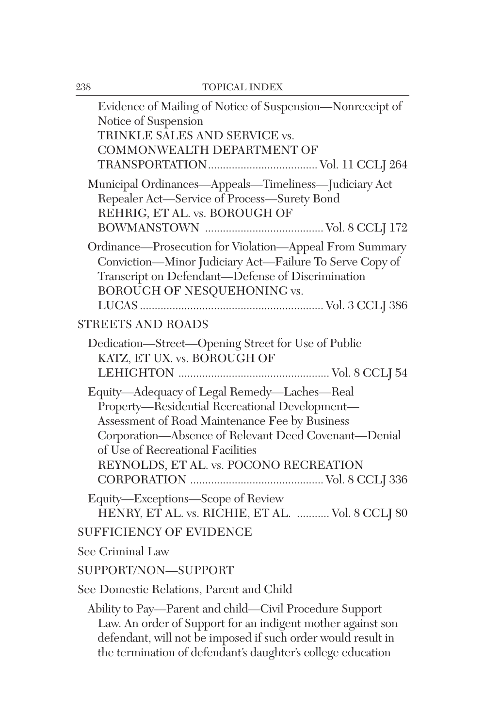Evidence of Mailing of Notice of Suspension—Nonreceipt of Notice of Suspension
TRINKLE SALES AND SERVICE vs. COMMONWEALTH DEPARTMENT OF TRANSPORTATION .................................... Vol. 11 CCLJ 264

Municipal Ordinances—Appeals—Timeliness—Judiciary Act Repealer Act—Service of Process—Surety Bond
REHRIG, ET AL. vs. BOROUGH OF BOWMANSTOWN ........................................ Vol. 8 CCLJ 172

Ordinance—Prosecution for Violation—Appeal From Summary Conviction—Minor Judiciary Act—Failure To Serve Copy of Transcript on Defendant—Defense of Discrimination
BOROUGH OF NESQUEHONING vs. LUCAS ............................................................. Vol. 3 CCLJ 386

STREETS AND ROADS

Dedication—Street—Opening Street for Use of Public
KATZ, ET UX. vs. BOROUGH OF LEHIGHTON .................................................. Vol. 8 CCLJ 54

Equity—Adequacy of Legal Remedy—Laches—Real Property—Residential Recreational Development—Assessment of Road Maintenance Fee by Business Corporation—Absence of Relevant Deed Covenant—Denial of Use of Recreational Facilities
REYNOLDS, ET AL. vs. POCONO RECREATION CORPORATION ............................................ Vol. 8 CCLJ 336

Equity—Exceptions—Scope of Review
HENRY, ET AL. vs. RICHIE, ET AL. ........... Vol. 8 CCLJ 80

SUFFICIENCY OF EVIDENCE

See Criminal Law

SUPPORT/NON—SUPPORT

See Domestic Relations, Parent and Child

Ability to Pay—Parent and child—Civil Procedure Support Law. An order of Support for an indigent mother against son defendant, will not be imposed if such order would result in the termination of defendant's daughter's college education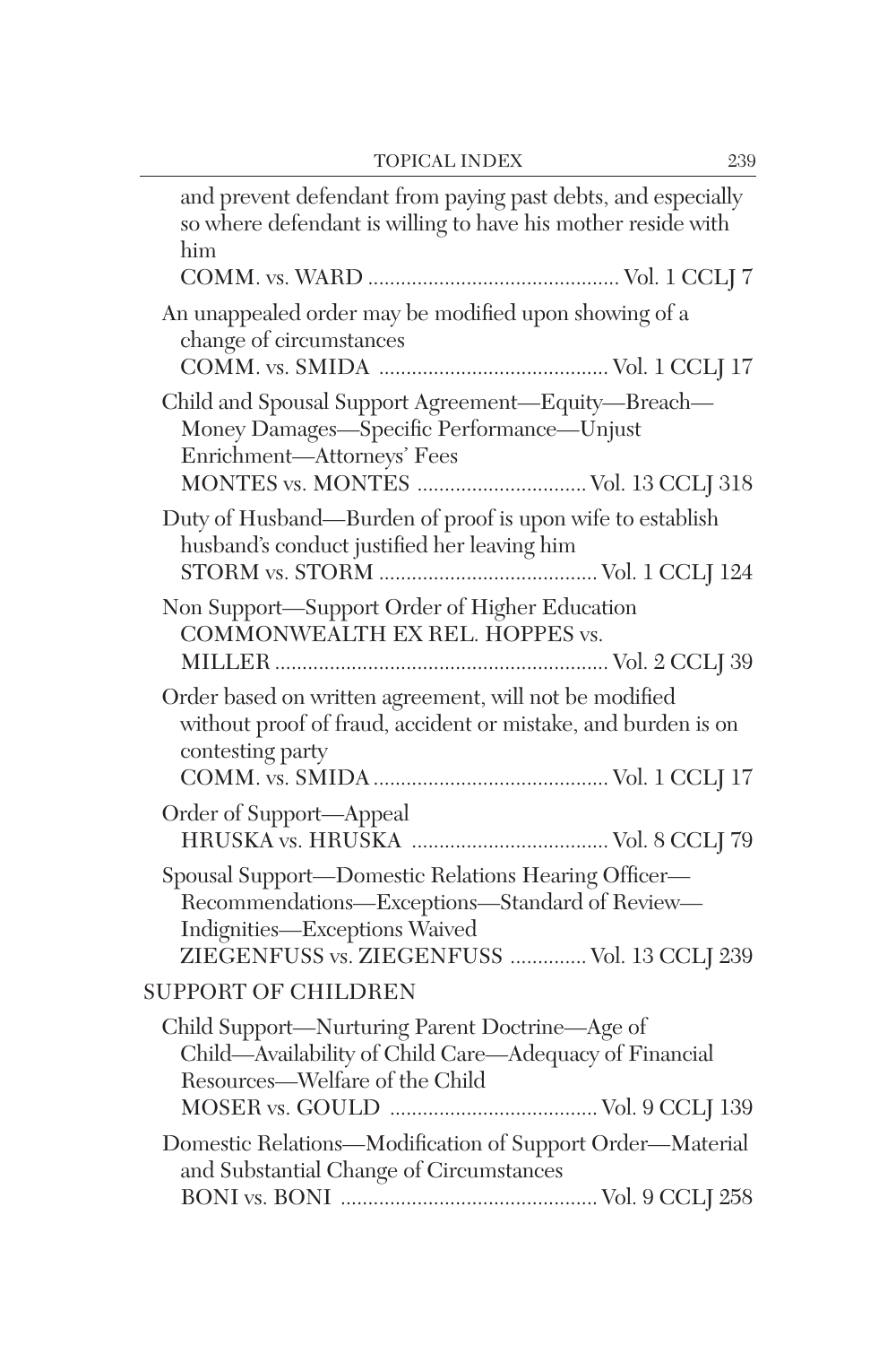and prevent defendant from paying past debts, and especially so where defendant is willing to have his mother reside with him
COMM. vs. WARD .............................................. Vol. 1 CCLJ 7

An unappealed order may be modified upon showing of a change of circumstances
COMM. vs. SMIDA .......................................... Vol. 1 CCLJ 17

Child and Spousal Support Agreement—Equity—Breach—Money Damages—Specific Performance—Unjust Enrichment—Attorneys' Fees
MONTES vs. MONTES ............................... Vol. 13 CCLJ 318

Duty of Husband—Burden of proof is upon wife to establish husband's conduct justified her leaving him
STORM vs. STORM ........................................ Vol. 1 CCLJ 124

Non Support—Support Order of Higher Education
COMMONWEALTH EX REL. HOPPES vs. MILLER ............................................................. Vol. 2 CCLJ 39

Order based on written agreement, will not be modified without proof of fraud, accident or mistake, and burden is on contesting party
COMM. vs. SMIDA ........................................... Vol. 1 CCLJ 17

Order of Support—Appeal
HRUSKA vs. HRUSKA .................................... Vol. 8 CCLJ 79

Spousal Support—Domestic Relations Hearing Officer—Recommendations—Exceptions—Standard of Review—Indignities—Exceptions Waived
ZIEGENFUSS vs. ZIEGENFUSS .............. Vol. 13 CCLJ 239

SUPPORT OF CHILDREN

Child Support—Nurturing Parent Doctrine—Age of Child—Availability of Child Care—Adequacy of Financial Resources—Welfare of the Child
MOSER vs. GOULD ...................................... Vol. 9 CCLJ 139

Domestic Relations—Modification of Support Order—Material and Substantial Change of Circumstances
BONI vs. BONI ............................................... Vol. 9 CCLJ 258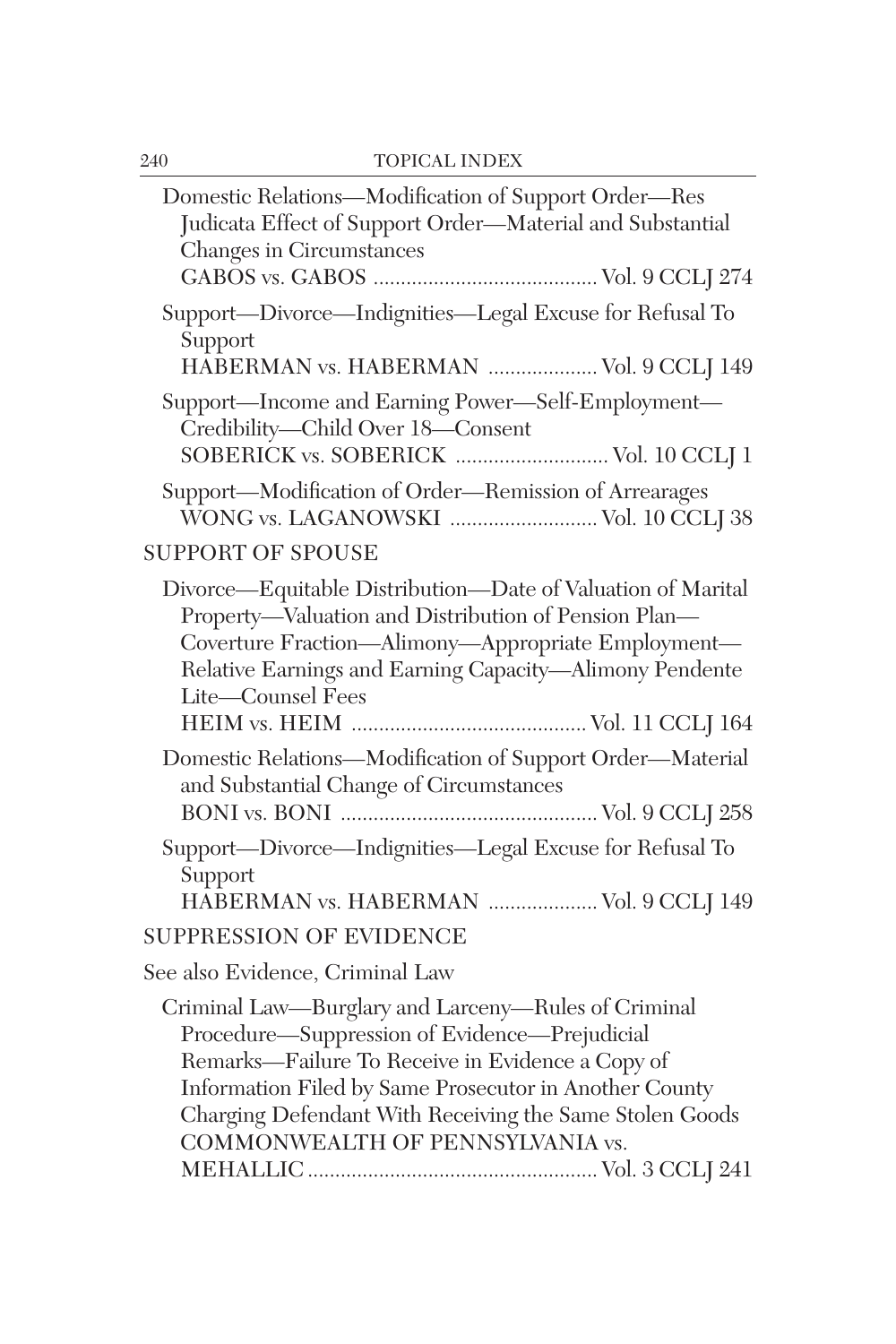Domestic Relations—Modification of Support Order—Res Judicata Effect of Support Order—Material and Substantial Changes in Circumstances
GABOS vs. GABOS ......................................... Vol. 9 CCLJ 274

Support—Divorce—Indignities—Legal Excuse for Refusal To Support
HABERMAN vs. HABERMAN .................... Vol. 9 CCLJ 149

Support—Income and Earning Power—Self-Employment—Credibility—Child Over 18—Consent
SOBERICK vs. SOBERICK ............................ Vol. 10 CCLJ 1

Support—Modification of Order—Remission of Arrearages
WONG vs. LAGANOWSKI ........................... Vol. 10 CCLJ 38

## SUPPORT OF SPOUSE

Divorce—Equitable Distribution—Date of Valuation of Marital Property—Valuation and Distribution of Pension Plan—Coverture Fraction—Alimony—Appropriate Employment—Relative Earnings and Earning Capacity—Alimony Pendente Lite—Counsel Fees
HEIM vs. HEIM ........................................... Vol. 11 CCLJ 164

Domestic Relations—Modification of Support Order—Material and Substantial Change of Circumstances
BONI vs. BONI ............................................... Vol. 9 CCLJ 258

Support—Divorce—Indignities—Legal Excuse for Refusal To Support
HABERMAN vs. HABERMAN .................... Vol. 9 CCLJ 149

## SUPPRESSION OF EVIDENCE

See also Evidence, Criminal Law

Criminal Law—Burglary and Larceny—Rules of Criminal Procedure—Suppression of Evidence—Prejudicial Remarks—Failure To Receive in Evidence a Copy of Information Filed by Same Prosecutor in Another County Charging Defendant With Receiving the Same Stolen Goods
COMMONWEALTH OF PENNSYLVANIA vs. MEHALLIC ..................................................... Vol. 3 CCLJ 241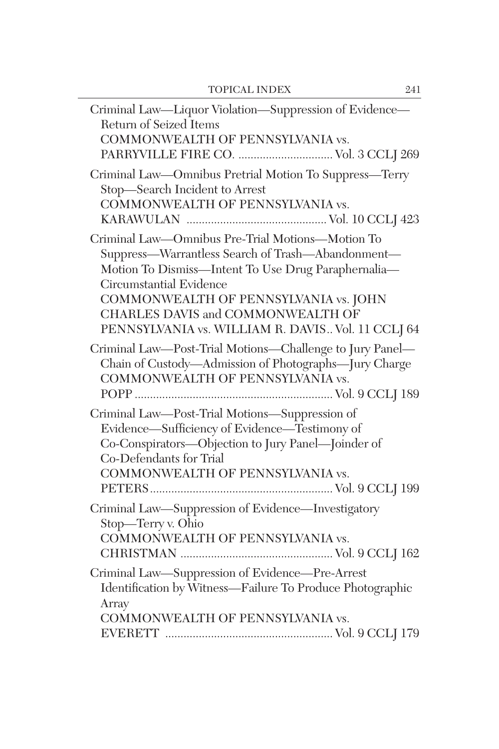Criminal Law—Liquor Violation—Suppression of Evidence—Return of Seized Items
COMMONWEALTH OF PENNSYLVANIA vs. PARRYVILLE FIRE CO. ............................... Vol. 3 CCLJ 269

Criminal Law—Omnibus Pretrial Motion To Suppress—Terry Stop—Search Incident to Arrest
COMMONWEALTH OF PENNSYLVANIA vs. KARAWULAN ............................................. Vol. 10 CCLJ 423

Criminal Law—Omnibus Pre-Trial Motions—Motion To Suppress—Warrantless Search of Trash—Abandonment—Motion To Dismiss—Intent To Use Drug Paraphernalia—Circumstantial Evidence
COMMONWEALTH OF PENNSYLVANIA vs. JOHN CHARLES DAVIS and COMMONWEALTH OF PENNSYLVANIA vs. WILLIAM R. DAVIS.. Vol. 11 CCLJ 64

Criminal Law—Post-Trial Motions—Challenge to Jury Panel—Chain of Custody—Admission of Photographs—Jury Charge
COMMONWEALTH OF PENNSYLVANIA vs. POPP ................................................................ Vol. 9 CCLJ 189

Criminal Law—Post-Trial Motions—Suppression of Evidence—Sufficiency of Evidence—Testimony of Co-Conspirators—Objection to Jury Panel—Joinder of Co-Defendants for Trial
COMMONWEALTH OF PENNSYLVANIA vs. PETERS........................................................... Vol. 9 CCLJ 199

Criminal Law—Suppression of Evidence—Investigatory Stop—Terry v. Ohio
COMMONWEALTH OF PENNSYLVANIA vs. CHRISTMAN .................................................. Vol. 9 CCLJ 162

Criminal Law—Suppression of Evidence—Pre-Arrest Identification by Witness—Failure To Produce Photographic Array
COMMONWEALTH OF PENNSYLVANIA vs. EVERETT ....................................................... Vol. 9 CCLJ 179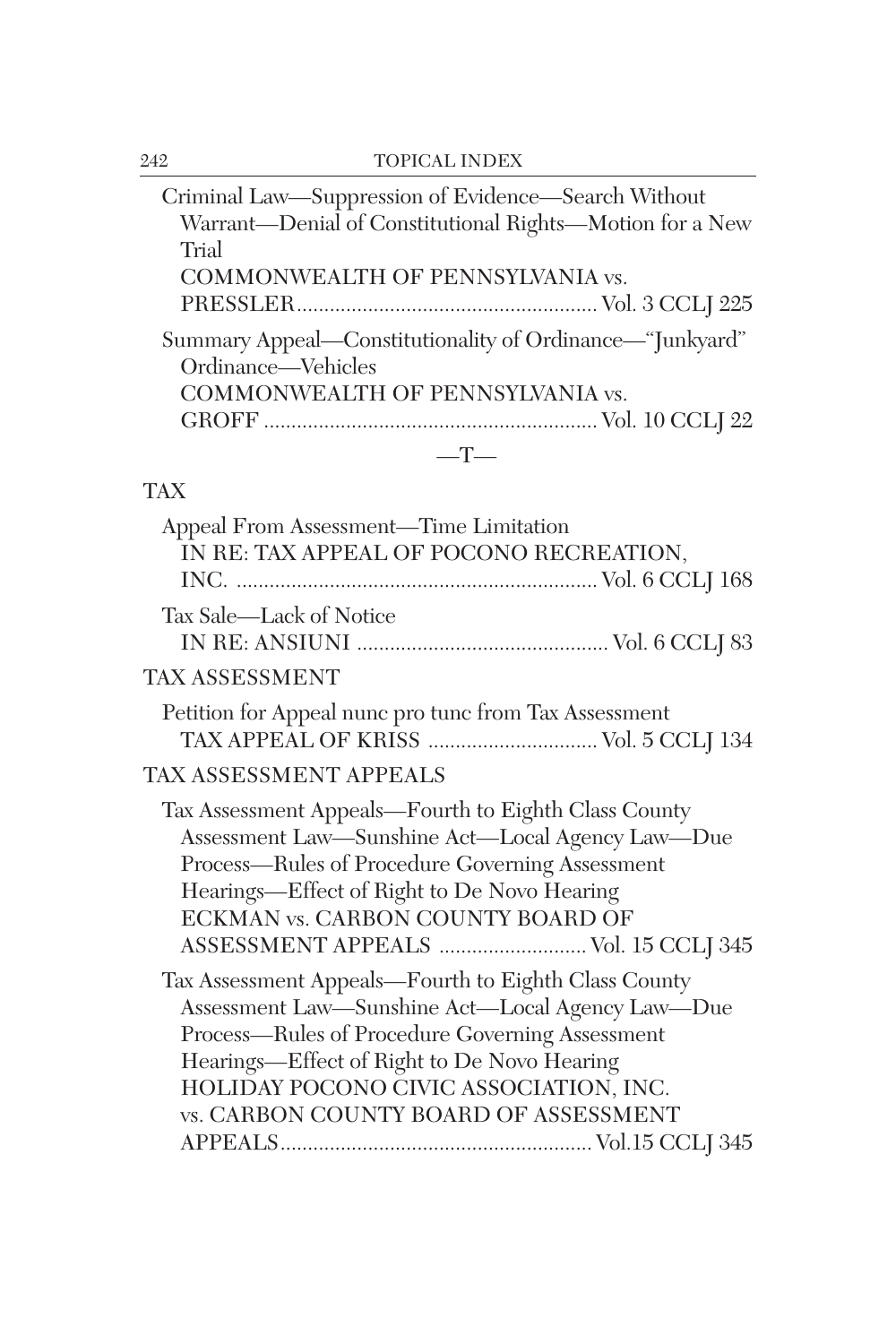Criminal Law—Suppression of Evidence—Search Without Warrant—Denial of Constitutional Rights—Motion for a New Trial
COMMONWEALTH OF PENNSYLVANIA vs. PRESSLER....................................................... Vol. 3 CCLJ 225

Summary Appeal—Constitutionality of Ordinance—"Junkyard" Ordinance—Vehicles
COMMONWEALTH OF PENNSYLVANIA vs. GROFF ............................................................ Vol. 10 CCLJ 22

—T—

## TAX

Appeal From Assessment—Time Limitation
IN RE: TAX APPEAL OF POCONO RECREATION, INC. .................................................................. Vol. 6 CCLJ 168

Tax Sale—Lack of Notice
IN RE: ANSIUNI ............................................. Vol. 6 CCLJ 83

## TAX ASSESSMENT

Petition for Appeal nunc pro tunc from Tax Assessment
TAX APPEAL OF KRISS ............................... Vol. 5 CCLJ 134

## TAX ASSESSMENT APPEALS

Tax Assessment Appeals—Fourth to Eighth Class County Assessment Law—Sunshine Act—Local Agency Law—Due Process—Rules of Procedure Governing Assessment Hearings—Effect of Right to De Novo Hearing
ECKMAN vs. CARBON COUNTY BOARD OF ASSESSMENT APPEALS ........................... Vol. 15 CCLJ 345

Tax Assessment Appeals—Fourth to Eighth Class County Assessment Law—Sunshine Act—Local Agency Law—Due Process—Rules of Procedure Governing Assessment Hearings—Effect of Right to De Novo Hearing
HOLIDAY POCONO CIVIC ASSOCIATION, INC. vs. CARBON COUNTY BOARD OF ASSESSMENT APPEALS......................................................... Vol.15 CCLJ 345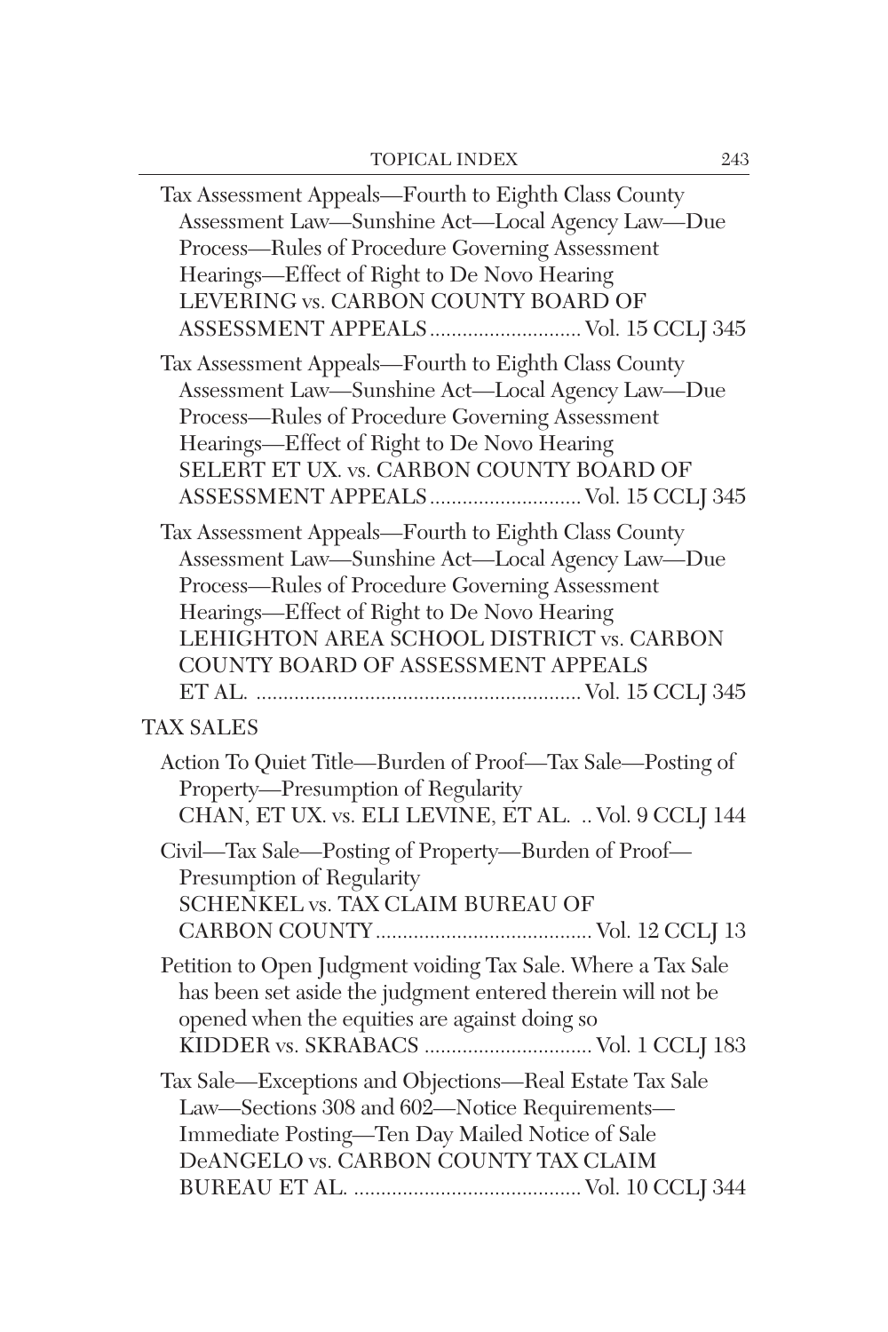Tax Assessment Appeals—Fourth to Eighth Class County Assessment Law—Sunshine Act—Local Agency Law—Due Process—Rules of Procedure Governing Assessment Hearings—Effect of Right to De Novo Hearing
LEVERING vs. CARBON COUNTY BOARD OF ASSESSMENT APPEALS ........................... Vol. 15 CCLJ 345

Tax Assessment Appeals—Fourth to Eighth Class County Assessment Law—Sunshine Act—Local Agency Law—Due Process—Rules of Procedure Governing Assessment Hearings—Effect of Right to De Novo Hearing
SELERT ET UX. vs. CARBON COUNTY BOARD OF ASSESSMENT APPEALS ........................... Vol. 15 CCLJ 345

Tax Assessment Appeals—Fourth to Eighth Class County Assessment Law—Sunshine Act—Local Agency Law—Due Process—Rules of Procedure Governing Assessment Hearings—Effect of Right to De Novo Hearing
LEHIGHTON AREA SCHOOL DISTRICT vs. CARBON COUNTY BOARD OF ASSESSMENT APPEALS ET AL. ........................................................... Vol. 15 CCLJ 345

TAX SALES

Action To Quiet Title—Burden of Proof—Tax Sale—Posting of Property—Presumption of Regularity
CHAN, ET UX. vs. ELI LEVINE, ET AL. .. Vol. 9 CCLJ 144

Civil—Tax Sale—Posting of Property—Burden of Proof—Presumption of Regularity
SCHENKEL vs. TAX CLAIM BUREAU OF CARBON COUNTY ....................................... Vol. 12 CCLJ 13

Petition to Open Judgment voiding Tax Sale. Where a Tax Sale has been set aside the judgment entered therein will not be opened when the equities are against doing so
KIDDER vs. SKRABACS .............................. Vol. 1 CCLJ 183

Tax Sale—Exceptions and Objections—Real Estate Tax Sale Law—Sections 308 and 602—Notice Requirements—Immediate Posting—Ten Day Mailed Notice of Sale
DeANGELO vs. CARBON COUNTY TAX CLAIM BUREAU ET AL. ......................................... Vol. 10 CCLJ 344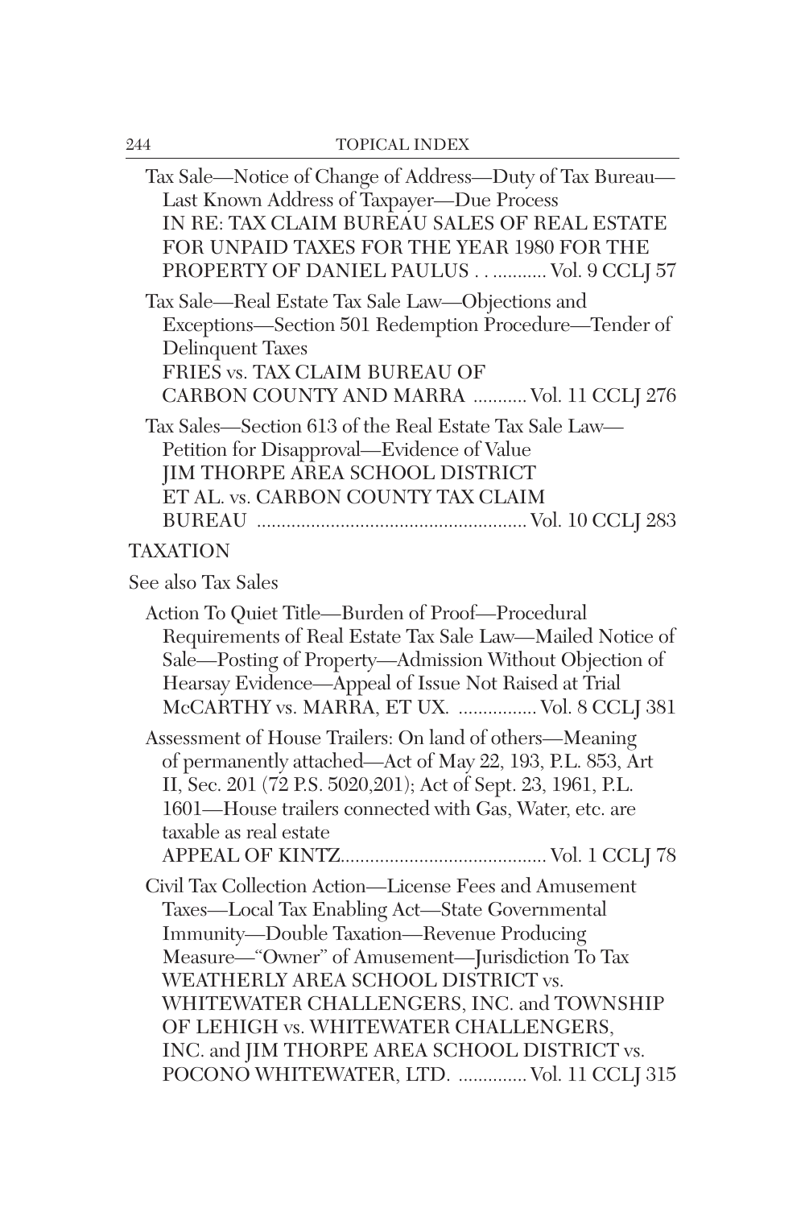Tax Sale—Notice of Change of Address—Duty of Tax Bureau—Last Known Address of Taxpayer—Due Process
IN RE: TAX CLAIM BUREAU SALES OF REAL ESTATE FOR UNPAID TAXES FOR THE YEAR 1980 FOR THE PROPERTY OF DANIEL PAULUS . . ........... Vol. 9 CCLJ 57

Tax Sale—Real Estate Tax Sale Law—Objections and Exceptions—Section 501 Redemption Procedure—Tender of Delinquent Taxes
FRIES vs. TAX CLAIM BUREAU OF CARBON COUNTY AND MARRA ........... Vol. 11 CCLJ 276

Tax Sales—Section 613 of the Real Estate Tax Sale Law—Petition for Disapproval—Evidence of Value
JIM THORPE AREA SCHOOL DISTRICT ET AL. vs. CARBON COUNTY TAX CLAIM BUREAU ....................................................... Vol. 10 CCLJ 283

TAXATION

See also Tax Sales

Action To Quiet Title—Burden of Proof—Procedural Requirements of Real Estate Tax Sale Law—Mailed Notice of Sale—Posting of Property—Admission Without Objection of Hearsay Evidence—Appeal of Issue Not Raised at Trial
McCARTHY vs. MARRA, ET UX. ................ Vol. 8 CCLJ 381

Assessment of House Trailers: On land of others—Meaning of permanently attached—Act of May 22, 193, P.L. 853, Art II, Sec. 201 (72 P.S. 5020,201); Act of Sept. 23, 1961, P.L. 1601—House trailers connected with Gas, Water, etc. are taxable as real estate
APPEAL OF KINTZ........................................... Vol. 1 CCLJ 78

Civil Tax Collection Action—License Fees and Amusement Taxes—Local Tax Enabling Act—State Governmental Immunity—Double Taxation—Revenue Producing Measure—"Owner" of Amusement—Jurisdiction To Tax
WEATHERLY AREA SCHOOL DISTRICT vs. WHITEWATER CHALLENGERS, INC. and TOWNSHIP OF LEHIGH vs. WHITEWATER CHALLENGERS, INC. and JIM THORPE AREA SCHOOL DISTRICT vs. POCONO WHITEWATER, LTD. .............. Vol. 11 CCLJ 315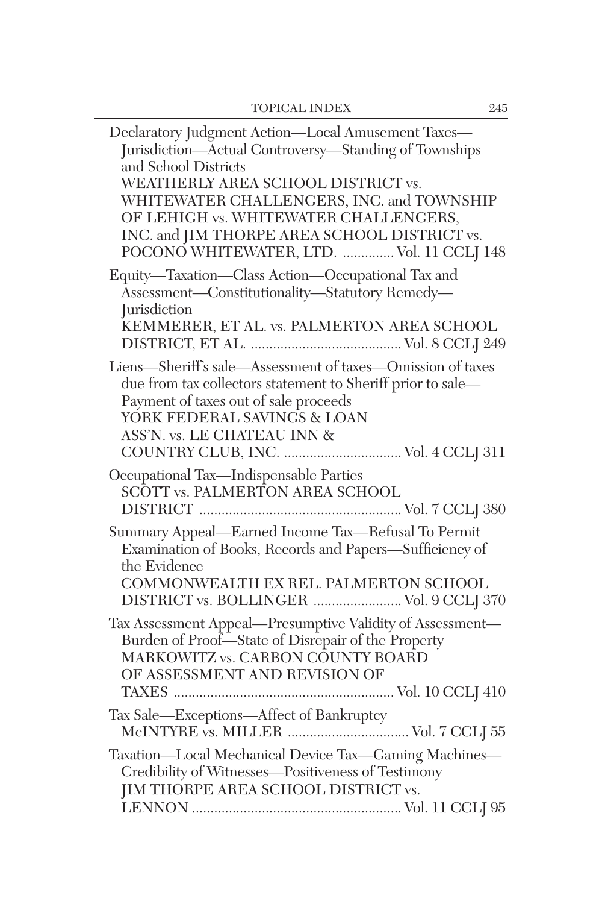Declaratory Judgment Action—Local Amusement Taxes—Jurisdiction—Actual Controversy—Standing of Townships and School Districts
WEATHERLY AREA SCHOOL DISTRICT vs. WHITEWATER CHALLENGERS, INC. and TOWNSHIP OF LEHIGH vs. WHITEWATER CHALLENGERS, INC. and JIM THORPE AREA SCHOOL DISTRICT vs. POCONO WHITEWATER, LTD. .............. Vol. 11 CCLJ 148

Equity—Taxation—Class Action—Occupational Tax and Assessment—Constitutionality—Statutory Remedy—Jurisdiction
KEMMERER, ET AL. vs. PALMERTON AREA SCHOOL DISTRICT, ET AL. .......................................... Vol. 8 CCLJ 249

Liens—Sheriff's sale—Assessment of taxes—Omission of taxes due from tax collectors statement to Sheriff prior to sale—Payment of taxes out of sale proceeds
YORK FEDERAL SAVINGS & LOAN ASS'N. vs. LE CHATEAU INN & COUNTRY CLUB, INC. ................................ Vol. 4 CCLJ 311

Occupational Tax—Indispensable Parties
SCOTT vs. PALMERTON AREA SCHOOL DISTRICT ....................................................... Vol. 7 CCLJ 380

Summary Appeal—Earned Income Tax—Refusal To Permit Examination of Books, Records and Papers—Sufficiency of the Evidence
COMMONWEALTH EX REL. PALMERTON SCHOOL DISTRICT vs. BOLLINGER ........................ Vol. 9 CCLJ 370

Tax Assessment Appeal—Presumptive Validity of Assessment—Burden of Proof—State of Disrepair of the Property
MARKOWITZ vs. CARBON COUNTY BOARD OF ASSESSMENT AND REVISION OF TAXES ............................................................ Vol. 10 CCLJ 410

Tax Sale—Exceptions—Affect of Bankruptcy
McINTYRE vs. MILLER ................................. Vol. 7 CCLJ 55

Taxation—Local Mechanical Device Tax—Gaming Machines—Credibility of Witnesses—Positiveness of Testimony
JIM THORPE AREA SCHOOL DISTRICT vs. LENNON ......................................................... Vol. 11 CCLJ 95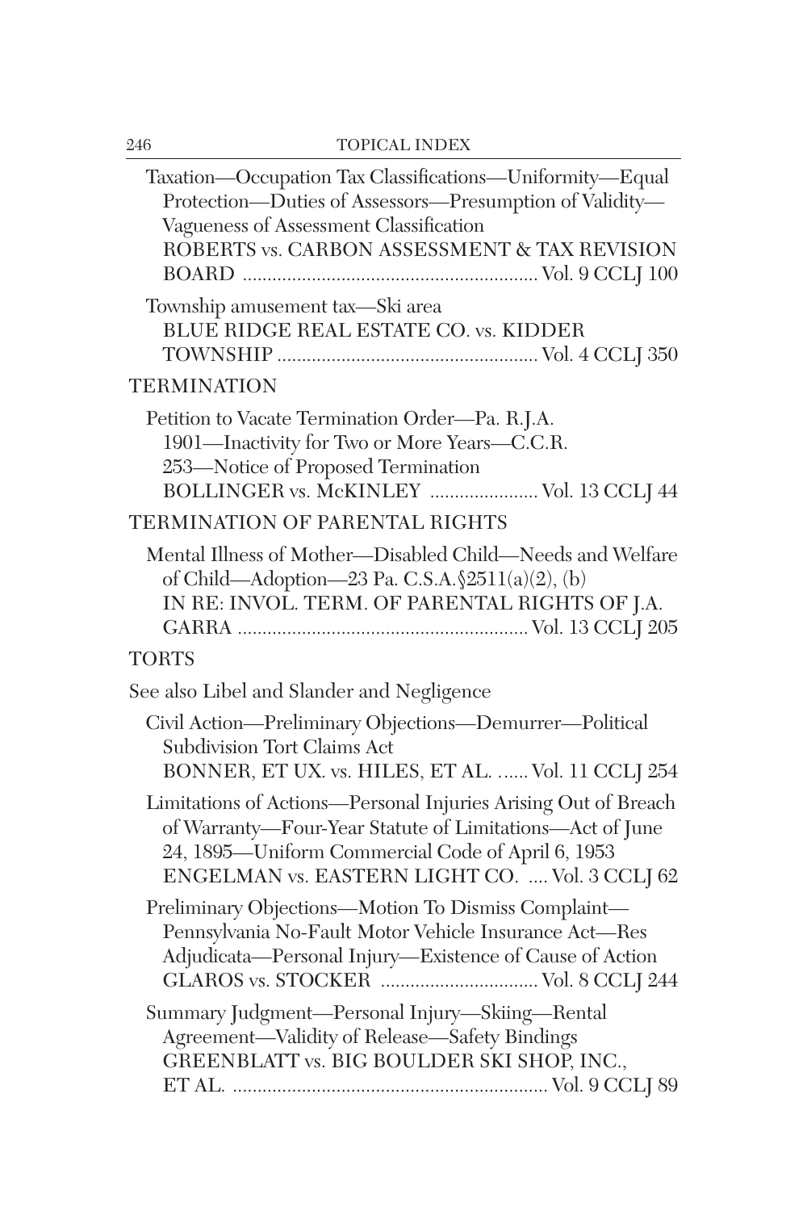Taxation—Occupation Tax Classifications—Uniformity—Equal Protection—Duties of Assessors—Presumption of Validity—Vagueness of Assessment Classification
ROBERTS vs. CARBON ASSESSMENT & TAX REVISION BOARD ........................................................... Vol. 9 CCLJ 100

Township amusement tax—Ski area
BLUE RIDGE REAL ESTATE CO. vs. KIDDER TOWNSHIP .................................................... Vol. 4 CCLJ 350

## TERMINATION

Petition to Vacate Termination Order—Pa. R.J.A. 1901—Inactivity for Two or More Years—C.C.R. 253—Notice of Proposed Termination
BOLLINGER vs. McKINLEY ..................... Vol. 13 CCLJ 44

## TERMINATION OF PARENTAL RIGHTS

Mental Illness of Mother—Disabled Child—Needs and Welfare of Child—Adoption—23 Pa. C.S.A.§2511(a)(2), (b)
IN RE: INVOL. TERM. OF PARENTAL RIGHTS OF J.A. GARRA .......................................................... Vol. 13 CCLJ 205

## TORTS

See also Libel and Slander and Negligence

Civil Action—Preliminary Objections—Demurrer—Political Subdivision Tort Claims Act
BONNER, ET UX. vs. HILES, ET AL. ...... Vol. 11 CCLJ 254

Limitations of Actions—Personal Injuries Arising Out of Breach of Warranty—Four-Year Statute of Limitations—Act of June 24, 1895—Uniform Commercial Code of April 6, 1953
ENGELMAN vs. EASTERN LIGHT CO. .... Vol. 3 CCLJ 62

Preliminary Objections—Motion To Dismiss Complaint—Pennsylvania No-Fault Motor Vehicle Insurance Act—Res Adjudicata—Personal Injury—Existence of Cause of Action
GLAROS vs. STOCKER ................................ Vol. 8 CCLJ 244

Summary Judgment—Personal Injury—Skiing—Rental Agreement—Validity of Release—Safety Bindings
GREENBLATT vs. BIG BOULDER SKI SHOP, INC., ET AL. ............................................................... Vol. 9 CCLJ 89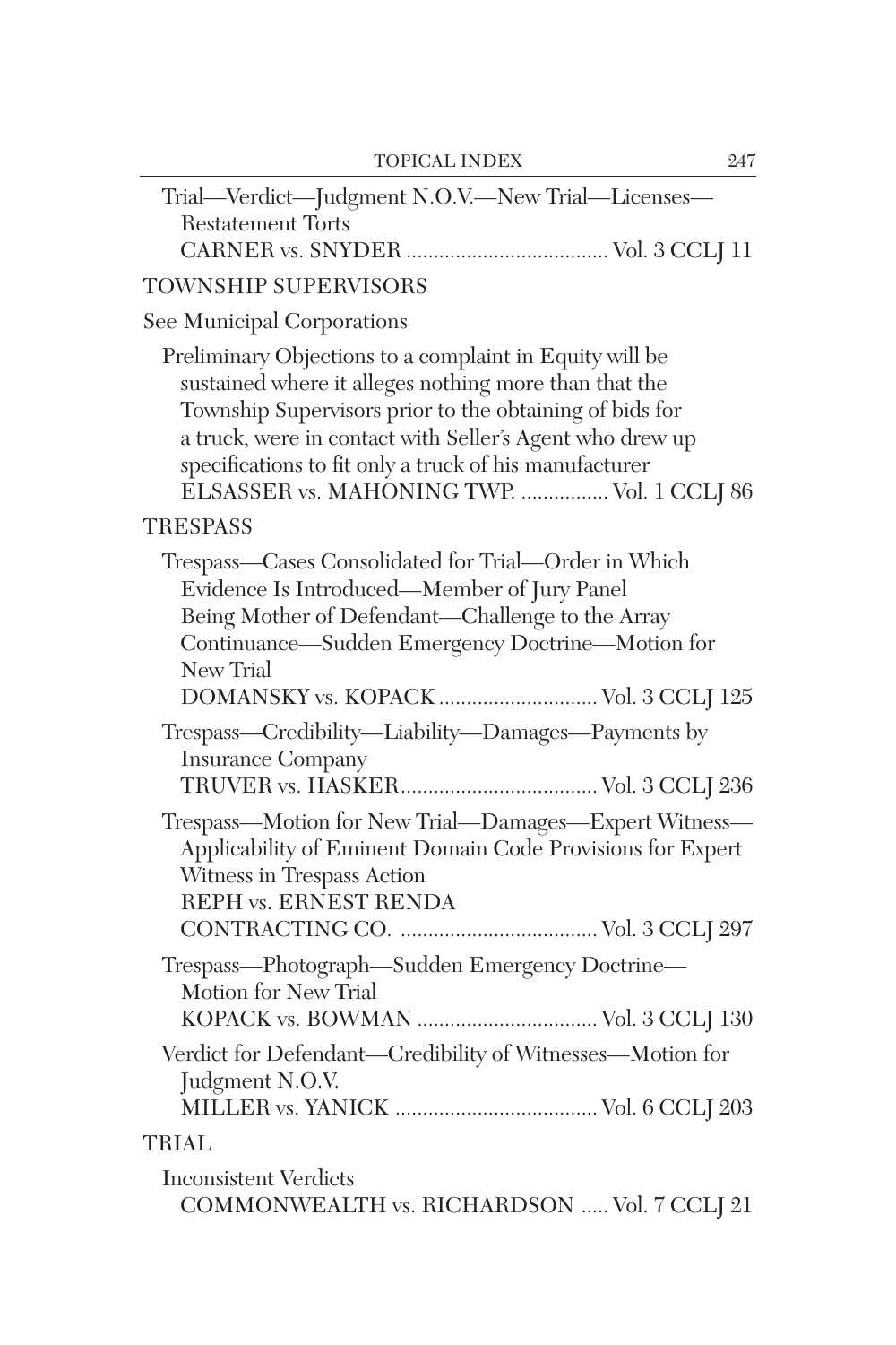Trial—Verdict—Judgment N.O.V.—New Trial—Licenses—Restatement Torts
CARNER vs. SNYDER .................................... Vol. 3 CCLJ 11

TOWNSHIP SUPERVISORS

See Municipal Corporations

Preliminary Objections to a complaint in Equity will be sustained where it alleges nothing more than that the Township Supervisors prior to the obtaining of bids for a truck, were in contact with Seller's Agent who drew up specifications to fit only a truck of his manufacturer
ELSASSER vs. MAHONING TWP. ................ Vol. 1 CCLJ 86

TRESPASS

Trespass—Cases Consolidated for Trial—Order in Which Evidence Is Introduced—Member of Jury Panel Being Mother of Defendant—Challenge to the Array Continuance—Sudden Emergency Doctrine—Motion for New Trial
DOMANSKY vs. KOPACK ............................ Vol. 3 CCLJ 125

Trespass—Credibility—Liability—Damages—Payments by Insurance Company
TRUVER vs. HASKER.................................... Vol. 3 CCLJ 236

Trespass—Motion for New Trial—Damages—Expert Witness—Applicability of Eminent Domain Code Provisions for Expert Witness in Trespass Action
REPH vs. ERNEST RENDA CONTRACTING CO. .................................... Vol. 3 CCLJ 297

Trespass—Photograph—Sudden Emergency Doctrine—Motion for New Trial
KOPACK vs. BOWMAN ................................ Vol. 3 CCLJ 130

Verdict for Defendant—Credibility of Witnesses—Motion for Judgment N.O.V.
MILLER vs. YANICK .................................... Vol. 6 CCLJ 203

TRIAL

Inconsistent Verdicts
COMMONWEALTH vs. RICHARDSON ..... Vol. 7 CCLJ 21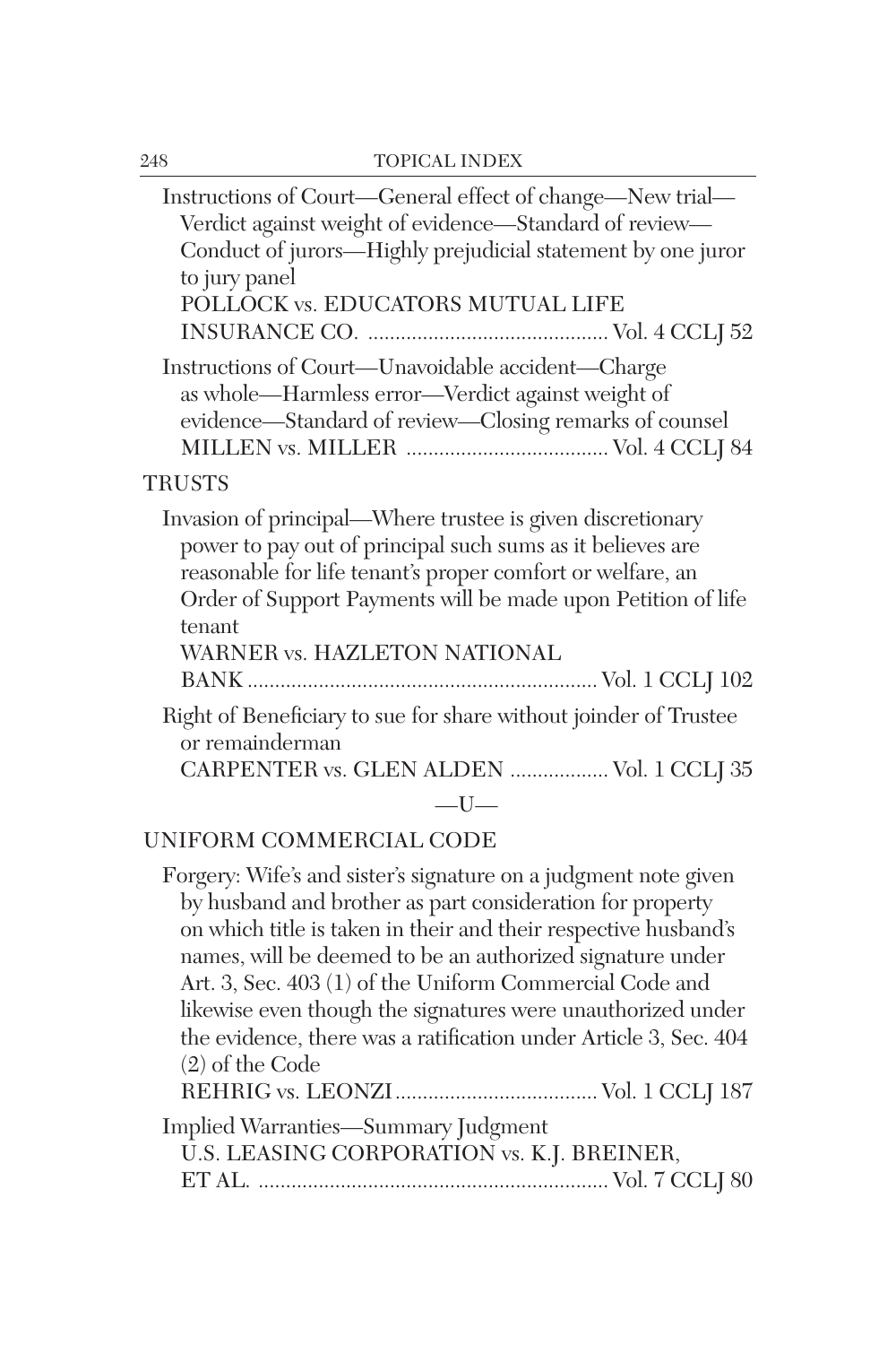Instructions of Court—General effect of change—New trial—Verdict against weight of evidence—Standard of review—Conduct of jurors—Highly prejudicial statement by one juror to jury panel
POLLOCK vs. EDUCATORS MUTUAL LIFE INSURANCE CO. ........................................... Vol. 4 CCLJ 52

Instructions of Court—Unavoidable accident—Charge as whole—Harmless error—Verdict against weight of evidence—Standard of review—Closing remarks of counsel
MILLEN vs. MILLER ..................................... Vol. 4 CCLJ 84

## TRUSTS

Invasion of principal—Where trustee is given discretionary power to pay out of principal such sums as it believes are reasonable for life tenant's proper comfort or welfare, an Order of Support Payments will be made upon Petition of life tenant
WARNER vs. HAZLETON NATIONAL BANK................................................................ Vol. 1 CCLJ 102

Right of Beneficiary to sue for share without joinder of Trustee or remainderman
CARPENTER vs. GLEN ALDEN .................. Vol. 1 CCLJ 35

—U—

## UNIFORM COMMERCIAL CODE

Forgery: Wife's and sister's signature on a judgment note given by husband and brother as part consideration for property on which title is taken in their and their respective husband's names, will be deemed to be an authorized signature under Art. 3, Sec. 403 (1) of the Uniform Commercial Code and likewise even though the signatures were unauthorized under the evidence, there was a ratification under Article 3, Sec. 404 (2) of the Code
REHRIG vs. LEONZI..................................... Vol. 1 CCLJ 187

Implied Warranties—Summary Judgment
U.S. LEASING CORPORATION vs. K.J. BREINER, ET AL. ................................................................ Vol. 7 CCLJ 80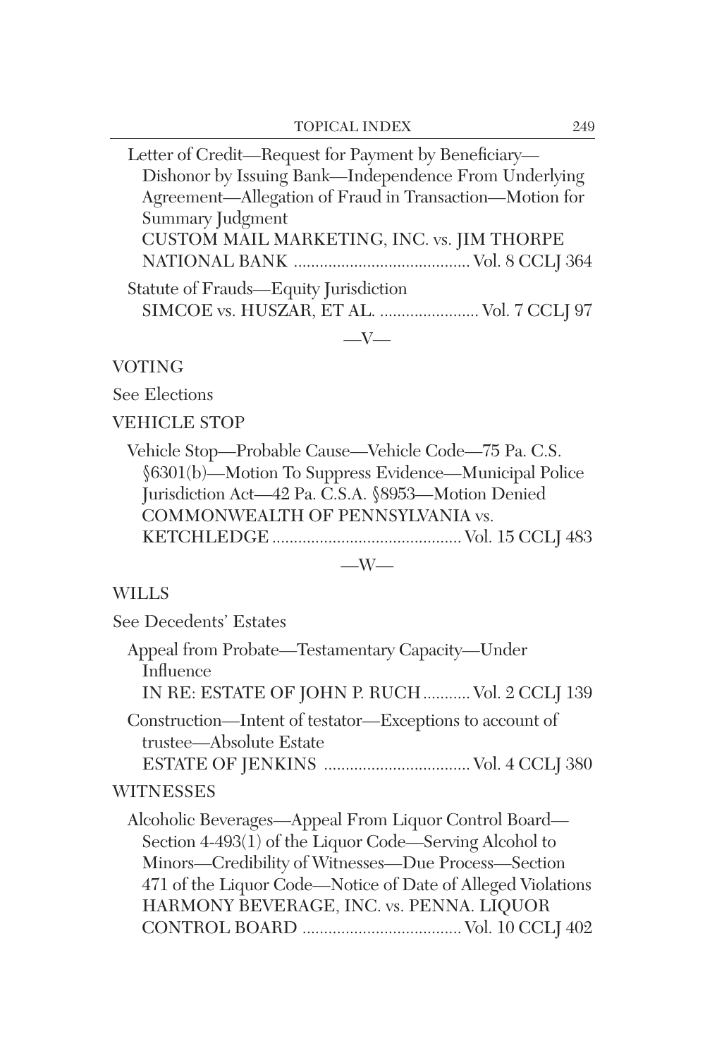Letter of Credit—Request for Payment by Beneficiary—Dishonor by Issuing Bank—Independence From Underlying Agreement—Allegation of Fraud in Transaction—Motion for Summary Judgment
CUSTOM MAIL MARKETING, INC. vs. JIM THORPE NATIONAL BANK ........................................ Vol. 8 CCLJ 364

Statute of Frauds—Equity Jurisdiction
SIMCOE vs. HUSZAR, ET AL. ....................... Vol. 7 CCLJ 97

—V—

VOTING

See Elections

VEHICLE STOP

Vehicle Stop—Probable Cause—Vehicle Code—75 Pa. C.S. §6301(b)—Motion To Suppress Evidence—Municipal Police Jurisdiction Act—42 Pa. C.S.A. §8953—Motion Denied
COMMONWEALTH OF PENNSYLVANIA vs. KETCHLEDGE ........................................... Vol. 15 CCLJ 483

—W—

WILLS

See Decedents' Estates

Appeal from Probate—Testamentary Capacity—Under Influence
IN RE: ESTATE OF JOHN P. RUCH ........... Vol. 2 CCLJ 139

Construction—Intent of testator—Exceptions to account of trustee—Absolute Estate
ESTATE OF JENKINS ................................. Vol. 4 CCLJ 380

WITNESSES

Alcoholic Beverages—Appeal From Liquor Control Board—Section 4-493(1) of the Liquor Code—Serving Alcohol to Minors—Credibility of Witnesses—Due Process—Section 471 of the Liquor Code—Notice of Date of Alleged Violations
HARMONY BEVERAGE, INC. vs. PENNA. LIQUOR CONTROL BOARD .................................... Vol. 10 CCLJ 402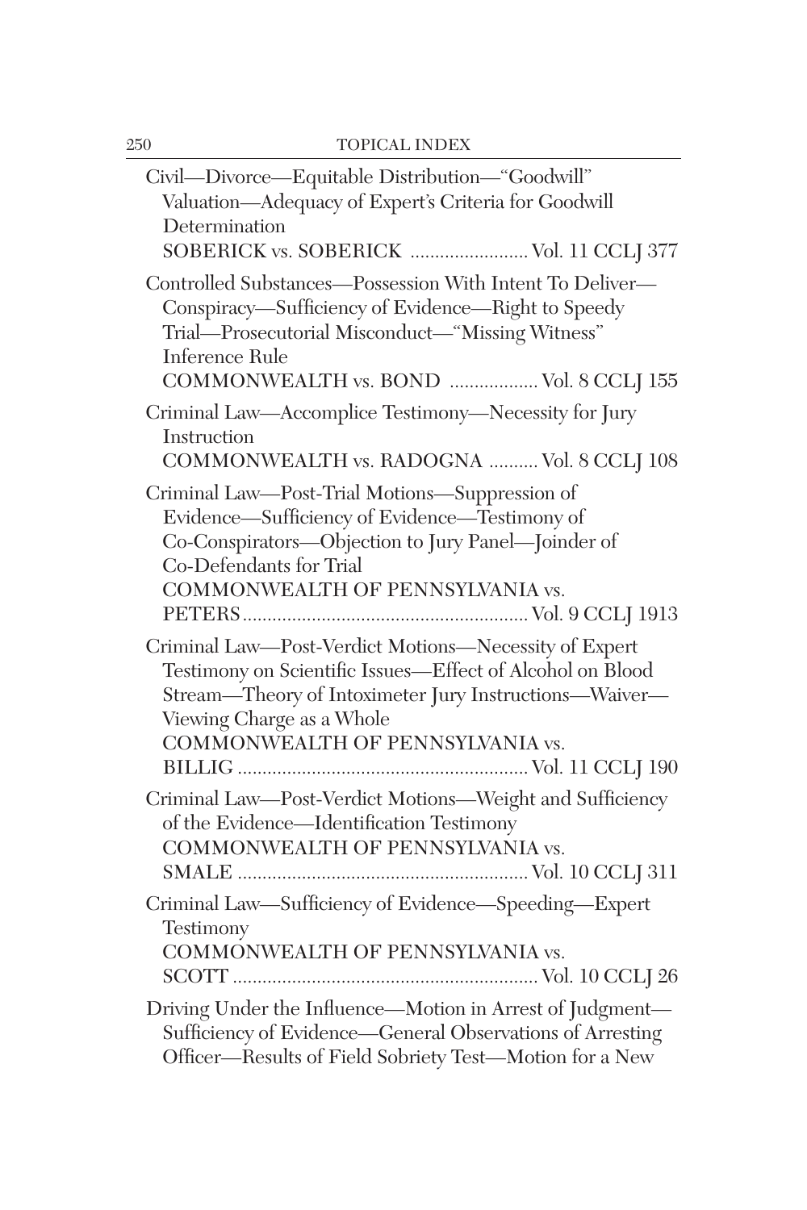Civil—Divorce—Equitable Distribution—“Goodwill” Valuation—Adequacy of Expert’s Criteria for Goodwill Determination
SOBERICK vs. SOBERICK ........................ Vol. 11 CCLJ 377

Controlled Substances—Possession With Intent To Deliver—Conspiracy—Sufficiency of Evidence—Right to Speedy Trial—Prosecutorial Misconduct—“Missing Witness” Inference Rule
COMMONWEALTH vs. BOND .................. Vol. 8 CCLJ 155

Criminal Law—Accomplice Testimony—Necessity for Jury Instruction
COMMONWEALTH vs. RADOGNA .......... Vol. 8 CCLJ 108

Criminal Law—Post-Trial Motions—Suppression of Evidence—Sufficiency of Evidence—Testimony of Co-Conspirators—Objection to Jury Panel—Joinder of Co-Defendants for Trial
COMMONWEALTH OF PENNSYLVANIA vs. PETERS......................................................... Vol. 9 CCLJ 1913

Criminal Law—Post-Verdict Motions—Necessity of Expert Testimony on Scientific Issues—Effect of Alcohol on Blood Stream—Theory of Intoximeter Jury Instructions—Waiver—Viewing Charge as a Whole
COMMONWEALTH OF PENNSYLVANIA vs. BILLIG .......................................................... Vol. 11 CCLJ 190

Criminal Law—Post-Verdict Motions—Weight and Sufficiency of the Evidence—Identification Testimony
COMMONWEALTH OF PENNSYLVANIA vs. SMALE .......................................................... Vol. 10 CCLJ 311

Criminal Law—Sufficiency of Evidence—Speeding—Expert Testimony
COMMONWEALTH OF PENNSYLVANIA vs. SCOTT ............................................................ Vol. 10 CCLJ 26

Driving Under the Influence—Motion in Arrest of Judgment—Sufficiency of Evidence—General Observations of Arresting Officer—Results of Field Sobriety Test—Motion for a New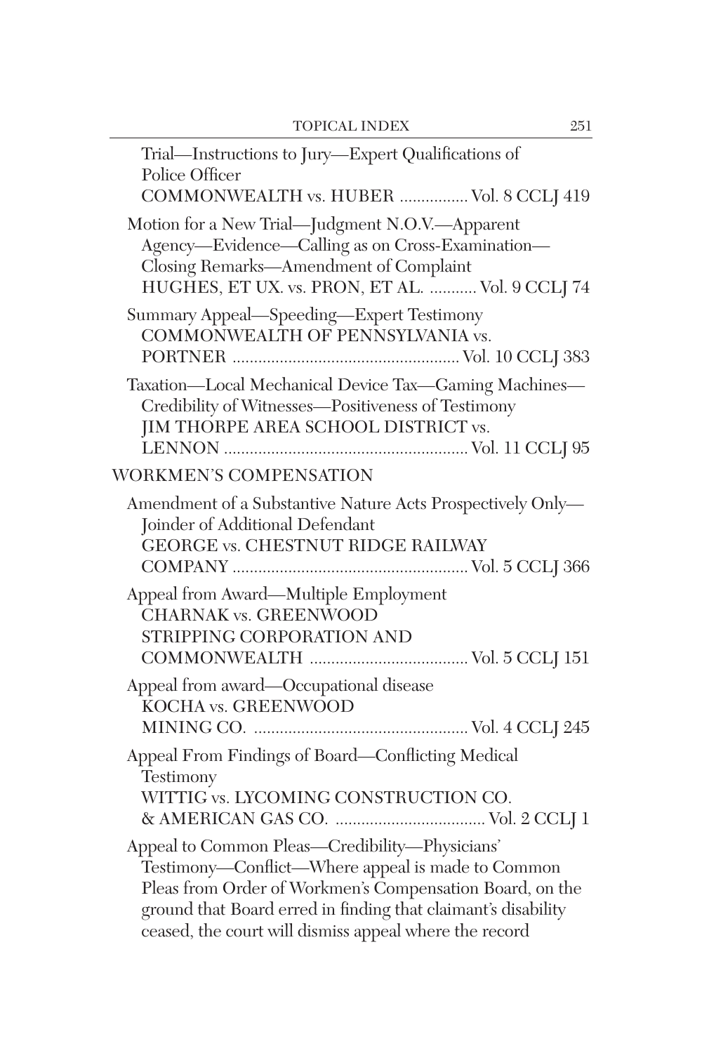Trial—Instructions to Jury—Expert Qualifications of Police Officer
COMMONWEALTH vs. HUBER ................ Vol. 8 CCLJ 419

Motion for a New Trial—Judgment N.O.V.—Apparent Agency—Evidence—Calling as on Cross-Examination—Closing Remarks—Amendment of Complaint
HUGHES, ET UX. vs. PRON, ET AL. ........... Vol. 9 CCLJ 74

Summary Appeal—Speeding—Expert Testimony
COMMONWEALTH OF PENNSYLVANIA vs. PORTNER .................................................... Vol. 10 CCLJ 383

Taxation—Local Mechanical Device Tax—Gaming Machines—Credibility of Witnesses—Positiveness of Testimony
JIM THORPE AREA SCHOOL DISTRICT vs. LENNON ......................................................... Vol. 11 CCLJ 95

## WORKMEN'S COMPENSATION

Amendment of a Substantive Nature Acts Prospectively Only—Joinder of Additional Defendant
GEORGE vs. CHESTNUT RIDGE RAILWAY COMPANY ...................................................... Vol. 5 CCLJ 366

Appeal from Award—Multiple Employment
CHARNAK vs. GREENWOOD STRIPPING CORPORATION AND COMMONWEALTH .................................... Vol. 5 CCLJ 151

Appeal from award—Occupational disease
KOCHA vs. GREENWOOD MINING CO. ................................................. Vol. 4 CCLJ 245

Appeal From Findings of Board—Conflicting Medical Testimony
WITTIG vs. LYCOMING CONSTRUCTION CO. & AMERICAN GAS CO. .................................. Vol. 2 CCLJ 1

Appeal to Common Pleas—Credibility—Physicians' Testimony—Conflict—Where appeal is made to Common Pleas from Order of Workmen's Compensation Board, on the ground that Board erred in finding that claimant's disability ceased, the court will dismiss appeal where the record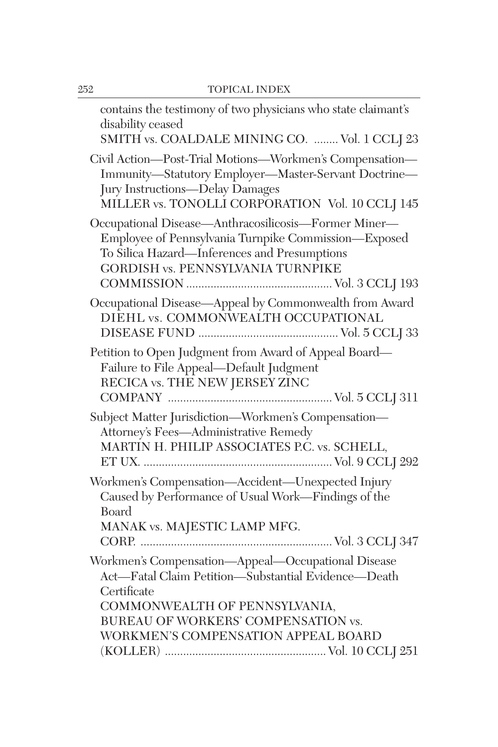contains the testimony of two physicians who state claimant's disability ceased
SMITH vs. COALDALE MINING CO. ........ Vol. 1 CCLJ 23

Civil Action—Post-Trial Motions—Workmen's Compensation—Immunity—Statutory Employer—Master-Servant Doctrine—Jury Instructions—Delay Damages
MILLER vs. TONOLLI CORPORATION Vol. 10 CCLJ 145

Occupational Disease—Anthracosilicosis—Former Miner—Employee of Pennsylvania Turnpike Commission—Exposed To Silica Hazard—Inferences and Presumptions
GORDISH vs. PENNSYLVANIA TURNPIKE COMMISSION ................................................ Vol. 3 CCLJ 193

Occupational Disease—Appeal by Commonwealth from Award
DIEHL vs. COMMONWEALTH OCCUPATIONAL DISEASE FUND ............................................. Vol. 5 CCLJ 33

Petition to Open Judgment from Award of Appeal Board—Failure to File Appeal—Default Judgment
RECICA vs. THE NEW JERSEY ZINC COMPANY ..................................................... Vol. 5 CCLJ 311

Subject Matter Jurisdiction—Workmen's Compensation—Attorney's Fees—Administrative Remedy
MARTIN H. PHILIP ASSOCIATES P.C. vs. SCHELL, ET UX. ............................................................. Vol. 9 CCLJ 292

Workmen's Compensation—Accident—Unexpected Injury Caused by Performance of Usual Work—Findings of the Board
MANAK vs. MAJESTIC LAMP MFG. CORP. .............................................................. Vol. 3 CCLJ 347

Workmen's Compensation—Appeal—Occupational Disease Act—Fatal Claim Petition—Substantial Evidence—Death Certificate
COMMONWEALTH OF PENNSYLVANIA, BUREAU OF WORKERS' COMPENSATION vs. WORKMEN'S COMPENSATION APPEAL BOARD (KOLLER) .................................................... Vol. 10 CCLJ 251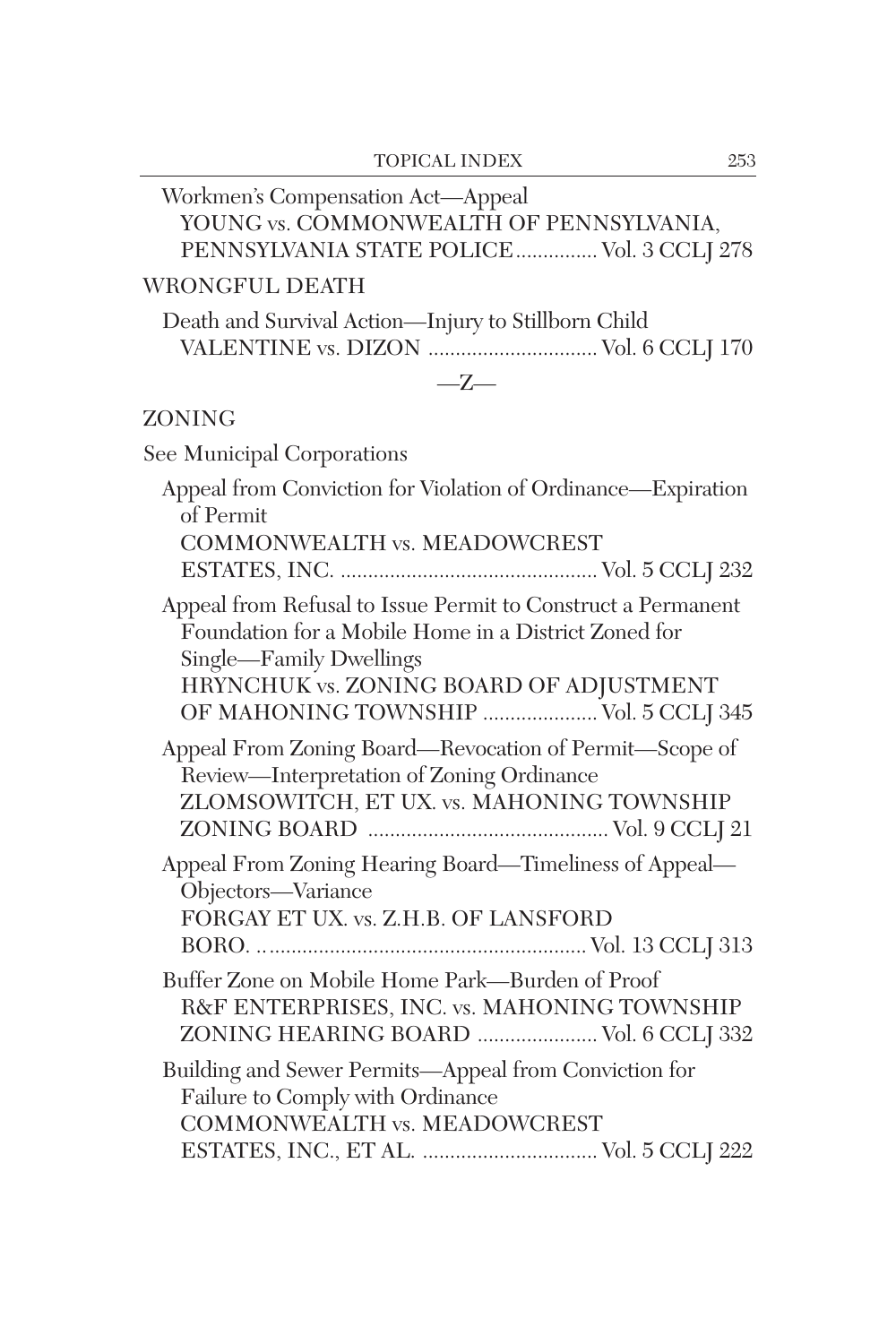Workmen's Compensation Act—Appeal
YOUNG vs. COMMONWEALTH OF PENNSYLVANIA, PENNSYLVANIA STATE POLICE............... Vol. 3 CCLJ 278

## WRONGFUL DEATH

Death and Survival Action—Injury to Stillborn Child
VALENTINE vs. DIZON ............................... Vol. 6 CCLJ 170

—Z—

## ZONING

See Municipal Corporations

Appeal from Conviction for Violation of Ordinance—Expiration of Permit
COMMONWEALTH vs. MEADOWCREST ESTATES, INC. ............................................... Vol. 5 CCLJ 232

Appeal from Refusal to Issue Permit to Construct a Permanent Foundation for a Mobile Home in a District Zoned for Single—Family Dwellings
HRYNCHUK vs. ZONING BOARD OF ADJUSTMENT OF MAHONING TOWNSHIP ..................... Vol. 5 CCLJ 345

Appeal From Zoning Board—Revocation of Permit—Scope of Review—Interpretation of Zoning Ordinance
ZLOMSOWITCH, ET UX. vs. MAHONING TOWNSHIP ZONING BOARD ............................................ Vol. 9 CCLJ 21

Appeal From Zoning Hearing Board—Timeliness of Appeal—Objectors—Variance
FORGAY ET UX. vs. Z.H.B. OF LANSFORD BORO. ............................................................ Vol. 13 CCLJ 313

Buffer Zone on Mobile Home Park—Burden of Proof
R&F ENTERPRISES, INC. vs. MAHONING TOWNSHIP ZONING HEARING BOARD ...................... Vol. 6 CCLJ 332

Building and Sewer Permits—Appeal from Conviction for Failure to Comply with Ordinance
COMMONWEALTH vs. MEADOWCREST ESTATES, INC., ET AL. ................................ Vol. 5 CCLJ 222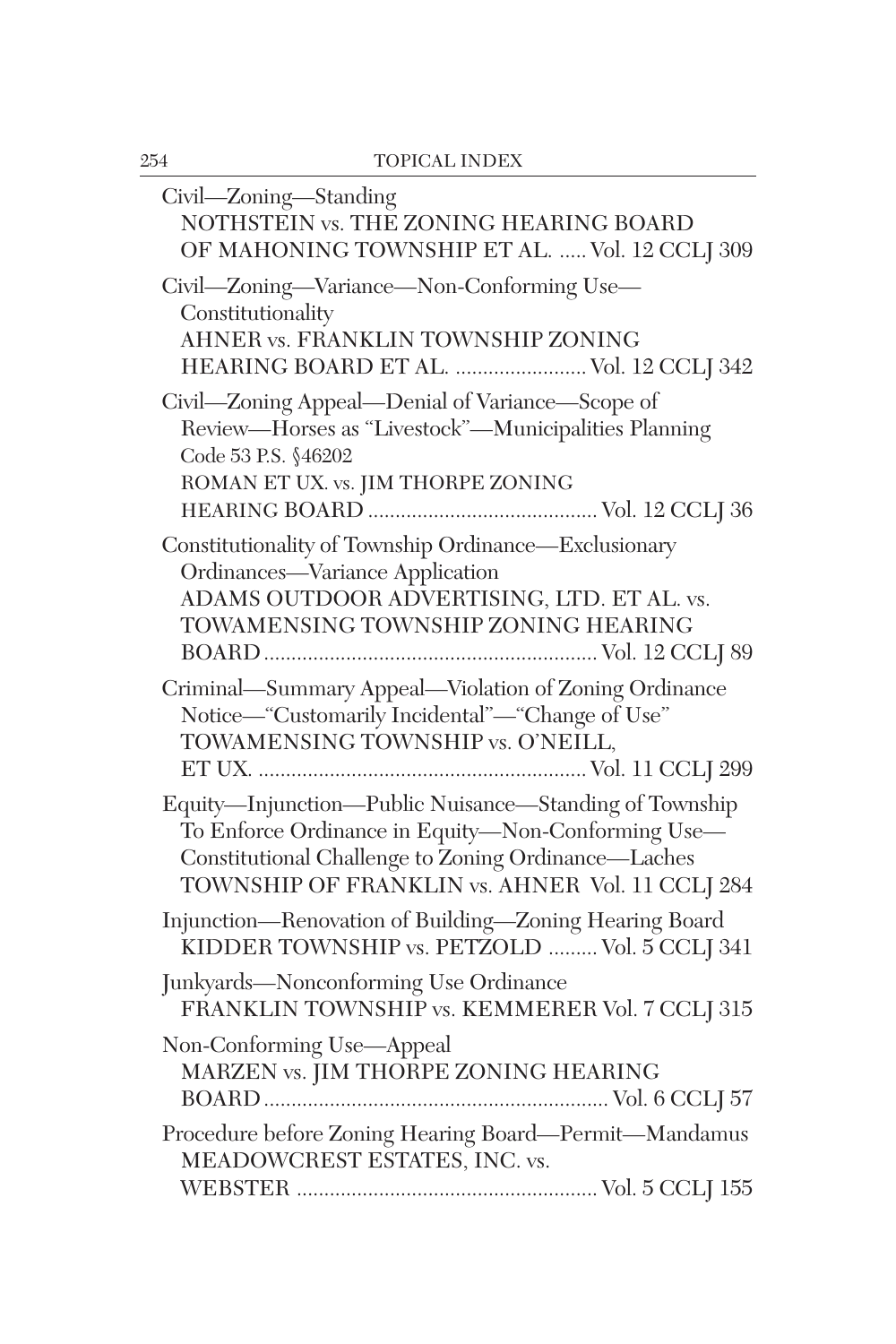Civil—Zoning—Standing
NOTHSTEIN vs. THE ZONING HEARING BOARD OF MAHONING TOWNSHIP ET AL. ..... Vol. 12 CCLJ 309

Civil—Zoning—Variance—Non-Conforming Use—Constitutionality
AHNER vs. FRANKLIN TOWNSHIP ZONING HEARING BOARD ET AL. ........................ Vol. 12 CCLJ 342

Civil—Zoning Appeal—Denial of Variance—Scope of Review—Horses as "Livestock"—Municipalities Planning Code 53 P.S. §46202
ROMAN ET UX. vs. JIM THORPE ZONING HEARING BOARD .......................................... Vol. 12 CCLJ 36

Constitutionality of Township Ordinance—Exclusionary Ordinances—Variance Application
ADAMS OUTDOOR ADVERTISING, LTD. ET AL. vs. TOWAMENSING TOWNSHIP ZONING HEARING BOARD ............................................................ Vol. 12 CCLJ 89

Criminal—Summary Appeal—Violation of Zoning Ordinance Notice—"Customarily Incidental"—"Change of Use"
TOWAMENSING TOWNSHIP vs. O'NEILL, ET UX. ........................................................... Vol. 11 CCLJ 299

Equity—Injunction—Public Nuisance—Standing of Township To Enforce Ordinance in Equity—Non-Conforming Use—Constitutional Challenge to Zoning Ordinance—Laches
TOWNSHIP OF FRANKLIN vs. AHNER Vol. 11 CCLJ 284

Injunction—Renovation of Building—Zoning Hearing Board
KIDDER TOWNSHIP vs. PETZOLD ......... Vol. 5 CCLJ 341

Junkyards—Nonconforming Use Ordinance
FRANKLIN TOWNSHIP vs. KEMMERER Vol. 7 CCLJ 315

Non-Conforming Use—Appeal
MARZEN vs. JIM THORPE ZONING HEARING BOARD .............................................................. Vol. 6 CCLJ 57

Procedure before Zoning Hearing Board—Permit—Mandamus
MEADOWCREST ESTATES, INC. vs. WEBSTER ...................................................... Vol. 5 CCLJ 155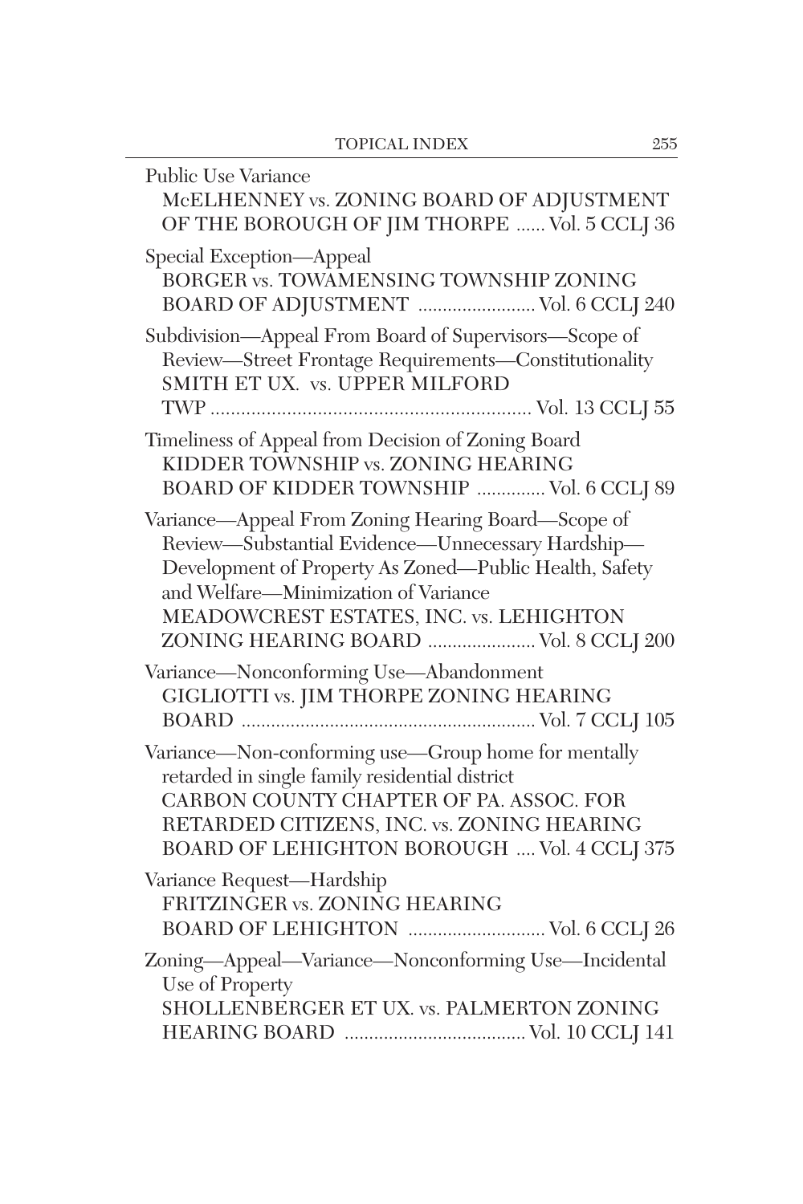Public Use Variance
McELHENNEY vs. ZONING BOARD OF ADJUSTMENT OF THE BOROUGH OF JIM THORPE ...... Vol. 5 CCLJ 36

Special Exception—Appeal
BORGER vs. TOWAMENSING TOWNSHIP ZONING BOARD OF ADJUSTMENT ........................ Vol. 6 CCLJ 240

Subdivision—Appeal From Board of Supervisors—Scope of Review—Street Frontage Requirements—Constitutionality
SMITH ET UX. vs. UPPER MILFORD TWP ............................................................... Vol. 13 CCLJ 55

Timeliness of Appeal from Decision of Zoning Board
KIDDER TOWNSHIP vs. ZONING HEARING BOARD OF KIDDER TOWNSHIP ............. Vol. 6 CCLJ 89

Variance—Appeal From Zoning Hearing Board—Scope of Review—Substantial Evidence—Unnecessary Hardship—Development of Property As Zoned—Public Health, Safety and Welfare—Minimization of Variance
MEADOWCREST ESTATES, INC. vs. LEHIGHTON ZONING HEARING BOARD ...................... Vol. 8 CCLJ 200

Variance—Nonconforming Use—Abandonment
GIGLIOTTI vs. JIM THORPE ZONING HEARING BOARD ............................................................ Vol. 7 CCLJ 105

Variance—Non-conforming use—Group home for mentally retarded in single family residential district
CARBON COUNTY CHAPTER OF PA. ASSOC. FOR RETARDED CITIZENS, INC. vs. ZONING HEARING BOARD OF LEHIGHTON BOROUGH .... Vol. 4 CCLJ 375

Variance Request—Hardship
FRITZINGER vs. ZONING HEARING BOARD OF LEHIGHTON ............................ Vol. 6 CCLJ 26

Zoning—Appeal—Variance—Nonconforming Use—Incidental Use of Property
SHOLLENBERGER ET UX. vs. PALMERTON ZONING HEARING BOARD ..................................... Vol. 10 CCLJ 141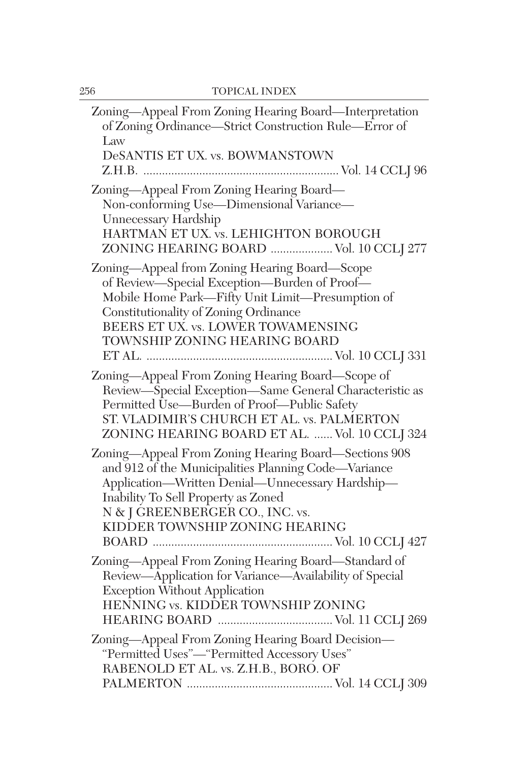Zoning—Appeal From Zoning Hearing Board—Interpretation of Zoning Ordinance—Strict Construction Rule—Error of Law
DeSANTIS ET UX. vs. BOWMANSTOWN Z.H.B. .............................................................. Vol. 14 CCLJ 96

Zoning—Appeal From Zoning Hearing Board—Non-conforming Use—Dimensional Variance—Unnecessary Hardship
HARTMAN ET UX. vs. LEHIGHTON BOROUGH ZONING HEARING BOARD .................... Vol. 10 CCLJ 277

Zoning—Appeal from Zoning Hearing Board—Scope of Review—Special Exception—Burden of Proof—Mobile Home Park—Fifty Unit Limit—Presumption of Constitutionality of Zoning Ordinance
BEERS ET UX. vs. LOWER TOWAMENSING TOWNSHIP ZONING HEARING BOARD ET AL. ........................................................... Vol. 10 CCLJ 331

Zoning—Appeal From Zoning Hearing Board—Scope of Review—Special Exception—Same General Characteristic as Permitted Use—Burden of Proof—Public Safety
ST. VLADIMIR'S CHURCH ET AL. vs. PALMERTON ZONING HEARING BOARD ET AL. ...... Vol. 10 CCLJ 324

Zoning—Appeal From Zoning Hearing Board—Sections 908 and 912 of the Municipalities Planning Code—Variance Application—Written Denial—Unnecessary Hardship—Inability To Sell Property as Zoned
N & J GREENBERGER CO., INC. vs. KIDDER TOWNSHIP ZONING HEARING BOARD .......................................................... Vol. 10 CCLJ 427

Zoning—Appeal From Zoning Hearing Board—Standard of Review—Application for Variance—Availability of Special Exception Without Application
HENNING vs. KIDDER TOWNSHIP ZONING HEARING BOARD ..................................... Vol. 11 CCLJ 269

Zoning—Appeal From Zoning Hearing Board Decision—"Permitted Uses"—"Permitted Accessory Uses"
RABENOLD ET AL. vs. Z.H.B., BORO. OF PALMERTON .............................................. Vol. 14 CCLJ 309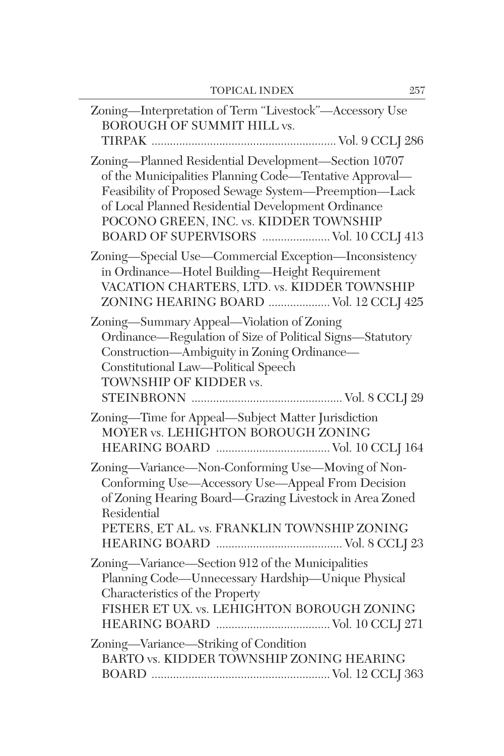Zoning—Interpretation of Term "Livestock"—Accessory Use
BOROUGH OF SUMMIT HILL vs.
TIRPAK ............................................................ Vol. 9 CCLJ 286

Zoning—Planned Residential Development—Section 10707 of the Municipalities Planning Code—Tentative Approval—Feasibility of Proposed Sewage System—Preemption—Lack of Local Planned Residential Development Ordinance
POCONO GREEN, INC. vs. KIDDER TOWNSHIP BOARD OF SUPERVISORS ...................... Vol. 10 CCLJ 413

Zoning—Special Use—Commercial Exception—Inconsistency in Ordinance—Hotel Building—Height Requirement
VACATION CHARTERS, LTD. vs. KIDDER TOWNSHIP ZONING HEARING BOARD .................... Vol. 12 CCLJ 425

Zoning—Summary Appeal—Violation of Zoning Ordinance—Regulation of Size of Political Signs—Statutory Construction—Ambiguity in Zoning Ordinance—Constitutional Law—Political Speech
TOWNSHIP OF KIDDER vs.
STEINBRONN ................................................ Vol. 8 CCLJ 29

Zoning—Time for Appeal—Subject Matter Jurisdiction
MOYER vs. LEHIGHTON BOROUGH ZONING HEARING BOARD .................................... Vol. 10 CCLJ 164

Zoning—Variance—Non-Conforming Use—Moving of Non-Conforming Use—Accessory Use—Appeal From Decision of Zoning Hearing Board—Grazing Livestock in Area Zoned Residential
PETERS, ET AL. vs. FRANKLIN TOWNSHIP ZONING HEARING BOARD ......................................... Vol. 8 CCLJ 23

Zoning—Variance—Section 912 of the Municipalities Planning Code—Unnecessary Hardship—Unique Physical Characteristics of the Property
FISHER ET UX. vs. LEHIGHTON BOROUGH ZONING HEARING BOARD .................................... Vol. 10 CCLJ 271

Zoning—Variance—Striking of Condition
BARTO vs. KIDDER TOWNSHIP ZONING HEARING BOARD ......................................................... Vol. 12 CCLJ 363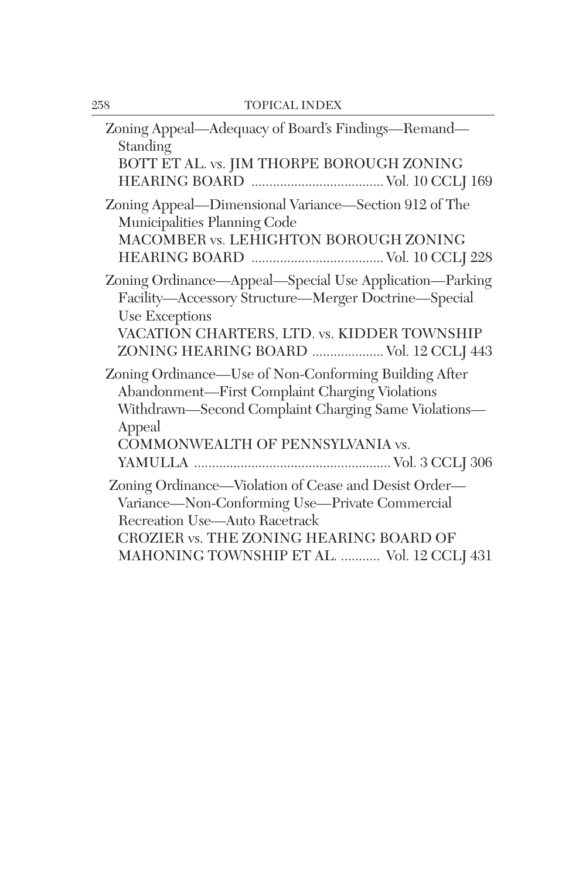Zoning Appeal—Adequacy of Board's Findings—Remand—Standing
BOTT ET AL. vs. JIM THORPE BOROUGH ZONING HEARING BOARD .................................... Vol. 10 CCLJ 169

Zoning Appeal—Dimensional Variance—Section 912 of The Municipalities Planning Code
MACOMBER vs. LEHIGHTON BOROUGH ZONING HEARING BOARD .................................... Vol. 10 CCLJ 228

Zoning Ordinance—Appeal—Special Use Application—Parking Facility—Accessory Structure—Merger Doctrine—Special Use Exceptions
VACATION CHARTERS, LTD. vs. KIDDER TOWNSHIP ZONING HEARING BOARD .................... Vol. 12 CCLJ 443

Zoning Ordinance—Use of Non-Conforming Building After Abandonment—First Complaint Charging Violations Withdrawn—Second Complaint Charging Same Violations—Appeal
COMMONWEALTH OF PENNSYLVANIA vs. YAMULLA ...................................................... Vol. 3 CCLJ 306

Zoning Ordinance—Violation of Cease and Desist Order—Variance—Non-Conforming Use—Private Commercial Recreation Use—Auto Racetrack
CROZIER vs. THE ZONING HEARING BOARD OF MAHONING TOWNSHIP ET AL. ........... Vol. 12 CCLJ 431